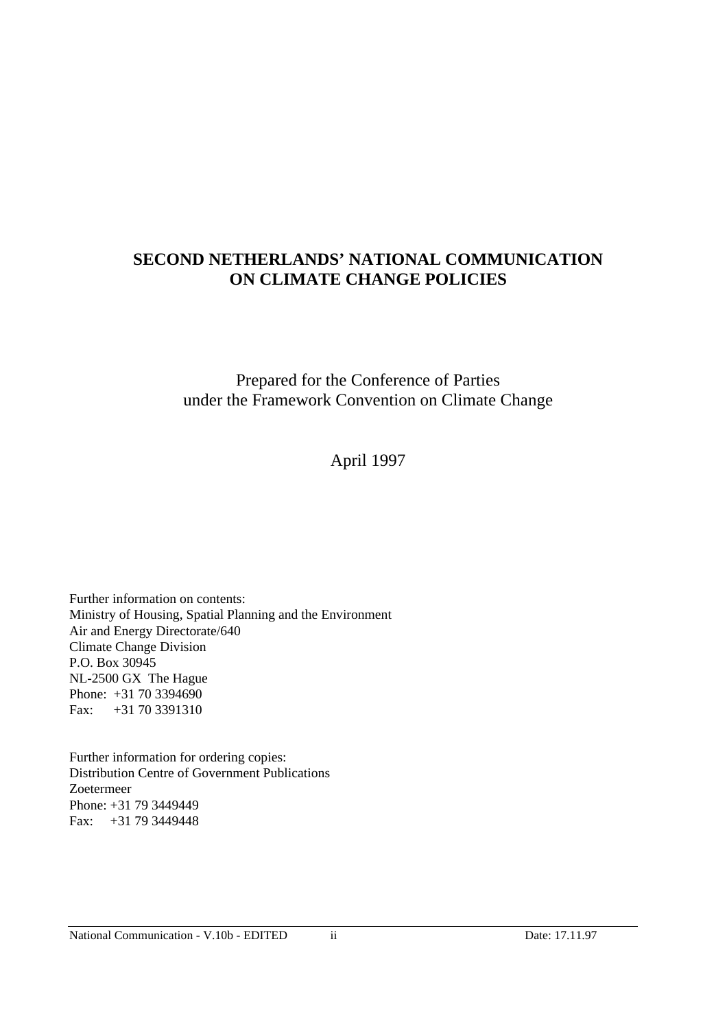# SECOND NETHERLANDS' NATIONAL COMMUNICATION ON CLIMATE CHANGE POLICIES

Prepared for the Conference of Parties
under the Framework Convention on Climate Change

April 1997

Further information on contents:
Ministry of Housing, Spatial Planning and the Environment
Air and Energy Directorate/640
Climate Change Division
P.O. Box 30945
NL-2500 GX The Hague
Phone: +31 70 3394690
Fax: +31 70 3391310

Further information for ordering copies:
Distribution Centre of Government Publications
Zoetermeer
Phone: +31 79 3449449
Fax: +31 79 3449448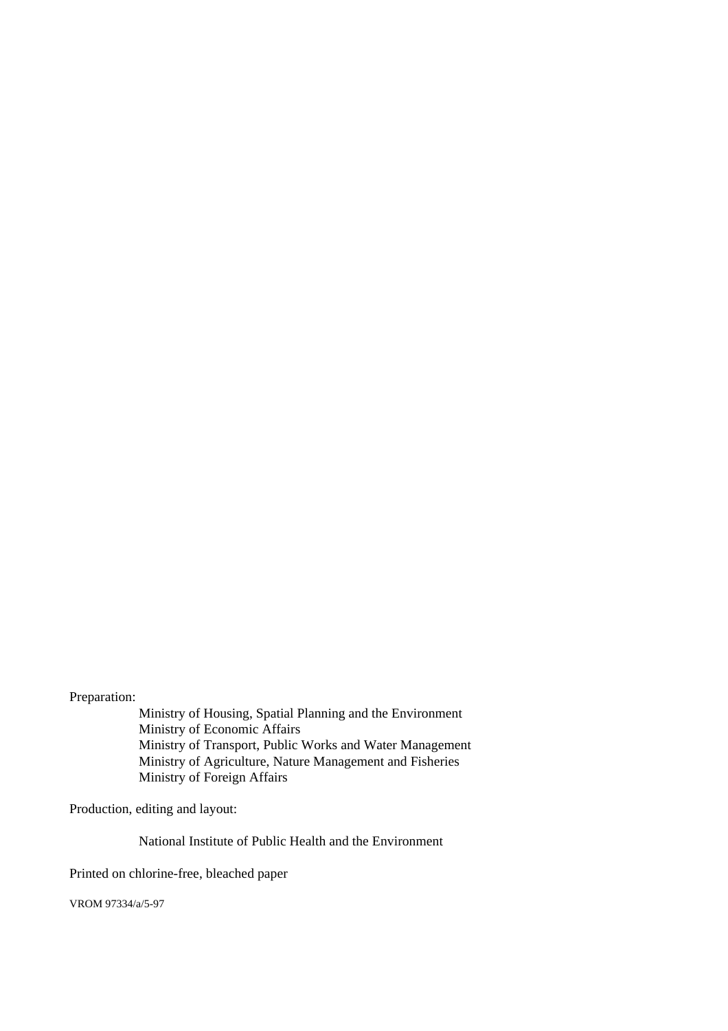Preparation:

Ministry of Housing, Spatial Planning and the Environment
Ministry of Economic Affairs
Ministry of Transport, Public Works and Water Management
Ministry of Agriculture, Nature Management and Fisheries
Ministry of Foreign Affairs

Production, editing and layout:

National Institute of Public Health and the Environment

Printed on chlorine-free, bleached paper

VROM 97334/a/5-97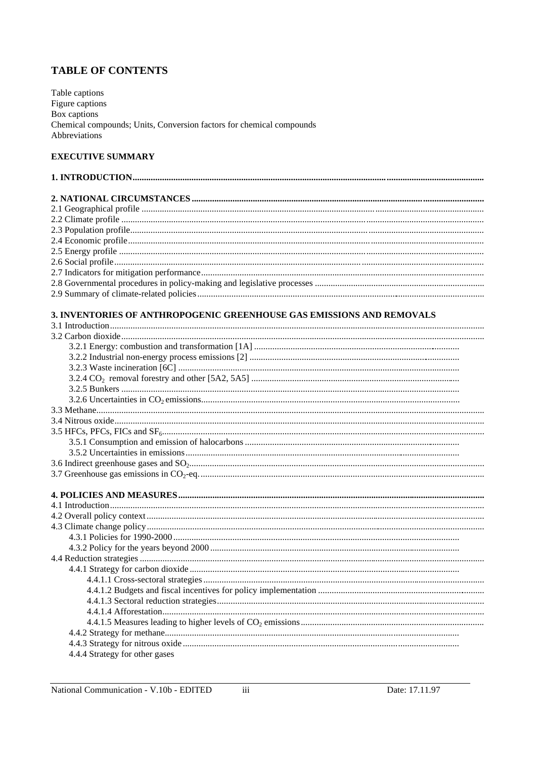# TABLE OF CONTENTS

Table captions
Figure captions
Box captions
Chemical compounds; Units, Conversion factors for chemical compounds
Abbreviations

**EXECUTIVE SUMMARY**

**1. INTRODUCTION**

**2. NATIONAL CIRCUMSTANCES**

- 2.1 Geographical profile
- 2.2 Climate profile
- 2.3 Population profile
- 2.4 Economic profile
- 2.5 Energy profile
- 2.6 Social profile
- 2.7 Indicators for mitigation performance
- 2.8 Governmental procedures in policy-making and legislative processes
- 2.9 Summary of climate-related policies

**3. INVENTORIES OF ANTHROPOGENIC GREENHOUSE GAS EMISSIONS AND REMOVALS**

- 3.1 Introduction
- 3.2 Carbon dioxide
  - 3.2.1 Energy: combustion and transformation [1A]
  - 3.2.2 Industrial non-energy process emissions [2]
  - 3.2.3 Waste incineration [6C]
  - 3.2.4 $CO_2$ removal forestry and other [5A2, 5A5]
  - 3.2.5 Bunkers
  - 3.2.6 Uncertainties in $CO_2$ emissions
- 3.3 Methane
- 3.4 Nitrous oxide
- 3.5 HFCs, PFCs, FICs and $SF_6$
  - 3.5.1 Consumption and emission of halocarbons
  - 3.5.2 Uncertainties in emissions
- 3.6 Indirect greenhouse gases and $SO_2$
- 3.7 Greenhouse gas emissions in $CO_2$-eq.

**4. POLICIES AND MEASURES**

- 4.1 Introduction
- 4.2 Overall policy context
- 4.3 Climate change policy
  - 4.3.1 Policies for 1990-2000
  - 4.3.2 Policy for the years beyond 2000
- 4.4 Reduction strategies
  - 4.4.1 Strategy for carbon dioxide
    - 4.4.1.1 Cross-sectoral strategies
    - 4.4.1.2 Budgets and fiscal incentives for policy implementation
    - 4.4.1.3 Sectoral reduction strategies
    - 4.4.1.4 Afforestation
    - 4.4.1.5 Measures leading to higher levels of $CO_2$ emissions
  - 4.4.2 Strategy for methane
  - 4.4.3 Strategy for nitrous oxide
  - 4.4.4 Strategy for other gases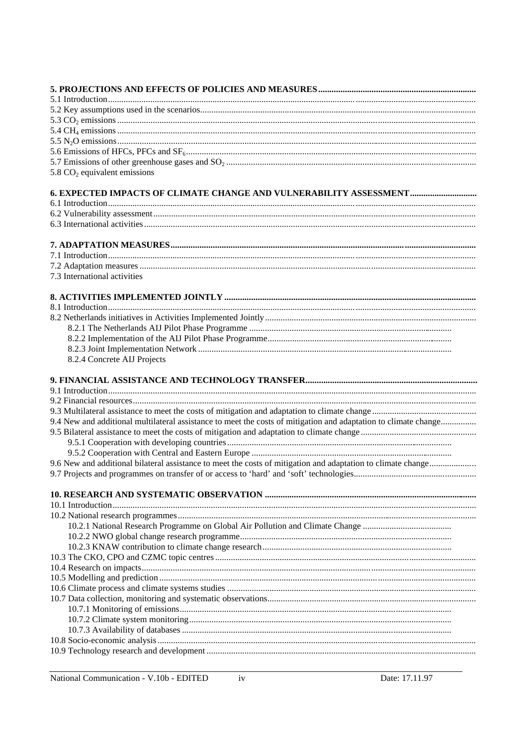**5. PROJECTIONS AND EFFECTS OF POLICIES AND MEASURES**

5.1 Introduction
5.2 Key assumptions used in the scenarios
5.3 $CO_2$ emissions
5.4 $CH_4$ emissions
5.5 $N_2O$ emissions
5.6 Emissions of HFCs, PFCs and $SF_6$
5.7 Emissions of other greenhouse gases and $SO_2$
5.8 $CO_2$ equivalent emissions

**6. EXPECTED IMPACTS OF CLIMATE CHANGE AND VULNERABILITY ASSESSMENT**

6.1 Introduction
6.2 Vulnerability assessment
6.3 International activities

**7. ADAPTATION MEASURES**

7.1 Introduction
7.2 Adaptation measures
7.3 International activities

**8. ACTIVITIES IMPLEMENTED JOINTLY**

8.1 Introduction
8.2 Netherlands initiatives in Activities Implemented Jointly
- 8.2.1 The Netherlands AIJ Pilot Phase Programme
- 8.2.2 Implementation of the AIJ Pilot Phase Programme
- 8.2.3 Joint Implementation Network
- 8.2.4 Concrete AIJ Projects

**9. FINANCIAL ASSISTANCE AND TECHNOLOGY TRANSFER**

9.1 Introduction
9.2 Financial resources
9.3 Multilateral assistance to meet the costs of mitigation and adaptation to climate change
9.4 New and additional multilateral assistance to meet the costs of mitigation and adaptation to climate change
9.5 Bilateral assistance to meet the costs of mitigation and adaptation to climate change
- 9.5.1 Cooperation with developing countries
- 9.5.2 Cooperation with Central and Eastern Europe

9.6 New and additional bilateral assistance to meet the costs of mitigation and adaptation to climate change
9.7 Projects and programmes on transfer of or access to 'hard' and 'soft' technologies

**10. RESEARCH AND SYSTEMATIC OBSERVATION**

10.1 Introduction
10.2 National research programmes
- 10.2.1 National Research Programme on Global Air Pollution and Climate Change
- 10.2.2 NWO global change research programme
- 10.2.3 KNAW contribution to climate change research

10.3 The CKO, CPO and CZMC topic centres
10.4 Research on impacts
10.5 Modelling and prediction
10.6 Climate process and climate systems studies
10.7 Data collection, monitoring and systematic observations
- 10.7.1 Monitoring of emissions
- 10.7.2 Climate system monitoring
- 10.7.3 Availability of databases

10.8 Socio-economic analysis
10.9 Technology research and development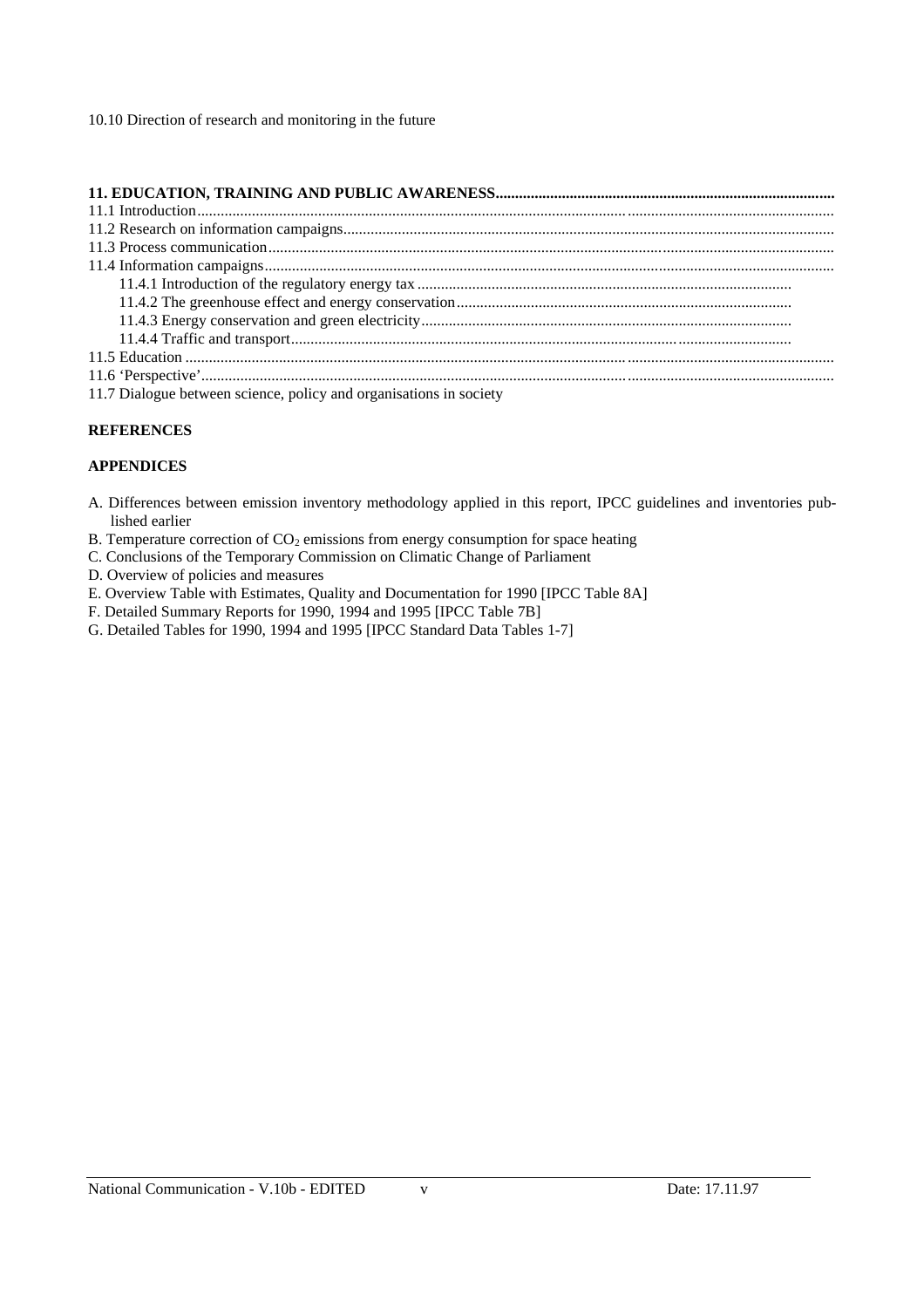10.10 Direction of research and monitoring in the future

**11. EDUCATION, TRAINING AND PUBLIC AWARENESS**

11.1 Introduction

11.2 Research on information campaigns

11.3 Process communication

11.4 Information campaigns

- 11.4.1 Introduction of the regulatory energy tax
- 11.4.2 The greenhouse effect and energy conservation
- 11.4.3 Energy conservation and green electricity
- 11.4.4 Traffic and transport

11.5 Education

11.6 'Perspective'

11.7 Dialogue between science, policy and organisations in society

**REFERENCES**

**APPENDICES**

A. Differences between emission inventory methodology applied in this report, IPCC guidelines and inventories published earlier

B. Temperature correction of $CO_2$ emissions from energy consumption for space heating

C. Conclusions of the Temporary Commission on Climatic Change of Parliament

D. Overview of policies and measures

E. Overview Table with Estimates, Quality and Documentation for 1990 [IPCC Table 8A]

F. Detailed Summary Reports for 1990, 1994 and 1995 [IPCC Table 7B]

G. Detailed Tables for 1990, 1994 and 1995 [IPCC Standard Data Tables 1-7]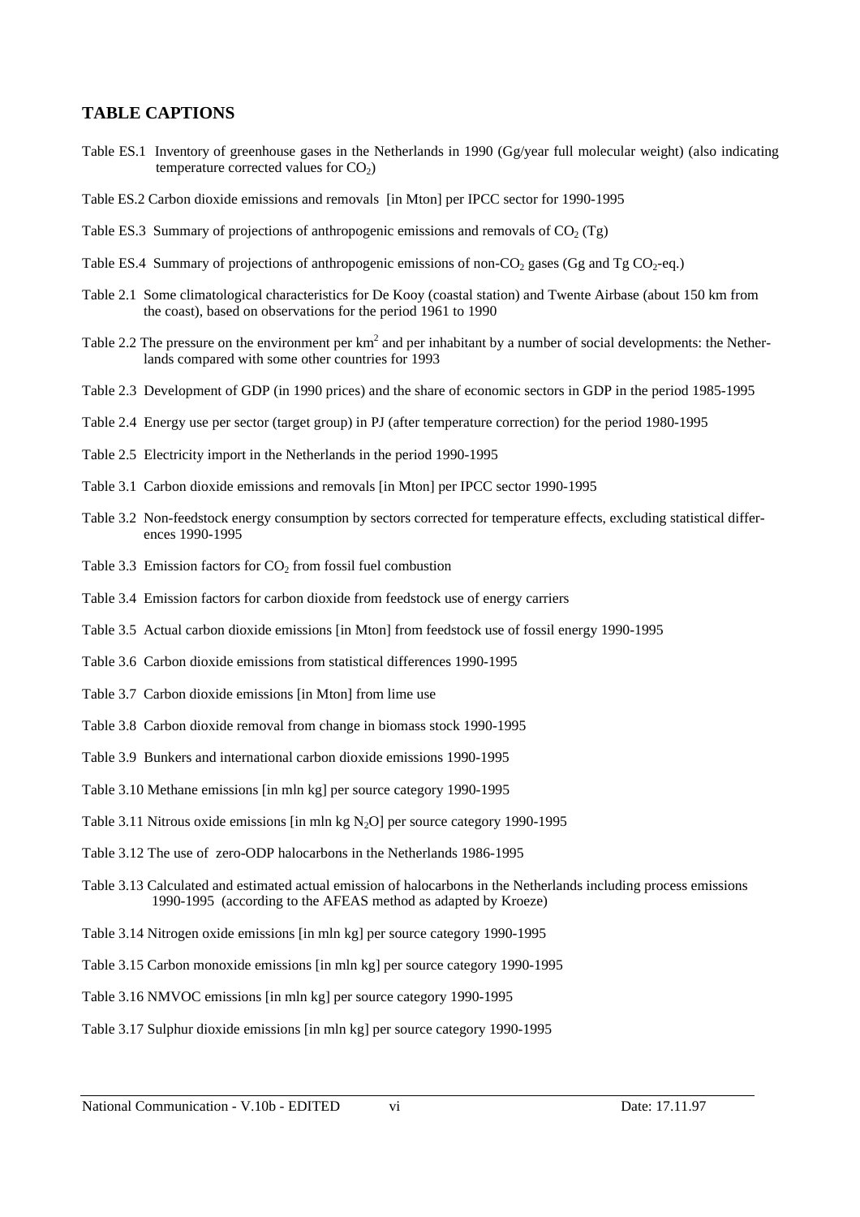## TABLE CAPTIONS

Table ES.1 Inventory of greenhouse gases in the Netherlands in 1990 (Gg/year full molecular weight) (also indicating temperature corrected values for $CO_2$)

Table ES.2 Carbon dioxide emissions and removals [in Mton] per IPCC sector for 1990-1995

Table ES.3 Summary of projections of anthropogenic emissions and removals of $CO_2$ (Tg)

Table ES.4 Summary of projections of anthropogenic emissions of non-$CO_2$ gases (Gg and Tg $CO_2$-eq.)

Table 2.1 Some climatological characteristics for De Kooy (coastal station) and Twente Airbase (about 150 km from the coast), based on observations for the period 1961 to 1990

Table 2.2 The pressure on the environment per $km^2$ and per inhabitant by a number of social developments: the Netherlands compared with some other countries for 1993

Table 2.3 Development of GDP (in 1990 prices) and the share of economic sectors in GDP in the period 1985-1995

Table 2.4 Energy use per sector (target group) in PJ (after temperature correction) for the period 1980-1995

Table 2.5 Electricity import in the Netherlands in the period 1990-1995

Table 3.1 Carbon dioxide emissions and removals [in Mton] per IPCC sector 1990-1995

Table 3.2 Non-feedstock energy consumption by sectors corrected for temperature effects, excluding statistical differences 1990-1995

Table 3.3 Emission factors for $CO_2$ from fossil fuel combustion

Table 3.4 Emission factors for carbon dioxide from feedstock use of energy carriers

Table 3.5 Actual carbon dioxide emissions [in Mton] from feedstock use of fossil energy 1990-1995

Table 3.6 Carbon dioxide emissions from statistical differences 1990-1995

Table 3.7 Carbon dioxide emissions [in Mton] from lime use

Table 3.8 Carbon dioxide removal from change in biomass stock 1990-1995

Table 3.9 Bunkers and international carbon dioxide emissions 1990-1995

Table 3.10 Methane emissions [in mln kg] per source category 1990-1995

Table 3.11 Nitrous oxide emissions [in mln kg $N_2O$] per source category 1990-1995

Table 3.12 The use of zero-ODP halocarbons in the Netherlands 1986-1995

Table 3.13 Calculated and estimated actual emission of halocarbons in the Netherlands including process emissions 1990-1995 (according to the AFEAS method as adapted by Kroeze)

Table 3.14 Nitrogen oxide emissions [in mln kg] per source category 1990-1995

Table 3.15 Carbon monoxide emissions [in mln kg] per source category 1990-1995

Table 3.16 NMVOC emissions [in mln kg] per source category 1990-1995

Table 3.17 Sulphur dioxide emissions [in mln kg] per source category 1990-1995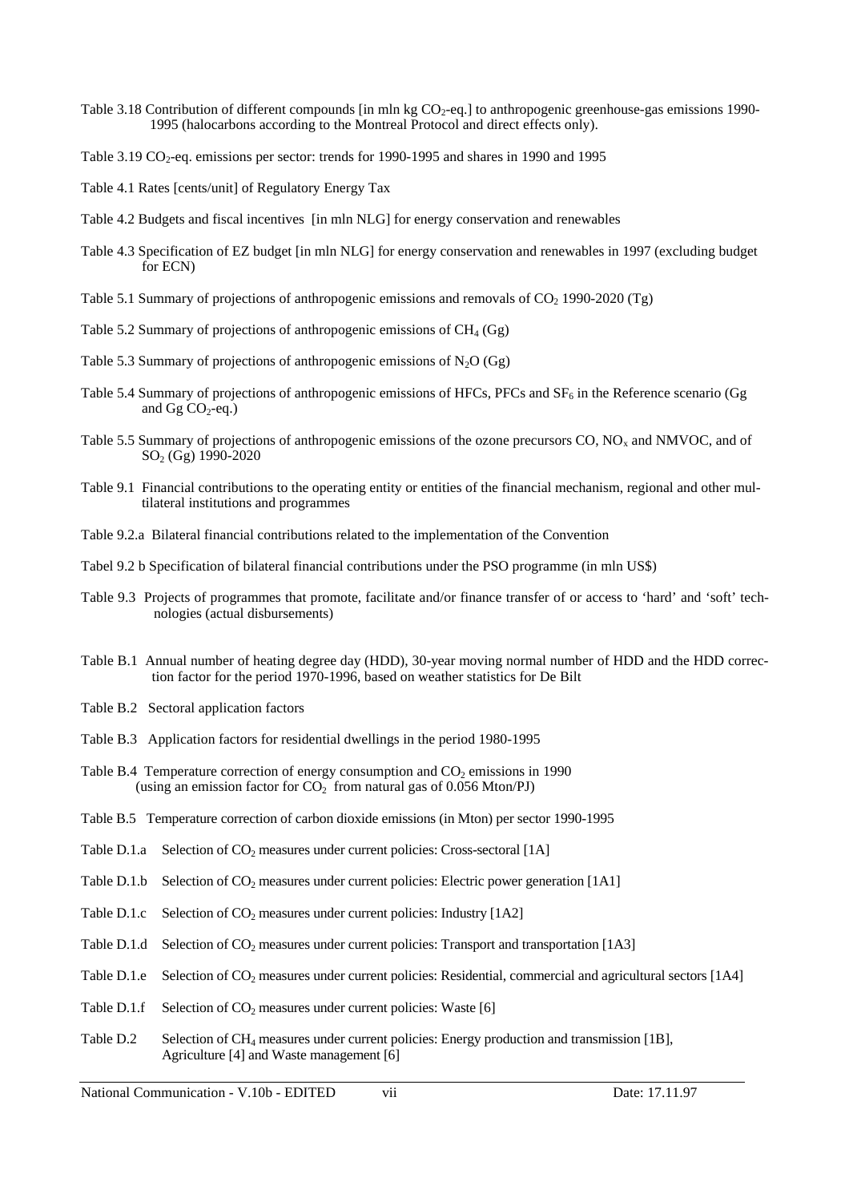Table 3.18 Contribution of different compounds [in mln kg $CO_2$-eq.] to anthropogenic greenhouse-gas emissions 1990-1995 (halocarbons according to the Montreal Protocol and direct effects only).

Table 3.19 $CO_2$-eq. emissions per sector: trends for 1990-1995 and shares in 1990 and 1995

Table 4.1 Rates [cents/unit] of Regulatory Energy Tax

Table 4.2 Budgets and fiscal incentives [in mln NLG] for energy conservation and renewables

Table 4.3 Specification of EZ budget [in mln NLG] for energy conservation and renewables in 1997 (excluding budget for ECN)

Table 5.1 Summary of projections of anthropogenic emissions and removals of $CO_2$ 1990-2020 (Tg)

Table 5.2 Summary of projections of anthropogenic emissions of $CH_4$ (Gg)

Table 5.3 Summary of projections of anthropogenic emissions of $N_2O$ (Gg)

Table 5.4 Summary of projections of anthropogenic emissions of HFCs, PFCs and $SF_6$ in the Reference scenario (Gg and Gg $CO_2$-eq.)

Table 5.5 Summary of projections of anthropogenic emissions of the ozone precursors CO, $NO_x$ and NMVOC, and of $SO_2$ (Gg) 1990-2020

Table 9.1 Financial contributions to the operating entity or entities of the financial mechanism, regional and other multilateral institutions and programmes

Table 9.2.a Bilateral financial contributions related to the implementation of the Convention

Tabel 9.2 b Specification of bilateral financial contributions under the PSO programme (in mln US$)

Table 9.3 Projects of programmes that promote, facilitate and/or finance transfer of or access to 'hard' and 'soft' technologies (actual disbursements)

Table B.1 Annual number of heating degree day (HDD), 30-year moving normal number of HDD and the HDD correction factor for the period 1970-1996, based on weather statistics for De Bilt

Table B.2 Sectoral application factors

Table B.3 Application factors for residential dwellings in the period 1980-1995

Table B.4 Temperature correction of energy consumption and $CO_2$ emissions in 1990 (using an emission factor for $CO_2$ from natural gas of 0.056 Mton/PJ)

Table B.5 Temperature correction of carbon dioxide emissions (in Mton) per sector 1990-1995

Table D.1.a Selection of $CO_2$ measures under current policies: Cross-sectoral [1A]

Table D.1.b Selection of $CO_2$ measures under current policies: Electric power generation [1A1]

Table D.1.c Selection of $CO_2$ measures under current policies: Industry [1A2]

Table D.1.d Selection of $CO_2$ measures under current policies: Transport and transportation [1A3]

Table D.1.e Selection of $CO_2$ measures under current policies: Residential, commercial and agricultural sectors [1A4]

Table D.1.f Selection of $CO_2$ measures under current policies: Waste [6]

Table D.2 Selection of $CH_4$ measures under current policies: Energy production and transmission [1B], Agriculture [4] and Waste management [6]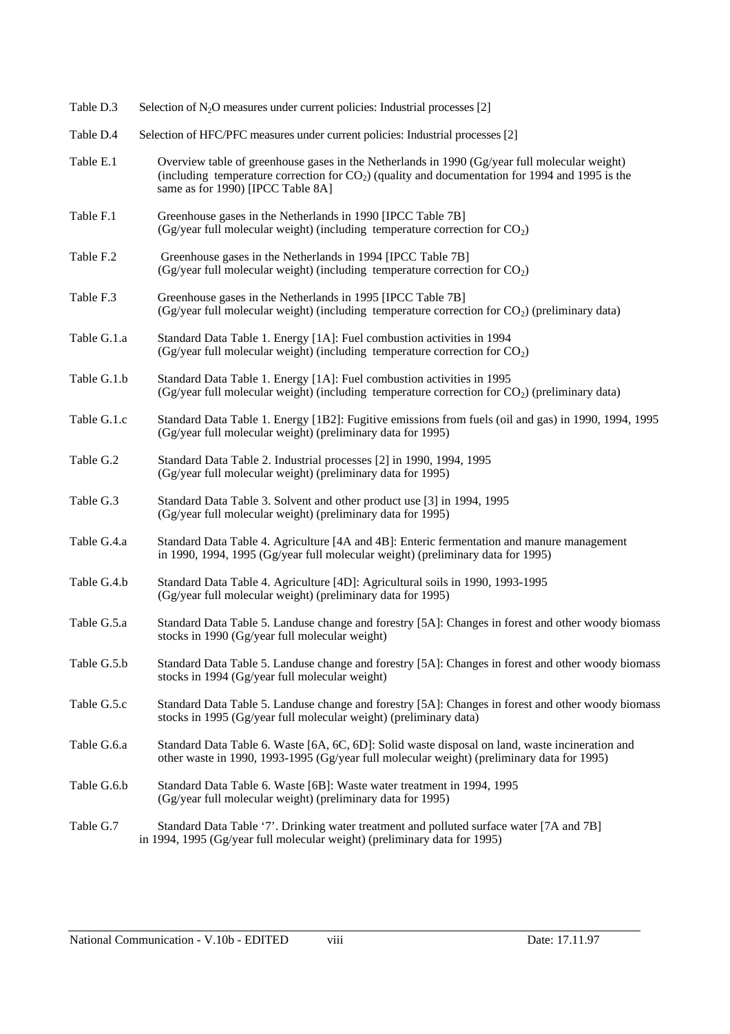Table D.3 Selection of $N_2O$ measures under current policies: Industrial processes [2]

Table D.4 Selection of HFC/PFC measures under current policies: Industrial processes [2]

Table E.1 Overview table of greenhouse gases in the Netherlands in 1990 (Gg/year full molecular weight) (including temperature correction for $CO_2$) (quality and documentation for 1994 and 1995 is the same as for 1990) [IPCC Table 8A]

Table F.1 Greenhouse gases in the Netherlands in 1990 [IPCC Table 7B] (Gg/year full molecular weight) (including temperature correction for $CO_2$)

Table F.2 Greenhouse gases in the Netherlands in 1994 [IPCC Table 7B] (Gg/year full molecular weight) (including temperature correction for $CO_2$)

Table F.3 Greenhouse gases in the Netherlands in 1995 [IPCC Table 7B] (Gg/year full molecular weight) (including temperature correction for $CO_2$) (preliminary data)

Table G.1.a Standard Data Table 1. Energy [1A]: Fuel combustion activities in 1994 (Gg/year full molecular weight) (including temperature correction for $CO_2$)

Table G.1.b Standard Data Table 1. Energy [1A]: Fuel combustion activities in 1995 (Gg/year full molecular weight) (including temperature correction for $CO_2$) (preliminary data)

Table G.1.c Standard Data Table 1. Energy [1B2]: Fugitive emissions from fuels (oil and gas) in 1990, 1994, 1995 (Gg/year full molecular weight) (preliminary data for 1995)

Table G.2 Standard Data Table 2. Industrial processes [2] in 1990, 1994, 1995 (Gg/year full molecular weight) (preliminary data for 1995)

Table G.3 Standard Data Table 3. Solvent and other product use [3] in 1994, 1995 (Gg/year full molecular weight) (preliminary data for 1995)

Table G.4.a Standard Data Table 4. Agriculture [4A and 4B]: Enteric fermentation and manure management in 1990, 1994, 1995 (Gg/year full molecular weight) (preliminary data for 1995)

Table G.4.b Standard Data Table 4. Agriculture [4D]: Agricultural soils in 1990, 1993-1995 (Gg/year full molecular weight) (preliminary data for 1995)

Table G.5.a Standard Data Table 5. Landuse change and forestry [5A]: Changes in forest and other woody biomass stocks in 1990 (Gg/year full molecular weight)

Table G.5.b Standard Data Table 5. Landuse change and forestry [5A]: Changes in forest and other woody biomass stocks in 1994 (Gg/year full molecular weight)

Table G.5.c Standard Data Table 5. Landuse change and forestry [5A]: Changes in forest and other woody biomass stocks in 1995 (Gg/year full molecular weight) (preliminary data)

Table G.6.a Standard Data Table 6. Waste [6A, 6C, 6D]: Solid waste disposal on land, waste incineration and other waste in 1990, 1993-1995 (Gg/year full molecular weight) (preliminary data for 1995)

Table G.6.b Standard Data Table 6. Waste [6B]: Waste water treatment in 1994, 1995 (Gg/year full molecular weight) (preliminary data for 1995)

Table G.7 Standard Data Table '7'. Drinking water treatment and polluted surface water [7A and 7B] in 1994, 1995 (Gg/year full molecular weight) (preliminary data for 1995)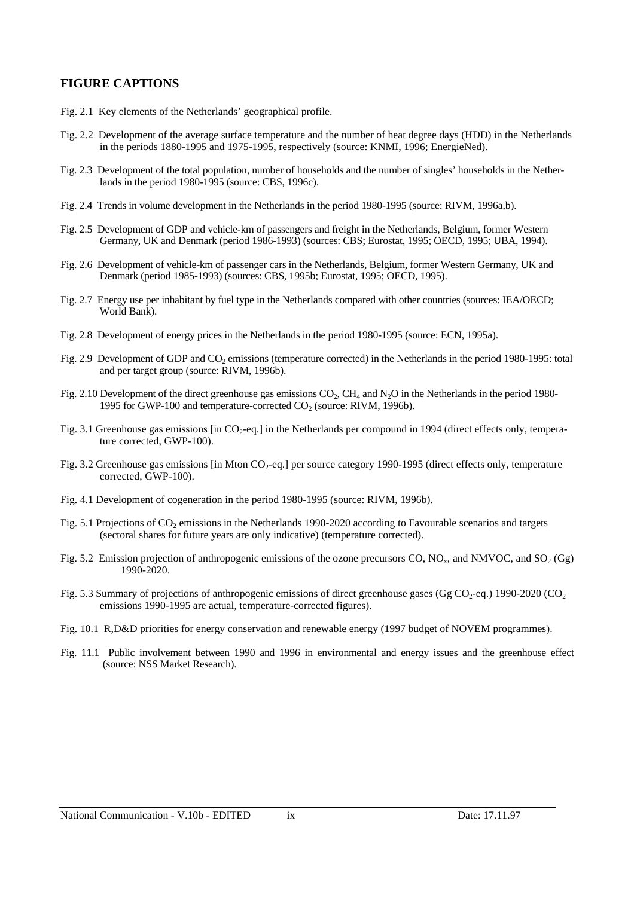## FIGURE CAPTIONS

Fig. 2.1 Key elements of the Netherlands' geographical profile.

Fig. 2.2 Development of the average surface temperature and the number of heat degree days (HDD) in the Netherlands in the periods 1880-1995 and 1975-1995, respectively (source: KNMI, 1996; EnergieNed).

Fig. 2.3 Development of the total population, number of households and the number of singles' households in the Netherlands in the period 1980-1995 (source: CBS, 1996c).

Fig. 2.4 Trends in volume development in the Netherlands in the period 1980-1995 (source: RIVM, 1996a,b).

Fig. 2.5 Development of GDP and vehicle-km of passengers and freight in the Netherlands, Belgium, former Western Germany, UK and Denmark (period 1986-1993) (sources: CBS; Eurostat, 1995; OECD, 1995; UBA, 1994).

Fig. 2.6 Development of vehicle-km of passenger cars in the Netherlands, Belgium, former Western Germany, UK and Denmark (period 1985-1993) (sources: CBS, 1995b; Eurostat, 1995; OECD, 1995).

Fig. 2.7 Energy use per inhabitant by fuel type in the Netherlands compared with other countries (sources: IEA/OECD; World Bank).

Fig. 2.8 Development of energy prices in the Netherlands in the period 1980-1995 (source: ECN, 1995a).

Fig. 2.9 Development of GDP and $CO_2$ emissions (temperature corrected) in the Netherlands in the period 1980-1995: total and per target group (source: RIVM, 1996b).

Fig. 2.10 Development of the direct greenhouse gas emissions $CO_2$, $CH_4$ and $N_2O$ in the Netherlands in the period 1980-1995 for GWP-100 and temperature-corrected $CO_2$ (source: RIVM, 1996b).

Fig. 3.1 Greenhouse gas emissions [in $CO_2$-eq.] in the Netherlands per compound in 1994 (direct effects only, temperature corrected, GWP-100).

Fig. 3.2 Greenhouse gas emissions [in Mton $CO_2$-eq.] per source category 1990-1995 (direct effects only, temperature corrected, GWP-100).

Fig. 4.1 Development of cogeneration in the period 1980-1995 (source: RIVM, 1996b).

Fig. 5.1 Projections of $CO_2$ emissions in the Netherlands 1990-2020 according to Favourable scenarios and targets (sectoral shares for future years are only indicative) (temperature corrected).

Fig. 5.2 Emission projection of anthropogenic emissions of the ozone precursors CO, $NO_x$, and NMVOC, and $SO_2$ (Gg) 1990-2020.

Fig. 5.3 Summary of projections of anthropogenic emissions of direct greenhouse gases (Gg $CO_2$-eq.) 1990-2020 ($CO_2$ emissions 1990-1995 are actual, temperature-corrected figures).

Fig. 10.1 R,D&D priorities for energy conservation and renewable energy (1997 budget of NOVEM programmes).

Fig. 11.1 Public involvement between 1990 and 1996 in environmental and energy issues and the greenhouse effect (source: NSS Market Research).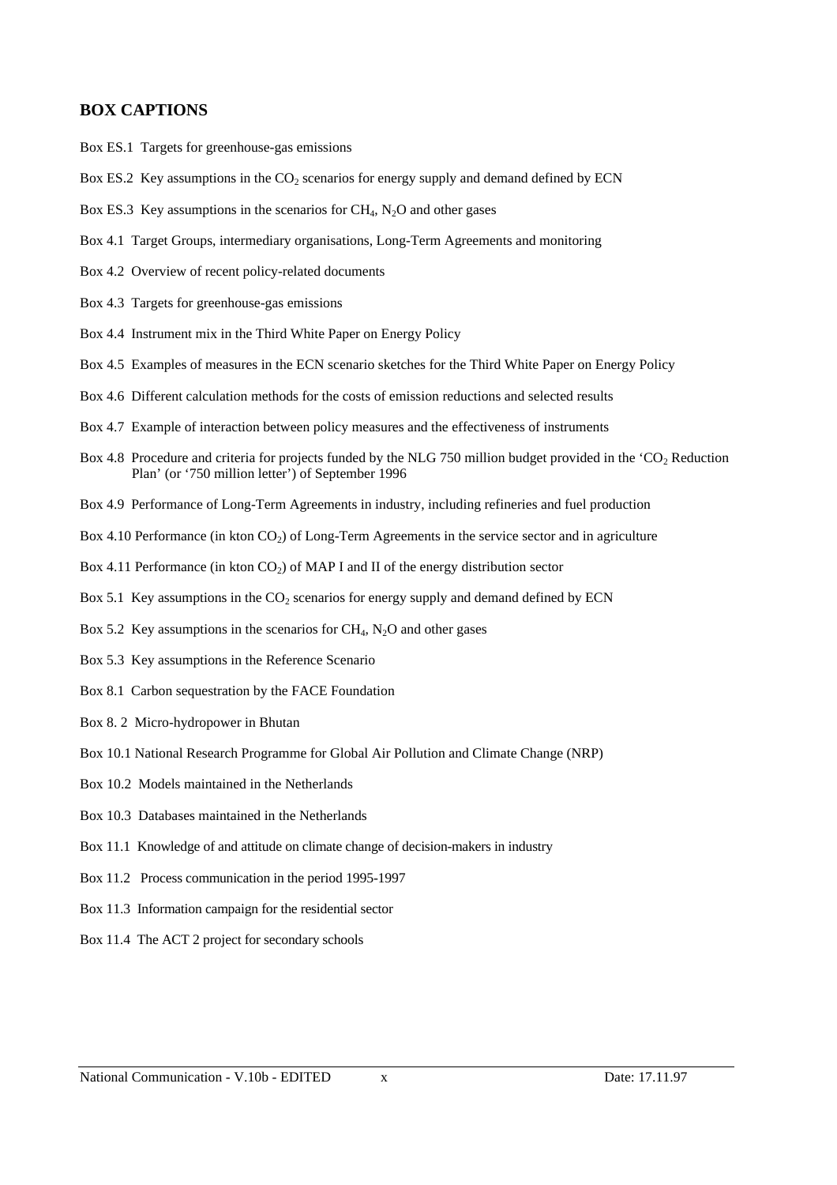## BOX CAPTIONS

Box ES.1 Targets for greenhouse-gas emissions

Box ES.2 Key assumptions in the $CO_2$ scenarios for energy supply and demand defined by ECN

Box ES.3 Key assumptions in the scenarios for $CH_4$, $N_2O$ and other gases

Box 4.1 Target Groups, intermediary organisations, Long-Term Agreements and monitoring

Box 4.2 Overview of recent policy-related documents

Box 4.3 Targets for greenhouse-gas emissions

Box 4.4 Instrument mix in the Third White Paper on Energy Policy

Box 4.5 Examples of measures in the ECN scenario sketches for the Third White Paper on Energy Policy

Box 4.6 Different calculation methods for the costs of emission reductions and selected results

Box 4.7 Example of interaction between policy measures and the effectiveness of instruments

Box 4.8 Procedure and criteria for projects funded by the NLG 750 million budget provided in the '$CO_2$ Reduction Plan' (or '750 million letter') of September 1996

Box 4.9 Performance of Long-Term Agreements in industry, including refineries and fuel production

Box 4.10 Performance (in kton $CO_2$) of Long-Term Agreements in the service sector and in agriculture

Box 4.11 Performance (in kton $CO_2$) of MAP I and II of the energy distribution sector

Box 5.1 Key assumptions in the $CO_2$ scenarios for energy supply and demand defined by ECN

Box 5.2 Key assumptions in the scenarios for $CH_4$, $N_2O$ and other gases

Box 5.3 Key assumptions in the Reference Scenario

Box 8.1 Carbon sequestration by the FACE Foundation

Box 8. 2 Micro-hydropower in Bhutan

Box 10.1 National Research Programme for Global Air Pollution and Climate Change (NRP)

Box 10.2 Models maintained in the Netherlands

Box 10.3 Databases maintained in the Netherlands

Box 11.1 Knowledge of and attitude on climate change of decision-makers in industry

Box 11.2 Process communication in the period 1995-1997

Box 11.3 Information campaign for the residential sector

Box 11.4 The ACT 2 project for secondary schools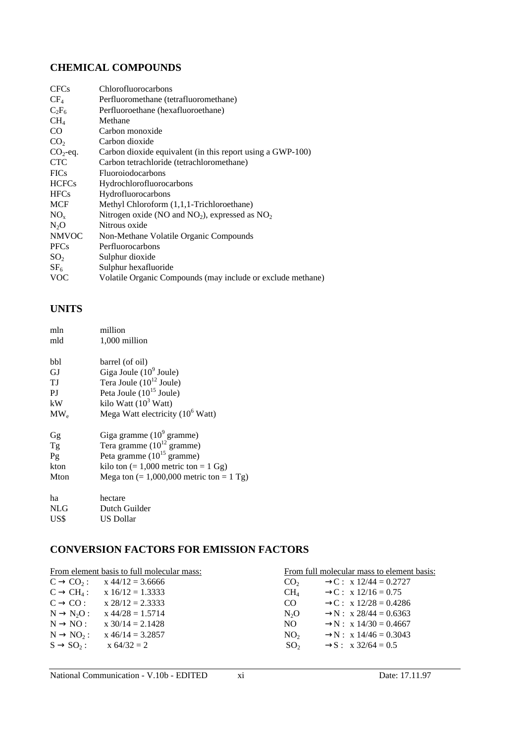## CHEMICAL COMPOUNDS

| | |
|---|---|
| CFCs | Chlorofluorocarbons |
| $CF_4$ | Perfluoromethane (tetrafluoromethane) |
| $C_2F_6$ | Perfluoroethane (hexafluoroethane) |
| $CH_4$ | Methane |
| CO | Carbon monoxide |
| $CO_2$ | Carbon dioxide |
| $CO_2$-eq. | Carbon dioxide equivalent (in this report using a GWP-100) |
| CTC | Carbon tetrachloride (tetrachloromethane) |
| FICs | Fluoroiodocarbons |
| HCFCs | Hydrochlorofluorocarbons |
| HFCs | Hydrofluorocarbons |
| MCF | Methyl Chloroform (1,1,1-Trichloroethane) |
| $NO_x$ | Nitrogen oxide (NO and $NO_2$), expressed as $NO_2$ |
| $N_2O$ | Nitrous oxide |
| NMVOC | Non-Methane Volatile Organic Compounds |
| PFCs | Perfluorocarbons |
| $SO_2$ | Sulphur dioxide |
| $SF_6$ | Sulphur hexafluoride |
| VOC | Volatile Organic Compounds (may include or exclude methane) |

## UNITS

| | |
|---|---|
| mln | million |
| mld | 1,000 million |
| bbl | barrel (of oil) |
| GJ | Giga Joule ($10^9$ Joule) |
| TJ | Tera Joule ($10^{12}$ Joule) |
| PJ | Peta Joule ($10^{15}$ Joule) |
| kW | kilo Watt ($10^3$ Watt) |
| $MW_e$ | Mega Watt electricity ($10^6$ Watt) |
| Gg | Giga gramme ($10^9$ gramme) |
| Tg | Tera gramme ($10^{12}$ gramme) |
| Pg | Peta gramme ($10^{15}$ gramme) |
| kton | kilo ton (= 1,000 metric ton = 1 Gg) |
| Mton | Mega ton (= 1,000,000 metric ton = 1 Tg) |
| ha | hectare |
| NLG | Dutch Guilder |
| US$ | US Dollar |

## CONVERSION FACTORS FOR EMISSION FACTORS

From element basis to full molecular mass:

| | |
|---|---|
| $C \rightarrow CO_2$ : | x 44/12 = 3.6666 |
| $C \rightarrow CH_4$ : | x 16/12 = 1.3333 |
| $C \rightarrow CO$ : | x 28/12 = 2.3333 |
| $N \rightarrow N_2O$ : | x 44/28 = 1.5714 |
| $N \rightarrow NO$ : | x 30/14 = 2.1428 |
| $N \rightarrow NO_2$ : | x 46/14 = 3.2857 |
| $S \rightarrow SO_2$ : | x 64/32 = 2 |

From full molecular mass to element basis:

| | |
|---|---|
| $CO_2$ | $\rightarrow C$ : x 12/44 = 0.2727 |
| $CH_4$ | $\rightarrow C$ : x 12/16 = 0.75 |
| CO | $\rightarrow C$ : x 12/28 = 0.4286 |
| $N_2O$ | $\rightarrow N$ : x 28/44 = 0.6363 |
| NO | $\rightarrow N$ : x 14/30 = 0.4667 |
| $NO_2$ | $\rightarrow N$ : x 14/46 = 0.3043 |
| $SO_2$ | $\rightarrow S$ : x 32/64 = 0.5 |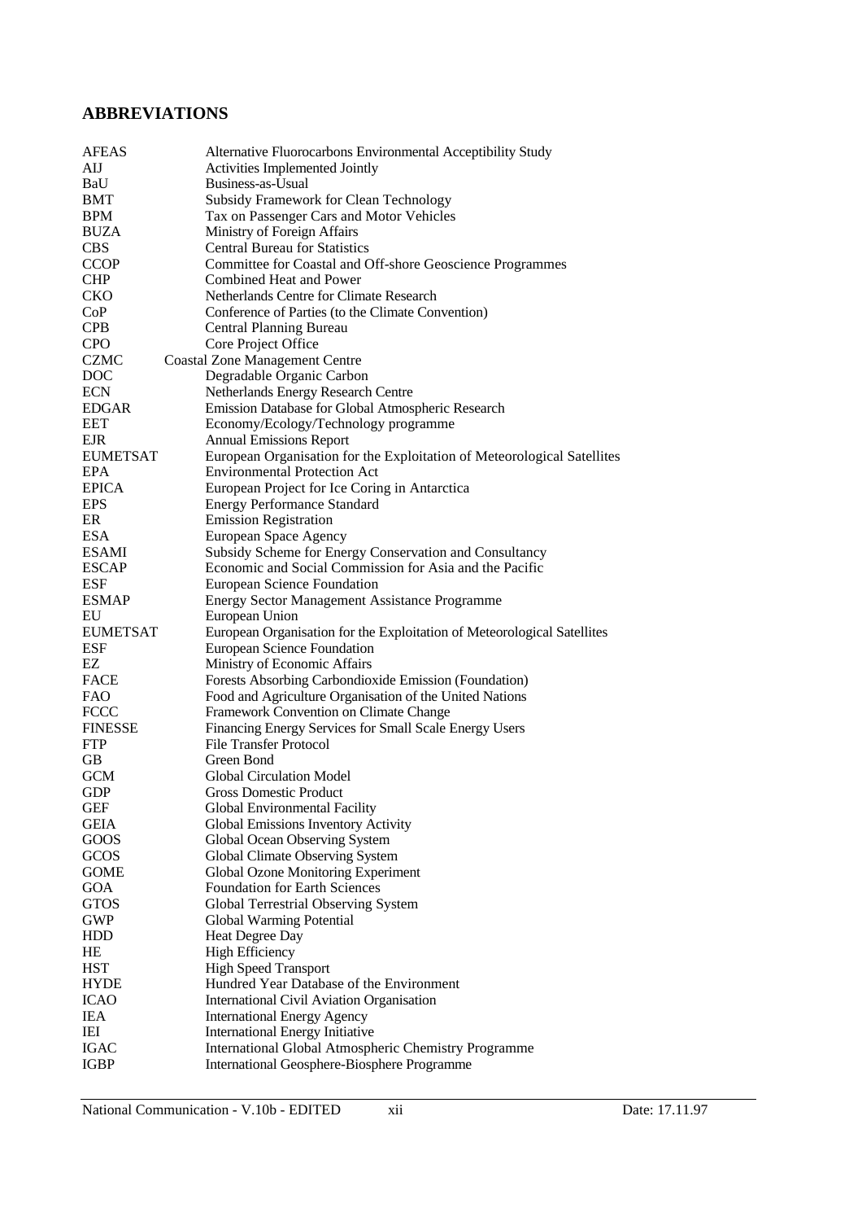## ABBREVIATIONS

| | |
|---|---|
| AFEAS | Alternative Fluorocarbons Environmental Acceptibility Study |
| AIJ | Activities Implemented Jointly |
| BaU | Business-as-Usual |
| BMT | Subsidy Framework for Clean Technology |
| BPM | Tax on Passenger Cars and Motor Vehicles |
| BUZA | Ministry of Foreign Affairs |
| CBS | Central Bureau for Statistics |
| CCOP | Committee for Coastal and Off-shore Geoscience Programmes |
| CHP | Combined Heat and Power |
| CKO | Netherlands Centre for Climate Research |
| CoP | Conference of Parties (to the Climate Convention) |
| CPB | Central Planning Bureau |
| CPO | Core Project Office |
| CZMC | Coastal Zone Management Centre |
| DOC | Degradable Organic Carbon |
| ECN | Netherlands Energy Research Centre |
| EDGAR | Emission Database for Global Atmospheric Research |
| EET | Economy/Ecology/Technology programme |
| EJR | Annual Emissions Report |
| EUMETSAT | European Organisation for the Exploitation of Meteorological Satellites |
| EPA | Environmental Protection Act |
| EPICA | European Project for Ice Coring in Antarctica |
| EPS | Energy Performance Standard |
| ER | Emission Registration |
| ESA | European Space Agency |
| ESAMI | Subsidy Scheme for Energy Conservation and Consultancy |
| ESCAP | Economic and Social Commission for Asia and the Pacific |
| ESF | European Science Foundation |
| ESMAP | Energy Sector Management Assistance Programme |
| EU | European Union |
| EUMETSAT | European Organisation for the Exploitation of Meteorological Satellites |
| ESF | European Science Foundation |
| EZ | Ministry of Economic Affairs |
| FACE | Forests Absorbing Carbondioxide Emission (Foundation) |
| FAO | Food and Agriculture Organisation of the United Nations |
| FCCC | Framework Convention on Climate Change |
| FINESSE | Financing Energy Services for Small Scale Energy Users |
| FTP | File Transfer Protocol |
| GB | Green Bond |
| GCM | Global Circulation Model |
| GDP | Gross Domestic Product |
| GEF | Global Environmental Facility |
| GEIA | Global Emissions Inventory Activity |
| GOOS | Global Ocean Observing System |
| GCOS | Global Climate Observing System |
| GOME | Global Ozone Monitoring Experiment |
| GOA | Foundation for Earth Sciences |
| GTOS | Global Terrestrial Observing System |
| GWP | Global Warming Potential |
| HDD | Heat Degree Day |
| HE | High Efficiency |
| HST | High Speed Transport |
| HYDE | Hundred Year Database of the Environment |
| ICAO | International Civil Aviation Organisation |
| IEA | International Energy Agency |
| IEI | International Energy Initiative |
| IGAC | International Global Atmospheric Chemistry Programme |
| IGBP | International Geosphere-Biosphere Programme |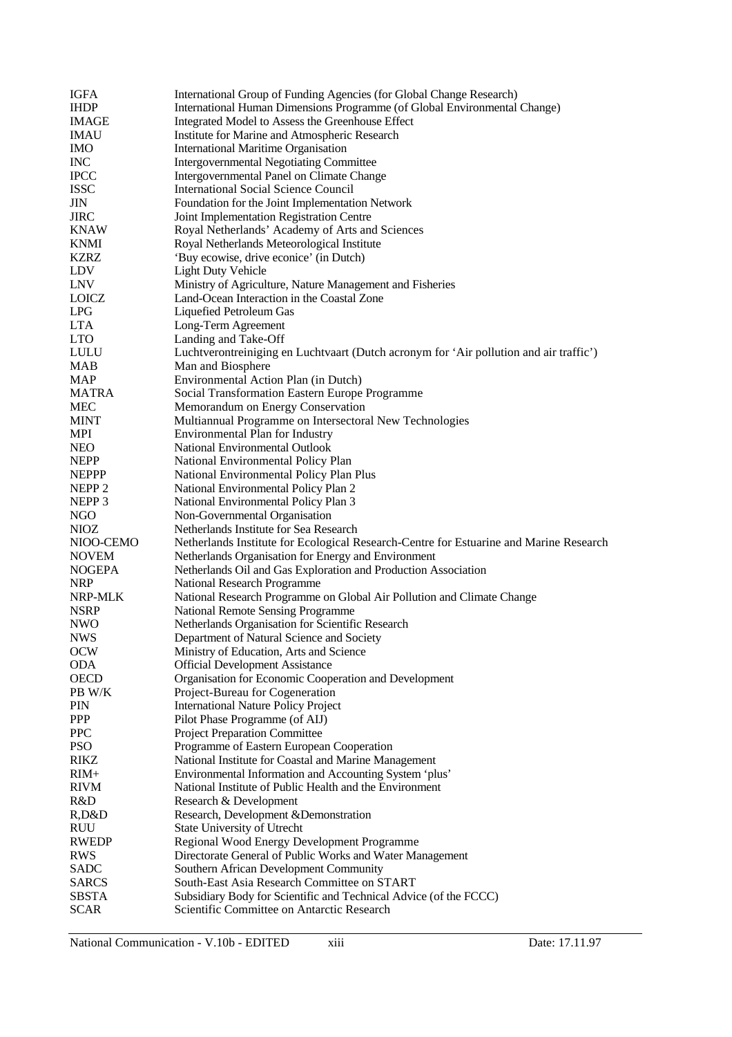| | |
|---|---|
| IGFA | International Group of Funding Agencies (for Global Change Research) |
| IHDP | International Human Dimensions Programme (of Global Environmental Change) |
| IMAGE | Integrated Model to Assess the Greenhouse Effect |
| IMAU | Institute for Marine and Atmospheric Research |
| IMO | International Maritime Organisation |
| INC | Intergovernmental Negotiating Committee |
| IPCC | Intergovernmental Panel on Climate Change |
| ISSC | International Social Science Council |
| JIN | Foundation for the Joint Implementation Network |
| JIRC | Joint Implementation Registration Centre |
| KNAW | Royal Netherlands' Academy of Arts and Sciences |
| KNMI | Royal Netherlands Meteorological Institute |
| KZRZ | 'Buy ecowise, drive econice' (in Dutch) |
| LDV | Light Duty Vehicle |
| LNV | Ministry of Agriculture, Nature Management and Fisheries |
| LOICZ | Land-Ocean Interaction in the Coastal Zone |
| LPG | Liquefied Petroleum Gas |
| LTA | Long-Term Agreement |
| LTO | Landing and Take-Off |
| LULU | Luchtverontreiniging en Luchtvaart (Dutch acronym for 'Air pollution and air traffic') |
| MAB | Man and Biosphere |
| MAP | Environmental Action Plan (in Dutch) |
| MATRA | Social Transformation Eastern Europe Programme |
| MEC | Memorandum on Energy Conservation |
| MINT | Multiannual Programme on Intersectoral New Technologies |
| MPI | Environmental Plan for Industry |
| NEO | National Environmental Outlook |
| NEPP | National Environmental Policy Plan |
| NEPPP | National Environmental Policy Plan Plus |
| NEPP 2 | National Environmental Policy Plan 2 |
| NEPP 3 | National Environmental Policy Plan 3 |
| NGO | Non-Governmental Organisation |
| NIOZ | Netherlands Institute for Sea Research |
| NIOO-CEMO | Netherlands Institute for Ecological Research-Centre for Estuarine and Marine Research |
| NOVEM | Netherlands Organisation for Energy and Environment |
| NOGEPA | Netherlands Oil and Gas Exploration and Production Association |
| NRP | National Research Programme |
| NRP-MLK | National Research Programme on Global Air Pollution and Climate Change |
| NSRP | National Remote Sensing Programme |
| NWO | Netherlands Organisation for Scientific Research |
| NWS | Department of Natural Science and Society |
| OCW | Ministry of Education, Arts and Science |
| ODA | Official Development Assistance |
| OECD | Organisation for Economic Cooperation and Development |
| PB W/K | Project-Bureau for Cogeneration |
| PIN | International Nature Policy Project |
| PPP | Pilot Phase Programme (of AIJ) |
| PPC | Project Preparation Committee |
| PSO | Programme of Eastern European Cooperation |
| RIKZ | National Institute for Coastal and Marine Management |
| RIM+ | Environmental Information and Accounting System 'plus' |
| RIVM | National Institute of Public Health and the Environment |
| R&D | Research & Development |
| R,D&D | Research, Development &Demonstration |
| RUU | State University of Utrecht |
| RWEDP | Regional Wood Energy Development Programme |
| RWS | Directorate General of Public Works and Water Management |
| SADC | Southern African Development Community |
| SARCS | South-East Asia Research Committee on START |
| SBSTA | Subsidiary Body for Scientific and Technical Advice (of the FCCC) |
| SCAR | Scientific Committee on Antarctic Research |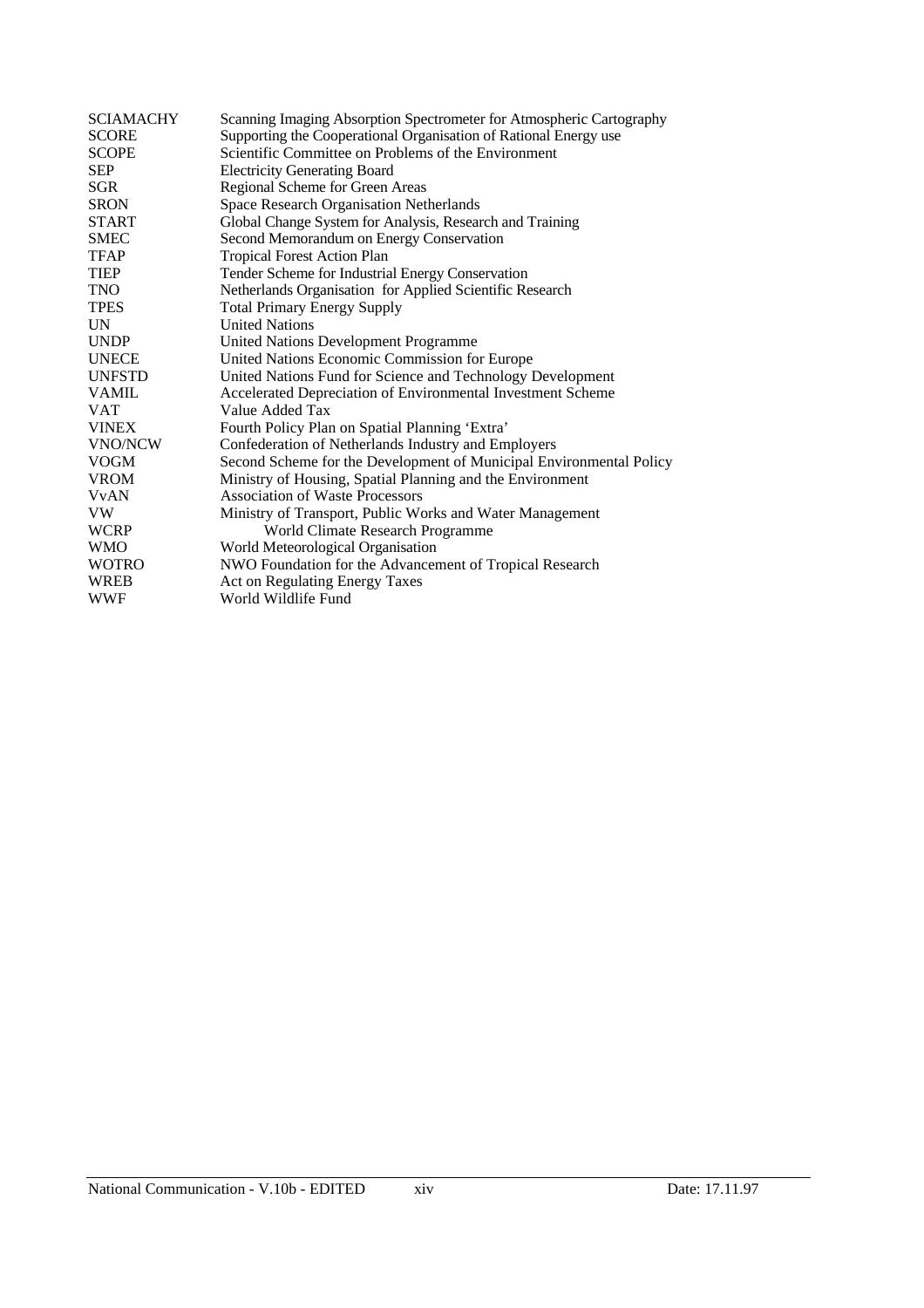| | |
|---|---|
| SCIAMACHY | Scanning Imaging Absorption Spectrometer for Atmospheric Cartography |
| SCORE | Supporting the Cooperational Organisation of Rational Energy use |
| SCOPE | Scientific Committee on Problems of the Environment |
| SEP | Electricity Generating Board |
| SGR | Regional Scheme for Green Areas |
| SRON | Space Research Organisation Netherlands |
| START | Global Change System for Analysis, Research and Training |
| SMEC | Second Memorandum on Energy Conservation |
| TFAP | Tropical Forest Action Plan |
| TIEP | Tender Scheme for Industrial Energy Conservation |
| TNO | Netherlands Organisation for Applied Scientific Research |
| TPES | Total Primary Energy Supply |
| UN | United Nations |
| UNDP | United Nations Development Programme |
| UNECE | United Nations Economic Commission for Europe |
| UNFSTD | United Nations Fund for Science and Technology Development |
| VAMIL | Accelerated Depreciation of Environmental Investment Scheme |
| VAT | Value Added Tax |
| VINEX | Fourth Policy Plan on Spatial Planning 'Extra' |
| VNO/NCW | Confederation of Netherlands Industry and Employers |
| VOGM | Second Scheme for the Development of Municipal Environmental Policy |
| VROM | Ministry of Housing, Spatial Planning and the Environment |
| VvAN | Association of Waste Processors |
| VW | Ministry of Transport, Public Works and Water Management |
| WCRP | World Climate Research Programme |
| WMO | World Meteorological Organisation |
| WOTRO | NWO Foundation for the Advancement of Tropical Research |
| WREB | Act on Regulating Energy Taxes |
| WWF | World Wildlife Fund |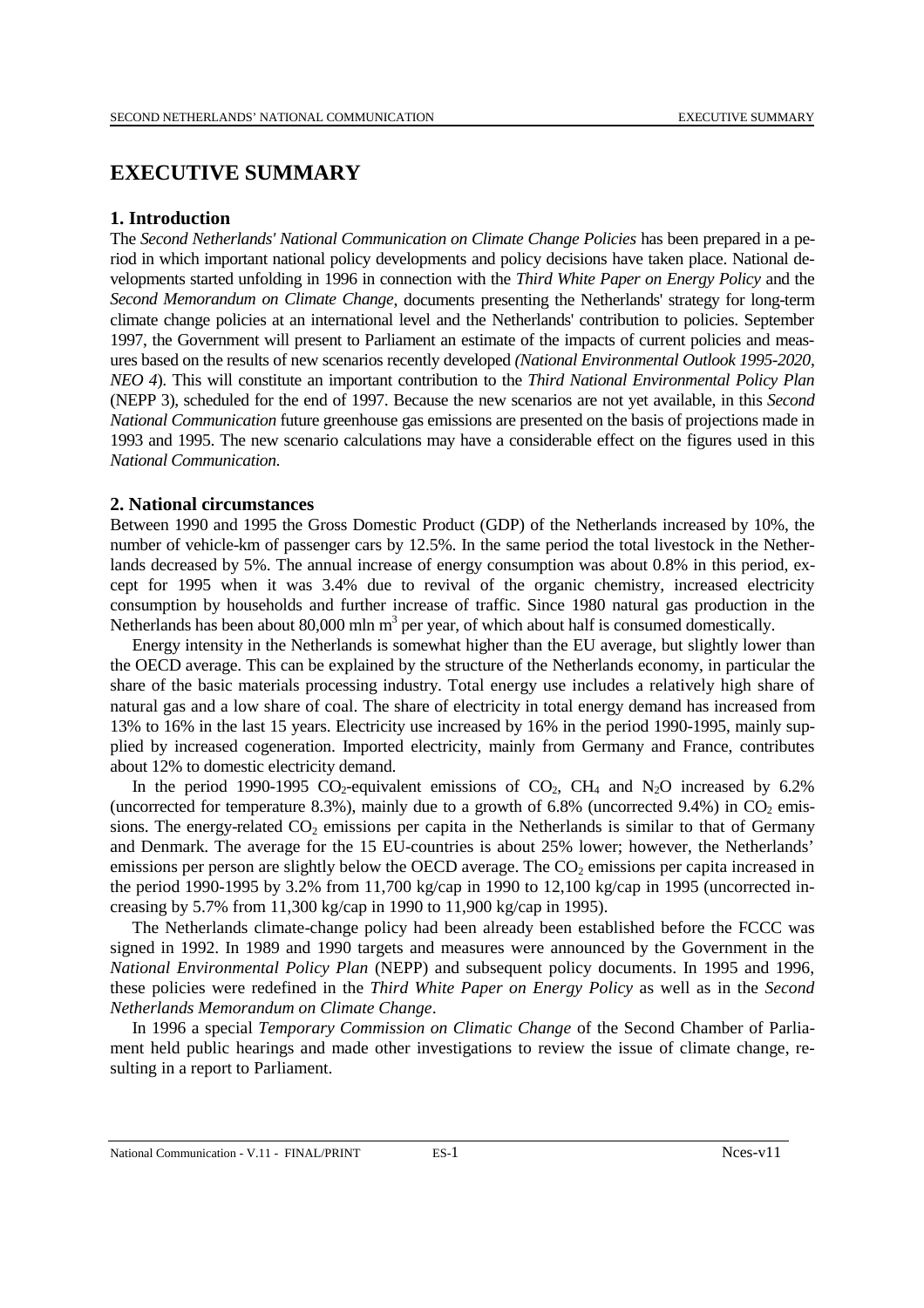# EXECUTIVE SUMMARY

## 1. Introduction

The *Second Netherlands' National Communication on Climate Change Policies* has been prepared in a period in which important national policy developments and policy decisions have taken place. National developments started unfolding in 1996 in connection with the *Third White Paper on Energy Policy* and the *Second Memorandum on Climate Change*, documents presenting the Netherlands' strategy for long-term climate change policies at an international level and the Netherlands' contribution to policies. September 1997, the Government will present to Parliament an estimate of the impacts of current policies and measures based on the results of new scenarios recently developed *(National Environmental Outlook 1995-2020, NEO 4*). This will constitute an important contribution to the *Third National Environmental Policy Plan* (NEPP 3), scheduled for the end of 1997. Because the new scenarios are not yet available, in this *Second National Communication* future greenhouse gas emissions are presented on the basis of projections made in 1993 and 1995. The new scenario calculations may have a considerable effect on the figures used in this *National Communication.*

## 2. National circumstances

Between 1990 and 1995 the Gross Domestic Product (GDP) of the Netherlands increased by 10%, the number of vehicle-km of passenger cars by 12.5%. In the same period the total livestock in the Netherlands decreased by 5%. The annual increase of energy consumption was about 0.8% in this period, except for 1995 when it was 3.4% due to revival of the organic chemistry, increased electricity consumption by households and further increase of traffic. Since 1980 natural gas production in the Netherlands has been about 80,000 mln $m^3$ per year, of which about half is consumed domestically.

Energy intensity in the Netherlands is somewhat higher than the EU average, but slightly lower than the OECD average. This can be explained by the structure of the Netherlands economy, in particular the share of the basic materials processing industry. Total energy use includes a relatively high share of natural gas and a low share of coal. The share of electricity in total energy demand has increased from 13% to 16% in the last 15 years. Electricity use increased by 16% in the period 1990-1995, mainly supplied by increased cogeneration. Imported electricity, mainly from Germany and France, contributes about 12% to domestic electricity demand.

In the period 1990-1995 $CO_2$-equivalent emissions of $CO_2$, $CH_4$ and $N_2O$ increased by 6.2% (uncorrected for temperature 8.3%), mainly due to a growth of 6.8% (uncorrected 9.4%) in $CO_2$ emissions. The energy-related $CO_2$ emissions per capita in the Netherlands is similar to that of Germany and Denmark. The average for the 15 EU-countries is about 25% lower; however, the Netherlands' emissions per person are slightly below the OECD average. The $CO_2$ emissions per capita increased in the period 1990-1995 by 3.2% from 11,700 kg/cap in 1990 to 12,100 kg/cap in 1995 (uncorrected increasing by 5.7% from 11,300 kg/cap in 1990 to 11,900 kg/cap in 1995).

The Netherlands climate-change policy had been already been established before the FCCC was signed in 1992. In 1989 and 1990 targets and measures were announced by the Government in the *National Environmental Policy Plan* (NEPP) and subsequent policy documents. In 1995 and 1996, these policies were redefined in the *Third White Paper on Energy Policy* as well as in the *Second Netherlands Memorandum on Climate Change*.

In 1996 a special *Temporary Commission on Climatic Change* of the Second Chamber of Parliament held public hearings and made other investigations to review the issue of climate change, resulting in a report to Parliament.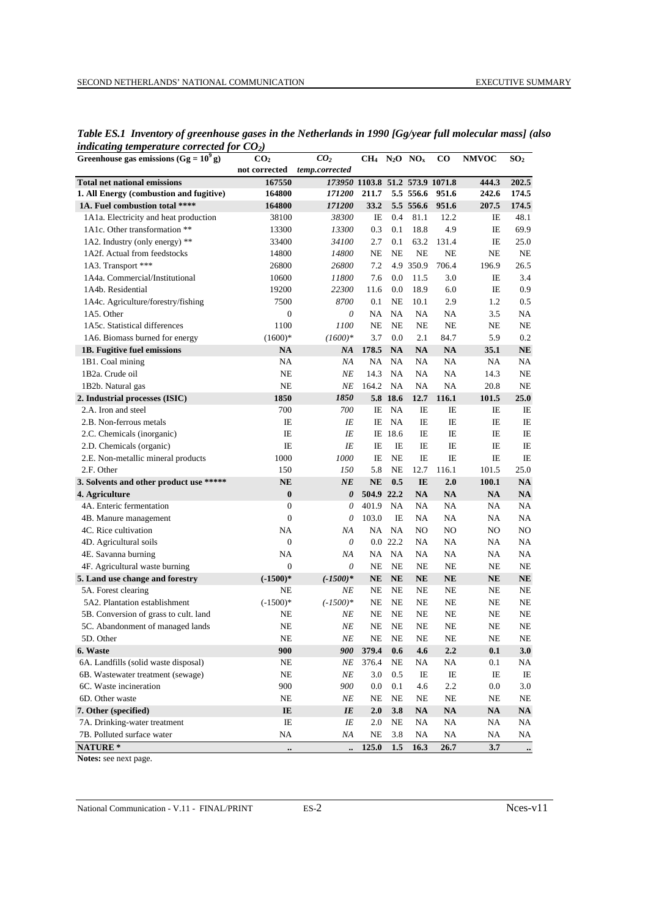*Table ES.1 Inventory of greenhouse gases in the Netherlands in 1990 [Gg/year full molecular mass] (also indicating temperature corrected for $CO_2$)*

| Greenhouse gas emissions ($Gg = 10^9 g$) | $CO_2$ not corrected | *$CO_2$ temp.corrected* | $CH_4$ | $N_2O$ | $NO_x$ | CO | NMVOC | $SO_2$ |
|---|---|---|---|---|---|---|---|---|
| **Total net national emissions** | **167550** | ***173950*** | **1103.8** | **51.2** | **573.9** | **1071.8** | **444.3** | **202.5** |
| **1. All Energy (combustion and fugitive)** | **164800** | ***171200*** | **211.7** | **5.5** | **556.6** | **951.6** | **242.6** | **174.5** |
| **1A. Fuel combustion total \*\*\*\*** | **164800** | ***171200*** | **33.2** | **5.5** | **556.6** | **951.6** | **207.5** | **174.5** |
| 1A1a. Electricity and heat production | 38100 | *38300* | IE | 0.4 | 81.1 | 12.2 | IE | 48.1 |
| 1A1c. Other transformation ** | 13300 | *13300* | 0.3 | 0.1 | 18.8 | 4.9 | IE | 69.9 |
| 1A2. Industry (only energy) ** | 33400 | *34100* | 2.7 | 0.1 | 63.2 | 131.4 | IE | 25.0 |
| 1A2f. Actual from feedstocks | 14800 | *14800* | NE | NE | NE | NE | NE | NE |
| 1A3. Transport *** | 26800 | *26800* | 7.2 | 4.9 | 350.9 | 706.4 | 196.9 | 26.5 |
| 1A4a. Commercial/Institutional | 10600 | *11800* | 7.6 | 0.0 | 11.5 | 3.0 | IE | 3.4 |
| 1A4b. Residential | 19200 | *22300* | 11.6 | 0.0 | 18.9 | 6.0 | IE | 0.9 |
| 1A4c. Agriculture/forestry/fishing | 7500 | *8700* | 0.1 | NE | 10.1 | 2.9 | 1.2 | 0.5 |
| 1A5. Other | 0 | *0* | NA | NA | NA | NA | 3.5 | NA |
| 1A5c. Statistical differences | 1100 | *1100* | NE | NE | NE | NE | NE | NE |
| 1A6. Biomass burned for energy | (1600)* | *(1600)** | 3.7 | 0.0 | 2.1 | 84.7 | 5.9 | 0.2 |
| **1B. Fugitive fuel emissions** | **NA** | ***NA*** | **178.5** | **NA** | **NA** | **NA** | **35.1** | **NE** |
| 1B1. Coal mining | NA | *NA* | NA | NA | NA | NA | NA | NA |
| 1B2a. Crude oil | NE | *NE* | 14.3 | NA | NA | NA | 14.3 | NE |
| 1B2b. Natural gas | NE | *NE* | 164.2 | NA | NA | NA | 20.8 | NE |
| **2. Industrial processes (ISIC)** | **1850** | ***1850*** | **5.8** | **18.6** | **12.7** | **116.1** | **101.5** | **25.0** |
| 2.A. Iron and steel | 700 | *700* | IE | NA | IE | IE | IE | IE |
| 2.B. Non-ferrous metals | IE | *IE* | IE | NA | IE | IE | IE | IE |
| 2.C. Chemicals (inorganic) | IE | *IE* | IE | 18.6 | IE | IE | IE | IE |
| 2.D. Chemicals (organic) | IE | *IE* | IE | IE | IE | IE | IE | IE |
| 2.E. Non-metallic mineral products | 1000 | *1000* | IE | NE | IE | IE | IE | IE |
| 2.F. Other | 150 | *150* | 5.8 | NE | 12.7 | 116.1 | 101.5 | 25.0 |
| **3. Solvents and other product use \*\*\*\*\*** | **NE** | ***NE*** | **NE** | **0.5** | **IE** | **2.0** | **100.1** | **NA** |
| **4. Agriculture** | **0** | ***0*** | **504.9** | **22.2** | **NA** | **NA** | **NA** | **NA** |
| 4A. Enteric fermentation | 0 | *0* | 401.9 | NA | NA | NA | NA | NA |
| 4B. Manure management | 0 | *0* | 103.0 | IE | NA | NA | NA | NA |
| 4C. Rice cultivation | NA | *NA* | NA | NA | NO | NO | NO | NO |
| 4D. Agricultural soils | 0 | *0* | 0.0 | 22.2 | NA | NA | NA | NA |
| 4E. Savanna burning | NA | *NA* | NA | NA | NA | NA | NA | NA |
| 4F. Agricultural waste burning | 0 | *0* | NE | NE | NE | NE | NE | NE |
| **5. Land use change and forestry** | **(-1500)*** | ***(-1500)**** | **NE** | **NE** | **NE** | **NE** | **NE** | **NE** |
| 5A. Forest clearing | NE | *NE* | NE | NE | NE | NE | NE | NE |
| 5A2. Plantation establishment | (-1500)* | *(-1500)** | NE | NE | NE | NE | NE | NE |
| 5B. Conversion of grass to cult. land | NE | *NE* | NE | NE | NE | NE | NE | NE |
| 5C. Abandonment of managed lands | NE | *NE* | NE | NE | NE | NE | NE | NE |
| 5D. Other | NE | *NE* | NE | NE | NE | NE | NE | NE |
| **6. Waste** | **900** | ***900*** | **379.4** | **0.6** | **4.6** | **2.2** | **0.1** | **3.0** |
| 6A. Landfills (solid waste disposal) | NE | *NE* | 376.4 | NE | NA | NA | 0.1 | NA |
| 6B. Wastewater treatment (sewage) | NE | *NE* | 3.0 | 0.5 | IE | IE | IE | IE |
| 6C. Waste incineration | 900 | *900* | 0.0 | 0.1 | 4.6 | 2.2 | 0.0 | 3.0 |
| 6D. Other waste | NE | *NE* | NE | NE | NE | NE | NE | NE |
| **7. Other (specified)** | **IE** | ***IE*** | **2.0** | **3.8** | **NA** | **NA** | **NA** | **NA** |
| 7A. Drinking-water treatment | IE | *IE* | 2.0 | NE | NA | NA | NA | NA |
| 7B. Polluted surface water | NA | *NA* | NE | 3.8 | NA | NA | NA | NA |
| **NATURE *** | **..** | ***..*** | **125.0** | **1.5** | **16.3** | **26.7** | **3.7** | **..** |

**Notes:** see next page.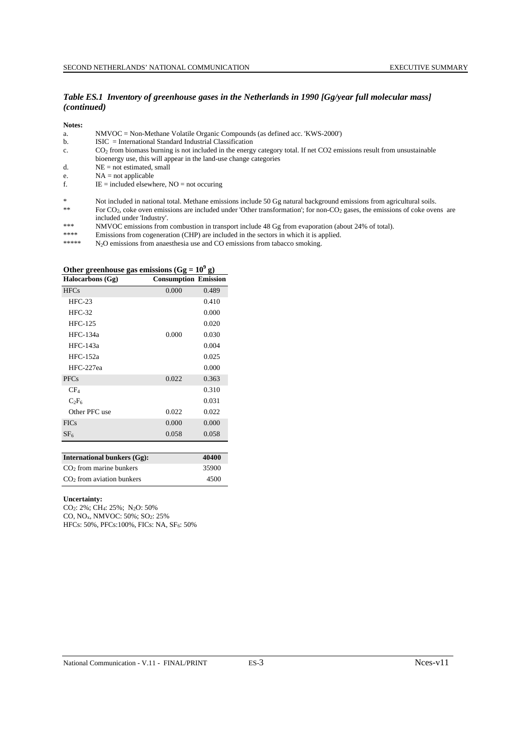### *Table ES.1 Inventory of greenhouse gases in the Netherlands in 1990 [Gg/year full molecular mass] (continued)*

**Notes:**

a. NMVOC = Non-Methane Volatile Organic Compounds (as defined acc. 'KWS-2000')
b. ISIC = International Standard Industrial Classification
c. $CO_2$ from biomass burning is not included in the energy category total. If net CO2 emissions result from unsustainable bioenergy use, this will appear in the land-use change categories
d. NE = not estimated, small
e. NA = not applicable
f. IE = included elsewhere, NO = not occuring

\* Not included in national total. Methane emissions include 50 Gg natural background emissions from agricultural soils.
\*\* For $CO_2$, coke oven emissions are included under 'Other transformation'; for non-$CO_2$ gases, the emissions of coke ovens are included under 'Industry'.
\*\*\* NMVOC emissions from combustion in transport include 48 Gg from evaporation (about 24% of total).
\*\*\*\* Emissions from cogeneration (CHP) are included in the sectors in which it is applied.
\*\*\*\*\* $N_2O$ emissions from anaesthesia use and CO emissions from tabacco smoking.

**Other greenhouse gas emissions (Gg = $10^9$ g)**

| Halocarbons (Gg) | Consumption | Emission |
|---|---|---|
| HFCs | 0.000 | 0.489 |
| HFC-23 | | 0.410 |
| HFC-32 | | 0.000 |
| HFC-125 | | 0.020 |
| HFC-134a | 0.000 | 0.030 |
| HFC-143a | | 0.004 |
| HFC-152a | | 0.025 |
| HFC-227ea | | 0.000 |
| PFCs | 0.022 | 0.363 |
| $CF_4$ | | 0.310 |
| $C_2F_6$ | | 0.031 |
| Other PFC use | 0.022 | 0.022 |
| FICs | 0.000 | 0.000 |
| $SF_6$ | 0.058 | 0.058 |

| International bunkers (Gg): | 40400 |
|---|---|
| $CO_2$ from marine bunkers | 35900 |
| $CO_2$ from aviation bunkers | 4500 |

**Uncertainty:**

$CO_2$: 2%; $CH_4$: 25%; $N_2O$: 50%
CO, $NO_x$, NMVOC: 50%; $SO_2$: 25%
HFCs: 50%, PFCs:100%, FICs: NA, $SF_6$: 50%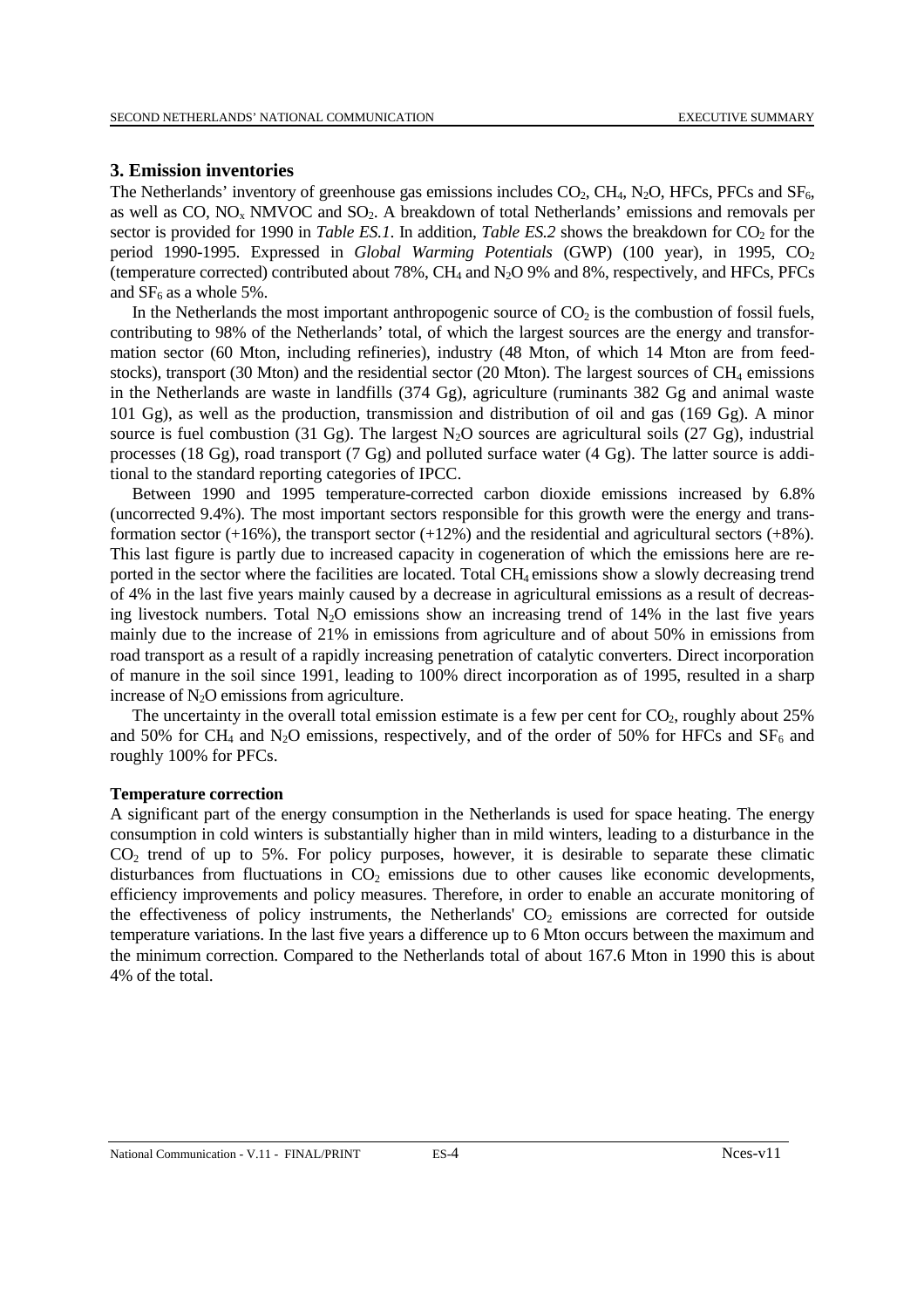### 3. Emission inventories

The Netherlands' inventory of greenhouse gas emissions includes $CO_2$, $CH_4$, $N_2O$, HFCs, PFCs and $SF_6$, as well as CO, $NO_x$ NMVOC and $SO_2$. A breakdown of total Netherlands' emissions and removals per sector is provided for 1990 in *Table ES.1*. In addition, *Table ES.2* shows the breakdown for $CO_2$ for the period 1990-1995. Expressed in *Global Warming Potentials* (GWP) (100 year), in 1995, $CO_2$ (temperature corrected) contributed about 78%, $CH_4$ and $N_2O$ 9% and 8%, respectively, and HFCs, PFCs and $SF_6$ as a whole 5%.

In the Netherlands the most important anthropogenic source of $CO_2$ is the combustion of fossil fuels, contributing to 98% of the Netherlands' total, of which the largest sources are the energy and transformation sector (60 Mton, including refineries), industry (48 Mton, of which 14 Mton are from feedstocks), transport (30 Mton) and the residential sector (20 Mton). The largest sources of $CH_4$ emissions in the Netherlands are waste in landfills (374 Gg), agriculture (ruminants 382 Gg and animal waste 101 Gg), as well as the production, transmission and distribution of oil and gas (169 Gg). A minor source is fuel combustion (31 Gg). The largest $N_2O$ sources are agricultural soils (27 Gg), industrial processes (18 Gg), road transport (7 Gg) and polluted surface water (4 Gg). The latter source is additional to the standard reporting categories of IPCC.

Between 1990 and 1995 temperature-corrected carbon dioxide emissions increased by 6.8% (uncorrected 9.4%). The most important sectors responsible for this growth were the energy and transformation sector (+16%), the transport sector (+12%) and the residential and agricultural sectors (+8%). This last figure is partly due to increased capacity in cogeneration of which the emissions here are reported in the sector where the facilities are located. Total $CH_4$ emissions show a slowly decreasing trend of 4% in the last five years mainly caused by a decrease in agricultural emissions as a result of decreasing livestock numbers. Total $N_2O$ emissions show an increasing trend of 14% in the last five years mainly due to the increase of 21% in emissions from agriculture and of about 50% in emissions from road transport as a result of a rapidly increasing penetration of catalytic converters. Direct incorporation of manure in the soil since 1991, leading to 100% direct incorporation as of 1995, resulted in a sharp increase of $N_2O$ emissions from agriculture.

The uncertainty in the overall total emission estimate is a few per cent for $CO_2$, roughly about 25% and 50% for $CH_4$ and $N_2O$ emissions, respectively, and of the order of 50% for HFCs and $SF_6$ and roughly 100% for PFCs.

**Temperature correction**

A significant part of the energy consumption in the Netherlands is used for space heating. The energy consumption in cold winters is substantially higher than in mild winters, leading to a disturbance in the $CO_2$ trend of up to 5%. For policy purposes, however, it is desirable to separate these climatic disturbances from fluctuations in $CO_2$ emissions due to other causes like economic developments, efficiency improvements and policy measures. Therefore, in order to enable an accurate monitoring of the effectiveness of policy instruments, the Netherlands' $CO_2$ emissions are corrected for outside temperature variations. In the last five years a difference up to 6 Mton occurs between the maximum and the minimum correction. Compared to the Netherlands total of about 167.6 Mton in 1990 this is about 4% of the total.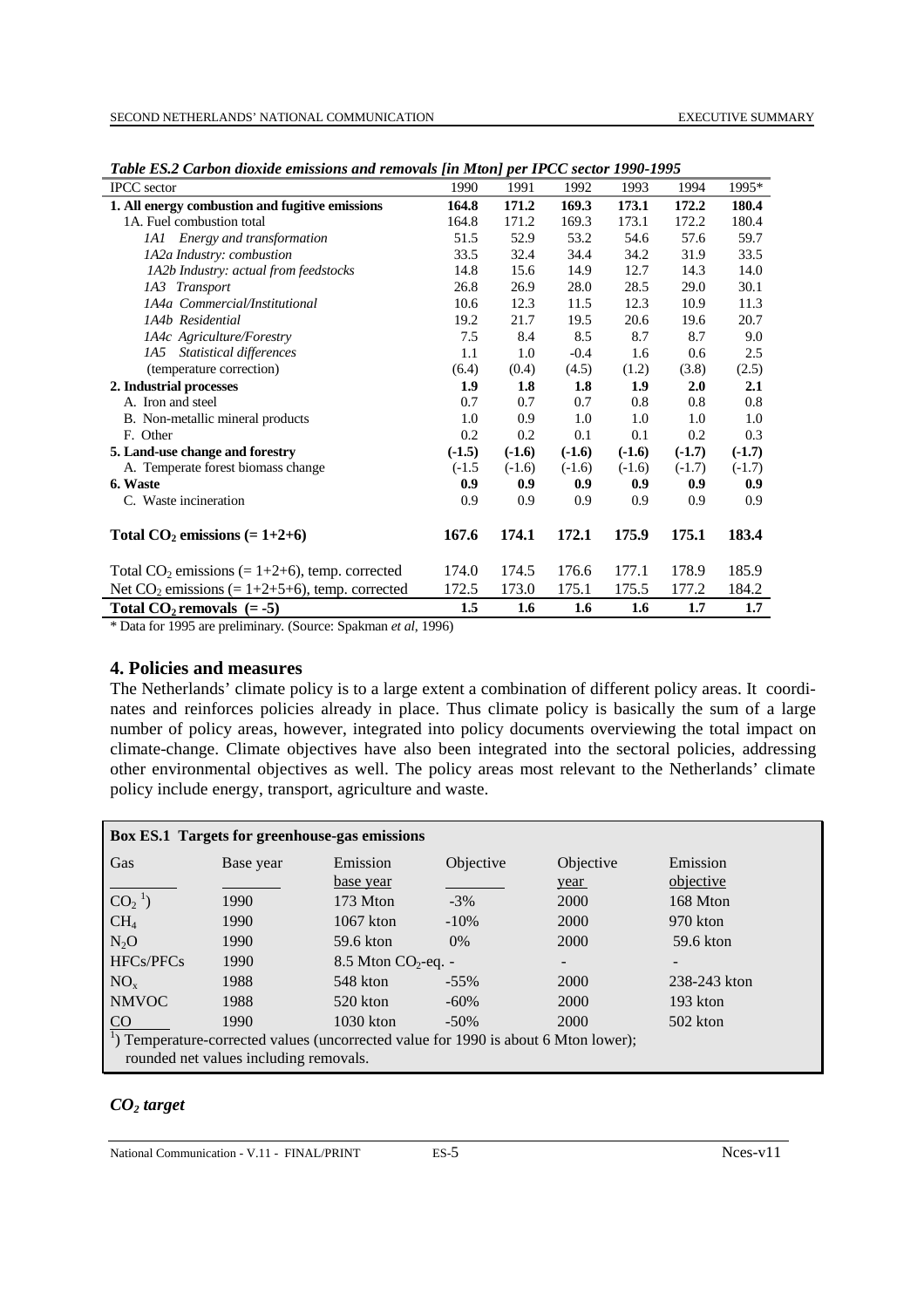*Table ES.2 Carbon dioxide emissions and removals [in Mton] per IPCC sector 1990-1995*

| IPCC sector | 1990 | 1991 | 1992 | 1993 | 1994 | 1995* |
|---|---|---|---|---|---|---|
| **1. All energy combustion and fugitive emissions** | **164.8** | **171.2** | **169.3** | **173.1** | **172.2** | **180.4** |
| 1A. Fuel combustion total | 164.8 | 171.2 | 169.3 | 173.1 | 172.2 | 180.4 |
| *1A1 Energy and transformation* | 51.5 | 52.9 | 53.2 | 54.6 | 57.6 | 59.7 |
| *1A2a Industry: combustion* | 33.5 | 32.4 | 34.4 | 34.2 | 31.9 | 33.5 |
| *1A2b Industry: actual from feedstocks* | 14.8 | 15.6 | 14.9 | 12.7 | 14.3 | 14.0 |
| *1A3 Transport* | 26.8 | 26.9 | 28.0 | 28.5 | 29.0 | 30.1 |
| *1A4a Commercial/Institutional* | 10.6 | 12.3 | 11.5 | 12.3 | 10.9 | 11.3 |
| *1A4b Residential* | 19.2 | 21.7 | 19.5 | 20.6 | 19.6 | 20.7 |
| *1A4c Agriculture/Forestry* | 7.5 | 8.4 | 8.5 | 8.7 | 8.7 | 9.0 |
| *1A5 Statistical differences* | 1.1 | 1.0 | -0.4 | 1.6 | 0.6 | 2.5 |
| (temperature correction) | (6.4) | (0.4) | (4.5) | (1.2) | (3.8) | (2.5) |
| **2. Industrial processes** | **1.9** | **1.8** | **1.8** | **1.9** | **2.0** | **2.1** |
| A. Iron and steel | 0.7 | 0.7 | 0.7 | 0.8 | 0.8 | 0.8 |
| B. Non-metallic mineral products | 1.0 | 0.9 | 1.0 | 1.0 | 1.0 | 1.0 |
| F. Other | 0.2 | 0.2 | 0.1 | 0.1 | 0.2 | 0.3 |
| **5. Land-use change and forestry** | **(-1.5)** | **(-1.6)** | **(-1.6)** | **(-1.6)** | **(-1.7)** | **(-1.7)** |
| A. Temperate forest biomass change | (-1.5 | (-1.6) | (-1.6) | (-1.6) | (-1.7) | (-1.7) |
| **6. Waste** | **0.9** | **0.9** | **0.9** | **0.9** | **0.9** | **0.9** |
| C. Waste incineration | 0.9 | 0.9 | 0.9 | 0.9 | 0.9 | 0.9 |
| **Total $CO_2$ emissions (= 1+2+6)** | **167.6** | **174.1** | **172.1** | **175.9** | **175.1** | **183.4** |
| Total $CO_2$ emissions (= 1+2+6), temp. corrected | 174.0 | 174.5 | 176.6 | 177.1 | 178.9 | 185.9 |
| Net $CO_2$ emissions (= 1+2+5+6), temp. corrected | 172.5 | 173.0 | 175.1 | 175.5 | 177.2 | 184.2 |
| **Total $CO_2$ removals (= -5)** | **1.5** | **1.6** | **1.6** | **1.6** | **1.7** | **1.7** |

\* Data for 1995 are preliminary. (Source: Spakman *et al*, 1996)

## 4. Policies and measures

The Netherlands' climate policy is to a large extent a combination of different policy areas. It coordinates and reinforces policies already in place. Thus climate policy is basically the sum of a large number of policy areas, however, integrated into policy documents overviewing the total impact on climate-change. Climate objectives have also been integrated into the sectoral policies, addressing other environmental objectives as well. The policy areas most relevant to the Netherlands' climate policy include energy, transport, agriculture and waste.

**Box ES.1 Targets for greenhouse-gas emissions**

| Gas | Base year | Emission base year | Objective | Objective year | Emission objective |
|---|---|---|---|---|---|
| $CO_2$ [1] | 1990 | 173 Mton | -3% | 2000 | 168 Mton |
| $CH_4$ | 1990 | 1067 kton | -10% | 2000 | 970 kton |
| $N_2O$ | 1990 | 59.6 kton | 0% | 2000 | 59.6 kton |
| HFCs/PFCs | 1990 | 8.5 Mton $CO_2$-eq. | - | - | - |
| $NO_x$ | 1988 | 548 kton | -55% | 2000 | 238-243 kton |
| NMVOC | 1988 | 520 kton | -60% | 2000 | 193 kton |
| CO | 1990 | 1030 kton | -50% | 2000 | 502 kton |

[1]) Temperature-corrected values (uncorrected value for 1990 is about 6 Mton lower); rounded net values including removals.

### *$CO_2$ target*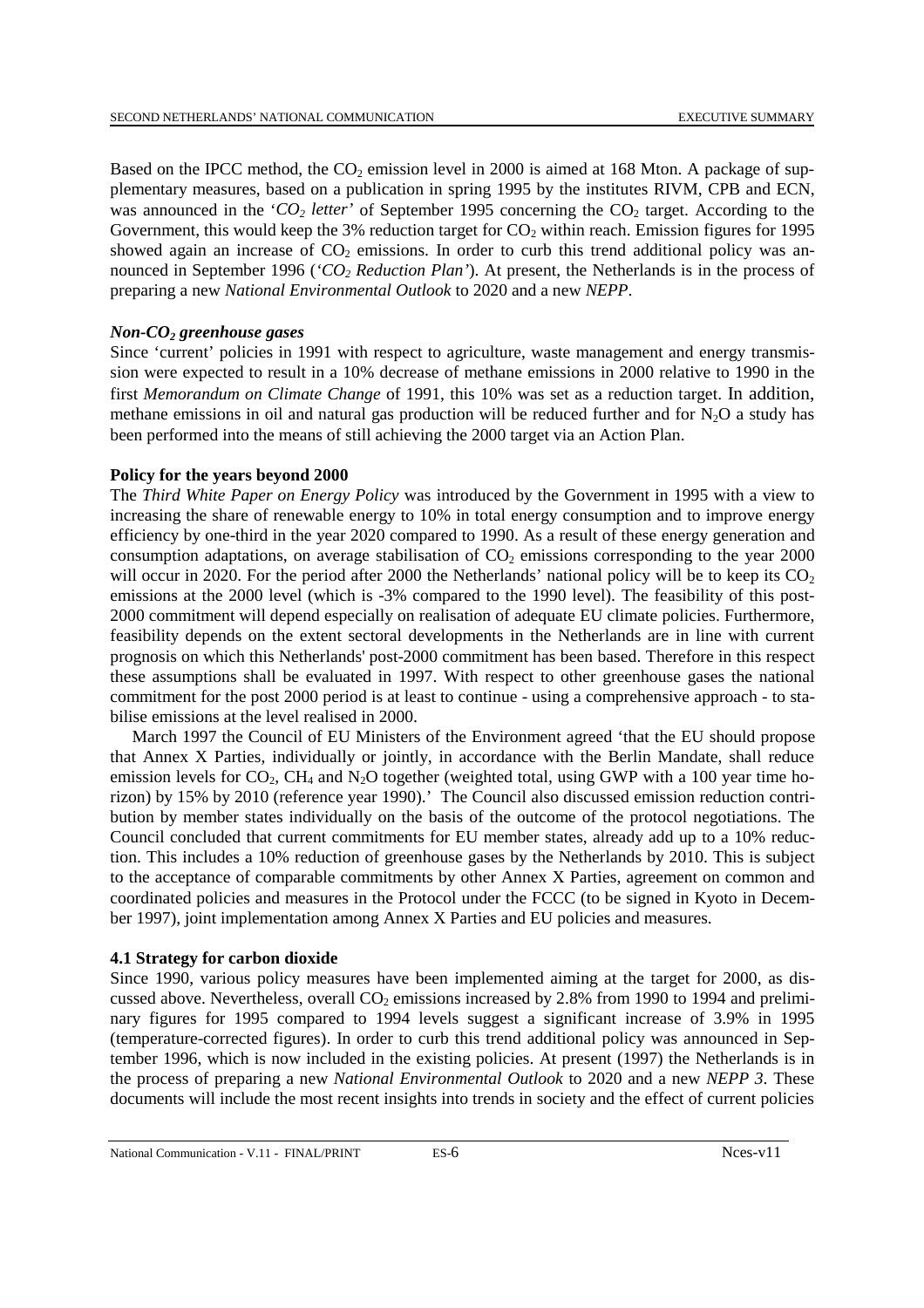Based on the IPCC method, the $CO_2$ emission level in 2000 is aimed at 168 Mton. A package of supplementary measures, based on a publication in spring 1995 by the institutes RIVM, CPB and ECN, was announced in the '*$CO_2$ letter*' of September 1995 concerning the $CO_2$ target. According to the Government, this would keep the 3% reduction target for $CO_2$ within reach. Emission figures for 1995 showed again an increase of $CO_2$ emissions. In order to curb this trend additional policy was announced in September 1996 ('*$CO_2$ Reduction Plan*'). At present, the Netherlands is in the process of preparing a new *National Environmental Outlook* to 2020 and a new *NEPP*.

***Non-$CO_2$ greenhouse gases***

Since 'current' policies in 1991 with respect to agriculture, waste management and energy transmission were expected to result in a 10% decrease of methane emissions in 2000 relative to 1990 in the first *Memorandum on Climate Change* of 1991, this 10% was set as a reduction target. In addition, methane emissions in oil and natural gas production will be reduced further and for $N_2O$ a study has been performed into the means of still achieving the 2000 target via an Action Plan.

**Policy for the years beyond 2000**

The *Third White Paper on Energy Policy* was introduced by the Government in 1995 with a view to increasing the share of renewable energy to 10% in total energy consumption and to improve energy efficiency by one-third in the year 2020 compared to 1990. As a result of these energy generation and consumption adaptations, on average stabilisation of $CO_2$ emissions corresponding to the year 2000 will occur in 2020. For the period after 2000 the Netherlands' national policy will be to keep its $CO_2$ emissions at the 2000 level (which is -3% compared to the 1990 level). The feasibility of this post-2000 commitment will depend especially on realisation of adequate EU climate policies. Furthermore, feasibility depends on the extent sectoral developments in the Netherlands are in line with current prognosis on which this Netherlands' post-2000 commitment has been based. Therefore in this respect these assumptions shall be evaluated in 1997. With respect to other greenhouse gases the national commitment for the post 2000 period is at least to continue - using a comprehensive approach - to stabilise emissions at the level realised in 2000.

March 1997 the Council of EU Ministers of the Environment agreed 'that the EU should propose that Annex X Parties, individually or jointly, in accordance with the Berlin Mandate, shall reduce emission levels for $CO_2$, $CH_4$ and $N_2O$ together (weighted total, using GWP with a 100 year time horizon) by 15% by 2010 (reference year 1990).' The Council also discussed emission reduction contribution by member states individually on the basis of the outcome of the protocol negotiations. The Council concluded that current commitments for EU member states, already add up to a 10% reduction. This includes a 10% reduction of greenhouse gases by the Netherlands by 2010. This is subject to the acceptance of comparable commitments by other Annex X Parties, agreement on common and coordinated policies and measures in the Protocol under the FCCC (to be signed in Kyoto in December 1997), joint implementation among Annex X Parties and EU policies and measures.

**4.1 Strategy for carbon dioxide**

Since 1990, various policy measures have been implemented aiming at the target for 2000, as discussed above. Nevertheless, overall $CO_2$ emissions increased by 2.8% from 1990 to 1994 and preliminary figures for 1995 compared to 1994 levels suggest a significant increase of 3.9% in 1995 (temperature-corrected figures). In order to curb this trend additional policy was announced in September 1996, which is now included in the existing policies. At present (1997) the Netherlands is in the process of preparing a new *National Environmental Outlook* to 2020 and a new *NEPP 3*. These documents will include the most recent insights into trends in society and the effect of current policies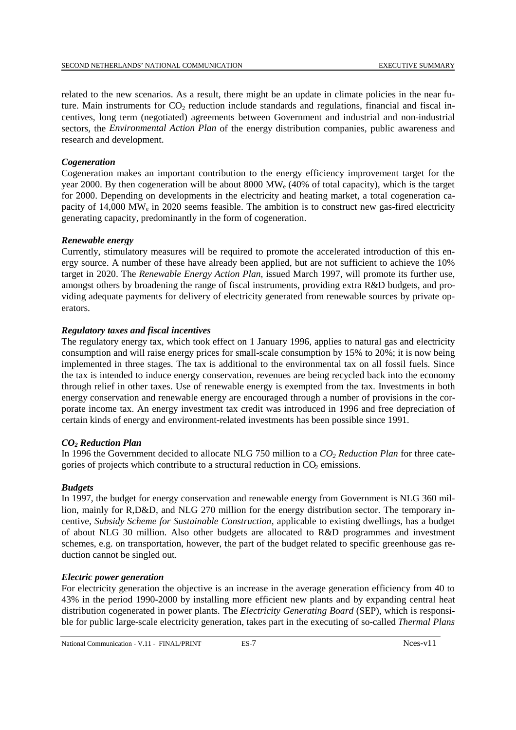related to the new scenarios. As a result, there might be an update in climate policies in the near future. Main instruments for $CO_2$ reduction include standards and regulations, financial and fiscal incentives, long term (negotiated) agreements between Government and industrial and non-industrial sectors, the *Environmental Action Plan* of the energy distribution companies, public awareness and research and development.

***Cogeneration***

Cogeneration makes an important contribution to the energy efficiency improvement target for the year 2000. By then cogeneration will be about 8000 $MW_e$ (40% of total capacity), which is the target for 2000. Depending on developments in the electricity and heating market, a total cogeneration capacity of 14,000 $MW_e$ in 2020 seems feasible. The ambition is to construct new gas-fired electricity generating capacity, predominantly in the form of cogeneration.

***Renewable energy***

Currently, stimulatory measures will be required to promote the accelerated introduction of this energy source. A number of these have already been applied, but are not sufficient to achieve the 10% target in 2020. The *Renewable Energy Action Plan*, issued March 1997, will promote its further use, amongst others by broadening the range of fiscal instruments, providing extra R&D budgets, and providing adequate payments for delivery of electricity generated from renewable sources by private operators.

***Regulatory taxes and fiscal incentives***

The regulatory energy tax, which took effect on 1 January 1996, applies to natural gas and electricity consumption and will raise energy prices for small-scale consumption by 15% to 20%; it is now being implemented in three stages. The tax is additional to the environmental tax on all fossil fuels. Since the tax is intended to induce energy conservation, revenues are being recycled back into the economy through relief in other taxes. Use of renewable energy is exempted from the tax. Investments in both energy conservation and renewable energy are encouraged through a number of provisions in the corporate income tax. An energy investment tax credit was introduced in 1996 and free depreciation of certain kinds of energy and environment-related investments has been possible since 1991.

***$CO_2$ Reduction Plan***

In 1996 the Government decided to allocate NLG 750 million to a *$CO_2$ Reduction Plan* for three categories of projects which contribute to a structural reduction in $CO_2$ emissions.

***Budgets***

In 1997, the budget for energy conservation and renewable energy from Government is NLG 360 million, mainly for R,D&D, and NLG 270 million for the energy distribution sector. The temporary incentive, *Subsidy Scheme for Sustainable Construction*, applicable to existing dwellings, has a budget of about NLG 30 million. Also other budgets are allocated to R&D programmes and investment schemes, e.g. on transportation, however, the part of the budget related to specific greenhouse gas reduction cannot be singled out.

***Electric power generation***

For electricity generation the objective is an increase in the average generation efficiency from 40 to 43% in the period 1990-2000 by installing more efficient new plants and by expanding central heat distribution cogenerated in power plants. The *Electricity Generating Board* (SEP), which is responsible for public large-scale electricity generation, takes part in the executing of so-called *Thermal Plans*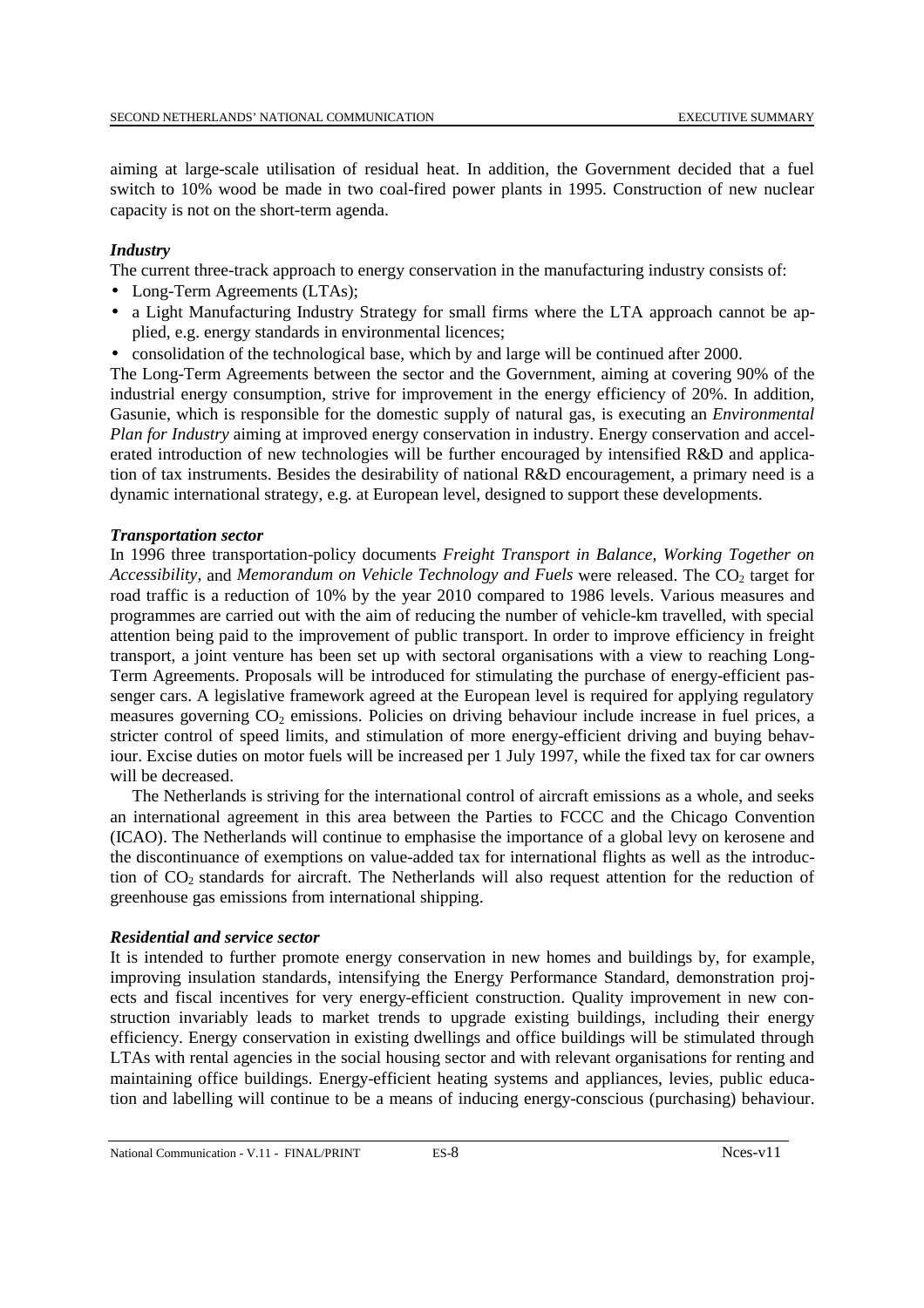aiming at large-scale utilisation of residual heat. In addition, the Government decided that a fuel switch to 10% wood be made in two coal-fired power plants in 1995. Construction of new nuclear capacity is not on the short-term agenda.

### *Industry*

The current three-track approach to energy conservation in the manufacturing industry consists of:

- Long-Term Agreements (LTAs);
- a Light Manufacturing Industry Strategy for small firms where the LTA approach cannot be applied, e.g. energy standards in environmental licences;
- consolidation of the technological base, which by and large will be continued after 2000.

The Long-Term Agreements between the sector and the Government, aiming at covering 90% of the industrial energy consumption, strive for improvement in the energy efficiency of 20%. In addition, Gasunie, which is responsible for the domestic supply of natural gas, is executing an *Environmental Plan for Industry* aiming at improved energy conservation in industry. Energy conservation and accelerated introduction of new technologies will be further encouraged by intensified R&D and application of tax instruments. Besides the desirability of national R&D encouragement, a primary need is a dynamic international strategy, e.g. at European level, designed to support these developments.

### *Transportation sector*

In 1996 three transportation-policy documents *Freight Transport in Balance, Working Together on Accessibility,* and *Memorandum on Vehicle Technology and Fuels* were released. The $CO_2$ target for road traffic is a reduction of 10% by the year 2010 compared to 1986 levels. Various measures and programmes are carried out with the aim of reducing the number of vehicle-km travelled, with special attention being paid to the improvement of public transport. In order to improve efficiency in freight transport, a joint venture has been set up with sectoral organisations with a view to reaching Long-Term Agreements. Proposals will be introduced for stimulating the purchase of energy-efficient passenger cars. A legislative framework agreed at the European level is required for applying regulatory measures governing $CO_2$ emissions. Policies on driving behaviour include increase in fuel prices, a stricter control of speed limits, and stimulation of more energy-efficient driving and buying behaviour. Excise duties on motor fuels will be increased per 1 July 1997, while the fixed tax for car owners will be decreased.

The Netherlands is striving for the international control of aircraft emissions as a whole, and seeks an international agreement in this area between the Parties to FCCC and the Chicago Convention (ICAO). The Netherlands will continue to emphasise the importance of a global levy on kerosene and the discontinuance of exemptions on value-added tax for international flights as well as the introduction of $CO_2$ standards for aircraft. The Netherlands will also request attention for the reduction of greenhouse gas emissions from international shipping.

### *Residential and service sector*

It is intended to further promote energy conservation in new homes and buildings by, for example, improving insulation standards, intensifying the Energy Performance Standard, demonstration projects and fiscal incentives for very energy-efficient construction. Quality improvement in new construction invariably leads to market trends to upgrade existing buildings, including their energy efficiency. Energy conservation in existing dwellings and office buildings will be stimulated through LTAs with rental agencies in the social housing sector and with relevant organisations for renting and maintaining office buildings. Energy-efficient heating systems and appliances, levies, public education and labelling will continue to be a means of inducing energy-conscious (purchasing) behaviour.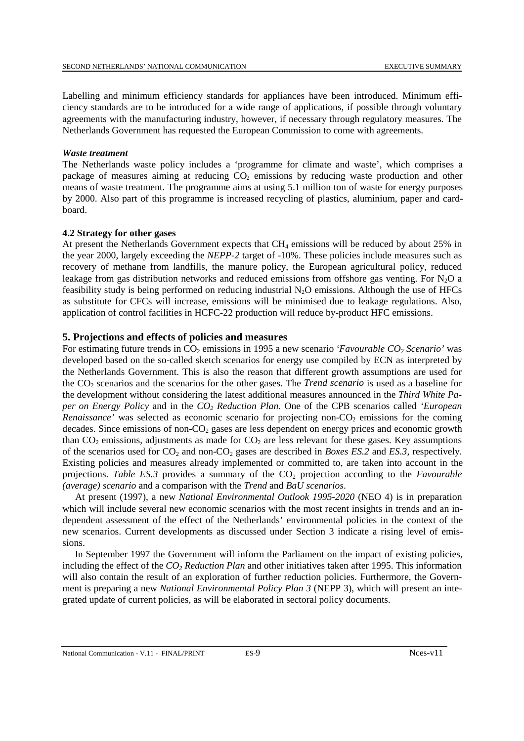Labelling and minimum efficiency standards for appliances have been introduced. Minimum efficiency standards are to be introduced for a wide range of applications, if possible through voluntary agreements with the manufacturing industry, however, if necessary through regulatory measures. The Netherlands Government has requested the European Commission to come with agreements.

***Waste treatment***

The Netherlands waste policy includes a 'programme for climate and waste', which comprises a package of measures aiming at reducing $CO_2$ emissions by reducing waste production and other means of waste treatment. The programme aims at using 5.1 million ton of waste for energy purposes by 2000. Also part of this programme is increased recycling of plastics, aluminium, paper and cardboard.

### 4.2 Strategy for other gases

At present the Netherlands Government expects that $CH_4$ emissions will be reduced by about 25% in the year 2000, largely exceeding the *NEPP-2* target of -10%. These policies include measures such as recovery of methane from landfills, the manure policy, the European agricultural policy, reduced leakage from gas distribution networks and reduced emissions from offshore gas venting. For $N_2O$ a feasibility study is being performed on reducing industrial $N_2O$ emissions. Although the use of HFCs as substitute for CFCs will increase, emissions will be minimised due to leakage regulations. Also, application of control facilities in HCFC-22 production will reduce by-product HFC emissions.

## 5. Projections and effects of policies and measures

For estimating future trends in $CO_2$ emissions in 1995 a new scenario *'Favourable $CO_2$ Scenario'* was developed based on the so-called sketch scenarios for energy use compiled by ECN as interpreted by the Netherlands Government. This is also the reason that different growth assumptions are used for the $CO_2$ scenarios and the scenarios for the other gases. The *Trend scenario* is used as a baseline for the development without considering the latest additional measures announced in the *Third White Paper on Energy Policy* and in the *$CO_2$ Reduction Plan.* One of the CPB scenarios called *'European Renaissance'* was selected as economic scenario for projecting non-$CO_2$ emissions for the coming decades. Since emissions of non-$CO_2$ gases are less dependent on energy prices and economic growth than $CO_2$ emissions, adjustments as made for $CO_2$ are less relevant for these gases. Key assumptions of the scenarios used for $CO_2$ and non-$CO_2$ gases are described in *Boxes ES.2* and *ES.3*, respectively. Existing policies and measures already implemented or committed to, are taken into account in the projections. *Table ES.3* provides a summary of the $CO_2$ projection according to the *Favourable (average) scenario* and a comparison with the *Trend* and *BaU scenarios*.

At present (1997), a new *National Environmental Outlook 1995-2020* (NEO 4) is in preparation which will include several new economic scenarios with the most recent insights in trends and an independent assessment of the effect of the Netherlands' environmental policies in the context of the new scenarios. Current developments as discussed under Section 3 indicate a rising level of emissions.

In September 1997 the Government will inform the Parliament on the impact of existing policies, including the effect of the *$CO_2$ Reduction Plan* and other initiatives taken after 1995. This information will also contain the result of an exploration of further reduction policies. Furthermore, the Government is preparing a new *National Environmental Policy Plan 3* (NEPP 3), which will present an integrated update of current policies, as will be elaborated in sectoral policy documents.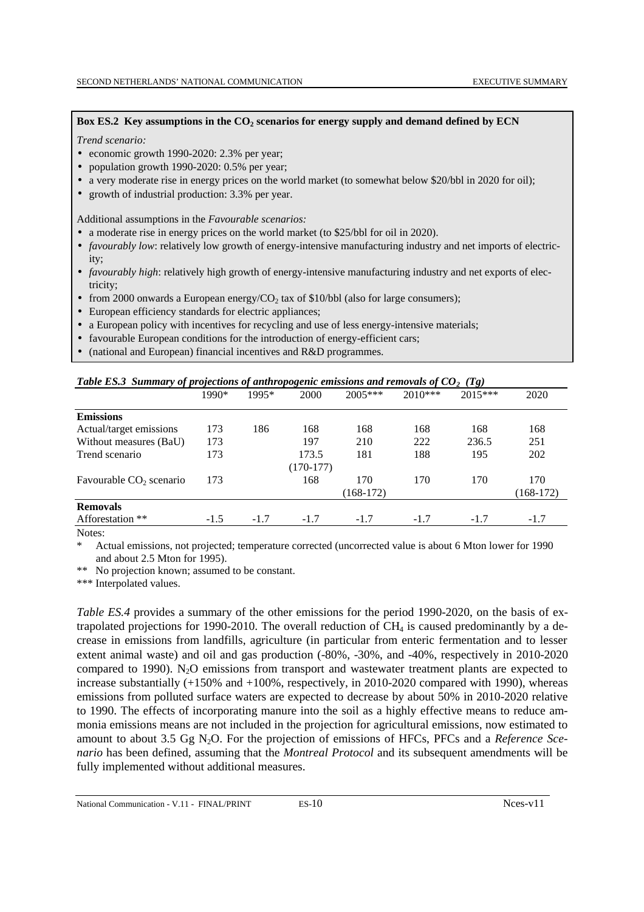**Box ES.2 Key assumptions in the $CO_2$ scenarios for energy supply and demand defined by ECN**

*Trend scenario:*

- economic growth 1990-2020: 2.3% per year;
- population growth 1990-2020: 0.5% per year;
- a very moderate rise in energy prices on the world market (to somewhat below $20/bbl in 2020 for oil);
- growth of industrial production: 3.3% per year.

Additional assumptions in the *Favourable scenarios:*

- a moderate rise in energy prices on the world market (to $25/bbl for oil in 2020).
- *favourably low*: relatively low growth of energy-intensive manufacturing industry and net imports of electricity;
- *favourably high*: relatively high growth of energy-intensive manufacturing industry and net exports of electricity;
- from 2000 onwards a European energy/$CO_2$ tax of $10/bbl (also for large consumers);
- European efficiency standards for electric appliances;
- a European policy with incentives for recycling and use of less energy-intensive materials;
- favourable European conditions for the introduction of energy-efficient cars;
- (national and European) financial incentives and R&D programmes.

***Table ES.3 Summary of projections of anthropogenic emissions and removals of $CO_2$ (Tg)***

| | 1990* | 1995* | 2000 | 2005*** | 2010*** | 2015*** | 2020 |
|---|---|---|---|---|---|---|---|
| **Emissions** | | | | | | | |
| Actual/target emissions | 173 | 186 | 168 | 168 | 168 | 168 | 168 |
| Without measures (BaU) | 173 | | 197 | 210 | 222 | 236.5 | 251 |
| Trend scenario | 173 | | 173.5 (170-177) | 181 | 188 | 195 | 202 |
| Favourable $CO_2$ scenario | 173 | | 168 | 170 (168-172) | 170 | 170 | 170 (168-172) |
| **Removals** | | | | | | | |
| Afforestation ** | -1.5 | -1.7 | -1.7 | -1.7 | -1.7 | -1.7 | -1.7 |

Notes:

\* Actual emissions, not projected; temperature corrected (uncorrected value is about 6 Mton lower for 1990 and about 2.5 Mton for 1995).

** No projection known; assumed to be constant.

*** Interpolated values.

*Table ES.4* provides a summary of the other emissions for the period 1990-2020, on the basis of extrapolated projections for 1990-2010. The overall reduction of $CH_4$ is caused predominantly by a decrease in emissions from landfills, agriculture (in particular from enteric fermentation and to lesser extent animal waste) and oil and gas production (-80%, -30%, and -40%, respectively in 2010-2020 compared to 1990). $N_2O$ emissions from transport and wastewater treatment plants are expected to increase substantially (+150% and +100%, respectively, in 2010-2020 compared with 1990), whereas emissions from polluted surface waters are expected to decrease by about 50% in 2010-2020 relative to 1990. The effects of incorporating manure into the soil as a highly effective means to reduce ammonia emissions means are not included in the projection for agricultural emissions, now estimated to amount to about 3.5 Gg $N_2O$. For the projection of emissions of HFCs, PFCs and a *Reference Scenario* has been defined, assuming that the *Montreal Protocol* and its subsequent amendments will be fully implemented without additional measures.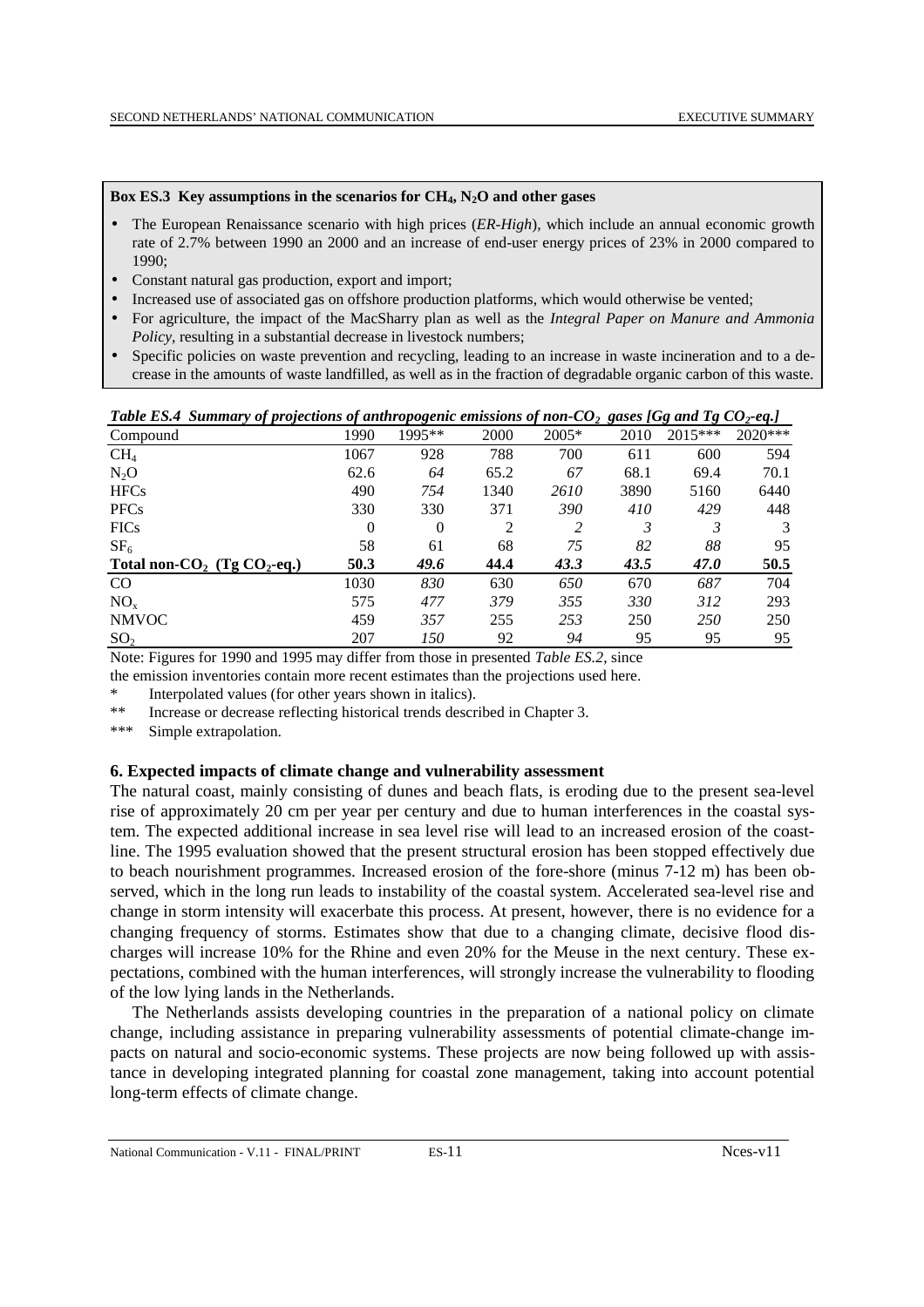**Box ES.3 Key assumptions in the scenarios for $CH_4$, $N_2O$ and other gases**

- The European Renaissance scenario with high prices (*ER-High*), which include an annual economic growth rate of 2.7% between 1990 an 2000 and an increase of end-user energy prices of 23% in 2000 compared to 1990;
- Constant natural gas production, export and import;
- Increased use of associated gas on offshore production platforms, which would otherwise be vented;
- For agriculture, the impact of the MacSharry plan as well as the *Integral Paper on Manure and Ammonia Policy*, resulting in a substantial decrease in livestock numbers;
- Specific policies on waste prevention and recycling, leading to an increase in waste incineration and to a decrease in the amounts of waste landfilled, as well as in the fraction of degradable organic carbon of this waste.

*Table ES.4 Summary of projections of anthropogenic emissions of non-$CO_2$ gases [Gg and Tg $CO_2$-eq.]*

| Compound | 1990 | 1995** | 2000 | 2005* | 2010 | 2015*** | 2020*** |
|---|---|---|---|---|---|---|---|
| $CH_4$ | 1067 | *928* | 788 | *700* | 611 | 600 | 594 |
| $N_2O$ | 62.6 | *64* | 65.2 | *67* | 68.1 | 69.4 | 70.1 |
| HFCs | 490 | *754* | 1340 | *2610* | 3890 | 5160 | 6440 |
| PFCs | 330 | 330 | 371 | *390* | *410* | *429* | 448 |
| FICs | 0 | 0 | 2 | *2* | *3* | *3* | 3 |
| $SF_6$ | 58 | 61 | 68 | *75* | *82* | *88* | 95 |
| **Total non-$CO_2$ (Tg $CO_2$-eq.)** | **50.3** | ***49.6*** | **44.4** | ***43.3*** | ***43.5*** | ***47.0*** | **50.5** |
| CO | 1030 | *830* | 630 | *650* | 670 | *687* | 704 |
| $NO_x$ | 575 | *477* | 379 | *355* | *330* | *312* | 293 |
| NMVOC | 459 | *357* | 255 | *253* | 250 | *250* | 250 |
| $SO_2$ | 207 | *150* | 92 | *94* | 95 | 95 | 95 |

Note: Figures for 1990 and 1995 may differ from those in presented *Table ES.2*, since the emission inventories contain more recent estimates than the projections used here.

\* Interpolated values (for other years shown in italics).

\*\* Increase or decrease reflecting historical trends described in Chapter 3.

\*\*\* Simple extrapolation.

### 6. Expected impacts of climate change and vulnerability assessment

The natural coast, mainly consisting of dunes and beach flats, is eroding due to the present sea-level rise of approximately 20 cm per year per century and due to human interferences in the coastal system. The expected additional increase in sea level rise will lead to an increased erosion of the coastline. The 1995 evaluation showed that the present structural erosion has been stopped effectively due to beach nourishment programmes. Increased erosion of the fore-shore (minus 7-12 m) has been observed, which in the long run leads to instability of the coastal system. Accelerated sea-level rise and change in storm intensity will exacerbate this process. At present, however, there is no evidence for a changing frequency of storms. Estimates show that due to a changing climate, decisive flood discharges will increase 10% for the Rhine and even 20% for the Meuse in the next century. These expectations, combined with the human interferences, will strongly increase the vulnerability to flooding of the low lying lands in the Netherlands.

The Netherlands assists developing countries in the preparation of a national policy on climate change, including assistance in preparing vulnerability assessments of potential climate-change impacts on natural and socio-economic systems. These projects are now being followed up with assistance in developing integrated planning for coastal zone management, taking into account potential long-term effects of climate change.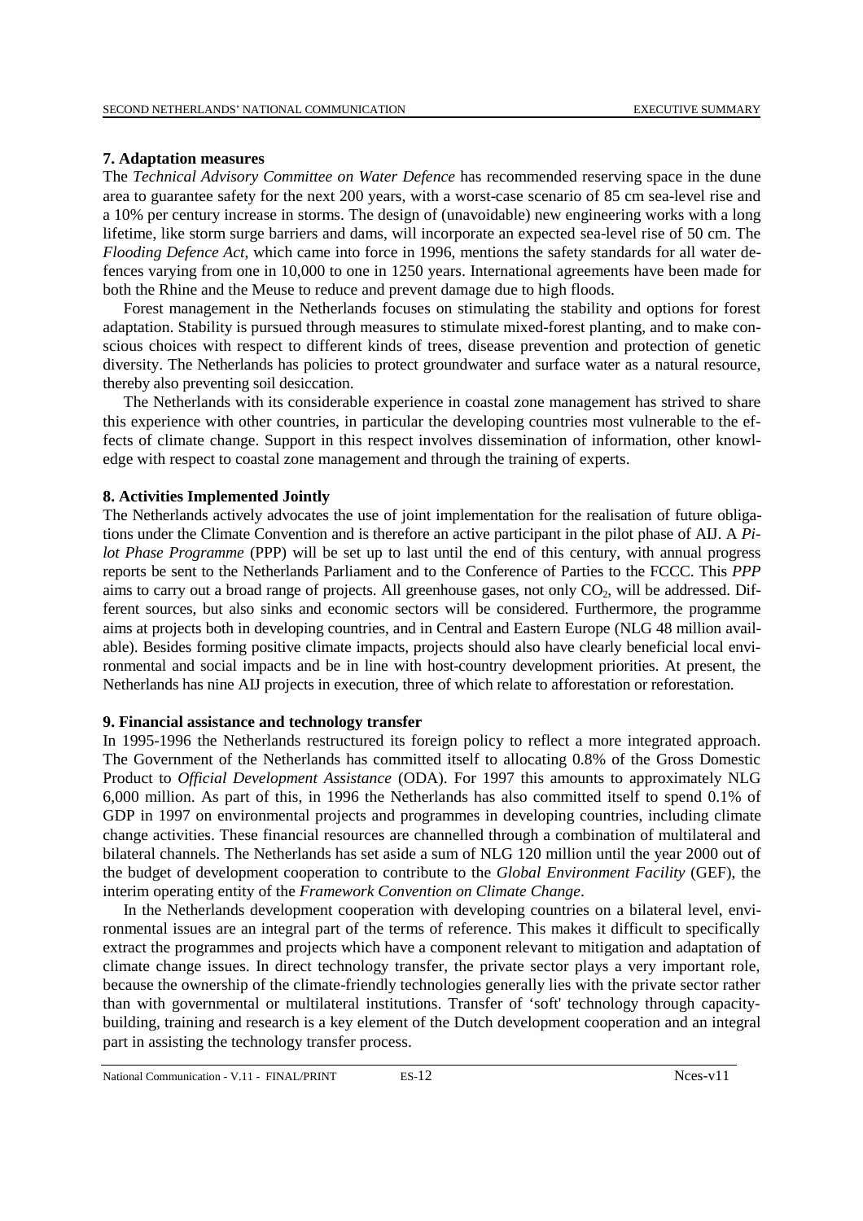**7. Adaptation measures**

The *Technical Advisory Committee on Water Defence* has recommended reserving space in the dune area to guarantee safety for the next 200 years, with a worst-case scenario of 85 cm sea-level rise and a 10% per century increase in storms. The design of (unavoidable) new engineering works with a long lifetime, like storm surge barriers and dams, will incorporate an expected sea-level rise of 50 cm. The *Flooding Defence Act,* which came into force in 1996, mentions the safety standards for all water defences varying from one in 10,000 to one in 1250 years. International agreements have been made for both the Rhine and the Meuse to reduce and prevent damage due to high floods.

Forest management in the Netherlands focuses on stimulating the stability and options for forest adaptation. Stability is pursued through measures to stimulate mixed-forest planting, and to make conscious choices with respect to different kinds of trees, disease prevention and protection of genetic diversity. The Netherlands has policies to protect groundwater and surface water as a natural resource, thereby also preventing soil desiccation.

The Netherlands with its considerable experience in coastal zone management has strived to share this experience with other countries, in particular the developing countries most vulnerable to the effects of climate change. Support in this respect involves dissemination of information, other knowledge with respect to coastal zone management and through the training of experts.

**8. Activities Implemented Jointly**

The Netherlands actively advocates the use of joint implementation for the realisation of future obligations under the Climate Convention and is therefore an active participant in the pilot phase of AIJ. A *Pilot Phase Programme* (PPP) will be set up to last until the end of this century, with annual progress reports be sent to the Netherlands Parliament and to the Conference of Parties to the FCCC. This *PPP* aims to carry out a broad range of projects. All greenhouse gases, not only $CO_2$, will be addressed. Different sources, but also sinks and economic sectors will be considered. Furthermore, the programme aims at projects both in developing countries, and in Central and Eastern Europe (NLG 48 million available). Besides forming positive climate impacts, projects should also have clearly beneficial local environmental and social impacts and be in line with host-country development priorities. At present, the Netherlands has nine AIJ projects in execution, three of which relate to afforestation or reforestation.

**9. Financial assistance and technology transfer**

In 1995-1996 the Netherlands restructured its foreign policy to reflect a more integrated approach. The Government of the Netherlands has committed itself to allocating 0.8% of the Gross Domestic Product to *Official Development Assistance* (ODA). For 1997 this amounts to approximately NLG 6,000 million. As part of this, in 1996 the Netherlands has also committed itself to spend 0.1% of GDP in 1997 on environmental projects and programmes in developing countries, including climate change activities. These financial resources are channelled through a combination of multilateral and bilateral channels. The Netherlands has set aside a sum of NLG 120 million until the year 2000 out of the budget of development cooperation to contribute to the *Global Environment Facility* (GEF), the interim operating entity of the *Framework Convention on Climate Change*.

In the Netherlands development cooperation with developing countries on a bilateral level, environmental issues are an integral part of the terms of reference. This makes it difficult to specifically extract the programmes and projects which have a component relevant to mitigation and adaptation of climate change issues. In direct technology transfer, the private sector plays a very important role, because the ownership of the climate-friendly technologies generally lies with the private sector rather than with governmental or multilateral institutions. Transfer of 'soft' technology through capacity-building, training and research is a key element of the Dutch development cooperation and an integral part in assisting the technology transfer process.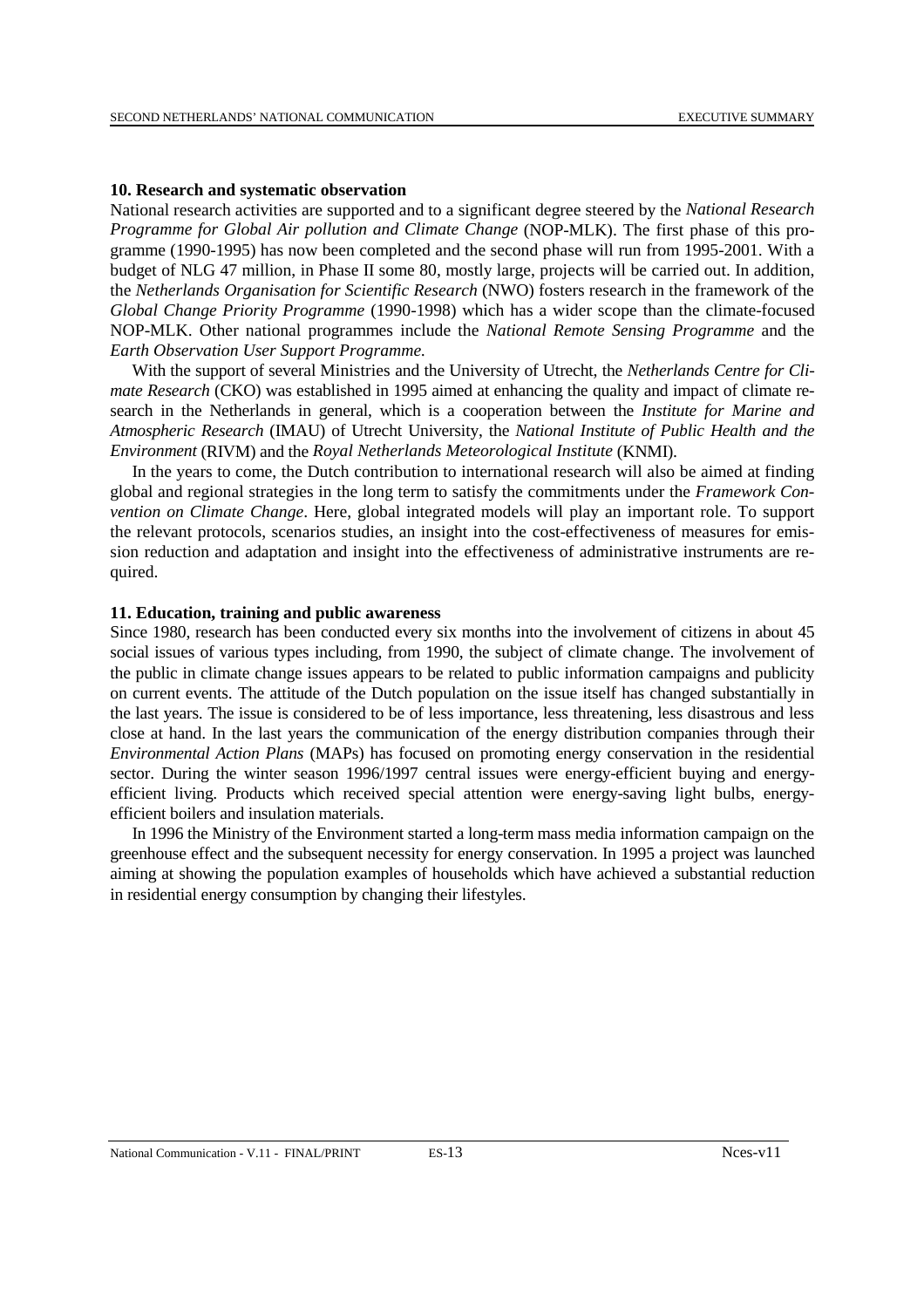**10. Research and systematic observation**

National research activities are supported and to a significant degree steered by the *National Research Programme for Global Air pollution and Climate Change* (NOP-MLK). The first phase of this programme (1990-1995) has now been completed and the second phase will run from 1995-2001. With a budget of NLG 47 million, in Phase II some 80, mostly large, projects will be carried out. In addition, the *Netherlands Organisation for Scientific Research* (NWO) fosters research in the framework of the *Global Change Priority Programme* (1990-1998) which has a wider scope than the climate-focused NOP-MLK. Other national programmes include the *National Remote Sensing Programme* and the *Earth Observation User Support Programme.*

With the support of several Ministries and the University of Utrecht, the *Netherlands Centre for Climate Research* (CKO) was established in 1995 aimed at enhancing the quality and impact of climate research in the Netherlands in general, which is a cooperation between the *Institute for Marine and Atmospheric Research* (IMAU) of Utrecht University, the *National Institute of Public Health and the Environment* (RIVM) and the *Royal Netherlands Meteorological Institute* (KNMI).

In the years to come, the Dutch contribution to international research will also be aimed at finding global and regional strategies in the long term to satisfy the commitments under the *Framework Convention on Climate Change*. Here, global integrated models will play an important role. To support the relevant protocols, scenarios studies, an insight into the cost-effectiveness of measures for emission reduction and adaptation and insight into the effectiveness of administrative instruments are required.

**11. Education, training and public awareness**

Since 1980, research has been conducted every six months into the involvement of citizens in about 45 social issues of various types including, from 1990, the subject of climate change. The involvement of the public in climate change issues appears to be related to public information campaigns and publicity on current events. The attitude of the Dutch population on the issue itself has changed substantially in the last years. The issue is considered to be of less importance, less threatening, less disastrous and less close at hand. In the last years the communication of the energy distribution companies through their *Environmental Action Plans* (MAPs) has focused on promoting energy conservation in the residential sector. During the winter season 1996/1997 central issues were energy-efficient buying and energy-efficient living. Products which received special attention were energy-saving light bulbs, energy-efficient boilers and insulation materials.

In 1996 the Ministry of the Environment started a long-term mass media information campaign on the greenhouse effect and the subsequent necessity for energy conservation. In 1995 a project was launched aiming at showing the population examples of households which have achieved a substantial reduction in residential energy consumption by changing their lifestyles.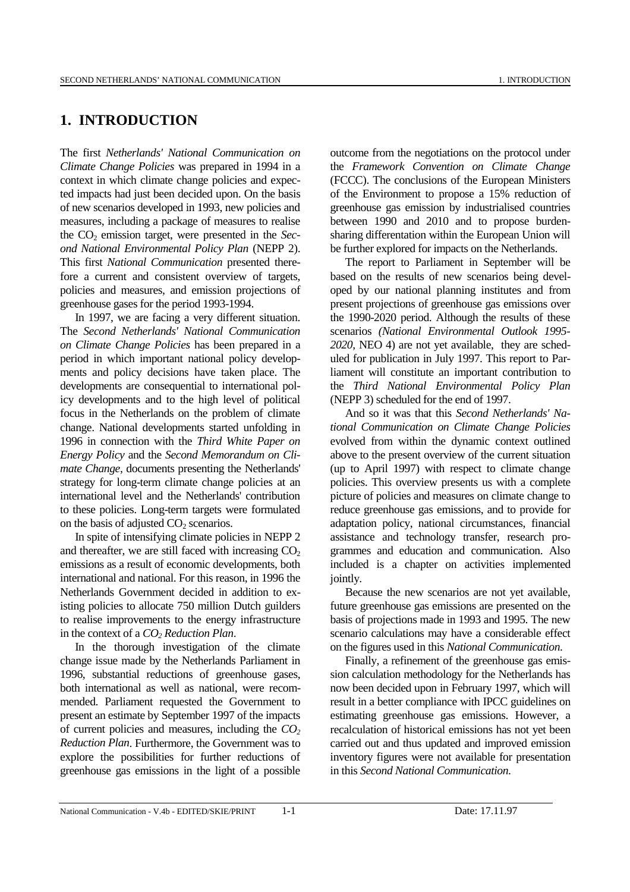# 1. INTRODUCTION

The first *Netherlands' National Communication on Climate Change Policies* was prepared in 1994 in a context in which climate change policies and expected impacts had just been decided upon. On the basis of new scenarios developed in 1993, new policies and measures, including a package of measures to realise the $CO_2$ emission target, were presented in the *Second National Environmental Policy Plan* (NEPP 2). This first *National Communication* presented therefore a current and consistent overview of targets, policies and measures, and emission projections of greenhouse gases for the period 1993-1994.

In 1997, we are facing a very different situation. The *Second Netherlands' National Communication on Climate Change Policies* has been prepared in a period in which important national policy developments and policy decisions have taken place. The developments are consequential to international policy developments and to the high level of political focus in the Netherlands on the problem of climate change. National developments started unfolding in 1996 in connection with the *Third White Paper on Energy Policy* and the *Second Memorandum on Climate Change*, documents presenting the Netherlands' strategy for long-term climate change policies at an international level and the Netherlands' contribution to these policies. Long-term targets were formulated on the basis of adjusted $CO_2$ scenarios.

In spite of intensifying climate policies in NEPP 2 and thereafter, we are still faced with increasing $CO_2$ emissions as a result of economic developments, both international and national. For this reason, in 1996 the Netherlands Government decided in addition to existing policies to allocate 750 million Dutch guilders to realise improvements to the energy infrastructure in the context of a *$CO_2$ Reduction Plan*.

In the thorough investigation of the climate change issue made by the Netherlands Parliament in 1996, substantial reductions of greenhouse gases, both international as well as national, were recommended. Parliament requested the Government to present an estimate by September 1997 of the impacts of current policies and measures, including the *$CO_2$ Reduction Plan*. Furthermore, the Government was to explore the possibilities for further reductions of greenhouse gas emissions in the light of a possible outcome from the negotiations on the protocol under the *Framework Convention on Climate Change* (FCCC). The conclusions of the European Ministers of the Environment to propose a 15% reduction of greenhouse gas emission by industrialised countries between 1990 and 2010 and to propose burden-sharing differentation within the European Union will be further explored for impacts on the Netherlands.

The report to Parliament in September will be based on the results of new scenarios being developed by our national planning institutes and from present projections of greenhouse gas emissions over the 1990-2020 period. Although the results of these scenarios *(National Environmental Outlook 1995-2020*, NEO 4) are not yet available, they are scheduled for publication in July 1997. This report to Parliament will constitute an important contribution to the *Third National Environmental Policy Plan* (NEPP 3) scheduled for the end of 1997.

And so it was that this *Second Netherlands' National Communication on Climate Change Policies* evolved from within the dynamic context outlined above to the present overview of the current situation (up to April 1997) with respect to climate change policies. This overview presents us with a complete picture of policies and measures on climate change to reduce greenhouse gas emissions, and to provide for adaptation policy, national circumstances, financial assistance and technology transfer, research programmes and education and communication. Also included is a chapter on activities implemented jointly.

Because the new scenarios are not yet available, future greenhouse gas emissions are presented on the basis of projections made in 1993 and 1995. The new scenario calculations may have a considerable effect on the figures used in this *National Communication.*

Finally, a refinement of the greenhouse gas emission calculation methodology for the Netherlands has now been decided upon in February 1997, which will result in a better compliance with IPCC guidelines on estimating greenhouse gas emissions. However, a recalculation of historical emissions has not yet been carried out and thus updated and improved emission inventory figures were not available for presentation in this *Second National Communication.*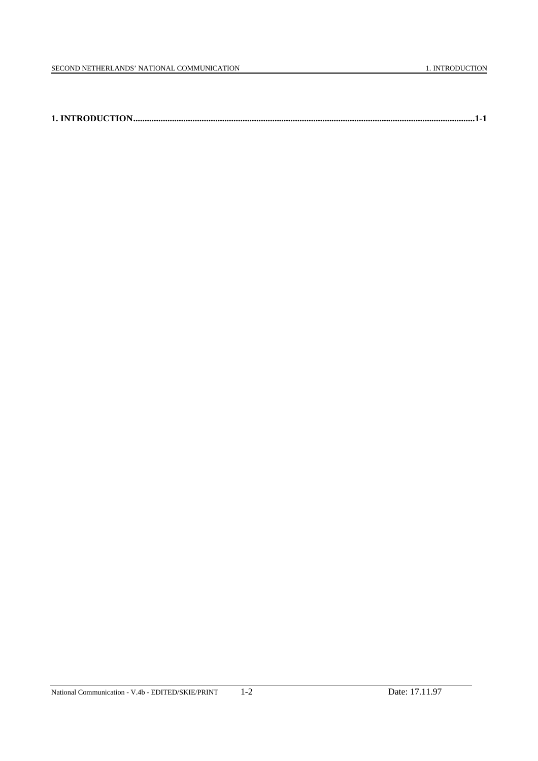**1. INTRODUCTION........................................................................................................................................................1-1**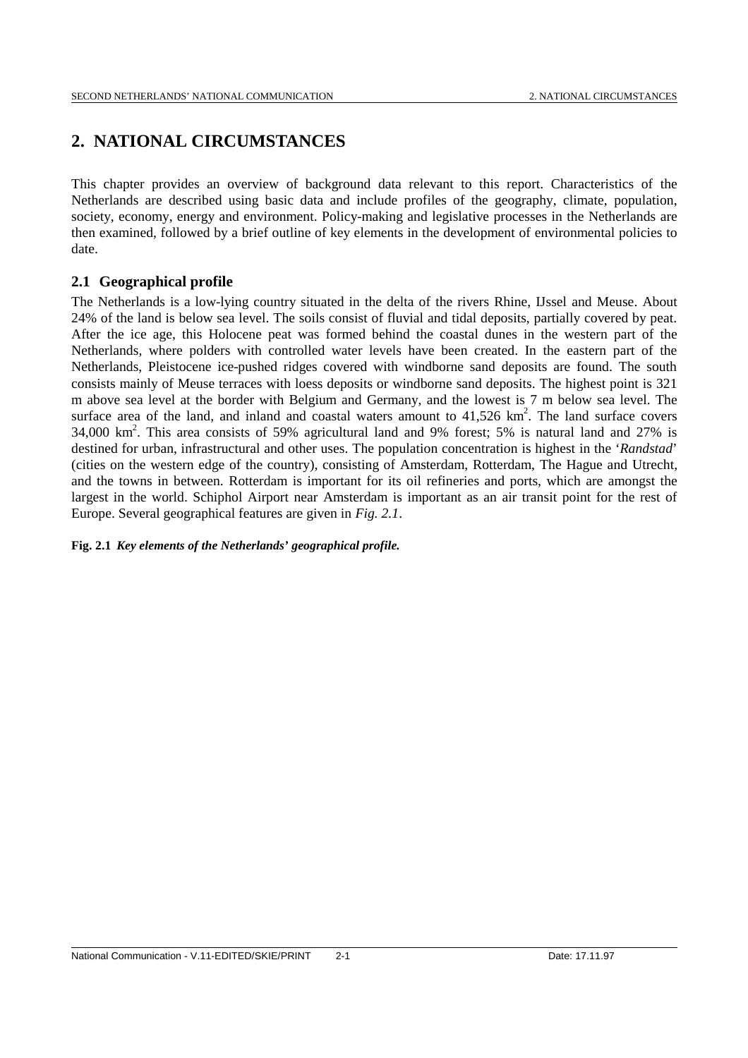# 2. NATIONAL CIRCUMSTANCES

This chapter provides an overview of background data relevant to this report. Characteristics of the Netherlands are described using basic data and include profiles of the geography, climate, population, society, economy, energy and environment. Policy-making and legislative processes in the Netherlands are then examined, followed by a brief outline of key elements in the development of environmental policies to date.

## 2.1 Geographical profile

The Netherlands is a low-lying country situated in the delta of the rivers Rhine, IJssel and Meuse. About 24% of the land is below sea level. The soils consist of fluvial and tidal deposits, partially covered by peat. After the ice age, this Holocene peat was formed behind the coastal dunes in the western part of the Netherlands, where polders with controlled water levels have been created. In the eastern part of the Netherlands, Pleistocene ice-pushed ridges covered with windborne sand deposits are found. The south consists mainly of Meuse terraces with loess deposits or windborne sand deposits. The highest point is 321 m above sea level at the border with Belgium and Germany, and the lowest is 7 m below sea level. The surface area of the land, and inland and coastal waters amount to 41,526 km$^2$. The land surface covers 34,000 km$^2$. This area consists of 59% agricultural land and 9% forest; 5% is natural land and 27% is destined for urban, infrastructural and other uses. The population concentration is highest in the '*Randstad*' (cities on the western edge of the country), consisting of Amsterdam, Rotterdam, The Hague and Utrecht, and the towns in between. Rotterdam is important for its oil refineries and ports, which are amongst the largest in the world. Schiphol Airport near Amsterdam is important as an air transit point for the rest of Europe. Several geographical features are given in *Fig. 2.1*.

**Fig. 2.1** ***Key elements of the Netherlands' geographical profile.***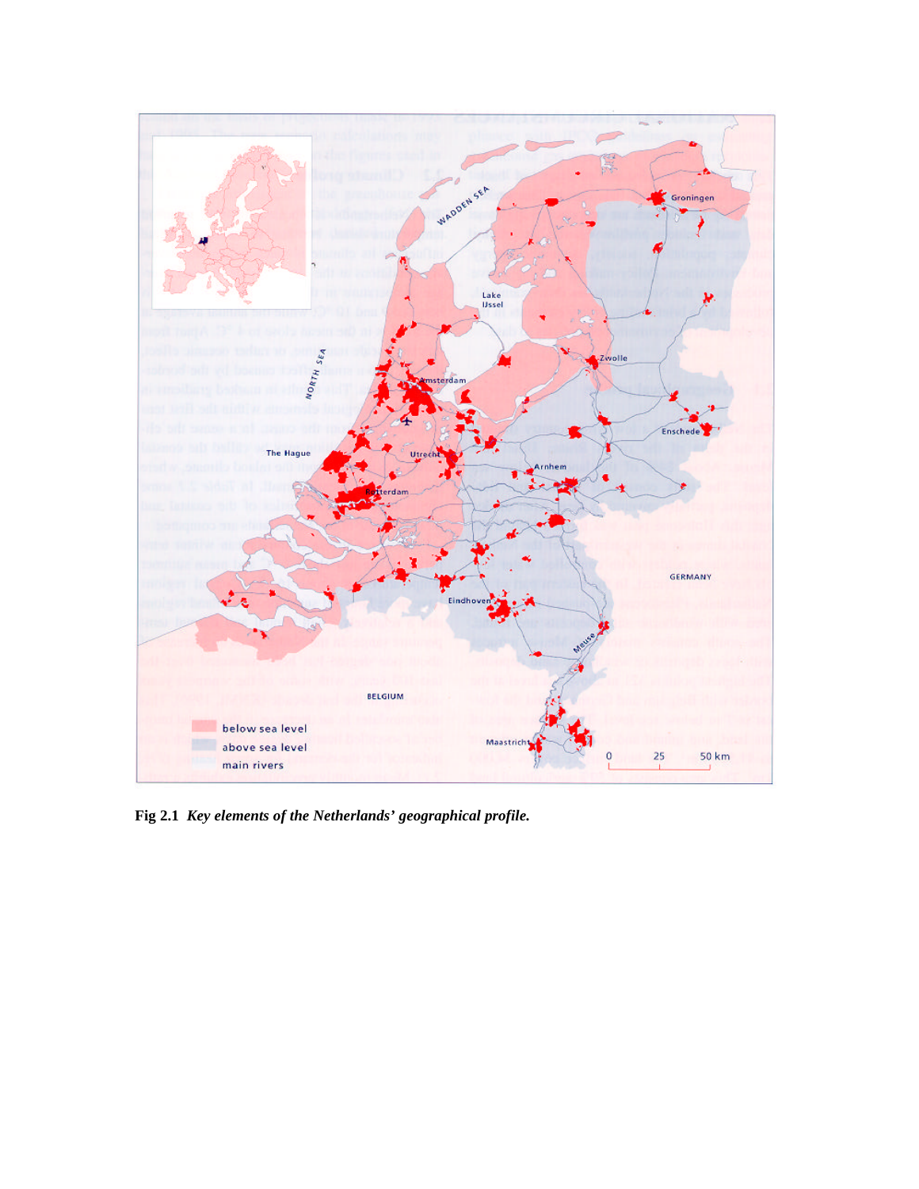**Fig 2.1** ***Key elements of the Netherlands' geographical profile.***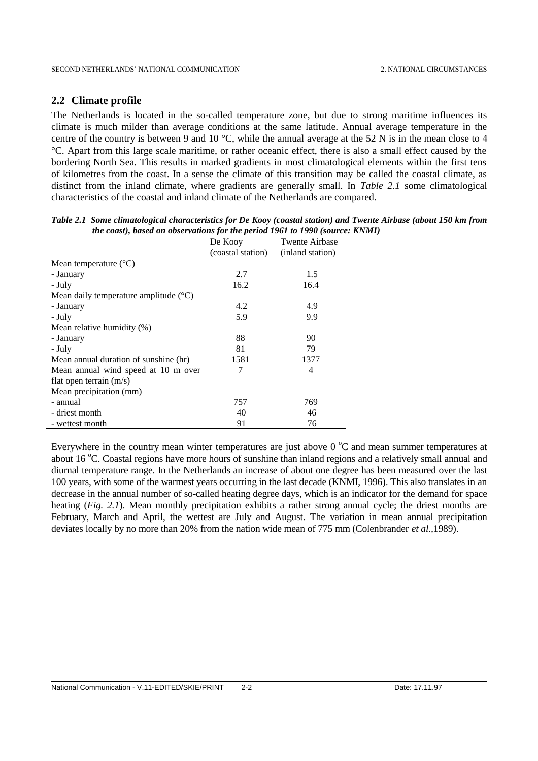## 2.2 Climate profile

The Netherlands is located in the so-called temperature zone, but due to strong maritime influences its climate is much milder than average conditions at the same latitude. Annual average temperature in the centre of the country is between 9 and 10 °C, while the annual average at the 52 N is in the mean close to 4 °C. Apart from this large scale maritime, or rather oceanic effect, there is also a small effect caused by the bordering North Sea. This results in marked gradients in most climatological elements within the first tens of kilometres from the coast. In a sense the climate of this transition may be called the coastal climate, as distinct from the inland climate, where gradients are generally small. In *Table 2.1* some climatological characteristics of the coastal and inland climate of the Netherlands are compared.

***Table 2.1 Some climatological characteristics for De Kooy (coastal station) and Twente Airbase (about 150 km from the coast), based on observations for the period 1961 to 1990 (source: KNMI)***

| | De Kooy (coastal station) | Twente Airbase (inland station) |
|---|---|---|
| Mean temperature (°C) | | |
| - January | 2.7 | 1.5 |
| - July | 16.2 | 16.4 |
| Mean daily temperature amplitude (°C) | | |
| - January | 4.2 | 4.9 |
| - July | 5.9 | 9.9 |
| Mean relative humidity (%) | | |
| - January | 88 | 90 |
| - July | 81 | 79 |
| Mean annual duration of sunshine (hr) | 1581 | 1377 |
| Mean annual wind speed at 10 m over flat open terrain (m/s) | 7 | 4 |
| Mean precipitation (mm) | | |
| - annual | 757 | 769 |
| - driest month | 40 | 46 |
| - wettest month | 91 | 76 |

Everywhere in the country mean winter temperatures are just above 0 °C and mean summer temperatures at about 16 °C. Coastal regions have more hours of sunshine than inland regions and a relatively small annual and diurnal temperature range. In the Netherlands an increase of about one degree has been measured over the last 100 years, with some of the warmest years occurring in the last decade (KNMI, 1996). This also translates in an decrease in the annual number of so-called heating degree days, which is an indicator for the demand for space heating (*Fig. 2.1*). Mean monthly precipitation exhibits a rather strong annual cycle; the driest months are February, March and April, the wettest are July and August. The variation in mean annual precipitation deviates locally by no more than 20% from the nation wide mean of 775 mm (Colenbrander *et al.*,1989).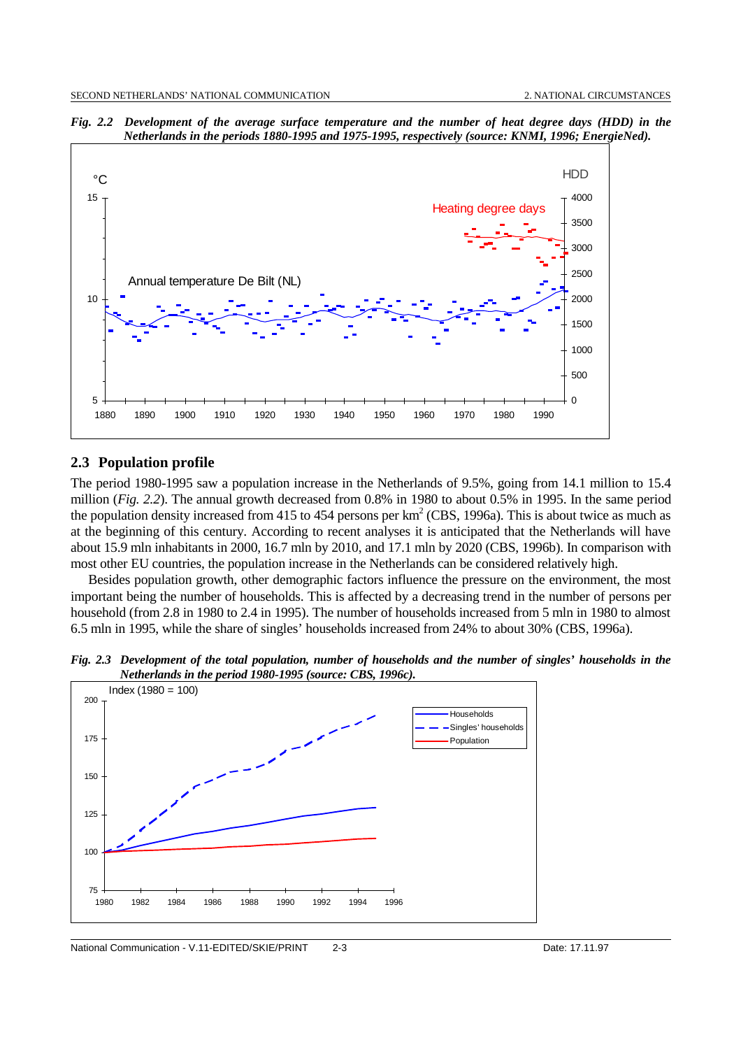*Fig. 2.2 Development of the average surface temperature and the number of heat degree days (HDD) in the Netherlands in the periods 1880-1995 and 1975-1995, respectively (source: KNMI, 1996; EnergieNed).*

## 2.3 Population profile

The period 1980-1995 saw a population increase in the Netherlands of 9.5%, going from 14.1 million to 15.4 million (*Fig. 2.2*). The annual growth decreased from 0.8% in 1980 to about 0.5% in 1995. In the same period the population density increased from 415 to 454 persons per km$^2$ (CBS, 1996a). This is about twice as much as at the beginning of this century. According to recent analyses it is anticipated that the Netherlands will have about 15.9 mln inhabitants in 2000, 16.7 mln by 2010, and 17.1 mln by 2020 (CBS, 1996b). In comparison with most other EU countries, the population increase in the Netherlands can be considered relatively high.

Besides population growth, other demographic factors influence the pressure on the environment, the most important being the number of households. This is affected by a decreasing trend in the number of persons per household (from 2.8 in 1980 to 2.4 in 1995). The number of households increased from 5 mln in 1980 to almost 6.5 mln in 1995, while the share of singles' households increased from 24% to about 30% (CBS, 1996a).

*Fig. 2.3 Development of the total population, number of households and the number of singles' households in the Netherlands in the period 1980-1995 (source: CBS, 1996c).*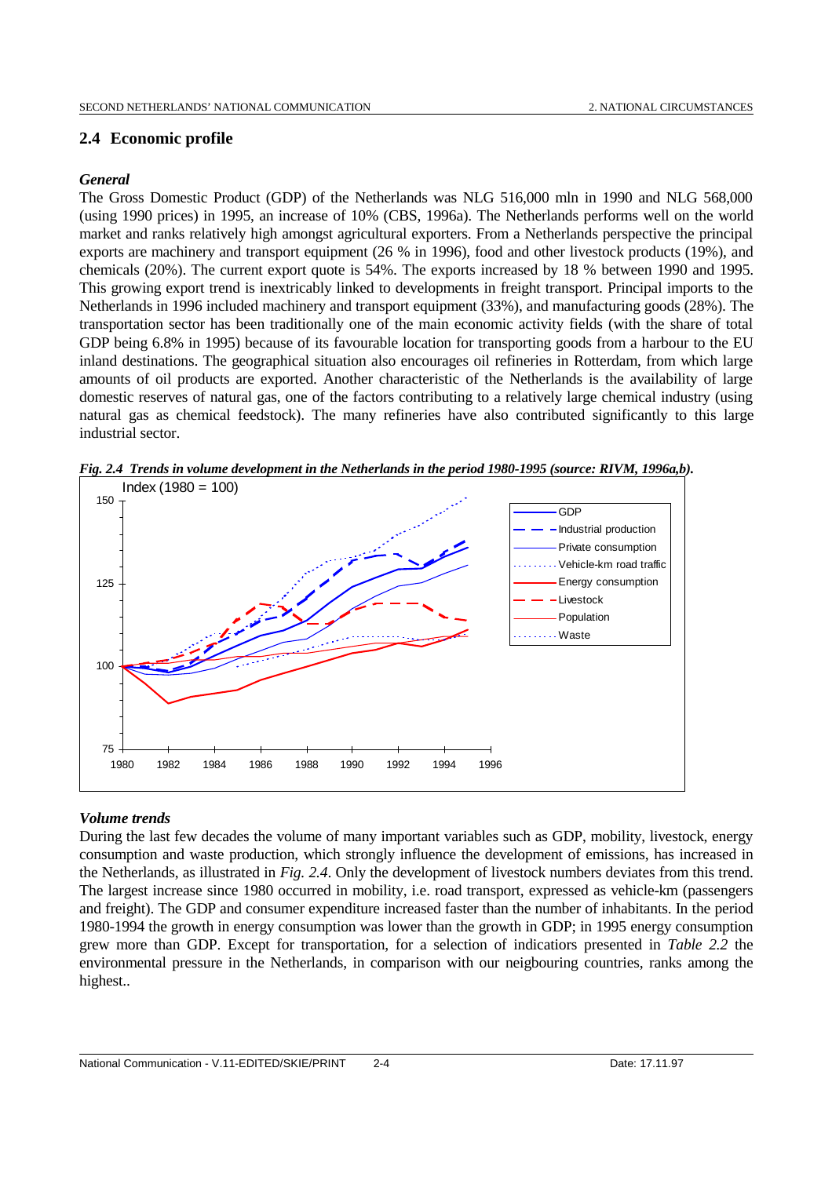## 2.4 Economic profile

### *General*

The Gross Domestic Product (GDP) of the Netherlands was NLG 516,000 mln in 1990 and NLG 568,000 (using 1990 prices) in 1995, an increase of 10% (CBS, 1996a). The Netherlands performs well on the world market and ranks relatively high amongst agricultural exporters. From a Netherlands perspective the principal exports are machinery and transport equipment (26 % in 1996), food and other livestock products (19%), and chemicals (20%). The current export quote is 54%. The exports increased by 18 % between 1990 and 1995. This growing export trend is inextricably linked to developments in freight transport. Principal imports to the Netherlands in 1996 included machinery and transport equipment (33%), and manufacturing goods (28%). The transportation sector has been traditionally one of the main economic activity fields (with the share of total GDP being 6.8% in 1995) because of its favourable location for transporting goods from a harbour to the EU inland destinations. The geographical situation also encourages oil refineries in Rotterdam, from which large amounts of oil products are exported. Another characteristic of the Netherlands is the availability of large domestic reserves of natural gas, one of the factors contributing to a relatively large chemical industry (using natural gas as chemical feedstock). The many refineries have also contributed significantly to this large industrial sector.

***Fig. 2.4 Trends in volume development in the Netherlands in the period 1980-1995 (source: RIVM, 1996a,b).***

### *Volume trends*

During the last few decades the volume of many important variables such as GDP, mobility, livestock, energy consumption and waste production, which strongly influence the development of emissions, has increased in the Netherlands, as illustrated in *Fig. 2.4*. Only the development of livestock numbers deviates from this trend. The largest increase since 1980 occurred in mobility, i.e. road transport, expressed as vehicle-km (passengers and freight). The GDP and consumer expenditure increased faster than the number of inhabitants. In the period 1980-1994 the growth in energy consumption was lower than the growth in GDP; in 1995 energy consumption grew more than GDP. Except for transportation, for a selection of indicatiors presented in *Table 2.2* the environmental pressure in the Netherlands, in comparison with our neigbouring countries, ranks among the highest..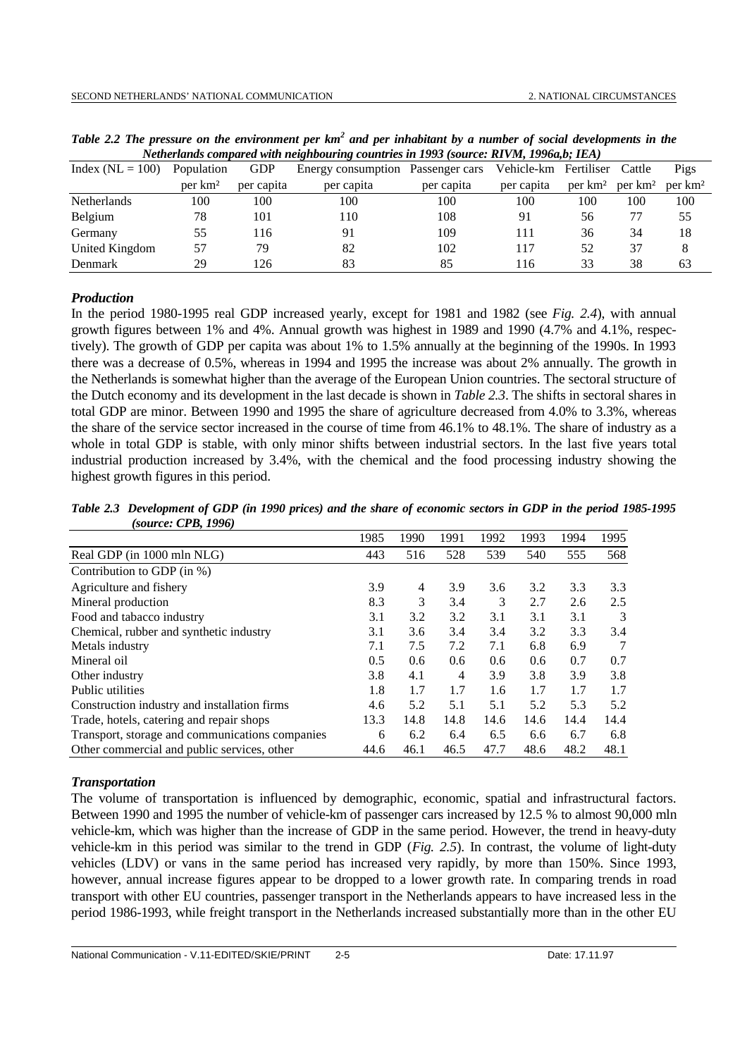*Table 2.2 The pressure on the environment per km² and per inhabitant by a number of social developments in the Netherlands compared with neighbouring countries in 1993 (source: RIVM, 1996a,b; IEA)*

| Index (NL = 100) | Population per km² | GDP per capita | Energy consumption per capita | Passenger cars per capita | Vehicle-km per capita | Fertiliser per km² | Cattle per km² | Pigs per km² |
|---|---|---|---|---|---|---|---|---|
| Netherlands | 100 | 100 | 100 | 100 | 100 | 100 | 100 | 100 |
| Belgium | 78 | 101 | 110 | 108 | 91 | 56 | 77 | 55 |
| Germany | 55 | 116 | 91 | 109 | 111 | 36 | 34 | 18 |
| United Kingdom | 57 | 79 | 82 | 102 | 117 | 52 | 37 | 8 |
| Denmark | 29 | 126 | 83 | 85 | 116 | 33 | 38 | 63 |

### *Production*

In the period 1980-1995 real GDP increased yearly, except for 1981 and 1982 (see *Fig. 2.4*), with annual growth figures between 1% and 4%. Annual growth was highest in 1989 and 1990 (4.7% and 4.1%, respectively). The growth of GDP per capita was about 1% to 1.5% annually at the beginning of the 1990s. In 1993 there was a decrease of 0.5%, whereas in 1994 and 1995 the increase was about 2% annually. The growth in the Netherlands is somewhat higher than the average of the European Union countries. The sectoral structure of the Dutch economy and its development in the last decade is shown in *Table 2.3*. The shifts in sectoral shares in total GDP are minor. Between 1990 and 1995 the share of agriculture decreased from 4.0% to 3.3%, whereas the share of the service sector increased in the course of time from 46.1% to 48.1%. The share of industry as a whole in total GDP is stable, with only minor shifts between industrial sectors. In the last five years total industrial production increased by 3.4%, with the chemical and the food processing industry showing the highest growth figures in this period.

*Table 2.3 Development of GDP (in 1990 prices) and the share of economic sectors in GDP in the period 1985-1995 (source: CPB, 1996)*

| | 1985 | 1990 | 1991 | 1992 | 1993 | 1994 | 1995 |
|---|---|---|---|---|---|---|---|
| Real GDP (in 1000 mln NLG) | 443 | 516 | 528 | 539 | 540 | 555 | 568 |
| Contribution to GDP (in %) | | | | | | | |
| Agriculture and fishery | 3.9 | 4 | 3.9 | 3.6 | 3.2 | 3.3 | 3.3 |
| Mineral production | 8.3 | 3 | 3.4 | 3 | 2.7 | 2.6 | 2.5 |
| Food and tabacco industry | 3.1 | 3.2 | 3.2 | 3.1 | 3.1 | 3.1 | 3 |
| Chemical, rubber and synthetic industry | 3.1 | 3.6 | 3.4 | 3.4 | 3.2 | 3.3 | 3.4 |
| Metals industry | 7.1 | 7.5 | 7.2 | 7.1 | 6.8 | 6.9 | 7 |
| Mineral oil | 0.5 | 0.6 | 0.6 | 0.6 | 0.6 | 0.7 | 0.7 |
| Other industry | 3.8 | 4.1 | 4 | 3.9 | 3.8 | 3.9 | 3.8 |
| Public utilities | 1.8 | 1.7 | 1.7 | 1.6 | 1.7 | 1.7 | 1.7 |
| Construction industry and installation firms | 4.6 | 5.2 | 5.1 | 5.1 | 5.2 | 5.3 | 5.2 |
| Trade, hotels, catering and repair shops | 13.3 | 14.8 | 14.8 | 14.6 | 14.6 | 14.4 | 14.4 |
| Transport, storage and communications companies | 6 | 6.2 | 6.4 | 6.5 | 6.6 | 6.7 | 6.8 |
| Other commercial and public services, other | 44.6 | 46.1 | 46.5 | 47.7 | 48.6 | 48.2 | 48.1 |

### *Transportation*

The volume of transportation is influenced by demographic, economic, spatial and infrastructural factors. Between 1990 and 1995 the number of vehicle-km of passenger cars increased by 12.5 % to almost 90,000 mln vehicle-km, which was higher than the increase of GDP in the same period. However, the trend in heavy-duty vehicle-km in this period was similar to the trend in GDP (*Fig. 2.5*). In contrast, the volume of light-duty vehicles (LDV) or vans in the same period has increased very rapidly, by more than 150%. Since 1993, however, annual increase figures appear to be dropped to a lower growth rate. In comparing trends in road transport with other EU countries, passenger transport in the Netherlands appears to have increased less in the period 1986-1993, while freight transport in the Netherlands increased substantially more than in the other EU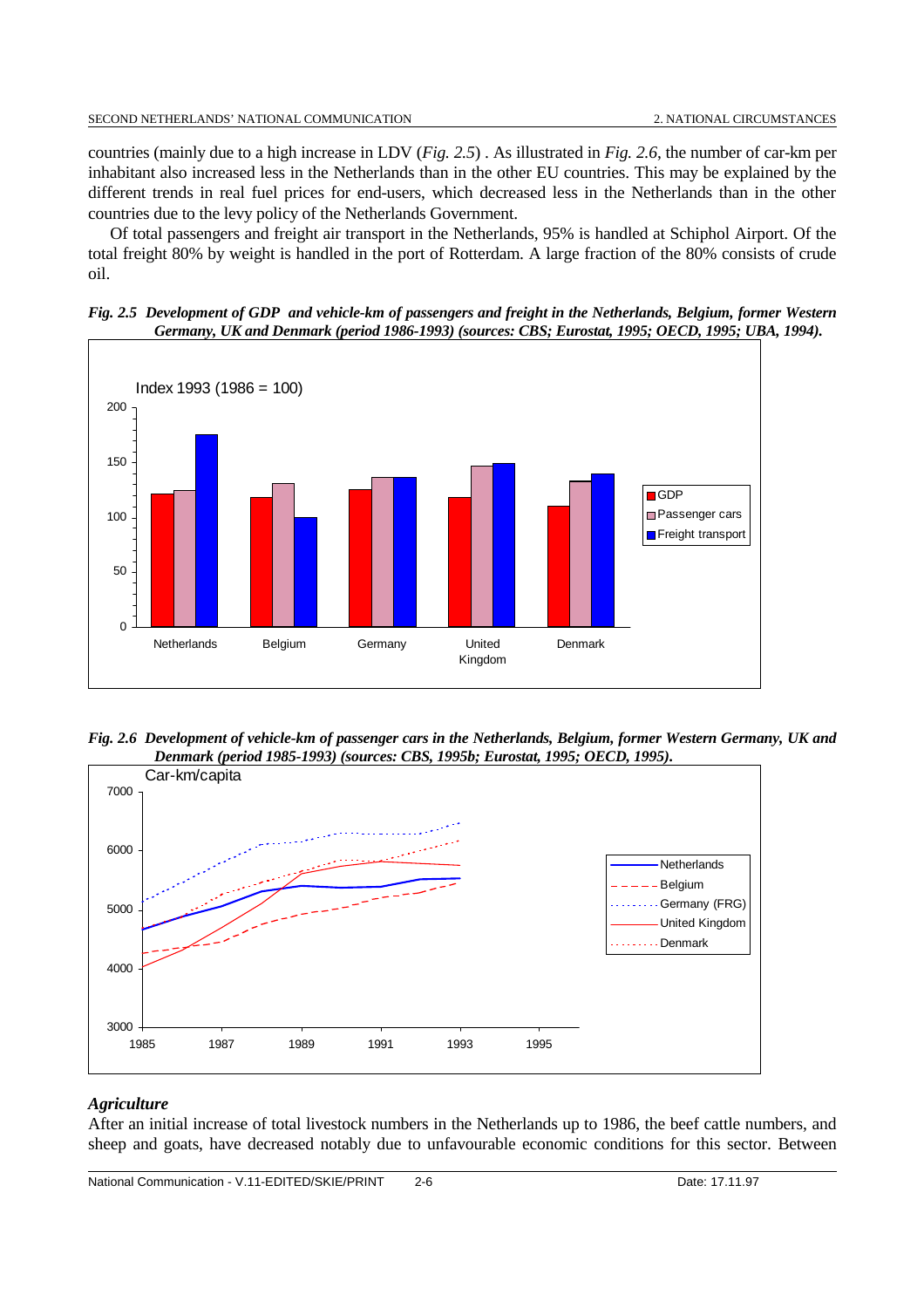countries (mainly due to a high increase in LDV (*Fig. 2.5*) . As illustrated in *Fig. 2.6*, the number of car-km per inhabitant also increased less in the Netherlands than in the other EU countries. This may be explained by the different trends in real fuel prices for end-users, which decreased less in the Netherlands than in the other countries due to the levy policy of the Netherlands Government.

Of total passengers and freight air transport in the Netherlands, 95% is handled at Schiphol Airport. Of the total freight 80% by weight is handled in the port of Rotterdam. A large fraction of the 80% consists of crude oil.

***Fig. 2.5 Development of GDP and vehicle-km of passengers and freight in the Netherlands, Belgium, former Western Germany, UK and Denmark (period 1986-1993) (sources: CBS; Eurostat, 1995; OECD, 1995; UBA, 1994).***

***Fig. 2.6 Development of vehicle-km of passenger cars in the Netherlands, Belgium, former Western Germany, UK and Denmark (period 1985-1993) (sources: CBS, 1995b; Eurostat, 1995; OECD, 1995).***

### *Agriculture*

After an initial increase of total livestock numbers in the Netherlands up to 1986, the beef cattle numbers, and sheep and goats, have decreased notably due to unfavourable economic conditions for this sector. Between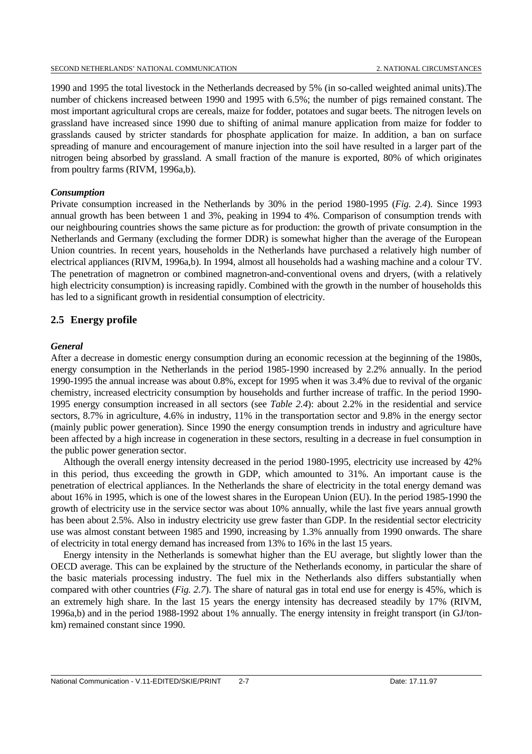1990 and 1995 the total livestock in the Netherlands decreased by 5% (in so-called weighted animal units).The number of chickens increased between 1990 and 1995 with 6.5%; the number of pigs remained constant. The most important agricultural crops are cereals, maize for fodder, potatoes and sugar beets. The nitrogen levels on grassland have increased since 1990 due to shifting of animal manure application from maize for fodder to grasslands caused by stricter standards for phosphate application for maize. In addition, a ban on surface spreading of manure and encouragement of manure injection into the soil have resulted in a larger part of the nitrogen being absorbed by grassland. A small fraction of the manure is exported, 80% of which originates from poultry farms (RIVM, 1996a,b).

***Consumption***

Private consumption increased in the Netherlands by 30% in the period 1980-1995 (*Fig. 2.4*). Since 1993 annual growth has been between 1 and 3%, peaking in 1994 to 4%. Comparison of consumption trends with our neighbouring countries shows the same picture as for production: the growth of private consumption in the Netherlands and Germany (excluding the former DDR) is somewhat higher than the average of the European Union countries. In recent years, households in the Netherlands have purchased a relatively high number of electrical appliances (RIVM, 1996a,b). In 1994, almost all households had a washing machine and a colour TV. The penetration of magnetron or combined magnetron-and-conventional ovens and dryers, (with a relatively high electricity consumption) is increasing rapidly. Combined with the growth in the number of households this has led to a significant growth in residential consumption of electricity.

## 2.5 Energy profile

***General***

After a decrease in domestic energy consumption during an economic recession at the beginning of the 1980s, energy consumption in the Netherlands in the period 1985-1990 increased by 2.2% annually. In the period 1990-1995 the annual increase was about 0.8%, except for 1995 when it was 3.4% due to revival of the organic chemistry, increased electricity consumption by households and further increase of traffic. In the period 1990-1995 energy consumption increased in all sectors (see *Table 2.4*): about 2.2% in the residential and service sectors, 8.7% in agriculture, 4.6% in industry, 11% in the transportation sector and 9.8% in the energy sector (mainly public power generation). Since 1990 the energy consumption trends in industry and agriculture have been affected by a high increase in cogeneration in these sectors, resulting in a decrease in fuel consumption in the public power generation sector.

Although the overall energy intensity decreased in the period 1980-1995, electricity use increased by 42% in this period, thus exceeding the growth in GDP, which amounted to 31%. An important cause is the penetration of electrical appliances. In the Netherlands the share of electricity in the total energy demand was about 16% in 1995, which is one of the lowest shares in the European Union (EU). In the period 1985-1990 the growth of electricity use in the service sector was about 10% annually, while the last five years annual growth has been about 2.5%. Also in industry electricity use grew faster than GDP. In the residential sector electricity use was almost constant between 1985 and 1990, increasing by 1.3% annually from 1990 onwards. The share of electricity in total energy demand has increased from 13% to 16% in the last 15 years.

Energy intensity in the Netherlands is somewhat higher than the EU average, but slightly lower than the OECD average. This can be explained by the structure of the Netherlands economy, in particular the share of the basic materials processing industry. The fuel mix in the Netherlands also differs substantially when compared with other countries (*Fig. 2.7*). The share of natural gas in total end use for energy is 45%, which is an extremely high share. In the last 15 years the energy intensity has decreased steadily by 17% (RIVM, 1996a,b) and in the period 1988-1992 about 1% annually. The energy intensity in freight transport (in GJ/ton-km) remained constant since 1990.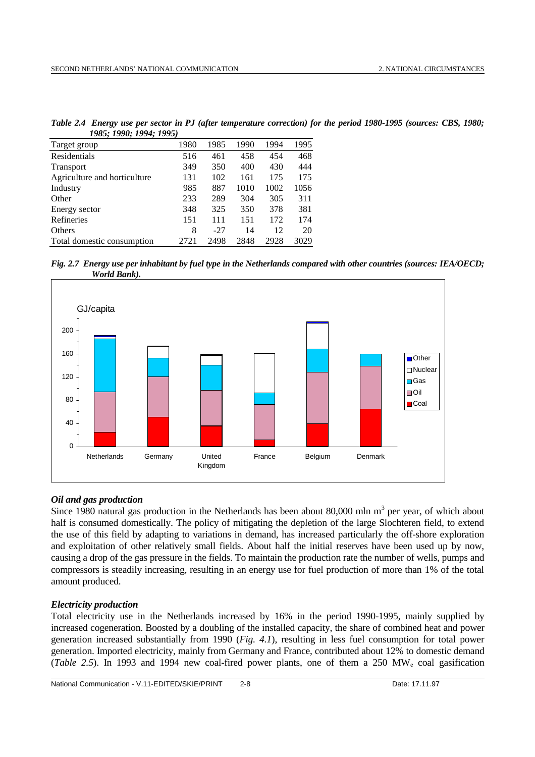*Table 2.4 Energy use per sector in PJ (after temperature correction) for the period 1980-1995 (sources: CBS, 1980; 1985; 1990; 1994; 1995)*

| Target group | 1980 | 1985 | 1990 | 1994 | 1995 |
|---|---|---|---|---|---|
| Residentials | 516 | 461 | 458 | 454 | 468 |
| Transport | 349 | 350 | 400 | 430 | 444 |
| Agriculture and horticulture | 131 | 102 | 161 | 175 | 175 |
| Industry | 985 | 887 | 1010 | 1002 | 1056 |
| Other | 233 | 289 | 304 | 305 | 311 |
| Energy sector | 348 | 325 | 350 | 378 | 381 |
| Refineries | 151 | 111 | 151 | 172 | 174 |
| Others | 8 | -27 | 14 | 12 | 20 |
| Total domestic consumption | 2721 | 2498 | 2848 | 2928 | 3029 |

*Fig. 2.7 Energy use per inhabitant by fuel type in the Netherlands compared with other countries (sources: IEA/OECD; World Bank).*

### *Oil and gas production*

Since 1980 natural gas production in the Netherlands has been about 80,000 mln $m^3$ per year, of which about half is consumed domestically. The policy of mitigating the depletion of the large Slochteren field, to extend the use of this field by adapting to variations in demand, has increased particularly the off-shore exploration and exploitation of other relatively small fields. About half the initial reserves have been used up by now, causing a drop of the gas pressure in the fields. To maintain the production rate the number of wells, pumps and compressors is steadily increasing, resulting in an energy use for fuel production of more than 1% of the total amount produced.

### *Electricity production*

Total electricity use in the Netherlands increased by 16% in the period 1990-1995, mainly supplied by increased cogeneration. Boosted by a doubling of the installed capacity, the share of combined heat and power generation increased substantially from 1990 (*Fig. 4.1*), resulting in less fuel consumption for total power generation. Imported electricity, mainly from Germany and France, contributed about 12% to domestic demand (*Table 2.5*). In 1993 and 1994 new coal-fired power plants, one of them a 250 $MW_e$ coal gasification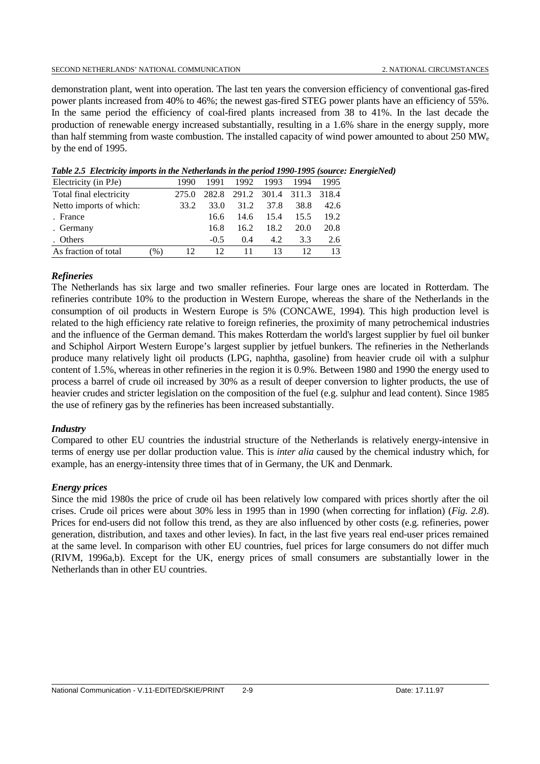demonstration plant, went into operation. The last ten years the conversion efficiency of conventional gas-fired power plants increased from 40% to 46%; the newest gas-fired STEG power plants have an efficiency of 55%. In the same period the efficiency of coal-fired plants increased from 38 to 41%. In the last decade the production of renewable energy increased substantially, resulting in a 1.6% share in the energy supply, more than half stemming from waste combustion. The installed capacity of wind power amounted to about 250 $MW_e$ by the end of 1995.

***Table 2.5 Electricity imports in the Netherlands in the period 1990-1995 (source: EnergieNed)***

| Electricity (in PJe) | | 1990 | 1991 | 1992 | 1993 | 1994 | 1995 |
|---|---|---|---|---|---|---|---|
| Total final electricity | | 275.0 | 282.8 | 291.2 | 301.4 | 311.3 | 318.4 |
| Netto imports of which: | | 33.2 | 33.0 | 31.2 | 37.8 | 38.8 | 42.6 |
| . France | | | 16.6 | 14.6 | 15.4 | 15.5 | 19.2 |
| . Germany | | | 16.8 | 16.2 | 18.2 | 20.0 | 20.8 |
| . Others | | | -0.5 | 0.4 | 4.2 | 3.3 | 2.6 |
| As fraction of total | (%) | 12 | 12 | 11 | 13 | 12 | 13 |

### *Refineries*

The Netherlands has six large and two smaller refineries. Four large ones are located in Rotterdam. The refineries contribute 10% to the production in Western Europe, whereas the share of the Netherlands in the consumption of oil products in Western Europe is 5% (CONCAWE, 1994). This high production level is related to the high efficiency rate relative to foreign refineries, the proximity of many petrochemical industries and the influence of the German demand. This makes Rotterdam the world's largest supplier by fuel oil bunker and Schiphol Airport Western Europe's largest supplier by jetfuel bunkers. The refineries in the Netherlands produce many relatively light oil products (LPG, naphtha, gasoline) from heavier crude oil with a sulphur content of 1.5%, whereas in other refineries in the region it is 0.9%. Between 1980 and 1990 the energy used to process a barrel of crude oil increased by 30% as a result of deeper conversion to lighter products, the use of heavier crudes and stricter legislation on the composition of the fuel (e.g. sulphur and lead content). Since 1985 the use of refinery gas by the refineries has been increased substantially.

### *Industry*

Compared to other EU countries the industrial structure of the Netherlands is relatively energy-intensive in terms of energy use per dollar production value. This is *inter alia* caused by the chemical industry which, for example, has an energy-intensity three times that of in Germany, the UK and Denmark.

### *Energy prices*

Since the mid 1980s the price of crude oil has been relatively low compared with prices shortly after the oil crises. Crude oil prices were about 30% less in 1995 than in 1990 (when correcting for inflation) (*Fig. 2.8*). Prices for end-users did not follow this trend, as they are also influenced by other costs (e.g. refineries, power generation, distribution, and taxes and other levies). In fact, in the last five years real end-user prices remained at the same level. In comparison with other EU countries, fuel prices for large consumers do not differ much (RIVM, 1996a,b). Except for the UK, energy prices of small consumers are substantially lower in the Netherlands than in other EU countries.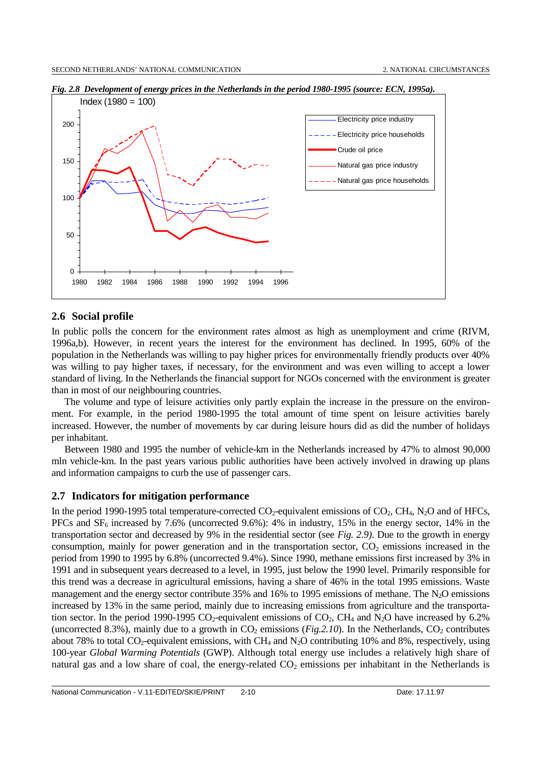*Fig. 2.8 Development of energy prices in the Netherlands in the period 1980-1995 (source: ECN, 1995a).*

## 2.6 Social profile

In public polls the concern for the environment rates almost as high as unemployment and crime (RIVM, 1996a,b). However, in recent years the interest for the environment has declined. In 1995, 60% of the population in the Netherlands was willing to pay higher prices for environmentally friendly products over 40% was willing to pay higher taxes, if necessary, for the environment and was even willing to accept a lower standard of living. In the Netherlands the financial support for NGOs concerned with the environment is greater than in most of our neighbouring countries.

The volume and type of leisure activities only partly explain the increase in the pressure on the environment. For example, in the period 1980-1995 the total amount of time spent on leisure activities barely increased. However, the number of movements by car during leisure hours did as did the number of holidays per inhabitant.

Between 1980 and 1995 the number of vehicle-km in the Netherlands increased by 47% to almost 90,000 mln vehicle-km. In the past years various public authorities have been actively involved in drawing up plans and information campaigns to curb the use of passenger cars.

## 2.7 Indicators for mitigation performance

In the period 1990-1995 total temperature-corrected $CO_2$-equivalent emissions of $CO_2$, $CH_4$, $N_2O$ and of HFCs, PFCs and $SF_6$ increased by 7.6% (uncorrected 9.6%): 4% in industry, 15% in the energy sector, 14% in the transportation sector and decreased by 9% in the residential sector (see *Fig. 2.9)*. Due to the growth in energy consumption, mainly for power generation and in the transportation sector, $CO_2$ emissions increased in the period from 1990 to 1995 by 6.8% (uncorrected 9.4%). Since 1990, methane emissions first increased by 3% in 1991 and in subsequent years decreased to a level, in 1995, just below the 1990 level. Primarily responsible for this trend was a decrease in agricultural emissions, having a share of 46% in the total 1995 emissions. Waste management and the energy sector contribute 35% and 16% to 1995 emissions of methane. The $N_2O$ emissions increased by 13% in the same period, mainly due to increasing emissions from agriculture and the transportation sector. In the period 1990-1995 $CO_2$-equivalent emissions of $CO_2$, $CH_4$ and $N_2O$ have increased by 6.2% (uncorrected 8.3%), mainly due to a growth in $CO_2$ emissions (*Fig.2.10*). In the Netherlands, $CO_2$ contributes about 78% to total $CO_2$-equivalent emissions, with $CH_4$ and $N_2O$ contributing 10% and 8%, respectively, using 100-year *Global Warming Potentials* (GWP). Although total energy use includes a relatively high share of natural gas and a low share of coal, the energy-related $CO_2$ emissions per inhabitant in the Netherlands is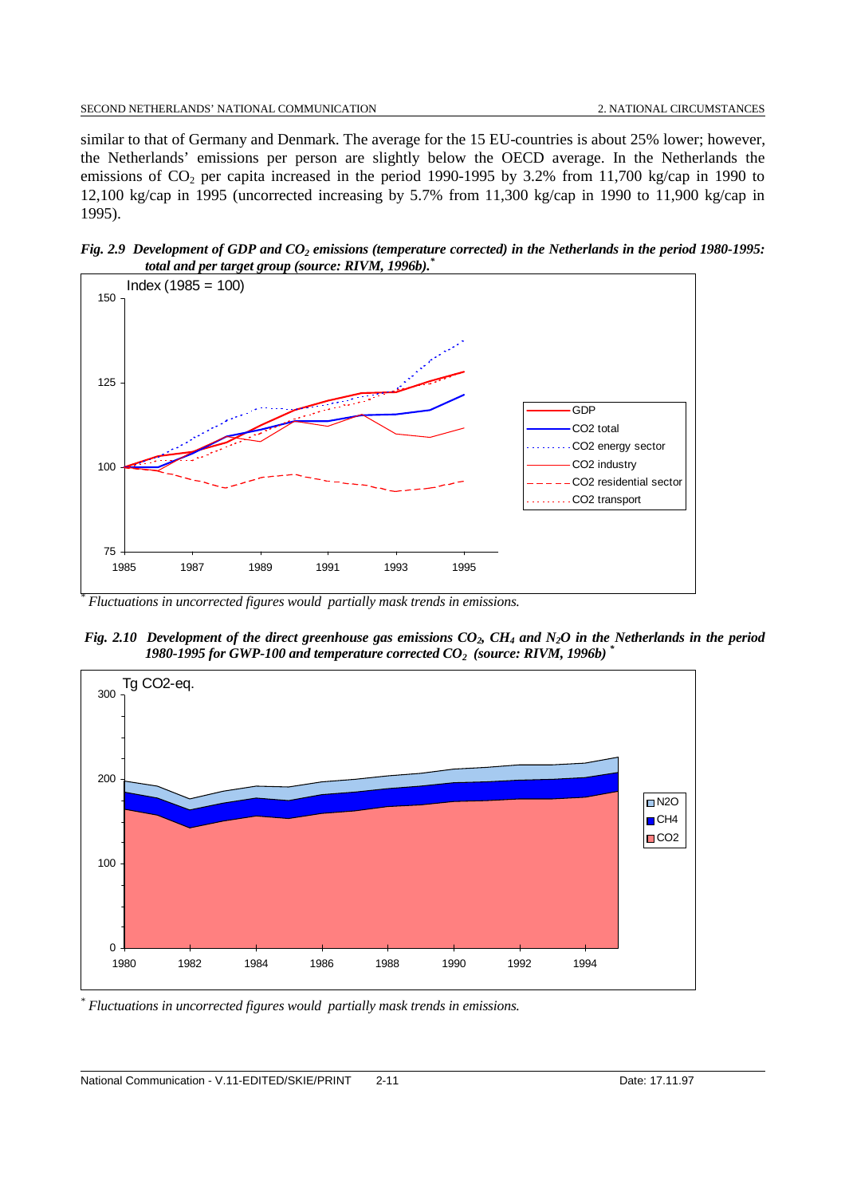similar to that of Germany and Denmark. The average for the 15 EU-countries is about 25% lower; however, the Netherlands' emissions per person are slightly below the OECD average. In the Netherlands the emissions of $CO_2$ per capita increased in the period 1990-1995 by 3.2% from 11,700 kg/cap in 1990 to 12,100 kg/cap in 1995 (uncorrected increasing by 5.7% from 11,300 kg/cap in 1990 to 11,900 kg/cap in 1995).

***Fig. 2.9 Development of GDP and $CO_2$ emissions (temperature corrected) in the Netherlands in the period 1980-1995: total and per target group (source: RIVM, 1996b).****

\* *Fluctuations in uncorrected figures would partially mask trends in emissions.*

***Fig. 2.10 Development of the direct greenhouse gas emissions $CO_2$, $CH_4$ and $N_2O$ in the Netherlands in the period 1980-1995 for GWP-100 and temperature corrected $CO_2$ (source: RIVM, 1996b) ****

\* *Fluctuations in uncorrected figures would partially mask trends in emissions.*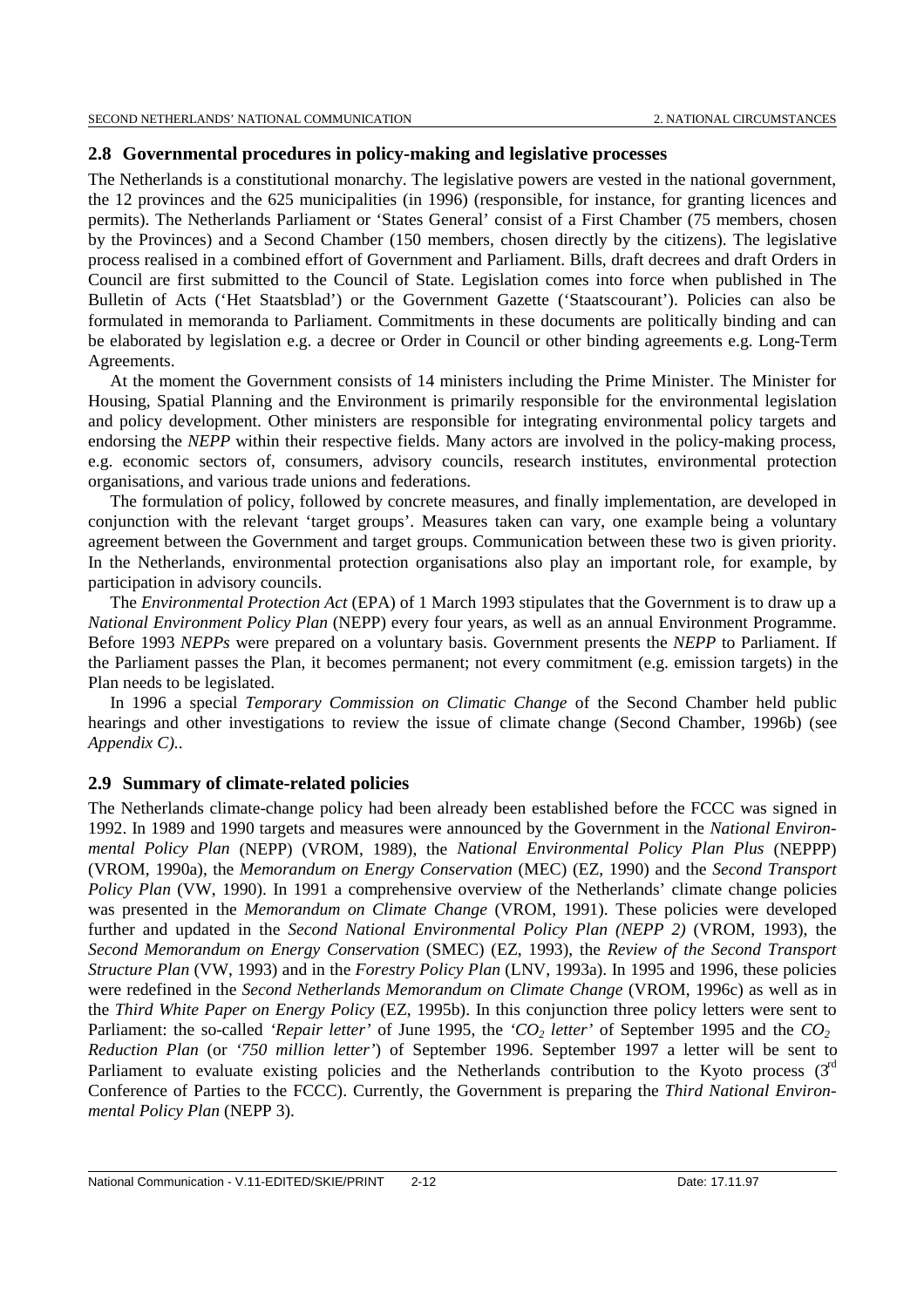## 2.8 Governmental procedures in policy-making and legislative processes

The Netherlands is a constitutional monarchy. The legislative powers are vested in the national government, the 12 provinces and the 625 municipalities (in 1996) (responsible, for instance, for granting licences and permits). The Netherlands Parliament or 'States General' consist of a First Chamber (75 members, chosen by the Provinces) and a Second Chamber (150 members, chosen directly by the citizens). The legislative process realised in a combined effort of Government and Parliament. Bills, draft decrees and draft Orders in Council are first submitted to the Council of State. Legislation comes into force when published in The Bulletin of Acts ('Het Staatsblad') or the Government Gazette ('Staatscourant'). Policies can also be formulated in memoranda to Parliament. Commitments in these documents are politically binding and can be elaborated by legislation e.g. a decree or Order in Council or other binding agreements e.g. Long-Term Agreements.

At the moment the Government consists of 14 ministers including the Prime Minister. The Minister for Housing, Spatial Planning and the Environment is primarily responsible for the environmental legislation and policy development. Other ministers are responsible for integrating environmental policy targets and endorsing the *NEPP* within their respective fields. Many actors are involved in the policy-making process, e.g. economic sectors of, consumers, advisory councils, research institutes, environmental protection organisations, and various trade unions and federations.

The formulation of policy, followed by concrete measures, and finally implementation, are developed in conjunction with the relevant 'target groups'. Measures taken can vary, one example being a voluntary agreement between the Government and target groups. Communication between these two is given priority. In the Netherlands, environmental protection organisations also play an important role, for example, by participation in advisory councils.

The *Environmental Protection Act* (EPA) of 1 March 1993 stipulates that the Government is to draw up a *National Environment Policy Plan* (NEPP) every four years, as well as an annual Environment Programme. Before 1993 *NEPPs* were prepared on a voluntary basis. Government presents the *NEPP* to Parliament. If the Parliament passes the Plan, it becomes permanent; not every commitment (e.g. emission targets) in the Plan needs to be legislated.

In 1996 a special *Temporary Commission on Climatic Change* of the Second Chamber held public hearings and other investigations to review the issue of climate change (Second Chamber, 1996b) (see *Appendix C)*..

## 2.9 Summary of climate-related policies

The Netherlands climate-change policy had been already been established before the FCCC was signed in 1992. In 1989 and 1990 targets and measures were announced by the Government in the *National Environmental Policy Plan* (NEPP) (VROM, 1989), the *National Environmental Policy Plan Plus* (NEPPP) (VROM, 1990a), the *Memorandum on Energy Conservation* (MEC) (EZ, 1990) and the *Second Transport Policy Plan* (VW, 1990). In 1991 a comprehensive overview of the Netherlands' climate change policies was presented in the *Memorandum on Climate Change* (VROM, 1991). These policies were developed further and updated in the *Second National Environmental Policy Plan (NEPP 2)* (VROM, 1993), the *Second Memorandum on Energy Conservation* (SMEC) (EZ, 1993), the *Review of the Second Transport Structure Plan* (VW, 1993) and in the *Forestry Policy Plan* (LNV, 1993a). In 1995 and 1996, these policies were redefined in the *Second Netherlands Memorandum on Climate Change* (VROM, 1996c) as well as in the *Third White Paper on Energy Policy* (EZ, 1995b). In this conjunction three policy letters were sent to Parliament: the so-called *'Repair letter'* of June 1995, the *'$CO_2$ letter'* of September 1995 and the *$CO_2$ Reduction Plan* (or *'750 million letter'*) of September 1996. September 1997 a letter will be sent to Parliament to evaluate existing policies and the Netherlands contribution to the Kyoto process (3rd Conference of Parties to the FCCC). Currently, the Government is preparing the *Third National Environmental Policy Plan* (NEPP 3).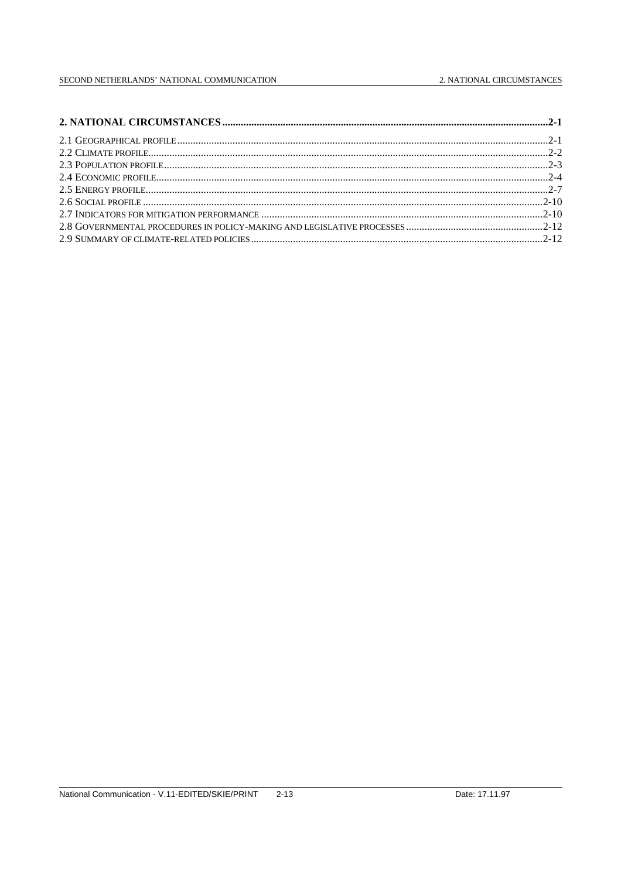**2. NATIONAL CIRCUMSTANCES ....................................................................................................................2-1**

2.1 GEOGRAPHICAL PROFILE ....................................................................................................................2-1
2.2 CLIMATE PROFILE....................................................................................................................2-2
2.3 POPULATION PROFILE....................................................................................................................2-3
2.4 ECONOMIC PROFILE....................................................................................................................2-4
2.5 ENERGY PROFILE....................................................................................................................2-7
2.6 SOCIAL PROFILE ....................................................................................................................2-10
2.7 INDICATORS FOR MITIGATION PERFORMANCE ....................................................................................................................2-10
2.8 GOVERNMENTAL PROCEDURES IN POLICY-MAKING AND LEGISLATIVE PROCESSES ....................................................................................................................2-12
2.9 SUMMARY OF CLIMATE-RELATED POLICIES....................................................................................................................2-12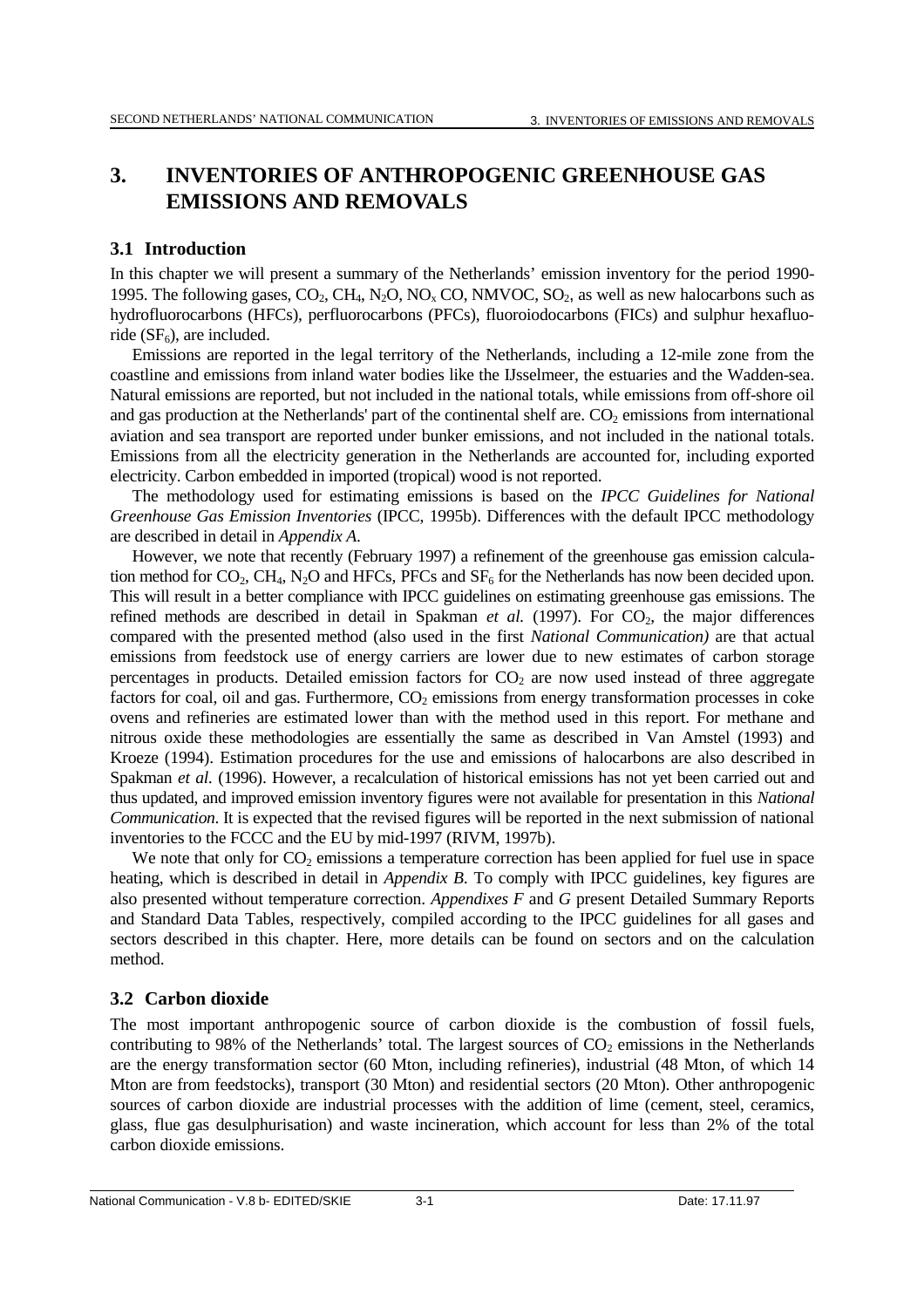# 3. INVENTORIES OF ANTHROPOGENIC GREENHOUSE GAS EMISSIONS AND REMOVALS

## 3.1 Introduction

In this chapter we will present a summary of the Netherlands' emission inventory for the period 1990-1995. The following gases, $CO_2$, $CH_4$, $N_2O$, $NO_x$ CO, NMVOC, $SO_2$, as well as new halocarbons such as hydrofluorocarbons (HFCs), perfluorocarbons (PFCs), fluoroiodocarbons (FICs) and sulphur hexafluoride ($SF_6$), are included.

Emissions are reported in the legal territory of the Netherlands, including a 12-mile zone from the coastline and emissions from inland water bodies like the IJsselmeer, the estuaries and the Wadden-sea. Natural emissions are reported, but not included in the national totals, while emissions from off-shore oil and gas production at the Netherlands' part of the continental shelf are. $CO_2$ emissions from international aviation and sea transport are reported under bunker emissions, and not included in the national totals. Emissions from all the electricity generation in the Netherlands are accounted for, including exported electricity. Carbon embedded in imported (tropical) wood is not reported.

The methodology used for estimating emissions is based on the *IPCC Guidelines for National Greenhouse Gas Emission Inventories* (IPCC, 1995b). Differences with the default IPCC methodology are described in detail in *Appendix A*.

However, we note that recently (February 1997) a refinement of the greenhouse gas emission calculation method for $CO_2$, $CH_4$, $N_2O$ and HFCs, PFCs and $SF_6$ for the Netherlands has now been decided upon. This will result in a better compliance with IPCC guidelines on estimating greenhouse gas emissions. The refined methods are described in detail in Spakman *et al.* (1997). For $CO_2$, the major differences compared with the presented method (also used in the first *National Communication)* are that actual emissions from feedstock use of energy carriers are lower due to new estimates of carbon storage percentages in products. Detailed emission factors for $CO_2$ are now used instead of three aggregate factors for coal, oil and gas. Furthermore, $CO_2$ emissions from energy transformation processes in coke ovens and refineries are estimated lower than with the method used in this report. For methane and nitrous oxide these methodologies are essentially the same as described in Van Amstel (1993) and Kroeze (1994). Estimation procedures for the use and emissions of halocarbons are also described in Spakman *et al.* (1996). However, a recalculation of historical emissions has not yet been carried out and thus updated, and improved emission inventory figures were not available for presentation in this *National Communication*. It is expected that the revised figures will be reported in the next submission of national inventories to the FCCC and the EU by mid-1997 (RIVM, 1997b).

We note that only for $CO_2$ emissions a temperature correction has been applied for fuel use in space heating, which is described in detail in *Appendix B*. To comply with IPCC guidelines, key figures are also presented without temperature correction. *Appendixes F* and *G* present Detailed Summary Reports and Standard Data Tables, respectively, compiled according to the IPCC guidelines for all gases and sectors described in this chapter. Here, more details can be found on sectors and on the calculation method.

## 3.2 Carbon dioxide

The most important anthropogenic source of carbon dioxide is the combustion of fossil fuels, contributing to 98% of the Netherlands' total. The largest sources of $CO_2$ emissions in the Netherlands are the energy transformation sector (60 Mton, including refineries), industrial (48 Mton, of which 14 Mton are from feedstocks), transport (30 Mton) and residential sectors (20 Mton). Other anthropogenic sources of carbon dioxide are industrial processes with the addition of lime (cement, steel, ceramics, glass, flue gas desulphurisation) and waste incineration, which account for less than 2% of the total carbon dioxide emissions.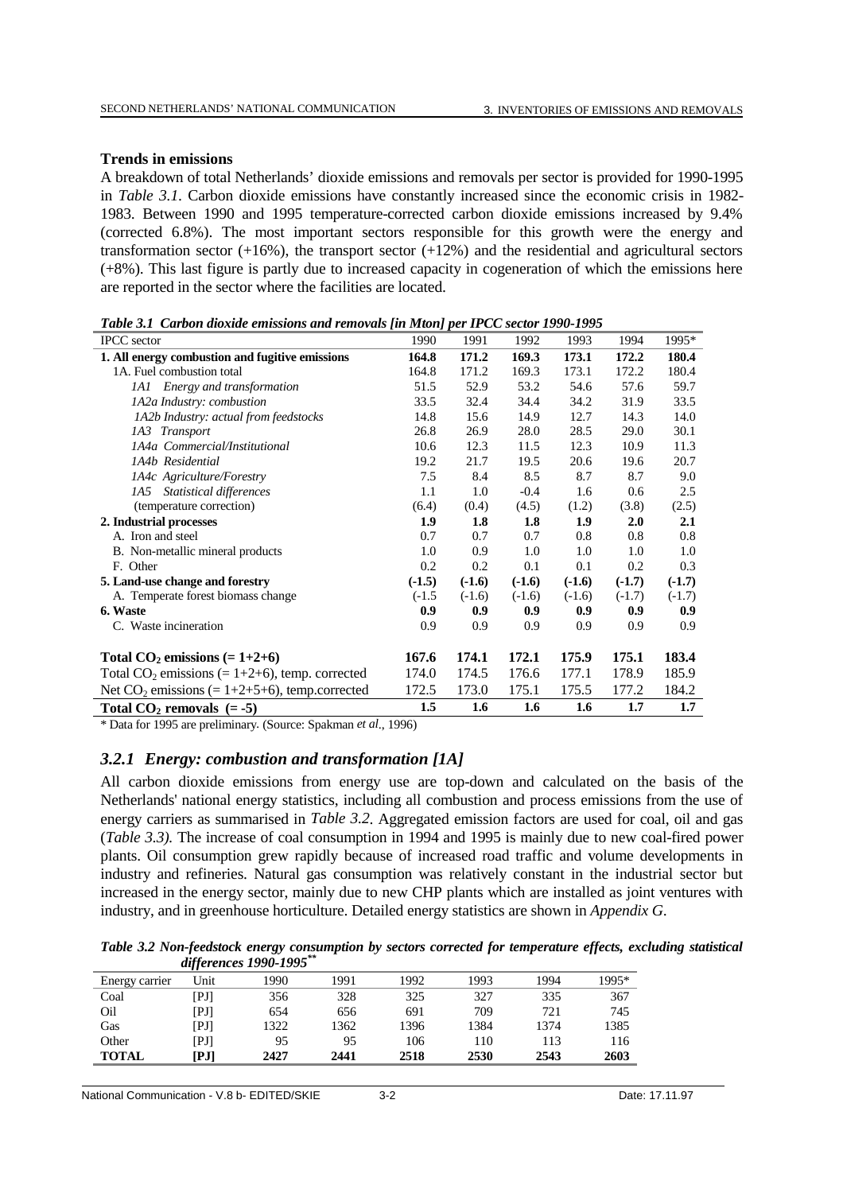**Trends in emissions**

A breakdown of total Netherlands' dioxide emissions and removals per sector is provided for 1990-1995 in *Table 3.1*. Carbon dioxide emissions have constantly increased since the economic crisis in 1982-1983. Between 1990 and 1995 temperature-corrected carbon dioxide emissions increased by 9.4% (corrected 6.8%). The most important sectors responsible for this growth were the energy and transformation sector (+16%), the transport sector (+12%) and the residential and agricultural sectors (+8%). This last figure is partly due to increased capacity in cogeneration of which the emissions here are reported in the sector where the facilities are located.

*Table 3.1 Carbon dioxide emissions and removals [in Mton] per IPCC sector 1990-1995*

| IPCC sector | 1990 | 1991 | 1992 | 1993 | 1994 | 1995* |
|---|---|---|---|---|---|---|
| **1. All energy combustion and fugitive emissions** | **164.8** | **171.2** | **169.3** | **173.1** | **172.2** | **180.4** |
| 1A. Fuel combustion total | 164.8 | 171.2 | 169.3 | 173.1 | 172.2 | 180.4 |
| *1A1 Energy and transformation* | 51.5 | 52.9 | 53.2 | 54.6 | 57.6 | 59.7 |
| *1A2a Industry: combustion* | 33.5 | 32.4 | 34.4 | 34.2 | 31.9 | 33.5 |
| *1A2b Industry: actual from feedstocks* | 14.8 | 15.6 | 14.9 | 12.7 | 14.3 | 14.0 |
| *1A3 Transport* | 26.8 | 26.9 | 28.0 | 28.5 | 29.0 | 30.1 |
| *1A4a Commercial/Institutional* | 10.6 | 12.3 | 11.5 | 12.3 | 10.9 | 11.3 |
| *1A4b Residential* | 19.2 | 21.7 | 19.5 | 20.6 | 19.6 | 20.7 |
| *1A4c Agriculture/Forestry* | 7.5 | 8.4 | 8.5 | 8.7 | 8.7 | 9.0 |
| *1A5 Statistical differences* | 1.1 | 1.0 | -0.4 | 1.6 | 0.6 | 2.5 |
| (temperature correction) | (6.4) | (0.4) | (4.5) | (1.2) | (3.8) | (2.5) |
| **2. Industrial processes** | **1.9** | **1.8** | **1.8** | **1.9** | **2.0** | **2.1** |
| A. Iron and steel | 0.7 | 0.7 | 0.7 | 0.8 | 0.8 | 0.8 |
| B. Non-metallic mineral products | 1.0 | 0.9 | 1.0 | 1.0 | 1.0 | 1.0 |
| F. Other | 0.2 | 0.2 | 0.1 | 0.1 | 0.2 | 0.3 |
| **5. Land-use change and forestry** | **(-1.5)** | **(-1.6)** | **(-1.6)** | **(-1.6)** | **(-1.7)** | **(-1.7)** |
| A. Temperate forest biomass change | (-1.5 | (-1.6) | (-1.6) | (-1.6) | (-1.7) | (-1.7) |
| **6. Waste** | **0.9** | **0.9** | **0.9** | **0.9** | **0.9** | **0.9** |
| C. Waste incineration | 0.9 | 0.9 | 0.9 | 0.9 | 0.9 | 0.9 |
| **Total $CO_2$ emissions (= 1+2+6)** | **167.6** | **174.1** | **172.1** | **175.9** | **175.1** | **183.4** |
| Total $CO_2$ emissions (= 1+2+6), temp. corrected | 174.0 | 174.5 | 176.6 | 177.1 | 178.9 | 185.9 |
| Net $CO_2$ emissions (= 1+2+5+6), temp.corrected | 172.5 | 173.0 | 175.1 | 175.5 | 177.2 | 184.2 |
| **Total $CO_2$ removals (= -5)** | **1.5** | **1.6** | **1.6** | **1.6** | **1.7** | **1.7** |

\* Data for 1995 are preliminary. (Source: Spakman *et al*., 1996)

### *3.2.1 Energy: combustion and transformation [1A]*

All carbon dioxide emissions from energy use are top-down and calculated on the basis of the Netherlands' national energy statistics, including all combustion and process emissions from the use of energy carriers as summarised in *Table 3.2*. Aggregated emission factors are used for coal, oil and gas (*Table 3.3).* The increase of coal consumption in 1994 and 1995 is mainly due to new coal-fired power plants. Oil consumption grew rapidly because of increased road traffic and volume developments in industry and refineries. Natural gas consumption was relatively constant in the industrial sector but increased in the energy sector, mainly due to new CHP plants which are installed as joint ventures with industry, and in greenhouse horticulture. Detailed energy statistics are shown in *Appendix G*.

*Table 3.2 Non-feedstock energy consumption by sectors corrected for temperature effects, excluding statistical differences 1990-1995\*\**

| Energy carrier | Unit | 1990 | 1991 | 1992 | 1993 | 1994 | 1995* |
|---|---|---|---|---|---|---|---|
| Coal | [PJ] | 356 | 328 | 325 | 327 | 335 | 367 |
| Oil | [PJ] | 654 | 656 | 691 | 709 | 721 | 745 |
| Gas | [PJ] | 1322 | 1362 | 1396 | 1384 | 1374 | 1385 |
| Other | [PJ] | 95 | 95 | 106 | 110 | 113 | 116 |
| **TOTAL** | **[PJ]** | **2427** | **2441** | **2518** | **2530** | **2543** | **2603** |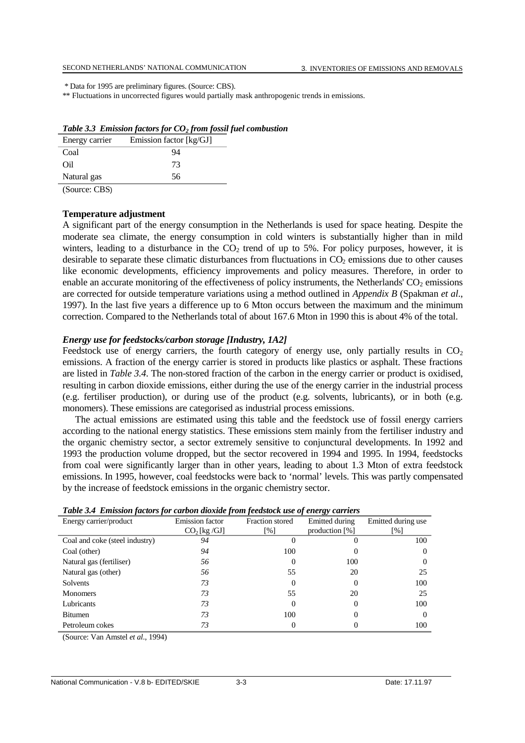* Data for 1995 are preliminary figures. (Source: CBS).

** Fluctuations in uncorrected figures would partially mask anthropogenic trends in emissions.

***Table 3.3 Emission factors for $CO_2$ from fossil fuel combustion***

| Energy carrier | Emission factor [kg/GJ] |
|---|---|
| Coal | 94 |
| Oil | 73 |
| Natural gas | 56 |

(Source: CBS)

### Temperature adjustment

A significant part of the energy consumption in the Netherlands is used for space heating. Despite the moderate sea climate, the energy consumption in cold winters is substantially higher than in mild winters, leading to a disturbance in the $CO_2$ trend of up to 5%. For policy purposes, however, it is desirable to separate these climatic disturbances from fluctuations in $CO_2$ emissions due to other causes like economic developments, efficiency improvements and policy measures. Therefore, in order to enable an accurate monitoring of the effectiveness of policy instruments, the Netherlands' $CO_2$ emissions are corrected for outside temperature variations using a method outlined in *Appendix B* (Spakman *et al*., 1997). In the last five years a difference up to 6 Mton occurs between the maximum and the minimum correction. Compared to the Netherlands total of about 167.6 Mton in 1990 this is about 4% of the total.

### *Energy use for feedstocks/carbon storage [Industry, 1A2]*

Feedstock use of energy carriers, the fourth category of energy use, only partially results in $CO_2$ emissions. A fraction of the energy carrier is stored in products like plastics or asphalt. These fractions are listed in *Table 3.4*. The non-stored fraction of the carbon in the energy carrier or product is oxidised, resulting in carbon dioxide emissions, either during the use of the energy carrier in the industrial process (e.g. fertiliser production), or during use of the product (e.g. solvents, lubricants), or in both (e.g. monomers). These emissions are categorised as industrial process emissions.

The actual emissions are estimated using this table and the feedstock use of fossil energy carriers according to the national energy statistics. These emissions stem mainly from the fertiliser industry and the organic chemistry sector, a sector extremely sensitive to conjunctural developments. In 1992 and 1993 the production volume dropped, but the sector recovered in 1994 and 1995. In 1994, feedstocks from coal were significantly larger than in other years, leading to about 1.3 Mton of extra feedstock emissions. In 1995, however, coal feedstocks were back to 'normal' levels. This was partly compensated by the increase of feedstock emissions in the organic chemistry sector.

***Table 3.4 Emission factors for carbon dioxide from feedstock use of energy carriers***

| Energy carrier/product | Emission factor $CO_2$ [kg /GJ] | Fraction stored [%] | Emitted during production [%] | Emitted during use [%] |
|---|---|---|---|---|
| Coal and coke (steel industry) | *94* | 0 | 0 | 100 |
| Coal (other) | *94* | 100 | 0 | 0 |
| Natural gas (fertiliser) | *56* | 0 | 100 | 0 |
| Natural gas (other) | *56* | 55 | 20 | 25 |
| Solvents | *73* | 0 | 0 | 100 |
| Monomers | *73* | 55 | 20 | 25 |
| Lubricants | *73* | 0 | 0 | 100 |
| Bitumen | *73* | 100 | 0 | 0 |
| Petroleum cokes | *73* | 0 | 0 | 100 |

(Source: Van Amstel *et al*., 1994)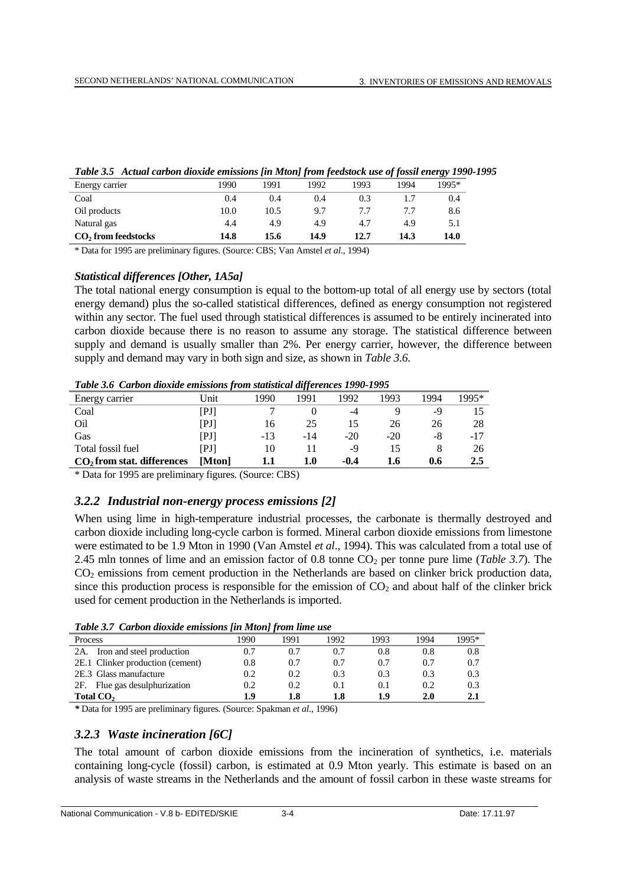*Table 3.5 Actual carbon dioxide emissions [in Mton] from feedstock use of fossil energy 1990-1995*

| Energy carrier | 1990 | 1991 | 1992 | 1993 | 1994 | 1995* |
|---|---|---|---|---|---|---|
| Coal | 0.4 | 0.4 | 0.4 | 0.3 | 1.7 | 0.4 |
| Oil products | 10.0 | 10.5 | 9.7 | 7.7 | 7.7 | 8.6 |
| Natural gas | 4.4 | 4.9 | 4.9 | 4.7 | 4.9 | 5.1 |
| **$CO_2$ from feedstocks** | **14.8** | **15.6** | **14.9** | **12.7** | **14.3** | **14.0** |

* Data for 1995 are preliminary figures. (Source: CBS; Van Amstel *et al.*, 1994)

### *Statistical differences [Other, 1A5a]*

The total national energy consumption is equal to the bottom-up total of all energy use by sectors (total energy demand) plus the so-called statistical differences, defined as energy consumption not registered within any sector. The fuel used through statistical differences is assumed to be entirely incinerated into carbon dioxide because there is no reason to assume any storage. The statistical difference between supply and demand is usually smaller than 2%. Per energy carrier, however, the difference between supply and demand may vary in both sign and size, as shown in *Table 3.6.*

*Table 3.6 Carbon dioxide emissions from statistical differences 1990-1995*

| Energy carrier | Unit | 1990 | 1991 | 1992 | 1993 | 1994 | 1995* |
|---|---|---|---|---|---|---|---|
| Coal | [PJ] | 7 | 0 | -4 | 9 | -9 | 15 |
| Oil | [PJ] | 16 | 25 | 15 | 26 | 26 | 28 |
| Gas | [PJ] | -13 | -14 | -20 | -20 | -8 | -17 |
| Total fossil fuel | [PJ] | 10 | 11 | -9 | 15 | 8 | 26 |
| **$CO_2$ from stat. differences** | **[Mton]** | **1.1** | **1.0** | **-0.4** | **1.6** | **0.6** | **2.5** |

* Data for 1995 are preliminary figures. (Source: CBS)

## *3.2.2 Industrial non-energy process emissions [2]*

When using lime in high-temperature industrial processes, the carbonate is thermally destroyed and carbon dioxide including long-cycle carbon is formed. Mineral carbon dioxide emissions from limestone were estimated to be 1.9 Mton in 1990 (Van Amstel *et al*., 1994). This was calculated from a total use of 2.45 mln tonnes of lime and an emission factor of 0.8 tonne $CO_2$ per tonne pure lime (*Table 3.7*). The $CO_2$ emissions from cement production in the Netherlands are based on clinker brick production data, since this production process is responsible for the emission of $CO_2$ and about half of the clinker brick used for cement production in the Netherlands is imported.

*Table 3.7 Carbon dioxide emissions [in Mton] from lime use*

| Process | 1990 | 1991 | 1992 | 1993 | 1994 | 1995* |
|---|---|---|---|---|---|---|
| 2A. Iron and steel production | 0.7 | 0.7 | 0.7 | 0.8 | 0.8 | 0.8 |
| 2E.1 Clinker production (cement) | 0.8 | 0.7 | 0.7 | 0.7 | 0.7 | 0.7 |
| 2E.3 Glass manufacture | 0.2 | 0.2 | 0.3 | 0.3 | 0.3 | 0.3 |
| 2F. Flue gas desulphurization | 0.2 | 0.2 | 0.1 | 0.1 | 0.2 | 0.3 |
| **Total $CO_2$** | **1.9** | **1.8** | **1.8** | **1.9** | **2.0** | **2.1** |

**\*** Data for 1995 are preliminary figures. (Source: Spakman *et al*., 1996)

## *3.2.3 Waste incineration [6C]*

The total amount of carbon dioxide emissions from the incineration of synthetics, i.e. materials containing long-cycle (fossil) carbon, is estimated at 0.9 Mton yearly. This estimate is based on an analysis of waste streams in the Netherlands and the amount of fossil carbon in these waste streams for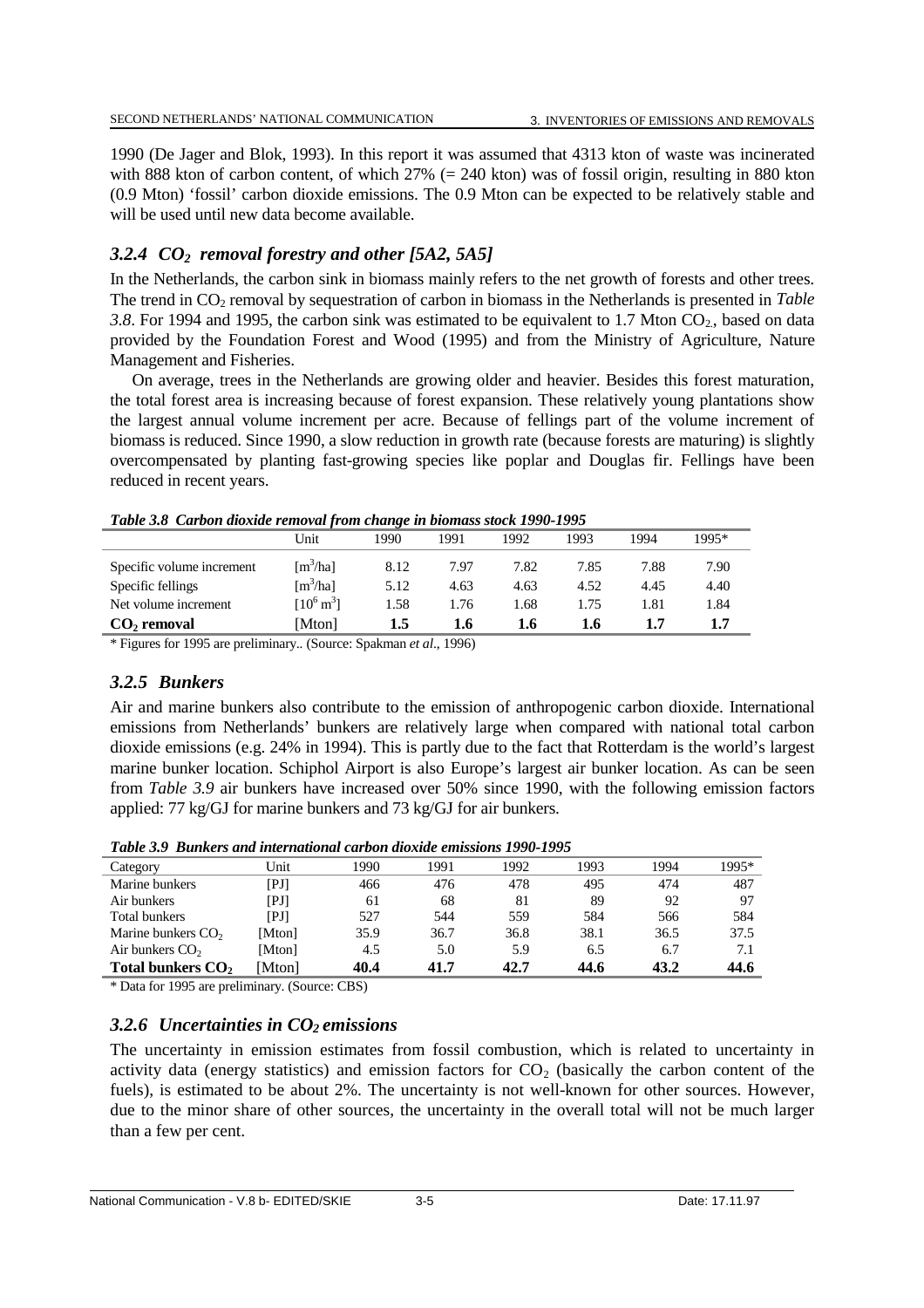1990 (De Jager and Blok, 1993). In this report it was assumed that 4313 kton of waste was incinerated with 888 kton of carbon content, of which 27% (= 240 kton) was of fossil origin, resulting in 880 kton (0.9 Mton) 'fossil' carbon dioxide emissions. The 0.9 Mton can be expected to be relatively stable and will be used until new data become available.

### *3.2.4 $CO_2$ removal forestry and other [5A2, 5A5]*

In the Netherlands, the carbon sink in biomass mainly refers to the net growth of forests and other trees. The trend in $CO_2$ removal by sequestration of carbon in biomass in the Netherlands is presented in *Table 3.8*. For 1994 and 1995, the carbon sink was estimated to be equivalent to 1.7 Mton $CO_2$, based on data provided by the Foundation Forest and Wood (1995) and from the Ministry of Agriculture, Nature Management and Fisheries.

On average, trees in the Netherlands are growing older and heavier. Besides this forest maturation, the total forest area is increasing because of forest expansion. These relatively young plantations show the largest annual volume increment per acre. Because of fellings part of the volume increment of biomass is reduced. Since 1990, a slow reduction in growth rate (because forests are maturing) is slightly overcompensated by planting fast-growing species like poplar and Douglas fir. Fellings have been reduced in recent years.

*Table 3.8 Carbon dioxide removal from change in biomass stock 1990-1995*

| | Unit | 1990 | 1991 | 1992 | 1993 | 1994 | 1995* |
|---|---|---|---|---|---|---|---|
| Specific volume increment | [$m^3$/ha] | 8.12 | 7.97 | 7.82 | 7.85 | 7.88 | 7.90 |
| Specific fellings | [$m^3$/ha] | 5.12 | 4.63 | 4.63 | 4.52 | 4.45 | 4.40 |
| Net volume increment | [$10^6$ $m^3$] | 1.58 | 1.76 | 1.68 | 1.75 | 1.81 | 1.84 |
| **$CO_2$ removal** | [Mton] | **1.5** | **1.6** | **1.6** | **1.6** | **1.7** | **1.7** |

\* Figures for 1995 are preliminary.. (Source: Spakman *et al*., 1996)

### *3.2.5 Bunkers*

Air and marine bunkers also contribute to the emission of anthropogenic carbon dioxide. International emissions from Netherlands' bunkers are relatively large when compared with national total carbon dioxide emissions (e.g. 24% in 1994). This is partly due to the fact that Rotterdam is the world's largest marine bunker location. Schiphol Airport is also Europe's largest air bunker location. As can be seen from *Table 3.9* air bunkers have increased over 50% since 1990, with the following emission factors applied: 77 kg/GJ for marine bunkers and 73 kg/GJ for air bunkers.

*Table 3.9 Bunkers and international carbon dioxide emissions 1990-1995*

| Category | Unit | 1990 | 1991 | 1992 | 1993 | 1994 | 1995* |
|---|---|---|---|---|---|---|---|
| Marine bunkers | [PJ] | 466 | 476 | 478 | 495 | 474 | 487 |
| Air bunkers | [PJ] | 61 | 68 | 81 | 89 | 92 | 97 |
| Total bunkers | [PJ] | 527 | 544 | 559 | 584 | 566 | 584 |
| Marine bunkers $CO_2$ | [Mton] | 35.9 | 36.7 | 36.8 | 38.1 | 36.5 | 37.5 |
| Air bunkers $CO_2$ | [Mton] | 4.5 | 5.0 | 5.9 | 6.5 | 6.7 | 7.1 |
| **Total bunkers $CO_2$** | [Mton] | **40.4** | **41.7** | **42.7** | **44.6** | **43.2** | **44.6** |

\* Data for 1995 are preliminary. (Source: CBS)

### *3.2.6 Uncertainties in $CO_2$ emissions*

The uncertainty in emission estimates from fossil combustion, which is related to uncertainty in activity data (energy statistics) and emission factors for $CO_2$ (basically the carbon content of the fuels), is estimated to be about 2%. The uncertainty is not well-known for other sources. However, due to the minor share of other sources, the uncertainty in the overall total will not be much larger than a few per cent.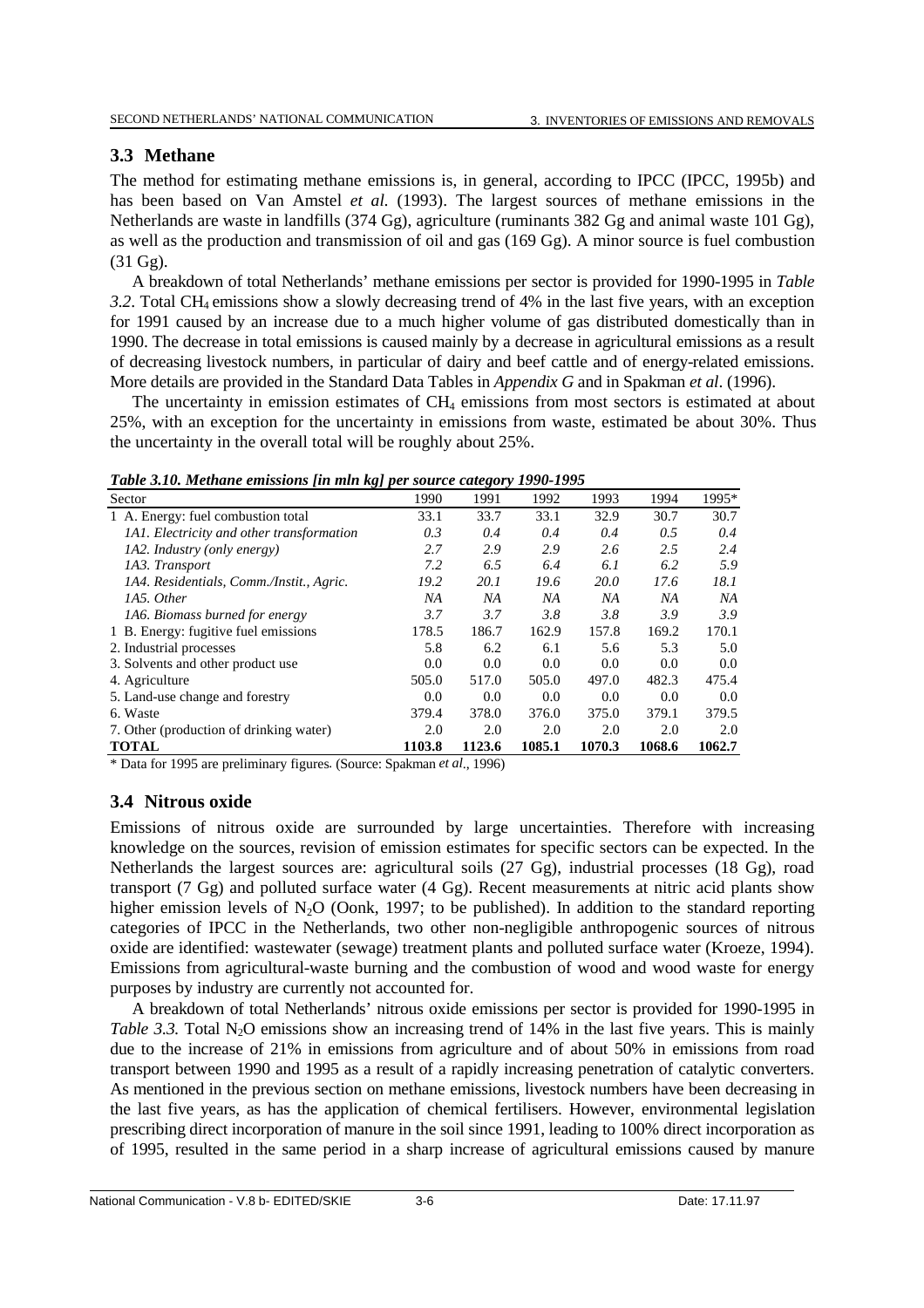## 3.3 Methane

The method for estimating methane emissions is, in general, according to IPCC (IPCC, 1995b) and has been based on Van Amstel *et al.* (1993). The largest sources of methane emissions in the Netherlands are waste in landfills (374 Gg), agriculture (ruminants 382 Gg and animal waste 101 Gg), as well as the production and transmission of oil and gas (169 Gg). A minor source is fuel combustion (31 Gg).

A breakdown of total Netherlands' methane emissions per sector is provided for 1990-1995 in *Table 3.2*. Total $CH_4$ emissions show a slowly decreasing trend of 4% in the last five years, with an exception for 1991 caused by an increase due to a much higher volume of gas distributed domestically than in 1990. The decrease in total emissions is caused mainly by a decrease in agricultural emissions as a result of decreasing livestock numbers, in particular of dairy and beef cattle and of energy-related emissions. More details are provided in the Standard Data Tables in *Appendix G* and in Spakman *et al*. (1996).

The uncertainty in emission estimates of $CH_4$ emissions from most sectors is estimated at about 25%, with an exception for the uncertainty in emissions from waste, estimated be about 30%. Thus the uncertainty in the overall total will be roughly about 25%.

***Table 3.10. Methane emissions [in mln kg] per source category 1990-1995***

| Sector | 1990 | 1991 | 1992 | 1993 | 1994 | 1995* |
|---|---|---|---|---|---|---|
| 1 A. Energy: fuel combustion total | 33.1 | 33.7 | 33.1 | 32.9 | 30.7 | 30.7 |
| *1A1. Electricity and other transformation* | *0.3* | *0.4* | *0.4* | *0.4* | *0.5* | *0.4* |
| *1A2. Industry (only energy)* | *2.7* | *2.9* | *2.9* | *2.6* | *2.5* | *2.4* |
| *1A3. Transport* | *7.2* | *6.5* | *6.4* | *6.1* | *6.2* | *5.9* |
| *1A4. Residentials, Comm./Instit., Agric.* | *19.2* | *20.1* | *19.6* | *20.0* | *17.6* | *18.1* |
| *1A5. Other* | *NA* | *NA* | *NA* | *NA* | *NA* | *NA* |
| *1A6. Biomass burned for energy* | *3.7* | *3.7* | *3.8* | *3.8* | *3.9* | *3.9* |
| 1 B. Energy: fugitive fuel emissions | 178.5 | 186.7 | 162.9 | 157.8 | 169.2 | 170.1 |
| 2. Industrial processes | 5.8 | 6.2 | 6.1 | 5.6 | 5.3 | 5.0 |
| 3. Solvents and other product use | 0.0 | 0.0 | 0.0 | 0.0 | 0.0 | 0.0 |
| 4. Agriculture | 505.0 | 517.0 | 505.0 | 497.0 | 482.3 | 475.4 |
| 5. Land-use change and forestry | 0.0 | 0.0 | 0.0 | 0.0 | 0.0 | 0.0 |
| 6. Waste | 379.4 | 378.0 | 376.0 | 375.0 | 379.1 | 379.5 |
| 7. Other (production of drinking water) | 2.0 | 2.0 | 2.0 | 2.0 | 2.0 | 2.0 |
| **TOTAL** | **1103.8** | **1123.6** | **1085.1** | **1070.3** | **1068.6** | **1062.7** |

\* Data for 1995 are preliminary figures. (Source: Spakman *et al*., 1996)

## 3.4 Nitrous oxide

Emissions of nitrous oxide are surrounded by large uncertainties. Therefore with increasing knowledge on the sources, revision of emission estimates for specific sectors can be expected. In the Netherlands the largest sources are: agricultural soils (27 Gg), industrial processes (18 Gg), road transport (7 Gg) and polluted surface water (4 Gg). Recent measurements at nitric acid plants show higher emission levels of $N_2O$ (Oonk, 1997; to be published). In addition to the standard reporting categories of IPCC in the Netherlands, two other non-negligible anthropogenic sources of nitrous oxide are identified: wastewater (sewage) treatment plants and polluted surface water (Kroeze, 1994). Emissions from agricultural-waste burning and the combustion of wood and wood waste for energy purposes by industry are currently not accounted for.

A breakdown of total Netherlands' nitrous oxide emissions per sector is provided for 1990-1995 in *Table 3.3.* Total $N_2O$ emissions show an increasing trend of 14% in the last five years. This is mainly due to the increase of 21% in emissions from agriculture and of about 50% in emissions from road transport between 1990 and 1995 as a result of a rapidly increasing penetration of catalytic converters. As mentioned in the previous section on methane emissions, livestock numbers have been decreasing in the last five years, as has the application of chemical fertilisers. However, environmental legislation prescribing direct incorporation of manure in the soil since 1991, leading to 100% direct incorporation as of 1995, resulted in the same period in a sharp increase of agricultural emissions caused by manure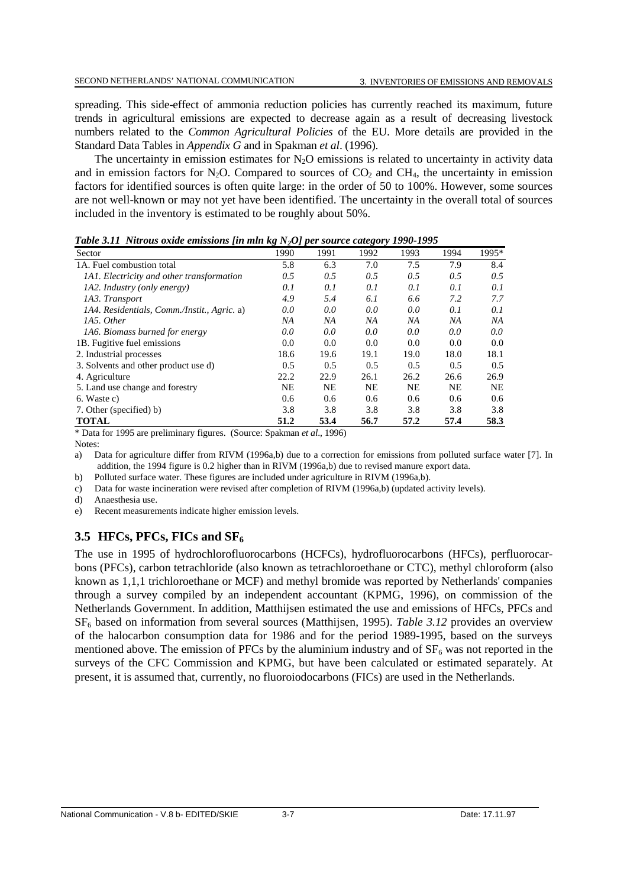spreading. This side-effect of ammonia reduction policies has currently reached its maximum, future trends in agricultural emissions are expected to decrease again as a result of decreasing livestock numbers related to the *Common Agricultural Policies* of the EU. More details are provided in the Standard Data Tables in *Appendix G* and in Spakman *et al*. (1996).

The uncertainty in emission estimates for $N_2O$ emissions is related to uncertainty in activity data and in emission factors for $N_2O$. Compared to sources of $CO_2$ and $CH_4$, the uncertainty in emission factors for identified sources is often quite large: in the order of 50 to 100%. However, some sources are not well-known or may not yet have been identified. The uncertainty in the overall total of sources included in the inventory is estimated to be roughly about 50%.

***Table 3.11 Nitrous oxide emissions [in mln kg $N_2O$] per source category 1990-1995***

| Sector | 1990 | 1991 | 1992 | 1993 | 1994 | 1995* |
|---|---|---|---|---|---|---|
| 1A. Fuel combustion total | 5.8 | 6.3 | 7.0 | 7.5 | 7.9 | 8.4 |
| *1A1. Electricity and other transformation* | *0.5* | *0.5* | *0.5* | *0.5* | *0.5* | *0.5* |
| *1A2. Industry (only energy)* | *0.1* | *0.1* | *0.1* | *0.1* | *0.1* | *0.1* |
| *1A3. Transport* | *4.9* | *5.4* | *6.1* | *6.6* | *7.2* | *7.7* |
| *1A4. Residentials, Comm./Instit., Agric.* a) | *0.0* | *0.0* | *0.0* | *0.0* | *0.1* | *0.1* |
| *1A5. Other* | *NA* | *NA* | *NA* | *NA* | *NA* | *NA* |
| *1A6. Biomass burned for energy* | *0.0* | *0.0* | *0.0* | *0.0* | *0.0* | *0.0* |
| 1B. Fugitive fuel emissions | 0.0 | 0.0 | 0.0 | 0.0 | 0.0 | 0.0 |
| 2. Industrial processes | 18.6 | 19.6 | 19.1 | 19.0 | 18.0 | 18.1 |
| 3. Solvents and other product use d) | 0.5 | 0.5 | 0.5 | 0.5 | 0.5 | 0.5 |
| 4. Agriculture | 22.2 | 22.9 | 26.1 | 26.2 | 26.6 | 26.9 |
| 5. Land use change and forestry | NE | NE | NE | NE | NE | NE |
| 6. Waste c) | 0.6 | 0.6 | 0.6 | 0.6 | 0.6 | 0.6 |
| 7. Other (specified) b) | 3.8 | 3.8 | 3.8 | 3.8 | 3.8 | 3.8 |
| **TOTAL** | **51.2** | **53.4** | **56.7** | **57.2** | **57.4** | **58.3** |

\* Data for 1995 are preliminary figures. (Source: Spakman *et al*., 1996)

Notes:

a) Data for agriculture differ from RIVM (1996a,b) due to a correction for emissions from polluted surface water [7]. In addition, the 1994 figure is 0.2 higher than in RIVM (1996a,b) due to revised manure export data.

b) Polluted surface water. These figures are included under agriculture in RIVM (1996a,b).

c) Data for waste incineration were revised after completion of RIVM (1996a,b) (updated activity levels).

d) Anaesthesia use.

e) Recent measurements indicate higher emission levels.

## 3.5 HFCs, PFCs, FICs and $SF_6$

The use in 1995 of hydrochlorofluorocarbons (HCFCs), hydrofluorocarbons (HFCs), perfluorocarbons (PFCs), carbon tetrachloride (also known as tetrachloroethane or CTC), methyl chloroform (also known as 1,1,1 trichloroethane or MCF) and methyl bromide was reported by Netherlands' companies through a survey compiled by an independent accountant (KPMG, 1996), on commission of the Netherlands Government. In addition, Matthijsen estimated the use and emissions of HFCs, PFCs and $SF_6$ based on information from several sources (Matthijsen, 1995). *Table 3.12* provides an overview of the halocarbon consumption data for 1986 and for the period 1989-1995, based on the surveys mentioned above. The emission of PFCs by the aluminium industry and of $SF_6$ was not reported in the surveys of the CFC Commission and KPMG, but have been calculated or estimated separately. At present, it is assumed that, currently, no fluoroiodocarbons (FICs) are used in the Netherlands.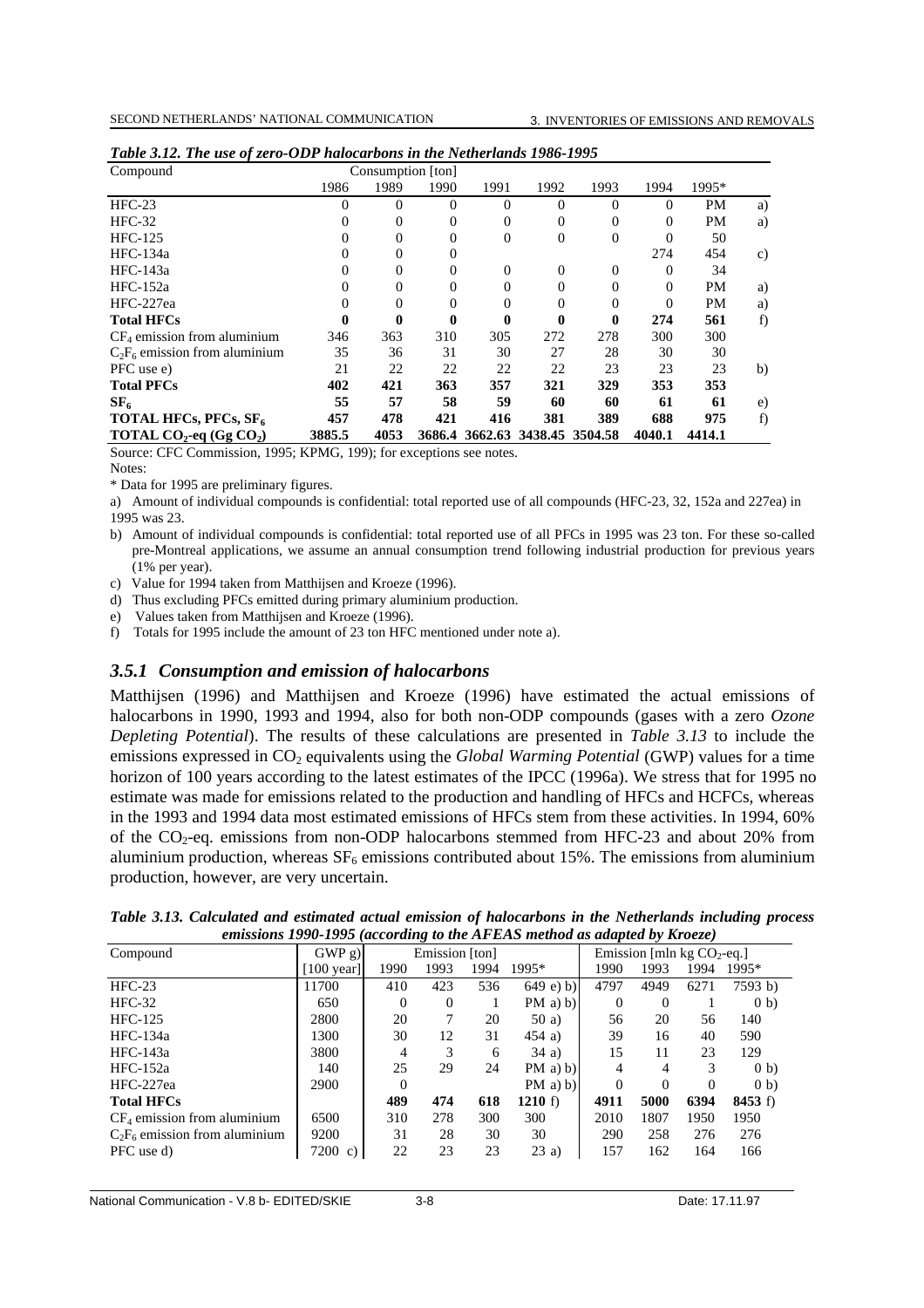*Table 3.12. The use of zero-ODP halocarbons in the Netherlands 1986-1995*

| Compound | Consumption [ton] | | | | | | | | |
|---|---|---|---|---|---|---|---|---|---|
| | 1986 | 1989 | 1990 | 1991 | 1992 | 1993 | 1994 | 1995* | |
| HFC-23 | 0 | 0 | 0 | 0 | 0 | 0 | 0 | PM | a) |
| HFC-32 | 0 | 0 | 0 | 0 | 0 | 0 | 0 | PM | a) |
| HFC-125 | 0 | 0 | 0 | 0 | 0 | 0 | 0 | 50 | |
| HFC-134a | 0 | 0 | 0 | | | | 274 | 454 | c) |
| HFC-143a | 0 | 0 | 0 | 0 | 0 | 0 | 0 | 34 | |
| HFC-152a | 0 | 0 | 0 | 0 | 0 | 0 | 0 | PM | a) |
| HFC-227ea | 0 | 0 | 0 | 0 | 0 | 0 | 0 | PM | a) |
| **Total HFCs** | **0** | **0** | **0** | **0** | **0** | **0** | **274** | **561** | f) |
| $CF_4$ emission from aluminium | 346 | 363 | 310 | 305 | 272 | 278 | 300 | 300 | |
| $C_2F_6$ emission from aluminium | 35 | 36 | 31 | 30 | 27 | 28 | 30 | 30 | |
| PFC use e) | 21 | 22 | 22 | 22 | 22 | 23 | 23 | 23 | b) |
| **Total PFCs** | **402** | **421** | **363** | **357** | **321** | **329** | **353** | **353** | |
| $SF_6$ | **55** | **57** | **58** | **59** | **60** | **60** | **61** | **61** | e) |
| **TOTAL HFCs, PFCs, $SF_6$** | **457** | **478** | **421** | **416** | **381** | **389** | **688** | **975** | f) |
| **TOTAL $CO_2$-eq (Gg $CO_2$)** | **3885.5** | **4053** | **3686.4** | **3662.63** | **3438.45** | **3504.58** | **4040.1** | **4414.1** | |

Source: CFC Commission, 1995; KPMG, 199); for exceptions see notes.

Notes:

\* Data for 1995 are preliminary figures.

a) Amount of individual compounds is confidential: total reported use of all compounds (HFC-23, 32, 152a and 227ea) in 1995 was 23.

b) Amount of individual compounds is confidential: total reported use of all PFCs in 1995 was 23 ton. For these so-called pre-Montreal applications, we assume an annual consumption trend following industrial production for previous years (1% per year).

c) Value for 1994 taken from Matthijsen and Kroeze (1996).

d) Thus excluding PFCs emitted during primary aluminium production.

e) Values taken from Matthijsen and Kroeze (1996).

f) Totals for 1995 include the amount of 23 ton HFC mentioned under note a).

### *3.5.1 Consumption and emission of halocarbons*

Matthijsen (1996) and Matthijsen and Kroeze (1996) have estimated the actual emissions of halocarbons in 1990, 1993 and 1994, also for both non-ODP compounds (gases with a zero *Ozone Depleting Potential*). The results of these calculations are presented in *Table 3.13* to include the emissions expressed in $CO_2$ equivalents using the *Global Warming Potential* (GWP) values for a time horizon of 100 years according to the latest estimates of the IPCC (1996a). We stress that for 1995 no estimate was made for emissions related to the production and handling of HFCs and HCFCs, whereas in the 1993 and 1994 data most estimated emissions of HFCs stem from these activities. In 1994, 60% of the $CO_2$-eq. emissions from non-ODP halocarbons stemmed from HFC-23 and about 20% from aluminium production, whereas $SF_6$ emissions contributed about 15%. The emissions from aluminium production, however, are very uncertain.

*Table 3.13. Calculated and estimated actual emission of halocarbons in the Netherlands including process emissions 1990-1995 (according to the AFEAS method as adapted by Kroeze)*

| Compound | GWP g) | Emission [ton] | | | | Emission [mln kg $CO_2$-eq.] | | | |
|---|---|---|---|---|---|---|---|---|---|
| | [100 year] | 1990 | 1993 | 1994 | 1995* | 1990 | 1993 | 1994 | 1995* |
| HFC-23 | 11700 | 410 | 423 | 536 | 649 e) b) | 4797 | 4949 | 6271 | 7593 b) |
| HFC-32 | 650 | 0 | 0 | 1 | PM a) b) | 0 | 0 | 1 | 0 b) |
| HFC-125 | 2800 | 20 | 7 | 20 | 50 a) | 56 | 20 | 56 | 140 |
| HFC-134a | 1300 | 30 | 12 | 31 | 454 a) | 39 | 16 | 40 | 590 |
| HFC-143a | 3800 | 4 | 3 | 6 | 34 a) | 15 | 11 | 23 | 129 |
| HFC-152a | 140 | 25 | 29 | 24 | PM a) b) | 4 | 4 | 3 | 0 b) |
| HFC-227ea | 2900 | 0 | | | PM a) b) | 0 | 0 | 0 | 0 b) |
| **Total HFCs** | | **489** | **474** | **618** | **1210** f) | **4911** | **5000** | **6394** | **8453** f) |
| $CF_4$ emission from aluminium | 6500 | 310 | 278 | 300 | 300 | 2010 | 1807 | 1950 | 1950 |
| $C_2F_6$ emission from aluminium | 9200 | 31 | 28 | 30 | 30 | 290 | 258 | 276 | 276 |
| PFC use d) | 7200 c) | 22 | 23 | 23 | 23 a) | 157 | 162 | 164 | 166 |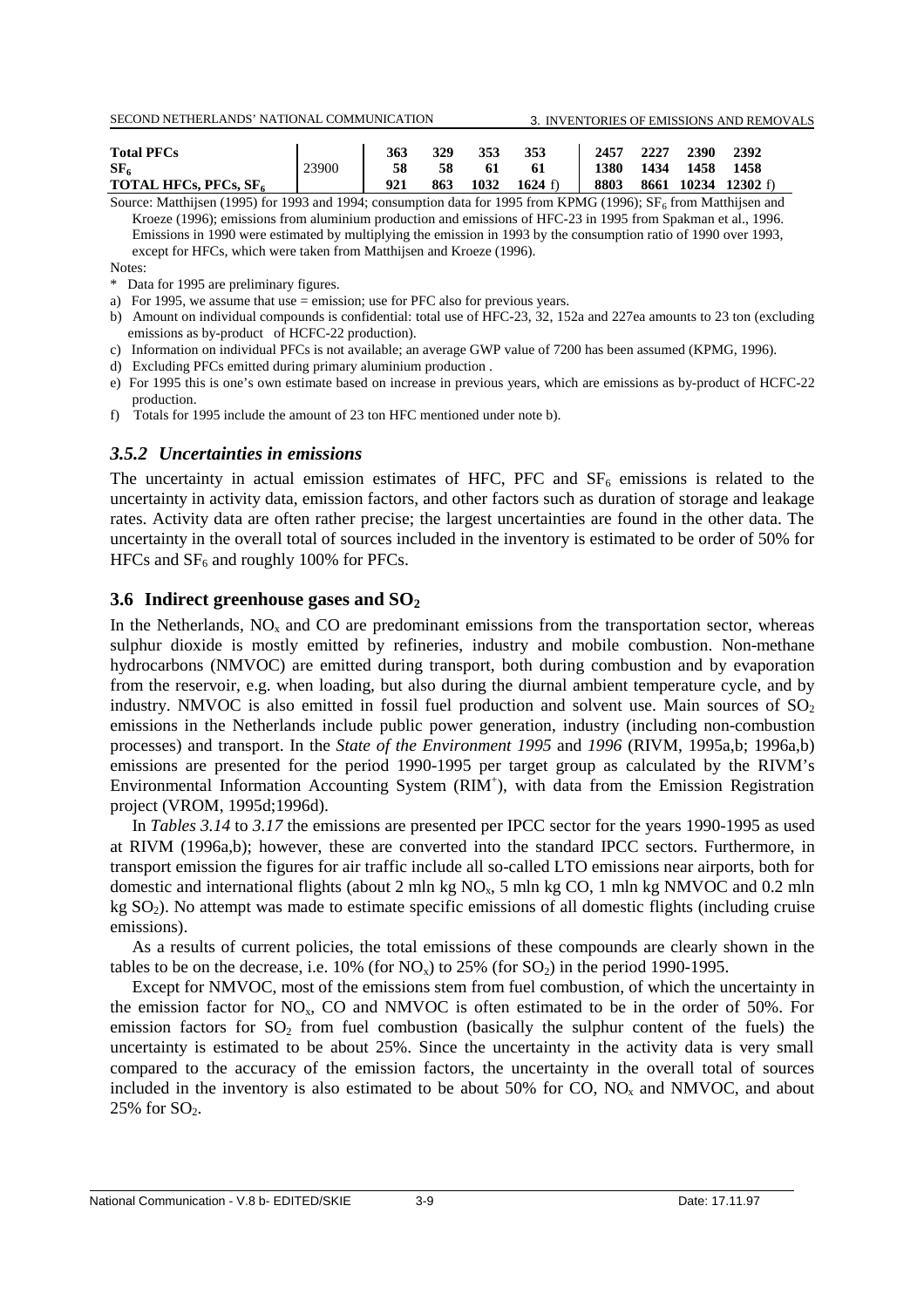| | | | | | | | | | |
|---|---|---|---|---|---|---|---|---|---|
| **Total PFCs** | | **363** | **329** | **353** | **353** | **2457** | **2227** | **2390** | **2392** |
| **$SF_6$** | 23900 | **58** | **58** | **61** | **61** | **1380** | **1434** | **1458** | **1458** |
| **TOTAL HFCs, PFCs, $SF_6$** | | **921** | **863** | **1032** | **1624** f) | **8803** | **8661** | **10234** | **12302** f) |

Source: Matthijsen (1995) for 1993 and 1994; consumption data for 1995 from KPMG (1996); $SF_6$ from Matthijsen and Kroeze (1996); emissions from aluminium production and emissions of HFC-23 in 1995 from Spakman et al., 1996. Emissions in 1990 were estimated by multiplying the emission in 1993 by the consumption ratio of 1990 over 1993, except for HFCs, which were taken from Matthijsen and Kroeze (1996).

Notes:

\* Data for 1995 are preliminary figures.

a) For 1995, we assume that use = emission; use for PFC also for previous years.

b) Amount on individual compounds is confidential: total use of HFC-23, 32, 152a and 227ea amounts to 23 ton (excluding emissions as by-product of HCFC-22 production).

c) Information on individual PFCs is not available; an average GWP value of 7200 has been assumed (KPMG, 1996).

d) Excluding PFCs emitted during primary aluminium production .

e) For 1995 this is one's own estimate based on increase in previous years, which are emissions as by-product of HCFC-22 production.

f) Totals for 1995 include the amount of 23 ton HFC mentioned under note b).

### *3.5.2 Uncertainties in emissions*

The uncertainty in actual emission estimates of HFC, PFC and $SF_6$ emissions is related to the uncertainty in activity data, emission factors, and other factors such as duration of storage and leakage rates. Activity data are often rather precise; the largest uncertainties are found in the other data. The uncertainty in the overall total of sources included in the inventory is estimated to be order of 50% for HFCs and $SF_6$ and roughly 100% for PFCs.

## 3.6 Indirect greenhouse gases and $SO_2$

In the Netherlands, $NO_x$ and CO are predominant emissions from the transportation sector, whereas sulphur dioxide is mostly emitted by refineries, industry and mobile combustion. Non-methane hydrocarbons (NMVOC) are emitted during transport, both during combustion and by evaporation from the reservoir, e.g. when loading, but also during the diurnal ambient temperature cycle, and by industry. NMVOC is also emitted in fossil fuel production and solvent use. Main sources of $SO_2$ emissions in the Netherlands include public power generation, industry (including non-combustion processes) and transport. In the *State of the Environment 1995* and *1996* (RIVM, 1995a,b; 1996a,b) emissions are presented for the period 1990-1995 per target group as calculated by the RIVM's Environmental Information Accounting System ($RIM^+$), with data from the Emission Registration project (VROM, 1995d;1996d).

In *Tables 3.14* to *3.17* the emissions are presented per IPCC sector for the years 1990-1995 as used at RIVM (1996a,b); however, these are converted into the standard IPCC sectors. Furthermore, in transport emission the figures for air traffic include all so-called LTO emissions near airports, both for domestic and international flights (about 2 mln kg $NO_x$, 5 mln kg CO, 1 mln kg NMVOC and 0.2 mln kg $SO_2$). No attempt was made to estimate specific emissions of all domestic flights (including cruise emissions).

As a results of current policies, the total emissions of these compounds are clearly shown in the tables to be on the decrease, i.e. 10% (for $NO_x$) to 25% (for $SO_2$) in the period 1990-1995.

Except for NMVOC, most of the emissions stem from fuel combustion, of which the uncertainty in the emission factor for $NO_x$, CO and NMVOC is often estimated to be in the order of 50%. For emission factors for $SO_2$ from fuel combustion (basically the sulphur content of the fuels) the uncertainty is estimated to be about 25%. Since the uncertainty in the activity data is very small compared to the accuracy of the emission factors, the uncertainty in the overall total of sources included in the inventory is also estimated to be about 50% for CO, $NO_x$ and NMVOC, and about 25% for $SO_2$.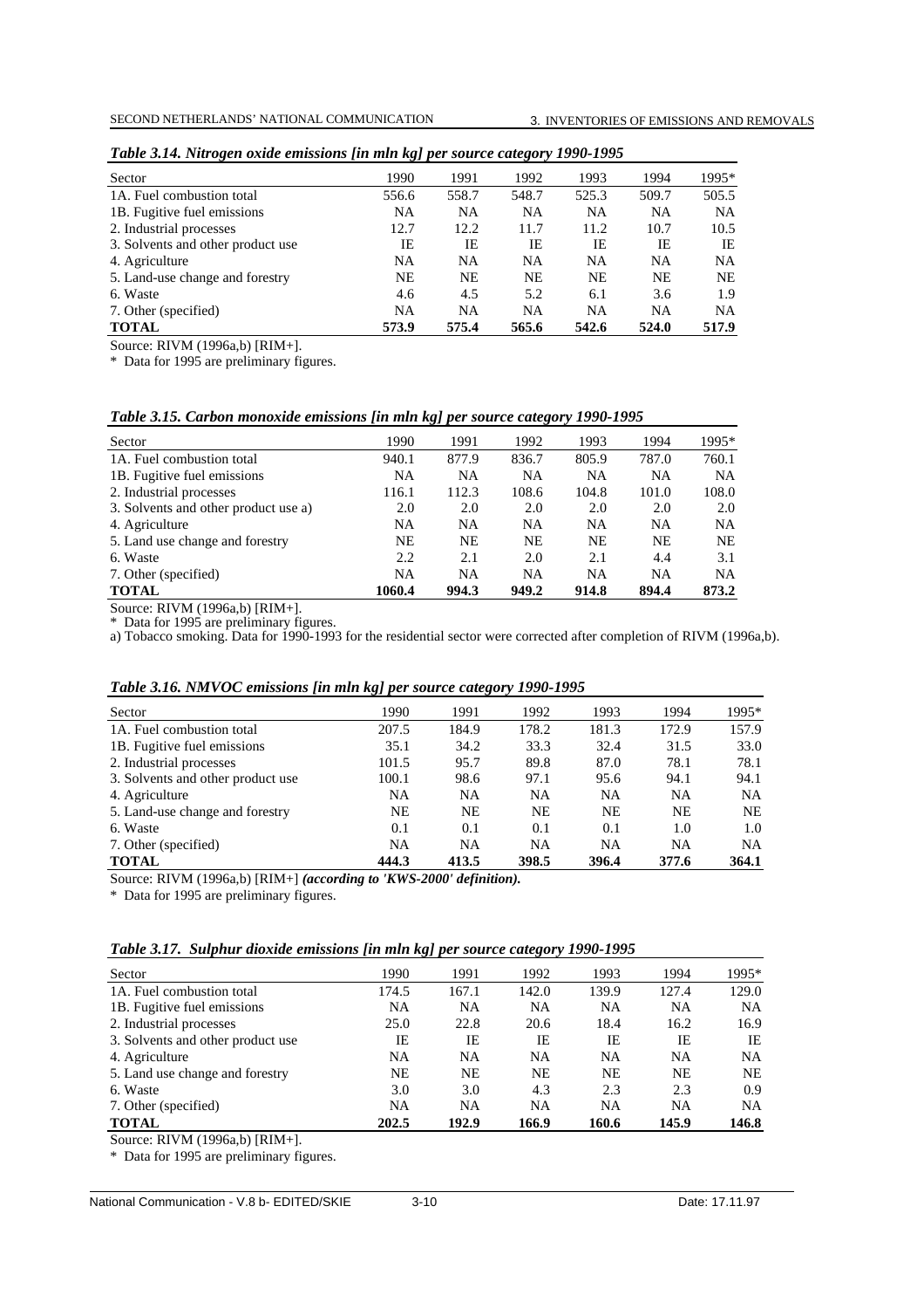*Table 3.14. Nitrogen oxide emissions [in mln kg] per source category 1990-1995*

| Sector | 1990 | 1991 | 1992 | 1993 | 1994 | 1995* |
|---|---|---|---|---|---|---|
| 1A. Fuel combustion total | 556.6 | 558.7 | 548.7 | 525.3 | 509.7 | 505.5 |
| 1B. Fugitive fuel emissions | NA | NA | NA | NA | NA | NA |
| 2. Industrial processes | 12.7 | 12.2 | 11.7 | 11.2 | 10.7 | 10.5 |
| 3. Solvents and other product use | IE | IE | IE | IE | IE | IE |
| 4. Agriculture | NA | NA | NA | NA | NA | NA |
| 5. Land-use change and forestry | NE | NE | NE | NE | NE | NE |
| 6. Waste | 4.6 | 4.5 | 5.2 | 6.1 | 3.6 | 1.9 |
| 7. Other (specified) | NA | NA | NA | NA | NA | NA |
| **TOTAL** | **573.9** | **575.4** | **565.6** | **542.6** | **524.0** | **517.9** |

Source: RIVM (1996a,b) [RIM+].

\* Data for 1995 are preliminary figures.

*Table 3.15. Carbon monoxide emissions [in mln kg] per source category 1990-1995*

| Sector | 1990 | 1991 | 1992 | 1993 | 1994 | 1995* |
|---|---|---|---|---|---|---|
| 1A. Fuel combustion total | 940.1 | 877.9 | 836.7 | 805.9 | 787.0 | 760.1 |
| 1B. Fugitive fuel emissions | NA | NA | NA | NA | NA | NA |
| 2. Industrial processes | 116.1 | 112.3 | 108.6 | 104.8 | 101.0 | 108.0 |
| 3. Solvents and other product use a) | 2.0 | 2.0 | 2.0 | 2.0 | 2.0 | 2.0 |
| 4. Agriculture | NA | NA | NA | NA | NA | NA |
| 5. Land use change and forestry | NE | NE | NE | NE | NE | NE |
| 6. Waste | 2.2 | 2.1 | 2.0 | 2.1 | 4.4 | 3.1 |
| 7. Other (specified) | NA | NA | NA | NA | NA | NA |
| **TOTAL** | **1060.4** | **994.3** | **949.2** | **914.8** | **894.4** | **873.2** |

Source: RIVM (1996a,b) [RIM+].

\* Data for 1995 are preliminary figures.

a) Tobacco smoking. Data for 1990-1993 for the residential sector were corrected after completion of RIVM (1996a,b).

*Table 3.16. NMVOC emissions [in mln kg] per source category 1990-1995*

| Sector | 1990 | 1991 | 1992 | 1993 | 1994 | 1995* |
|---|---|---|---|---|---|---|
| 1A. Fuel combustion total | 207.5 | 184.9 | 178.2 | 181.3 | 172.9 | 157.9 |
| 1B. Fugitive fuel emissions | 35.1 | 34.2 | 33.3 | 32.4 | 31.5 | 33.0 |
| 2. Industrial processes | 101.5 | 95.7 | 89.8 | 87.0 | 78.1 | 78.1 |
| 3. Solvents and other product use | 100.1 | 98.6 | 97.1 | 95.6 | 94.1 | 94.1 |
| 4. Agriculture | NA | NA | NA | NA | NA | NA |
| 5. Land-use change and forestry | NE | NE | NE | NE | NE | NE |
| 6. Waste | 0.1 | 0.1 | 0.1 | 0.1 | 1.0 | 1.0 |
| 7. Other (specified) | NA | NA | NA | NA | NA | NA |
| **TOTAL** | **444.3** | **413.5** | **398.5** | **396.4** | **377.6** | **364.1** |

Source: RIVM (1996a,b) [RIM+] ***(according to 'KWS-2000' definition).***

\* Data for 1995 are preliminary figures.

*Table 3.17. Sulphur dioxide emissions [in mln kg] per source category 1990-1995*

| Sector | 1990 | 1991 | 1992 | 1993 | 1994 | 1995* |
|---|---|---|---|---|---|---|
| 1A. Fuel combustion total | 174.5 | 167.1 | 142.0 | 139.9 | 127.4 | 129.0 |
| 1B. Fugitive fuel emissions | NA | NA | NA | NA | NA | NA |
| 2. Industrial processes | 25.0 | 22.8 | 20.6 | 18.4 | 16.2 | 16.9 |
| 3. Solvents and other product use | IE | IE | IE | IE | IE | IE |
| 4. Agriculture | NA | NA | NA | NA | NA | NA |
| 5. Land use change and forestry | NE | NE | NE | NE | NE | NE |
| 6. Waste | 3.0 | 3.0 | 4.3 | 2.3 | 2.3 | 0.9 |
| 7. Other (specified) | NA | NA | NA | NA | NA | NA |
| **TOTAL** | **202.5** | **192.9** | **166.9** | **160.6** | **145.9** | **146.8** |

Source: RIVM (1996a,b) [RIM+].

\* Data for 1995 are preliminary figures.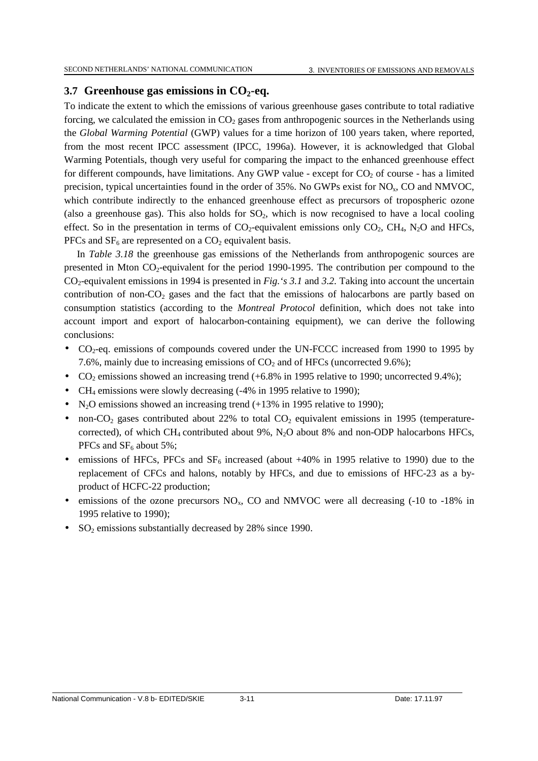## 3.7 Greenhouse gas emissions in $CO_2$-eq.

To indicate the extent to which the emissions of various greenhouse gases contribute to total radiative forcing, we calculated the emission in $CO_2$ gases from anthropogenic sources in the Netherlands using the *Global Warming Potential* (GWP) values for a time horizon of 100 years taken, where reported, from the most recent IPCC assessment (IPCC, 1996a). However, it is acknowledged that Global Warming Potentials, though very useful for comparing the impact to the enhanced greenhouse effect for different compounds, have limitations. Any GWP value - except for $CO_2$ of course - has a limited precision, typical uncertainties found in the order of 35%. No GWPs exist for $NO_x$, CO and NMVOC, which contribute indirectly to the enhanced greenhouse effect as precursors of tropospheric ozone (also a greenhouse gas). This also holds for $SO_2$, which is now recognised to have a local cooling effect. So in the presentation in terms of $CO_2$-equivalent emissions only $CO_2$, $CH_4$, $N_2O$ and HFCs, PFCs and $SF_6$ are represented on a $CO_2$ equivalent basis.

In *Table 3.18* the greenhouse gas emissions of the Netherlands from anthropogenic sources are presented in Mton $CO_2$-equivalent for the period 1990-1995. The contribution per compound to the $CO_2$-equivalent emissions in 1994 is presented in *Fig.'s 3.1* and *3.2.* Taking into account the uncertain contribution of non-$CO_2$ gases and the fact that the emissions of halocarbons are partly based on consumption statistics (according to the *Montreal Protocol* definition, which does not take into account import and export of halocarbon-containing equipment), we can derive the following conclusions:

- $CO_2$-eq. emissions of compounds covered under the UN-FCCC increased from 1990 to 1995 by 7.6%, mainly due to increasing emissions of $CO_2$ and of HFCs (uncorrected 9.6%);
- $CO_2$ emissions showed an increasing trend (+6.8% in 1995 relative to 1990; uncorrected 9.4%);
- $CH_4$ emissions were slowly decreasing (-4% in 1995 relative to 1990);
- $N_2O$ emissions showed an increasing trend (+13% in 1995 relative to 1990);
- non-$CO_2$ gases contributed about 22% to total $CO_2$ equivalent emissions in 1995 (temperature-corrected), of which $CH_4$ contributed about 9%, $N_2O$ about 8% and non-ODP halocarbons HFCs, PFCs and $SF_6$ about 5%;
- emissions of HFCs, PFCs and $SF_6$ increased (about +40% in 1995 relative to 1990) due to the replacement of CFCs and halons, notably by HFCs, and due to emissions of HFC-23 as a by-product of HCFC-22 production;
- emissions of the ozone precursors $NO_x$, CO and NMVOC were all decreasing (-10 to -18% in 1995 relative to 1990);
- $SO_2$ emissions substantially decreased by 28% since 1990.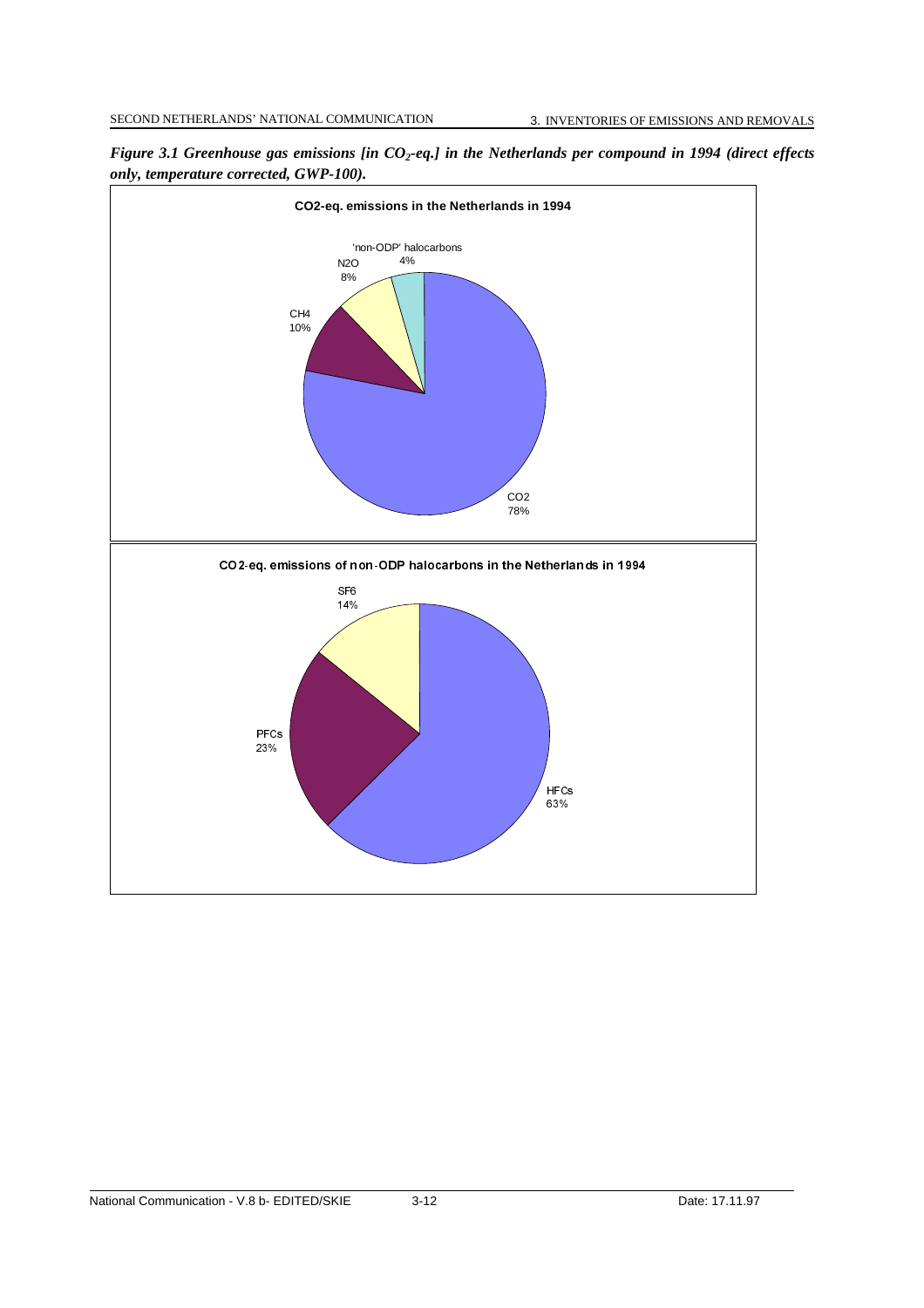*Figure 3.1 Greenhouse gas emissions [in $CO_2$-eq.] in the Netherlands per compound in 1994 (direct effects only, temperature corrected, GWP-100).*

**CO2-eq. emissions in the Netherlands in 1994**

| Compound | Share |
|---|---|
| CO2 | 78% |
| CH4 | 10% |
| N2O | 8% |
| 'non-ODP' halocarbons | 4% |

**CO2-eq. emissions of non-ODP halocarbons in the Netherlands in 1994**

| Compound | Share |
|---|---|
| HFCs | 63% |
| PFCs | 23% |
| SF6 | 14% |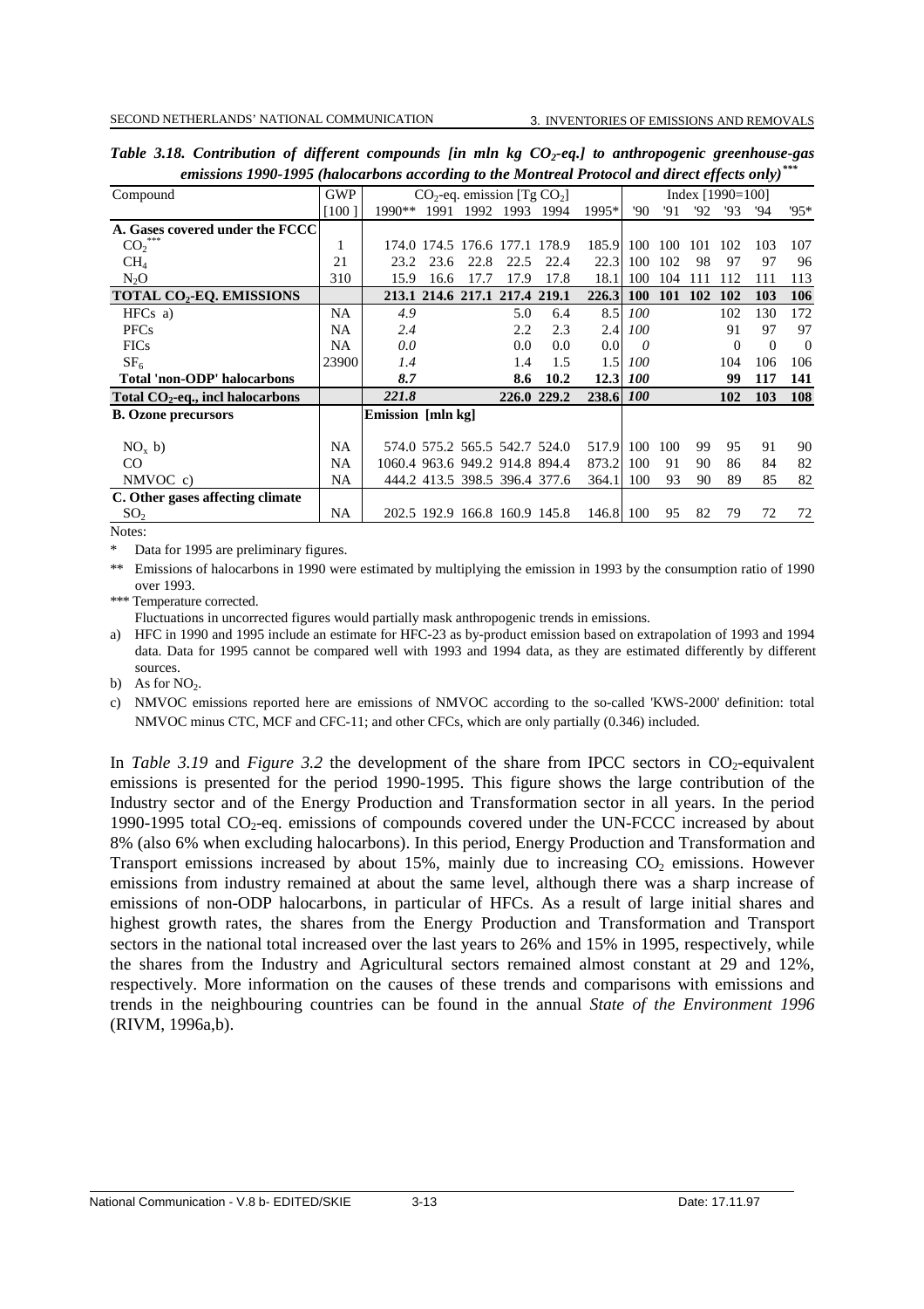*Table 3.18. Contribution of different compounds [in mln kg $CO_2$-eq.] to anthropogenic greenhouse-gas emissions 1990-1995 (halocarbons according to the Montreal Protocol and direct effects only)****

| Compound | GWP | $CO_2$-eq. emission [Tg $CO_2$] | | | | | | Index [1990=100] | | | | | |
|---|---|---|---|---|---|---|---|---|---|---|---|---|---|
| | [100 ] | 1990** | 1991 | 1992 | 1993 | 1994 | 1995* | '90 | '91 | '92 | '93 | '94 | '95* |
| **A. Gases covered under the FCCC** | | | | | | | | | | | | | |
| $CO_2$*** | 1 | 174.0 | 174.5 | 176.6 | 177.1 | 178.9 | 185.9 | 100 | 100 | 101 | 102 | 103 | 107 |
| $CH_4$ | 21 | 23.2 | 23.6 | 22.8 | 22.5 | 22.4 | 22.3 | 100 | 102 | 98 | 97 | 97 | 96 |
| $N_2O$ | 310 | 15.9 | 16.6 | 17.7 | 17.9 | 17.8 | 18.1 | 100 | 104 | 111 | 112 | 111 | 113 |
| **TOTAL $CO_2$-EQ. EMISSIONS** | | **213.1** | **214.6** | **217.1** | **217.4** | **219.1** | **226.3** | **100** | **101** | **102** | **102** | **103** | **106** |
| HFCs a) | NA | *4.9* | | | 5.0 | 6.4 | 8.5 | *100* | | | 102 | 130 | 172 |
| PFCs | NA | *2.4* | | | 2.2 | 2.3 | 2.4 | *100* | | | 91 | 97 | 97 |
| FICs | NA | *0.0* | | | 0.0 | 0.0 | 0.0 | *0* | | | 0 | 0 | 0 |
| $SF_6$ | 23900 | *1.4* | | | 1.4 | 1.5 | 1.5 | *100* | | | 104 | 106 | 106 |
| **Total 'non-ODP' halocarbons** | | ***8.7*** | | | **8.6** | **10.2** | **12.3** | ***100*** | | | **99** | **117** | **141** |
| **Total $CO_2$-eq., incl halocarbons** | | ***221.8*** | | | **226.0** | **229.2** | **238.6** | ***100*** | | | **102** | **103** | **108** |
| **B. Ozone precursors** | | **Emission [mln kg]** | | | | | | | | | | | |
| $NO_x$ b) | NA | 574.0 | 575.2 | 565.5 | 542.7 | 524.0 | 517.9 | 100 | 100 | 99 | 95 | 91 | 90 |
| CO | NA | 1060.4 | 963.6 | 949.2 | 914.8 | 894.4 | 873.2 | 100 | 91 | 90 | 86 | 84 | 82 |
| NMVOC c) | NA | 444.2 | 413.5 | 398.5 | 396.4 | 377.6 | 364.1 | 100 | 93 | 90 | 89 | 85 | 82 |
| **C. Other gases affecting climate** | | | | | | | | | | | | | |
| $SO_2$ | NA | 202.5 | 192.9 | 166.8 | 160.9 | 145.8 | 146.8 | 100 | 95 | 82 | 79 | 72 | 72 |

Notes:

\* Data for 1995 are preliminary figures.

** Emissions of halocarbons in 1990 were estimated by multiplying the emission in 1993 by the consumption ratio of 1990 over 1993.

*** Temperature corrected.
Fluctuations in uncorrected figures would partially mask anthropogenic trends in emissions.

a) HFC in 1990 and 1995 include an estimate for HFC-23 as by-product emission based on extrapolation of 1993 and 1994 data. Data for 1995 cannot be compared well with 1993 and 1994 data, as they are estimated differently by different sources.

b) As for $NO_2$.

c) NMVOC emissions reported here are emissions of NMVOC according to the so-called 'KWS-2000' definition: total NMVOC minus CTC, MCF and CFC-11; and other CFCs, which are only partially (0.346) included.

In *Table 3.19* and *Figure 3.2* the development of the share from IPCC sectors in $CO_2$-equivalent emissions is presented for the period 1990-1995. This figure shows the large contribution of the Industry sector and of the Energy Production and Transformation sector in all years. In the period 1990-1995 total $CO_2$-eq. emissions of compounds covered under the UN-FCCC increased by about 8% (also 6% when excluding halocarbons). In this period, Energy Production and Transformation and Transport emissions increased by about 15%, mainly due to increasing $CO_2$ emissions. However emissions from industry remained at about the same level, although there was a sharp increase of emissions of non-ODP halocarbons, in particular of HFCs. As a result of large initial shares and highest growth rates, the shares from the Energy Production and Transformation and Transport sectors in the national total increased over the last years to 26% and 15% in 1995, respectively, while the shares from the Industry and Agricultural sectors remained almost constant at 29 and 12%, respectively. More information on the causes of these trends and comparisons with emissions and trends in the neighbouring countries can be found in the annual *State of the Environment 1996* (RIVM, 1996a,b).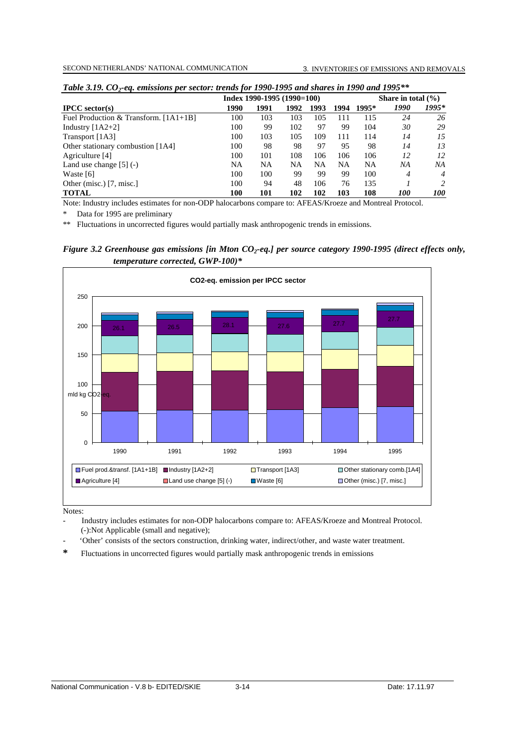*Table 3.19. $CO_2$-eq. emissions per sector: trends for 1990-1995 and shares in 1990 and 1995***

| | Index 1990-1995 (1990=100) | | | | | | Share in total (%) | |
|---|---|---|---|---|---|---|---|---|
| **IPCC sector(s)** | **1990** | **1991** | **1992** | **1993** | **1994** | **1995*** | *1990* | *1995** |
| Fuel Production & Transform. [1A1+1B] | 100 | 103 | 103 | 105 | 111 | 115 | *24* | *26* |
| Industry [1A2+2] | 100 | 99 | 102 | 97 | 99 | 104 | *30* | *29* |
| Transport [1A3] | 100 | 103 | 105 | 109 | 111 | 114 | *14* | *15* |
| Other stationary combustion [1A4] | 100 | 98 | 98 | 97 | 95 | 98 | *14* | *13* |
| Agriculture [4] | 100 | 101 | 108 | 106 | 106 | 106 | *12* | *12* |
| Land use change [5] (-) | NA | NA | NA | NA | NA | NA | *NA* | *NA* |
| Waste [6] | 100 | 100 | 99 | 99 | 99 | 100 | *4* | *4* |
| Other (misc.) [7, misc.] | 100 | 94 | 48 | 106 | 76 | 135 | *1* | *2* |
| **TOTAL** | **100** | **101** | **102** | **102** | **103** | **108** | ***100*** | ***100*** |

Note: Industry includes estimates for non-ODP halocarbons compare to: AFEAS/Kroeze and Montreal Protocol.

\* Data for 1995 are preliminary

** Fluctuations in uncorrected figures would partially mask anthropogenic trends in emissions.

***Figure 3.2 Greenhouse gas emissions [in Mton $CO_2$-eq.] per source category 1990-1995 (direct effects only, temperature corrected, GWP-100)****

Notes:

- Industry includes estimates for non-ODP halocarbons compare to: AFEAS/Kroeze and Montreal Protocol. (-):Not Applicable (small and negative);
- 'Other' consists of the sectors construction, drinking water, indirect/other, and waste water treatment.

**\*** Fluctuations in uncorrected figures would partially mask anthropogenic trends in emissions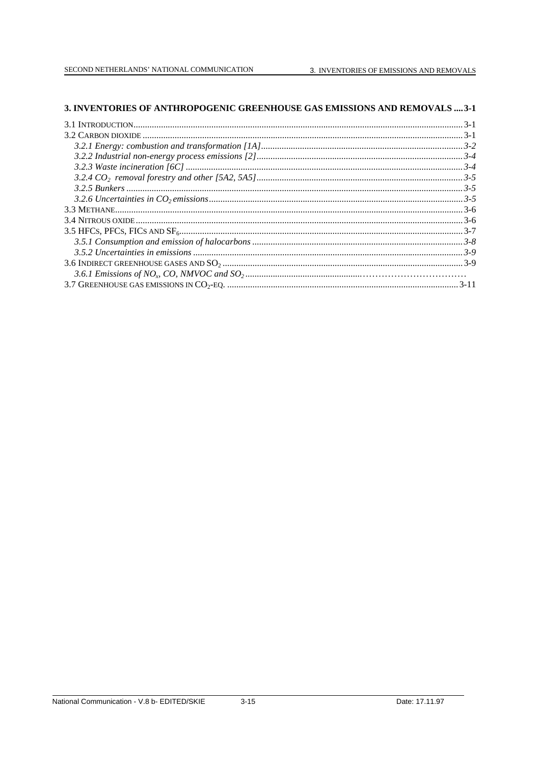**3. INVENTORIES OF ANTHROPOGENIC GREENHOUSE GAS EMISSIONS AND REMOVALS .... 3-1**

3.1 INTRODUCTION ........................................................................................................................ 3-1
3.2 CARBON DIOXIDE ..................................................................................................................... 3-1
*3.2.1 Energy: combustion and transformation [1A]............................................................................3-2*
*3.2.2 Industrial non-energy process emissions [2]............................................................................3-4*
*3.2.3 Waste incineration [6C] .........................................................................................................3-4*
*3.2.4 $CO_2$ removal forestry and other [5A2, 5A5]............................................................................3-5*
*3.2.5 Bunkers ...............................................................................................................................3-5*
*3.2.6 Uncertainties in $CO_2$ emissions...............................................................................................3-5*
3.3 METHANE................................................................................................................................ 3-6
3.4 NITROUS OXIDE ....................................................................................................................... 3-6
3.5 HFCS, PFCS, FICS AND $SF_6$.................................................................................................... 3-7
*3.5.1 Consumption and emission of halocarbons ............................................................................3-8*
*3.5.2 Uncertainties in emissions ....................................................................................................3-9*
3.6 INDIRECT GREENHOUSE GASES AND $SO_2$ ................................................................................... 3-9
*3.6.1 Emissions of $NO_x$, CO, NMVOC and $SO_2$ ...............................................................................*
3.7 GREENHOUSE GAS EMISSIONS IN $CO_2$-EQ. ............................................................................... 3-11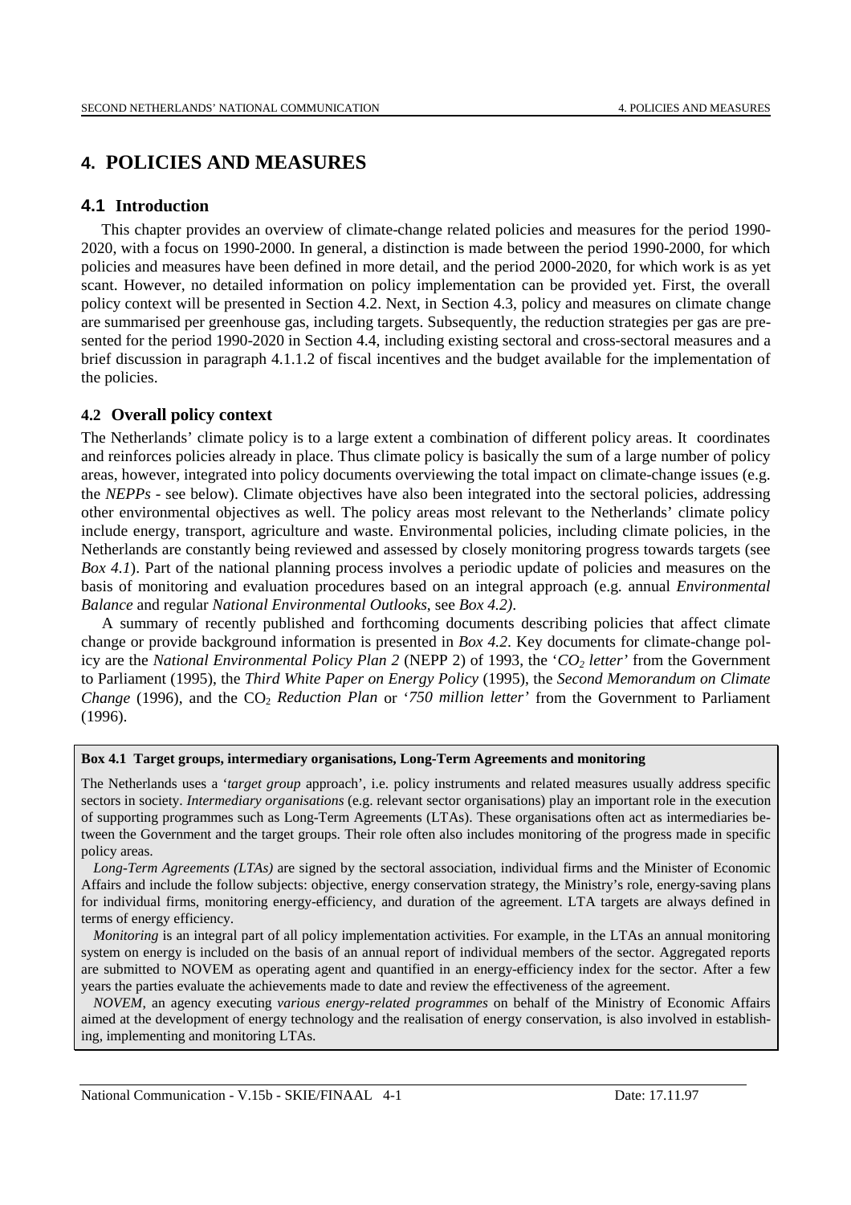# 4. POLICIES AND MEASURES

## 4.1 Introduction

This chapter provides an overview of climate-change related policies and measures for the period 1990-2020, with a focus on 1990-2000. In general, a distinction is made between the period 1990-2000, for which policies and measures have been defined in more detail, and the period 2000-2020, for which work is as yet scant. However, no detailed information on policy implementation can be provided yet. First, the overall policy context will be presented in Section 4.2. Next, in Section 4.3, policy and measures on climate change are summarised per greenhouse gas, including targets. Subsequently, the reduction strategies per gas are presented for the period 1990-2020 in Section 4.4, including existing sectoral and cross-sectoral measures and a brief discussion in paragraph 4.1.1.2 of fiscal incentives and the budget available for the implementation of the policies.

## 4.2 Overall policy context

The Netherlands' climate policy is to a large extent a combination of different policy areas. It coordinates and reinforces policies already in place. Thus climate policy is basically the sum of a large number of policy areas, however, integrated into policy documents overviewing the total impact on climate-change issues (e.g. the *NEPPs* - see below). Climate objectives have also been integrated into the sectoral policies, addressing other environmental objectives as well. The policy areas most relevant to the Netherlands' climate policy include energy, transport, agriculture and waste. Environmental policies, including climate policies, in the Netherlands are constantly being reviewed and assessed by closely monitoring progress towards targets (see *Box 4.1*). Part of the national planning process involves a periodic update of policies and measures on the basis of monitoring and evaluation procedures based on an integral approach (e.g. annual *Environmental Balance* and regular *National Environmental Outlooks*, see *Box 4.2)*.

A summary of recently published and forthcoming documents describing policies that affect climate change or provide background information is presented in *Box 4.2*. Key documents for climate-change policy are the *National Environmental Policy Plan 2* (NEPP 2) of 1993, the '*$CO_2$ letter'* from the Government to Parliament (1995), the *Third White Paper on Energy Policy* (1995), the *Second Memorandum on Climate Change* (1996), and the $CO_2$ *Reduction Plan* or *'750 million letter'* from the Government to Parliament (1996).

**Box 4.1 Target groups, intermediary organisations, Long-Term Agreements and monitoring**

The Netherlands uses a '*target group* approach', i.e. policy instruments and related measures usually address specific sectors in society. *Intermediary organisations* (e.g. relevant sector organisations) play an important role in the execution of supporting programmes such as Long-Term Agreements (LTAs). These organisations often act as intermediaries between the Government and the target groups. Their role often also includes monitoring of the progress made in specific policy areas.

*Long-Term Agreements (LTAs)* are signed by the sectoral association, individual firms and the Minister of Economic Affairs and include the follow subjects: objective, energy conservation strategy, the Ministry's role, energy-saving plans for individual firms, monitoring energy-efficiency, and duration of the agreement. LTA targets are always defined in terms of energy efficiency.

*Monitoring* is an integral part of all policy implementation activities. For example, in the LTAs an annual monitoring system on energy is included on the basis of an annual report of individual members of the sector. Aggregated reports are submitted to NOVEM as operating agent and quantified in an energy-efficiency index for the sector. After a few years the parties evaluate the achievements made to date and review the effectiveness of the agreement.

*NOVEM*, an agency executing *various energy-related programmes* on behalf of the Ministry of Economic Affairs aimed at the development of energy technology and the realisation of energy conservation, is also involved in establishing, implementing and monitoring LTAs.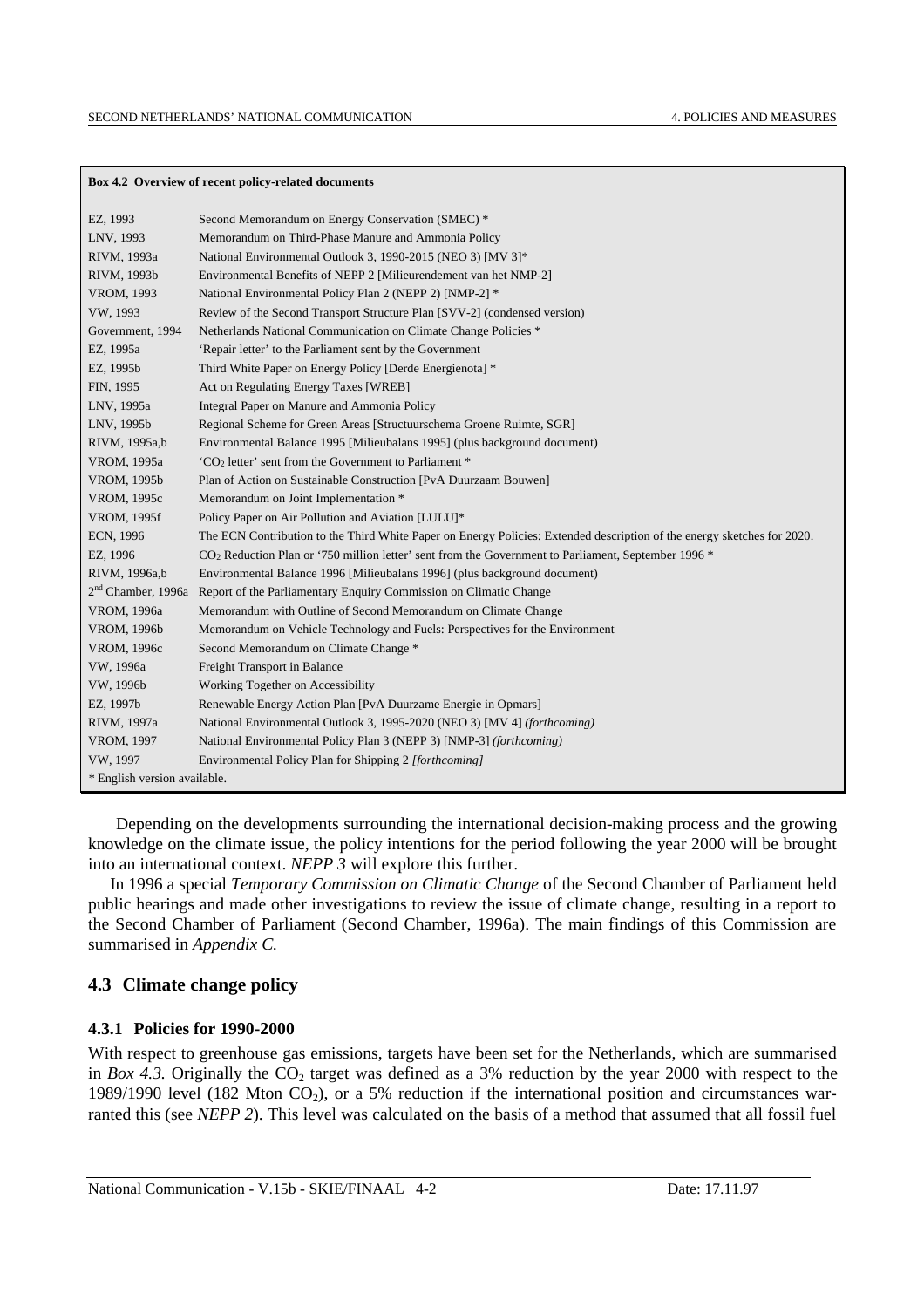**Box 4.2 Overview of recent policy-related documents**

| | |
|---|---|
| EZ, 1993 | Second Memorandum on Energy Conservation (SMEC) * |
| LNV, 1993 | Memorandum on Third-Phase Manure and Ammonia Policy |
| RIVM, 1993a | National Environmental Outlook 3, 1990-2015 (NEO 3) [MV 3]* |
| RIVM, 1993b | Environmental Benefits of NEPP 2 [Milieurendement van het NMP-2] |
| VROM, 1993 | National Environmental Policy Plan 2 (NEPP 2) [NMP-2] * |
| VW, 1993 | Review of the Second Transport Structure Plan [SVV-2] (condensed version) |
| Government, 1994 | Netherlands National Communication on Climate Change Policies * |
| EZ, 1995a | 'Repair letter' to the Parliament sent by the Government |
| EZ, 1995b | Third White Paper on Energy Policy [Derde Energienota] * |
| FIN, 1995 | Act on Regulating Energy Taxes [WREB] |
| LNV, 1995a | Integral Paper on Manure and Ammonia Policy |
| LNV, 1995b | Regional Scheme for Green Areas [Structuurschema Groene Ruimte, SGR] |
| RIVM, 1995a,b | Environmental Balance 1995 [Milieubalans 1995] (plus background document) |
| VROM, 1995a | '$CO_2$ letter' sent from the Government to Parliament * |
| VROM, 1995b | Plan of Action on Sustainable Construction [PvA Duurzaam Bouwen] |
| VROM, 1995c | Memorandum on Joint Implementation * |
| VROM, 1995f | Policy Paper on Air Pollution and Aviation [LULU]* |
| ECN, 1996 | The ECN Contribution to the Third White Paper on Energy Policies: Extended description of the energy sketches for 2020. |
| EZ, 1996 | $CO_2$ Reduction Plan or '750 million letter' sent from the Government to Parliament, September 1996 * |
| RIVM, 1996a,b | Environmental Balance 1996 [Milieubalans 1996] (plus background document) |
| 2nd Chamber, 1996a | Report of the Parliamentary Enquiry Commission on Climatic Change |
| VROM, 1996a | Memorandum with Outline of Second Memorandum on Climate Change |
| VROM, 1996b | Memorandum on Vehicle Technology and Fuels: Perspectives for the Environment |
| VROM, 1996c | Second Memorandum on Climate Change * |
| VW, 1996a | Freight Transport in Balance |
| VW, 1996b | Working Together on Accessibility |
| EZ, 1997b | Renewable Energy Action Plan [PvA Duurzame Energie in Opmars] |
| RIVM, 1997a | National Environmental Outlook 3, 1995-2020 (NEO 3) [MV 4] *(forthcoming)* |
| VROM, 1997 | National Environmental Policy Plan 3 (NEPP 3) [NMP-3] *(forthcoming)* |
| VW, 1997 | Environmental Policy Plan for Shipping 2 *[forthcoming]* |

\* English version available.

Depending on the developments surrounding the international decision-making process and the growing knowledge on the climate issue, the policy intentions for the period following the year 2000 will be brought into an international context. *NEPP 3* will explore this further.

In 1996 a special *Temporary Commission on Climatic Change* of the Second Chamber of Parliament held public hearings and made other investigations to review the issue of climate change, resulting in a report to the Second Chamber of Parliament (Second Chamber, 1996a). The main findings of this Commission are summarised in *Appendix C.*

## 4.3 Climate change policy

### 4.3.1 Policies for 1990-2000

With respect to greenhouse gas emissions, targets have been set for the Netherlands, which are summarised in *Box 4.3.* Originally the $CO_2$ target was defined as a 3% reduction by the year 2000 with respect to the 1989/1990 level (182 Mton $CO_2$), or a 5% reduction if the international position and circumstances warranted this (see *NEPP 2*). This level was calculated on the basis of a method that assumed that all fossil fuel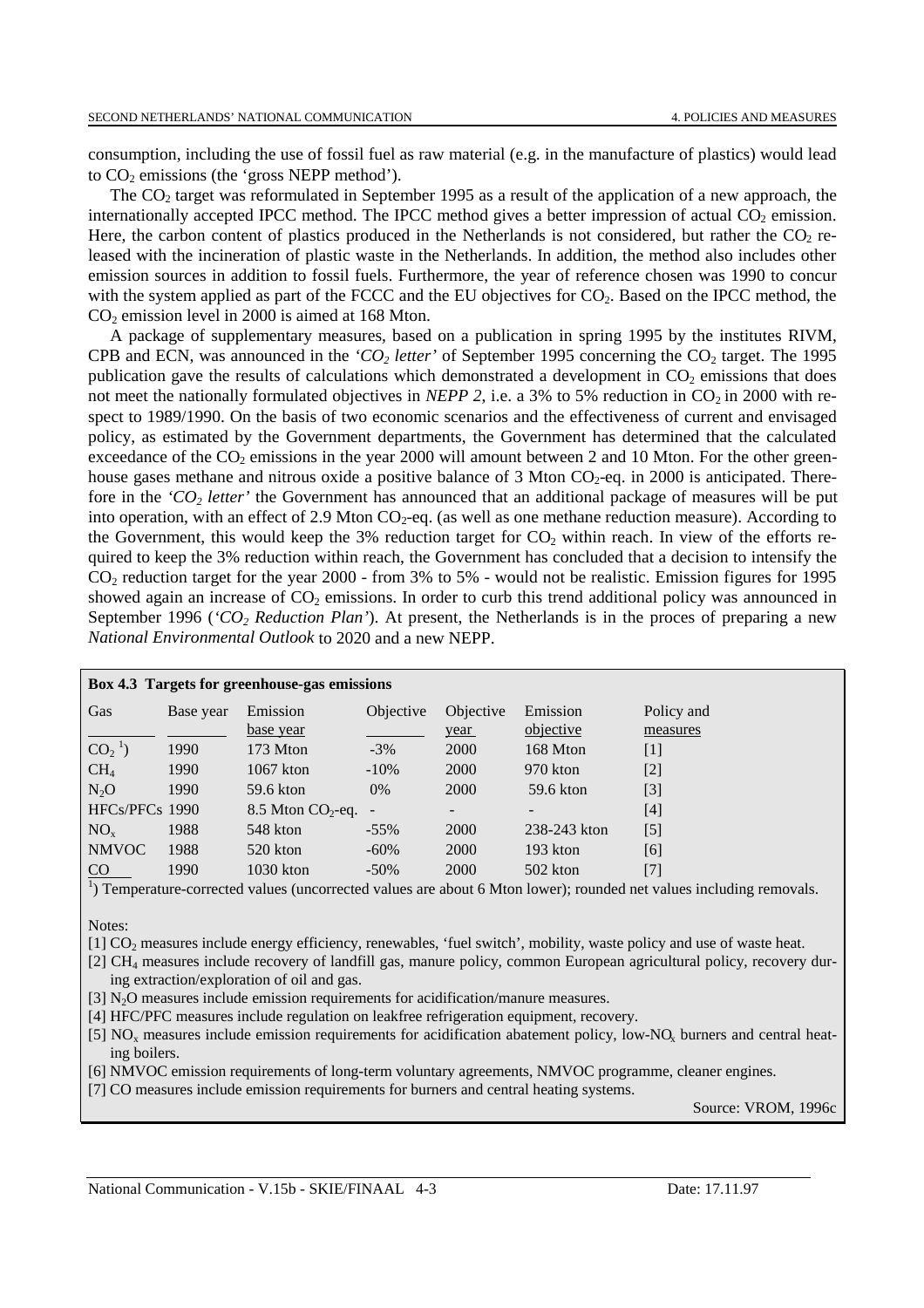consumption, including the use of fossil fuel as raw material (e.g. in the manufacture of plastics) would lead to $CO_2$ emissions (the 'gross NEPP method').

The $CO_2$ target was reformulated in September 1995 as a result of the application of a new approach, the internationally accepted IPCC method. The IPCC method gives a better impression of actual $CO_2$ emission. Here, the carbon content of plastics produced in the Netherlands is not considered, but rather the $CO_2$ released with the incineration of plastic waste in the Netherlands. In addition, the method also includes other emission sources in addition to fossil fuels. Furthermore, the year of reference chosen was 1990 to concur with the system applied as part of the FCCC and the EU objectives for $CO_2$. Based on the IPCC method, the $CO_2$ emission level in 2000 is aimed at 168 Mton.

A package of supplementary measures, based on a publication in spring 1995 by the institutes RIVM, CPB and ECN, was announced in the *'$CO_2$ letter'* of September 1995 concerning the $CO_2$ target. The 1995 publication gave the results of calculations which demonstrated a development in $CO_2$ emissions that does not meet the nationally formulated objectives in *NEPP 2*, i.e. a 3% to 5% reduction in $CO_2$ in 2000 with respect to 1989/1990. On the basis of two economic scenarios and the effectiveness of current and envisaged policy, as estimated by the Government departments, the Government has determined that the calculated exceedance of the $CO_2$ emissions in the year 2000 will amount between 2 and 10 Mton. For the other greenhouse gases methane and nitrous oxide a positive balance of 3 Mton $CO_2$-eq. in 2000 is anticipated. Therefore in the *'$CO_2$ letter'* the Government has announced that an additional package of measures will be put into operation, with an effect of 2.9 Mton $CO_2$-eq. (as well as one methane reduction measure). According to the Government, this would keep the 3% reduction target for $CO_2$ within reach. In view of the efforts required to keep the 3% reduction within reach, the Government has concluded that a decision to intensify the $CO_2$ reduction target for the year 2000 - from 3% to 5% - would not be realistic. Emission figures for 1995 showed again an increase of $CO_2$ emissions. In order to curb this trend additional policy was announced in September 1996 (*'$CO_2$ Reduction Plan'*). At present, the Netherlands is in the proces of preparing a new *National Environmental Outlook* to 2020 and a new NEPP.

**Box 4.3 Targets for greenhouse-gas emissions**

| Gas | Base year | Emission base year | Objective | Objective year | Emission objective | Policy and measures |
|---|---|---|---|---|---|---|
| $CO_2$ [1]) | 1990 | 173 Mton | -3% | 2000 | 168 Mton | [1] |
| $CH_4$ | 1990 | 1067 kton | -10% | 2000 | 970 kton | [2] |
| $N_2O$ | 1990 | 59.6 kton | 0% | 2000 | 59.6 kton | [3] |
| HFCs/PFCs | 1990 | 8.5 Mton $CO_2$-eq. | - | - | - | [4] |
| $NO_x$ | 1988 | 548 kton | -55% | 2000 | 238-243 kton | [5] |
| NMVOC | 1988 | 520 kton | -60% | 2000 | 193 kton | [6] |
| CO | 1990 | 1030 kton | -50% | 2000 | 502 kton | [7] |

[1]) Temperature-corrected values (uncorrected values are about 6 Mton lower); rounded net values including removals.

Notes:

[1] $CO_2$ measures include energy efficiency, renewables, 'fuel switch', mobility, waste policy and use of waste heat.

[2] $CH_4$ measures include recovery of landfill gas, manure policy, common European agricultural policy, recovery during extraction/exploration of oil and gas.

[3] $N_2O$ measures include emission requirements for acidification/manure measures.

[4] HFC/PFC measures include regulation on leakfree refrigeration equipment, recovery.

[5] $NO_x$ measures include emission requirements for acidification abatement policy, low-$NO_x$ burners and central heating boilers.

[6] NMVOC emission requirements of long-term voluntary agreements, NMVOC programme, cleaner engines.

[7] CO measures include emission requirements for burners and central heating systems.

Source: VROM, 1996c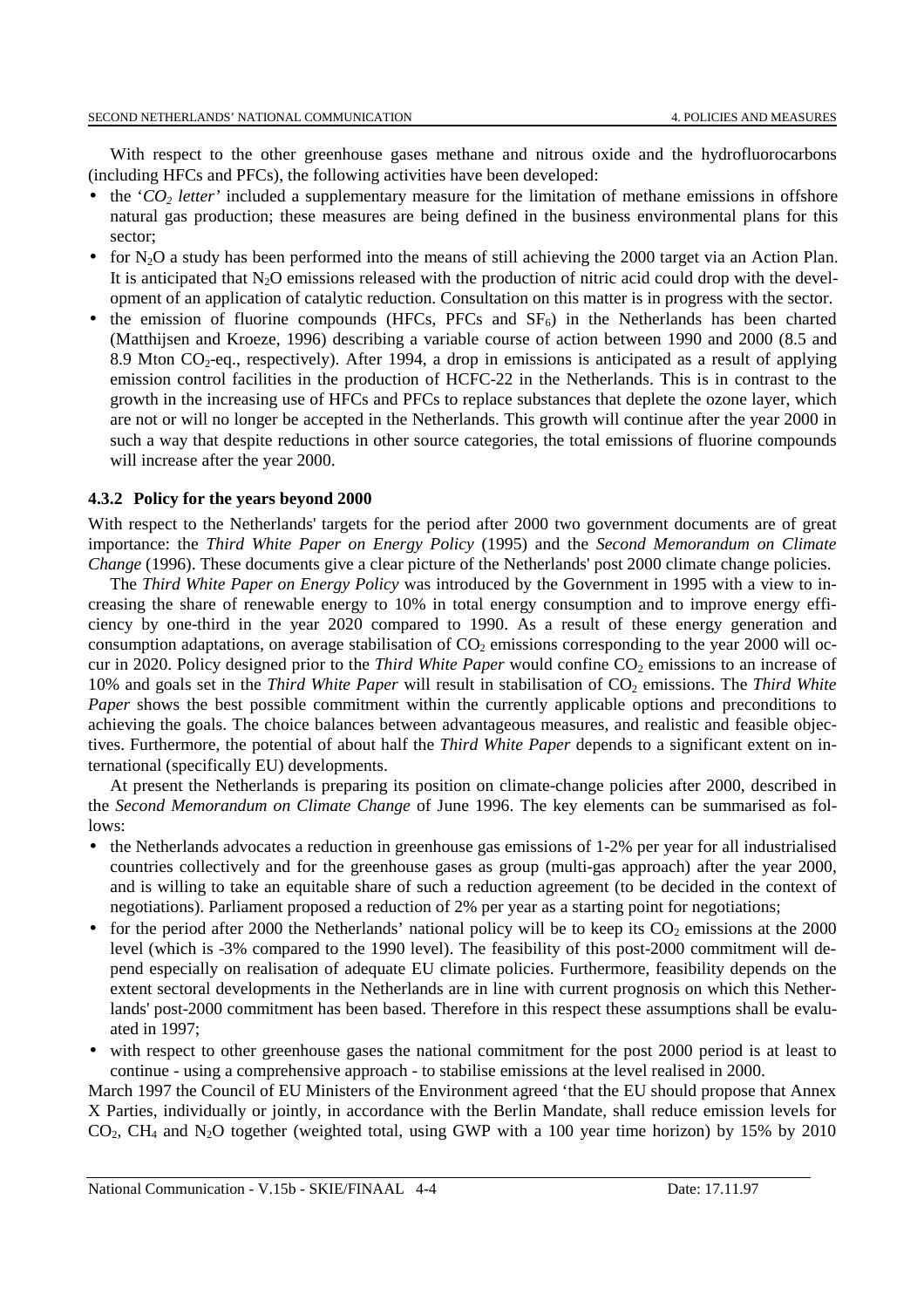With respect to the other greenhouse gases methane and nitrous oxide and the hydrofluorocarbons (including HFCs and PFCs), the following activities have been developed:

- the '*$CO_2$ letter*' included a supplementary measure for the limitation of methane emissions in offshore natural gas production; these measures are being defined in the business environmental plans for this sector;
- for $N_2O$ a study has been performed into the means of still achieving the 2000 target via an Action Plan. It is anticipated that $N_2O$ emissions released with the production of nitric acid could drop with the development of an application of catalytic reduction. Consultation on this matter is in progress with the sector.
- the emission of fluorine compounds (HFCs, PFCs and $SF_6$) in the Netherlands has been charted (Matthijsen and Kroeze, 1996) describing a variable course of action between 1990 and 2000 (8.5 and 8.9 Mton $CO_2$-eq., respectively). After 1994, a drop in emissions is anticipated as a result of applying emission control facilities in the production of HCFC-22 in the Netherlands. This is in contrast to the growth in the increasing use of HFCs and PFCs to replace substances that deplete the ozone layer, which are not or will no longer be accepted in the Netherlands. This growth will continue after the year 2000 in such a way that despite reductions in other source categories, the total emissions of fluorine compounds will increase after the year 2000.

### 4.3.2 Policy for the years beyond 2000

With respect to the Netherlands' targets for the period after 2000 two government documents are of great importance: the *Third White Paper on Energy Policy* (1995) and the *Second Memorandum on Climate Change* (1996). These documents give a clear picture of the Netherlands' post 2000 climate change policies.

The *Third White Paper on Energy Policy* was introduced by the Government in 1995 with a view to increasing the share of renewable energy to 10% in total energy consumption and to improve energy efficiency by one-third in the year 2020 compared to 1990. As a result of these energy generation and consumption adaptations, on average stabilisation of $CO_2$ emissions corresponding to the year 2000 will occur in 2020. Policy designed prior to the *Third White Paper* would confine $CO_2$ emissions to an increase of 10% and goals set in the *Third White Paper* will result in stabilisation of $CO_2$ emissions. The *Third White Paper* shows the best possible commitment within the currently applicable options and preconditions to achieving the goals. The choice balances between advantageous measures, and realistic and feasible objectives. Furthermore, the potential of about half the *Third White Paper* depends to a significant extent on international (specifically EU) developments.

At present the Netherlands is preparing its position on climate-change policies after 2000, described in the *Second Memorandum on Climate Change* of June 1996. The key elements can be summarised as follows:

- the Netherlands advocates a reduction in greenhouse gas emissions of 1-2% per year for all industrialised countries collectively and for the greenhouse gases as group (multi-gas approach) after the year 2000, and is willing to take an equitable share of such a reduction agreement (to be decided in the context of negotiations). Parliament proposed a reduction of 2% per year as a starting point for negotiations;
- for the period after 2000 the Netherlands' national policy will be to keep its $CO_2$ emissions at the 2000 level (which is -3% compared to the 1990 level). The feasibility of this post-2000 commitment will depend especially on realisation of adequate EU climate policies. Furthermore, feasibility depends on the extent sectoral developments in the Netherlands are in line with current prognosis on which this Netherlands' post-2000 commitment has been based. Therefore in this respect these assumptions shall be evaluated in 1997;
- with respect to other greenhouse gases the national commitment for the post 2000 period is at least to continue - using a comprehensive approach - to stabilise emissions at the level realised in 2000.

March 1997 the Council of EU Ministers of the Environment agreed 'that the EU should propose that Annex X Parties, individually or jointly, in accordance with the Berlin Mandate, shall reduce emission levels for $CO_2$, $CH_4$ and $N_2O$ together (weighted total, using GWP with a 100 year time horizon) by 15% by 2010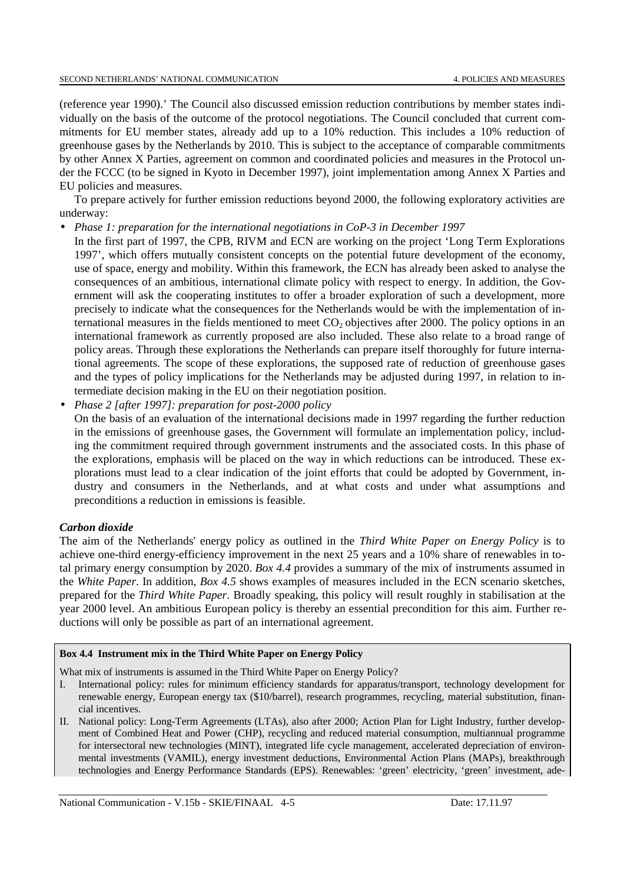(reference year 1990).' The Council also discussed emission reduction contributions by member states individually on the basis of the outcome of the protocol negotiations. The Council concluded that current commitments for EU member states, already add up to a 10% reduction. This includes a 10% reduction of greenhouse gases by the Netherlands by 2010. This is subject to the acceptance of comparable commitments by other Annex X Parties, agreement on common and coordinated policies and measures in the Protocol under the FCCC (to be signed in Kyoto in December 1997), joint implementation among Annex X Parties and EU policies and measures.

To prepare actively for further emission reductions beyond 2000, the following exploratory activities are underway:

- *Phase 1: preparation for the international negotiations in CoP-3 in December 1997*
  In the first part of 1997, the CPB, RIVM and ECN are working on the project 'Long Term Explorations 1997', which offers mutually consistent concepts on the potential future development of the economy, use of space, energy and mobility. Within this framework, the ECN has already been asked to analyse the consequences of an ambitious, international climate policy with respect to energy. In addition, the Government will ask the cooperating institutes to offer a broader exploration of such a development, more precisely to indicate what the consequences for the Netherlands would be with the implementation of international measures in the fields mentioned to meet $CO_2$ objectives after 2000. The policy options in an international framework as currently proposed are also included. These also relate to a broad range of policy areas. Through these explorations the Netherlands can prepare itself thoroughly for future international agreements. The scope of these explorations, the supposed rate of reduction of greenhouse gases and the types of policy implications for the Netherlands may be adjusted during 1997, in relation to intermediate decision making in the EU on their negotiation position.
- *Phase 2 [after 1997]: preparation for post-2000 policy*
  On the basis of an evaluation of the international decisions made in 1997 regarding the further reduction in the emissions of greenhouse gases, the Government will formulate an implementation policy, including the commitment required through government instruments and the associated costs. In this phase of the explorations, emphasis will be placed on the way in which reductions can be introduced. These explorations must lead to a clear indication of the joint efforts that could be adopted by Government, industry and consumers in the Netherlands, and at what costs and under what assumptions and preconditions a reduction in emissions is feasible.

***Carbon dioxide***

The aim of the Netherlands' energy policy as outlined in the *Third White Paper on Energy Policy* is to achieve one-third energy-efficiency improvement in the next 25 years and a 10% share of renewables in total primary energy consumption by 2020. *Box 4.4* provides a summary of the mix of instruments assumed in the *White Paper*. In addition, *Box 4.5* shows examples of measures included in the ECN scenario sketches, prepared for the *Third White Paper*. Broadly speaking, this policy will result roughly in stabilisation at the year 2000 level. An ambitious European policy is thereby an essential precondition for this aim. Further reductions will only be possible as part of an international agreement.

**Box 4.4 Instrument mix in the Third White Paper on Energy Policy**

What mix of instruments is assumed in the Third White Paper on Energy Policy?

I. International policy: rules for minimum efficiency standards for apparatus/transport, technology development for renewable energy, European energy tax ($10/barrel), research programmes, recycling, material substitution, financial incentives.

II. National policy: Long-Term Agreements (LTAs), also after 2000; Action Plan for Light Industry, further development of Combined Heat and Power (CHP), recycling and reduced material consumption, multiannual programme for intersectoral new technologies (MINT), integrated life cycle management, accelerated depreciation of environmental investments (VAMIL), energy investment deductions, Environmental Action Plans (MAPs), breakthrough technologies and Energy Performance Standards (EPS). Renewables: 'green' electricity, 'green' investment, ade-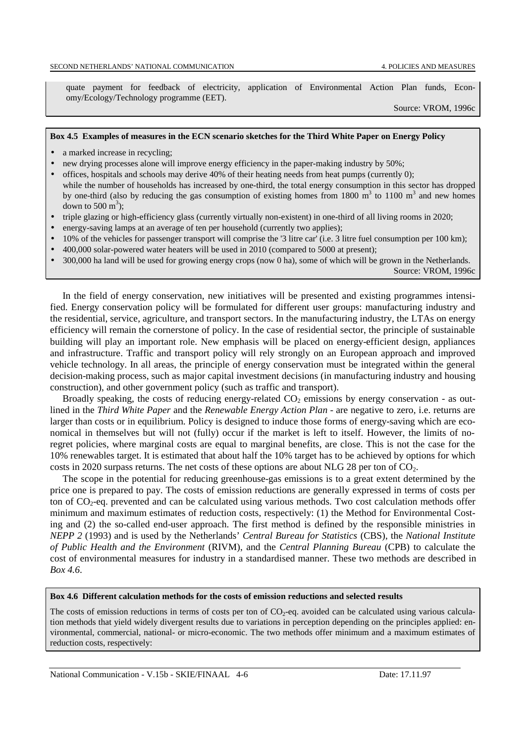quate payment for feedback of electricity, application of Environmental Action Plan funds, Economy/Ecology/Technology programme (EET).

Source: VROM, 1996c

**Box 4.5 Examples of measures in the ECN scenario sketches for the Third White Paper on Energy Policy**

- a marked increase in recycling;
- new drying processes alone will improve energy efficiency in the paper-making industry by 50%;
- offices, hospitals and schools may derive 40% of their heating needs from heat pumps (currently 0); while the number of households has increased by one-third, the total energy consumption in this sector has dropped by one-third (also by reducing the gas consumption of existing homes from 1800 $m^3$ to 1100 $m^3$ and new homes down to 500 $m^3$);
- triple glazing or high-efficiency glass (currently virtually non-existent) in one-third of all living rooms in 2020;
- energy-saving lamps at an average of ten per household (currently two applies);
- 10% of the vehicles for passenger transport will comprise the '3 litre car' (i.e. 3 litre fuel consumption per 100 km);
- 400,000 solar-powered water heaters will be used in 2010 (compared to 5000 at present);
- 300,000 ha land will be used for growing energy crops (now 0 ha), some of which will be grown in the Netherlands.

Source: VROM, 1996c

In the field of energy conservation, new initiatives will be presented and existing programmes intensified. Energy conservation policy will be formulated for different user groups: manufacturing industry and the residential, service, agriculture, and transport sectors. In the manufacturing industry, the LTAs on energy efficiency will remain the cornerstone of policy. In the case of residential sector, the principle of sustainable building will play an important role. New emphasis will be placed on energy-efficient design, appliances and infrastructure. Traffic and transport policy will rely strongly on an European approach and improved vehicle technology. In all areas, the principle of energy conservation must be integrated within the general decision-making process, such as major capital investment decisions (in manufacturing industry and housing construction), and other government policy (such as traffic and transport).

Broadly speaking, the costs of reducing energy-related $CO_2$ emissions by energy conservation - as outlined in the *Third White Paper* and the *Renewable Energy Action Plan* - are negative to zero, i.e. returns are larger than costs or in equilibrium. Policy is designed to induce those forms of energy-saving which are economical in themselves but will not (fully) occur if the market is left to itself. However, the limits of no-regret policies, where marginal costs are equal to marginal benefits, are close. This is not the case for the 10% renewables target. It is estimated that about half the 10% target has to be achieved by options for which costs in 2020 surpass returns. The net costs of these options are about NLG 28 per ton of $CO_2$.

The scope in the potential for reducing greenhouse-gas emissions is to a great extent determined by the price one is prepared to pay. The costs of emission reductions are generally expressed in terms of costs per ton of $CO_2$-eq. prevented and can be calculated using various methods. Two cost calculation methods offer minimum and maximum estimates of reduction costs, respectively: (1) the Method for Environmental Costing and (2) the so-called end-user approach. The first method is defined by the responsible ministries in *NEPP 2* (1993) and is used by the Netherlands' *Central Bureau for Statistics* (CBS), the *National Institute of Public Health and the Environment* (RIVM), and the *Central Planning Bureau* (CPB) to calculate the cost of environmental measures for industry in a standardised manner. These two methods are described in *Box 4.6*.

**Box 4.6 Different calculation methods for the costs of emission reductions and selected results**

The costs of emission reductions in terms of costs per ton of $CO_2$-eq. avoided can be calculated using various calculation methods that yield widely divergent results due to variations in perception depending on the principles applied: environmental, commercial, national- or micro-economic. The two methods offer minimum and a maximum estimates of reduction costs, respectively: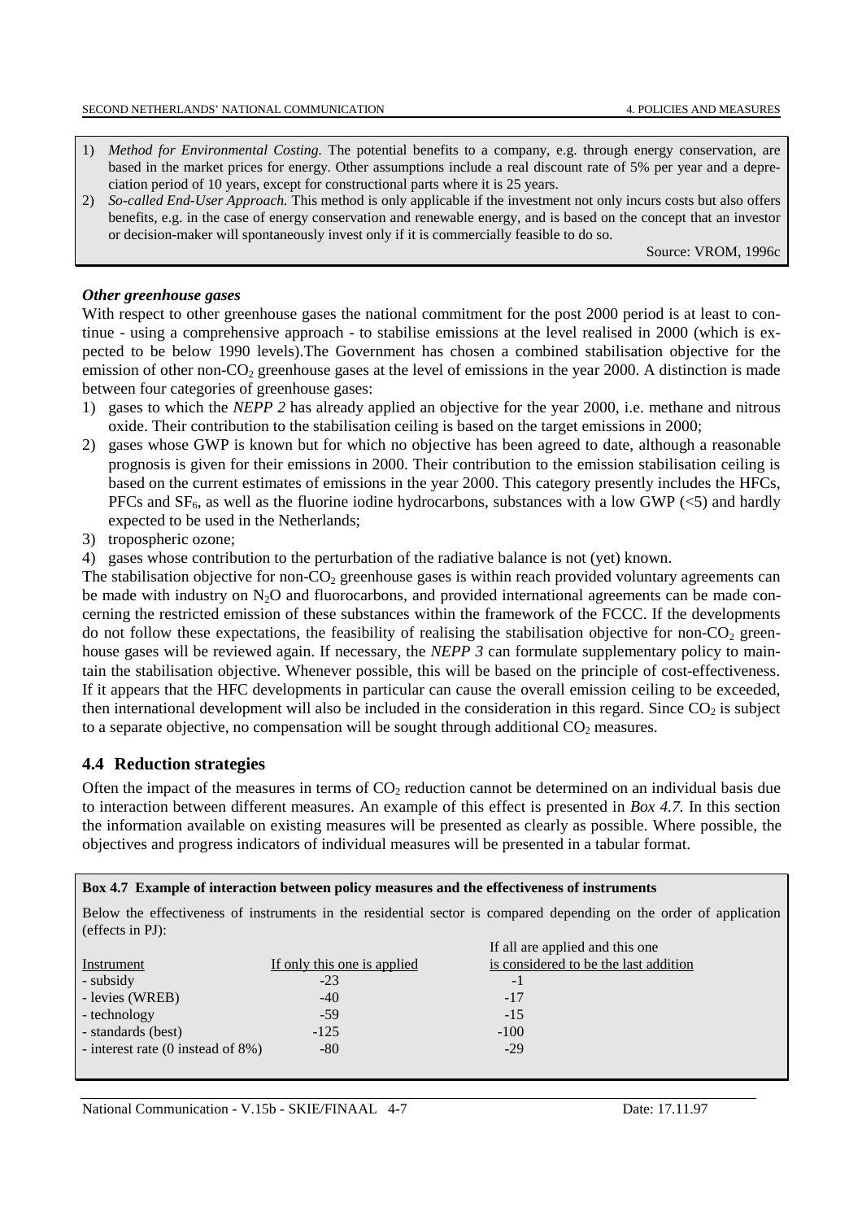1) *Method for Environmental Costing.* The potential benefits to a company, e.g. through energy conservation, are based in the market prices for energy. Other assumptions include a real discount rate of 5% per year and a depreciation period of 10 years, except for constructional parts where it is 25 years.
2) *So-called End-User Approach.* This method is only applicable if the investment not only incurs costs but also offers benefits, e.g. in the case of energy conservation and renewable energy, and is based on the concept that an investor or decision-maker will spontaneously invest only if it is commercially feasible to do so.

Source: VROM, 1996c

***Other greenhouse gases***

With respect to other greenhouse gases the national commitment for the post 2000 period is at least to continue - using a comprehensive approach - to stabilise emissions at the level realised in 2000 (which is expected to be below 1990 levels).The Government has chosen a combined stabilisation objective for the emission of other non-$CO_2$ greenhouse gases at the level of emissions in the year 2000. A distinction is made between four categories of greenhouse gases:

1) gases to which the *NEPP 2* has already applied an objective for the year 2000, i.e. methane and nitrous oxide. Their contribution to the stabilisation ceiling is based on the target emissions in 2000;
2) gases whose GWP is known but for which no objective has been agreed to date, although a reasonable prognosis is given for their emissions in 2000. Their contribution to the emission stabilisation ceiling is based on the current estimates of emissions in the year 2000. This category presently includes the HFCs, PFCs and $SF_6$, as well as the fluorine iodine hydrocarbons, substances with a low GWP (<5) and hardly expected to be used in the Netherlands;
3) tropospheric ozone;
4) gases whose contribution to the perturbation of the radiative balance is not (yet) known.

The stabilisation objective for non-$CO_2$ greenhouse gases is within reach provided voluntary agreements can be made with industry on $N_2O$ and fluorocarbons, and provided international agreements can be made concerning the restricted emission of these substances within the framework of the FCCC. If the developments do not follow these expectations, the feasibility of realising the stabilisation objective for non-$CO_2$ greenhouse gases will be reviewed again. If necessary, the *NEPP 3* can formulate supplementary policy to maintain the stabilisation objective. Whenever possible, this will be based on the principle of cost-effectiveness. If it appears that the HFC developments in particular can cause the overall emission ceiling to be exceeded, then international development will also be included in the consideration in this regard. Since $CO_2$ is subject to a separate objective, no compensation will be sought through additional $CO_2$ measures.

## 4.4 Reduction strategies

Often the impact of the measures in terms of $CO_2$ reduction cannot be determined on an individual basis due to interaction between different measures. An example of this effect is presented in *Box 4.7.* In this section the information available on existing measures will be presented as clearly as possible. Where possible, the objectives and progress indicators of individual measures will be presented in a tabular format.

**Box 4.7 Example of interaction between policy measures and the effectiveness of instruments**

Below the effectiveness of instruments in the residential sector is compared depending on the order of application (effects in PJ):

| Instrument | If only this one is applied | If all are applied and this one is considered to be the last addition |
|---|---|---|
| - subsidy | -23 | -1 |
| - levies (WREB) | -40 | -17 |
| - technology | -59 | -15 |
| - standards (best) | -125 | -100 |
| - interest rate (0 instead of 8%) | -80 | -29 |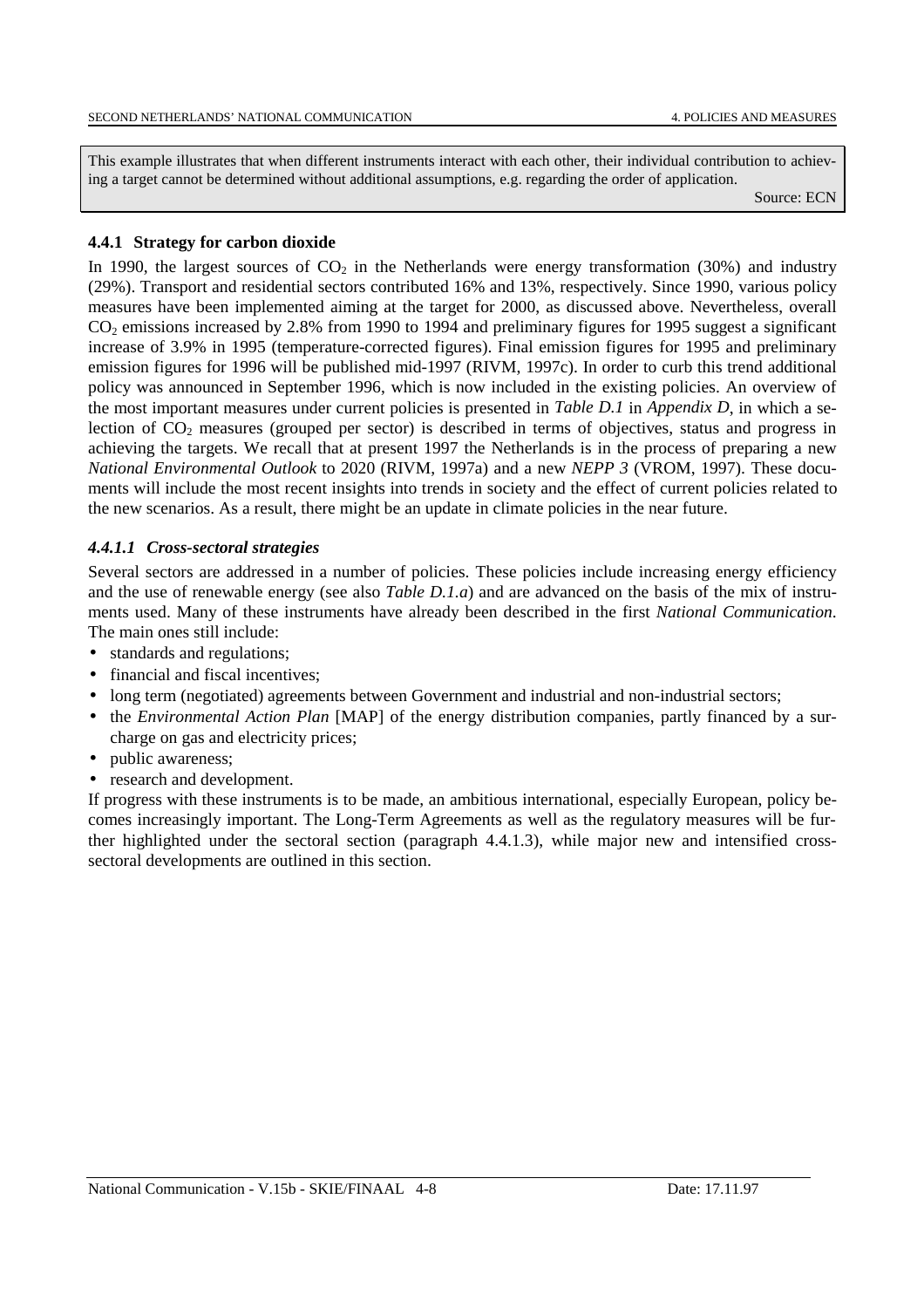This example illustrates that when different instruments interact with each other, their individual contribution to achieving a target cannot be determined without additional assumptions, e.g. regarding the order of application.

Source: ECN

### 4.4.1 Strategy for carbon dioxide

In 1990, the largest sources of $CO_2$ in the Netherlands were energy transformation (30%) and industry (29%). Transport and residential sectors contributed 16% and 13%, respectively. Since 1990, various policy measures have been implemented aiming at the target for 2000, as discussed above. Nevertheless, overall $CO_2$ emissions increased by 2.8% from 1990 to 1994 and preliminary figures for 1995 suggest a significant increase of 3.9% in 1995 (temperature-corrected figures). Final emission figures for 1995 and preliminary emission figures for 1996 will be published mid-1997 (RIVM, 1997c). In order to curb this trend additional policy was announced in September 1996, which is now included in the existing policies. An overview of the most important measures under current policies is presented in *Table D.1* in *Appendix D*, in which a selection of $CO_2$ measures (grouped per sector) is described in terms of objectives, status and progress in achieving the targets. We recall that at present 1997 the Netherlands is in the process of preparing a new *National Environmental Outlook* to 2020 (RIVM, 1997a) and a new *NEPP 3* (VROM, 1997). These documents will include the most recent insights into trends in society and the effect of current policies related to the new scenarios. As a result, there might be an update in climate policies in the near future.

#### *4.4.1.1 Cross-sectoral strategies*

Several sectors are addressed in a number of policies. These policies include increasing energy efficiency and the use of renewable energy (see also *Table D.1.a*) and are advanced on the basis of the mix of instruments used. Many of these instruments have already been described in the first *National Communication*. The main ones still include:

- standards and regulations;
- financial and fiscal incentives;
- long term (negotiated) agreements between Government and industrial and non-industrial sectors;
- the *Environmental Action Plan* [MAP] of the energy distribution companies, partly financed by a surcharge on gas and electricity prices;
- public awareness;
- research and development.

If progress with these instruments is to be made, an ambitious international, especially European, policy becomes increasingly important. The Long-Term Agreements as well as the regulatory measures will be further highlighted under the sectoral section (paragraph 4.4.1.3), while major new and intensified cross-sectoral developments are outlined in this section.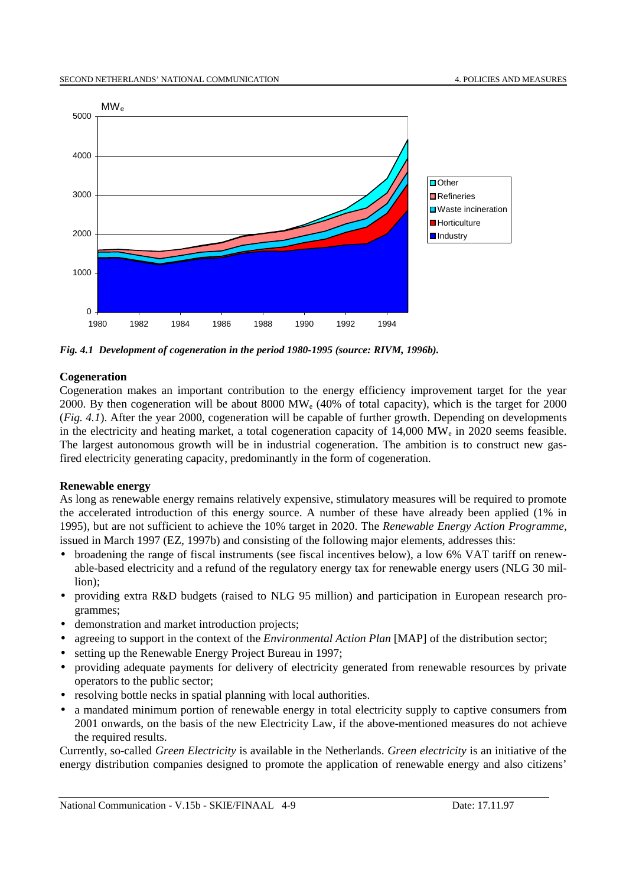*Fig. 4.1 Development of cogeneration in the period 1980-1995 (source: RIVM, 1996b).*

**Cogeneration**

Cogeneration makes an important contribution to the energy efficiency improvement target for the year 2000. By then cogeneration will be about 8000 $MW_e$ (40% of total capacity), which is the target for 2000 (*Fig. 4.1*). After the year 2000, cogeneration will be capable of further growth. Depending on developments in the electricity and heating market, a total cogeneration capacity of 14,000 $MW_e$ in 2020 seems feasible. The largest autonomous growth will be in industrial cogeneration. The ambition is to construct new gas-fired electricity generating capacity, predominantly in the form of cogeneration.

**Renewable energy**

As long as renewable energy remains relatively expensive, stimulatory measures will be required to promote the accelerated introduction of this energy source. A number of these have already been applied (1% in 1995), but are not sufficient to achieve the 10% target in 2020. The *Renewable Energy Action Programme,* issued in March 1997 (EZ, 1997b) and consisting of the following major elements, addresses this:

- broadening the range of fiscal instruments (see fiscal incentives below), a low 6% VAT tariff on renewable-based electricity and a refund of the regulatory energy tax for renewable energy users (NLG 30 million);
- providing extra R&D budgets (raised to NLG 95 million) and participation in European research programmes;
- demonstration and market introduction projects;
- agreeing to support in the context of the *Environmental Action Plan* [MAP] of the distribution sector;
- setting up the Renewable Energy Project Bureau in 1997;
- providing adequate payments for delivery of electricity generated from renewable resources by private operators to the public sector;
- resolving bottle necks in spatial planning with local authorities.
- a mandated minimum portion of renewable energy in total electricity supply to captive consumers from 2001 onwards, on the basis of the new Electricity Law, if the above-mentioned measures do not achieve the required results.

Currently, so-called *Green Electricity* is available in the Netherlands. *Green electricity* is an initiative of the energy distribution companies designed to promote the application of renewable energy and also citizens'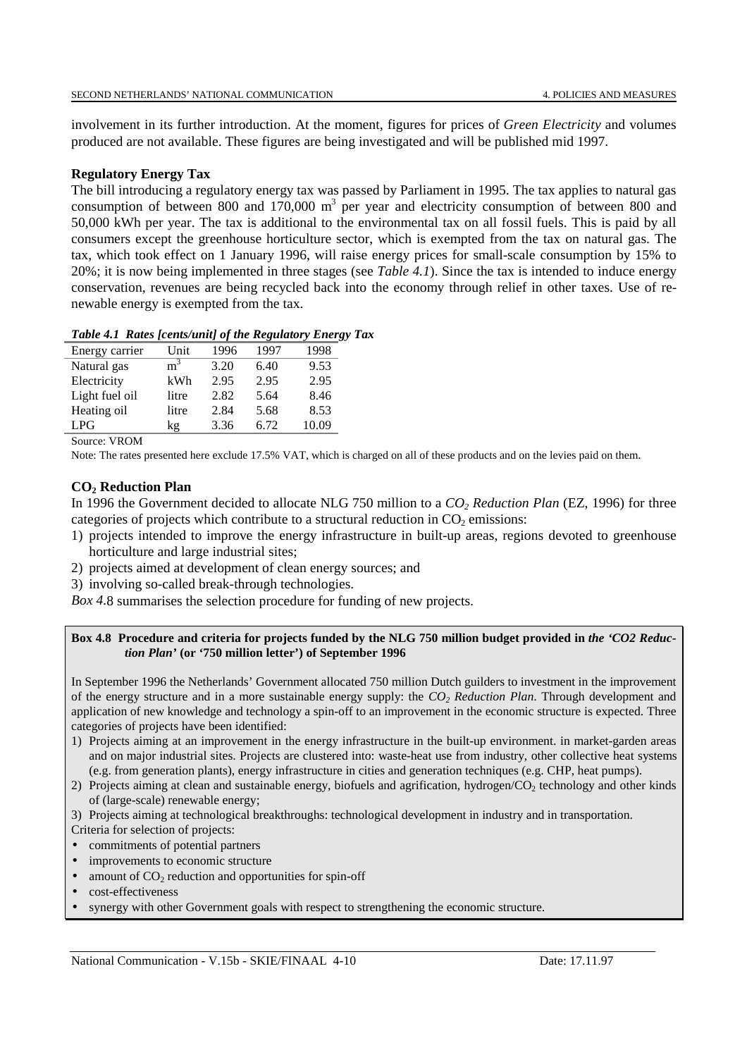involvement in its further introduction. At the moment, figures for prices of *Green Electricity* and volumes produced are not available. These figures are being investigated and will be published mid 1997.

**Regulatory Energy Tax**

The bill introducing a regulatory energy tax was passed by Parliament in 1995. The tax applies to natural gas consumption of between 800 and 170,000 $m^3$ per year and electricity consumption of between 800 and 50,000 kWh per year. The tax is additional to the environmental tax on all fossil fuels. This is paid by all consumers except the greenhouse horticulture sector, which is exempted from the tax on natural gas. The tax, which took effect on 1 January 1996, will raise energy prices for small-scale consumption by 15% to 20%; it is now being implemented in three stages (see *Table 4.1*). Since the tax is intended to induce energy conservation, revenues are being recycled back into the economy through relief in other taxes. Use of renewable energy is exempted from the tax.

***Table 4.1 Rates [cents/unit] of the Regulatory Energy Tax***

| Energy carrier | Unit | 1996 | 1997 | 1998 |
|---|---|---|---|---|
| Natural gas | $m^3$ | 3.20 | 6.40 | 9.53 |
| Electricity | kWh | 2.95 | 2.95 | 2.95 |
| Light fuel oil | litre | 2.82 | 5.64 | 8.46 |
| Heating oil | litre | 2.84 | 5.68 | 8.53 |
| LPG | kg | 3.36 | 6.72 | 10.09 |

Source: VROM

Note: The rates presented here exclude 17.5% VAT, which is charged on all of these products and on the levies paid on them.

**$CO_2$ Reduction Plan**

In 1996 the Government decided to allocate NLG 750 million to a *$CO_2$ Reduction Plan* (EZ, 1996) for three categories of projects which contribute to a structural reduction in $CO_2$ emissions:

1) projects intended to improve the energy infrastructure in built-up areas, regions devoted to greenhouse horticulture and large industrial sites;
2) projects aimed at development of clean energy sources; and
3) involving so-called break-through technologies.

*Box 4.*8 summarises the selection procedure for funding of new projects.

**Box 4.8 Procedure and criteria for projects funded by the NLG 750 million budget provided in *the 'CO2 Reduction Plan'* (or '750 million letter') of September 1996**

In September 1996 the Netherlands' Government allocated 750 million Dutch guilders to investment in the improvement of the energy structure and in a more sustainable energy supply: the *$CO_2$ Reduction Plan*. Through development and application of new knowledge and technology a spin-off to an improvement in the economic structure is expected. Three categories of projects have been identified:

1) Projects aiming at an improvement in the energy infrastructure in the built-up environment. in market-garden areas and on major industrial sites. Projects are clustered into: waste-heat use from industry, other collective heat systems (e.g. from generation plants), energy infrastructure in cities and generation techniques (e.g. CHP, heat pumps).
2) Projects aiming at clean and sustainable energy, biofuels and agrification, hydrogen/$CO_2$ technology and other kinds of (large-scale) renewable energy;
3) Projects aiming at technological breakthroughs: technological development in industry and in transportation.

Criteria for selection of projects:

- commitments of potential partners
- improvements to economic structure
- amount of $CO_2$ reduction and opportunities for spin-off
- cost-effectiveness
- synergy with other Government goals with respect to strengthening the economic structure.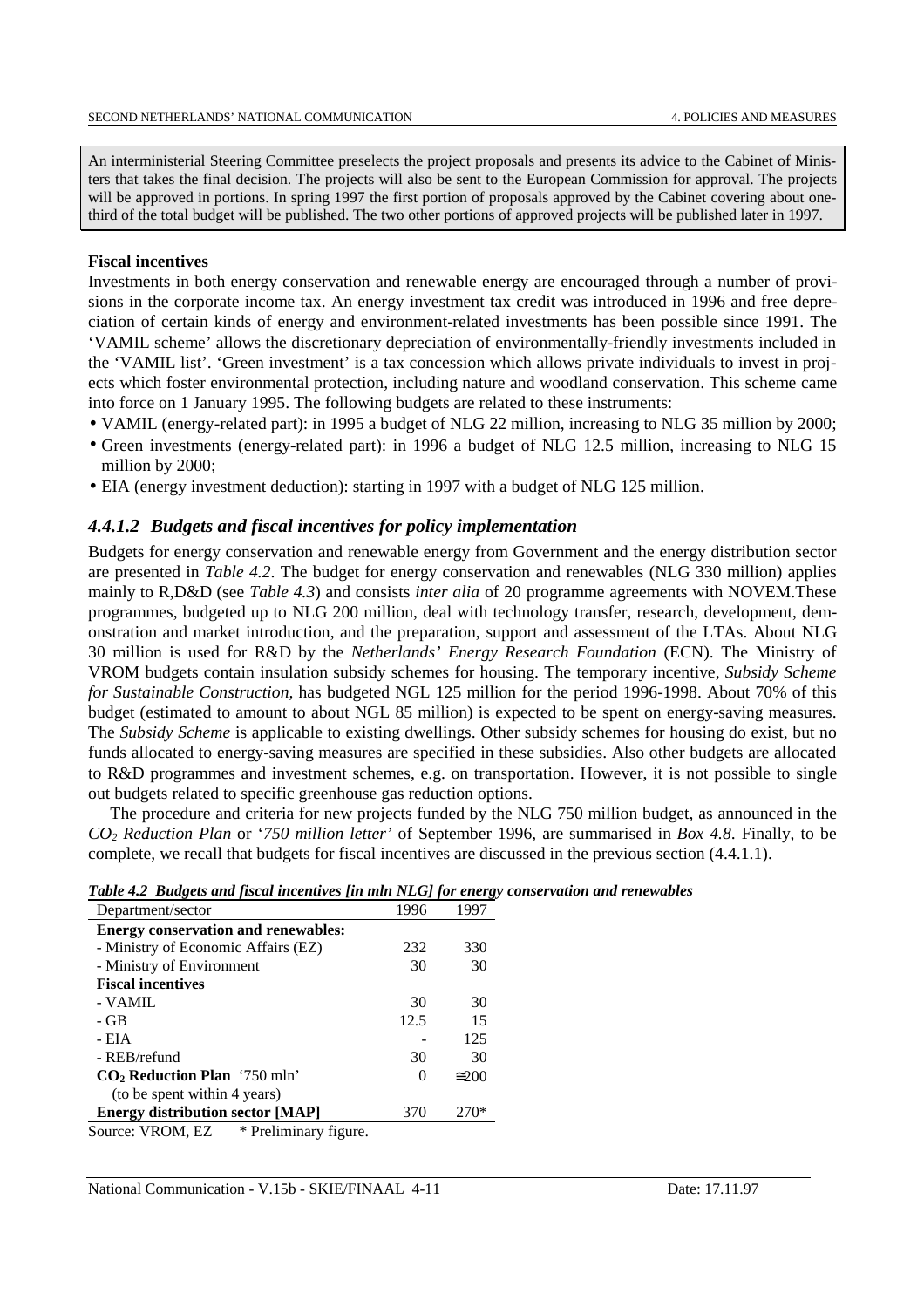An interministerial Steering Committee preselects the project proposals and presents its advice to the Cabinet of Ministers that takes the final decision. The projects will also be sent to the European Commission for approval. The projects will be approved in portions. In spring 1997 the first portion of proposals approved by the Cabinet covering about one-third of the total budget will be published. The two other portions of approved projects will be published later in 1997.

**Fiscal incentives**

Investments in both energy conservation and renewable energy are encouraged through a number of provisions in the corporate income tax. An energy investment tax credit was introduced in 1996 and free depreciation of certain kinds of energy and environment-related investments has been possible since 1991. The 'VAMIL scheme' allows the discretionary depreciation of environmentally-friendly investments included in the 'VAMIL list'. 'Green investment' is a tax concession which allows private individuals to invest in projects which foster environmental protection, including nature and woodland conservation. This scheme came into force on 1 January 1995. The following budgets are related to these instruments:

- VAMIL (energy-related part): in 1995 a budget of NLG 22 million, increasing to NLG 35 million by 2000;
- Green investments (energy-related part): in 1996 a budget of NLG 12.5 million, increasing to NLG 15 million by 2000;
- EIA (energy investment deduction): starting in 1997 with a budget of NLG 125 million.

### *4.4.1.2 Budgets and fiscal incentives for policy implementation*

Budgets for energy conservation and renewable energy from Government and the energy distribution sector are presented in *Table 4.2*. The budget for energy conservation and renewables (NLG 330 million) applies mainly to R,D&D (see *Table 4.3*) and consists *inter alia* of 20 programme agreements with NOVEM.These programmes, budgeted up to NLG 200 million, deal with technology transfer, research, development, demonstration and market introduction, and the preparation, support and assessment of the LTAs. About NLG 30 million is used for R&D by the *Netherlands' Energy Research Foundation* (ECN). The Ministry of VROM budgets contain insulation subsidy schemes for housing. The temporary incentive, *Subsidy Scheme for Sustainable Construction*, has budgeted NGL 125 million for the period 1996-1998. About 70% of this budget (estimated to amount to about NGL 85 million) is expected to be spent on energy-saving measures. The *Subsidy Scheme* is applicable to existing dwellings. Other subsidy schemes for housing do exist, but no funds allocated to energy-saving measures are specified in these subsidies. Also other budgets are allocated to R&D programmes and investment schemes, e.g. on transportation. However, it is not possible to single out budgets related to specific greenhouse gas reduction options.

The procedure and criteria for new projects funded by the NLG 750 million budget, as announced in the *$CO_2$ Reduction Plan* or *'750 million letter'* of September 1996, are summarised in *Box 4.8*. Finally, to be complete, we recall that budgets for fiscal incentives are discussed in the previous section (4.4.1.1).

***Table 4.2 Budgets and fiscal incentives [in mln NLG] for energy conservation and renewables***

| Department/sector | 1996 | 1997 |
|---|---|---|
| **Energy conservation and renewables:** | | |
| - Ministry of Economic Affairs (EZ) | 232 | 330 |
| - Ministry of Environment | 30 | 30 |
| **Fiscal incentives** | | |
| - VAMIL | 30 | 30 |
| - GB | 12.5 | 15 |
| - EIA | - | 125 |
| - REB/refund | 30 | 30 |
| **$CO_2$ Reduction Plan** '750 mln' (to be spent within 4 years) | 0 | ≅200 |
| **Energy distribution sector [MAP]** | 370 | 270* |

Source: VROM, EZ   * Preliminary figure.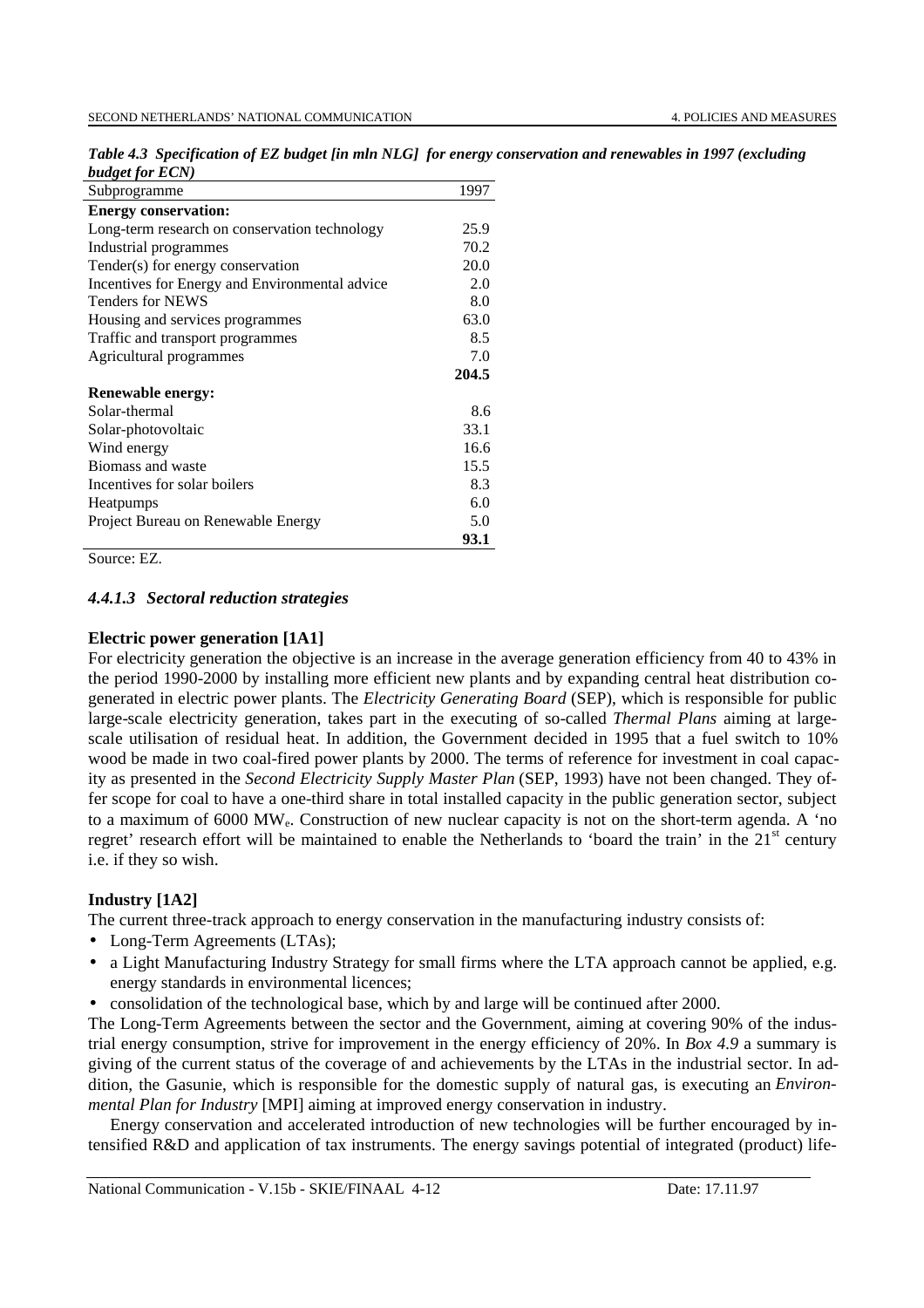*Table 4.3 Specification of EZ budget [in mln NLG] for energy conservation and renewables in 1997 (excluding budget for ECN)*

| Subprogramme | 1997 |
|---|---|
| **Energy conservation:** | |
| Long-term research on conservation technology | 25.9 |
| Industrial programmes | 70.2 |
| Tender(s) for energy conservation | 20.0 |
| Incentives for Energy and Environmental advice | 2.0 |
| Tenders for NEWS | 8.0 |
| Housing and services programmes | 63.0 |
| Traffic and transport programmes | 8.5 |
| Agricultural programmes | 7.0 |
| | **204.5** |
| **Renewable energy:** | |
| Solar-thermal | 8.6 |
| Solar-photovoltaic | 33.1 |
| Wind energy | 16.6 |
| Biomass and waste | 15.5 |
| Incentives for solar boilers | 8.3 |
| Heatpumps | 6.0 |
| Project Bureau on Renewable Energy | 5.0 |
| | **93.1** |

Source: EZ.

#### *4.4.1.3 Sectoral reduction strategies*

**Electric power generation [1A1]**

For electricity generation the objective is an increase in the average generation efficiency from 40 to 43% in the period 1990-2000 by installing more efficient new plants and by expanding central heat distribution co-generated in electric power plants. The *Electricity Generating Board* (SEP), which is responsible for public large-scale electricity generation, takes part in the executing of so-called *Thermal Plans* aiming at large-scale utilisation of residual heat. In addition, the Government decided in 1995 that a fuel switch to 10% wood be made in two coal-fired power plants by 2000. The terms of reference for investment in coal capacity as presented in the *Second Electricity Supply Master Plan* (SEP, 1993) have not been changed. They offer scope for coal to have a one-third share in total installed capacity in the public generation sector, subject to a maximum of 6000 $MW_e$. Construction of new nuclear capacity is not on the short-term agenda. A 'no regret' research effort will be maintained to enable the Netherlands to 'board the train' in the 21st century i.e. if they so wish.

**Industry [1A2]**

The current three-track approach to energy conservation in the manufacturing industry consists of:

- Long-Term Agreements (LTAs);
- a Light Manufacturing Industry Strategy for small firms where the LTA approach cannot be applied, e.g. energy standards in environmental licences;
- consolidation of the technological base, which by and large will be continued after 2000.

The Long-Term Agreements between the sector and the Government, aiming at covering 90% of the industrial energy consumption, strive for improvement in the energy efficiency of 20%. In *Box 4.9* a summary is giving of the current status of the coverage of and achievements by the LTAs in the industrial sector. In addition, the Gasunie, which is responsible for the domestic supply of natural gas, is executing an *Environmental Plan for Industry* [MPI] aiming at improved energy conservation in industry.

Energy conservation and accelerated introduction of new technologies will be further encouraged by intensified R&D and application of tax instruments. The energy savings potential of integrated (product) life-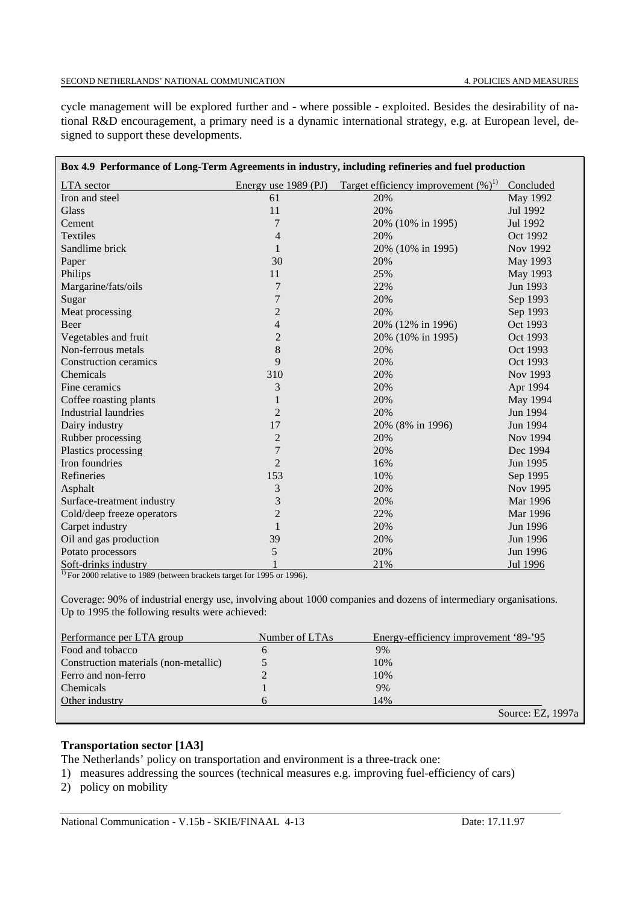cycle management will be explored further and - where possible - exploited. Besides the desirability of national R&D encouragement, a primary need is a dynamic international strategy, e.g. at European level, designed to support these developments.

**Box 4.9 Performance of Long-Term Agreements in industry, including refineries and fuel production**

| LTA sector | Energy use 1989 (PJ) | Target efficiency improvement (%)[1] | Concluded |
|---|---|---|---|
| Iron and steel | 61 | 20% | May 1992 |
| Glass | 11 | 20% | Jul 1992 |
| Cement | 7 | 20% (10% in 1995) | Jul 1992 |
| Textiles | 4 | 20% | Oct 1992 |
| Sandlime brick | 1 | 20% (10% in 1995) | Nov 1992 |
| Paper | 30 | 20% | May 1993 |
| Philips | 11 | 25% | May 1993 |
| Margarine/fats/oils | 7 | 22% | Jun 1993 |
| Sugar | 7 | 20% | Sep 1993 |
| Meat processing | 2 | 20% | Sep 1993 |
| Beer | 4 | 20% (12% in 1996) | Oct 1993 |
| Vegetables and fruit | 2 | 20% (10% in 1995) | Oct 1993 |
| Non-ferrous metals | 8 | 20% | Oct 1993 |
| Construction ceramics | 9 | 20% | Oct 1993 |
| Chemicals | 310 | 20% | Nov 1993 |
| Fine ceramics | 3 | 20% | Apr 1994 |
| Coffee roasting plants | 1 | 20% | May 1994 |
| Industrial laundries | 2 | 20% | Jun 1994 |
| Dairy industry | 17 | 20% (8% in 1996) | Jun 1994 |
| Rubber processing | 2 | 20% | Nov 1994 |
| Plastics processing | 7 | 20% | Dec 1994 |
| Iron foundries | 2 | 16% | Jun 1995 |
| Refineries | 153 | 10% | Sep 1995 |
| Asphalt | 3 | 20% | Nov 1995 |
| Surface-treatment industry | 3 | 20% | Mar 1996 |
| Cold/deep freeze operators | 2 | 22% | Mar 1996 |
| Carpet industry | 1 | 20% | Jun 1996 |
| Oil and gas production | 39 | 20% | Jun 1996 |
| Potato processors | 5 | 20% | Jun 1996 |
| Soft-drinks industry | 1 | 21% | Jul 1996 |

[1] For 2000 relative to 1989 (between brackets target for 1995 or 1996).

Coverage: 90% of industrial energy use, involving about 1000 companies and dozens of intermediary organisations. Up to 1995 the following results were achieved:

| Performance per LTA group | Number of LTAs | Energy-efficiency improvement '89-'95 |
|---|---|---|
| Food and tobacco | 6 | 9% |
| Construction materials (non-metallic) | 5 | 10% |
| Ferro and non-ferro | 2 | 10% |
| Chemicals | 1 | 9% |
| Other industry | 6 | 14% |

Source: EZ, 1997a

**Transportation sector [1A3]**

The Netherlands' policy on transportation and environment is a three-track one:

1) measures addressing the sources (technical measures e.g. improving fuel-efficiency of cars)
2) policy on mobility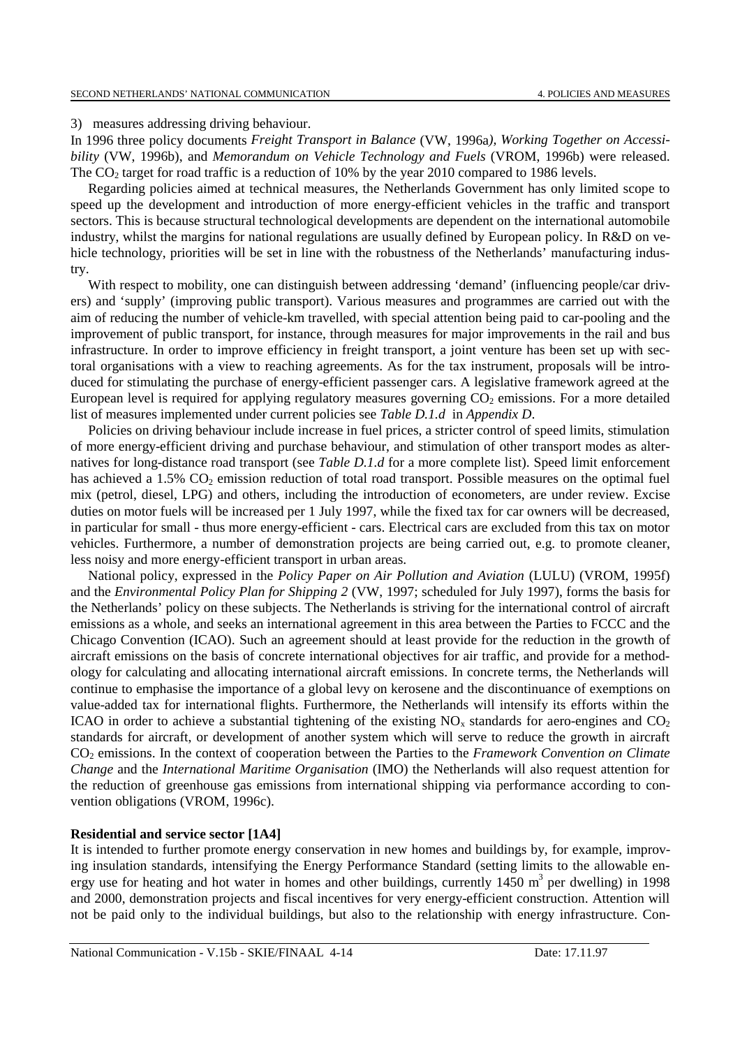3) measures addressing driving behaviour.

In 1996 three policy documents *Freight Transport in Balance* (VW, 1996a*), Working Together on Accessibility* (VW, 1996b), and *Memorandum on Vehicle Technology and Fuels* (VROM, 1996b) were released. The $CO_2$ target for road traffic is a reduction of 10% by the year 2010 compared to 1986 levels.

Regarding policies aimed at technical measures, the Netherlands Government has only limited scope to speed up the development and introduction of more energy-efficient vehicles in the traffic and transport sectors. This is because structural technological developments are dependent on the international automobile industry, whilst the margins for national regulations are usually defined by European policy. In R&D on vehicle technology, priorities will be set in line with the robustness of the Netherlands' manufacturing industry.

With respect to mobility, one can distinguish between addressing 'demand' (influencing people/car drivers) and 'supply' (improving public transport). Various measures and programmes are carried out with the aim of reducing the number of vehicle-km travelled, with special attention being paid to car-pooling and the improvement of public transport, for instance, through measures for major improvements in the rail and bus infrastructure. In order to improve efficiency in freight transport, a joint venture has been set up with sectoral organisations with a view to reaching agreements. As for the tax instrument, proposals will be introduced for stimulating the purchase of energy-efficient passenger cars. A legislative framework agreed at the European level is required for applying regulatory measures governing $CO_2$ emissions. For a more detailed list of measures implemented under current policies see *Table D.1.d* in *Appendix D*.

Policies on driving behaviour include increase in fuel prices, a stricter control of speed limits, stimulation of more energy-efficient driving and purchase behaviour, and stimulation of other transport modes as alternatives for long-distance road transport (see *Table D.1.d* for a more complete list). Speed limit enforcement has achieved a 1.5% $CO_2$ emission reduction of total road transport. Possible measures on the optimal fuel mix (petrol, diesel, LPG) and others, including the introduction of econometers, are under review. Excise duties on motor fuels will be increased per 1 July 1997, while the fixed tax for car owners will be decreased, in particular for small - thus more energy-efficient - cars. Electrical cars are excluded from this tax on motor vehicles. Furthermore, a number of demonstration projects are being carried out, e.g. to promote cleaner, less noisy and more energy-efficient transport in urban areas.

National policy, expressed in the *Policy Paper on Air Pollution and Aviation* (LULU) (VROM, 1995f) and the *Environmental Policy Plan for Shipping 2* (VW, 1997; scheduled for July 1997), forms the basis for the Netherlands' policy on these subjects. The Netherlands is striving for the international control of aircraft emissions as a whole, and seeks an international agreement in this area between the Parties to FCCC and the Chicago Convention (ICAO). Such an agreement should at least provide for the reduction in the growth of aircraft emissions on the basis of concrete international objectives for air traffic, and provide for a methodology for calculating and allocating international aircraft emissions. In concrete terms, the Netherlands will continue to emphasise the importance of a global levy on kerosene and the discontinuance of exemptions on value-added tax for international flights. Furthermore, the Netherlands will intensify its efforts within the ICAO in order to achieve a substantial tightening of the existing $NO_x$ standards for aero-engines and $CO_2$ standards for aircraft, or development of another system which will serve to reduce the growth in aircraft $CO_2$ emissions. In the context of cooperation between the Parties to the *Framework Convention on Climate Change* and the *International Maritime Organisation* (IMO) the Netherlands will also request attention for the reduction of greenhouse gas emissions from international shipping via performance according to convention obligations (VROM, 1996c).

**Residential and service sector [1A4]**

It is intended to further promote energy conservation in new homes and buildings by, for example, improving insulation standards, intensifying the Energy Performance Standard (setting limits to the allowable energy use for heating and hot water in homes and other buildings, currently 1450 $m^3$ per dwelling) in 1998 and 2000, demonstration projects and fiscal incentives for very energy-efficient construction. Attention will not be paid only to the individual buildings, but also to the relationship with energy infrastructure. Con-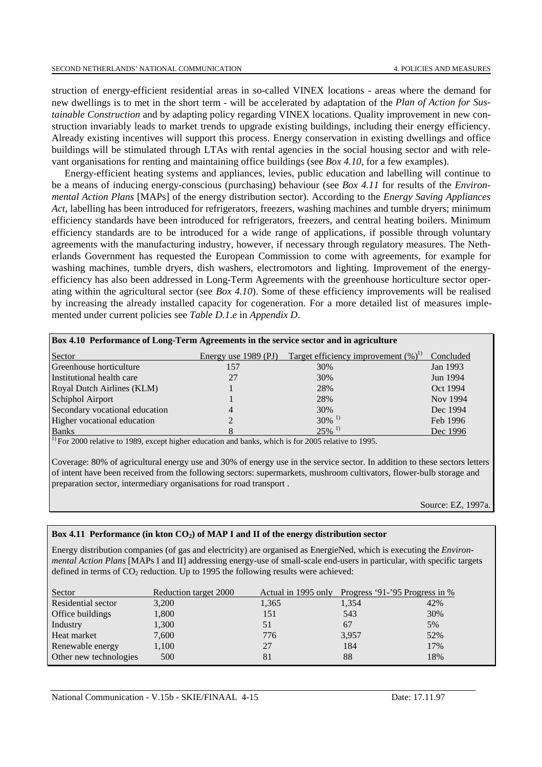struction of energy-efficient residential areas in so-called VINEX locations - areas where the demand for new dwellings is to met in the short term - will be accelerated by adaptation of the *Plan of Action for Sustainable Construction* and by adapting policy regarding VINEX locations. Quality improvement in new construction invariably leads to market trends to upgrade existing buildings, including their energy efficiency. Already existing incentives will support this process. Energy conservation in existing dwellings and office buildings will be stimulated through LTAs with rental agencies in the social housing sector and with relevant organisations for renting and maintaining office buildings (see *Box 4.10*, for a few examples).

Energy-efficient heating systems and appliances, levies, public education and labelling will continue to be a means of inducing energy-conscious (purchasing) behaviour (see *Box 4.11* for results of the *Environmental Action Plans* [MAPs] of the energy distribution sector). According to the *Energy Saving Appliances Act*, labelling has been introduced for refrigerators, freezers, washing machines and tumble dryers; minimum efficiency standards have been introduced for refrigerators, freezers, and central heating boilers. Minimum efficiency standards are to be introduced for a wide range of applications, if possible through voluntary agreements with the manufacturing industry, however, if necessary through regulatory measures. The Netherlands Government has requested the European Commission to come with agreements, for example for washing machines, tumble dryers, dish washers, electromotors and lighting. Improvement of the energy-efficiency has also been addressed in Long-Term Agreements with the greenhouse horticulture sector operating within the agricultural sector (see *Box 4.10*). Some of these efficiency improvements will be realised by increasing the already installed capacity for cogeneration. For a more detailed list of measures implemented under current policies see *Table D.1.e* in *Appendix D*.

**Box 4.10 Performance of Long-Term Agreements in the service sector and in agriculture**

| Sector | Energy use 1989 (PJ) | Target efficiency improvement (%)[1] | Concluded |
|---|---|---|---|
| Greenhouse horticulture | 157 | 30% | Jan 1993 |
| Institutional health care | 27 | 30% | Jun 1994 |
| Royal Dutch Airlines (KLM) | 1 | 28% | Oct 1994 |
| Schiphol Airport | 1 | 28% | Nov 1994 |
| Secondary vocational education | 4 | 30% | Dec 1994 |
| Higher vocational education | 2 | 30% [1] | Feb 1996 |
| Banks | 8 | 25% [1] | Dec 1996 |

[1] For 2000 relative to 1989, except higher education and banks, which is for 2005 relative to 1995.

Coverage: 80% of agricultural energy use and 30% of energy use in the service sector. In addition to these sectors letters of intent have been received from the following sectors: supermarkets, mushroom cultivators, flower-bulb storage and preparation sector, intermediary organisations for road transport .

Source: EZ, 1997a.

**Box 4.11 Performance (in kton $CO_2$) of MAP I and II of the energy distribution sector**

Energy distribution companies (of gas and electricity) are organised as EnergieNed, which is executing the *Environmental Action Plans* [MAPs I and II] addressing energy-use of small-scale end-users in particular, with specific targets defined in terms of $CO_2$ reduction. Up to 1995 the following results were achieved:

| Sector | Reduction target 2000 | Actual in 1995 only | Progress '91-'95 | Progress in % |
|---|---|---|---|---|
| Residential sector | 3,200 | 1,365 | 1,354 | 42% |
| Office buildings | 1,800 | 151 | 543 | 30% |
| Industry | 1,300 | 51 | 67 | 5% |
| Heat market | 7,600 | 776 | 3,957 | 52% |
| Renewable energy | 1,100 | 27 | 184 | 17% |
| Other new technologies | 500 | 81 | 88 | 18% |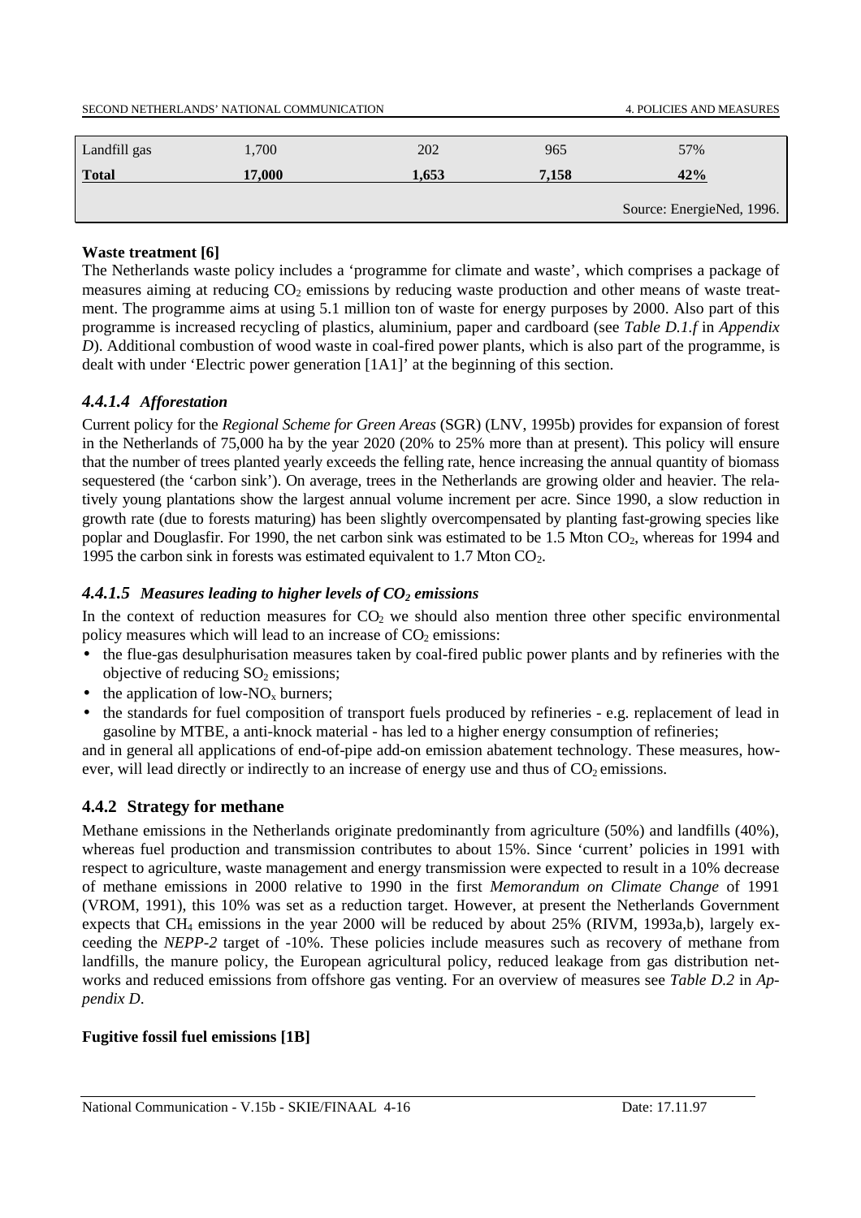| Landfill gas | 1,700 | 202 | 965 | 57% |
|---|---|---|---|---|
| **Total** | **17,000** | **1,653** | **7,158** | **42%** |

Source: EnergieNed, 1996.

**Waste treatment [6]**

The Netherlands waste policy includes a 'programme for climate and waste', which comprises a package of measures aiming at reducing $CO_2$ emissions by reducing waste production and other means of waste treatment. The programme aims at using 5.1 million ton of waste for energy purposes by 2000. Also part of this programme is increased recycling of plastics, aluminium, paper and cardboard (see *Table D.1.f* in *Appendix D*). Additional combustion of wood waste in coal-fired power plants, which is also part of the programme, is dealt with under 'Electric power generation [1A1]' at the beginning of this section.

#### *4.4.1.4 Afforestation*

Current policy for the *Regional Scheme for Green Areas* (SGR) (LNV, 1995b) provides for expansion of forest in the Netherlands of 75,000 ha by the year 2020 (20% to 25% more than at present). This policy will ensure that the number of trees planted yearly exceeds the felling rate, hence increasing the annual quantity of biomass sequestered (the 'carbon sink'). On average, trees in the Netherlands are growing older and heavier. The relatively young plantations show the largest annual volume increment per acre. Since 1990, a slow reduction in growth rate (due to forests maturing) has been slightly overcompensated by planting fast-growing species like poplar and Douglasfir. For 1990, the net carbon sink was estimated to be 1.5 Mton $CO_2$, whereas for 1994 and 1995 the carbon sink in forests was estimated equivalent to 1.7 Mton $CO_2$.

#### *4.4.1.5 Measures leading to higher levels of $CO_2$ emissions*

In the context of reduction measures for $CO_2$ we should also mention three other specific environmental policy measures which will lead to an increase of $CO_2$ emissions:

- the flue-gas desulphurisation measures taken by coal-fired public power plants and by refineries with the objective of reducing $SO_2$ emissions;
- the application of low-$NO_x$ burners;
- the standards for fuel composition of transport fuels produced by refineries - e.g. replacement of lead in gasoline by MTBE, a anti-knock material - has led to a higher energy consumption of refineries;

and in general all applications of end-of-pipe add-on emission abatement technology. These measures, however, will lead directly or indirectly to an increase of energy use and thus of $CO_2$ emissions.

### 4.4.2 Strategy for methane

Methane emissions in the Netherlands originate predominantly from agriculture (50%) and landfills (40%), whereas fuel production and transmission contributes to about 15%. Since 'current' policies in 1991 with respect to agriculture, waste management and energy transmission were expected to result in a 10% decrease of methane emissions in 2000 relative to 1990 in the first *Memorandum on Climate Change* of 1991 (VROM, 1991), this 10% was set as a reduction target. However, at present the Netherlands Government expects that $CH_4$ emissions in the year 2000 will be reduced by about 25% (RIVM, 1993a,b), largely exceeding the *NEPP-2* target of -10%. These policies include measures such as recovery of methane from landfills, the manure policy, the European agricultural policy, reduced leakage from gas distribution networks and reduced emissions from offshore gas venting. For an overview of measures see *Table D.2* in *Appendix D*.

**Fugitive fossil fuel emissions [1B]**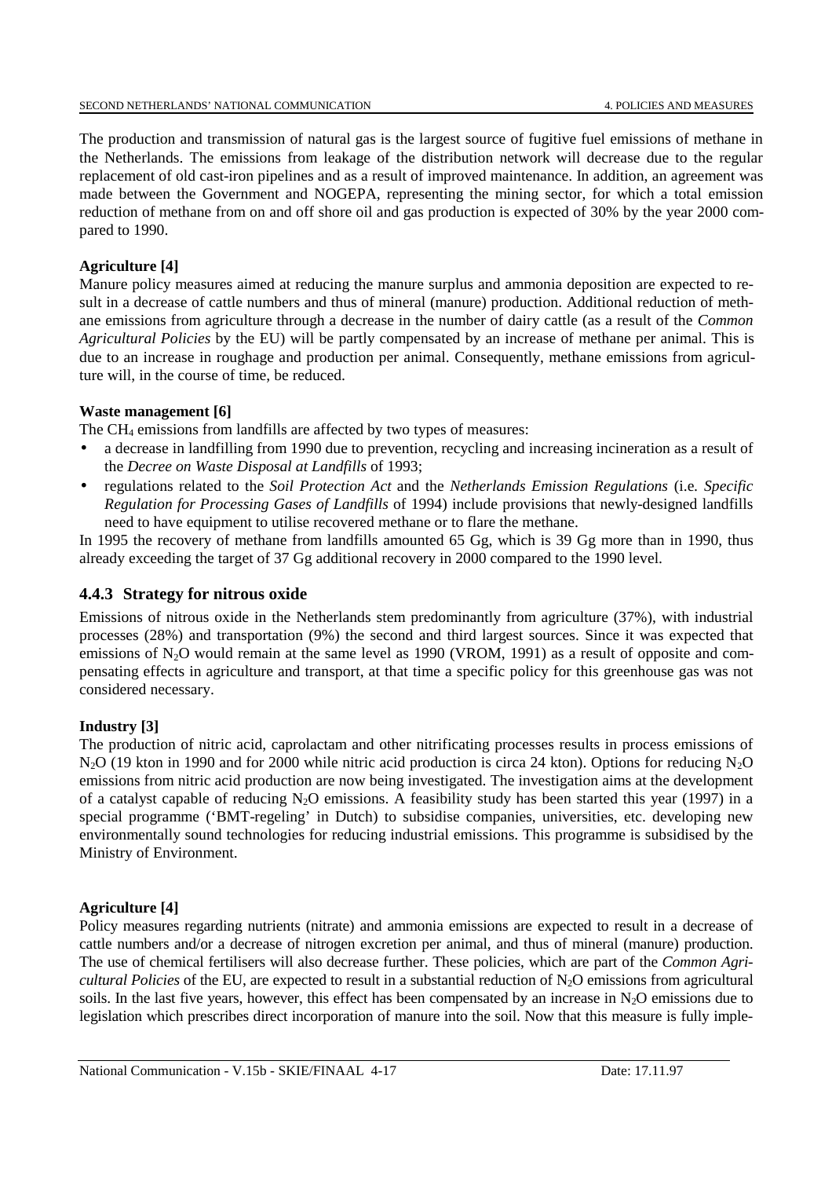The production and transmission of natural gas is the largest source of fugitive fuel emissions of methane in the Netherlands. The emissions from leakage of the distribution network will decrease due to the regular replacement of old cast-iron pipelines and as a result of improved maintenance. In addition, an agreement was made between the Government and NOGEPA, representing the mining sector, for which a total emission reduction of methane from on and off shore oil and gas production is expected of 30% by the year 2000 compared to 1990.

**Agriculture [4]**
Manure policy measures aimed at reducing the manure surplus and ammonia deposition are expected to result in a decrease of cattle numbers and thus of mineral (manure) production. Additional reduction of methane emissions from agriculture through a decrease in the number of dairy cattle (as a result of the *Common Agricultural Policies* by the EU) will be partly compensated by an increase of methane per animal. This is due to an increase in roughage and production per animal. Consequently, methane emissions from agriculture will, in the course of time, be reduced.

**Waste management [6]**
The $CH_4$ emissions from landfills are affected by two types of measures:

- a decrease in landfilling from 1990 due to prevention, recycling and increasing incineration as a result of the *Decree on Waste Disposal at Landfills* of 1993;
- regulations related to the *Soil Protection Act* and the *Netherlands Emission Regulations* (i.e. *Specific Regulation for Processing Gases of Landfills* of 1994) include provisions that newly-designed landfills need to have equipment to utilise recovered methane or to flare the methane.

In 1995 the recovery of methane from landfills amounted 65 Gg, which is 39 Gg more than in 1990, thus already exceeding the target of 37 Gg additional recovery in 2000 compared to the 1990 level.

### 4.4.3 Strategy for nitrous oxide

Emissions of nitrous oxide in the Netherlands stem predominantly from agriculture (37%), with industrial processes (28%) and transportation (9%) the second and third largest sources. Since it was expected that emissions of $N_2O$ would remain at the same level as 1990 (VROM, 1991) as a result of opposite and compensating effects in agriculture and transport, at that time a specific policy for this greenhouse gas was not considered necessary.

**Industry [3]**
The production of nitric acid, caprolactam and other nitrificating processes results in process emissions of $N_2O$ (19 kton in 1990 and for 2000 while nitric acid production is circa 24 kton). Options for reducing $N_2O$ emissions from nitric acid production are now being investigated. The investigation aims at the development of a catalyst capable of reducing $N_2O$ emissions. A feasibility study has been started this year (1997) in a special programme ('BMT-regeling' in Dutch) to subsidise companies, universities, etc. developing new environmentally sound technologies for reducing industrial emissions. This programme is subsidised by the Ministry of Environment.

**Agriculture [4]**
Policy measures regarding nutrients (nitrate) and ammonia emissions are expected to result in a decrease of cattle numbers and/or a decrease of nitrogen excretion per animal, and thus of mineral (manure) production. The use of chemical fertilisers will also decrease further. These policies, which are part of the *Common Agricultural Policies* of the EU, are expected to result in a substantial reduction of $N_2O$ emissions from agricultural soils. In the last five years, however, this effect has been compensated by an increase in $N_2O$ emissions due to legislation which prescribes direct incorporation of manure into the soil. Now that this measure is fully imple-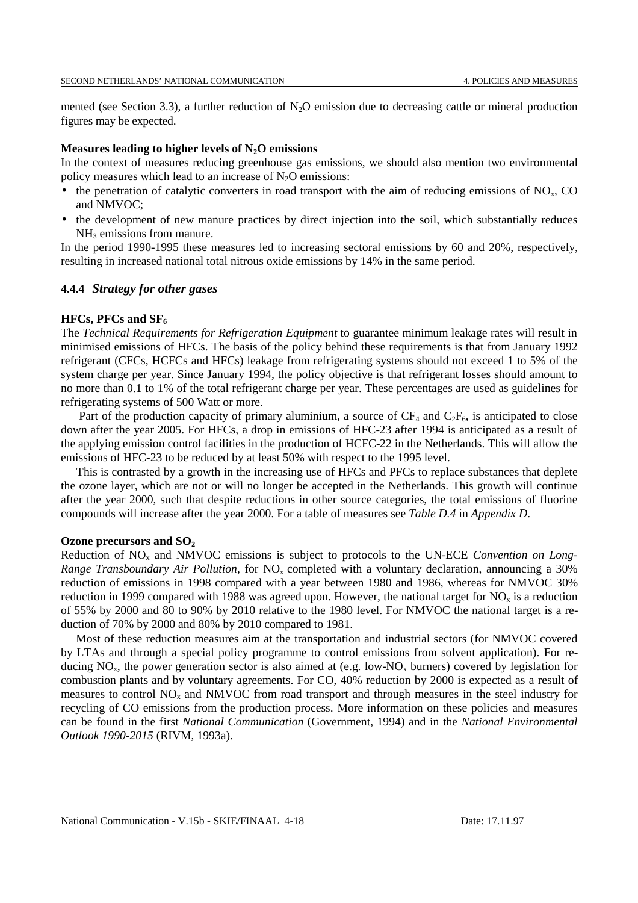mented (see Section 3.3), a further reduction of $N_2O$ emission due to decreasing cattle or mineral production figures may be expected.

**Measures leading to higher levels of $N_2O$ emissions**

In the context of measures reducing greenhouse gas emissions, we should also mention two environmental policy measures which lead to an increase of $N_2O$ emissions:

- the penetration of catalytic converters in road transport with the aim of reducing emissions of $NO_x$, CO and NMVOC;
- the development of new manure practices by direct injection into the soil, which substantially reduces $NH_3$ emissions from manure.

In the period 1990-1995 these measures led to increasing sectoral emissions by 60 and 20%, respectively, resulting in increased national total nitrous oxide emissions by 14% in the same period.

### 4.4.4 *Strategy for other gases*

**HFCs, PFCs and $SF_6$**

The *Technical Requirements for Refrigeration Equipment* to guarantee minimum leakage rates will result in minimised emissions of HFCs. The basis of the policy behind these requirements is that from January 1992 refrigerant (CFCs, HCFCs and HFCs) leakage from refrigerating systems should not exceed 1 to 5% of the system charge per year. Since January 1994, the policy objective is that refrigerant losses should amount to no more than 0.1 to 1% of the total refrigerant charge per year. These percentages are used as guidelines for refrigerating systems of 500 Watt or more.

Part of the production capacity of primary aluminium, a source of $CF_4$ and $C_2F_6$, is anticipated to close down after the year 2005. For HFCs, a drop in emissions of HFC-23 after 1994 is anticipated as a result of the applying emission control facilities in the production of HCFC-22 in the Netherlands. This will allow the emissions of HFC-23 to be reduced by at least 50% with respect to the 1995 level.

This is contrasted by a growth in the increasing use of HFCs and PFCs to replace substances that deplete the ozone layer, which are not or will no longer be accepted in the Netherlands. This growth will continue after the year 2000, such that despite reductions in other source categories, the total emissions of fluorine compounds will increase after the year 2000. For a table of measures see *Table D.4* in *Appendix D*.

**Ozone precursors and $SO_2$**

Reduction of $NO_x$ and NMVOC emissions is subject to protocols to the UN-ECE *Convention on Long-Range Transboundary Air Pollution*, for $NO_x$ completed with a voluntary declaration, announcing a 30% reduction of emissions in 1998 compared with a year between 1980 and 1986, whereas for NMVOC 30% reduction in 1999 compared with 1988 was agreed upon. However, the national target for $NO_x$ is a reduction of 55% by 2000 and 80 to 90% by 2010 relative to the 1980 level. For NMVOC the national target is a reduction of 70% by 2000 and 80% by 2010 compared to 1981.

Most of these reduction measures aim at the transportation and industrial sectors (for NMVOC covered by LTAs and through a special policy programme to control emissions from solvent application). For reducing $NO_x$, the power generation sector is also aimed at (e.g. low-$NO_x$ burners) covered by legislation for combustion plants and by voluntary agreements. For CO, 40% reduction by 2000 is expected as a result of measures to control $NO_x$ and NMVOC from road transport and through measures in the steel industry for recycling of CO emissions from the production process. More information on these policies and measures can be found in the first *National Communication* (Government, 1994) and in the *National Environmental Outlook 1990-2015* (RIVM, 1993a).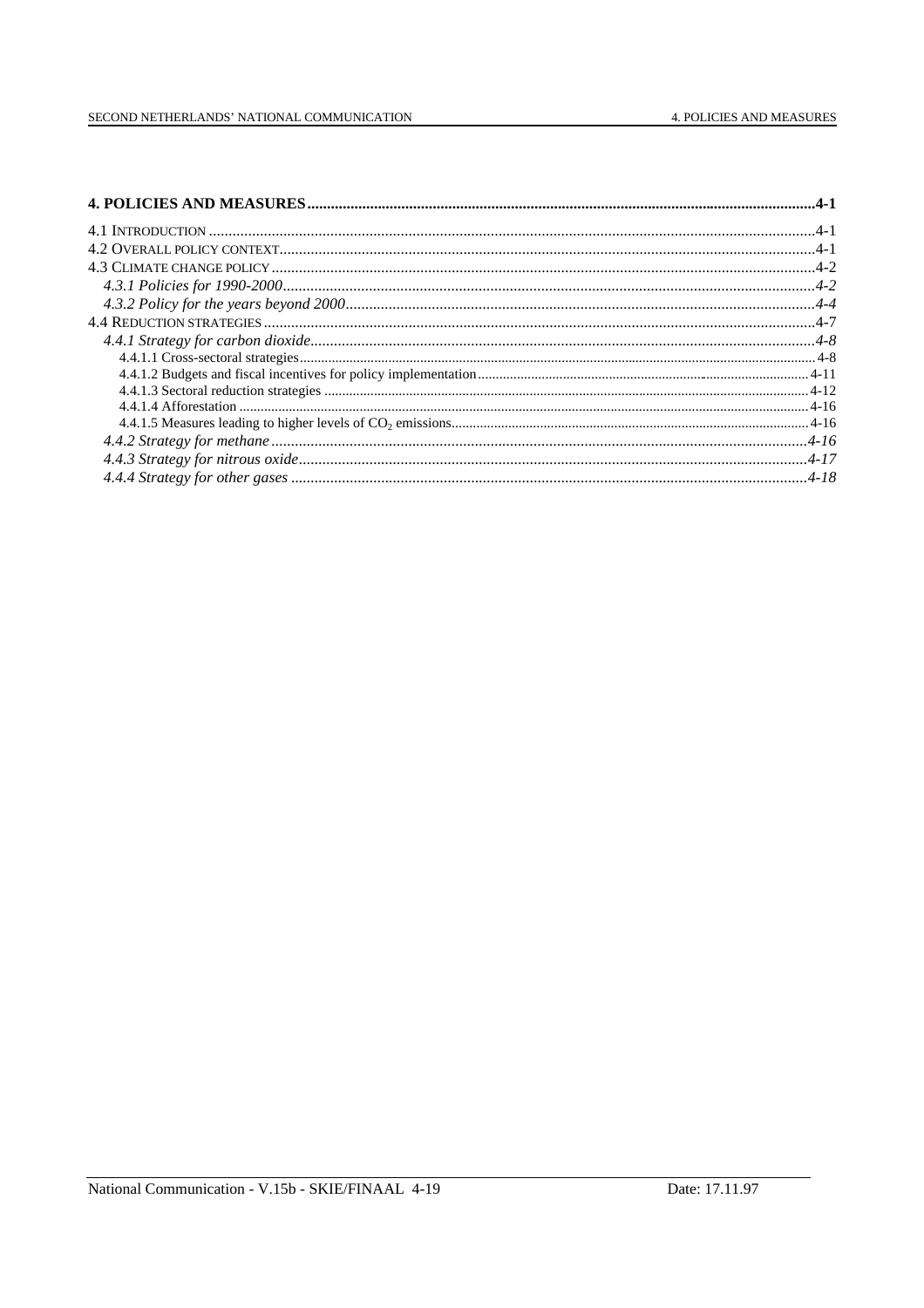**4. POLICIES AND MEASURES** ....................................................................................................4-1

4.1 INTRODUCTION ....................................................................................................4-1
4.2 OVERALL POLICY CONTEXT....................................................................................................4-1
4.3 CLIMATE CHANGE POLICY ....................................................................................................4-2
*4.3.1 Policies for 1990-2000*....................................................................................................*4-2*
*4.3.2 Policy for the years beyond 2000*....................................................................................................*4-4*
4.4 REDUCTION STRATEGIES ....................................................................................................4-7
*4.4.1 Strategy for carbon dioxide*....................................................................................................*4-8*
4.4.1.1 Cross-sectoral strategies....................................................................................................4-8
4.4.1.2 Budgets and fiscal incentives for policy implementation....................................................................................................4-11
4.4.1.3 Sectoral reduction strategies ....................................................................................................4-12
4.4.1.4 Afforestation ....................................................................................................4-16
4.4.1.5 Measures leading to higher levels of $CO_2$ emissions....................................................................................................4-16
*4.4.2 Strategy for methane*....................................................................................................*4-16*
*4.4.3 Strategy for nitrous oxide*....................................................................................................*4-17*
*4.4.4 Strategy for other gases* ....................................................................................................*4-18*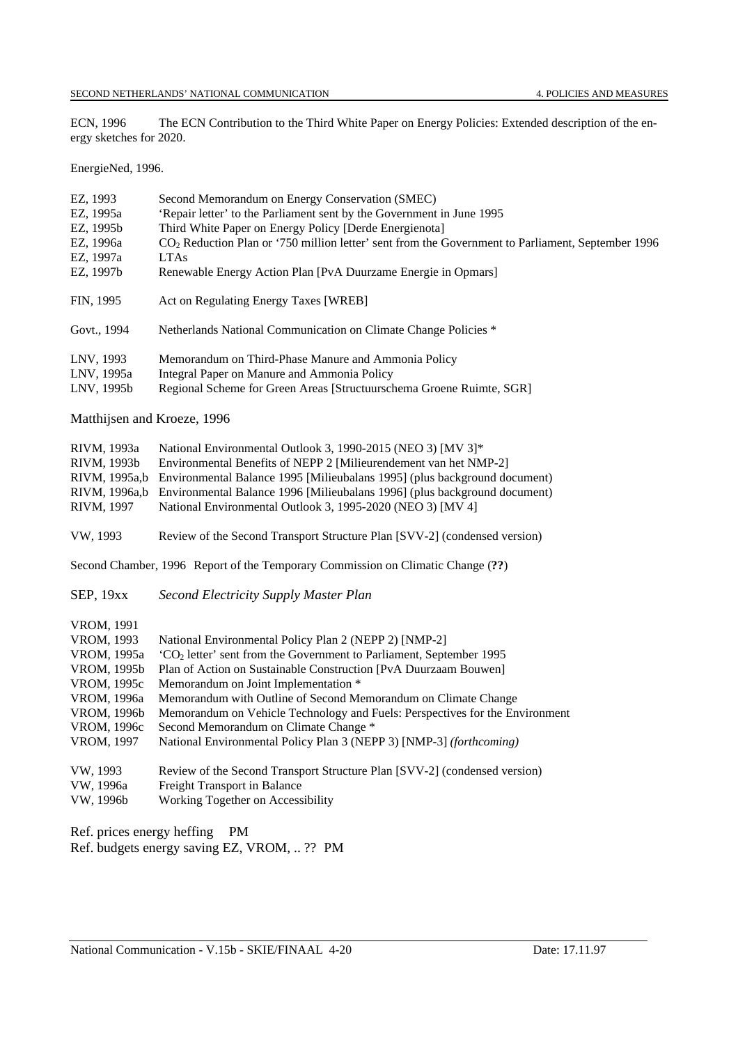ECN, 1996 The ECN Contribution to the Third White Paper on Energy Policies: Extended description of the energy sketches for 2020.

EnergieNed, 1996.

EZ, 1993 Second Memorandum on Energy Conservation (SMEC)
EZ, 1995a 'Repair letter' to the Parliament sent by the Government in June 1995
EZ, 1995b Third White Paper on Energy Policy [Derde Energienota]
EZ, 1996a $CO_2$ Reduction Plan or '750 million letter' sent from the Government to Parliament, September 1996
EZ, 1997a LTAs
EZ, 1997b Renewable Energy Action Plan [PvA Duurzame Energie in Opmars]

FIN, 1995 Act on Regulating Energy Taxes [WREB]

Govt., 1994 Netherlands National Communication on Climate Change Policies *

LNV, 1993 Memorandum on Third-Phase Manure and Ammonia Policy
LNV, 1995a Integral Paper on Manure and Ammonia Policy
LNV, 1995b Regional Scheme for Green Areas [Structuurschema Groene Ruimte, SGR]

Matthijsen and Kroeze, 1996

RIVM, 1993a National Environmental Outlook 3, 1990-2015 (NEO 3) [MV 3]*
RIVM, 1993b Environmental Benefits of NEPP 2 [Milieurendement van het NMP-2]
RIVM, 1995a,b Environmental Balance 1995 [Milieubalans 1995] (plus background document)
RIVM, 1996a,b Environmental Balance 1996 [Milieubalans 1996] (plus background document)
RIVM, 1997 National Environmental Outlook 3, 1995-2020 (NEO 3) [MV 4]

VW, 1993 Review of the Second Transport Structure Plan [SVV-2] (condensed version)

Second Chamber, 1996 Report of the Temporary Commission on Climatic Change (**??**)

SEP, 19xx *Second Electricity Supply Master Plan*

VROM, 1991
VROM, 1993 National Environmental Policy Plan 2 (NEPP 2) [NMP-2]
VROM, 1995a '$CO_2$ letter' sent from the Government to Parliament, September 1995
VROM, 1995b Plan of Action on Sustainable Construction [PvA Duurzaam Bouwen]
VROM, 1995c Memorandum on Joint Implementation *
VROM, 1996a Memorandum with Outline of Second Memorandum on Climate Change
VROM, 1996b Memorandum on Vehicle Technology and Fuels: Perspectives for the Environment
VROM, 1996c Second Memorandum on Climate Change *
VROM, 1997 National Environmental Policy Plan 3 (NEPP 3) [NMP-3] *(forthcoming)*

VW, 1993 Review of the Second Transport Structure Plan [SVV-2] (condensed version)
VW, 1996a Freight Transport in Balance
VW, 1996b Working Together on Accessibility

Ref. prices energy heffing PM
Ref. budgets energy saving EZ, VROM, .. ?? PM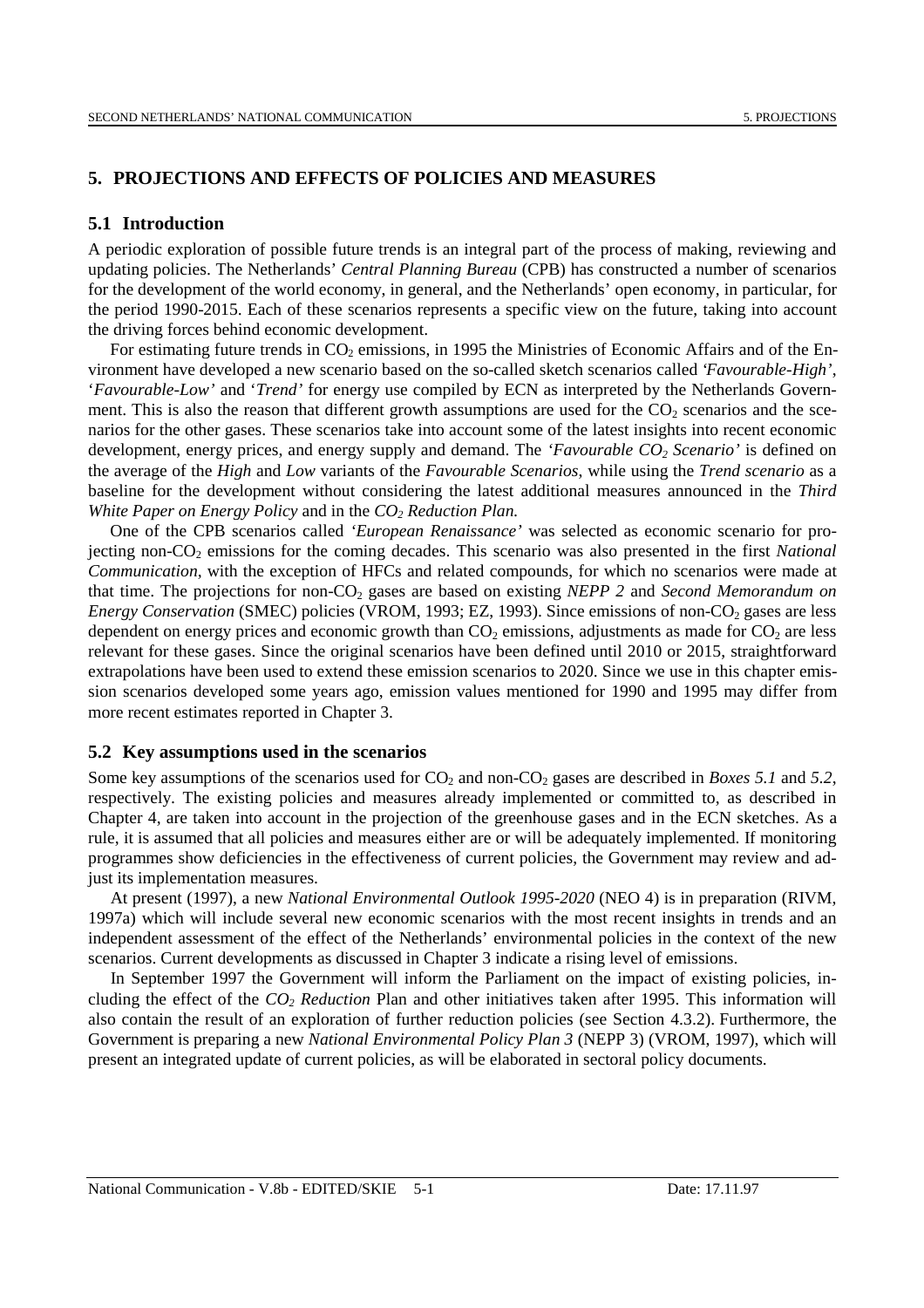# 5. PROJECTIONS AND EFFECTS OF POLICIES AND MEASURES

## 5.1 Introduction

A periodic exploration of possible future trends is an integral part of the process of making, reviewing and updating policies. The Netherlands' *Central Planning Bureau* (CPB) has constructed a number of scenarios for the development of the world economy, in general, and the Netherlands' open economy, in particular, for the period 1990-2015. Each of these scenarios represents a specific view on the future, taking into account the driving forces behind economic development.

For estimating future trends in $CO_2$ emissions, in 1995 the Ministries of Economic Affairs and of the Environment have developed a new scenario based on the so-called sketch scenarios called *'Favourable-High'*, '*Favourable-Low'* and '*Trend'* for energy use compiled by ECN as interpreted by the Netherlands Government. This is also the reason that different growth assumptions are used for the $CO_2$ scenarios and the scenarios for the other gases. These scenarios take into account some of the latest insights into recent economic development, energy prices, and energy supply and demand. The *'Favourable $CO_2$ Scenario'* is defined on the average of the *High* and *Low* variants of the *Favourable Scenarios*, while using the *Trend scenario* as a baseline for the development without considering the latest additional measures announced in the *Third White Paper on Energy Policy* and in the *$CO_2$ Reduction Plan.*

One of the CPB scenarios called *'European Renaissance'* was selected as economic scenario for projecting non-$CO_2$ emissions for the coming decades. This scenario was also presented in the first *National Communication*, with the exception of HFCs and related compounds, for which no scenarios were made at that time. The projections for non-$CO_2$ gases are based on existing *NEPP 2* and *Second Memorandum on Energy Conservation* (SMEC) policies (VROM, 1993; EZ, 1993). Since emissions of non-$CO_2$ gases are less dependent on energy prices and economic growth than $CO_2$ emissions, adjustments as made for $CO_2$ are less relevant for these gases. Since the original scenarios have been defined until 2010 or 2015, straightforward extrapolations have been used to extend these emission scenarios to 2020. Since we use in this chapter emission scenarios developed some years ago, emission values mentioned for 1990 and 1995 may differ from more recent estimates reported in Chapter 3.

## 5.2 Key assumptions used in the scenarios

Some key assumptions of the scenarios used for $CO_2$ and non-$CO_2$ gases are described in *Boxes 5.1* and *5.2*, respectively. The existing policies and measures already implemented or committed to, as described in Chapter 4, are taken into account in the projection of the greenhouse gases and in the ECN sketches. As a rule, it is assumed that all policies and measures either are or will be adequately implemented. If monitoring programmes show deficiencies in the effectiveness of current policies, the Government may review and adjust its implementation measures.

At present (1997), a new *National Environmental Outlook 1995-2020* (NEO 4) is in preparation (RIVM, 1997a) which will include several new economic scenarios with the most recent insights in trends and an independent assessment of the effect of the Netherlands' environmental policies in the context of the new scenarios. Current developments as discussed in Chapter 3 indicate a rising level of emissions.

In September 1997 the Government will inform the Parliament on the impact of existing policies, including the effect of the *$CO_2$ Reduction* Plan and other initiatives taken after 1995. This information will also contain the result of an exploration of further reduction policies (see Section 4.3.2). Furthermore, the Government is preparing a new *National Environmental Policy Plan 3* (NEPP 3) (VROM, 1997), which will present an integrated update of current policies, as will be elaborated in sectoral policy documents.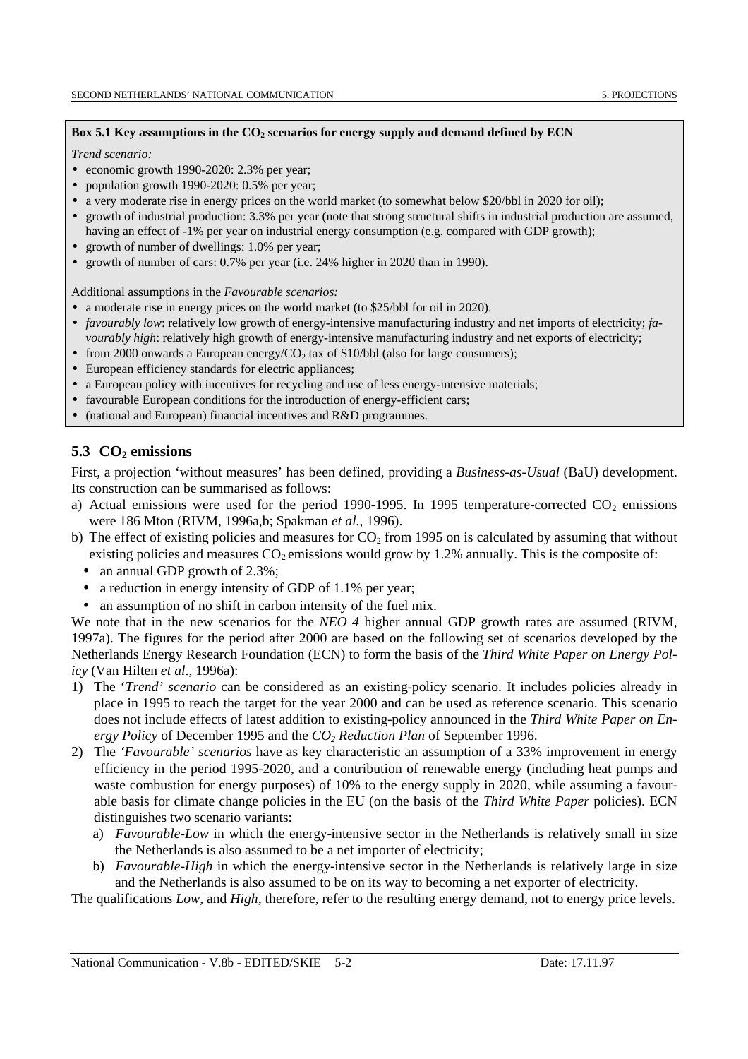**Box 5.1 Key assumptions in the $CO_2$ scenarios for energy supply and demand defined by ECN**

*Trend scenario:*

- economic growth 1990-2020: 2.3% per year;
- population growth 1990-2020: 0.5% per year;
- a very moderate rise in energy prices on the world market (to somewhat below $20/bbl in 2020 for oil);
- growth of industrial production: 3.3% per year (note that strong structural shifts in industrial production are assumed, having an effect of -1% per year on industrial energy consumption (e.g. compared with GDP growth);
- growth of number of dwellings: 1.0% per year;
- growth of number of cars: 0.7% per year (i.e. 24% higher in 2020 than in 1990).

Additional assumptions in the *Favourable scenarios:*

- a moderate rise in energy prices on the world market (to $25/bbl for oil in 2020).
- *favourably low*: relatively low growth of energy-intensive manufacturing industry and net imports of electricity; *favourably high*: relatively high growth of energy-intensive manufacturing industry and net exports of electricity;
- from 2000 onwards a European energy/$CO_2$ tax of $10/bbl (also for large consumers);
- European efficiency standards for electric appliances;
- a European policy with incentives for recycling and use of less energy-intensive materials;
- favourable European conditions for the introduction of energy-efficient cars;
- (national and European) financial incentives and R&D programmes.

## 5.3 $CO_2$ emissions

First, a projection 'without measures' has been defined, providing a *Business-as-Usual* (BaU) development. Its construction can be summarised as follows:

a) Actual emissions were used for the period 1990-1995. In 1995 temperature-corrected $CO_2$ emissions were 186 Mton (RIVM, 1996a,b; Spakman *et al.,* 1996).

b) The effect of existing policies and measures for $CO_2$ from 1995 on is calculated by assuming that without existing policies and measures $CO_2$ emissions would grow by 1.2% annually. This is the composite of:
   - an annual GDP growth of 2.3%;
   - a reduction in energy intensity of GDP of 1.1% per year;
   - an assumption of no shift in carbon intensity of the fuel mix.

We note that in the new scenarios for the *NEO 4* higher annual GDP growth rates are assumed (RIVM, 1997a). The figures for the period after 2000 are based on the following set of scenarios developed by the Netherlands Energy Research Foundation (ECN) to form the basis of the *Third White Paper on Energy Policy* (Van Hilten *et al*., 1996a):

1) The '*Trend' scenario* can be considered as an existing-policy scenario. It includes policies already in place in 1995 to reach the target for the year 2000 and can be used as reference scenario. This scenario does not include effects of latest addition to existing-policy announced in the *Third White Paper on Energy Policy* of December 1995 and the *$CO_2$ Reduction Plan* of September 1996.

2) The *'Favourable' scenarios* have as key characteristic an assumption of a 33% improvement in energy efficiency in the period 1995-2020, and a contribution of renewable energy (including heat pumps and waste combustion for energy purposes) of 10% to the energy supply in 2020, while assuming a favourable basis for climate change policies in the EU (on the basis of the *Third White Paper* policies). ECN distinguishes two scenario variants:
   a) *Favourable-Low* in which the energy-intensive sector in the Netherlands is relatively small in size the Netherlands is also assumed to be a net importer of electricity;
   b) *Favourable-High* in which the energy-intensive sector in the Netherlands is relatively large in size and the Netherlands is also assumed to be on its way to becoming a net exporter of electricity.

The qualifications *Low,* and *High*, therefore, refer to the resulting energy demand, not to energy price levels.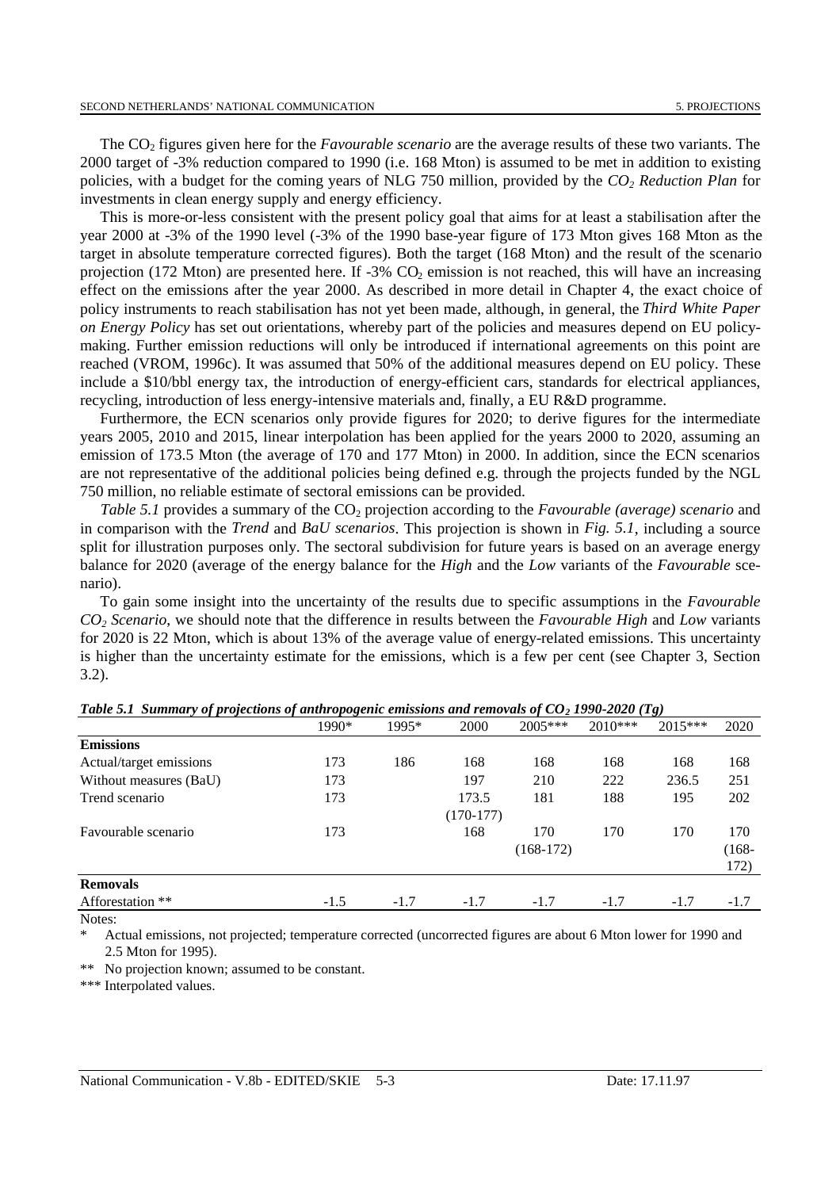The $CO_2$ figures given here for the *Favourable scenario* are the average results of these two variants. The 2000 target of -3% reduction compared to 1990 (i.e. 168 Mton) is assumed to be met in addition to existing policies, with a budget for the coming years of NLG 750 million, provided by the *$CO_2$ Reduction Plan* for investments in clean energy supply and energy efficiency.

This is more-or-less consistent with the present policy goal that aims for at least a stabilisation after the year 2000 at -3% of the 1990 level (-3% of the 1990 base-year figure of 173 Mton gives 168 Mton as the target in absolute temperature corrected figures). Both the target (168 Mton) and the result of the scenario projection (172 Mton) are presented here. If -3% $CO_2$ emission is not reached, this will have an increasing effect on the emissions after the year 2000. As described in more detail in Chapter 4, the exact choice of policy instruments to reach stabilisation has not yet been made, although, in general, the *Third White Paper on Energy Policy* has set out orientations, whereby part of the policies and measures depend on EU policy-making. Further emission reductions will only be introduced if international agreements on this point are reached (VROM, 1996c). It was assumed that 50% of the additional measures depend on EU policy. These include a $10/bbl energy tax, the introduction of energy-efficient cars, standards for electrical appliances, recycling, introduction of less energy-intensive materials and, finally, a EU R&D programme.

Furthermore, the ECN scenarios only provide figures for 2020; to derive figures for the intermediate years 2005, 2010 and 2015, linear interpolation has been applied for the years 2000 to 2020, assuming an emission of 173.5 Mton (the average of 170 and 177 Mton) in 2000. In addition, since the ECN scenarios are not representative of the additional policies being defined e.g. through the projects funded by the NGL 750 million, no reliable estimate of sectoral emissions can be provided.

*Table 5.1* provides a summary of the $CO_2$ projection according to the *Favourable (average) scenario* and in comparison with the *Trend* and *BaU scenarios*. This projection is shown in *Fig. 5.1*, including a source split for illustration purposes only. The sectoral subdivision for future years is based on an average energy balance for 2020 (average of the energy balance for the *High* and the *Low* variants of the *Favourable* scenario).

To gain some insight into the uncertainty of the results due to specific assumptions in the *Favourable $CO_2$ Scenario*, we should note that the difference in results between the *Favourable High* and *Low* variants for 2020 is 22 Mton, which is about 13% of the average value of energy-related emissions. This uncertainty is higher than the uncertainty estimate for the emissions, which is a few per cent (see Chapter 3, Section 3.2).

***Table 5.1 Summary of projections of anthropogenic emissions and removals of $CO_2$ 1990-2020 (Tg)***

| | 1990* | 1995* | 2000 | 2005*** | 2010*** | 2015*** | 2020 |
|---|---|---|---|---|---|---|---|
| **Emissions** | | | | | | | |
| Actual/target emissions | 173 | 186 | 168 | 168 | 168 | 168 | 168 |
| Without measures (BaU) | 173 | | 197 | 210 | 222 | 236.5 | 251 |
| Trend scenario | 173 | | 173.5 (170-177) | 181 | 188 | 195 | 202 |
| Favourable scenario | 173 | | 168 | 170 (168-172) | 170 | 170 | 170 (168-172) |
| **Removals** | | | | | | | |
| Afforestation ** | -1.5 | -1.7 | -1.7 | -1.7 | -1.7 | -1.7 | -1.7 |

Notes:

\* Actual emissions, not projected; temperature corrected (uncorrected figures are about 6 Mton lower for 1990 and 2.5 Mton for 1995).

** No projection known; assumed to be constant.

*** Interpolated values.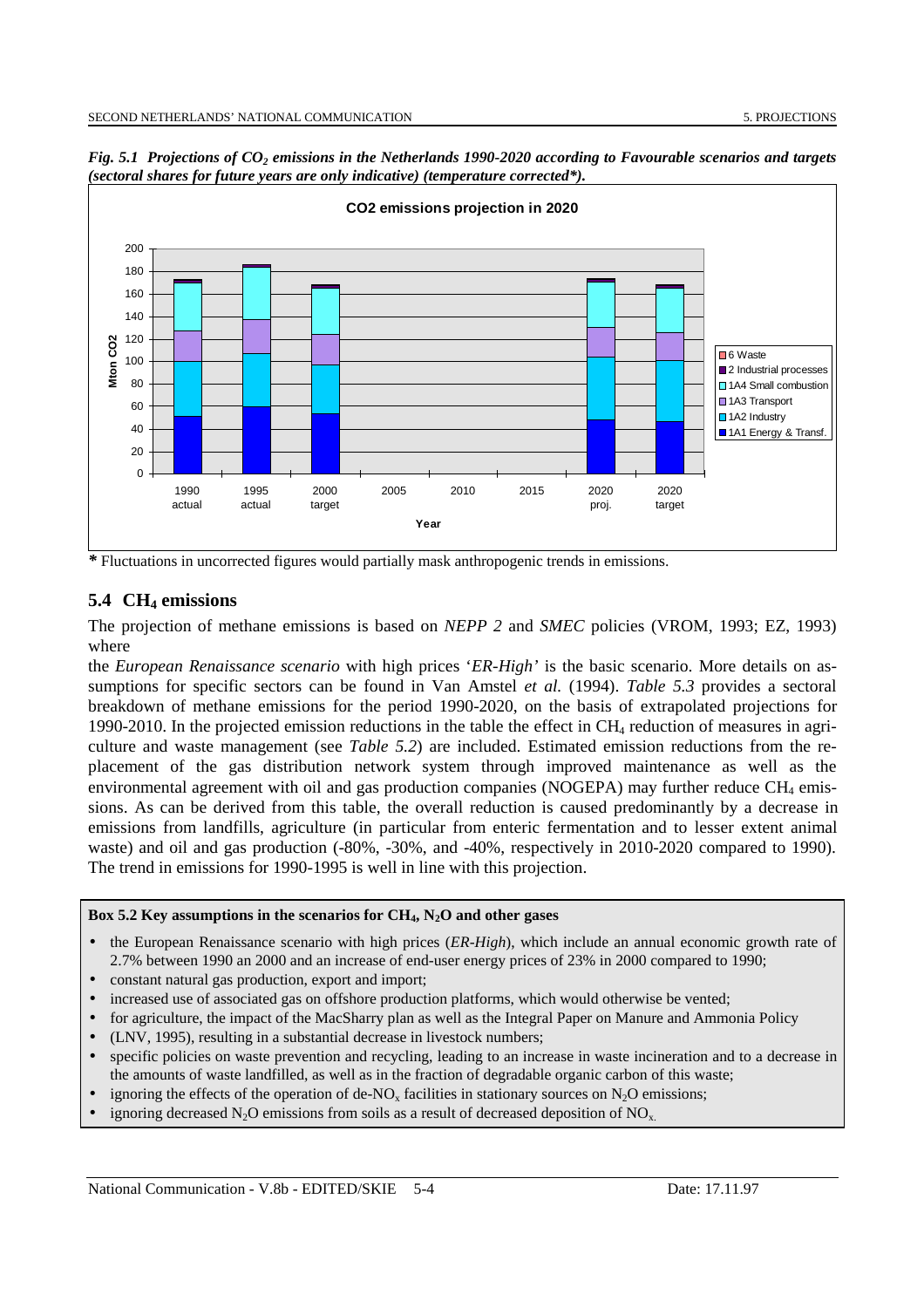*Fig. 5.1 Projections of $CO_2$ emissions in the Netherlands 1990-2020 according to Favourable scenarios and targets (sectoral shares for future years are only indicative) (temperature corrected\*).*

*\** Fluctuations in uncorrected figures would partially mask anthropogenic trends in emissions.

## 5.4 $CH_4$ emissions

The projection of methane emissions is based on *NEPP 2* and *SMEC* policies (VROM, 1993; EZ, 1993) where

the *European Renaissance scenario* with high prices '*ER-High*' is the basic scenario. More details on assumptions for specific sectors can be found in Van Amstel *et al.* (1994). *Table 5.3* provides a sectoral breakdown of methane emissions for the period 1990-2020, on the basis of extrapolated projections for 1990-2010. In the projected emission reductions in the table the effect in $CH_4$ reduction of measures in agriculture and waste management (see *Table 5.2*) are included. Estimated emission reductions from the replacement of the gas distribution network system through improved maintenance as well as the environmental agreement with oil and gas production companies (NOGEPA) may further reduce $CH_4$ emissions. As can be derived from this table, the overall reduction is caused predominantly by a decrease in emissions from landfills, agriculture (in particular from enteric fermentation and to lesser extent animal waste) and oil and gas production (-80%, -30%, and -40%, respectively in 2010-2020 compared to 1990). The trend in emissions for 1990-1995 is well in line with this projection.

**Box 5.2 Key assumptions in the scenarios for $CH_4$, $N_2O$ and other gases**

- the European Renaissance scenario with high prices (*ER-High*), which include an annual economic growth rate of 2.7% between 1990 an 2000 and an increase of end-user energy prices of 23% in 2000 compared to 1990;
- constant natural gas production, export and import;
- increased use of associated gas on offshore production platforms, which would otherwise be vented;
- for agriculture, the impact of the MacSharry plan as well as the Integral Paper on Manure and Ammonia Policy
- (LNV, 1995), resulting in a substantial decrease in livestock numbers;
- specific policies on waste prevention and recycling, leading to an increase in waste incineration and to a decrease in the amounts of waste landfilled, as well as in the fraction of degradable organic carbon of this waste;
- ignoring the effects of the operation of de-$NO_x$ facilities in stationary sources on $N_2O$ emissions;
- ignoring decreased $N_2O$ emissions from soils as a result of decreased deposition of $NO_x$.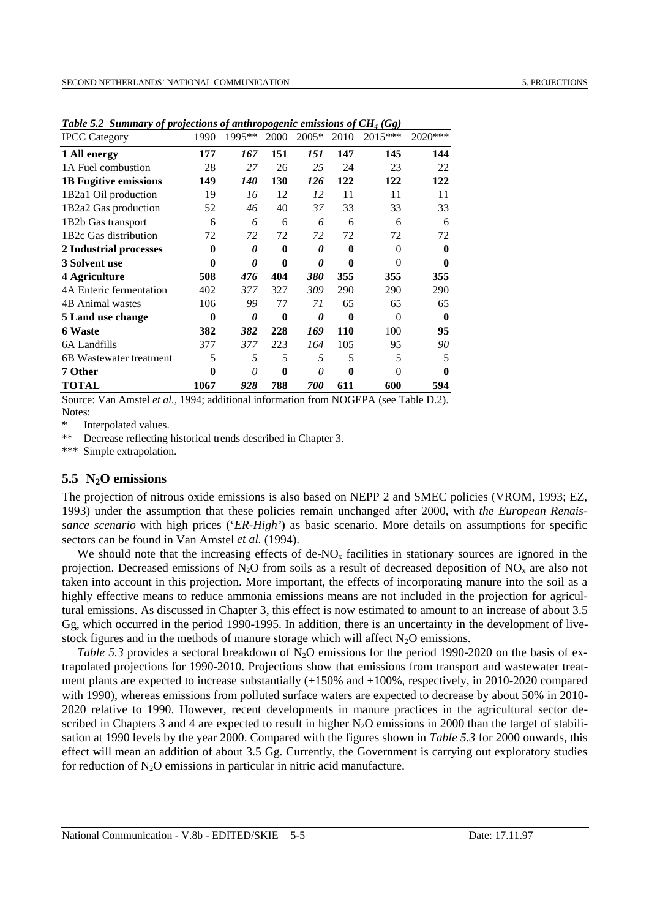*Table 5.2 Summary of projections of anthropogenic emissions of $CH_4$ (Gg)*

| IPCC Category | 1990 | 1995** | 2000 | 2005* | 2010 | 2015*** | 2020*** |
|---|---|---|---|---|---|---|---|
| **1 All energy** | **177** | ***167*** | **151** | ***151*** | **147** | **145** | **144** |
| 1A Fuel combustion | 28 | *27* | 26 | *25* | 24 | 23 | 22 |
| **1B Fugitive emissions** | **149** | ***140*** | **130** | ***126*** | **122** | **122** | **122** |
| 1B2a1 Oil production | 19 | *16* | 12 | *12* | 11 | 11 | 11 |
| 1B2a2 Gas production | 52 | *46* | 40 | *37* | 33 | 33 | 33 |
| 1B2b Gas transport | 6 | *6* | 6 | *6* | 6 | 6 | 6 |
| 1B2c Gas distribution | 72 | *72* | 72 | *72* | 72 | 72 | 72 |
| **2 Industrial processes** | **0** | ***0*** | **0** | ***0*** | **0** | 0 | **0** |
| **3 Solvent use** | **0** | ***0*** | **0** | ***0*** | **0** | 0 | **0** |
| **4 Agriculture** | **508** | ***476*** | **404** | ***380*** | **355** | **355** | **355** |
| 4A Enteric fermentation | 402 | *377* | 327 | *309* | 290 | 290 | 290 |
| 4B Animal wastes | 106 | *99* | 77 | *71* | 65 | 65 | 65 |
| **5 Land use change** | **0** | ***0*** | **0** | ***0*** | **0** | 0 | **0** |
| **6 Waste** | **382** | ***382*** | **228** | ***169*** | **110** | 100 | **95** |
| 6A Landfills | 377 | *377* | 223 | *164* | 105 | 95 | *90* |
| 6B Wastewater treatment | 5 | *5* | 5 | *5* | 5 | 5 | 5 |
| **7 Other** | **0** | *0* | **0** | *0* | **0** | 0 | **0** |
| **TOTAL** | **1067** | ***928*** | **788** | ***700*** | **611** | **600** | **594** |

Source: Van Amstel *et al.*, 1994; additional information from NOGEPA (see Table D.2).
Notes:
\* Interpolated values.
** Decrease reflecting historical trends described in Chapter 3.
*** Simple extrapolation.

## 5.5 $N_2O$ emissions

The projection of nitrous oxide emissions is also based on NEPP 2 and SMEC policies (VROM, 1993; EZ, 1993) under the assumption that these policies remain unchanged after 2000, with *the European Renaissance scenario* with high prices ('*ER-High*') as basic scenario. More details on assumptions for specific sectors can be found in Van Amstel *et al.* (1994).

We should note that the increasing effects of de-$NO_x$ facilities in stationary sources are ignored in the projection. Decreased emissions of $N_2O$ from soils as a result of decreased deposition of $NO_x$ are also not taken into account in this projection. More important, the effects of incorporating manure into the soil as a highly effective means to reduce ammonia emissions means are not included in the projection for agricultural emissions. As discussed in Chapter 3, this effect is now estimated to amount to an increase of about 3.5 Gg, which occurred in the period 1990-1995. In addition, there is an uncertainty in the development of livestock figures and in the methods of manure storage which will affect $N_2O$ emissions.

*Table 5.3* provides a sectoral breakdown of $N_2O$ emissions for the period 1990-2020 on the basis of extrapolated projections for 1990-2010. Projections show that emissions from transport and wastewater treatment plants are expected to increase substantially (+150% and +100%, respectively, in 2010-2020 compared with 1990), whereas emissions from polluted surface waters are expected to decrease by about 50% in 2010-2020 relative to 1990. However, recent developments in manure practices in the agricultural sector described in Chapters 3 and 4 are expected to result in higher $N_2O$ emissions in 2000 than the target of stabilisation at 1990 levels by the year 2000. Compared with the figures shown in *Table 5.3* for 2000 onwards, this effect will mean an addition of about 3.5 Gg. Currently, the Government is carrying out exploratory studies for reduction of $N_2O$ emissions in particular in nitric acid manufacture.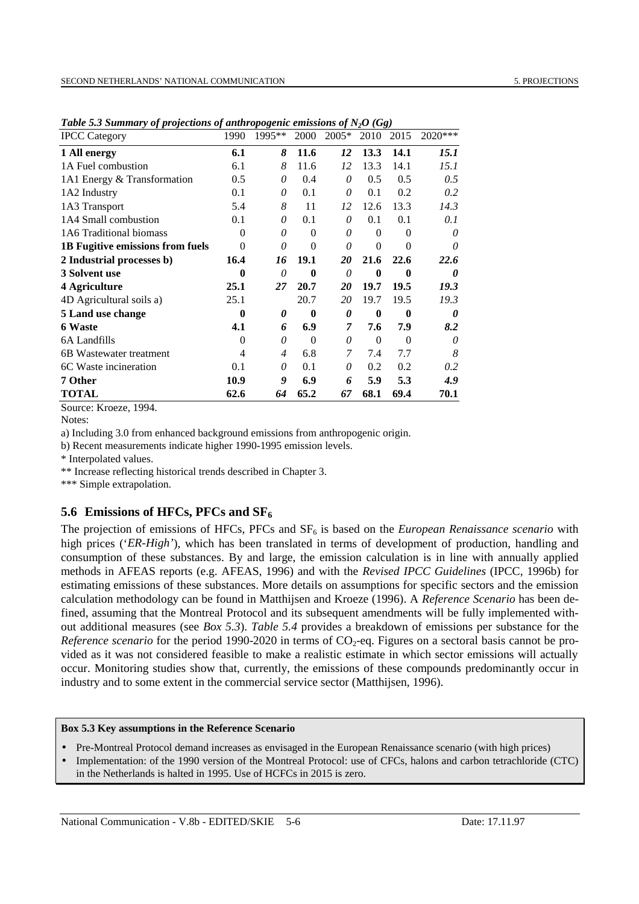*Table 5.3 Summary of projections of anthropogenic emissions of $N_2O$ (Gg)*

| IPCC Category | 1990 | 1995** | 2000 | 2005* | 2010 | 2015 | 2020*** |
|---|---|---|---|---|---|---|---|
| **1 All energy** | **6.1** | ***8*** | **11.6** | ***12*** | **13.3** | **14.1** | ***15.1*** |
| 1A Fuel combustion | 6.1 | *8* | 11.6 | *12* | 13.3 | 14.1 | *15.1* |
| 1A1 Energy & Transformation | 0.5 | *0* | 0.4 | *0* | 0.5 | 0.5 | *0.5* |
| 1A2 Industry | 0.1 | *0* | 0.1 | *0* | 0.1 | 0.2 | *0.2* |
| 1A3 Transport | 5.4 | *8* | 11 | *12* | 12.6 | 13.3 | *14.3* |
| 1A4 Small combustion | 0.1 | *0* | 0.1 | *0* | 0.1 | 0.1 | *0.1* |
| 1A6 Traditional biomass | 0 | *0* | 0 | *0* | 0 | 0 | *0* |
| **1B Fugitive emissions from fuels** | 0 | *0* | 0 | *0* | 0 | 0 | *0* |
| **2 Industrial processes b)** | **16.4** | ***16*** | **19.1** | ***20*** | **21.6** | **22.6** | ***22.6*** |
| **3 Solvent use** | **0** | *0* | **0** | *0* | **0** | **0** | ***0*** |
| **4 Agriculture** | **25.1** | ***27*** | **20.7** | ***20*** | **19.7** | **19.5** | ***19.3*** |
| 4D Agricultural soils a) | 25.1 | | 20.7 | *20* | 19.7 | 19.5 | *19.3* |
| **5 Land use change** | **0** | ***0*** | **0** | ***0*** | **0** | **0** | ***0*** |
| **6 Waste** | **4.1** | ***6*** | **6.9** | ***7*** | **7.6** | **7.9** | ***8.2*** |
| 6A Landfills | 0 | *0* | 0 | *0* | 0 | 0 | *0* |
| 6B Wastewater treatment | 4 | *4* | 6.8 | *7* | 7.4 | 7.7 | *8* |
| 6C Waste incineration | 0.1 | *0* | 0.1 | *0* | 0.2 | 0.2 | *0.2* |
| **7 Other** | **10.9** | ***9*** | **6.9** | ***6*** | **5.9** | **5.3** | ***4.9*** |
| **TOTAL** | **62.6** | ***64*** | **65.2** | ***67*** | **68.1** | **69.4** | **70.1** |

Source: Kroeze, 1994.

Notes:

a) Including 3.0 from enhanced background emissions from anthropogenic origin.

b) Recent measurements indicate higher 1990-1995 emission levels.

\* Interpolated values.

\** Increase reflecting historical trends described in Chapter 3.

\*** Simple extrapolation.

## 5.6 Emissions of HFCs, PFCs and $SF_6$

The projection of emissions of HFCs, PFCs and $SF_6$ is based on the *European Renaissance scenario* with high prices ('*ER-High*'), which has been translated in terms of development of production, handling and consumption of these substances. By and large, the emission calculation is in line with annually applied methods in AFEAS reports (e.g. AFEAS, 1996) and with the *Revised IPCC Guidelines* (IPCC, 1996b) for estimating emissions of these substances. More details on assumptions for specific sectors and the emission calculation methodology can be found in Matthijsen and Kroeze (1996). A *Reference Scenario* has been defined, assuming that the Montreal Protocol and its subsequent amendments will be fully implemented without additional measures (see *Box 5.3*). *Table 5.4* provides a breakdown of emissions per substance for the *Reference scenario* for the period 1990-2020 in terms of $CO_2$-eq. Figures on a sectoral basis cannot be provided as it was not considered feasible to make a realistic estimate in which sector emissions will actually occur. Monitoring studies show that, currently, the emissions of these compounds predominantly occur in industry and to some extent in the commercial service sector (Matthijsen, 1996).

**Box 5.3 Key assumptions in the Reference Scenario**

- Pre-Montreal Protocol demand increases as envisaged in the European Renaissance scenario (with high prices)
- Implementation: of the 1990 version of the Montreal Protocol: use of CFCs, halons and carbon tetrachloride (CTC) in the Netherlands is halted in 1995. Use of HCFCs in 2015 is zero.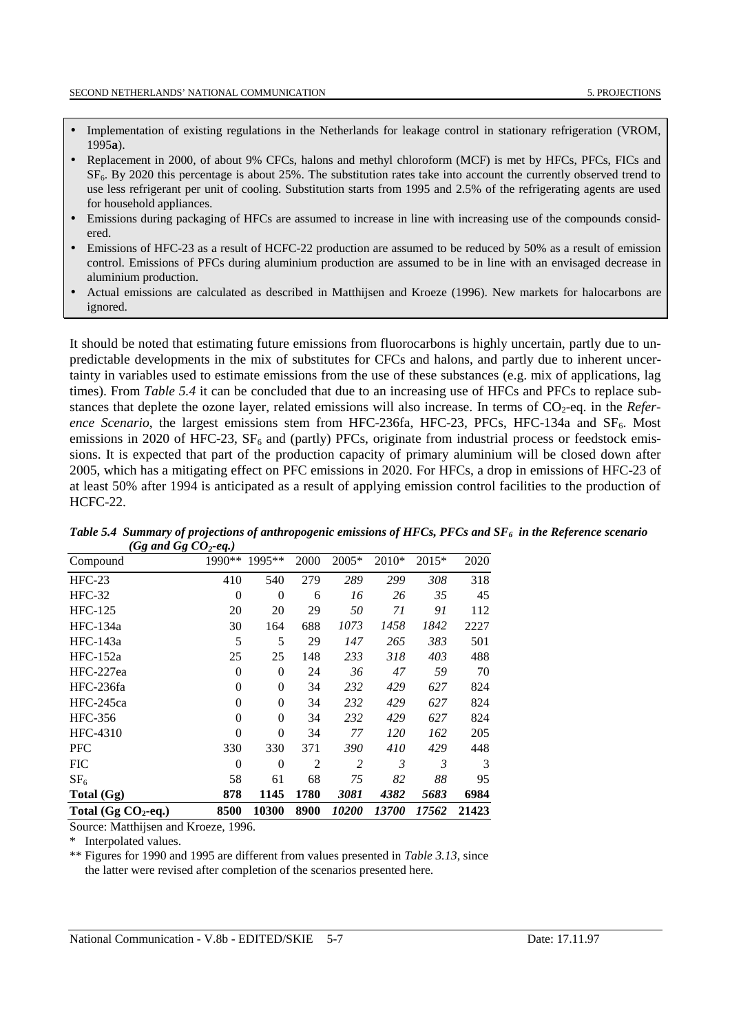- Implementation of existing regulations in the Netherlands for leakage control in stationary refrigeration (VROM, 1995**a**).
- Replacement in 2000, of about 9% CFCs, halons and methyl chloroform (MCF) is met by HFCs, PFCs, FICs and $SF_6$. By 2020 this percentage is about 25%. The substitution rates take into account the currently observed trend to use less refrigerant per unit of cooling. Substitution starts from 1995 and 2.5% of the refrigerating agents are used for household appliances.
- Emissions during packaging of HFCs are assumed to increase in line with increasing use of the compounds considered.
- Emissions of HFC-23 as a result of HCFC-22 production are assumed to be reduced by 50% as a result of emission control. Emissions of PFCs during aluminium production are assumed to be in line with an envisaged decrease in aluminium production.
- Actual emissions are calculated as described in Matthijsen and Kroeze (1996). New markets for halocarbons are ignored.

It should be noted that estimating future emissions from fluorocarbons is highly uncertain, partly due to unpredictable developments in the mix of substitutes for CFCs and halons, and partly due to inherent uncertainty in variables used to estimate emissions from the use of these substances (e.g. mix of applications, lag times). From *Table 5.4* it can be concluded that due to an increasing use of HFCs and PFCs to replace substances that deplete the ozone layer, related emissions will also increase. In terms of $CO_2$-eq. in the *Reference Scenario*, the largest emissions stem from HFC-236fa, HFC-23, PFCs, HFC-134a and $SF_6$. Most emissions in 2020 of HFC-23, $SF_6$ and (partly) PFCs, originate from industrial process or feedstock emissions. It is expected that part of the production capacity of primary aluminium will be closed down after 2005, which has a mitigating effect on PFC emissions in 2020. For HFCs, a drop in emissions of HFC-23 of at least 50% after 1994 is anticipated as a result of applying emission control facilities to the production of HCFC-22.

***Table 5.4 Summary of projections of anthropogenic emissions of HFCs, PFCs and $SF_6$ in the Reference scenario (Gg and Gg $CO_2$-eq.)***

| Compound | 1990** | 1995** | 2000 | 2005* | 2010* | 2015* | 2020 |
|---|---|---|---|---|---|---|---|
| HFC-23 | 410 | 540 | 279 | *289* | *299* | *308* | 318 |
| HFC-32 | 0 | 0 | 6 | *16* | *26* | *35* | 45 |
| HFC-125 | 20 | 20 | 29 | *50* | *71* | *91* | 112 |
| HFC-134a | 30 | 164 | 688 | *1073* | *1458* | *1842* | 2227 |
| HFC-143a | 5 | 5 | 29 | *147* | *265* | *383* | 501 |
| HFC-152a | 25 | 25 | 148 | *233* | *318* | *403* | 488 |
| HFC-227ea | 0 | 0 | 24 | *36* | *47* | *59* | 70 |
| HFC-236fa | 0 | 0 | 34 | *232* | *429* | *627* | 824 |
| HFC-245ca | 0 | 0 | 34 | *232* | *429* | *627* | 824 |
| HFC-356 | 0 | 0 | 34 | *232* | *429* | *627* | 824 |
| HFC-4310 | 0 | 0 | 34 | *77* | *120* | *162* | 205 |
| PFC | 330 | 330 | 371 | *390* | *410* | *429* | 448 |
| FIC | 0 | 0 | 2 | *2* | *3* | *3* | 3 |
| $SF_6$ | 58 | 61 | 68 | *75* | *82* | *88* | 95 |
| **Total (Gg)** | **878** | **1145** | **1780** | ***3081*** | ***4382*** | ***5683*** | **6984** |
| **Total (Gg $CO_2$-eq.)** | **8500** | **10300** | **8900** | ***10200*** | ***13700*** | ***17562*** | **21423** |

Source: Matthijsen and Kroeze, 1996.

\* Interpolated values.

** Figures for 1990 and 1995 are different from values presented in *Table 3.13*, since the latter were revised after completion of the scenarios presented here.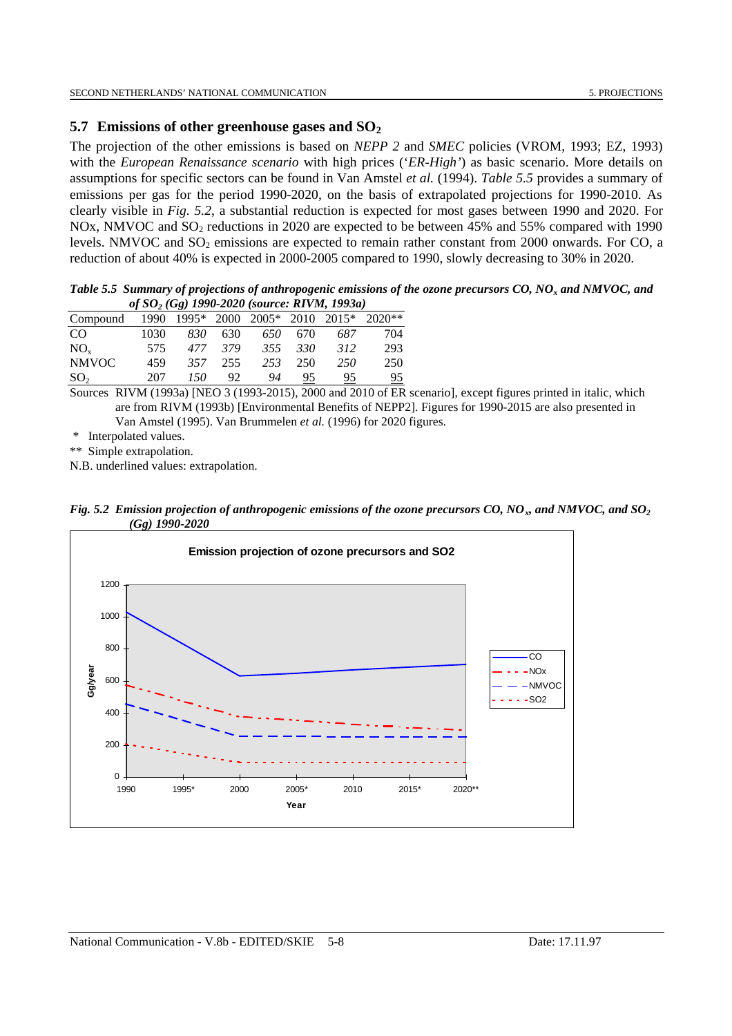## 5.7 Emissions of other greenhouse gases and $SO_2$

The projection of the other emissions is based on *NEPP 2* and *SMEC* policies (VROM, 1993; EZ, 1993) with the *European Renaissance scenario* with high prices ('*ER-High*') as basic scenario. More details on assumptions for specific sectors can be found in Van Amstel *et al.* (1994). *Table 5.5* provides a summary of emissions per gas for the period 1990-2020, on the basis of extrapolated projections for 1990-2010. As clearly visible in *Fig. 5.2*, a substantial reduction is expected for most gases between 1990 and 2020. For NOx, NMVOC and $SO_2$ reductions in 2020 are expected to be between 45% and 55% compared with 1990 levels. NMVOC and $SO_2$ emissions are expected to remain rather constant from 2000 onwards. For CO, a reduction of about 40% is expected in 2000-2005 compared to 1990, slowly decreasing to 30% in 2020.

***Table 5.5 Summary of projections of anthropogenic emissions of the ozone precursors CO, $NO_x$ and NMVOC, and of $SO_2$ (Gg) 1990-2020 (source: RIVM, 1993a)***

| Compound | 1990 | 1995* | 2000 | 2005* | 2010 | 2015* | 2020** |
|---|---|---|---|---|---|---|---|
| CO | 1030 | *830* | 630 | *650* | 670 | *687* | 704 |
| $NO_x$ | 575 | *477* | *379* | *355* | *330* | *312* | 293 |
| NMVOC | 459 | *357* | 255 | *253* | 250 | *250* | 250 |
| $SO_2$ | 207 | *150* | 92 | *94* | 95 | 95 | 95 |

Sources RIVM (1993a) [NEO 3 (1993-2015), 2000 and 2010 of ER scenario], except figures printed in italic, which are from RIVM (1993b) [Environmental Benefits of NEPP2]. Figures for 1990-2015 are also presented in Van Amstel (1995). Van Brummelen *et al.* (1996) for 2020 figures.

\* Interpolated values.

** Simple extrapolation.

N.B. underlined values: extrapolation.

***Fig. 5.2 Emission projection of anthropogenic emissions of the ozone precursors CO, $NO_x$, and NMVOC, and $SO_2$ (Gg) 1990-2020***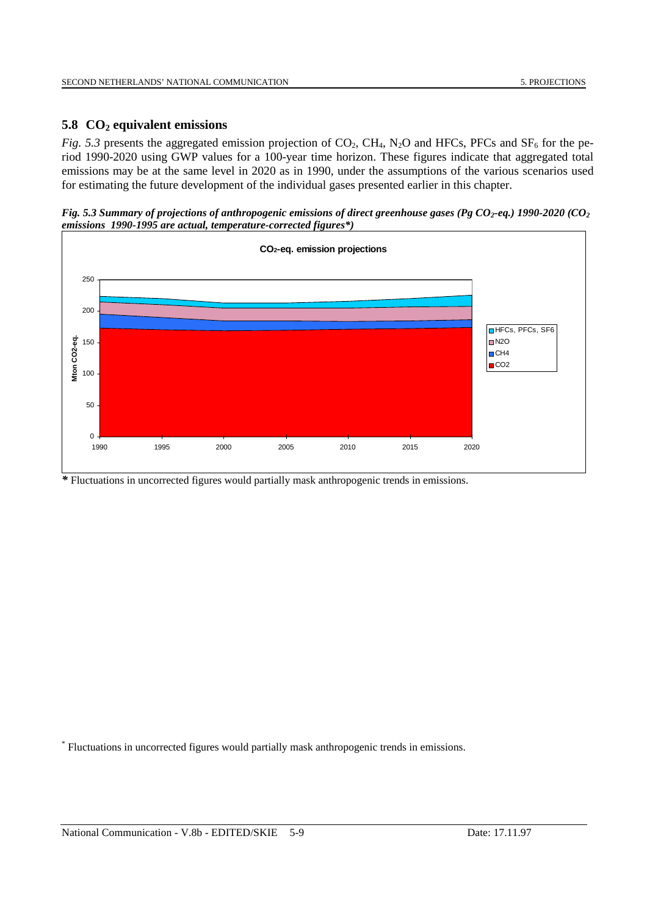## 5.8 $CO_2$ equivalent emissions

*Fig. 5.3* presents the aggregated emission projection of $CO_2$, $CH_4$, $N_2O$ and HFCs, PFCs and $SF_6$ for the period 1990-2020 using GWP values for a 100-year time horizon. These figures indicate that aggregated total emissions may be at the same level in 2020 as in 1990, under the assumptions of the various scenarios used for estimating the future development of the individual gases presented earlier in this chapter.

***Fig. 5.3 Summary of projections of anthropogenic emissions of direct greenhouse gases (Pg $CO_2$-eq.) 1990-2020 ($CO_2$ emissions 1990-1995 are actual, temperature-corrected figures*)***

**$CO_2$-eq. emission projections**

***** Fluctuations in uncorrected figures would partially mask anthropogenic trends in emissions.

* Fluctuations in uncorrected figures would partially mask anthropogenic trends in emissions.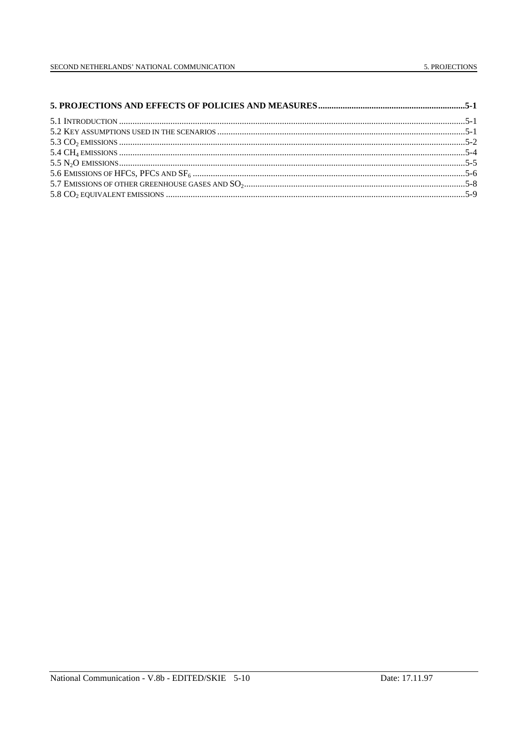**5. PROJECTIONS AND EFFECTS OF POLICIES AND MEASURES....................................................................5-1**

5.1 INTRODUCTION ..............................................................................................................................................5-1
5.2 KEY ASSUMPTIONS USED IN THE SCENARIOS ...............................................................................................5-1
5.3 $CO_2$ EMISSIONS ..............................................................................................................................................5-2
5.4 $CH_4$ EMISSIONS ..............................................................................................................................................5-4
5.5 $N_2O$ EMISSIONS...............................................................................................................................................5-5
5.6 EMISSIONS OF HFCS, PFCS AND $SF_6$ ............................................................................................................5-6
5.7 EMISSIONS OF OTHER GREENHOUSE GASES AND $SO_2$.....................................................................................5-8
5.8 $CO_2$ EQUIVALENT EMISSIONS .......................................................................................................................5-9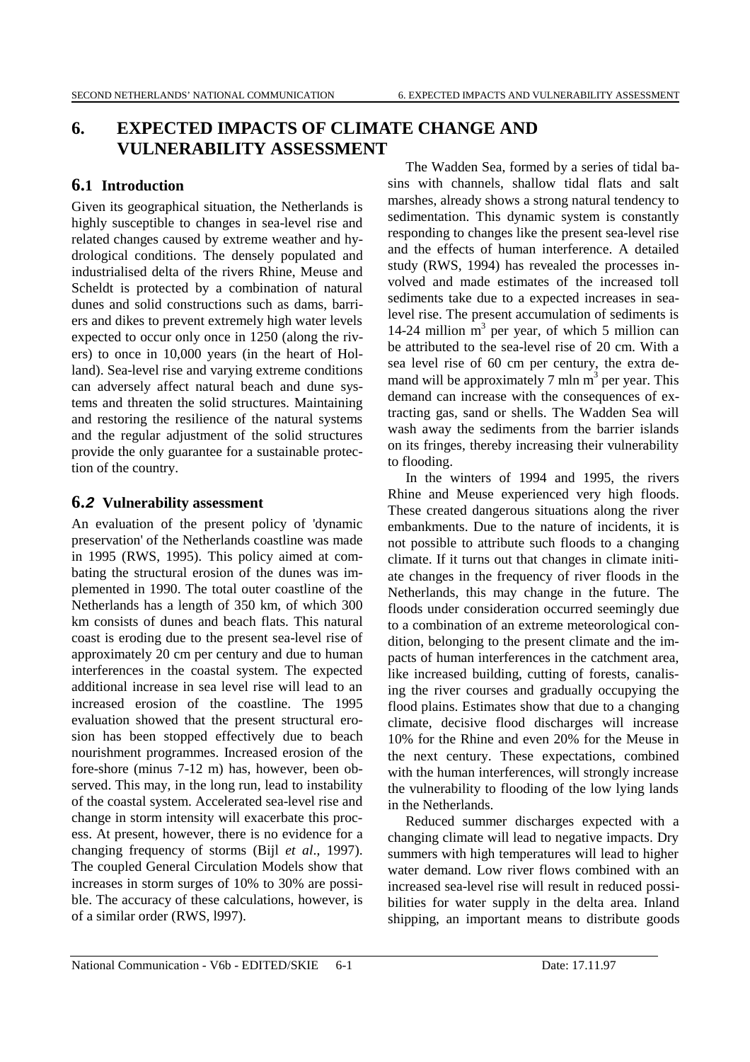# 6. EXPECTED IMPACTS OF CLIMATE CHANGE AND VULNERABILITY ASSESSMENT

## 6.1 Introduction

Given its geographical situation, the Netherlands is highly susceptible to changes in sea-level rise and related changes caused by extreme weather and hydrological conditions. The densely populated and industrialised delta of the rivers Rhine, Meuse and Scheldt is protected by a combination of natural dunes and solid constructions such as dams, barriers and dikes to prevent extremely high water levels expected to occur only once in 1250 (along the rivers) to once in 10,000 years (in the heart of Holland). Sea-level rise and varying extreme conditions can adversely affect natural beach and dune systems and threaten the solid structures. Maintaining and restoring the resilience of the natural systems and the regular adjustment of the solid structures provide the only guarantee for a sustainable protection of the country.

## 6.2 Vulnerability assessment

An evaluation of the present policy of 'dynamic preservation' of the Netherlands coastline was made in 1995 (RWS, 1995). This policy aimed at combating the structural erosion of the dunes was implemented in 1990. The total outer coastline of the Netherlands has a length of 350 km, of which 300 km consists of dunes and beach flats. This natural coast is eroding due to the present sea-level rise of approximately 20 cm per century and due to human interferences in the coastal system. The expected additional increase in sea level rise will lead to an increased erosion of the coastline. The 1995 evaluation showed that the present structural erosion has been stopped effectively due to beach nourishment programmes. Increased erosion of the fore-shore (minus 7-12 m) has, however, been observed. This may, in the long run, lead to instability of the coastal system. Accelerated sea-level rise and change in storm intensity will exacerbate this process. At present, however, there is no evidence for a changing frequency of storms (Bijl *et al*., 1997). The coupled General Circulation Models show that increases in storm surges of 10% to 30% are possible. The accuracy of these calculations, however, is of a similar order (RWS, l997).

The Wadden Sea, formed by a series of tidal basins with channels, shallow tidal flats and salt marshes, already shows a strong natural tendency to sedimentation. This dynamic system is constantly responding to changes like the present sea-level rise and the effects of human interference. A detailed study (RWS, 1994) has revealed the processes involved and made estimates of the increased toll sediments take due to a expected increases in sea-level rise. The present accumulation of sediments is 14-24 million $m^3$ per year, of which 5 million can be attributed to the sea-level rise of 20 cm. With a sea level rise of 60 cm per century, the extra demand will be approximately 7 mln $m^3$ per year. This demand can increase with the consequences of extracting gas, sand or shells. The Wadden Sea will wash away the sediments from the barrier islands on its fringes, thereby increasing their vulnerability to flooding.

In the winters of 1994 and 1995, the rivers Rhine and Meuse experienced very high floods. These created dangerous situations along the river embankments. Due to the nature of incidents, it is not possible to attribute such floods to a changing climate. If it turns out that changes in climate initiate changes in the frequency of river floods in the Netherlands, this may change in the future. The floods under consideration occurred seemingly due to a combination of an extreme meteorological condition, belonging to the present climate and the impacts of human interferences in the catchment area, like increased building, cutting of forests, canalising the river courses and gradually occupying the flood plains. Estimates show that due to a changing climate, decisive flood discharges will increase 10% for the Rhine and even 20% for the Meuse in the next century. These expectations, combined with the human interferences, will strongly increase the vulnerability to flooding of the low lying lands in the Netherlands.

Reduced summer discharges expected with a changing climate will lead to negative impacts. Dry summers with high temperatures will lead to higher water demand. Low river flows combined with an increased sea-level rise will result in reduced possibilities for water supply in the delta area. Inland shipping, an important means to distribute goods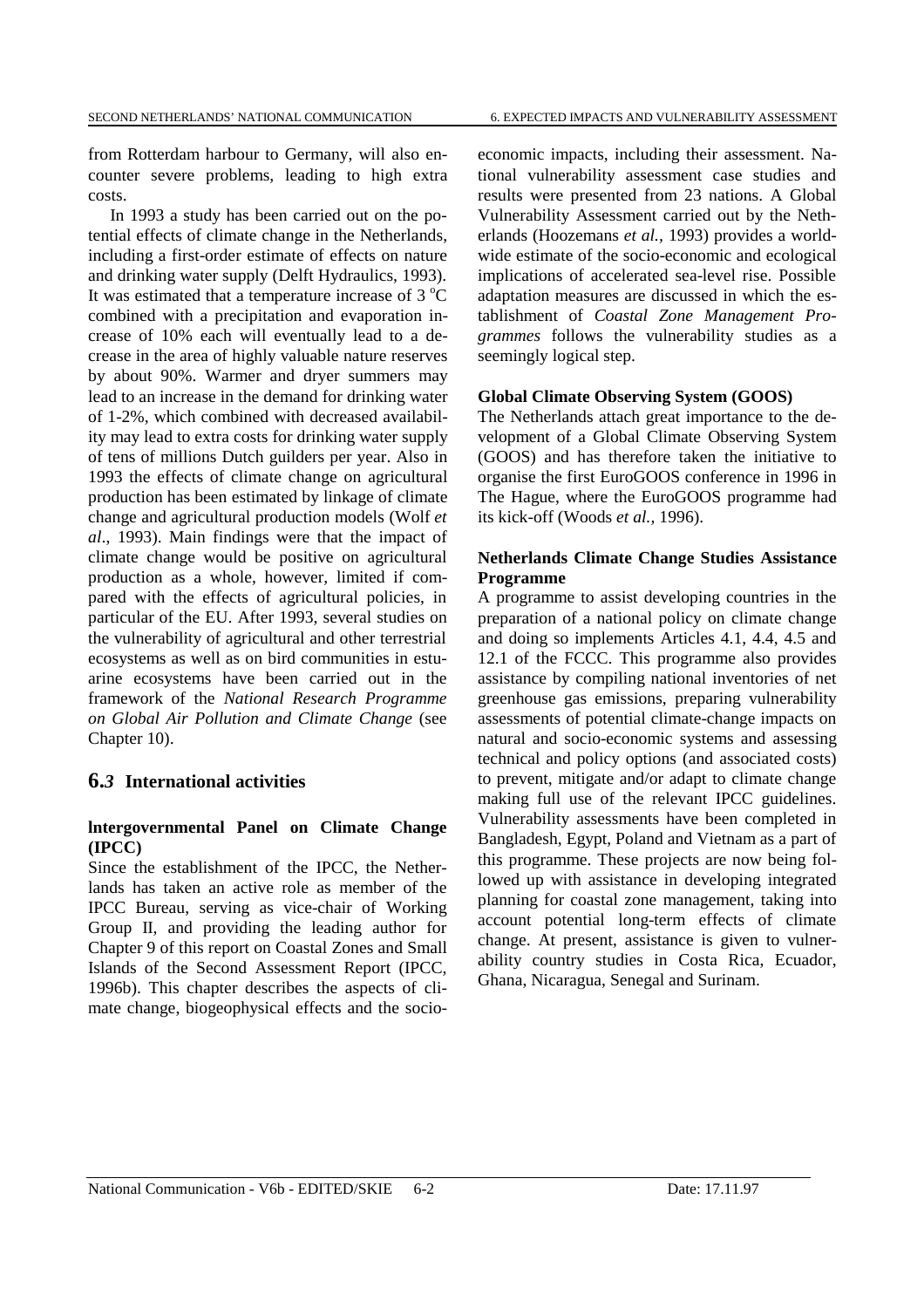from Rotterdam harbour to Germany, will also encounter severe problems, leading to high extra costs.

In 1993 a study has been carried out on the potential effects of climate change in the Netherlands, including a first-order estimate of effects on nature and drinking water supply (Delft Hydraulics, 1993). It was estimated that a temperature increase of 3 °C combined with a precipitation and evaporation increase of 10% each will eventually lead to a decrease in the area of highly valuable nature reserves by about 90%. Warmer and dryer summers may lead to an increase in the demand for drinking water of 1-2%, which combined with decreased availability may lead to extra costs for drinking water supply of tens of millions Dutch guilders per year. Also in 1993 the effects of climate change on agricultural production has been estimated by linkage of climate change and agricultural production models (Wolf *et al*., 1993). Main findings were that the impact of climate change would be positive on agricultural production as a whole, however, limited if compared with the effects of agricultural policies, in particular of the EU. After 1993, several studies on the vulnerability of agricultural and other terrestrial ecosystems as well as on bird communities in estuarine ecosystems have been carried out in the framework of the *National Research Programme on Global Air Pollution and Climate Change* (see Chapter 10).

## 6.3 International activities

### lntergovernmental Panel on Climate Change (IPCC)

Since the establishment of the IPCC, the Netherlands has taken an active role as member of the IPCC Bureau, serving as vice-chair of Working Group II, and providing the leading author for Chapter 9 of this report on Coastal Zones and Small Islands of the Second Assessment Report (IPCC, 1996b). This chapter describes the aspects of climate change, biogeophysical effects and the socio-economic impacts, including their assessment. National vulnerability assessment case studies and results were presented from 23 nations. A Global Vulnerability Assessment carried out by the Netherlands (Hoozemans *et al.*, 1993) provides a worldwide estimate of the socio-economic and ecological implications of accelerated sea-level rise. Possible adaptation measures are discussed in which the establishment of *Coastal Zone Management Programmes* follows the vulnerability studies as a seemingly logical step.

### Global Climate Observing System (GOOS)

The Netherlands attach great importance to the development of a Global Climate Observing System (GOOS) and has therefore taken the initiative to organise the first EuroGOOS conference in 1996 in The Hague, where the EuroGOOS programme had its kick-off (Woods *et al.*, 1996).

### Netherlands Climate Change Studies Assistance Programme

A programme to assist developing countries in the preparation of a national policy on climate change and doing so implements Articles 4.1, 4.4, 4.5 and 12.1 of the FCCC. This programme also provides assistance by compiling national inventories of net greenhouse gas emissions, preparing vulnerability assessments of potential climate-change impacts on natural and socio-economic systems and assessing technical and policy options (and associated costs) to prevent, mitigate and/or adapt to climate change making full use of the relevant IPCC guidelines. Vulnerability assessments have been completed in Bangladesh, Egypt, Poland and Vietnam as a part of this programme. These projects are now being followed up with assistance in developing integrated planning for coastal zone management, taking into account potential long-term effects of climate change. At present, assistance is given to vulnerability country studies in Costa Rica, Ecuador, Ghana, Nicaragua, Senegal and Surinam.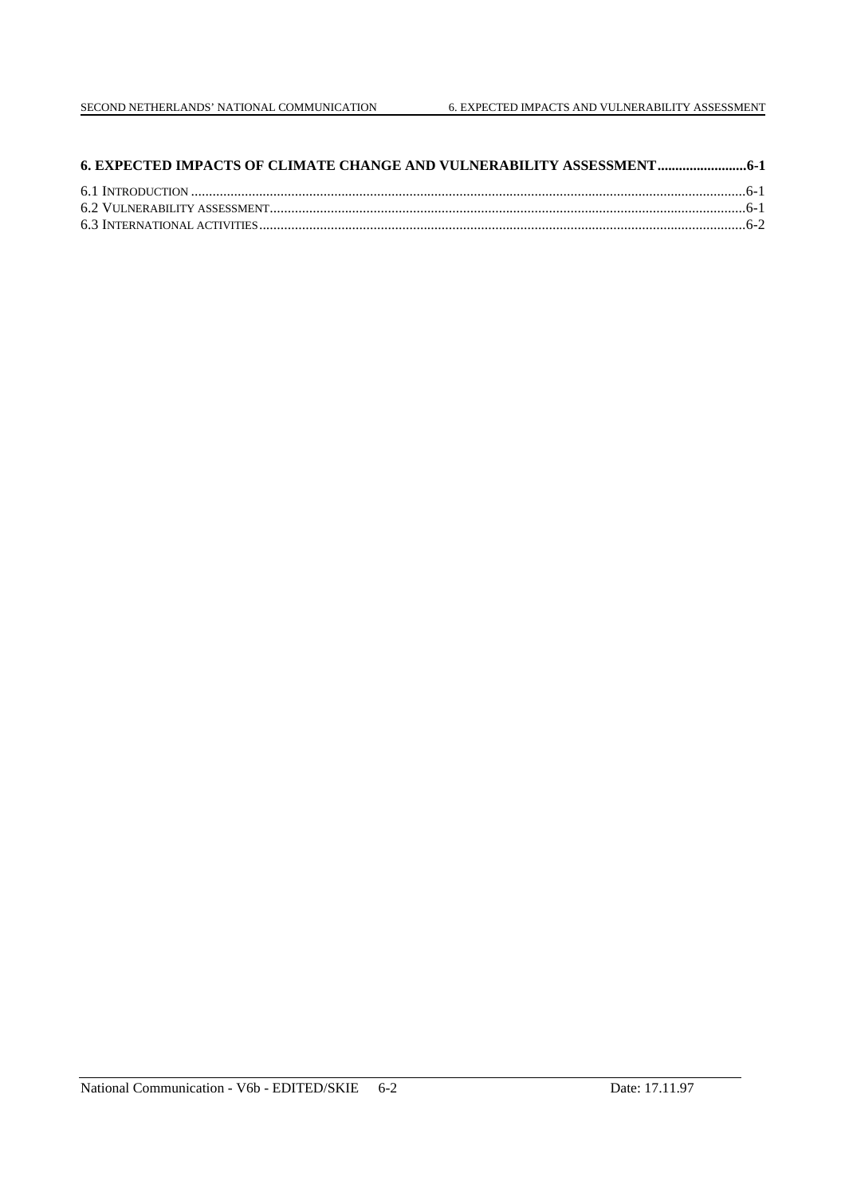**6. EXPECTED IMPACTS OF CLIMATE CHANGE AND VULNERABILITY ASSESSMENT ......................... 6-1**

6.1 INTRODUCTION ......................................................................................................................... 6-1
6.2 VULNERABILITY ASSESSMENT ................................................................................................... 6-1
6.3 INTERNATIONAL ACTIVITIES ...................................................................................................... 6-2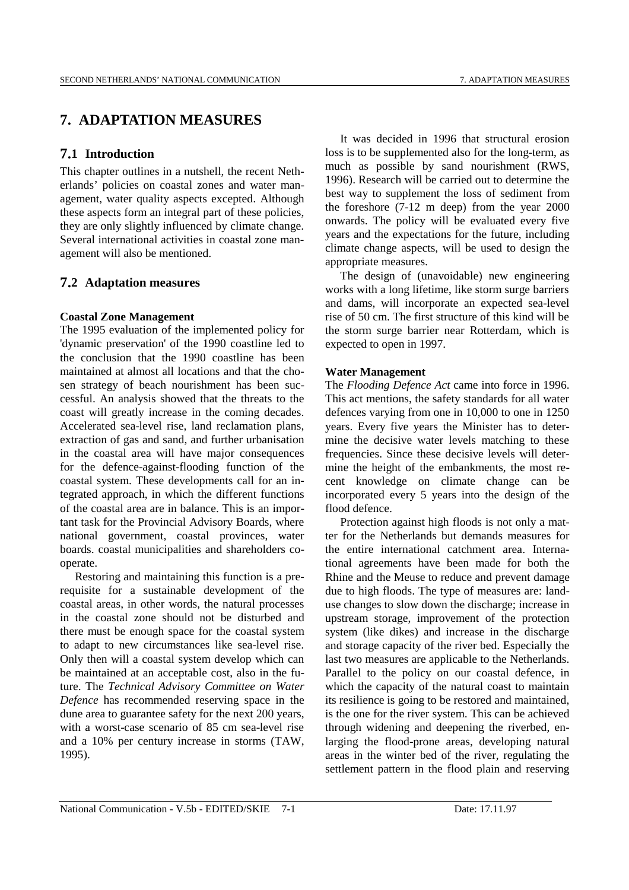# 7. ADAPTATION MEASURES

## 7.1 Introduction

This chapter outlines in a nutshell, the recent Netherlands' policies on coastal zones and water management, water quality aspects excepted. Although these aspects form an integral part of these policies, they are only slightly influenced by climate change. Several international activities in coastal zone management will also be mentioned.

## 7.2 Adaptation measures

**Coastal Zone Management**

The 1995 evaluation of the implemented policy for 'dynamic preservation' of the 1990 coastline led to the conclusion that the 1990 coastline has been maintained at almost all locations and that the chosen strategy of beach nourishment has been successful. An analysis showed that the threats to the coast will greatly increase in the coming decades. Accelerated sea-level rise, land reclamation plans, extraction of gas and sand, and further urbanisation in the coastal area will have major consequences for the defence-against-flooding function of the coastal system. These developments call for an integrated approach, in which the different functions of the coastal area are in balance. This is an important task for the Provincial Advisory Boards, where national government, coastal provinces, water boards. coastal municipalities and shareholders co-operate.

Restoring and maintaining this function is a prerequisite for a sustainable development of the coastal areas, in other words, the natural processes in the coastal zone should not be disturbed and there must be enough space for the coastal system to adapt to new circumstances like sea-level rise. Only then will a coastal system develop which can be maintained at an acceptable cost, also in the future. The *Technical Advisory Committee on Water Defence* has recommended reserving space in the dune area to guarantee safety for the next 200 years, with a worst-case scenario of 85 cm sea-level rise and a 10% per century increase in storms (TAW, 1995).

It was decided in 1996 that structural erosion loss is to be supplemented also for the long-term, as much as possible by sand nourishment (RWS, 1996). Research will be carried out to determine the best way to supplement the loss of sediment from the foreshore (7-12 m deep) from the year 2000 onwards. The policy will be evaluated every five years and the expectations for the future, including climate change aspects, will be used to design the appropriate measures.

The design of (unavoidable) new engineering works with a long lifetime, like storm surge barriers and dams, will incorporate an expected sea-level rise of 50 cm. The first structure of this kind will be the storm surge barrier near Rotterdam, which is expected to open in 1997.

**Water Management**

The *Flooding Defence Act* came into force in 1996. This act mentions, the safety standards for all water defences varying from one in 10,000 to one in 1250 years. Every five years the Minister has to determine the decisive water levels matching to these frequencies. Since these decisive levels will determine the height of the embankments, the most recent knowledge on climate change can be incorporated every 5 years into the design of the flood defence.

Protection against high floods is not only a matter for the Netherlands but demands measures for the entire international catchment area. International agreements have been made for both the Rhine and the Meuse to reduce and prevent damage due to high floods. The type of measures are: land-use changes to slow down the discharge; increase in upstream storage, improvement of the protection system (like dikes) and increase in the discharge and storage capacity of the river bed. Especially the last two measures are applicable to the Netherlands. Parallel to the policy on our coastal defence, in which the capacity of the natural coast to maintain its resilience is going to be restored and maintained, is the one for the river system. This can be achieved through widening and deepening the riverbed, enlarging the flood-prone areas, developing natural areas in the winter bed of the river, regulating the settlement pattern in the flood plain and reserving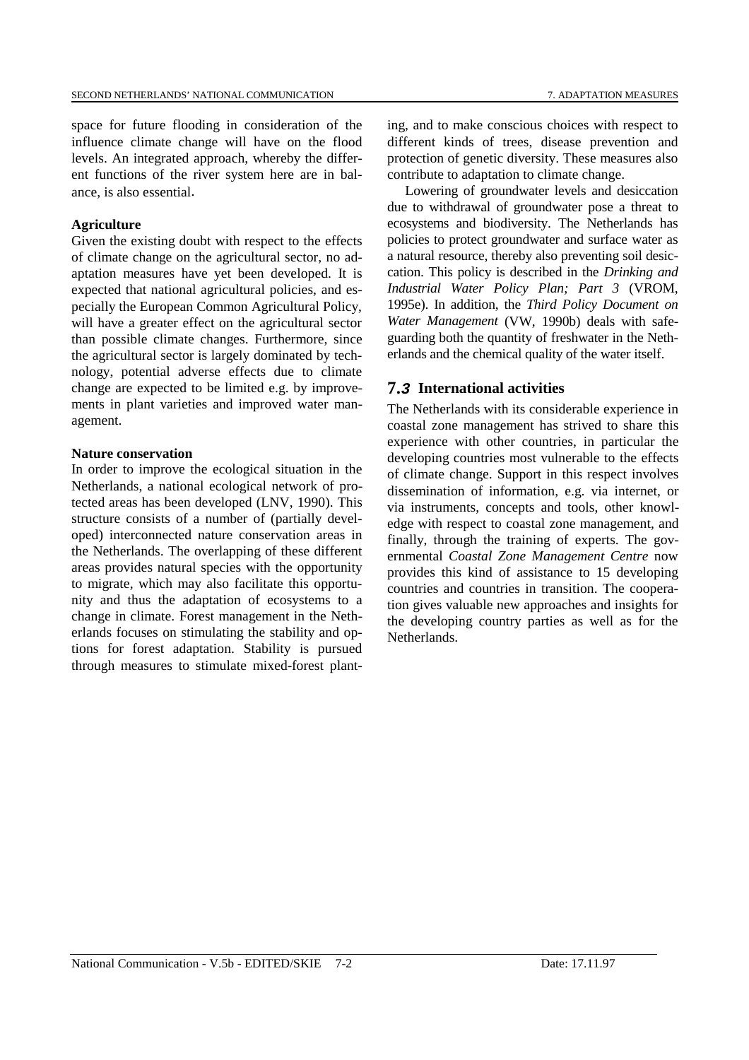space for future flooding in consideration of the influence climate change will have on the flood levels. An integrated approach, whereby the different functions of the river system here are in balance, is also essential.

**Agriculture**

Given the existing doubt with respect to the effects of climate change on the agricultural sector, no adaptation measures have yet been developed. It is expected that national agricultural policies, and especially the European Common Agricultural Policy, will have a greater effect on the agricultural sector than possible climate changes. Furthermore, since the agricultural sector is largely dominated by technology, potential adverse effects due to climate change are expected to be limited e.g. by improvements in plant varieties and improved water management.

**Nature conservation**

In order to improve the ecological situation in the Netherlands, a national ecological network of protected areas has been developed (LNV, 1990). This structure consists of a number of (partially developed) interconnected nature conservation areas in the Netherlands. The overlapping of these different areas provides natural species with the opportunity to migrate, which may also facilitate this opportunity and thus the adaptation of ecosystems to a change in climate. Forest management in the Netherlands focuses on stimulating the stability and options for forest adaptation. Stability is pursued through measures to stimulate mixed-forest planting, and to make conscious choices with respect to different kinds of trees, disease prevention and protection of genetic diversity. These measures also contribute to adaptation to climate change.

Lowering of groundwater levels and desiccation due to withdrawal of groundwater pose a threat to ecosystems and biodiversity. The Netherlands has policies to protect groundwater and surface water as a natural resource, thereby also preventing soil desiccation. This policy is described in the *Drinking and Industrial Water Policy Plan; Part 3* (VROM, 1995e). In addition, the *Third Policy Document on Water Management* (VW, 1990b) deals with safeguarding both the quantity of freshwater in the Netherlands and the chemical quality of the water itself.

## 7.3 International activities

The Netherlands with its considerable experience in coastal zone management has strived to share this experience with other countries, in particular the developing countries most vulnerable to the effects of climate change. Support in this respect involves dissemination of information, e.g. via internet, or via instruments, concepts and tools, other knowledge with respect to coastal zone management, and finally, through the training of experts. The governmental *Coastal Zone Management Centre* now provides this kind of assistance to 15 developing countries and countries in transition. The cooperation gives valuable new approaches and insights for the developing country parties as well as for the Netherlands.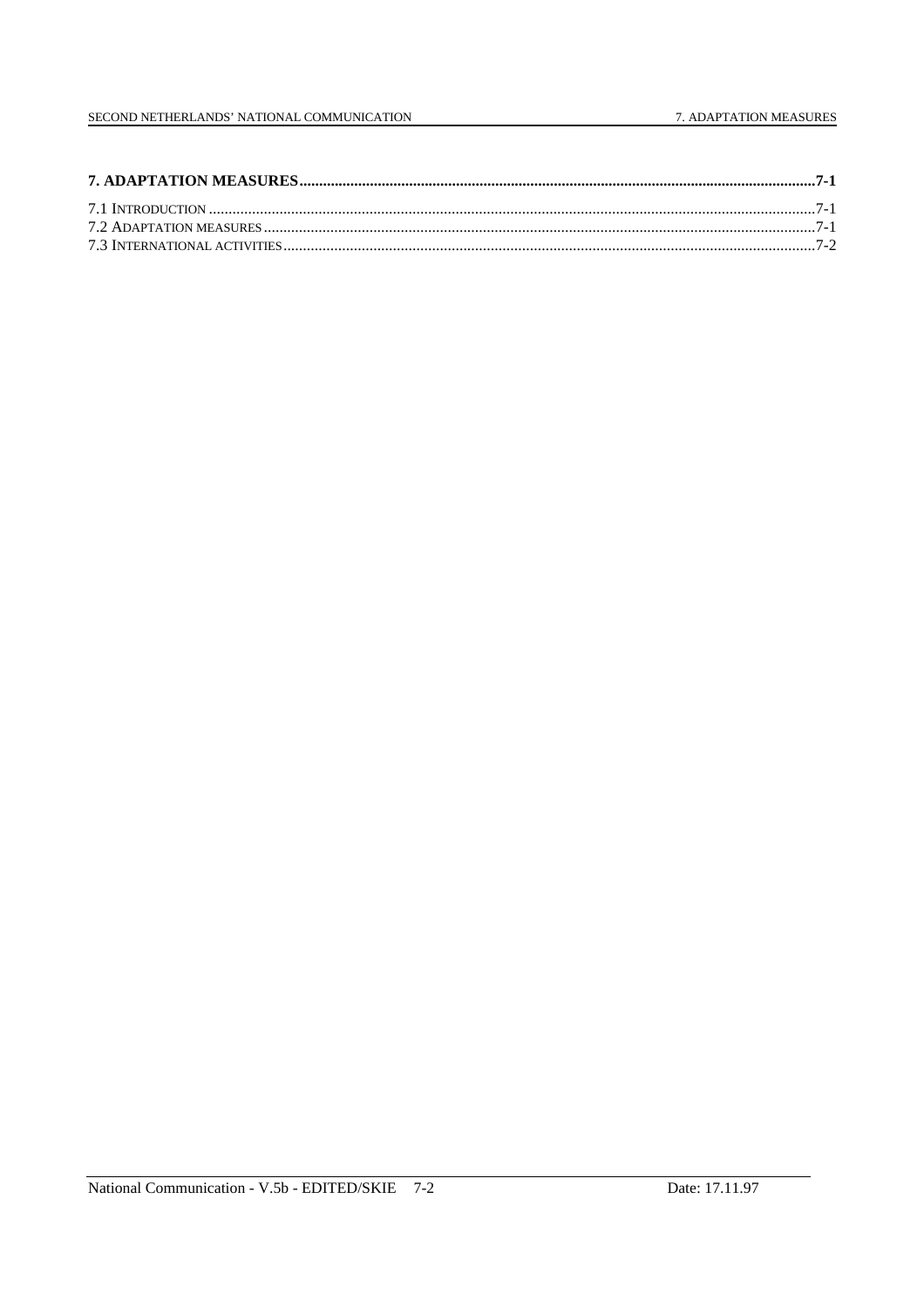**7. ADAPTATION MEASURES....................................................................................................................................7-1**

7.1 INTRODUCTION ..........................................................................................................................................7-1
7.2 ADAPTATION MEASURES .............................................................................................................................7-1
7.3 INTERNATIONAL ACTIVITIES.........................................................................................................................7-2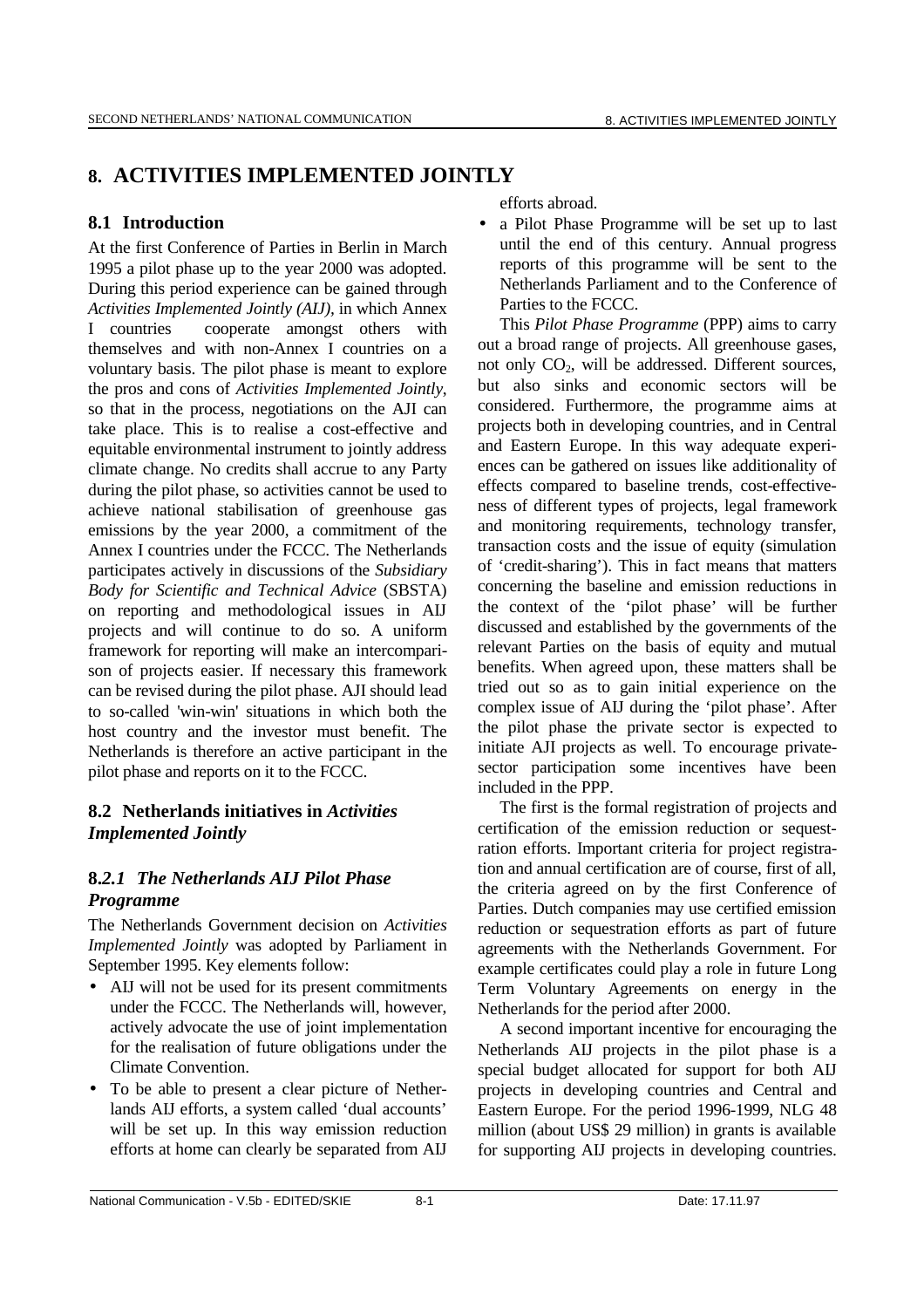# 8. ACTIVITIES IMPLEMENTED JOINTLY

## 8.1 Introduction

At the first Conference of Parties in Berlin in March 1995 a pilot phase up to the year 2000 was adopted. During this period experience can be gained through *Activities Implemented Jointly (AIJ)*, in which Annex I countries cooperate amongst others with themselves and with non-Annex I countries on a voluntary basis. The pilot phase is meant to explore the pros and cons of *Activities Implemented Jointly*, so that in the process, negotiations on the AJI can take place. This is to realise a cost-effective and equitable environmental instrument to jointly address climate change. No credits shall accrue to any Party during the pilot phase, so activities cannot be used to achieve national stabilisation of greenhouse gas emissions by the year 2000, a commitment of the Annex I countries under the FCCC. The Netherlands participates actively in discussions of the *Subsidiary Body for Scientific and Technical Advice* (SBSTA) on reporting and methodological issues in AIJ projects and will continue to do so. A uniform framework for reporting will make an intercomparison of projects easier. If necessary this framework can be revised during the pilot phase. AJI should lead to so-called 'win-win' situations in which both the host country and the investor must benefit. The Netherlands is therefore an active participant in the pilot phase and reports on it to the FCCC.

## 8.2 Netherlands initiatives in *Activities Implemented Jointly*

### 8.*2.1 The Netherlands AIJ Pilot Phase Programme*

The Netherlands Government decision on *Activities Implemented Jointly* was adopted by Parliament in September 1995. Key elements follow:

- AIJ will not be used for its present commitments under the FCCC. The Netherlands will, however, actively advocate the use of joint implementation for the realisation of future obligations under the Climate Convention.
- To be able to present a clear picture of Netherlands AIJ efforts, a system called 'dual accounts' will be set up. In this way emission reduction efforts at home can clearly be separated from AIJ efforts abroad.
- a Pilot Phase Programme will be set up to last until the end of this century. Annual progress reports of this programme will be sent to the Netherlands Parliament and to the Conference of Parties to the FCCC.

This *Pilot Phase Programme* (PPP) aims to carry out a broad range of projects. All greenhouse gases, not only $CO_2$, will be addressed. Different sources, but also sinks and economic sectors will be considered. Furthermore, the programme aims at projects both in developing countries, and in Central and Eastern Europe. In this way adequate experiences can be gathered on issues like additionality of effects compared to baseline trends, cost-effectiveness of different types of projects, legal framework and monitoring requirements, technology transfer, transaction costs and the issue of equity (simulation of 'credit-sharing'). This in fact means that matters concerning the baseline and emission reductions in the context of the 'pilot phase' will be further discussed and established by the governments of the relevant Parties on the basis of equity and mutual benefits. When agreed upon, these matters shall be tried out so as to gain initial experience on the complex issue of AIJ during the 'pilot phase'. After the pilot phase the private sector is expected to initiate AJI projects as well. To encourage private-sector participation some incentives have been included in the PPP.

The first is the formal registration of projects and certification of the emission reduction or sequestration efforts. Important criteria for project registration and annual certification are of course, first of all, the criteria agreed on by the first Conference of Parties. Dutch companies may use certified emission reduction or sequestration efforts as part of future agreements with the Netherlands Government. For example certificates could play a role in future Long Term Voluntary Agreements on energy in the Netherlands for the period after 2000.

A second important incentive for encouraging the Netherlands AIJ projects in the pilot phase is a special budget allocated for support for both AIJ projects in developing countries and Central and Eastern Europe. For the period 1996-1999, NLG 48 million (about US$ 29 million) in grants is available for supporting AIJ projects in developing countries.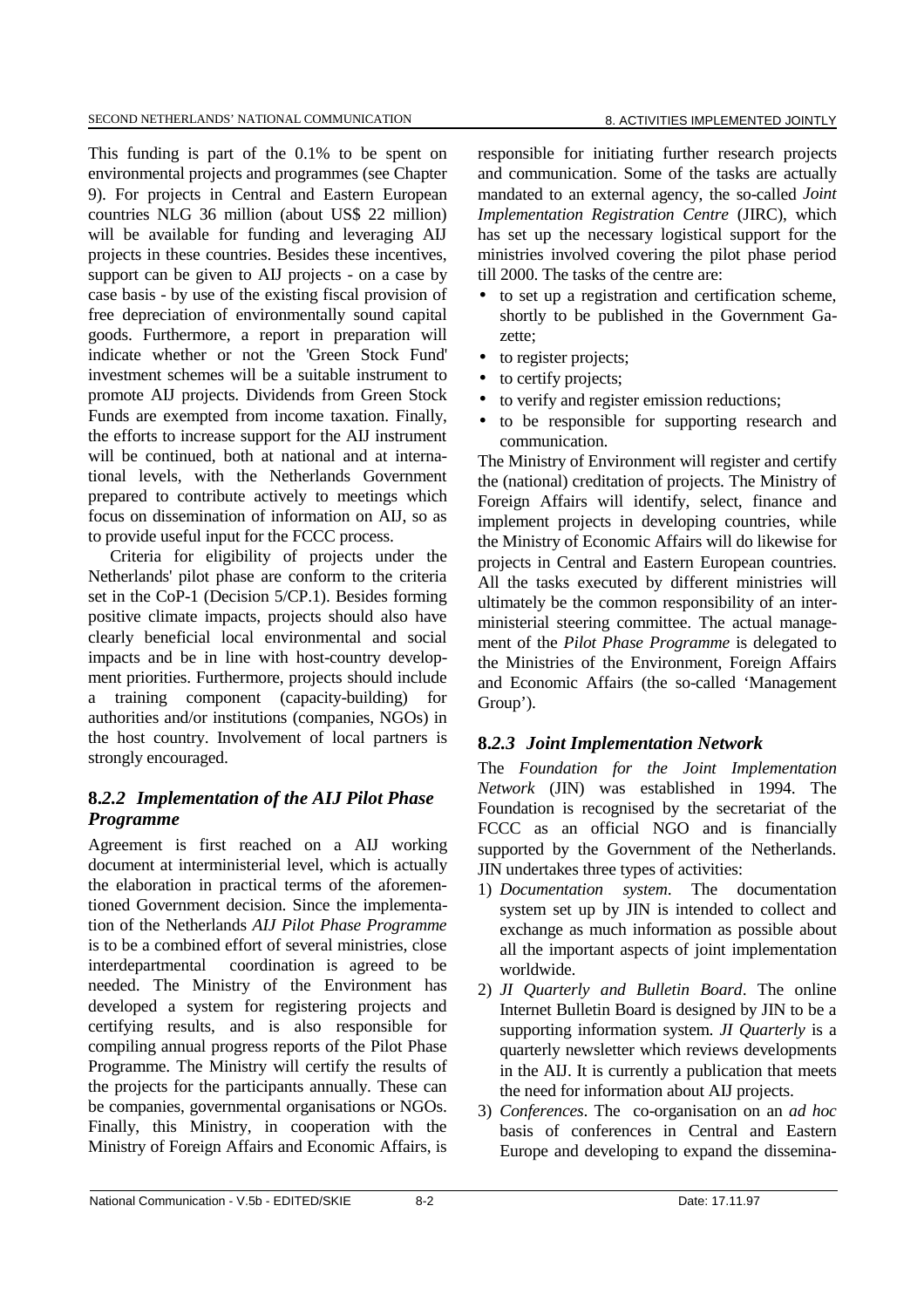This funding is part of the 0.1% to be spent on environmental projects and programmes (see Chapter 9). For projects in Central and Eastern European countries NLG 36 million (about US$ 22 million) will be available for funding and leveraging AIJ projects in these countries. Besides these incentives, support can be given to AIJ projects - on a case by case basis - by use of the existing fiscal provision of free depreciation of environmentally sound capital goods. Furthermore, a report in preparation will indicate whether or not the 'Green Stock Fund' investment schemes will be a suitable instrument to promote AIJ projects. Dividends from Green Stock Funds are exempted from income taxation. Finally, the efforts to increase support for the AIJ instrument will be continued, both at national and at international levels, with the Netherlands Government prepared to contribute actively to meetings which focus on dissemination of information on AIJ, so as to provide useful input for the FCCC process.

Criteria for eligibility of projects under the Netherlands' pilot phase are conform to the criteria set in the CoP-1 (Decision 5/CP.1). Besides forming positive climate impacts, projects should also have clearly beneficial local environmental and social impacts and be in line with host-country development priorities. Furthermore, projects should include a training component (capacity-building) for authorities and/or institutions (companies, NGOs) in the host country. Involvement of local partners is strongly encouraged.

### 8.*2.2 Implementation of the AIJ Pilot Phase Programme*

Agreement is first reached on a AIJ working document at interministerial level, which is actually the elaboration in practical terms of the aforementioned Government decision. Since the implementation of the Netherlands *AIJ Pilot Phase Programme* is to be a combined effort of several ministries, close interdepartmental coordination is agreed to be needed. The Ministry of the Environment has developed a system for registering projects and certifying results, and is also responsible for compiling annual progress reports of the Pilot Phase Programme. The Ministry will certify the results of the projects for the participants annually. These can be companies, governmental organisations or NGOs. Finally, this Ministry, in cooperation with the Ministry of Foreign Affairs and Economic Affairs, is responsible for initiating further research projects and communication. Some of the tasks are actually mandated to an external agency, the so-called *Joint Implementation Registration Centre* (JIRC), which has set up the necessary logistical support for the ministries involved covering the pilot phase period till 2000. The tasks of the centre are:

- to set up a registration and certification scheme, shortly to be published in the Government Gazette;
- to register projects;
- to certify projects;
- to verify and register emission reductions;
- to be responsible for supporting research and communication.

The Ministry of Environment will register and certify the (national) creditation of projects. The Ministry of Foreign Affairs will identify, select, finance and implement projects in developing countries, while the Ministry of Economic Affairs will do likewise for projects in Central and Eastern European countries. All the tasks executed by different ministries will ultimately be the common responsibility of an interministerial steering committee. The actual management of the *Pilot Phase Programme* is delegated to the Ministries of the Environment, Foreign Affairs and Economic Affairs (the so-called 'Management Group').

### 8.*2.3 Joint Implementation Network*

The *Foundation for the Joint Implementation Network* (JIN) was established in 1994. The Foundation is recognised by the secretariat of the FCCC as an official NGO and is financially supported by the Government of the Netherlands. JIN undertakes three types of activities:

1) *Documentation system*. The documentation system set up by JIN is intended to collect and exchange as much information as possible about all the important aspects of joint implementation worldwide.
2) *JI Quarterly and Bulletin Board*. The online Internet Bulletin Board is designed by JIN to be a supporting information system. *JI Quarterly* is a quarterly newsletter which reviews developments in the AIJ. It is currently a publication that meets the need for information about AIJ projects.
3) *Conferences*. The co-organisation on an *ad hoc* basis of conferences in Central and Eastern Europe and developing to expand the dissemina-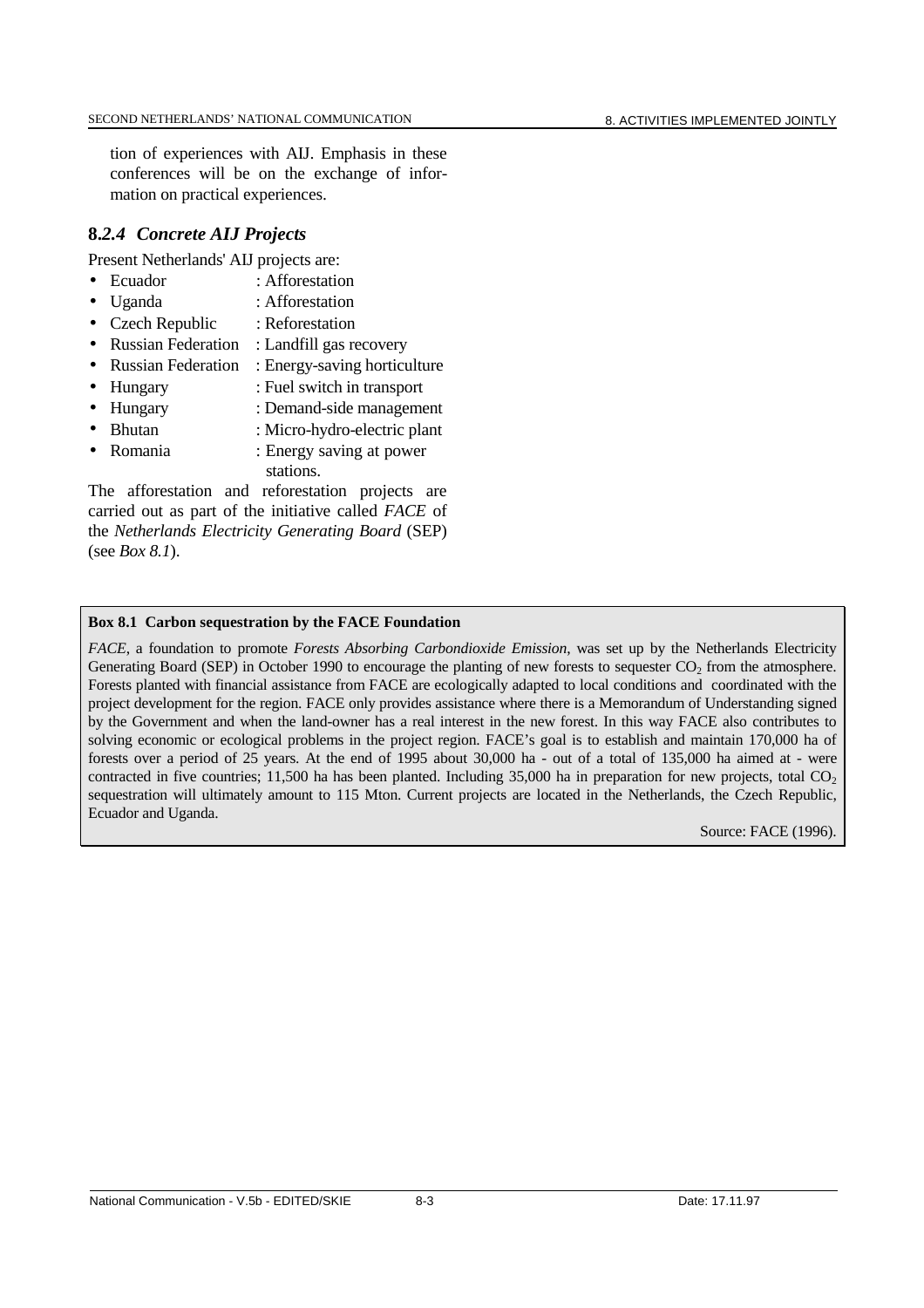tion of experiences with AIJ. Emphasis in these conferences will be on the exchange of information on practical experiences.

### 8.*2.4 Concrete AIJ Projects*

Present Netherlands' AIJ projects are:

- Ecuador : Afforestation
- Uganda : Afforestation
- Czech Republic : Reforestation
- Russian Federation : Landfill gas recovery
- Russian Federation : Energy-saving horticulture
- Hungary : Fuel switch in transport
- Hungary : Demand-side management
- Bhutan : Micro-hydro-electric plant
- Romania : Energy saving at power stations.

The afforestation and reforestation projects are carried out as part of the initiative called *FACE* of the *Netherlands Electricity Generating Board* (SEP) (see *Box 8.1*).

**Box 8.1 Carbon sequestration by the FACE Foundation**

*FACE*, a foundation to promote *Forests Absorbing Carbondioxide Emission*, was set up by the Netherlands Electricity Generating Board (SEP) in October 1990 to encourage the planting of new forests to sequester $CO_2$ from the atmosphere. Forests planted with financial assistance from FACE are ecologically adapted to local conditions and coordinated with the project development for the region. FACE only provides assistance where there is a Memorandum of Understanding signed by the Government and when the land-owner has a real interest in the new forest. In this way FACE also contributes to solving economic or ecological problems in the project region. FACE's goal is to establish and maintain 170,000 ha of forests over a period of 25 years. At the end of 1995 about 30,000 ha - out of a total of 135,000 ha aimed at - were contracted in five countries; 11,500 ha has been planted. Including 35,000 ha in preparation for new projects, total $CO_2$ sequestration will ultimately amount to 115 Mton. Current projects are located in the Netherlands, the Czech Republic, Ecuador and Uganda.

Source: FACE (1996).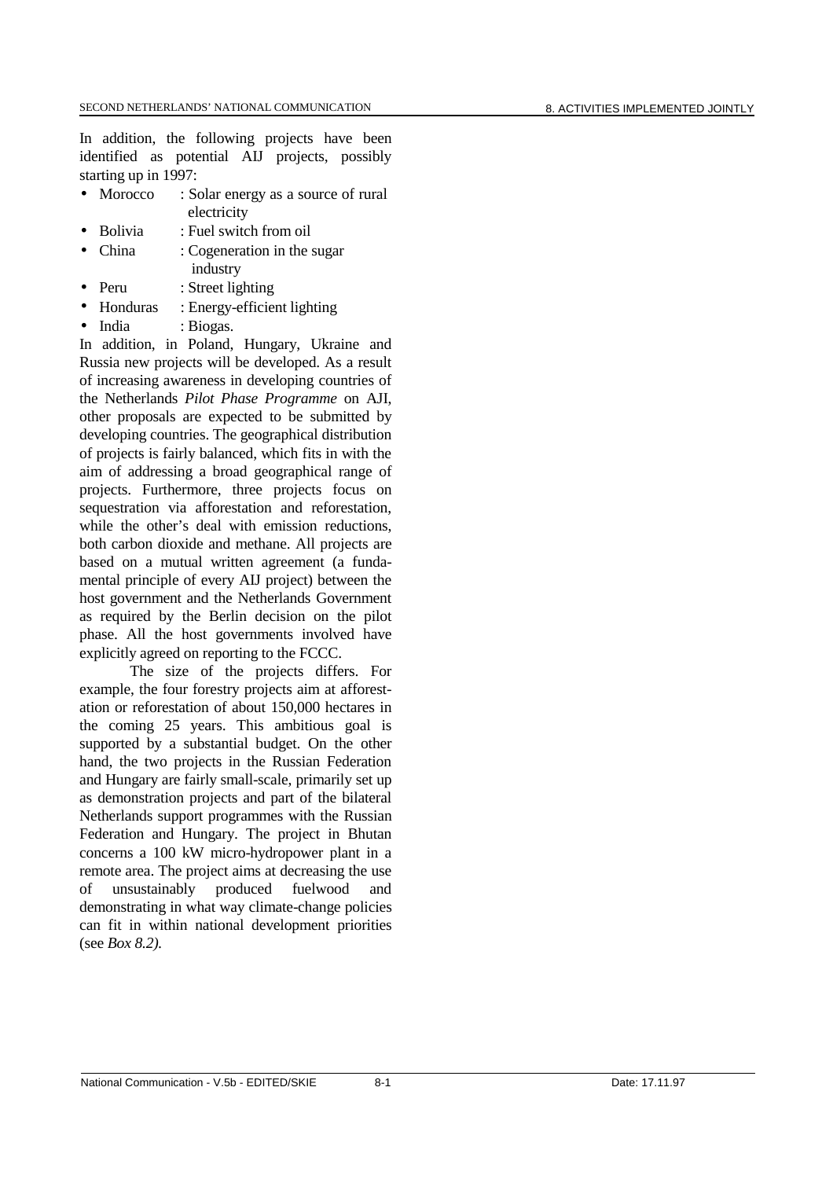In addition, the following projects have been identified as potential AIJ projects, possibly starting up in 1997:

- Morocco : Solar energy as a source of rural electricity
- Bolivia : Fuel switch from oil
- China : Cogeneration in the sugar industry
- Peru : Street lighting
- Honduras : Energy-efficient lighting
- India : Biogas.

In addition, in Poland, Hungary, Ukraine and Russia new projects will be developed. As a result of increasing awareness in developing countries of the Netherlands *Pilot Phase Programme* on AJI, other proposals are expected to be submitted by developing countries. The geographical distribution of projects is fairly balanced, which fits in with the aim of addressing a broad geographical range of projects. Furthermore, three projects focus on sequestration via afforestation and reforestation, while the other's deal with emission reductions, both carbon dioxide and methane. All projects are based on a mutual written agreement (a fundamental principle of every AIJ project) between the host government and the Netherlands Government as required by the Berlin decision on the pilot phase. All the host governments involved have explicitly agreed on reporting to the FCCC.

The size of the projects differs. For example, the four forestry projects aim at afforestation or reforestation of about 150,000 hectares in the coming 25 years. This ambitious goal is supported by a substantial budget. On the other hand, the two projects in the Russian Federation and Hungary are fairly small-scale, primarily set up as demonstration projects and part of the bilateral Netherlands support programmes with the Russian Federation and Hungary. The project in Bhutan concerns a 100 kW micro-hydropower plant in a remote area. The project aims at decreasing the use of unsustainably produced fuelwood and demonstrating in what way climate-change policies can fit in within national development priorities (see *Box 8.2).*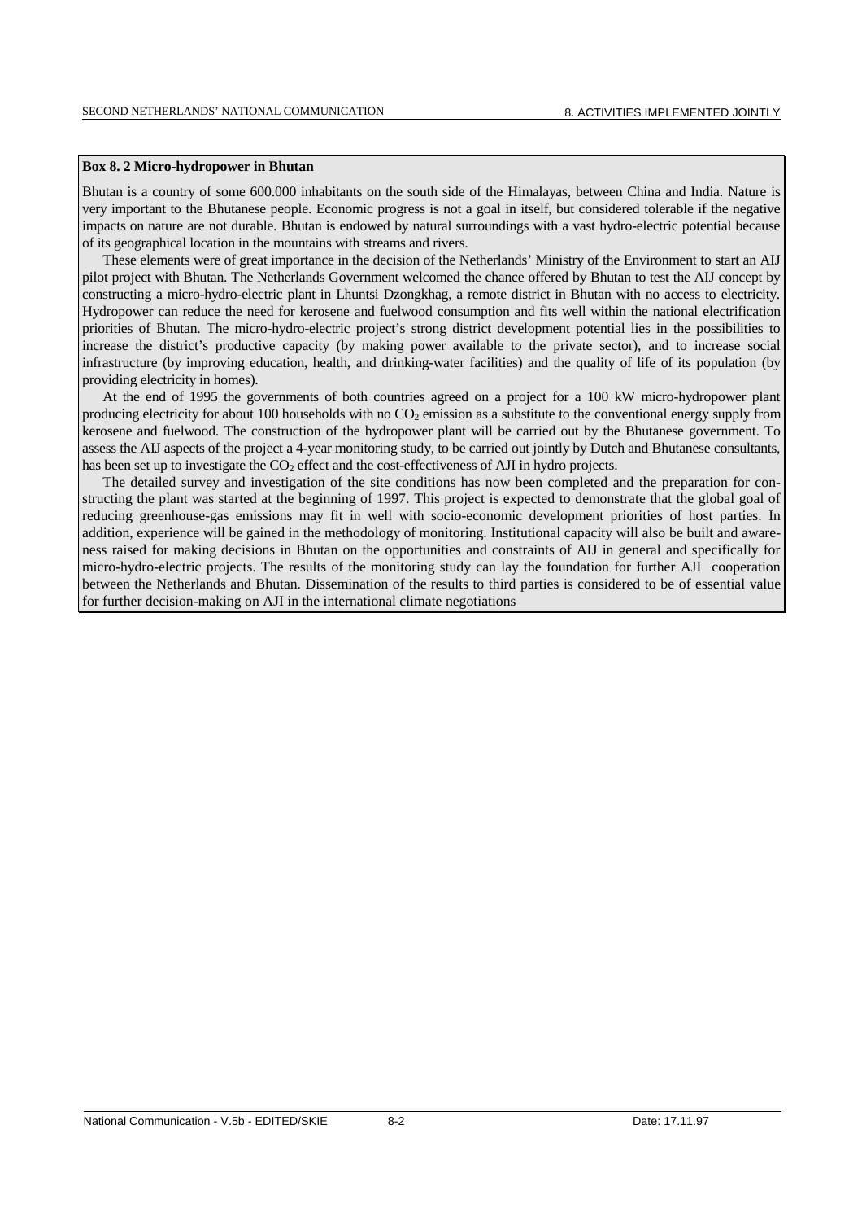**Box 8. 2 Micro-hydropower in Bhutan**

Bhutan is a country of some 600.000 inhabitants on the south side of the Himalayas, between China and India. Nature is very important to the Bhutanese people. Economic progress is not a goal in itself, but considered tolerable if the negative impacts on nature are not durable. Bhutan is endowed by natural surroundings with a vast hydro-electric potential because of its geographical location in the mountains with streams and rivers.

These elements were of great importance in the decision of the Netherlands' Ministry of the Environment to start an AIJ pilot project with Bhutan. The Netherlands Government welcomed the chance offered by Bhutan to test the AIJ concept by constructing a micro-hydro-electric plant in Lhuntsi Dzongkhag, a remote district in Bhutan with no access to electricity. Hydropower can reduce the need for kerosene and fuelwood consumption and fits well within the national electrification priorities of Bhutan. The micro-hydro-electric project's strong district development potential lies in the possibilities to increase the district's productive capacity (by making power available to the private sector), and to increase social infrastructure (by improving education, health, and drinking-water facilities) and the quality of life of its population (by providing electricity in homes).

At the end of 1995 the governments of both countries agreed on a project for a 100 kW micro-hydropower plant producing electricity for about 100 households with no $CO_2$ emission as a substitute to the conventional energy supply from kerosene and fuelwood. The construction of the hydropower plant will be carried out by the Bhutanese government. To assess the AIJ aspects of the project a 4-year monitoring study, to be carried out jointly by Dutch and Bhutanese consultants, has been set up to investigate the $CO_2$ effect and the cost-effectiveness of AJI in hydro projects.

The detailed survey and investigation of the site conditions has now been completed and the preparation for constructing the plant was started at the beginning of 1997. This project is expected to demonstrate that the global goal of reducing greenhouse-gas emissions may fit in well with socio-economic development priorities of host parties. In addition, experience will be gained in the methodology of monitoring. Institutional capacity will also be built and awareness raised for making decisions in Bhutan on the opportunities and constraints of AIJ in general and specifically for micro-hydro-electric projects. The results of the monitoring study can lay the foundation for further AJI cooperation between the Netherlands and Bhutan. Dissemination of the results to third parties is considered to be of essential value for further decision-making on AJI in the international climate negotiations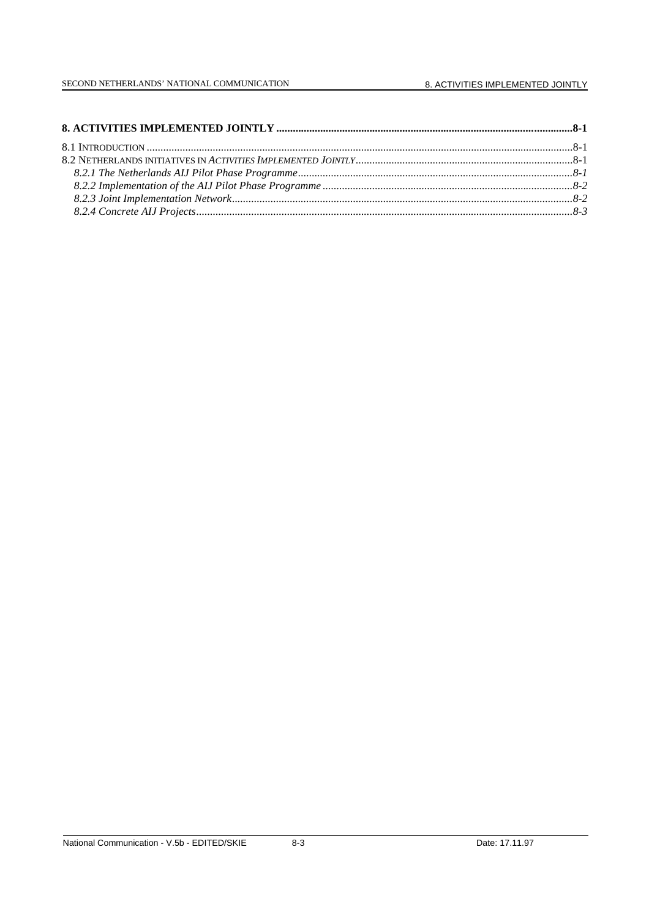**8. ACTIVITIES IMPLEMENTED JOINTLY ..........................................................................................................8-1**

8.1 INTRODUCTION ........................................................................................................................................8-1

8.2 NETHERLANDS INITIATIVES IN *ACTIVITIES IMPLEMENTED JOINTLY*..............................................................................8-1

*8.2.1 The Netherlands AIJ Pilot Phase Programme...................................................................................8-1*

*8.2.2 Implementation of the AIJ Pilot Phase Programme ..........................................................................8-2*

*8.2.3 Joint Implementation Network...........................................................................................................8-2*

*8.2.4 Concrete AIJ Projects........................................................................................................................8-3*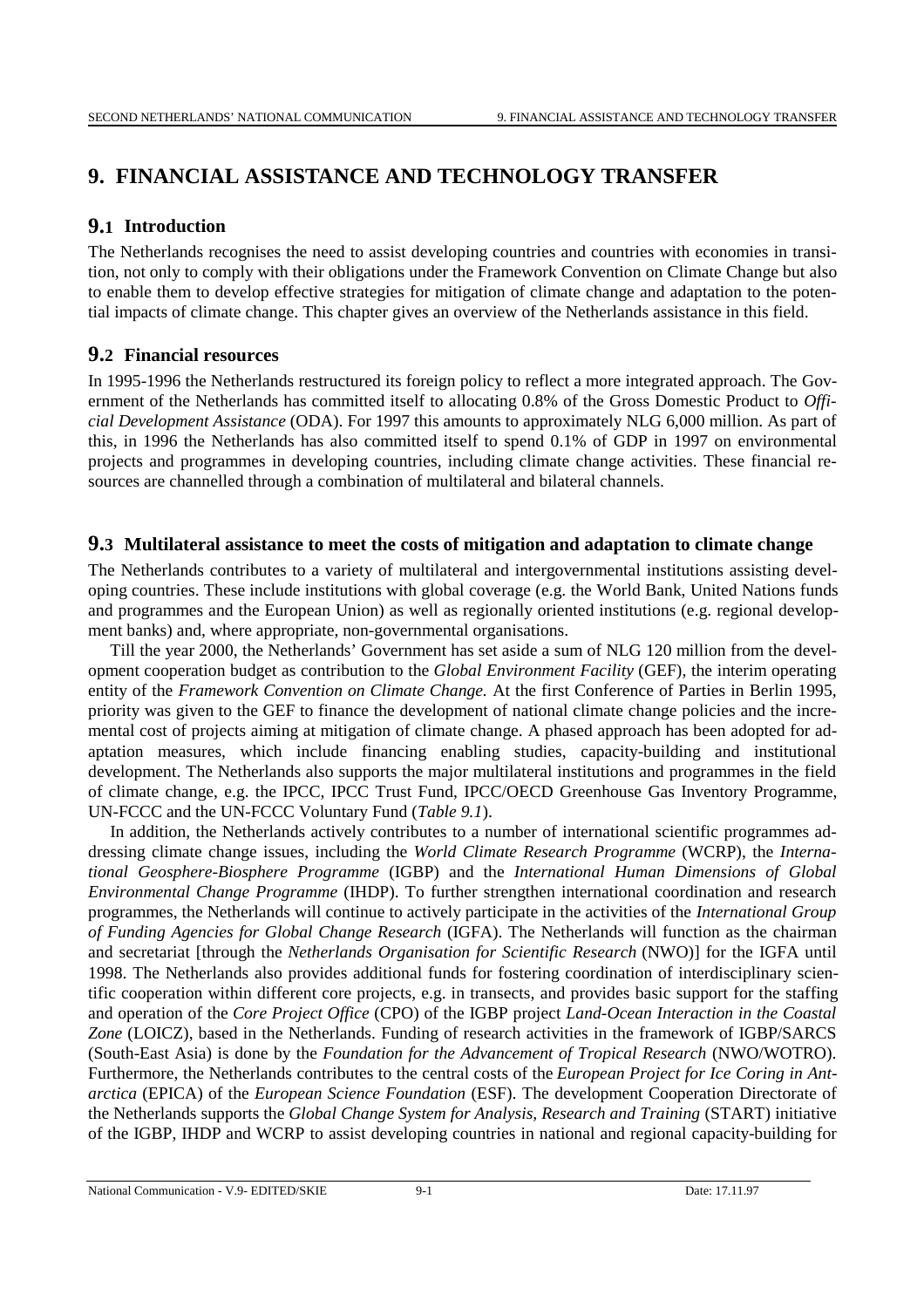# 9. FINANCIAL ASSISTANCE AND TECHNOLOGY TRANSFER

## 9.1 Introduction

The Netherlands recognises the need to assist developing countries and countries with economies in transition, not only to comply with their obligations under the Framework Convention on Climate Change but also to enable them to develop effective strategies for mitigation of climate change and adaptation to the potential impacts of climate change. This chapter gives an overview of the Netherlands assistance in this field.

## 9.2 Financial resources

In 1995-1996 the Netherlands restructured its foreign policy to reflect a more integrated approach. The Government of the Netherlands has committed itself to allocating 0.8% of the Gross Domestic Product to *Official Development Assistance* (ODA). For 1997 this amounts to approximately NLG 6,000 million. As part of this, in 1996 the Netherlands has also committed itself to spend 0.1% of GDP in 1997 on environmental projects and programmes in developing countries, including climate change activities. These financial resources are channelled through a combination of multilateral and bilateral channels.

## 9.3 Multilateral assistance to meet the costs of mitigation and adaptation to climate change

The Netherlands contributes to a variety of multilateral and intergovernmental institutions assisting developing countries. These include institutions with global coverage (e.g. the World Bank, United Nations funds and programmes and the European Union) as well as regionally oriented institutions (e.g. regional development banks) and, where appropriate, non-governmental organisations.

Till the year 2000, the Netherlands' Government has set aside a sum of NLG 120 million from the development cooperation budget as contribution to the *Global Environment Facility* (GEF), the interim operating entity of the *Framework Convention on Climate Change.* At the first Conference of Parties in Berlin 1995, priority was given to the GEF to finance the development of national climate change policies and the incremental cost of projects aiming at mitigation of climate change. A phased approach has been adopted for adaptation measures, which include financing enabling studies, capacity-building and institutional development. The Netherlands also supports the major multilateral institutions and programmes in the field of climate change, e.g. the IPCC, IPCC Trust Fund, IPCC/OECD Greenhouse Gas Inventory Programme, UN-FCCC and the UN-FCCC Voluntary Fund (*Table 9.1*).

In addition, the Netherlands actively contributes to a number of international scientific programmes addressing climate change issues, including the *World Climate Research Programme* (WCRP), the *International Geosphere-Biosphere Programme* (IGBP) and the *International Human Dimensions of Global Environmental Change Programme* (IHDP). To further strengthen international coordination and research programmes, the Netherlands will continue to actively participate in the activities of the *International Group of Funding Agencies for Global Change Research* (IGFA). The Netherlands will function as the chairman and secretariat [through the *Netherlands Organisation for Scientific Research* (NWO)] for the IGFA until 1998. The Netherlands also provides additional funds for fostering coordination of interdisciplinary scientific cooperation within different core projects, e.g. in transects, and provides basic support for the staffing and operation of the *Core Project Office* (CPO) of the IGBP project *Land-Ocean Interaction in the Coastal Zone* (LOICZ), based in the Netherlands. Funding of research activities in the framework of IGBP/SARCS (South-East Asia) is done by the *Foundation for the Advancement of Tropical Research* (NWO/WOTRO). Furthermore, the Netherlands contributes to the central costs of the *European Project for Ice Coring in Antarctica* (EPICA) of the *European Science Foundation* (ESF). The development Cooperation Directorate of the Netherlands supports the *Global Change System for Analysis, Research and Training* (START) initiative of the IGBP, IHDP and WCRP to assist developing countries in national and regional capacity-building for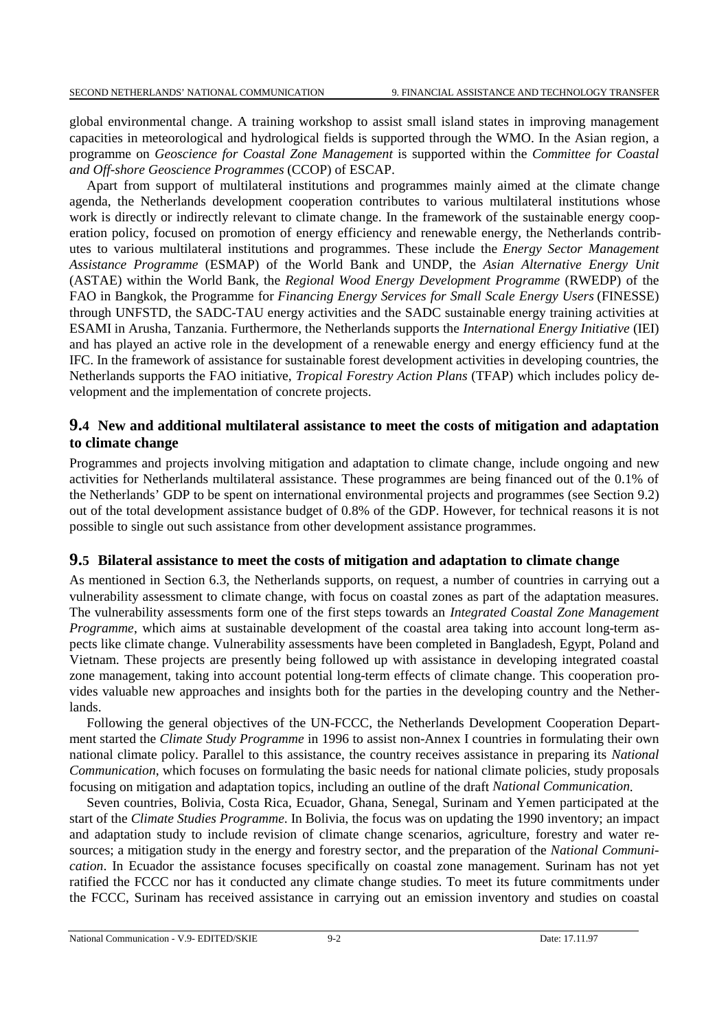global environmental change. A training workshop to assist small island states in improving management capacities in meteorological and hydrological fields is supported through the WMO. In the Asian region, a programme on *Geoscience for Coastal Zone Management* is supported within the *Committee for Coastal and Off-shore Geoscience Programmes* (CCOP) of ESCAP.

Apart from support of multilateral institutions and programmes mainly aimed at the climate change agenda, the Netherlands development cooperation contributes to various multilateral institutions whose work is directly or indirectly relevant to climate change. In the framework of the sustainable energy cooperation policy, focused on promotion of energy efficiency and renewable energy, the Netherlands contributes to various multilateral institutions and programmes. These include the *Energy Sector Management Assistance Programme* (ESMAP) of the World Bank and UNDP, the *Asian Alternative Energy Unit* (ASTAE) within the World Bank, the *Regional Wood Energy Development Programme* (RWEDP) of the FAO in Bangkok, the Programme for *Financing Energy Services for Small Scale Energy Users* (FINESSE) through UNFSTD, the SADC-TAU energy activities and the SADC sustainable energy training activities at ESAMI in Arusha, Tanzania. Furthermore, the Netherlands supports the *International Energy Initiative* (IEI) and has played an active role in the development of a renewable energy and energy efficiency fund at the IFC. In the framework of assistance for sustainable forest development activities in developing countries, the Netherlands supports the FAO initiative, *Tropical Forestry Action Plans* (TFAP) which includes policy development and the implementation of concrete projects.

## 9.4 New and additional multilateral assistance to meet the costs of mitigation and adaptation to climate change

Programmes and projects involving mitigation and adaptation to climate change, include ongoing and new activities for Netherlands multilateral assistance. These programmes are being financed out of the 0.1% of the Netherlands' GDP to be spent on international environmental projects and programmes (see Section 9.2) out of the total development assistance budget of 0.8% of the GDP. However, for technical reasons it is not possible to single out such assistance from other development assistance programmes.

## 9.5 Bilateral assistance to meet the costs of mitigation and adaptation to climate change

As mentioned in Section 6.3, the Netherlands supports, on request, a number of countries in carrying out a vulnerability assessment to climate change, with focus on coastal zones as part of the adaptation measures. The vulnerability assessments form one of the first steps towards an *Integrated Coastal Zone Management Programme*, which aims at sustainable development of the coastal area taking into account long-term aspects like climate change. Vulnerability assessments have been completed in Bangladesh, Egypt, Poland and Vietnam. These projects are presently being followed up with assistance in developing integrated coastal zone management, taking into account potential long-term effects of climate change. This cooperation provides valuable new approaches and insights both for the parties in the developing country and the Netherlands.

Following the general objectives of the UN-FCCC, the Netherlands Development Cooperation Department started the *Climate Study Programme* in 1996 to assist non-Annex I countries in formulating their own national climate policy. Parallel to this assistance, the country receives assistance in preparing its *National Communication*, which focuses on formulating the basic needs for national climate policies, study proposals focusing on mitigation and adaptation topics, including an outline of the draft *National Communication*.

Seven countries, Bolivia, Costa Rica, Ecuador, Ghana, Senegal, Surinam and Yemen participated at the start of the *Climate Studies Programme*. In Bolivia, the focus was on updating the 1990 inventory; an impact and adaptation study to include revision of climate change scenarios, agriculture, forestry and water resources; a mitigation study in the energy and forestry sector, and the preparation of the *National Communication*. In Ecuador the assistance focuses specifically on coastal zone management. Surinam has not yet ratified the FCCC nor has it conducted any climate change studies. To meet its future commitments under the FCCC, Surinam has received assistance in carrying out an emission inventory and studies on coastal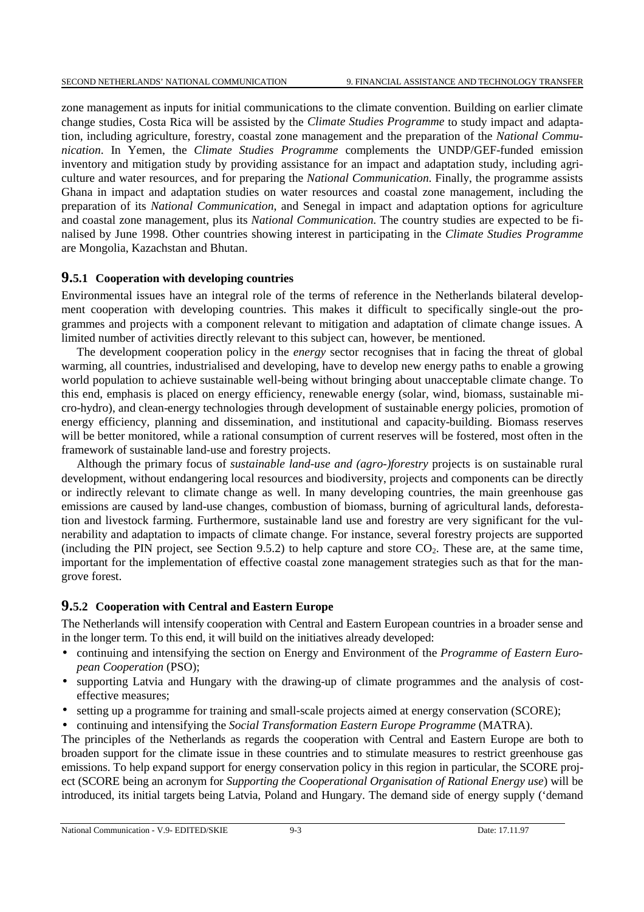zone management as inputs for initial communications to the climate convention. Building on earlier climate change studies, Costa Rica will be assisted by the *Climate Studies Programme* to study impact and adaptation, including agriculture, forestry, coastal zone management and the preparation of the *National Communication*. In Yemen, the *Climate Studies Programme* complements the UNDP/GEF-funded emission inventory and mitigation study by providing assistance for an impact and adaptation study, including agriculture and water resources, and for preparing the *National Communication*. Finally, the programme assists Ghana in impact and adaptation studies on water resources and coastal zone management, including the preparation of its *National Communication*, and Senegal in impact and adaptation options for agriculture and coastal zone management, plus its *National Communication*. The country studies are expected to be finalised by June 1998. Other countries showing interest in participating in the *Climate Studies Programme* are Mongolia, Kazachstan and Bhutan.

### 9.5.1 Cooperation with developing countries

Environmental issues have an integral role of the terms of reference in the Netherlands bilateral development cooperation with developing countries. This makes it difficult to specifically single-out the programmes and projects with a component relevant to mitigation and adaptation of climate change issues. A limited number of activities directly relevant to this subject can, however, be mentioned.

The development cooperation policy in the *energy* sector recognises that in facing the threat of global warming, all countries, industrialised and developing, have to develop new energy paths to enable a growing world population to achieve sustainable well-being without bringing about unacceptable climate change. To this end, emphasis is placed on energy efficiency, renewable energy (solar, wind, biomass, sustainable micro-hydro), and clean-energy technologies through development of sustainable energy policies, promotion of energy efficiency, planning and dissemination, and institutional and capacity-building. Biomass reserves will be better monitored, while a rational consumption of current reserves will be fostered, most often in the framework of sustainable land-use and forestry projects.

Although the primary focus of *sustainable land-use and (agro-)forestry* projects is on sustainable rural development, without endangering local resources and biodiversity, projects and components can be directly or indirectly relevant to climate change as well. In many developing countries, the main greenhouse gas emissions are caused by land-use changes, combustion of biomass, burning of agricultural lands, deforestation and livestock farming. Furthermore, sustainable land use and forestry are very significant for the vulnerability and adaptation to impacts of climate change. For instance, several forestry projects are supported (including the PIN project, see Section 9.5.2) to help capture and store $CO_2$. These are, at the same time, important for the implementation of effective coastal zone management strategies such as that for the mangrove forest.

### 9.5.2 Cooperation with Central and Eastern Europe

The Netherlands will intensify cooperation with Central and Eastern European countries in a broader sense and in the longer term. To this end, it will build on the initiatives already developed:

- continuing and intensifying the section on Energy and Environment of the *Programme of Eastern European Cooperation* (PSO);
- supporting Latvia and Hungary with the drawing-up of climate programmes and the analysis of cost-effective measures;
- setting up a programme for training and small-scale projects aimed at energy conservation (SCORE);
- continuing and intensifying the *Social Transformation Eastern Europe Programme* (MATRA).

The principles of the Netherlands as regards the cooperation with Central and Eastern Europe are both to broaden support for the climate issue in these countries and to stimulate measures to restrict greenhouse gas emissions. To help expand support for energy conservation policy in this region in particular, the SCORE project (SCORE being an acronym for *Supporting the Cooperational Organisation of Rational Energy use*) will be introduced, its initial targets being Latvia, Poland and Hungary. The demand side of energy supply ('demand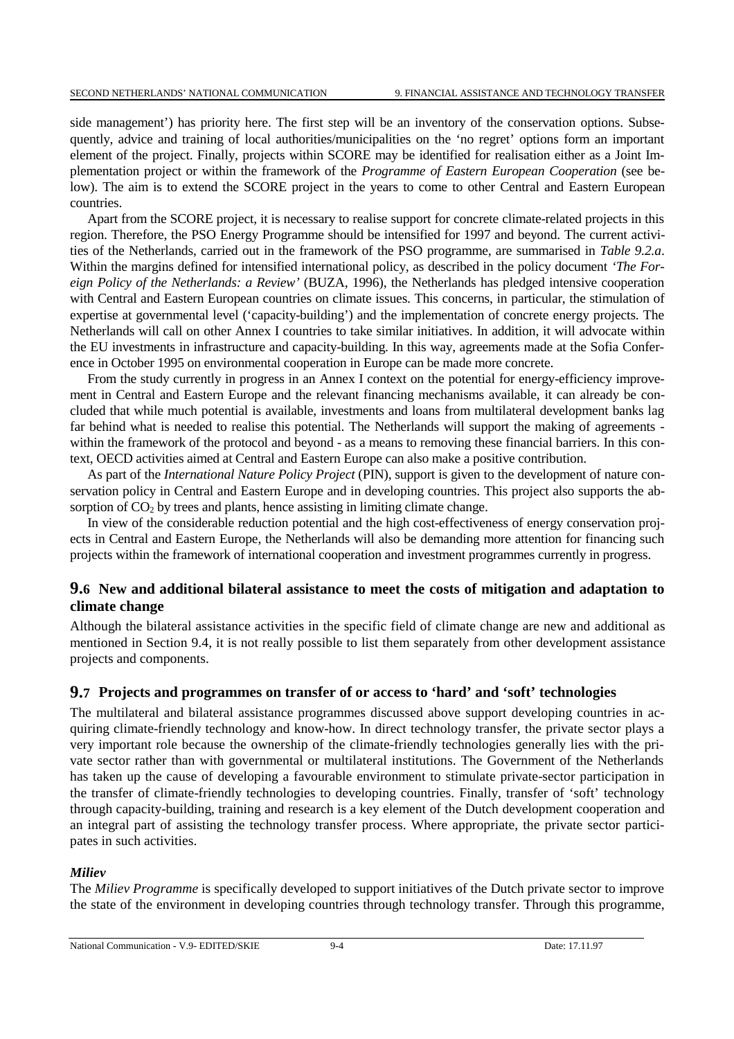side management') has priority here. The first step will be an inventory of the conservation options. Subsequently, advice and training of local authorities/municipalities on the 'no regret' options form an important element of the project. Finally, projects within SCORE may be identified for realisation either as a Joint Implementation project or within the framework of the *Programme of Eastern European Cooperation* (see below). The aim is to extend the SCORE project in the years to come to other Central and Eastern European countries.

Apart from the SCORE project, it is necessary to realise support for concrete climate-related projects in this region. Therefore, the PSO Energy Programme should be intensified for 1997 and beyond. The current activities of the Netherlands, carried out in the framework of the PSO programme, are summarised in *Table 9.2.a*. Within the margins defined for intensified international policy, as described in the policy document *'The Foreign Policy of the Netherlands: a Review'* (BUZA, 1996), the Netherlands has pledged intensive cooperation with Central and Eastern European countries on climate issues. This concerns, in particular, the stimulation of expertise at governmental level ('capacity-building') and the implementation of concrete energy projects. The Netherlands will call on other Annex I countries to take similar initiatives. In addition, it will advocate within the EU investments in infrastructure and capacity-building. In this way, agreements made at the Sofia Conference in October 1995 on environmental cooperation in Europe can be made more concrete.

From the study currently in progress in an Annex I context on the potential for energy-efficiency improvement in Central and Eastern Europe and the relevant financing mechanisms available, it can already be concluded that while much potential is available, investments and loans from multilateral development banks lag far behind what is needed to realise this potential. The Netherlands will support the making of agreements - within the framework of the protocol and beyond - as a means to removing these financial barriers. In this context, OECD activities aimed at Central and Eastern Europe can also make a positive contribution.

As part of the *International Nature Policy Project* (PIN), support is given to the development of nature conservation policy in Central and Eastern Europe and in developing countries. This project also supports the absorption of $CO_2$ by trees and plants, hence assisting in limiting climate change.

In view of the considerable reduction potential and the high cost-effectiveness of energy conservation projects in Central and Eastern Europe, the Netherlands will also be demanding more attention for financing such projects within the framework of international cooperation and investment programmes currently in progress.

## 9.6 New and additional bilateral assistance to meet the costs of mitigation and adaptation to climate change

Although the bilateral assistance activities in the specific field of climate change are new and additional as mentioned in Section 9.4, it is not really possible to list them separately from other development assistance projects and components.

## 9.7 Projects and programmes on transfer of or access to 'hard' and 'soft' technologies

The multilateral and bilateral assistance programmes discussed above support developing countries in acquiring climate-friendly technology and know-how. In direct technology transfer, the private sector plays a very important role because the ownership of the climate-friendly technologies generally lies with the private sector rather than with governmental or multilateral institutions. The Government of the Netherlands has taken up the cause of developing a favourable environment to stimulate private-sector participation in the transfer of climate-friendly technologies to developing countries. Finally, transfer of 'soft' technology through capacity-building, training and research is a key element of the Dutch development cooperation and an integral part of assisting the technology transfer process. Where appropriate, the private sector participates in such activities.

### *Miliev*

The *Miliev Programme* is specifically developed to support initiatives of the Dutch private sector to improve the state of the environment in developing countries through technology transfer. Through this programme,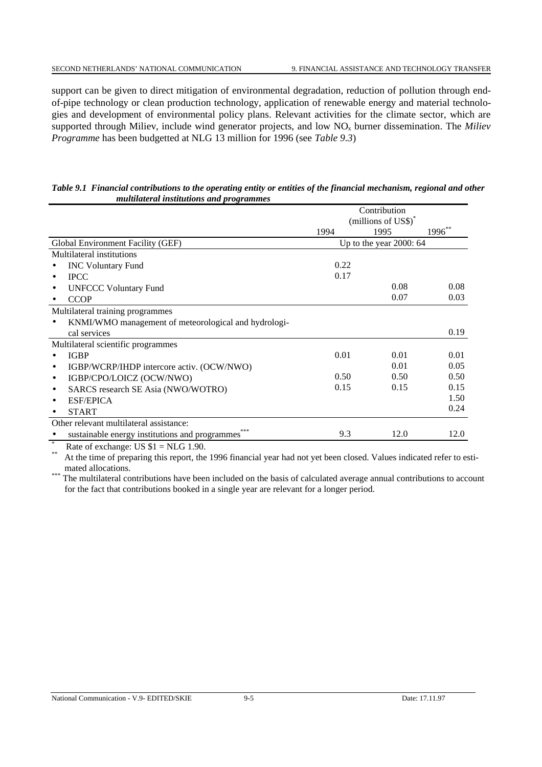support can be given to direct mitigation of environmental degradation, reduction of pollution through end-of-pipe technology or clean production technology, application of renewable energy and material technologies and development of environmental policy plans. Relevant activities for the climate sector, which are supported through Miliev, include wind generator projects, and low $NO_x$ burner dissemination. The *Miliev Programme* has been budgetted at NLG 13 million for 1996 (see *Table 9.3*)

***Table 9.1 Financial contributions to the operating entity or entities of the financial mechanism, regional and other multilateral institutions and programmes***

| | Contribution (millions of US$)* | | |
|---|---|---|---|
| | 1994 | 1995 | 1996** |
| Global Environment Facility (GEF) | Up to the year 2000: 64 | | |
| Multilateral institutions | | | |
| • INC Voluntary Fund | 0.22 | | |
| • IPCC | 0.17 | | |
| • UNFCCC Voluntary Fund | | 0.08 | 0.08 |
| • CCOP | | 0.07 | 0.03 |
| Multilateral training programmes | | | |
| • KNMI/WMO management of meteorological and hydrological services | | | 0.19 |
| Multilateral scientific programmes | | | |
| • IGBP | 0.01 | 0.01 | 0.01 |
| • IGBP/WCRP/IHDP intercore activ. (OCW/NWO) | | 0.01 | 0.05 |
| • IGBP/CPO/LOICZ (OCW/NWO) | 0.50 | 0.50 | 0.50 |
| • SARCS research SE Asia (NWO/WOTRO) | 0.15 | 0.15 | 0.15 |
| • ESF/EPICA | | | 1.50 |
| • START | | | 0.24 |
| Other relevant multilateral assistance: | | | |
| • sustainable energy institutions and programmes*** | 9.3 | 12.0 | 12.0 |

\* Rate of exchange: US $1 = NLG 1.90.

\*\* At the time of preparing this report, the 1996 financial year had not yet been closed. Values indicated refer to estimated allocations.

\*\*\* The multilateral contributions have been included on the basis of calculated average annual contributions to account for the fact that contributions booked in a single year are relevant for a longer period.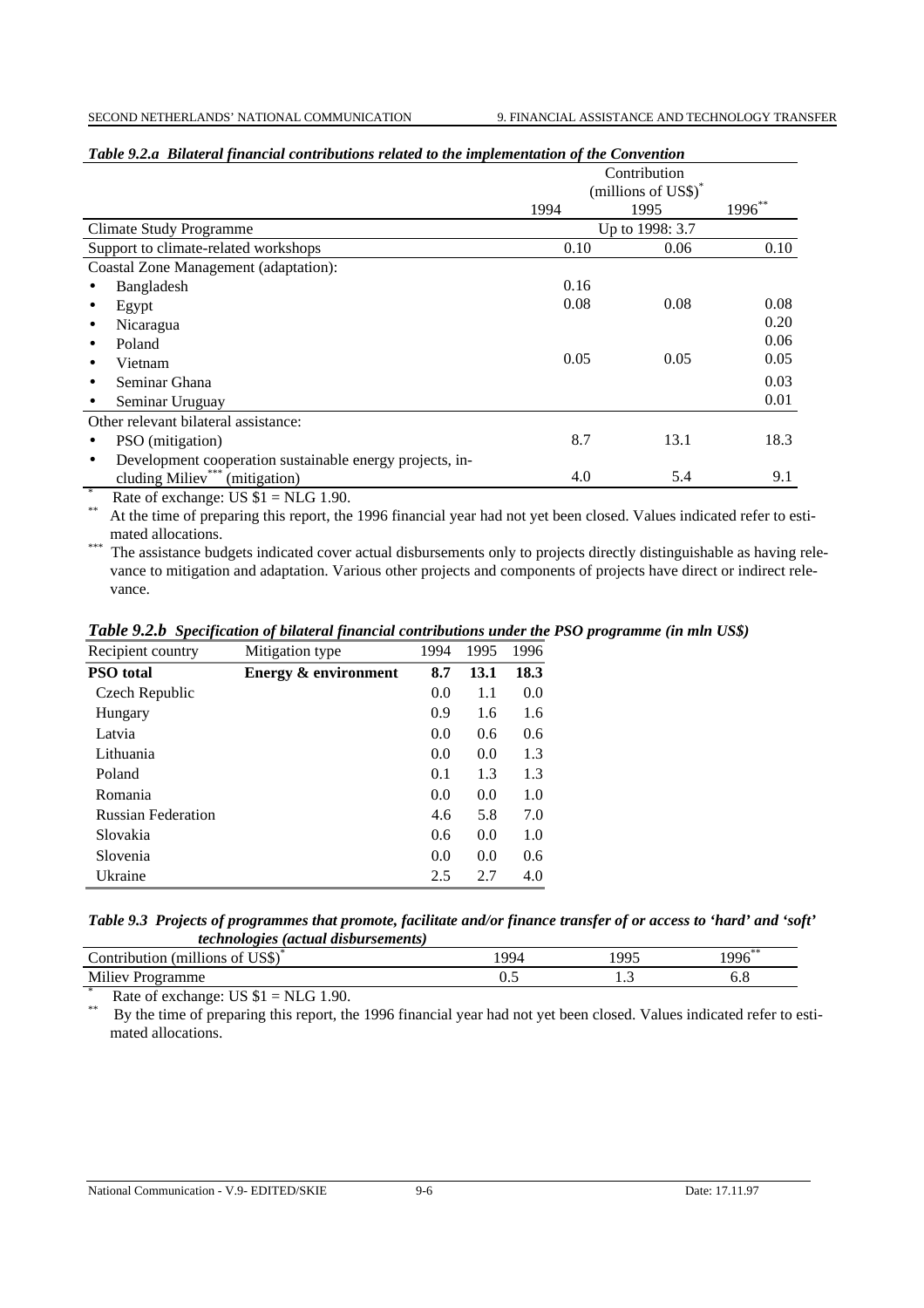*Table 9.2.a Bilateral financial contributions related to the implementation of the Convention*

| | Contribution (millions of US$)* | | |
|---|---|---|---|
| | 1994 | 1995 | 1996** |
| Climate Study Programme | Up to 1998: 3.7 | | |
| Support to climate-related workshops | 0.10 | 0.06 | 0.10 |
| Coastal Zone Management (adaptation): | | | |
| • Bangladesh | 0.16 | | |
| • Egypt | 0.08 | 0.08 | 0.08 |
| • Nicaragua | | | 0.20 |
| • Poland | | | 0.06 |
| • Vietnam | 0.05 | 0.05 | 0.05 |
| • Seminar Ghana | | | 0.03 |
| • Seminar Uruguay | | | 0.01 |
| Other relevant bilateral assistance: | | | |
| • PSO (mitigation) | 8.7 | 13.1 | 18.3 |
| • Development cooperation sustainable energy projects, including Miliev*** (mitigation) | 4.0 | 5.4 | 9.1 |

\* Rate of exchange: US $1 = NLG 1.90.

** At the time of preparing this report, the 1996 financial year had not yet been closed. Values indicated refer to estimated allocations.

*** The assistance budgets indicated cover actual disbursements only to projects directly distinguishable as having relevance to mitigation and adaptation. Various other projects and components of projects have direct or indirect relevance.

*Table 9.2.b Specification of bilateral financial contributions under the PSO programme (in mln US$)*

| Recipient country | Mitigation type | 1994 | 1995 | 1996 |
|---|---|---|---|---|
| **PSO total** | **Energy & environment** | **8.7** | **13.1** | **18.3** |
| Czech Republic | | 0.0 | 1.1 | 0.0 |
| Hungary | | 0.9 | 1.6 | 1.6 |
| Latvia | | 0.0 | 0.6 | 0.6 |
| Lithuania | | 0.0 | 0.0 | 1.3 |
| Poland | | 0.1 | 1.3 | 1.3 |
| Romania | | 0.0 | 0.0 | 1.0 |
| Russian Federation | | 4.6 | 5.8 | 7.0 |
| Slovakia | | 0.6 | 0.0 | 1.0 |
| Slovenia | | 0.0 | 0.0 | 0.6 |
| Ukraine | | 2.5 | 2.7 | 4.0 |

*Table 9.3 Projects of programmes that promote, facilitate and/or finance transfer of or access to 'hard' and 'soft' technologies (actual disbursements)*

| Contribution (millions of US$)* | 1994 | 1995 | 1996** |
|---|---|---|---|
| Miliev Programme | 0.5 | 1.3 | 6.8 |

\* Rate of exchange: US $1 = NLG 1.90.

** By the time of preparing this report, the 1996 financial year had not yet been closed. Values indicated refer to estimated allocations.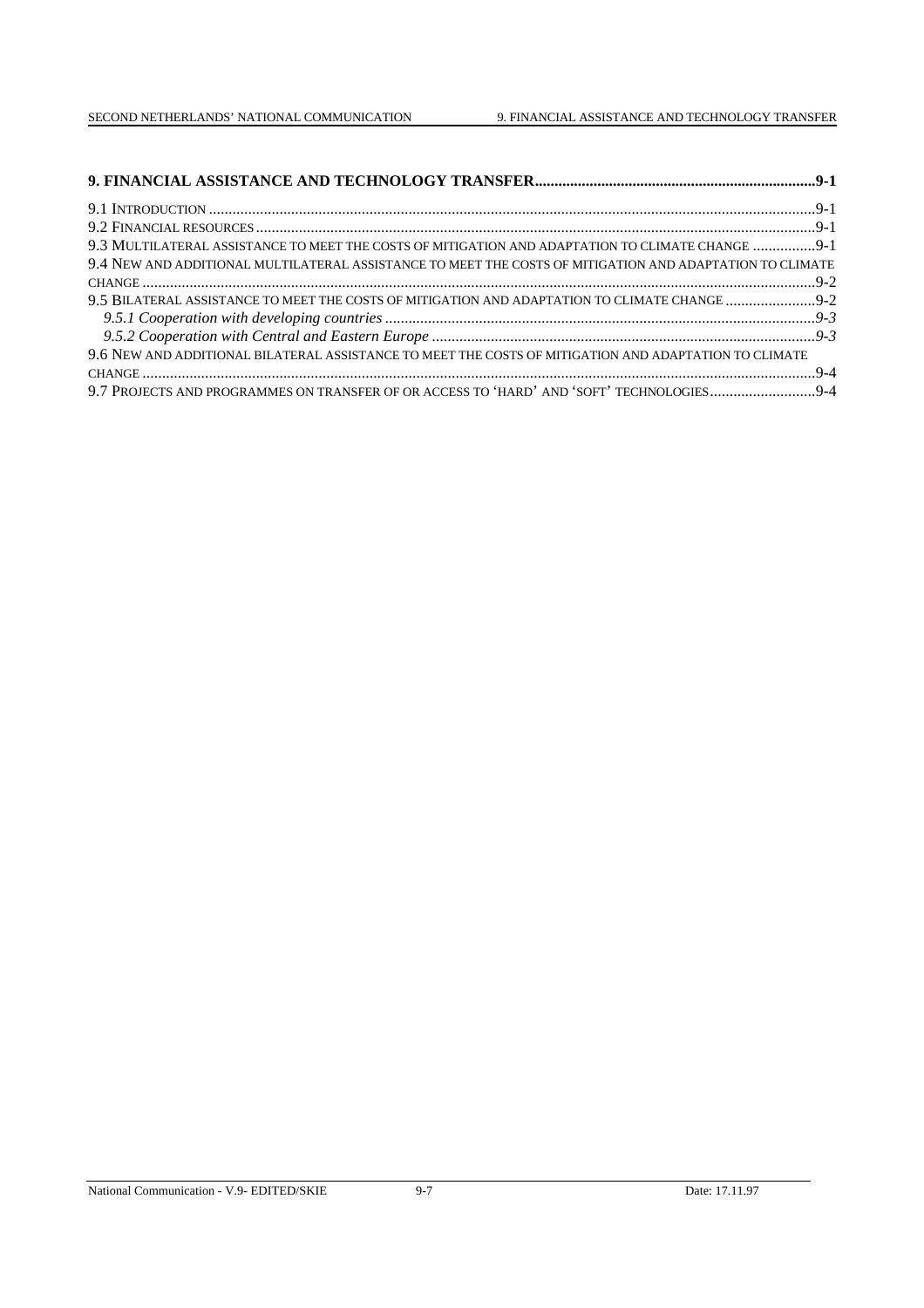**9. FINANCIAL ASSISTANCE AND TECHNOLOGY TRANSFER........................................................................9-1**

9.1 INTRODUCTION .......................................................................................................................................................9-1
9.2 FINANCIAL RESOURCES...........................................................................................................................................9-1
9.3 MULTILATERAL ASSISTANCE TO MEET THE COSTS OF MITIGATION AND ADAPTATION TO CLIMATE CHANGE ................9-1
9.4 NEW AND ADDITIONAL MULTILATERAL ASSISTANCE TO MEET THE COSTS OF MITIGATION AND ADAPTATION TO CLIMATE CHANGE ....................................................................................................................................................................9-2
9.5 BILATERAL ASSISTANCE TO MEET THE COSTS OF MITIGATION AND ADAPTATION TO CLIMATE CHANGE .......................9-2
*9.5.1 Cooperation with developing countries ..............................................................................................................9-3*
*9.5.2 Cooperation with Central and Eastern Europe ..................................................................................................9-3*
9.6 NEW AND ADDITIONAL BILATERAL ASSISTANCE TO MEET THE COSTS OF MITIGATION AND ADAPTATION TO CLIMATE CHANGE ....................................................................................................................................................................9-4
9.7 PROJECTS AND PROGRAMMES ON TRANSFER OF OR ACCESS TO 'HARD' AND 'SOFT' TECHNOLOGIES...........................9-4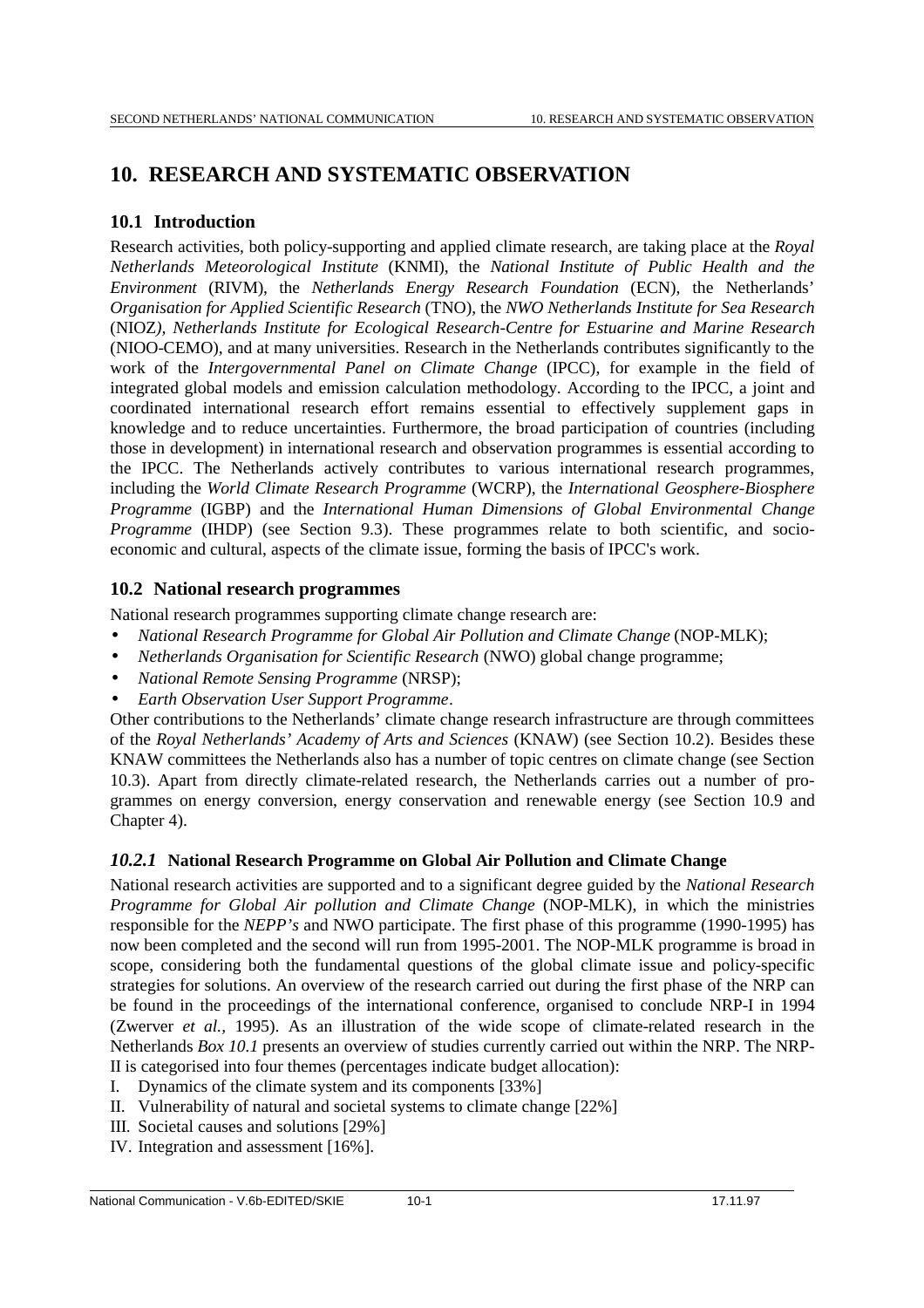# 10. RESEARCH AND SYSTEMATIC OBSERVATION

## 10.1 Introduction

Research activities, both policy-supporting and applied climate research, are taking place at the *Royal Netherlands Meteorological Institute* (KNMI), the *National Institute of Public Health and the Environment* (RIVM), the *Netherlands Energy Research Foundation* (ECN), the Netherlands' *Organisation for Applied Scientific Research* (TNO), the *NWO Netherlands Institute for Sea Research* (NIOZ*), Netherlands Institute for Ecological Research-Centre for Estuarine and Marine Research* (NIOO-CEMO), and at many universities. Research in the Netherlands contributes significantly to the work of the *Intergovernmental Panel on Climate Change* (IPCC), for example in the field of integrated global models and emission calculation methodology. According to the IPCC, a joint and coordinated international research effort remains essential to effectively supplement gaps in knowledge and to reduce uncertainties. Furthermore, the broad participation of countries (including those in development) in international research and observation programmes is essential according to the IPCC. The Netherlands actively contributes to various international research programmes, including the *World Climate Research Programme* (WCRP), the *International Geosphere-Biosphere Programme* (IGBP) and the *International Human Dimensions of Global Environmental Change Programme* (IHDP) (see Section 9.3). These programmes relate to both scientific, and socio-economic and cultural, aspects of the climate issue, forming the basis of IPCC's work.

## 10.2 National research programmes

National research programmes supporting climate change research are:

- *National Research Programme for Global Air Pollution and Climate Change* (NOP-MLK);
- *Netherlands Organisation for Scientific Research* (NWO) global change programme;
- *National Remote Sensing Programme* (NRSP);
- *Earth Observation User Support Programme*.

Other contributions to the Netherlands' climate change research infrastructure are through committees of the *Royal Netherlands' Academy of Arts and Sciences* (KNAW) (see Section 10.2). Besides these KNAW committees the Netherlands also has a number of topic centres on climate change (see Section 10.3). Apart from directly climate-related research, the Netherlands carries out a number of programmes on energy conversion, energy conservation and renewable energy (see Section 10.9 and Chapter 4).

### *10.2.1* National Research Programme on Global Air Pollution and Climate Change

National research activities are supported and to a significant degree guided by the *National Research Programme for Global Air pollution and Climate Change* (NOP-MLK), in which the ministries responsible for the *NEPP's* and NWO participate. The first phase of this programme (1990-1995) has now been completed and the second will run from 1995-2001. The NOP-MLK programme is broad in scope, considering both the fundamental questions of the global climate issue and policy-specific strategies for solutions. An overview of the research carried out during the first phase of the NRP can be found in the proceedings of the international conference, organised to conclude NRP-I in 1994 (Zwerver *et al.,* 1995). As an illustration of the wide scope of climate-related research in the Netherlands *Box 10.1* presents an overview of studies currently carried out within the NRP. The NRP-II is categorised into four themes (percentages indicate budget allocation):

I. Dynamics of the climate system and its components [33%]
II. Vulnerability of natural and societal systems to climate change [22%]
III. Societal causes and solutions [29%]
IV. Integration and assessment [16%].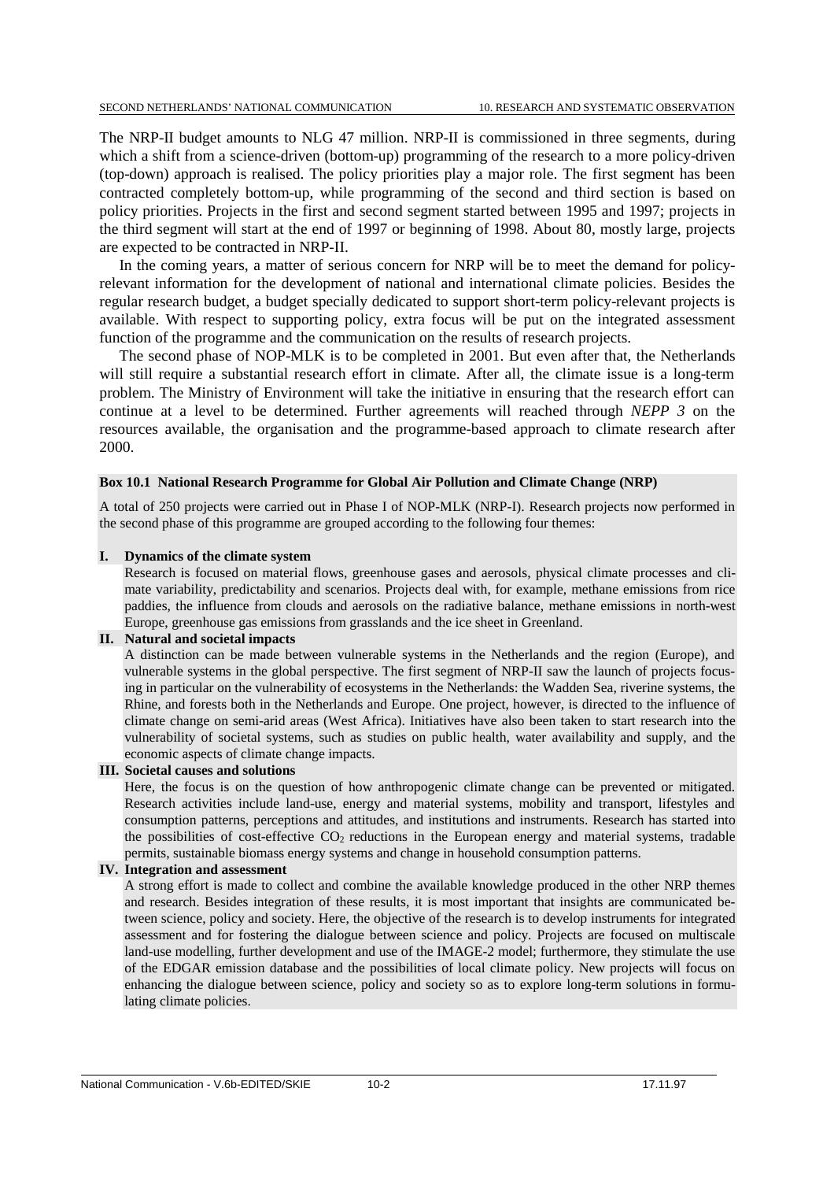The NRP-II budget amounts to NLG 47 million. NRP-II is commissioned in three segments, during which a shift from a science-driven (bottom-up) programming of the research to a more policy-driven (top-down) approach is realised. The policy priorities play a major role. The first segment has been contracted completely bottom-up, while programming of the second and third section is based on policy priorities. Projects in the first and second segment started between 1995 and 1997; projects in the third segment will start at the end of 1997 or beginning of 1998. About 80, mostly large, projects are expected to be contracted in NRP-II.

In the coming years, a matter of serious concern for NRP will be to meet the demand for policy-relevant information for the development of national and international climate policies. Besides the regular research budget, a budget specially dedicated to support short-term policy-relevant projects is available. With respect to supporting policy, extra focus will be put on the integrated assessment function of the programme and the communication on the results of research projects.

The second phase of NOP-MLK is to be completed in 2001. But even after that, the Netherlands will still require a substantial research effort in climate. After all, the climate issue is a long-term problem. The Ministry of Environment will take the initiative in ensuring that the research effort can continue at a level to be determined. Further agreements will reached through *NEPP 3* on the resources available, the organisation and the programme-based approach to climate research after 2000.

**Box 10.1 National Research Programme for Global Air Pollution and Climate Change (NRP)**

A total of 250 projects were carried out in Phase I of NOP-MLK (NRP-I). Research projects now performed in the second phase of this programme are grouped according to the following four themes:

**I. Dynamics of the climate system**

Research is focused on material flows, greenhouse gases and aerosols, physical climate processes and climate variability, predictability and scenarios. Projects deal with, for example, methane emissions from rice paddies, the influence from clouds and aerosols on the radiative balance, methane emissions in north-west Europe, greenhouse gas emissions from grasslands and the ice sheet in Greenland.

**II. Natural and societal impacts**

A distinction can be made between vulnerable systems in the Netherlands and the region (Europe), and vulnerable systems in the global perspective. The first segment of NRP-II saw the launch of projects focusing in particular on the vulnerability of ecosystems in the Netherlands: the Wadden Sea, riverine systems, the Rhine, and forests both in the Netherlands and Europe. One project, however, is directed to the influence of climate change on semi-arid areas (West Africa). Initiatives have also been taken to start research into the vulnerability of societal systems, such as studies on public health, water availability and supply, and the economic aspects of climate change impacts.

**III. Societal causes and solutions**

Here, the focus is on the question of how anthropogenic climate change can be prevented or mitigated. Research activities include land-use, energy and material systems, mobility and transport, lifestyles and consumption patterns, perceptions and attitudes, and institutions and instruments. Research has started into the possibilities of cost-effective $CO_2$ reductions in the European energy and material systems, tradable permits, sustainable biomass energy systems and change in household consumption patterns.

**IV. Integration and assessment**

A strong effort is made to collect and combine the available knowledge produced in the other NRP themes and research. Besides integration of these results, it is most important that insights are communicated between science, policy and society. Here, the objective of the research is to develop instruments for integrated assessment and for fostering the dialogue between science and policy. Projects are focused on multiscale land-use modelling, further development and use of the IMAGE-2 model; furthermore, they stimulate the use of the EDGAR emission database and the possibilities of local climate policy. New projects will focus on enhancing the dialogue between science, policy and society so as to explore long-term solutions in formulating climate policies.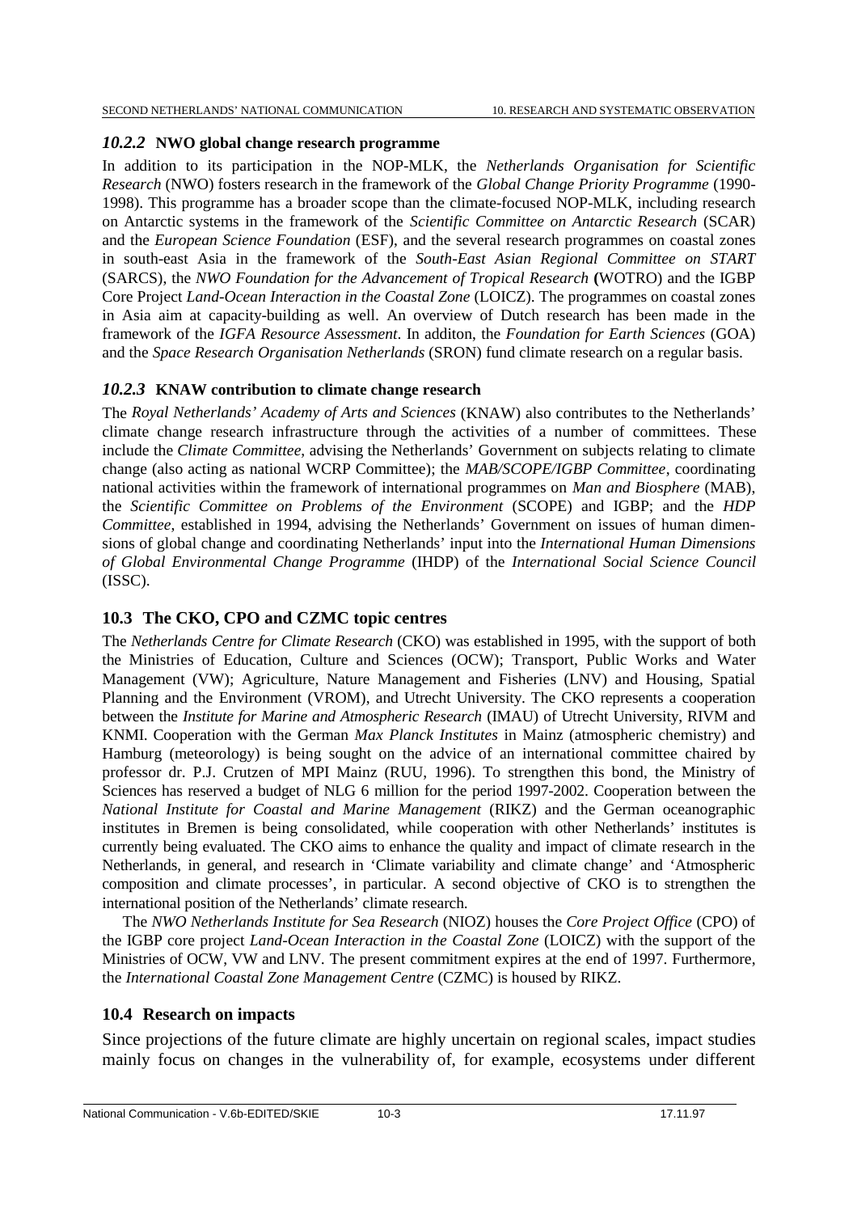### *10.2.2* NWO global change research programme

In addition to its participation in the NOP-MLK, the *Netherlands Organisation for Scientific Research* (NWO) fosters research in the framework of the *Global Change Priority Programme* (1990-1998). This programme has a broader scope than the climate-focused NOP-MLK, including research on Antarctic systems in the framework of the *Scientific Committee on Antarctic Research* (SCAR) and the *European Science Foundation* (ESF), and the several research programmes on coastal zones in south-east Asia in the framework of the *South-East Asian Regional Committee on START* (SARCS), the *NWO Foundation for the Advancement of Tropical Research* **(**WOTRO) and the IGBP Core Project *Land-Ocean Interaction in the Coastal Zone* (LOICZ). The programmes on coastal zones in Asia aim at capacity-building as well. An overview of Dutch research has been made in the framework of the *IGFA Resource Assessment*. In additon, the *Foundation for Earth Sciences* (GOA) and the *Space Research Organisation Netherlands* (SRON) fund climate research on a regular basis.

### *10.2.3* KNAW contribution to climate change research

The *Royal Netherlands' Academy of Arts and Sciences* (KNAW) also contributes to the Netherlands' climate change research infrastructure through the activities of a number of committees. These include the *Climate Committee*, advising the Netherlands' Government on subjects relating to climate change (also acting as national WCRP Committee); the *MAB/SCOPE/IGBP Committee*, coordinating national activities within the framework of international programmes on *Man and Biosphere* (MAB), the *Scientific Committee on Problems of the Environment* (SCOPE) and IGBP; and the *HDP Committee*, established in 1994, advising the Netherlands' Government on issues of human dimensions of global change and coordinating Netherlands' input into the *International Human Dimensions of Global Environmental Change Programme* (IHDP) of the *International Social Science Council* (ISSC).

## 10.3 The CKO, CPO and CZMC topic centres

The *Netherlands Centre for Climate Research* (CKO) was established in 1995, with the support of both the Ministries of Education, Culture and Sciences (OCW); Transport, Public Works and Water Management (VW); Agriculture, Nature Management and Fisheries (LNV) and Housing, Spatial Planning and the Environment (VROM), and Utrecht University. The CKO represents a cooperation between the *Institute for Marine and Atmospheric Research* (IMAU) of Utrecht University, RIVM and KNMI. Cooperation with the German *Max Planck Institutes* in Mainz (atmospheric chemistry) and Hamburg (meteorology) is being sought on the advice of an international committee chaired by professor dr. P.J. Crutzen of MPI Mainz (RUU, 1996). To strengthen this bond, the Ministry of Sciences has reserved a budget of NLG 6 million for the period 1997-2002. Cooperation between the *National Institute for Coastal and Marine Management* (RIKZ) and the German oceanographic institutes in Bremen is being consolidated, while cooperation with other Netherlands' institutes is currently being evaluated. The CKO aims to enhance the quality and impact of climate research in the Netherlands, in general, and research in 'Climate variability and climate change' and 'Atmospheric composition and climate processes', in particular. A second objective of CKO is to strengthen the international position of the Netherlands' climate research.

The *NWO Netherlands Institute for Sea Research* (NIOZ) houses the *Core Project Office* (CPO) of the IGBP core project *Land-Ocean Interaction in the Coastal Zone* (LOICZ) with the support of the Ministries of OCW, VW and LNV. The present commitment expires at the end of 1997. Furthermore, the *International Coastal Zone Management Centre* (CZMC) is housed by RIKZ.

## 10.4 Research on impacts

Since projections of the future climate are highly uncertain on regional scales, impact studies mainly focus on changes in the vulnerability of, for example, ecosystems under different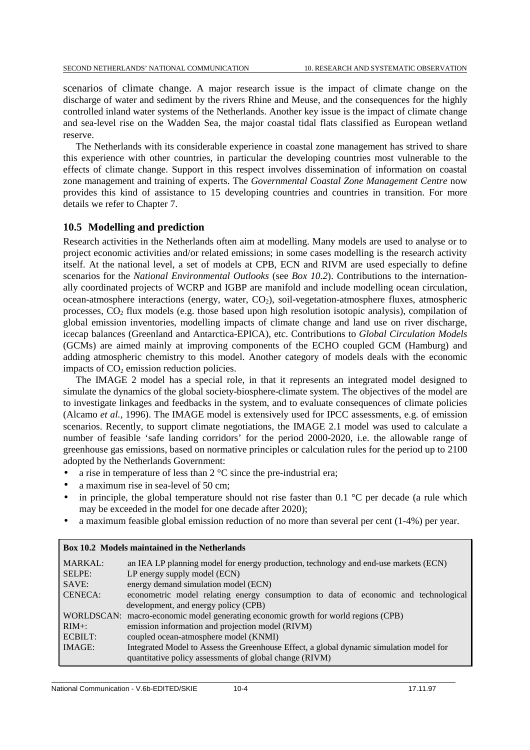scenarios of climate change. A major research issue is the impact of climate change on the discharge of water and sediment by the rivers Rhine and Meuse, and the consequences for the highly controlled inland water systems of the Netherlands. Another key issue is the impact of climate change and sea-level rise on the Wadden Sea, the major coastal tidal flats classified as European wetland reserve.

The Netherlands with its considerable experience in coastal zone management has strived to share this experience with other countries, in particular the developing countries most vulnerable to the effects of climate change. Support in this respect involves dissemination of information on coastal zone management and training of experts. The *Governmental Coastal Zone Management Centre* now provides this kind of assistance to 15 developing countries and countries in transition. For more details we refer to Chapter 7.

## 10.5 Modelling and prediction

Research activities in the Netherlands often aim at modelling. Many models are used to analyse or to project economic activities and/or related emissions; in some cases modelling is the research activity itself. At the national level, a set of models at CPB, ECN and RIVM are used especially to define scenarios for the *National Environmental Outlooks* (see *Box 10.2*). Contributions to the internationally coordinated projects of WCRP and IGBP are manifold and include modelling ocean circulation, ocean-atmosphere interactions (energy, water, $CO_2$), soil-vegetation-atmosphere fluxes, atmospheric processes, $CO_2$ flux models (e.g. those based upon high resolution isotopic analysis), compilation of global emission inventories, modelling impacts of climate change and land use on river discharge, icecap balances (Greenland and Antarctica-EPICA), etc. Contributions to *Global Circulation Models* (GCMs) are aimed mainly at improving components of the ECHO coupled GCM (Hamburg) and adding atmospheric chemistry to this model. Another category of models deals with the economic impacts of $CO_2$ emission reduction policies.

The IMAGE 2 model has a special role, in that it represents an integrated model designed to simulate the dynamics of the global society-biosphere-climate system. The objectives of the model are to investigate linkages and feedbacks in the system, and to evaluate consequences of climate policies (Alcamo *et al.,* 1996). The IMAGE model is extensively used for IPCC assessments, e.g. of emission scenarios. Recently, to support climate negotiations, the IMAGE 2.1 model was used to calculate a number of feasible 'safe landing corridors' for the period 2000-2020, i.e. the allowable range of greenhouse gas emissions, based on normative principles or calculation rules for the period up to 2100 adopted by the Netherlands Government:

- a rise in temperature of less than 2 °C since the pre-industrial era;
- a maximum rise in sea-level of 50 cm;
- in principle, the global temperature should not rise faster than 0.1 °C per decade (a rule which may be exceeded in the model for one decade after 2020);
- a maximum feasible global emission reduction of no more than several per cent (1-4%) per year.

**Box 10.2 Models maintained in the Netherlands**

| | |
|---|---|
| MARKAL: | an IEA LP planning model for energy production, technology and end-use markets (ECN) |
| SELPE: | LP energy supply model (ECN) |
| SAVE: | energy demand simulation model (ECN) |
| CENECA: | econometric model relating energy consumption to data of economic and technological development, and energy policy (CPB) |
| WORLDSCAN: | macro-economic model generating economic growth for world regions (CPB) |
| RIM+: | emission information and projection model (RIVM) |
| ECBILT: | coupled ocean-atmosphere model (KNMI) |
| IMAGE: | Integrated Model to Assess the Greenhouse Effect, a global dynamic simulation model for quantitative policy assessments of global change (RIVM) |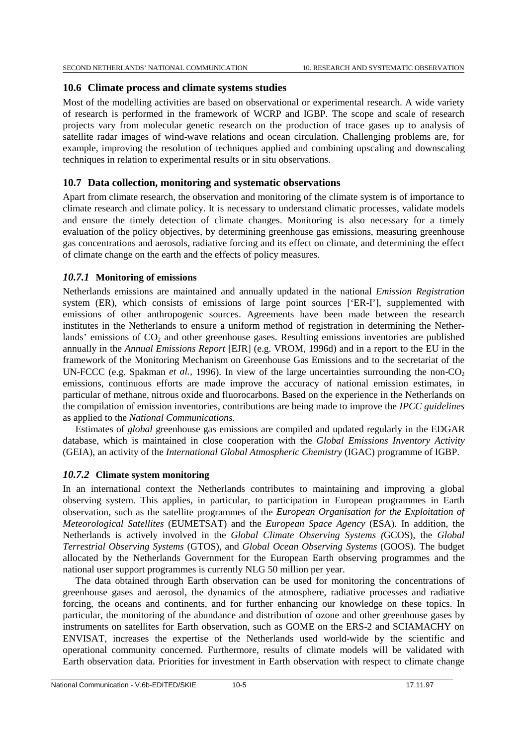## 10.6 Climate process and climate systems studies

Most of the modelling activities are based on observational or experimental research. A wide variety of research is performed in the framework of WCRP and IGBP. The scope and scale of research projects vary from molecular genetic research on the production of trace gases up to analysis of satellite radar images of wind-wave relations and ocean circulation. Challenging problems are, for example, improving the resolution of techniques applied and combining upscaling and downscaling techniques in relation to experimental results or in situ observations.

## 10.7 Data collection, monitoring and systematic observations

Apart from climate research, the observation and monitoring of the climate system is of importance to climate research and climate policy. It is necessary to understand climatic processes, validate models and ensure the timely detection of climate changes. Monitoring is also necessary for a timely evaluation of the policy objectives, by determining greenhouse gas emissions, measuring greenhouse gas concentrations and aerosols, radiative forcing and its effect on climate, and determining the effect of climate change on the earth and the effects of policy measures.

### *10.7.1* Monitoring of emissions

Netherlands emissions are maintained and annually updated in the national *Emission Registration* system (ER), which consists of emissions of large point sources ['ER-I'], supplemented with emissions of other anthropogenic sources. Agreements have been made between the research institutes in the Netherlands to ensure a uniform method of registration in determining the Netherlands' emissions of $CO_2$ and other greenhouse gases. Resulting emissions inventories are published annually in the *Annual Emissions Report* [EJR] (e.g. VROM, 1996d) and in a report to the EU in the framework of the Monitoring Mechanism on Greenhouse Gas Emissions and to the secretariat of the UN-FCCC (e.g. Spakman *et al.,* 1996). In view of the large uncertainties surrounding the non-$CO_2$ emissions, continuous efforts are made improve the accuracy of national emission estimates, in particular of methane, nitrous oxide and fluorocarbons. Based on the experience in the Netherlands on the compilation of emission inventories, contributions are being made to improve the *IPCC guidelines* as applied to the *National Communications*.

Estimates of *global* greenhouse gas emissions are compiled and updated regularly in the EDGAR database, which is maintained in close cooperation with the *Global Emissions Inventory Activity* (GEIA), an activity of the *International Global Atmospheric Chemistry* (IGAC) programme of IGBP.

### *10.7.2* Climate system monitoring

In an international context the Netherlands contributes to maintaining and improving a global observing system. This applies, in particular, to participation in European programmes in Earth observation, such as the satellite programmes of the *European Organisation for the Exploitation of Meteorological Satellites* (EUMETSAT) and the *European Space Agency* (ESA). In addition, the Netherlands is actively involved in the *Global Climate Observing Systems (*GCOS), the *Global Terrestrial Observing Systems* (GTOS), and *Global Ocean Observing Systems* (GOOS). The budget allocated by the Netherlands Government for the European Earth observing programmes and the national user support programmes is currently NLG 50 million per year.

The data obtained through Earth observation can be used for monitoring the concentrations of greenhouse gases and aerosol, the dynamics of the atmosphere, radiative processes and radiative forcing, the oceans and continents, and for further enhancing our knowledge on these topics. In particular, the monitoring of the abundance and distribution of ozone and other greenhouse gases by instruments on satellites for Earth observation, such as GOME on the ERS-2 and SCIAMACHY on ENVISAT, increases the expertise of the Netherlands used world-wide by the scientific and operational community concerned. Furthermore, results of climate models will be validated with Earth observation data. Priorities for investment in Earth observation with respect to climate change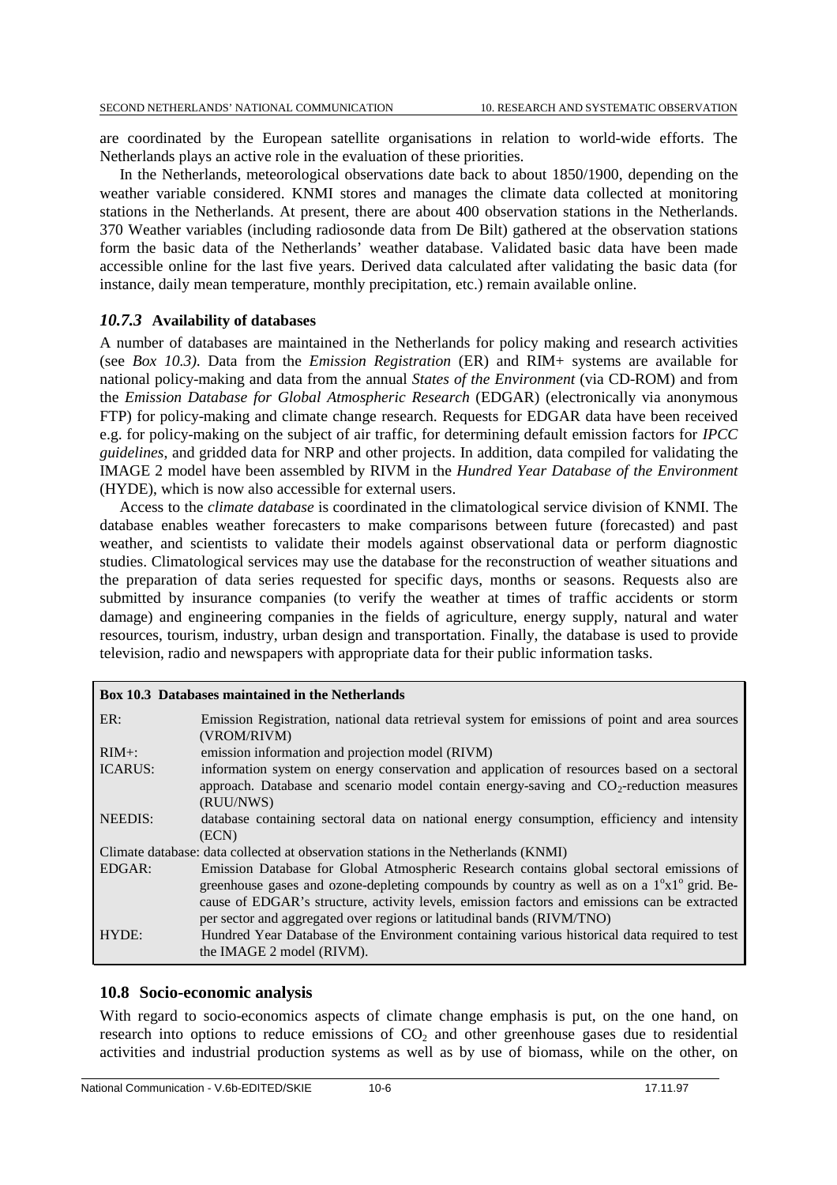are coordinated by the European satellite organisations in relation to world-wide efforts. The Netherlands plays an active role in the evaluation of these priorities.

In the Netherlands, meteorological observations date back to about 1850/1900, depending on the weather variable considered. KNMI stores and manages the climate data collected at monitoring stations in the Netherlands. At present, there are about 400 observation stations in the Netherlands. 370 Weather variables (including radiosonde data from De Bilt) gathered at the observation stations form the basic data of the Netherlands' weather database. Validated basic data have been made accessible online for the last five years. Derived data calculated after validating the basic data (for instance, daily mean temperature, monthly precipitation, etc.) remain available online.

### *10.7.3* Availability of databases

A number of databases are maintained in the Netherlands for policy making and research activities (see *Box 10.3)*. Data from the *Emission Registration* (ER) and RIM+ systems are available for national policy-making and data from the annual *States of the Environment* (via CD-ROM) and from the *Emission Database for Global Atmospheric Research* (EDGAR) (electronically via anonymous FTP) for policy-making and climate change research. Requests for EDGAR data have been received e.g. for policy-making on the subject of air traffic, for determining default emission factors for *IPCC guidelines*, and gridded data for NRP and other projects. In addition, data compiled for validating the IMAGE 2 model have been assembled by RIVM in the *Hundred Year Database of the Environment* (HYDE), which is now also accessible for external users.

Access to the *climate database* is coordinated in the climatological service division of KNMI. The database enables weather forecasters to make comparisons between future (forecasted) and past weather, and scientists to validate their models against observational data or perform diagnostic studies. Climatological services may use the database for the reconstruction of weather situations and the preparation of data series requested for specific days, months or seasons. Requests also are submitted by insurance companies (to verify the weather at times of traffic accidents or storm damage) and engineering companies in the fields of agriculture, energy supply, natural and water resources, tourism, industry, urban design and transportation. Finally, the database is used to provide television, radio and newspapers with appropriate data for their public information tasks.

**Box 10.3 Databases maintained in the Netherlands**

| | |
|---|---|
| ER: | Emission Registration, national data retrieval system for emissions of point and area sources (VROM/RIVM) |
| RIM+: | emission information and projection model (RIVM) |
| ICARUS: | information system on energy conservation and application of resources based on a sectoral approach. Database and scenario model contain energy-saving and $CO_2$-reduction measures (RUU/NWS) |
| NEEDIS: | database containing sectoral data on national energy consumption, efficiency and intensity (ECN) |
| Climate database: data collected at observation stations in the Netherlands (KNMI) | |
| EDGAR: | Emission Database for Global Atmospheric Research contains global sectoral emissions of greenhouse gases and ozone-depleting compounds by country as well as on a $1^o$x$1^o$ grid. Because of EDGAR's structure, activity levels, emission factors and emissions can be extracted per sector and aggregated over regions or latitudinal bands (RIVM/TNO) |
| HYDE: | Hundred Year Database of the Environment containing various historical data required to test the IMAGE 2 model (RIVM). |

## 10.8 Socio-economic analysis

With regard to socio-economics aspects of climate change emphasis is put, on the one hand, on research into options to reduce emissions of $CO_2$ and other greenhouse gases due to residential activities and industrial production systems as well as by use of biomass, while on the other, on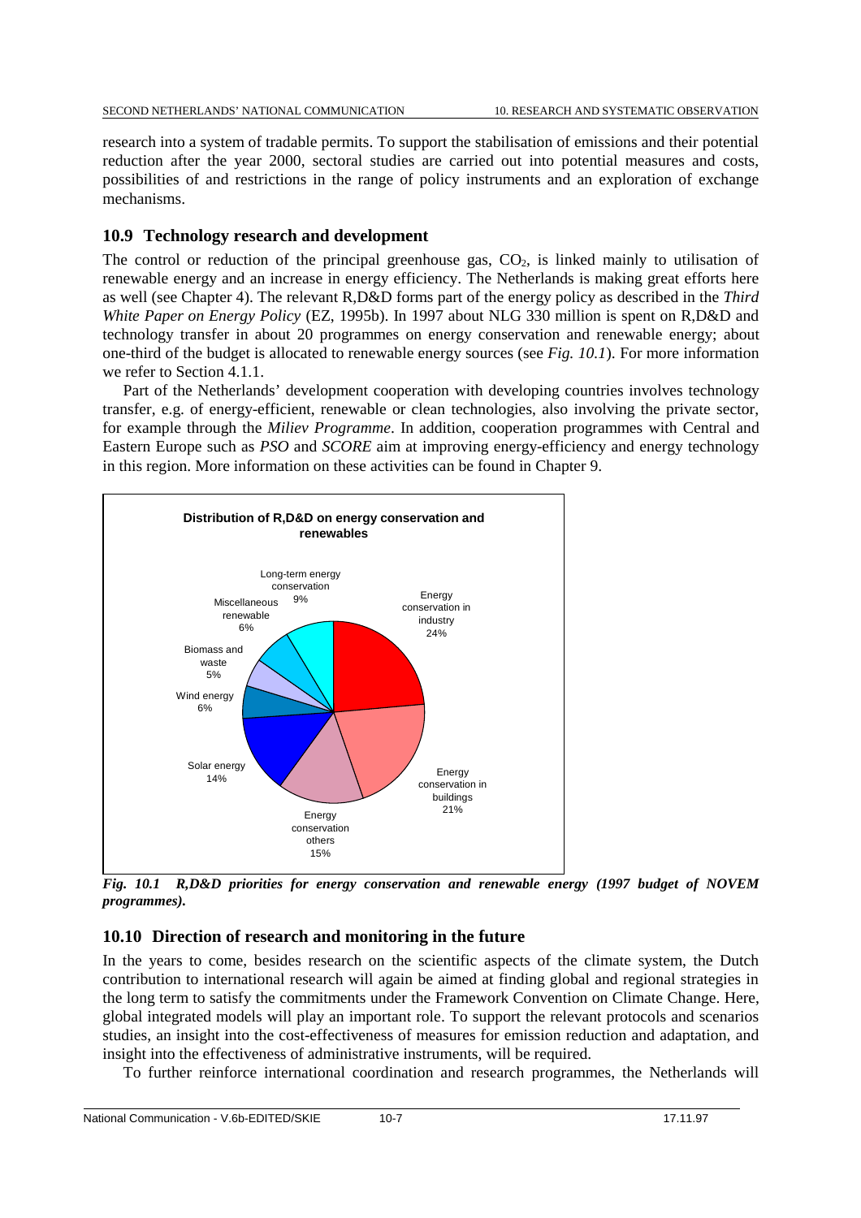research into a system of tradable permits. To support the stabilisation of emissions and their potential reduction after the year 2000, sectoral studies are carried out into potential measures and costs, possibilities of and restrictions in the range of policy instruments and an exploration of exchange mechanisms.

## 10.9 Technology research and development

The control or reduction of the principal greenhouse gas, $CO_2$, is linked mainly to utilisation of renewable energy and an increase in energy efficiency. The Netherlands is making great efforts here as well (see Chapter 4). The relevant R,D&D forms part of the energy policy as described in the *Third White Paper on Energy Policy* (EZ, 1995b). In 1997 about NLG 330 million is spent on R,D&D and technology transfer in about 20 programmes on energy conservation and renewable energy; about one-third of the budget is allocated to renewable energy sources (see *Fig. 10.1*). For more information we refer to Section 4.1.1.

Part of the Netherlands' development cooperation with developing countries involves technology transfer, e.g. of energy-efficient, renewable or clean technologies, also involving the private sector, for example through the *Miliev Programme*. In addition, cooperation programmes with Central and Eastern Europe such as *PSO* and *SCORE* aim at improving energy-efficiency and energy technology in this region. More information on these activities can be found in Chapter 9.

**Distribution of R,D&D on energy conservation and renewables**

| Category | Share |
|---|---|
| Energy conservation in industry | 24% |
| Energy conservation in buildings | 21% |
| Energy conservation others | 15% |
| Solar energy | 14% |
| Wind energy | 6% |
| Biomass and waste | 5% |
| Miscellaneous renewable | 6% |
| Long-term energy conservation | 9% |

***Fig. 10.1 R,D&D priorities for energy conservation and renewable energy (1997 budget of NOVEM programmes).***

## 10.10 Direction of research and monitoring in the future

In the years to come, besides research on the scientific aspects of the climate system, the Dutch contribution to international research will again be aimed at finding global and regional strategies in the long term to satisfy the commitments under the Framework Convention on Climate Change. Here, global integrated models will play an important role. To support the relevant protocols and scenarios studies, an insight into the cost-effectiveness of measures for emission reduction and adaptation, and insight into the effectiveness of administrative instruments, will be required.

To further reinforce international coordination and research programmes, the Netherlands will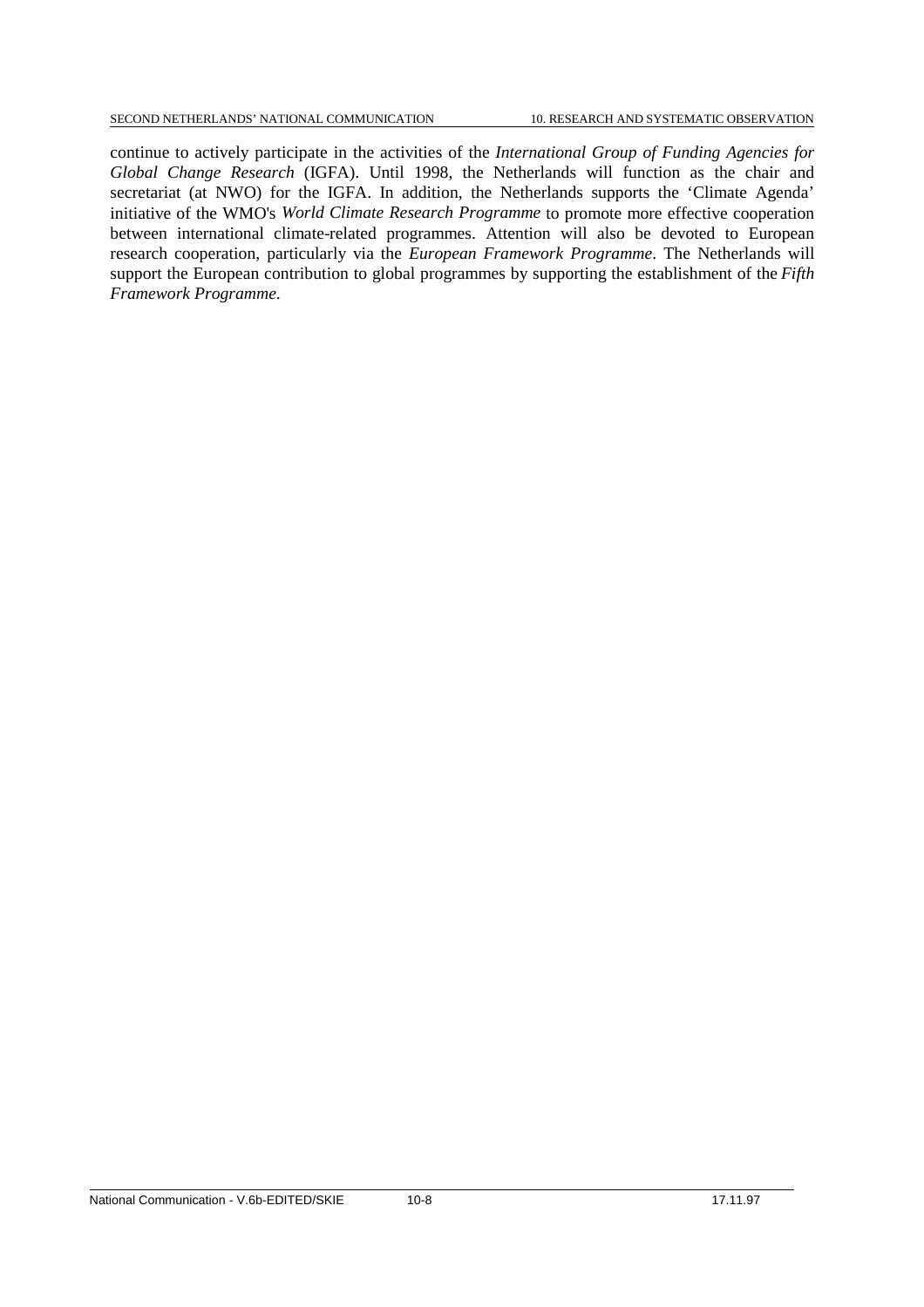continue to actively participate in the activities of the *International Group of Funding Agencies for Global Change Research* (IGFA). Until 1998, the Netherlands will function as the chair and secretariat (at NWO) for the IGFA. In addition, the Netherlands supports the 'Climate Agenda' initiative of the WMO's *World Climate Research Programme* to promote more effective cooperation between international climate-related programmes. Attention will also be devoted to European research cooperation, particularly via the *European Framework Programme*. The Netherlands will support the European contribution to global programmes by supporting the establishment of the *Fifth Framework Programme.*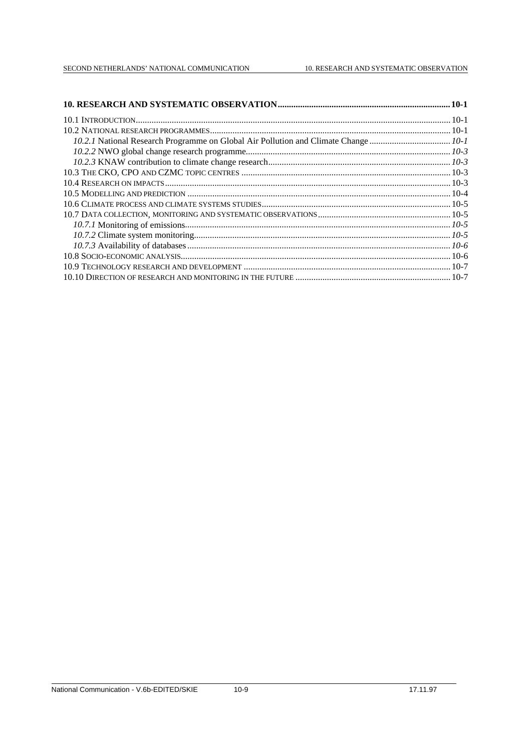**10. RESEARCH AND SYSTEMATIC OBSERVATION** .......... **10-1**

10.1 INTRODUCTION .......... 10-1
10.2 NATIONAL RESEARCH PROGRAMMES .......... 10-1
*10.2.1* National Research Programme on Global Air Pollution and Climate Change .......... *10-1*
*10.2.2* NWO global change research programme .......... *10-3*
*10.2.3* KNAW contribution to climate change research .......... *10-3*
10.3 THE CKO, CPO AND CZMC TOPIC CENTRES .......... 10-3
10.4 RESEARCH ON IMPACTS .......... 10-3
10.5 MODELLING AND PREDICTION .......... 10-4
10.6 CLIMATE PROCESS AND CLIMATE SYSTEMS STUDIES .......... 10-5
10.7 DATA COLLECTION, MONITORING AND SYSTEMATIC OBSERVATIONS .......... 10-5
*10.7.1* Monitoring of emissions .......... *10-5*
*10.7.2* Climate system monitoring .......... *10-5*
*10.7.3* Availability of databases .......... *10-6*
10.8 SOCIO-ECONOMIC ANALYSIS .......... 10-6
10.9 TECHNOLOGY RESEARCH AND DEVELOPMENT .......... 10-7
10.10 DIRECTION OF RESEARCH AND MONITORING IN THE FUTURE .......... 10-7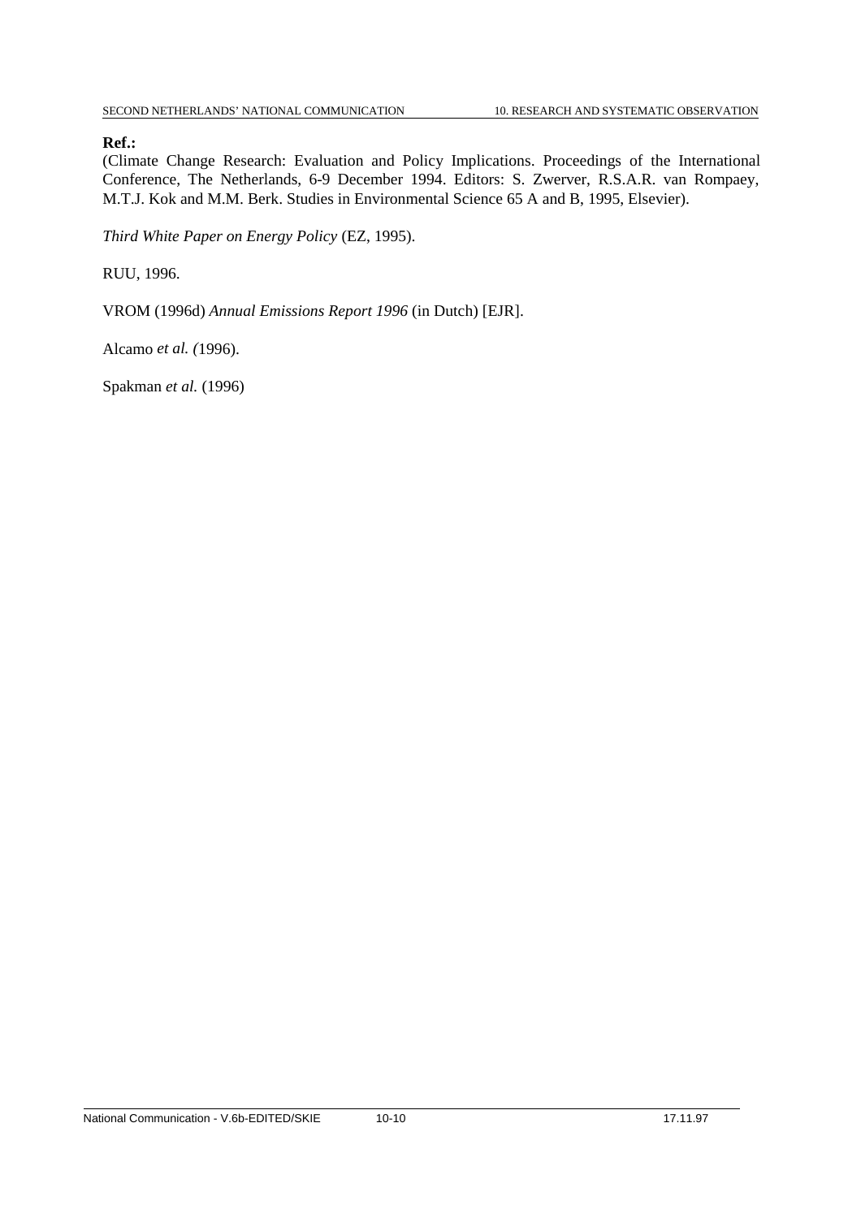**Ref.:**

(Climate Change Research: Evaluation and Policy Implications. Proceedings of the International Conference, The Netherlands, 6-9 December 1994. Editors: S. Zwerver, R.S.A.R. van Rompaey, M.T.J. Kok and M.M. Berk. Studies in Environmental Science 65 A and B, 1995, Elsevier).

*Third White Paper on Energy Policy* (EZ, 1995).

RUU, 1996.

VROM (1996d) *Annual Emissions Report 1996* (in Dutch) [EJR].

Alcamo *et al. (*1996).

Spakman *et al.* (1996)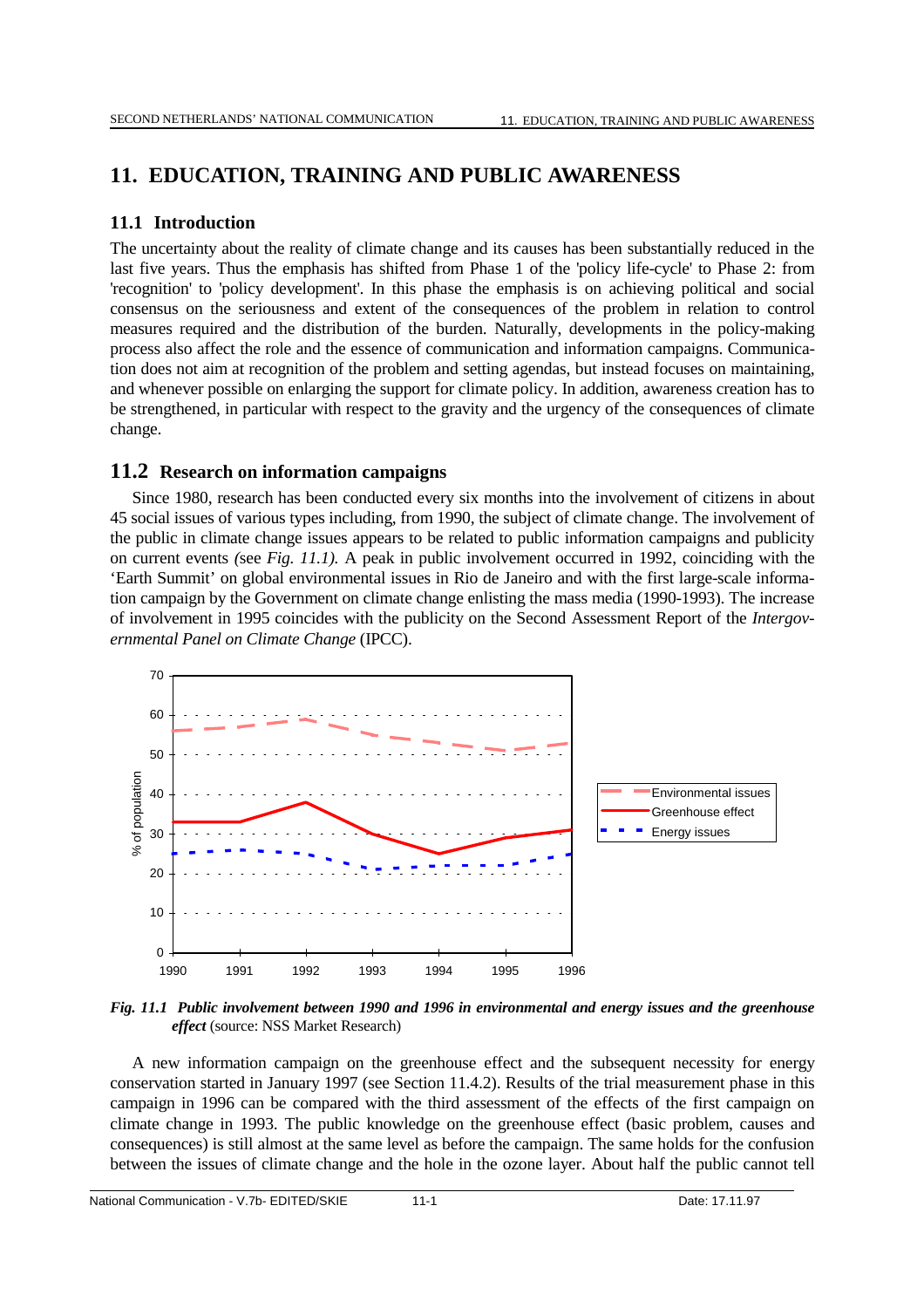# 11. EDUCATION, TRAINING AND PUBLIC AWARENESS

## 11.1 Introduction

The uncertainty about the reality of climate change and its causes has been substantially reduced in the last five years. Thus the emphasis has shifted from Phase 1 of the 'policy life-cycle' to Phase 2: from 'recognition' to 'policy development'. In this phase the emphasis is on achieving political and social consensus on the seriousness and extent of the consequences of the problem in relation to control measures required and the distribution of the burden. Naturally, developments in the policy-making process also affect the role and the essence of communication and information campaigns. Communication does not aim at recognition of the problem and setting agendas, but instead focuses on maintaining, and whenever possible on enlarging the support for climate policy. In addition, awareness creation has to be strengthened, in particular with respect to the gravity and the urgency of the consequences of climate change.

## 11.2 Research on information campaigns

Since 1980, research has been conducted every six months into the involvement of citizens in about 45 social issues of various types including, from 1990, the subject of climate change. The involvement of the public in climate change issues appears to be related to public information campaigns and publicity on current events (see *Fig. 11.1).* A peak in public involvement occurred in 1992, coinciding with the 'Earth Summit' on global environmental issues in Rio de Janeiro and with the first large-scale information campaign by the Government on climate change enlisting the mass media (1990-1993). The increase of involvement in 1995 coincides with the publicity on the Second Assessment Report of the *Intergovernmental Panel on Climate Change* (IPCC).

***Fig. 11.1 Public involvement between 1990 and 1996 in environmental and energy issues and the greenhouse effect*** (source: NSS Market Research)

A new information campaign on the greenhouse effect and the subsequent necessity for energy conservation started in January 1997 (see Section 11.4.2). Results of the trial measurement phase in this campaign in 1996 can be compared with the third assessment of the effects of the first campaign on climate change in 1993. The public knowledge on the greenhouse effect (basic problem, causes and consequences) is still almost at the same level as before the campaign. The same holds for the confusion between the issues of climate change and the hole in the ozone layer. About half the public cannot tell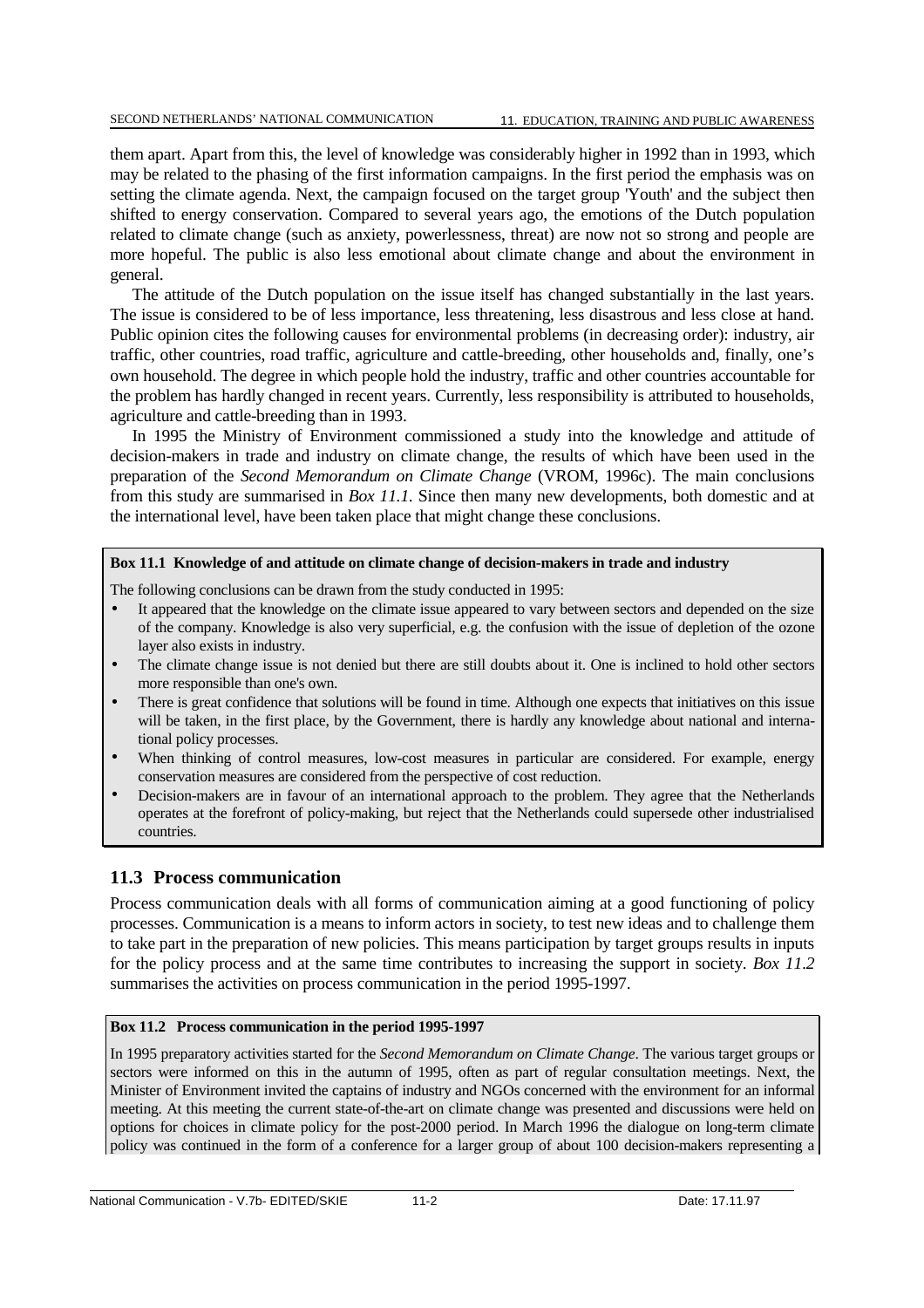them apart. Apart from this, the level of knowledge was considerably higher in 1992 than in 1993, which may be related to the phasing of the first information campaigns. In the first period the emphasis was on setting the climate agenda. Next, the campaign focused on the target group 'Youth' and the subject then shifted to energy conservation. Compared to several years ago, the emotions of the Dutch population related to climate change (such as anxiety, powerlessness, threat) are now not so strong and people are more hopeful. The public is also less emotional about climate change and about the environment in general.

The attitude of the Dutch population on the issue itself has changed substantially in the last years. The issue is considered to be of less importance, less threatening, less disastrous and less close at hand. Public opinion cites the following causes for environmental problems (in decreasing order): industry, air traffic, other countries, road traffic, agriculture and cattle-breeding, other households and, finally, one's own household. The degree in which people hold the industry, traffic and other countries accountable for the problem has hardly changed in recent years. Currently, less responsibility is attributed to households, agriculture and cattle-breeding than in 1993.

In 1995 the Ministry of Environment commissioned a study into the knowledge and attitude of decision-makers in trade and industry on climate change, the results of which have been used in the preparation of the *Second Memorandum on Climate Change* (VROM, 1996c). The main conclusions from this study are summarised in *Box 11.1.* Since then many new developments, both domestic and at the international level, have been taken place that might change these conclusions.

**Box 11.1 Knowledge of and attitude on climate change of decision-makers in trade and industry**

The following conclusions can be drawn from the study conducted in 1995:

- It appeared that the knowledge on the climate issue appeared to vary between sectors and depended on the size of the company. Knowledge is also very superficial, e.g. the confusion with the issue of depletion of the ozone layer also exists in industry.
- The climate change issue is not denied but there are still doubts about it. One is inclined to hold other sectors more responsible than one's own.
- There is great confidence that solutions will be found in time. Although one expects that initiatives on this issue will be taken, in the first place, by the Government, there is hardly any knowledge about national and international policy processes.
- When thinking of control measures, low-cost measures in particular are considered. For example, energy conservation measures are considered from the perspective of cost reduction.
- Decision-makers are in favour of an international approach to the problem. They agree that the Netherlands operates at the forefront of policy-making, but reject that the Netherlands could supersede other industrialised countries.

## 11.3 Process communication

Process communication deals with all forms of communication aiming at a good functioning of policy processes. Communication is a means to inform actors in society, to test new ideas and to challenge them to take part in the preparation of new policies. This means participation by target groups results in inputs for the policy process and at the same time contributes to increasing the support in society. *Box 11.2* summarises the activities on process communication in the period 1995-1997.

**Box 11.2 Process communication in the period 1995-1997**

In 1995 preparatory activities started for the *Second Memorandum on Climate Change*. The various target groups or sectors were informed on this in the autumn of 1995, often as part of regular consultation meetings. Next, the Minister of Environment invited the captains of industry and NGOs concerned with the environment for an informal meeting. At this meeting the current state-of-the-art on climate change was presented and discussions were held on options for choices in climate policy for the post-2000 period. In March 1996 the dialogue on long-term climate policy was continued in the form of a conference for a larger group of about 100 decision-makers representing a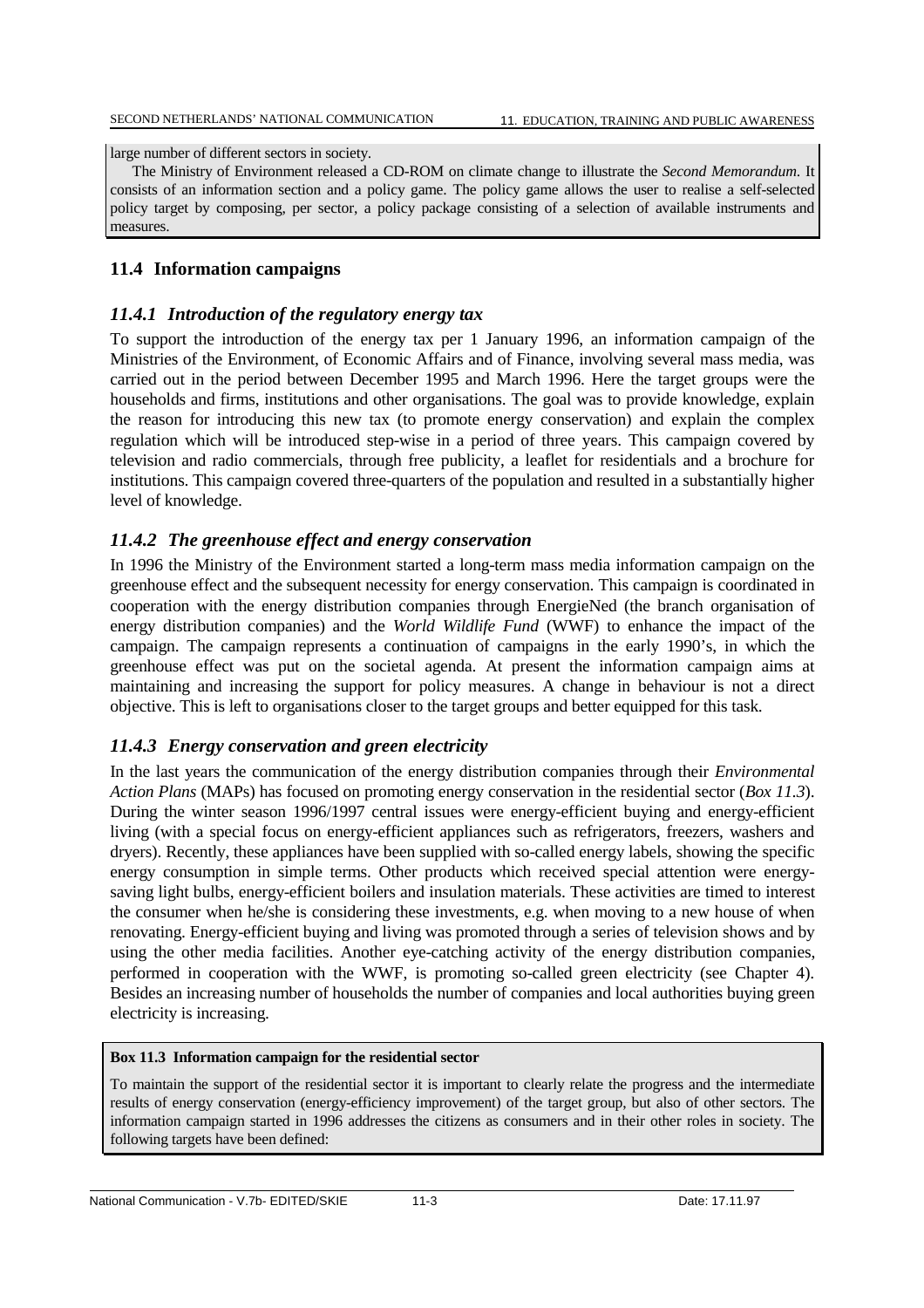large number of different sectors in society.

The Ministry of Environment released a CD-ROM on climate change to illustrate the *Second Memorandum.* It consists of an information section and a policy game. The policy game allows the user to realise a self-selected policy target by composing, per sector, a policy package consisting of a selection of available instruments and measures.

## 11.4 Information campaigns

### *11.4.1 Introduction of the regulatory energy tax*

To support the introduction of the energy tax per 1 January 1996, an information campaign of the Ministries of the Environment, of Economic Affairs and of Finance, involving several mass media, was carried out in the period between December 1995 and March 1996. Here the target groups were the households and firms, institutions and other organisations. The goal was to provide knowledge, explain the reason for introducing this new tax (to promote energy conservation) and explain the complex regulation which will be introduced step-wise in a period of three years. This campaign covered by television and radio commercials, through free publicity, a leaflet for residentials and a brochure for institutions. This campaign covered three-quarters of the population and resulted in a substantially higher level of knowledge.

### *11.4.2 The greenhouse effect and energy conservation*

In 1996 the Ministry of the Environment started a long-term mass media information campaign on the greenhouse effect and the subsequent necessity for energy conservation. This campaign is coordinated in cooperation with the energy distribution companies through EnergieNed (the branch organisation of energy distribution companies) and the *World Wildlife Fund* (WWF) to enhance the impact of the campaign. The campaign represents a continuation of campaigns in the early 1990's, in which the greenhouse effect was put on the societal agenda. At present the information campaign aims at maintaining and increasing the support for policy measures. A change in behaviour is not a direct objective. This is left to organisations closer to the target groups and better equipped for this task.

### *11.4.3 Energy conservation and green electricity*

In the last years the communication of the energy distribution companies through their *Environmental Action Plans* (MAPs) has focused on promoting energy conservation in the residential sector (*Box 11.3*). During the winter season 1996/1997 central issues were energy-efficient buying and energy-efficient living (with a special focus on energy-efficient appliances such as refrigerators, freezers, washers and dryers). Recently, these appliances have been supplied with so-called energy labels, showing the specific energy consumption in simple terms. Other products which received special attention were energy-saving light bulbs, energy-efficient boilers and insulation materials. These activities are timed to interest the consumer when he/she is considering these investments, e.g. when moving to a new house of when renovating. Energy-efficient buying and living was promoted through a series of television shows and by using the other media facilities. Another eye-catching activity of the energy distribution companies, performed in cooperation with the WWF, is promoting so-called green electricity (see Chapter 4). Besides an increasing number of households the number of companies and local authorities buying green electricity is increasing.

**Box 11.3 Information campaign for the residential sector**

To maintain the support of the residential sector it is important to clearly relate the progress and the intermediate results of energy conservation (energy-efficiency improvement) of the target group, but also of other sectors. The information campaign started in 1996 addresses the citizens as consumers and in their other roles in society. The following targets have been defined: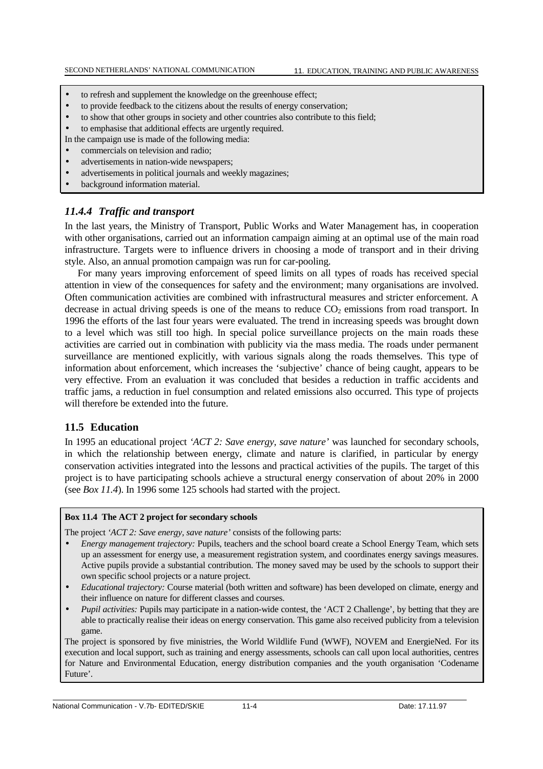- to refresh and supplement the knowledge on the greenhouse effect;
- to provide feedback to the citizens about the results of energy conservation;
- to show that other groups in society and other countries also contribute to this field;
- to emphasise that additional effects are urgently required.

In the campaign use is made of the following media:

- commercials on television and radio;
- advertisements in nation-wide newspapers;
- advertisements in political journals and weekly magazines;
- background information material.

### *11.4.4 Traffic and transport*

In the last years, the Ministry of Transport, Public Works and Water Management has, in cooperation with other organisations, carried out an information campaign aiming at an optimal use of the main road infrastructure. Targets were to influence drivers in choosing a mode of transport and in their driving style. Also, an annual promotion campaign was run for car-pooling.

For many years improving enforcement of speed limits on all types of roads has received special attention in view of the consequences for safety and the environment; many organisations are involved. Often communication activities are combined with infrastructural measures and stricter enforcement. A decrease in actual driving speeds is one of the means to reduce $CO_2$ emissions from road transport. In 1996 the efforts of the last four years were evaluated. The trend in increasing speeds was brought down to a level which was still too high. In special police surveillance projects on the main roads these activities are carried out in combination with publicity via the mass media. The roads under permanent surveillance are mentioned explicitly, with various signals along the roads themselves. This type of information about enforcement, which increases the 'subjective' chance of being caught, appears to be very effective. From an evaluation it was concluded that besides a reduction in traffic accidents and traffic jams, a reduction in fuel consumption and related emissions also occurred. This type of projects will therefore be extended into the future.

## 11.5 Education

In 1995 an educational project *'ACT 2: Save energy, save nature'* was launched for secondary schools, in which the relationship between energy, climate and nature is clarified, in particular by energy conservation activities integrated into the lessons and practical activities of the pupils. The target of this project is to have participating schools achieve a structural energy conservation of about 20% in 2000 (see *Box 11.4*). In 1996 some 125 schools had started with the project.

**Box 11.4 The ACT 2 project for secondary schools**

The project *'ACT 2: Save energy, save nature'* consists of the following parts:

- *Energy management trajectory:* Pupils, teachers and the school board create a School Energy Team, which sets up an assessment for energy use, a measurement registration system, and coordinates energy savings measures. Active pupils provide a substantial contribution. The money saved may be used by the schools to support their own specific school projects or a nature project.
- *Educational trajectory:* Course material (both written and software) has been developed on climate, energy and their influence on nature for different classes and courses.
- *Pupil activities:* Pupils may participate in a nation-wide contest, the 'ACT 2 Challenge', by betting that they are able to practically realise their ideas on energy conservation. This game also received publicity from a television game.

The project is sponsored by five ministries, the World Wildlife Fund (WWF), NOVEM and EnergieNed. For its execution and local support, such as training and energy assessments, schools can call upon local authorities, centres for Nature and Environmental Education, energy distribution companies and the youth organisation 'Codename Future'.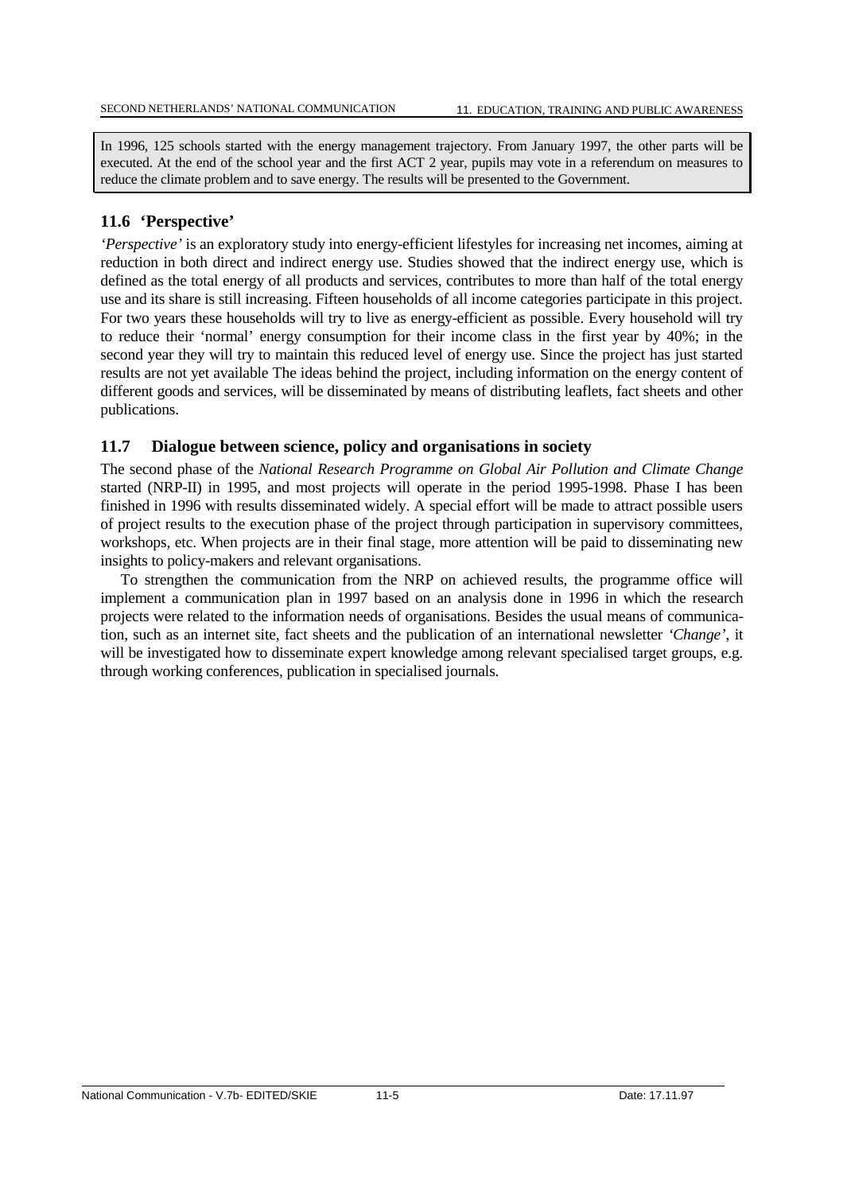In 1996, 125 schools started with the energy management trajectory. From January 1997, the other parts will be executed. At the end of the school year and the first ACT 2 year, pupils may vote in a referendum on measures to reduce the climate problem and to save energy. The results will be presented to the Government.

## 11.6 'Perspective'

*'Perspective'* is an exploratory study into energy-efficient lifestyles for increasing net incomes, aiming at reduction in both direct and indirect energy use. Studies showed that the indirect energy use, which is defined as the total energy of all products and services, contributes to more than half of the total energy use and its share is still increasing. Fifteen households of all income categories participate in this project. For two years these households will try to live as energy-efficient as possible. Every household will try to reduce their 'normal' energy consumption for their income class in the first year by 40%; in the second year they will try to maintain this reduced level of energy use. Since the project has just started results are not yet available The ideas behind the project, including information on the energy content of different goods and services, will be disseminated by means of distributing leaflets, fact sheets and other publications.

## 11.7 Dialogue between science, policy and organisations in society

The second phase of the *National Research Programme on Global Air Pollution and Climate Change* started (NRP-II) in 1995, and most projects will operate in the period 1995-1998. Phase I has been finished in 1996 with results disseminated widely. A special effort will be made to attract possible users of project results to the execution phase of the project through participation in supervisory committees, workshops, etc. When projects are in their final stage, more attention will be paid to disseminating new insights to policy-makers and relevant organisations.

To strengthen the communication from the NRP on achieved results, the programme office will implement a communication plan in 1997 based on an analysis done in 1996 in which the research projects were related to the information needs of organisations. Besides the usual means of communication, such as an internet site, fact sheets and the publication of an international newsletter *'Change'*, it will be investigated how to disseminate expert knowledge among relevant specialised target groups, e.g. through working conferences, publication in specialised journals.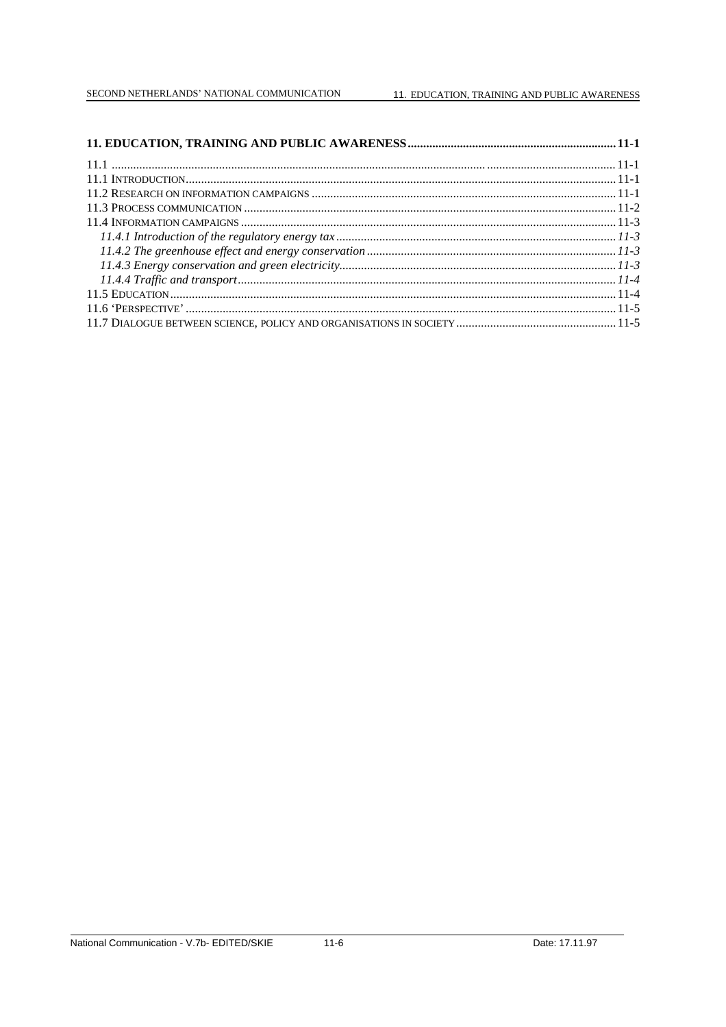**11. EDUCATION, TRAINING AND PUBLIC AWARENESS ................................................................... 11-1**

11.1 .................................................................................................................................... 11-1
11.1 INTRODUCTION.......................................................................................................................... 11-1
11.2 RESEARCH ON INFORMATION CAMPAIGNS .................................................................................. 11-1
11.3 PROCESS COMMUNICATION ........................................................................................................ 11-2
11.4 INFORMATION CAMPAIGNS ......................................................................................................... 11-3
*11.4.1 Introduction of the regulatory energy tax............................................................................ 11-3*
*11.4.2 The greenhouse effect and energy conservation.................................................................. 11-3*
*11.4.3 Energy conservation and green electricity.......................................................................... 11-3*
*11.4.4 Traffic and transport........................................................................................................... 11-4*
11.5 EDUCATION................................................................................................................................ 11-4
11.6 'PERSPECTIVE' ........................................................................................................................... 11-5
11.7 DIALOGUE BETWEEN SCIENCE, POLICY AND ORGANISATIONS IN SOCIETY .................................... 11-5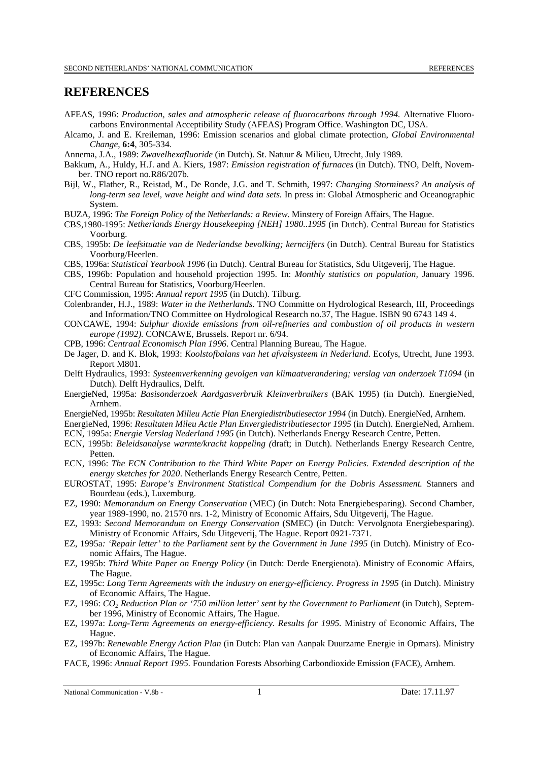# REFERENCES

AFEAS, 1996: *Production, sales and atmospheric release of fluorocarbons through 1994.* Alternative Fluorocarbons Environmental Acceptibility Study (AFEAS) Program Office. Washington DC, USA.

Alcamo, J. and E. Kreileman, 1996: Emission scenarios and global climate protection, *Global Environmental Change*, **6:4**, 305-334.

Annema, J.A., 1989: *Zwavelhexafluoride* (in Dutch). St. Natuur & Milieu, Utrecht, July 1989.

Bakkum, A., Huldy, H.J. and A. Kiers, 1987: *Emission registration of furnaces* (in Dutch). TNO, Delft, November. TNO report no.R86/207b.

Bijl, W., Flather, R., Reistad, M., De Ronde, J.G. and T. Schmith, 1997: *Changing Storminess? An analysis of long-term sea level, wave height and wind data sets.* In press in: Global Atmospheric and Oceanographic System.

BUZA, 1996: *The Foreign Policy of the Netherlands: a Review*. Minstery of Foreign Affairs, The Hague.

CBS,1980-1995: *Netherlands Energy Housekeeping [NEH] 1980..1995* (in Dutch). Central Bureau for Statistics Voorburg.

CBS, 1995b: *De leefsituatie van de Nederlandse bevolking; kerncijfers* (in Dutch). Central Bureau for Statistics Voorburg/Heerlen.

CBS, 1996a: *Statistical Yearbook 1996* (in Dutch). Central Bureau for Statistics, Sdu Uitgeverij, The Hague.

CBS, 1996b: Population and household projection 1995. In: *Monthly statistics on population,* January 1996. Central Bureau for Statistics, Voorburg/Heerlen.

CFC Commission, 1995: *Annual report 1995* (in Dutch). Tilburg.

Colenbrander, H.J., 1989: *Water in the Netherlands.* TNO Committe on Hydrological Research, III, Proceedings and Information/TNO Committee on Hydrological Research no.37, The Hague. ISBN 90 6743 149 4.

CONCAWE, 1994: *Sulphur dioxide emissions from oil-refineries and combustion of oil products in western europe (1992).* CONCAWE, Brussels. Report nr. 6/94.

CPB, 1996: *Centraal Economisch Plan 1996*. Central Planning Bureau, The Hague.

De Jager, D. and K. Blok, 1993: *Koolstofbalans van het afvalsysteem in Nederland*. Ecofys, Utrecht, June 1993. Report M801.

Delft Hydraulics, 1993: *Systeemverkenning gevolgen van klimaatverandering; verslag van onderzoek T1094* (in Dutch). Delft Hydraulics, Delft.

EnergieNed, 1995a: *Basisonderzoek Aardgasverbruik Kleinverbruikers* (BAK 1995) (in Dutch). EnergieNed, Arnhem.

EnergieNed, 1995b: *Resultaten Milieu Actie Plan Energiedistributiesector 1994* (in Dutch). EnergieNed, Arnhem.

EnergieNed, 1996: *Resultaten Mileu Actie Plan Envergiedistributiesector 1995* (in Dutch). EnergieNed, Arnhem.

ECN, 1995a: *Energie Verslag Nederland 1995* (in Dutch). Netherlands Energy Research Centre, Petten.

ECN, 1995b: *Beleidsanalyse warmte/kracht koppeling (*draft; in Dutch). Netherlands Energy Research Centre, Petten.

ECN, 1996: *The ECN Contribution to the Third White Paper on Energy Policies. Extended description of the energy sketches for 2020*. Netherlands Energy Research Centre, Petten.

EUROSTAT, 1995: *Europe's Environment Statistical Compendium for the Dobris Assessment.* Stanners and Bourdeau (eds.), Luxemburg.

EZ, 1990: *Memorandum on Energy Conservation* (MEC) (in Dutch: Nota Energiebesparing). Second Chamber, year 1989-1990, no. 21570 nrs. 1-2, Ministry of Economic Affairs, Sdu Uitgeverij, The Hague.

EZ, 1993: *Second Memorandum on Energy Conservation* (SMEC) (in Dutch: Vervolgnota Energiebesparing). Ministry of Economic Affairs, Sdu Uitgeverij, The Hague. Report 0921-7371.

EZ, 1995a*: 'Repair letter' to the Parliament sent by the Government in June 1995* (in Dutch). Ministry of Economic Affairs, The Hague.

EZ, 1995b: *Third White Paper on Energy Policy* (in Dutch: Derde Energienota). Ministry of Economic Affairs, The Hague.

EZ, 1995c: *Long Term Agreements with the industry on energy-efficiency. Progress in 1995* (in Dutch). Ministry of Economic Affairs, The Hague.

EZ, 1996: *$CO_2$ Reduction Plan or '750 million letter' sent by the Government to Parliament* (in Dutch), September 1996, Ministry of Economic Affairs, The Hague.

EZ, 1997a: *Long-Term Agreements on energy-efficiency. Results for 1995.* Ministry of Economic Affairs, The Hague.

EZ, 1997b: *Renewable Energy Action Plan* (in Dutch: Plan van Aanpak Duurzame Energie in Opmars). Ministry of Economic Affairs, The Hague.

FACE, 1996: *Annual Report 1995*. Foundation Forests Absorbing Carbondioxide Emission (FACE), Arnhem.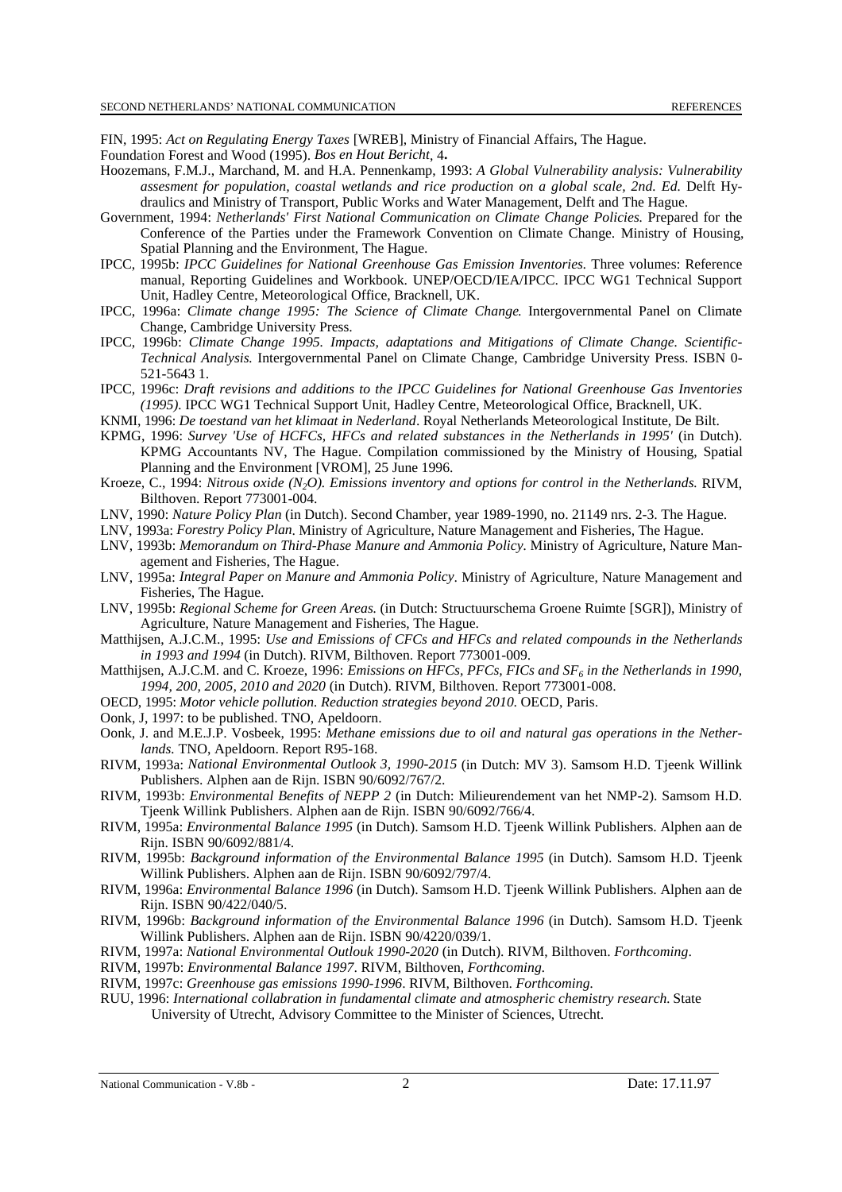FIN, 1995: *Act on Regulating Energy Taxes* [WREB], Ministry of Financial Affairs, The Hague.

Foundation Forest and Wood (1995). *Bos en Hout Bericht*, 4**.**

Hoozemans, F.M.J., Marchand, M. and H.A. Pennenkamp, 1993: *A Global Vulnerability analysis: Vulnerability assesment for population, coastal wetlands and rice production on a global scale, 2nd. Ed.* Delft Hydraulics and Ministry of Transport, Public Works and Water Management, Delft and The Hague.

Government, 1994: *Netherlands' First National Communication on Climate Change Policies.* Prepared for the Conference of the Parties under the Framework Convention on Climate Change. Ministry of Housing, Spatial Planning and the Environment, The Hague.

IPCC, 1995b: *IPCC Guidelines for National Greenhouse Gas Emission Inventories.* Three volumes: Reference manual, Reporting Guidelines and Workbook. UNEP/OECD/IEA/IPCC. IPCC WG1 Technical Support Unit, Hadley Centre, Meteorological Office, Bracknell, UK.

IPCC, 1996a: *Climate change 1995: The Science of Climate Change.* Intergovernmental Panel on Climate Change, Cambridge University Press.

IPCC, 1996b: *Climate Change 1995. Impacts, adaptations and Mitigations of Climate Change. Scientific-Technical Analysis.* Intergovernmental Panel on Climate Change, Cambridge University Press. ISBN 0-521-5643 1.

IPCC, 1996c: *Draft revisions and additions to the IPCC Guidelines for National Greenhouse Gas Inventories (1995).* IPCC WG1 Technical Support Unit, Hadley Centre, Meteorological Office, Bracknell, UK.

KNMI, 1996: *De toestand van het klimaat in Nederland*. Royal Netherlands Meteorological Institute, De Bilt.

KPMG, 1996: *Survey 'Use of HCFCs, HFCs and related substances in the Netherlands in 1995'* (in Dutch). KPMG Accountants NV, The Hague. Compilation commissioned by the Ministry of Housing, Spatial Planning and the Environment [VROM], 25 June 1996.

Kroeze, C., 1994: *Nitrous oxide ($N_2O$). Emissions inventory and options for control in the Netherlands.* RIVM, Bilthoven. Report 773001-004.

LNV, 1990: *Nature Policy Plan* (in Dutch). Second Chamber, year 1989-1990, no. 21149 nrs. 2-3. The Hague.

LNV, 1993a: *Forestry Policy Plan*. Ministry of Agriculture, Nature Management and Fisheries, The Hague.

LNV, 1993b: *Memorandum on Third-Phase Manure and Ammonia Policy*. Ministry of Agriculture, Nature Management and Fisheries, The Hague.

LNV, 1995a: *Integral Paper on Manure and Ammonia Policy*. Ministry of Agriculture, Nature Management and Fisheries, The Hague.

LNV, 1995b: *Regional Scheme for Green Areas.* (in Dutch: Structuurschema Groene Ruimte [SGR]), Ministry of Agriculture, Nature Management and Fisheries, The Hague.

Matthijsen, A.J.C.M., 1995: *Use and Emissions of CFCs and HFCs and related compounds in the Netherlands in 1993 and 1994* (in Dutch). RIVM, Bilthoven. Report 773001-009.

Matthijsen, A.J.C.M. and C. Kroeze, 1996: *Emissions on HFCs, PFCs, FICs and $SF_6$ in the Netherlands in 1990, 1994, 200, 2005, 2010 and 2020* (in Dutch). RIVM, Bilthoven. Report 773001-008.

OECD, 1995: *Motor vehicle pollution. Reduction strategies beyond 2010.* OECD, Paris.

Oonk, J, 1997: to be published. TNO, Apeldoorn.

Oonk, J. and M.E.J.P. Vosbeek, 1995: *Methane emissions due to oil and natural gas operations in the Netherlands.* TNO, Apeldoorn. Report R95-168.

RIVM, 1993a: *National Environmental Outlook 3, 1990-2015* (in Dutch: MV 3). Samsom H.D. Tjeenk Willink Publishers. Alphen aan de Rijn. ISBN 90/6092/767/2.

RIVM, 1993b: *Environmental Benefits of NEPP 2* (in Dutch: Milieurendement van het NMP-2). Samsom H.D. Tjeenk Willink Publishers. Alphen aan de Rijn. ISBN 90/6092/766/4.

RIVM, 1995a: *Environmental Balance 1995* (in Dutch). Samsom H.D. Tjeenk Willink Publishers. Alphen aan de Rijn. ISBN 90/6092/881/4.

RIVM, 1995b: *Background information of the Environmental Balance 1995* (in Dutch). Samsom H.D. Tjeenk Willink Publishers. Alphen aan de Rijn. ISBN 90/6092/797/4.

RIVM, 1996a: *Environmental Balance 1996* (in Dutch). Samsom H.D. Tjeenk Willink Publishers. Alphen aan de Rijn. ISBN 90/422/040/5.

RIVM, 1996b: *Background information of the Environmental Balance 1996* (in Dutch). Samsom H.D. Tjeenk Willink Publishers. Alphen aan de Rijn. ISBN 90/4220/039/1.

RIVM, 1997a: *National Environmental Outlouk 1990-2020* (in Dutch). RIVM, Bilthoven. *Forthcoming*.

RIVM, 1997b: *Environmental Balance 1997*. RIVM, Bilthoven, *Forthcoming.*

RIVM, 1997c: *Greenhouse gas emissions 1990-1996*. RIVM, Bilthoven. *Forthcoming.*

RUU, 1996: *International collabration in fundamental climate and atmospheric chemistry research.* State University of Utrecht, Advisory Committee to the Minister of Sciences, Utrecht.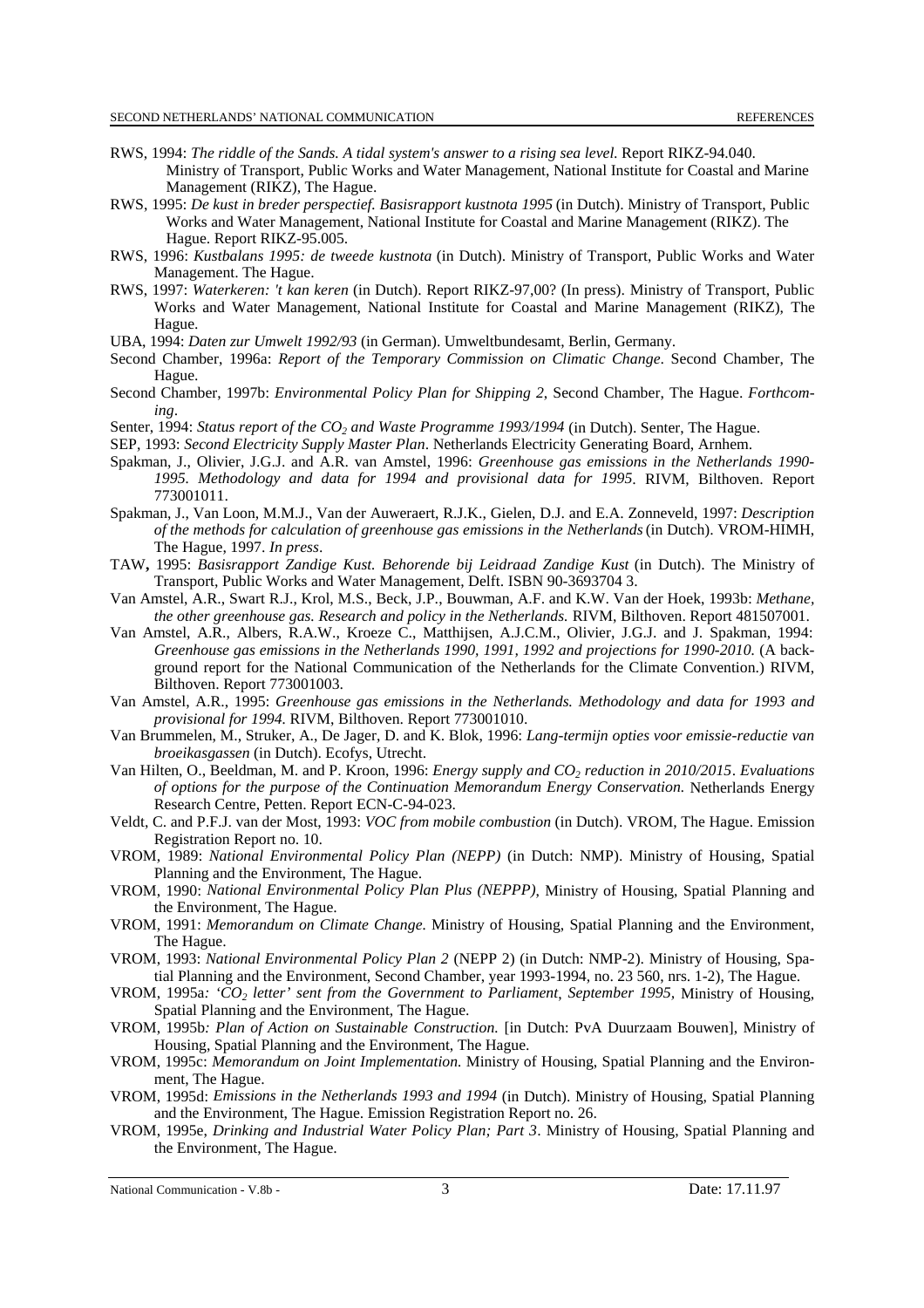RWS, 1994: *The riddle of the Sands. A tidal system's answer to a rising sea level.* Report RIKZ-94.040. Ministry of Transport, Public Works and Water Management, National Institute for Coastal and Marine Management (RIKZ), The Hague.

RWS, 1995: *De kust in breder perspectief. Basisrapport kustnota 1995* (in Dutch). Ministry of Transport, Public Works and Water Management, National Institute for Coastal and Marine Management (RIKZ). The Hague. Report RIKZ-95.005.

RWS, 1996: *Kustbalans 1995: de tweede kustnota* (in Dutch). Ministry of Transport, Public Works and Water Management. The Hague.

RWS, 1997: *Waterkeren: 't kan keren* (in Dutch). Report RIKZ-97,00? (In press). Ministry of Transport, Public Works and Water Management, National Institute for Coastal and Marine Management (RIKZ), The Hague.

UBA, 1994: *Daten zur Umwelt 1992/93* (in German). Umweltbundesamt, Berlin, Germany.

Second Chamber, 1996a: *Report of the Temporary Commission on Climatic Change*. Second Chamber, The Hague.

Second Chamber, 1997b: *Environmental Policy Plan for Shipping 2*, Second Chamber, The Hague. *Forthcoming*.

Senter, 1994: *Status report of the $CO_2$ and Waste Programme 1993/1994* (in Dutch). Senter, The Hague.

SEP, 1993: *Second Electricity Supply Master Plan*. Netherlands Electricity Generating Board, Arnhem.

Spakman, J., Olivier, J.G.J. and A.R. van Amstel, 1996: *Greenhouse gas emissions in the Netherlands 1990-1995. Methodology and data for 1994 and provisional data for 1995*. RIVM, Bilthoven. Report 773001011.

Spakman, J., Van Loon, M.M.J., Van der Auweraert, R.J.K., Gielen, D.J. and E.A. Zonneveld, 1997: *Description of the methods for calculation of greenhouse gas emissions in the Netherlands* (in Dutch). VROM-HIMH, The Hague, 1997. *In press*.

TAW, 1995: *Basisrapport Zandige Kust. Behorende bij Leidraad Zandige Kust* (in Dutch). The Ministry of Transport, Public Works and Water Management, Delft. ISBN 90-3693704 3.

Van Amstel, A.R., Swart R.J., Krol, M.S., Beck, J.P., Bouwman, A.F. and K.W. Van der Hoek, 1993b: *Methane, the other greenhouse gas. Research and policy in the Netherlands.* RIVM, Bilthoven. Report 481507001.

Van Amstel, A.R., Albers, R.A.W., Kroeze C., Matthijsen, A.J.C.M., Olivier, J.G.J. and J. Spakman, 1994: *Greenhouse gas emissions in the Netherlands 1990, 1991, 1992 and projections for 1990-2010.* (A background report for the National Communication of the Netherlands for the Climate Convention.) RIVM, Bilthoven. Report 773001003.

Van Amstel, A.R., 1995: *Greenhouse gas emissions in the Netherlands. Methodology and data for 1993 and provisional for 1994.* RIVM, Bilthoven. Report 773001010.

Van Brummelen, M., Struker, A., De Jager, D. and K. Blok, 1996: *Lang-termijn opties voor emissie-reductie van broeikasgassen* (in Dutch). Ecofys, Utrecht.

Van Hilten, O., Beeldman, M. and P. Kroon, 1996: *Energy supply and $CO_2$ reduction in 2010/2015*. *Evaluations of options for the purpose of the Continuation Memorandum Energy Conservation.* Netherlands Energy Research Centre, Petten. Report ECN-C-94-023.

Veldt, C. and P.F.J. van der Most, 1993: *VOC from mobile combustion* (in Dutch). VROM, The Hague. Emission Registration Report no. 10.

VROM, 1989: *National Environmental Policy Plan (NEPP)* (in Dutch: NMP). Ministry of Housing, Spatial Planning and the Environment, The Hague.

VROM, 1990: *National Environmental Policy Plan Plus (NEPPP)*, Ministry of Housing, Spatial Planning and the Environment, The Hague.

VROM, 1991: *Memorandum on Climate Change*. Ministry of Housing, Spatial Planning and the Environment, The Hague.

VROM, 1993: *National Environmental Policy Plan 2* (NEPP 2) (in Dutch: NMP-2). Ministry of Housing, Spatial Planning and the Environment, Second Chamber, year 1993-1994, no. 23 560, nrs. 1-2), The Hague.

VROM, 1995a: *'$CO_2$ letter' sent from the Government to Parliament, September 1995,* Ministry of Housing, Spatial Planning and the Environment, The Hague.

VROM, 1995b: *Plan of Action on Sustainable Construction.* [in Dutch: PvA Duurzaam Bouwen], Ministry of Housing, Spatial Planning and the Environment, The Hague.

VROM, 1995c: *Memorandum on Joint Implementation.* Ministry of Housing, Spatial Planning and the Environment, The Hague.

VROM, 1995d: *Emissions in the Netherlands 1993 and 1994* (in Dutch). Ministry of Housing, Spatial Planning and the Environment, The Hague. Emission Registration Report no. 26.

VROM, 1995e, *Drinking and Industrial Water Policy Plan; Part 3*. Ministry of Housing, Spatial Planning and the Environment, The Hague.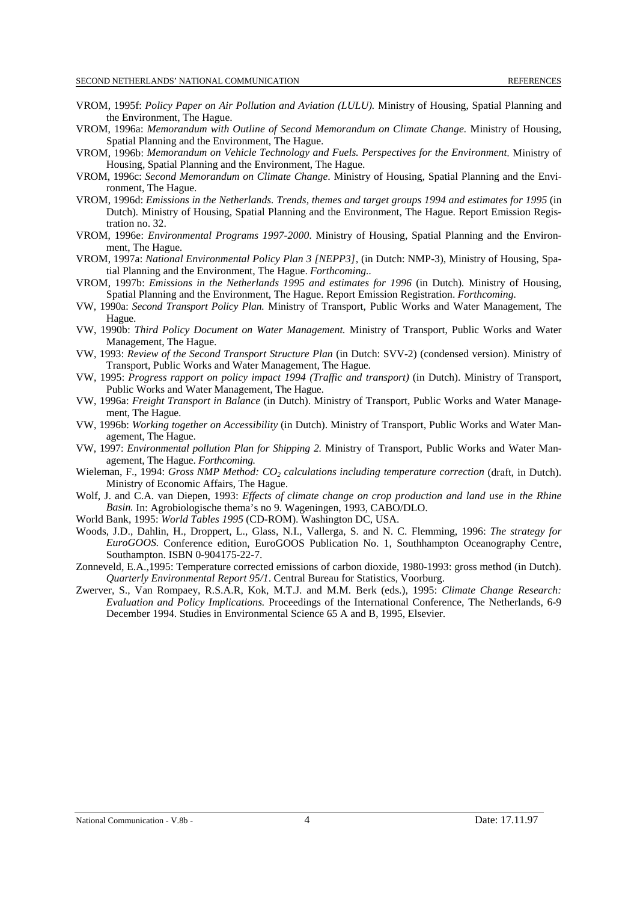VROM, 1995f: *Policy Paper on Air Pollution and Aviation (LULU).* Ministry of Housing, Spatial Planning and the Environment, The Hague.

VROM, 1996a: *Memorandum with Outline of Second Memorandum on Climate Change.* Ministry of Housing, Spatial Planning and the Environment, The Hague.

VROM, 1996b: *Memorandum on Vehicle Technology and Fuels. Perspectives for the Environment*. Ministry of Housing, Spatial Planning and the Environment, The Hague.

VROM, 1996c: *Second Memorandum on Climate Change*. Ministry of Housing, Spatial Planning and the Environment, The Hague.

VROM, 1996d: *Emissions in the Netherlands. Trends, themes and target groups 1994 and estimates for 1995* (in Dutch). Ministry of Housing, Spatial Planning and the Environment, The Hague. Report Emission Registration no. 32.

VROM, 1996e: *Environmental Programs 1997-2000*. Ministry of Housing, Spatial Planning and the Environment, The Hague.

VROM, 1997a: *National Environmental Policy Plan 3 [NEPP3]*, (in Dutch: NMP-3), Ministry of Housing, Spatial Planning and the Environment, The Hague. *Forthcoming.*.

VROM, 1997b: *Emissions in the Netherlands 1995 and estimates for 1996* (in Dutch). Ministry of Housing, Spatial Planning and the Environment, The Hague. Report Emission Registration. *Forthcoming.*

VW, 1990a: *Second Transport Policy Plan.* Ministry of Transport, Public Works and Water Management, The Hague.

VW, 1990b: *Third Policy Document on Water Management.* Ministry of Transport, Public Works and Water Management, The Hague.

VW, 1993: *Review of the Second Transport Structure Plan* (in Dutch: SVV-2) (condensed version). Ministry of Transport, Public Works and Water Management, The Hague.

VW, 1995: *Progress rapport on policy impact 1994 (Traffic and transport)* (in Dutch). Ministry of Transport, Public Works and Water Management, The Hague.

VW, 1996a: *Freight Transport in Balance* (in Dutch). Ministry of Transport, Public Works and Water Management, The Hague.

VW, 1996b: *Working together on Accessibility* (in Dutch). Ministry of Transport, Public Works and Water Management, The Hague.

VW, 1997: *Environmental pollution Plan for Shipping 2.* Ministry of Transport, Public Works and Water Management, The Hague. *Forthcoming.*

Wieleman, F., 1994: *Gross NMP Method: $CO_2$ calculations including temperature correction* (draft, in Dutch). Ministry of Economic Affairs, The Hague.

Wolf, J. and C.A. van Diepen, 1993: *Effects of climate change on crop production and land use in the Rhine Basin.* In: Agrobiologische thema's no 9. Wageningen, 1993, CABO/DLO.

World Bank, 1995: *World Tables 1995* (CD-ROM). Washington DC, USA.

Woods, J.D., Dahlin, H., Droppert, L., Glass, N.I., Vallerga, S. and N. C. Flemming, 1996: *The strategy for EuroGOOS.* Conference edition, EuroGOOS Publication No. 1, Southhampton Oceanography Centre, Southampton. ISBN 0-904175-22-7.

Zonneveld, E.A.,1995: Temperature corrected emissions of carbon dioxide, 1980-1993: gross method (in Dutch). *Quarterly Environmental Report 95/1*. Central Bureau for Statistics, Voorburg.

Zwerver, S., Van Rompaey, R.S.A.R, Kok, M.T.J. and M.M. Berk (eds.), 1995: *Climate Change Research: Evaluation and Policy Implications.* Proceedings of the International Conference, The Netherlands, 6-9 December 1994. Studies in Environmental Science 65 A and B, 1995, Elsevier.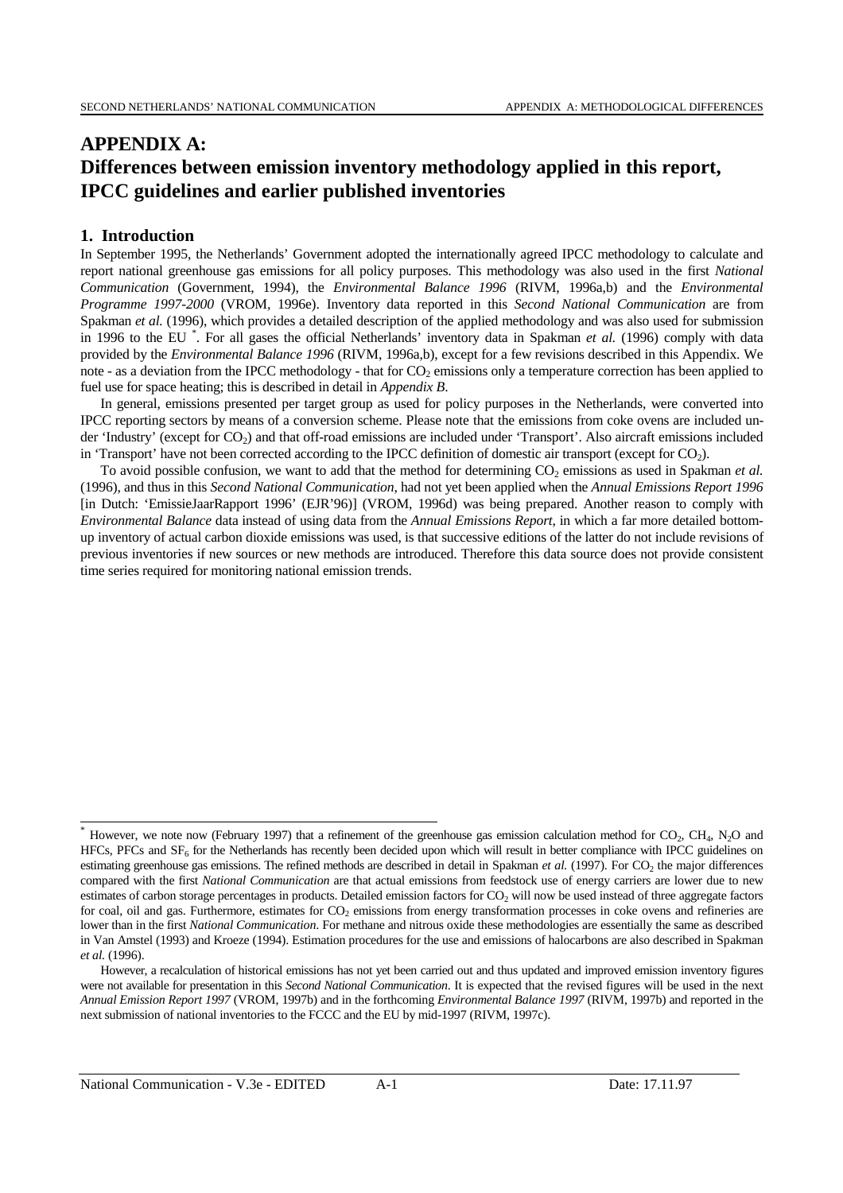# APPENDIX A:
# Differences between emission inventory methodology applied in this report, IPCC guidelines and earlier published inventories

## 1. Introduction

In September 1995, the Netherlands' Government adopted the internationally agreed IPCC methodology to calculate and report national greenhouse gas emissions for all policy purposes. This methodology was also used in the first *National Communication* (Government, 1994), the *Environmental Balance 1996* (RIVM, 1996a,b) and the *Environmental Programme 1997-2000* (VROM, 1996e). Inventory data reported in this *Second National Communication* are from Spakman *et al.* (1996), which provides a detailed description of the applied methodology and was also used for submission in 1996 to the EU [*]. For all gases the official Netherlands' inventory data in Spakman *et al.* (1996) comply with data provided by the *Environmental Balance 1996* (RIVM, 1996a,b), except for a few revisions described in this Appendix. We note - as a deviation from the IPCC methodology - that for $CO_2$ emissions only a temperature correction has been applied to fuel use for space heating; this is described in detail in *Appendix B*.

In general, emissions presented per target group as used for policy purposes in the Netherlands, were converted into IPCC reporting sectors by means of a conversion scheme. Please note that the emissions from coke ovens are included under 'Industry' (except for $CO_2$) and that off-road emissions are included under 'Transport'. Also aircraft emissions included in 'Transport' have not been corrected according to the IPCC definition of domestic air transport (except for $CO_2$).

To avoid possible confusion, we want to add that the method for determining $CO_2$ emissions as used in Spakman *et al.* (1996), and thus in this *Second National Communication*, had not yet been applied when the *Annual Emissions Report 1996* [in Dutch: 'EmissieJaarRapport 1996' (EJR'96)] (VROM, 1996d) was being prepared. Another reason to comply with *Environmental Balance* data instead of using data from the *Annual Emissions Report*, in which a far more detailed bottom-up inventory of actual carbon dioxide emissions was used, is that successive editions of the latter do not include revisions of previous inventories if new sources or new methods are introduced. Therefore this data source does not provide consistent time series required for monitoring national emission trends.

---

[*] However, we note now (February 1997) that a refinement of the greenhouse gas emission calculation method for $CO_2$, $CH_4$, $N_2O$ and HFCs, PFCs and $SF_6$ for the Netherlands has recently been decided upon which will result in better compliance with IPCC guidelines on estimating greenhouse gas emissions. The refined methods are described in detail in Spakman *et al.* (1997). For $CO_2$ the major differences compared with the first *National Communication* are that actual emissions from feedstock use of energy carriers are lower due to new estimates of carbon storage percentages in products. Detailed emission factors for $CO_2$ will now be used instead of three aggregate factors for coal, oil and gas. Furthermore, estimates for $CO_2$ emissions from energy transformation processes in coke ovens and refineries are lower than in the first *National Communication*. For methane and nitrous oxide these methodologies are essentially the same as described in Van Amstel (1993) and Kroeze (1994). Estimation procedures for the use and emissions of halocarbons are also described in Spakman *et al.* (1996).

However, a recalculation of historical emissions has not yet been carried out and thus updated and improved emission inventory figures were not available for presentation in this *Second National Communication*. It is expected that the revised figures will be used in the next *Annual Emission Report 1997* (VROM, 1997b) and in the forthcoming *Environmental Balance 1997* (RIVM, 1997b) and reported in the next submission of national inventories to the FCCC and the EU by mid-1997 (RIVM, 1997c).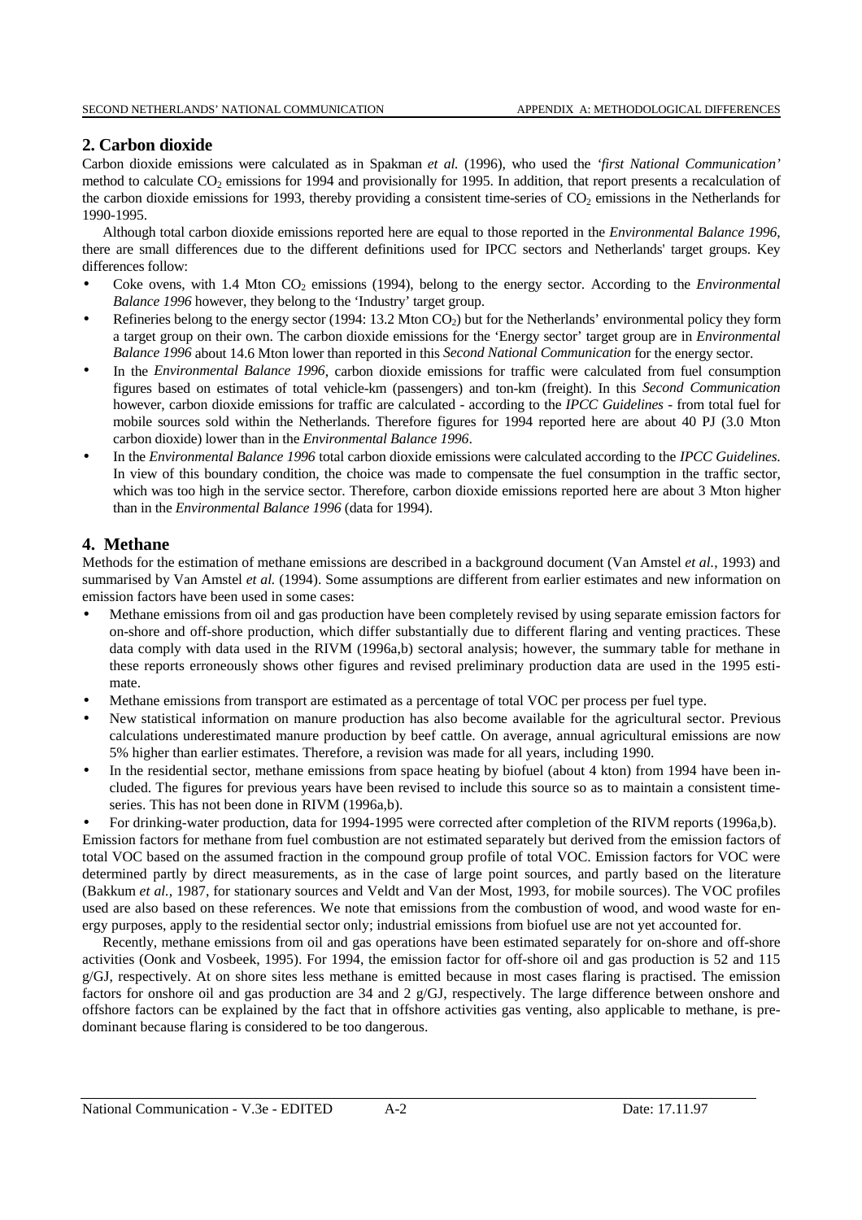## 2. Carbon dioxide

Carbon dioxide emissions were calculated as in Spakman *et al.* (1996), who used the *'first National Communication'* method to calculate $CO_2$ emissions for 1994 and provisionally for 1995. In addition, that report presents a recalculation of the carbon dioxide emissions for 1993, thereby providing a consistent time-series of $CO_2$ emissions in the Netherlands for 1990-1995.

Although total carbon dioxide emissions reported here are equal to those reported in the *Environmental Balance 1996*, there are small differences due to the different definitions used for IPCC sectors and Netherlands' target groups. Key differences follow:

- Coke ovens, with 1.4 Mton $CO_2$ emissions (1994), belong to the energy sector. According to the *Environmental Balance 1996* however, they belong to the 'Industry' target group.
- Refineries belong to the energy sector (1994: 13.2 Mton $CO_2$) but for the Netherlands' environmental policy they form a target group on their own. The carbon dioxide emissions for the 'Energy sector' target group are in *Environmental Balance 1996* about 14.6 Mton lower than reported in this *Second National Communication* for the energy sector.
- In the *Environmental Balance 1996*, carbon dioxide emissions for traffic were calculated from fuel consumption figures based on estimates of total vehicle-km (passengers) and ton-km (freight). In this *Second Communication* however, carbon dioxide emissions for traffic are calculated - according to the *IPCC Guidelines* - from total fuel for mobile sources sold within the Netherlands. Therefore figures for 1994 reported here are about 40 PJ (3.0 Mton carbon dioxide) lower than in the *Environmental Balance 1996*.
- In the *Environmental Balance 1996* total carbon dioxide emissions were calculated according to the *IPCC Guidelines*. In view of this boundary condition, the choice was made to compensate the fuel consumption in the traffic sector, which was too high in the service sector. Therefore, carbon dioxide emissions reported here are about 3 Mton higher than in the *Environmental Balance 1996* (data for 1994).

## 4. Methane

Methods for the estimation of methane emissions are described in a background document (Van Amstel *et al.*, 1993) and summarised by Van Amstel *et al.* (1994). Some assumptions are different from earlier estimates and new information on emission factors have been used in some cases:

- Methane emissions from oil and gas production have been completely revised by using separate emission factors for on-shore and off-shore production, which differ substantially due to different flaring and venting practices. These data comply with data used in the RIVM (1996a,b) sectoral analysis; however, the summary table for methane in these reports erroneously shows other figures and revised preliminary production data are used in the 1995 estimate.
- Methane emissions from transport are estimated as a percentage of total VOC per process per fuel type.
- New statistical information on manure production has also become available for the agricultural sector. Previous calculations underestimated manure production by beef cattle. On average, annual agricultural emissions are now 5% higher than earlier estimates. Therefore, a revision was made for all years, including 1990.
- In the residential sector, methane emissions from space heating by biofuel (about 4 kton) from 1994 have been included. The figures for previous years have been revised to include this source so as to maintain a consistent time-series. This has not been done in RIVM (1996a,b).
- For drinking-water production, data for 1994-1995 were corrected after completion of the RIVM reports (1996a,b).

Emission factors for methane from fuel combustion are not estimated separately but derived from the emission factors of total VOC based on the assumed fraction in the compound group profile of total VOC. Emission factors for VOC were determined partly by direct measurements, as in the case of large point sources, and partly based on the literature (Bakkum *et al.*, 1987, for stationary sources and Veldt and Van der Most, 1993, for mobile sources). The VOC profiles used are also based on these references. We note that emissions from the combustion of wood, and wood waste for energy purposes, apply to the residential sector only; industrial emissions from biofuel use are not yet accounted for.

Recently, methane emissions from oil and gas operations have been estimated separately for on-shore and off-shore activities (Oonk and Vosbeek, 1995). For 1994, the emission factor for off-shore oil and gas production is 52 and 115 g/GJ, respectively. At on shore sites less methane is emitted because in most cases flaring is practised. The emission factors for onshore oil and gas production are 34 and 2 g/GJ, respectively. The large difference between onshore and offshore factors can be explained by the fact that in offshore activities gas venting, also applicable to methane, is predominant because flaring is considered to be too dangerous.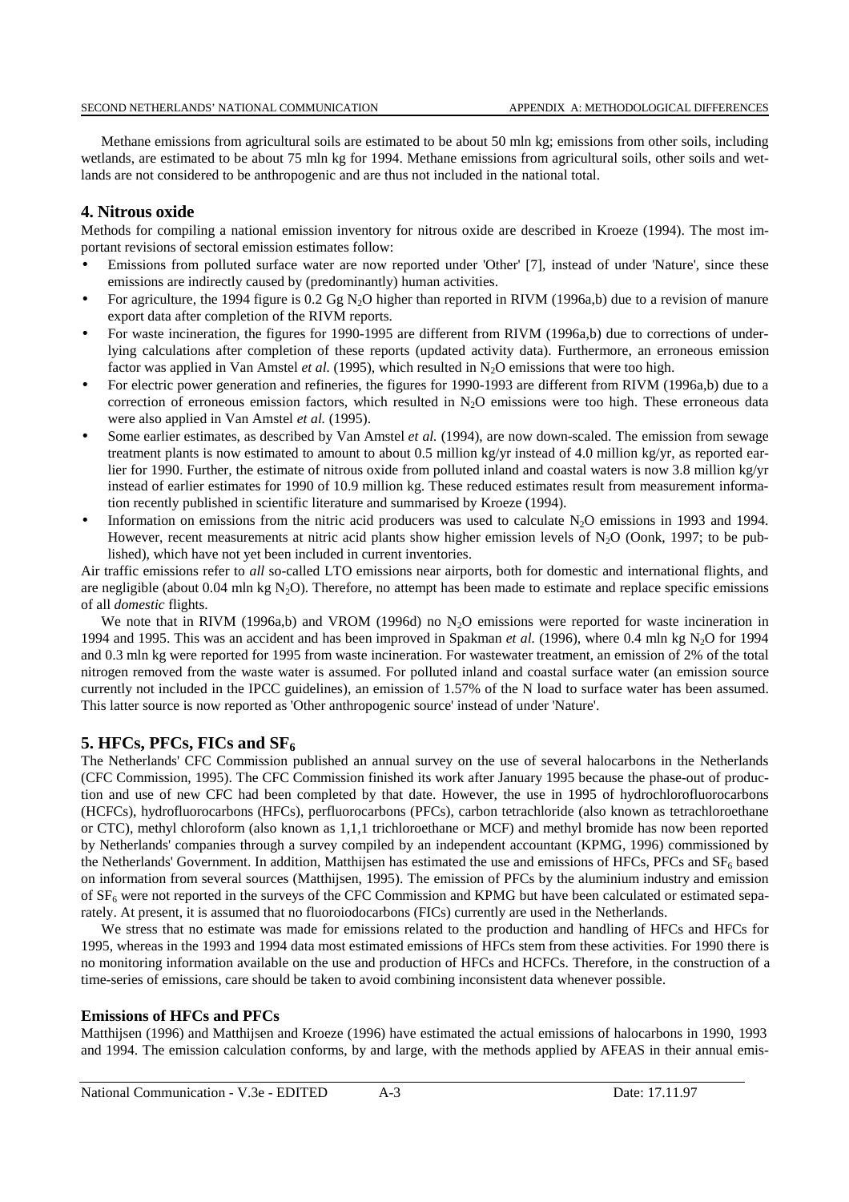Methane emissions from agricultural soils are estimated to be about 50 mln kg; emissions from other soils, including wetlands, are estimated to be about 75 mln kg for 1994. Methane emissions from agricultural soils, other soils and wetlands are not considered to be anthropogenic and are thus not included in the national total.

## 4. Nitrous oxide

Methods for compiling a national emission inventory for nitrous oxide are described in Kroeze (1994). The most important revisions of sectoral emission estimates follow:

- Emissions from polluted surface water are now reported under 'Other' [7], instead of under 'Nature', since these emissions are indirectly caused by (predominantly) human activities.
- For agriculture, the 1994 figure is 0.2 Gg $N_2O$ higher than reported in RIVM (1996a,b) due to a revision of manure export data after completion of the RIVM reports.
- For waste incineration, the figures for 1990-1995 are different from RIVM (1996a,b) due to corrections of underlying calculations after completion of these reports (updated activity data). Furthermore, an erroneous emission factor was applied in Van Amstel *et al.* (1995), which resulted in $N_2O$ emissions that were too high.
- For electric power generation and refineries, the figures for 1990-1993 are different from RIVM (1996a,b) due to a correction of erroneous emission factors, which resulted in $N_2O$ emissions were too high. These erroneous data were also applied in Van Amstel *et al.* (1995).
- Some earlier estimates, as described by Van Amstel *et al.* (1994), are now down-scaled. The emission from sewage treatment plants is now estimated to amount to about 0.5 million kg/yr instead of 4.0 million kg/yr, as reported earlier for 1990. Further, the estimate of nitrous oxide from polluted inland and coastal waters is now 3.8 million kg/yr instead of earlier estimates for 1990 of 10.9 million kg. These reduced estimates result from measurement information recently published in scientific literature and summarised by Kroeze (1994).
- Information on emissions from the nitric acid producers was used to calculate $N_2O$ emissions in 1993 and 1994. However, recent measurements at nitric acid plants show higher emission levels of $N_2O$ (Oonk, 1997; to be published), which have not yet been included in current inventories.

Air traffic emissions refer to *all* so-called LTO emissions near airports, both for domestic and international flights, and are negligible (about 0.04 mln kg $N_2O$). Therefore, no attempt has been made to estimate and replace specific emissions of all *domestic* flights.

We note that in RIVM (1996a,b) and VROM (1996d) no $N_2O$ emissions were reported for waste incineration in 1994 and 1995. This was an accident and has been improved in Spakman *et al.* (1996), where 0.4 mln kg $N_2O$ for 1994 and 0.3 mln kg were reported for 1995 from waste incineration. For wastewater treatment, an emission of 2% of the total nitrogen removed from the waste water is assumed. For polluted inland and coastal surface water (an emission source currently not included in the IPCC guidelines), an emission of 1.57% of the N load to surface water has been assumed. This latter source is now reported as 'Other anthropogenic source' instead of under 'Nature'.

## 5. HFCs, PFCs, FICs and $SF_6$

The Netherlands' CFC Commission published an annual survey on the use of several halocarbons in the Netherlands (CFC Commission, 1995). The CFC Commission finished its work after January 1995 because the phase-out of production and use of new CFC had been completed by that date. However, the use in 1995 of hydrochlorofluorocarbons (HCFCs), hydrofluorocarbons (HFCs), perfluorocarbons (PFCs), carbon tetrachloride (also known as tetrachloroethane or CTC), methyl chloroform (also known as 1,1,1 trichloroethane or MCF) and methyl bromide has now been reported by Netherlands' companies through a survey compiled by an independent accountant (KPMG, 1996) commissioned by the Netherlands' Government. In addition, Matthijsen has estimated the use and emissions of HFCs, PFCs and $SF_6$ based on information from several sources (Matthijsen, 1995). The emission of PFCs by the aluminium industry and emission of $SF_6$ were not reported in the surveys of the CFC Commission and KPMG but have been calculated or estimated separately. At present, it is assumed that no fluoroiodocarbons (FICs) currently are used in the Netherlands.

We stress that no estimate was made for emissions related to the production and handling of HFCs and HFCs for 1995, whereas in the 1993 and 1994 data most estimated emissions of HFCs stem from these activities. For 1990 there is no monitoring information available on the use and production of HFCs and HCFCs. Therefore, in the construction of a time-series of emissions, care should be taken to avoid combining inconsistent data whenever possible.

### Emissions of HFCs and PFCs

Matthijsen (1996) and Matthijsen and Kroeze (1996) have estimated the actual emissions of halocarbons in 1990, 1993 and 1994. The emission calculation conforms, by and large, with the methods applied by AFEAS in their annual emis-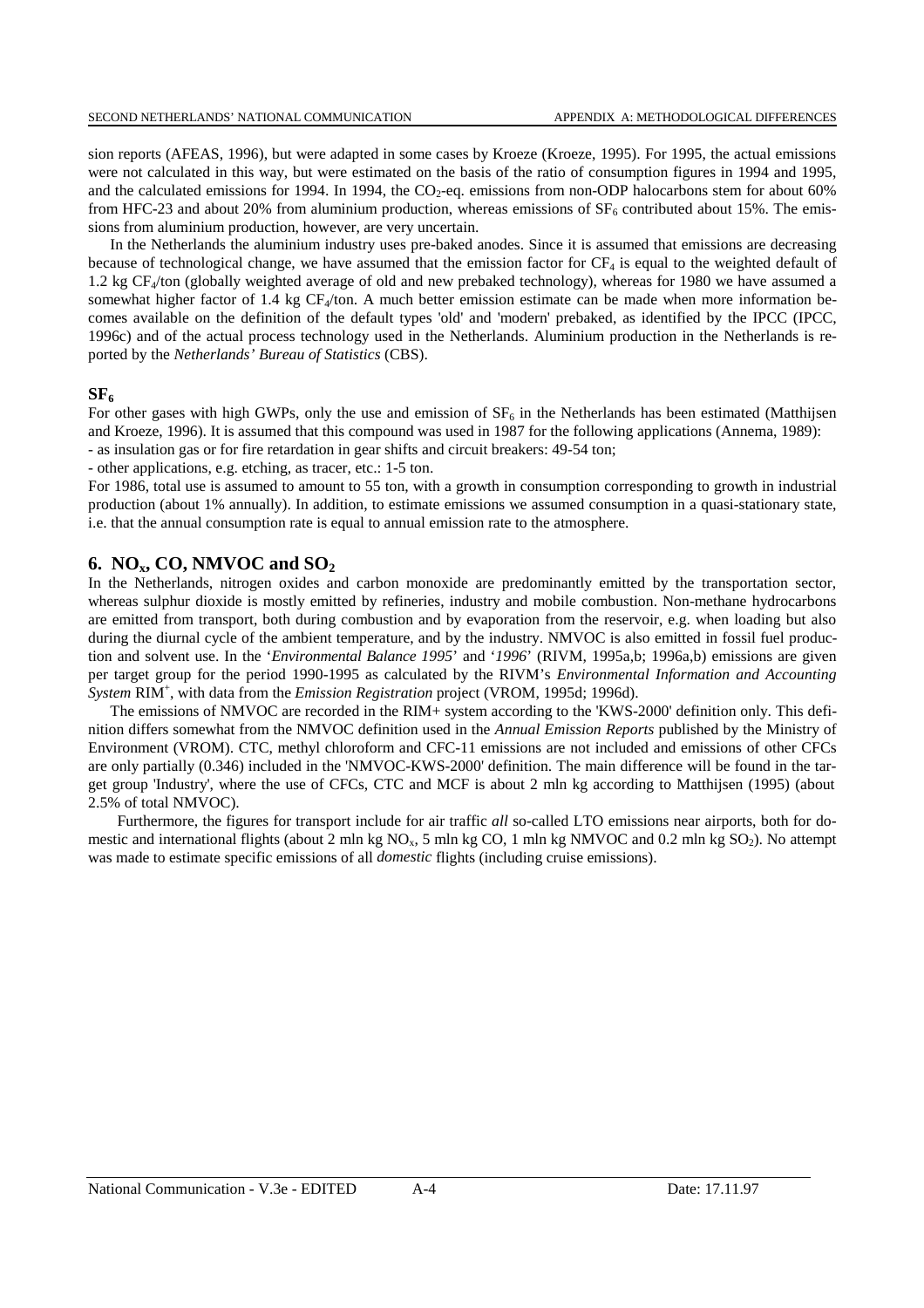sion reports (AFEAS, 1996), but were adapted in some cases by Kroeze (Kroeze, 1995). For 1995, the actual emissions were not calculated in this way, but were estimated on the basis of the ratio of consumption figures in 1994 and 1995, and the calculated emissions for 1994. In 1994, the $CO_2$-eq. emissions from non-ODP halocarbons stem for about 60% from HFC-23 and about 20% from aluminium production, whereas emissions of $SF_6$ contributed about 15%. The emissions from aluminium production, however, are very uncertain.

In the Netherlands the aluminium industry uses pre-baked anodes. Since it is assumed that emissions are decreasing because of technological change, we have assumed that the emission factor for $CF_4$ is equal to the weighted default of 1.2 kg $CF_4$/ton (globally weighted average of old and new prebaked technology), whereas for 1980 we have assumed a somewhat higher factor of 1.4 kg $CF_4$/ton. A much better emission estimate can be made when more information becomes available on the definition of the default types 'old' and 'modern' prebaked, as identified by the IPCC (IPCC, 1996c) and of the actual process technology used in the Netherlands. Aluminium production in the Netherlands is reported by the *Netherlands' Bureau of Statistics* (CBS).

### $SF_6$

For other gases with high GWPs, only the use and emission of $SF_6$ in the Netherlands has been estimated (Matthijsen and Kroeze, 1996). It is assumed that this compound was used in 1987 for the following applications (Annema, 1989):

- as insulation gas or for fire retardation in gear shifts and circuit breakers: 49-54 ton;
- other applications, e.g. etching, as tracer, etc.: 1-5 ton.

For 1986, total use is assumed to amount to 55 ton, with a growth in consumption corresponding to growth in industrial production (about 1% annually). In addition, to estimate emissions we assumed consumption in a quasi-stationary state, i.e. that the annual consumption rate is equal to annual emission rate to the atmosphere.

## 6. $NO_x$, CO, NMVOC and $SO_2$

In the Netherlands, nitrogen oxides and carbon monoxide are predominantly emitted by the transportation sector, whereas sulphur dioxide is mostly emitted by refineries, industry and mobile combustion. Non-methane hydrocarbons are emitted from transport, both during combustion and by evaporation from the reservoir, e.g. when loading but also during the diurnal cycle of the ambient temperature, and by the industry. NMVOC is also emitted in fossil fuel production and solvent use. In the '*Environmental Balance 1995*' and '*1996*' (RIVM, 1995a,b; 1996a,b) emissions are given per target group for the period 1990-1995 as calculated by the RIVM's *Environmental Information and Accounting System* RIM$^+$, with data from the *Emission Registration* project (VROM, 1995d; 1996d).

The emissions of NMVOC are recorded in the RIM+ system according to the 'KWS-2000' definition only. This definition differs somewhat from the NMVOC definition used in the *Annual Emission Reports* published by the Ministry of Environment (VROM). CTC, methyl chloroform and CFC-11 emissions are not included and emissions of other CFCs are only partially (0.346) included in the 'NMVOC-KWS-2000' definition. The main difference will be found in the target group 'Industry', where the use of CFCs, CTC and MCF is about 2 mln kg according to Matthijsen (1995) (about 2.5% of total NMVOC).

Furthermore, the figures for transport include for air traffic *all* so-called LTO emissions near airports, both for domestic and international flights (about 2 mln kg $NO_x$, 5 mln kg CO, 1 mln kg NMVOC and 0.2 mln kg $SO_2$). No attempt was made to estimate specific emissions of all *domestic* flights (including cruise emissions).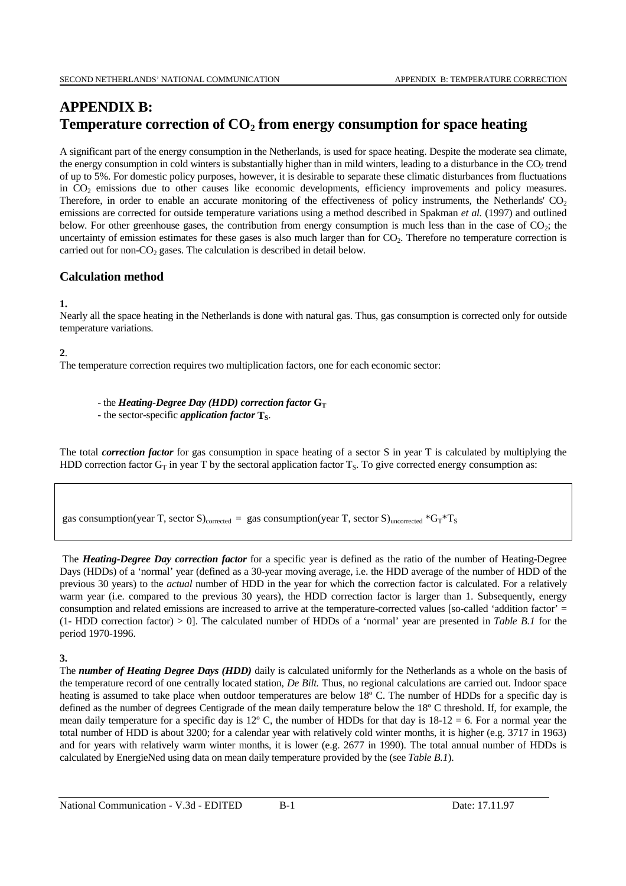# APPENDIX B:
# Temperature correction of $CO_2$ from energy consumption for space heating

A significant part of the energy consumption in the Netherlands, is used for space heating. Despite the moderate sea climate, the energy consumption in cold winters is substantially higher than in mild winters, leading to a disturbance in the $CO_2$ trend of up to 5%. For domestic policy purposes, however, it is desirable to separate these climatic disturbances from fluctuations in $CO_2$ emissions due to other causes like economic developments, efficiency improvements and policy measures. Therefore, in order to enable an accurate monitoring of the effectiveness of policy instruments, the Netherlands' $CO_2$ emissions are corrected for outside temperature variations using a method described in Spakman *et al.* (1997) and outlined below. For other greenhouse gases, the contribution from energy consumption is much less than in the case of $CO_2$; the uncertainty of emission estimates for these gases is also much larger than for $CO_2$. Therefore no temperature correction is carried out for non-$CO_2$ gases. The calculation is described in detail below.

## Calculation method

**1.**

Nearly all the space heating in the Netherlands is done with natural gas. Thus, gas consumption is corrected only for outside temperature variations.

**2**.

The temperature correction requires two multiplication factors, one for each economic sector:

- the ***Heating-Degree Day (HDD) correction factor*** $G_T$
- the sector-specific ***application factor*** $T_S$.

The total ***correction factor*** for gas consumption in space heating of a sector S in year T is calculated by multiplying the HDD correction factor $G_T$ in year T by the sectoral application factor $T_S$. To give corrected energy consumption as:

$$\text{gas consumption(year T, sector S)}_{\text{corrected}} = \text{gas consumption(year T, sector S)}_{\text{uncorrected}} * G_T * T_S$$

The ***Heating-Degree Day correction factor*** for a specific year is defined as the ratio of the number of Heating-Degree Days (HDDs) of a 'normal' year (defined as a 30-year moving average, i.e. the HDD average of the number of HDD of the previous 30 years) to the *actual* number of HDD in the year for which the correction factor is calculated. For a relatively warm year (i.e. compared to the previous 30 years), the HDD correction factor is larger than 1. Subsequently, energy consumption and related emissions are increased to arrive at the temperature-corrected values [so-called 'addition factor' = (1- HDD correction factor) > 0]. The calculated number of HDDs of a 'normal' year are presented in *Table B.1* for the period 1970-1996.

**3.**

The ***number of Heating Degree Days (HDD)*** daily is calculated uniformly for the Netherlands as a whole on the basis of the temperature record of one centrally located station, *De Bilt.* Thus, no regional calculations are carried out. Indoor space heating is assumed to take place when outdoor temperatures are below 18º C. The number of HDDs for a specific day is defined as the number of degrees Centigrade of the mean daily temperature below the 18º C threshold. If, for example, the mean daily temperature for a specific day is 12º C, the number of HDDs for that day is 18-12 = 6. For a normal year the total number of HDD is about 3200; for a calendar year with relatively cold winter months, it is higher (e.g. 3717 in 1963) and for years with relatively warm winter months, it is lower (e.g. 2677 in 1990). The total annual number of HDDs is calculated by EnergieNed using data on mean daily temperature provided by the (see *Table B.1*).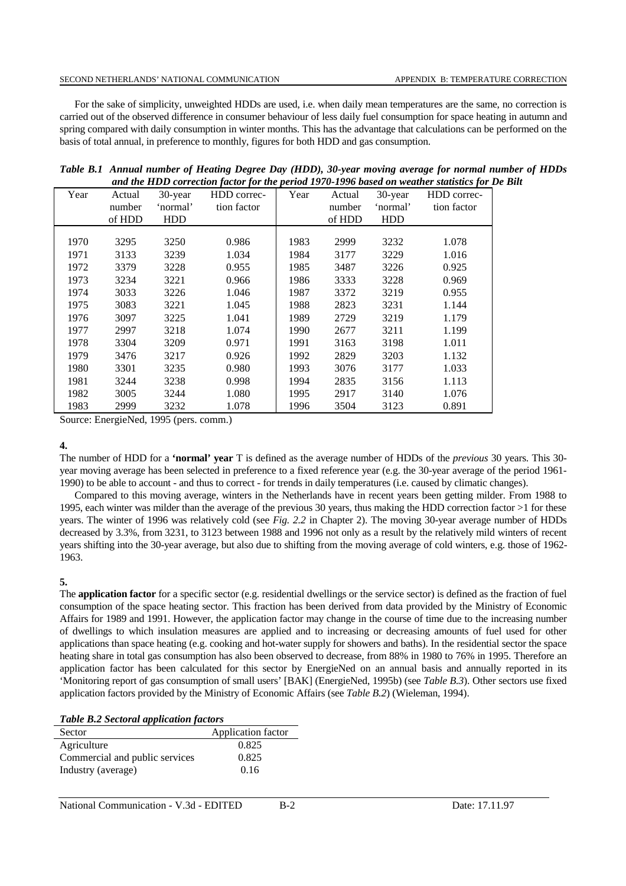For the sake of simplicity, unweighted HDDs are used, i.e. when daily mean temperatures are the same, no correction is carried out of the observed difference in consumer behaviour of less daily fuel consumption for space heating in autumn and spring compared with daily consumption in winter months. This has the advantage that calculations can be performed on the basis of total annual, in preference to monthly, figures for both HDD and gas consumption.

*Table B.1 Annual number of Heating Degree Day (HDD), 30-year moving average for normal number of HDDs and the HDD correction factor for the period 1970-1996 based on weather statistics for De Bilt*

| Year | Actual number of HDD | 30-year 'normal' HDD | HDD correction factor | Year | Actual number of HDD | 30-year 'normal' HDD | HDD correction factor |
|---|---|---|---|---|---|---|---|
| 1970 | 3295 | 3250 | 0.986 | 1983 | 2999 | 3232 | 1.078 |
| 1971 | 3133 | 3239 | 1.034 | 1984 | 3177 | 3229 | 1.016 |
| 1972 | 3379 | 3228 | 0.955 | 1985 | 3487 | 3226 | 0.925 |
| 1973 | 3234 | 3221 | 0.966 | 1986 | 3333 | 3228 | 0.969 |
| 1974 | 3033 | 3226 | 1.046 | 1987 | 3372 | 3219 | 0.955 |
| 1975 | 3083 | 3221 | 1.045 | 1988 | 2823 | 3231 | 1.144 |
| 1976 | 3097 | 3225 | 1.041 | 1989 | 2729 | 3219 | 1.179 |
| 1977 | 2997 | 3218 | 1.074 | 1990 | 2677 | 3211 | 1.199 |
| 1978 | 3304 | 3209 | 0.971 | 1991 | 3163 | 3198 | 1.011 |
| 1979 | 3476 | 3217 | 0.926 | 1992 | 2829 | 3203 | 1.132 |
| 1980 | 3301 | 3235 | 0.980 | 1993 | 3076 | 3177 | 1.033 |
| 1981 | 3244 | 3238 | 0.998 | 1994 | 2835 | 3156 | 1.113 |
| 1982 | 3005 | 3244 | 1.080 | 1995 | 2917 | 3140 | 1.076 |
| 1983 | 2999 | 3232 | 1.078 | 1996 | 3504 | 3123 | 0.891 |

Source: EnergieNed, 1995 (pers. comm.)

**4.**

The number of HDD for a **'normal' year** T is defined as the average number of HDDs of the *previous* 30 years. This 30-year moving average has been selected in preference to a fixed reference year (e.g. the 30-year average of the period 1961-1990) to be able to account - and thus to correct - for trends in daily temperatures (i.e. caused by climatic changes).

Compared to this moving average, winters in the Netherlands have in recent years been getting milder. From 1988 to 1995, each winter was milder than the average of the previous 30 years, thus making the HDD correction factor >1 for these years. The winter of 1996 was relatively cold (see *Fig. 2.2* in Chapter 2). The moving 30-year average number of HDDs decreased by 3.3%, from 3231, to 3123 between 1988 and 1996 not only as a result by the relatively mild winters of recent years shifting into the 30-year average, but also due to shifting from the moving average of cold winters, e.g. those of 1962-1963.

**5.**

The **application factor** for a specific sector (e.g. residential dwellings or the service sector) is defined as the fraction of fuel consumption of the space heating sector. This fraction has been derived from data provided by the Ministry of Economic Affairs for 1989 and 1991. However, the application factor may change in the course of time due to the increasing number of dwellings to which insulation measures are applied and to increasing or decreasing amounts of fuel used for other applications than space heating (e.g. cooking and hot-water supply for showers and baths). In the residential sector the space heating share in total gas consumption has also been observed to decrease, from 88% in 1980 to 76% in 1995. Therefore an application factor has been calculated for this sector by EnergieNed on an annual basis and annually reported in its 'Monitoring report of gas consumption of small users' [BAK] (EnergieNed, 1995b) (see *Table B.3*). Other sectors use fixed application factors provided by the Ministry of Economic Affairs (see *Table B.2*) (Wieleman, 1994).

*Table B.2 Sectoral application factors*

| Sector | Application factor |
|---|---|
| Agriculture | 0.825 |
| Commercial and public services | 0.825 |
| Industry (average) | 0.16 |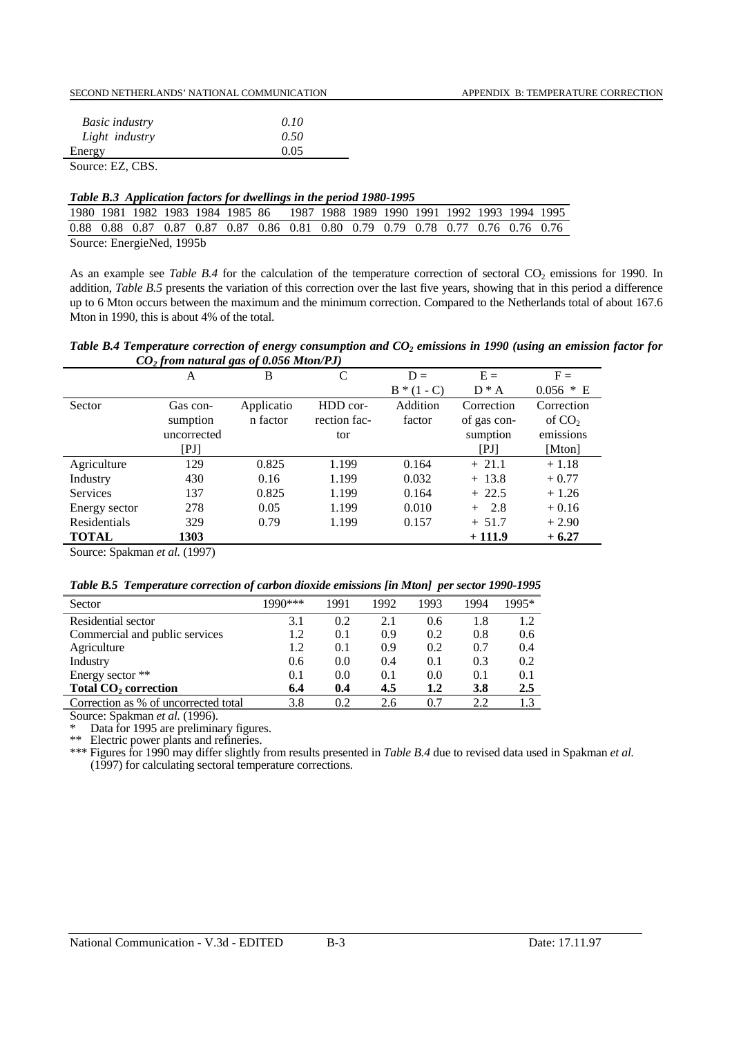| | |
|---|---|
| *Basic industry* | *0.10* |
| *Light industry* | *0.50* |
| Energy | 0.05 |

Source: EZ, CBS.

***Table B.3 Application factors for dwellings in the period 1980-1995***

| 1980 | 1981 | 1982 | 1983 | 1984 | 1985 | 86 | 1987 | 1988 | 1989 | 1990 | 1991 | 1992 | 1993 | 1994 | 1995 |
|---|---|---|---|---|---|---|---|---|---|---|---|---|---|---|---|
| 0.88 | 0.88 | 0.87 | 0.87 | 0.87 | 0.87 | 0.86 | 0.81 | 0.80 | 0.79 | 0.79 | 0.78 | 0.77 | 0.76 | 0.76 | 0.76 |

Source: EnergieNed, 1995b

As an example see *Table B.4* for the calculation of the temperature correction of sectoral $CO_2$ emissions for 1990. In addition, *Table B.5* presents the variation of this correction over the last five years, showing that in this period a difference up to 6 Mton occurs between the maximum and the minimum correction. Compared to the Netherlands total of about 167.6 Mton in 1990, this is about 4% of the total.

***Table B.4 Temperature correction of energy consumption and $CO_2$ emissions in 1990 (using an emission factor for $CO_2$ from natural gas of 0.056 Mton/PJ)***

| | A | B | C | D = B * (1 - C) | E = D * A | F = 0.056 * E |
|---|---|---|---|---|---|---|
| Sector | Gas consumption uncorrected [PJ] | Application factor | HDD correction factor | Addition factor | Correction of gas consumption [PJ] | Correction of $CO_2$ emissions [Mton] |
| Agriculture | 129 | 0.825 | 1.199 | 0.164 | + 21.1 | + 1.18 |
| Industry | 430 | 0.16 | 1.199 | 0.032 | + 13.8 | + 0.77 |
| Services | 137 | 0.825 | 1.199 | 0.164 | + 22.5 | + 1.26 |
| Energy sector | 278 | 0.05 | 1.199 | 0.010 | + 2.8 | + 0.16 |
| Residentials | 329 | 0.79 | 1.199 | 0.157 | + 51.7 | + 2.90 |
| **TOTAL** | **1303** | | | | **+ 111.9** | **+ 6.27** |

Source: Spakman *et al.* (1997)

***Table B.5 Temperature correction of carbon dioxide emissions [in Mton] per sector 1990-1995***

| Sector | 1990*** | 1991 | 1992 | 1993 | 1994 | 1995* |
|---|---|---|---|---|---|---|
| Residential sector | 3.1 | 0.2 | 2.1 | 0.6 | 1.8 | 1.2 |
| Commercial and public services | 1.2 | 0.1 | 0.9 | 0.2 | 0.8 | 0.6 |
| Agriculture | 1.2 | 0.1 | 0.9 | 0.2 | 0.7 | 0.4 |
| Industry | 0.6 | 0.0 | 0.4 | 0.1 | 0.3 | 0.2 |
| Energy sector ** | 0.1 | 0.0 | 0.1 | 0.0 | 0.1 | 0.1 |
| **Total $CO_2$ correction** | **6.4** | **0.4** | **4.5** | **1.2** | **3.8** | **2.5** |
| Correction as % of uncorrected total | 3.8 | 0.2 | 2.6 | 0.7 | 2.2 | 1.3 |

Source: Spakman *et al.* (1996).

\* Data for 1995 are preliminary figures.

** Electric power plants and refineries.

*** Figures for 1990 may differ slightly from results presented in *Table B.4* due to revised data used in Spakman *et al.* (1997) for calculating sectoral temperature corrections.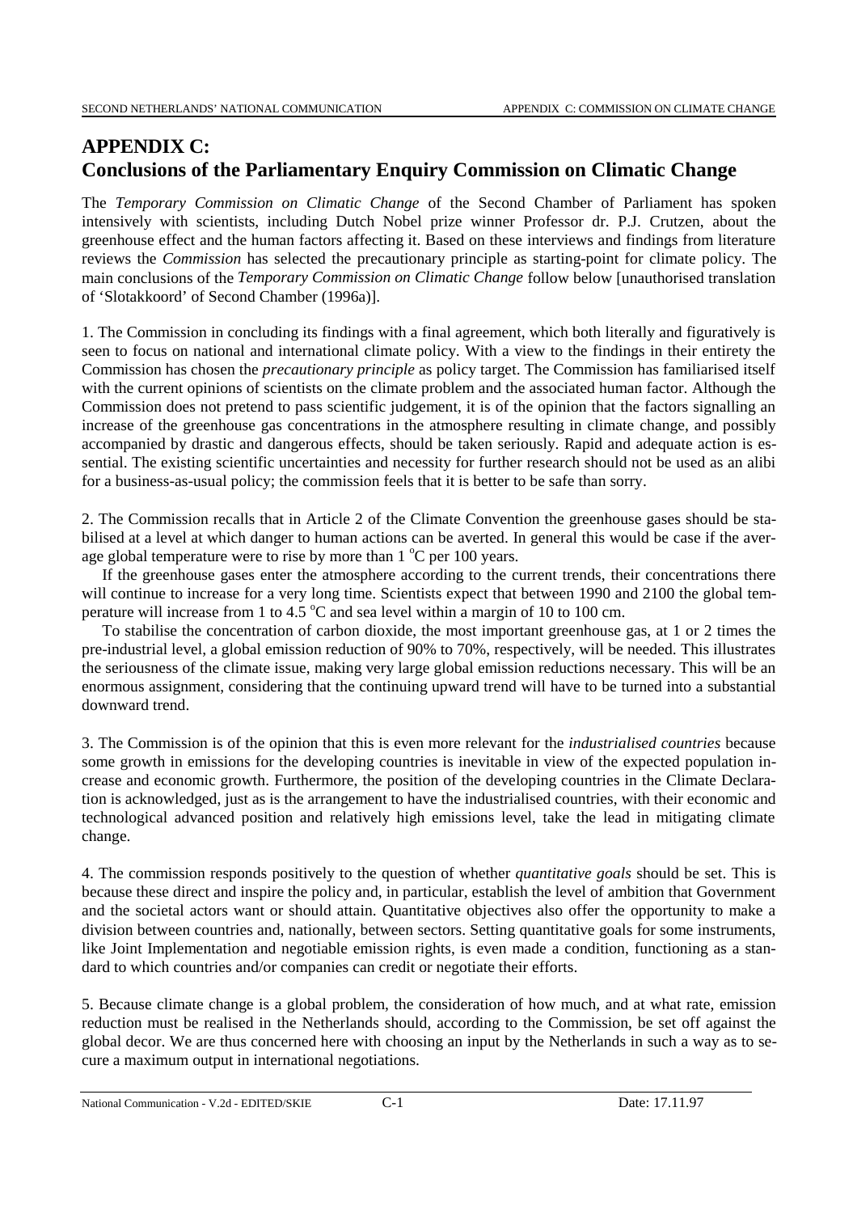# APPENDIX C: Conclusions of the Parliamentary Enquiry Commission on Climatic Change

The *Temporary Commission on Climatic Change* of the Second Chamber of Parliament has spoken intensively with scientists, including Dutch Nobel prize winner Professor dr. P.J. Crutzen, about the greenhouse effect and the human factors affecting it. Based on these interviews and findings from literature reviews the *Commission* has selected the precautionary principle as starting-point for climate policy. The main conclusions of the *Temporary Commission on Climatic Change* follow below [unauthorised translation of 'Slotakkoord' of Second Chamber (1996a)].

1. The Commission in concluding its findings with a final agreement, which both literally and figuratively is seen to focus on national and international climate policy. With a view to the findings in their entirety the Commission has chosen the *precautionary principle* as policy target. The Commission has familiarised itself with the current opinions of scientists on the climate problem and the associated human factor. Although the Commission does not pretend to pass scientific judgement, it is of the opinion that the factors signalling an increase of the greenhouse gas concentrations in the atmosphere resulting in climate change, and possibly accompanied by drastic and dangerous effects, should be taken seriously. Rapid and adequate action is essential. The existing scientific uncertainties and necessity for further research should not be used as an alibi for a business-as-usual policy; the commission feels that it is better to be safe than sorry.

2. The Commission recalls that in Article 2 of the Climate Convention the greenhouse gases should be stabilised at a level at which danger to human actions can be averted. In general this would be case if the average global temperature were to rise by more than 1 °C per 100 years.

If the greenhouse gases enter the atmosphere according to the current trends, their concentrations there will continue to increase for a very long time. Scientists expect that between 1990 and 2100 the global temperature will increase from 1 to 4.5 °C and sea level within a margin of 10 to 100 cm.

To stabilise the concentration of carbon dioxide, the most important greenhouse gas, at 1 or 2 times the pre-industrial level, a global emission reduction of 90% to 70%, respectively, will be needed. This illustrates the seriousness of the climate issue, making very large global emission reductions necessary. This will be an enormous assignment, considering that the continuing upward trend will have to be turned into a substantial downward trend.

3. The Commission is of the opinion that this is even more relevant for the *industrialised countries* because some growth in emissions for the developing countries is inevitable in view of the expected population increase and economic growth. Furthermore, the position of the developing countries in the Climate Declaration is acknowledged, just as is the arrangement to have the industrialised countries, with their economic and technological advanced position and relatively high emissions level, take the lead in mitigating climate change.

4. The commission responds positively to the question of whether *quantitative goals* should be set. This is because these direct and inspire the policy and, in particular, establish the level of ambition that Government and the societal actors want or should attain. Quantitative objectives also offer the opportunity to make a division between countries and, nationally, between sectors. Setting quantitative goals for some instruments, like Joint Implementation and negotiable emission rights, is even made a condition, functioning as a standard to which countries and/or companies can credit or negotiate their efforts.

5. Because climate change is a global problem, the consideration of how much, and at what rate, emission reduction must be realised in the Netherlands should, according to the Commission, be set off against the global decor. We are thus concerned here with choosing an input by the Netherlands in such a way as to secure a maximum output in international negotiations.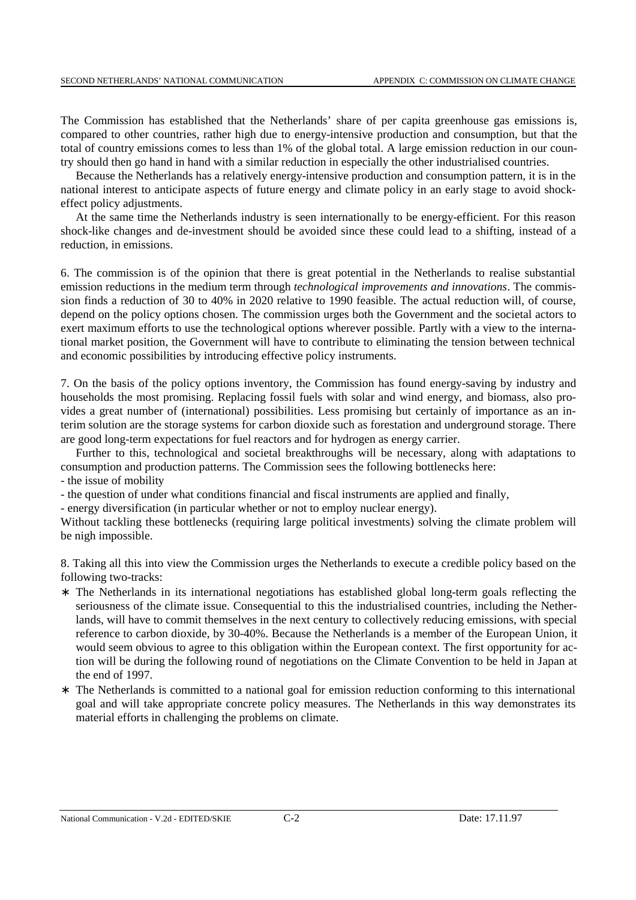The Commission has established that the Netherlands' share of per capita greenhouse gas emissions is, compared to other countries, rather high due to energy-intensive production and consumption, but that the total of country emissions comes to less than 1% of the global total. A large emission reduction in our country should then go hand in hand with a similar reduction in especially the other industrialised countries.

Because the Netherlands has a relatively energy-intensive production and consumption pattern, it is in the national interest to anticipate aspects of future energy and climate policy in an early stage to avoid shock-effect policy adjustments.

At the same time the Netherlands industry is seen internationally to be energy-efficient. For this reason shock-like changes and de-investment should be avoided since these could lead to a shifting, instead of a reduction, in emissions.

6. The commission is of the opinion that there is great potential in the Netherlands to realise substantial emission reductions in the medium term through *technological improvements and innovations*. The commission finds a reduction of 30 to 40% in 2020 relative to 1990 feasible. The actual reduction will, of course, depend on the policy options chosen. The commission urges both the Government and the societal actors to exert maximum efforts to use the technological options wherever possible. Partly with a view to the international market position, the Government will have to contribute to eliminating the tension between technical and economic possibilities by introducing effective policy instruments.

7. On the basis of the policy options inventory, the Commission has found energy-saving by industry and households the most promising. Replacing fossil fuels with solar and wind energy, and biomass, also provides a great number of (international) possibilities. Less promising but certainly of importance as an interim solution are the storage systems for carbon dioxide such as forestation and underground storage. There are good long-term expectations for fuel reactors and for hydrogen as energy carrier.

Further to this, technological and societal breakthroughs will be necessary, along with adaptations to consumption and production patterns. The Commission sees the following bottlenecks here:

- the issue of mobility
- the question of under what conditions financial and fiscal instruments are applied and finally,
- energy diversification (in particular whether or not to employ nuclear energy).

Without tackling these bottlenecks (requiring large political investments) solving the climate problem will be nigh impossible.

8. Taking all this into view the Commission urges the Netherlands to execute a credible policy based on the following two-tracks:

* The Netherlands in its international negotiations has established global long-term goals reflecting the seriousness of the climate issue. Consequential to this the industrialised countries, including the Netherlands, will have to commit themselves in the next century to collectively reducing emissions, with special reference to carbon dioxide, by 30-40%. Because the Netherlands is a member of the European Union, it would seem obvious to agree to this obligation within the European context. The first opportunity for action will be during the following round of negotiations on the Climate Convention to be held in Japan at the end of 1997.
* The Netherlands is committed to a national goal for emission reduction conforming to this international goal and will take appropriate concrete policy measures. The Netherlands in this way demonstrates its material efforts in challenging the problems on climate.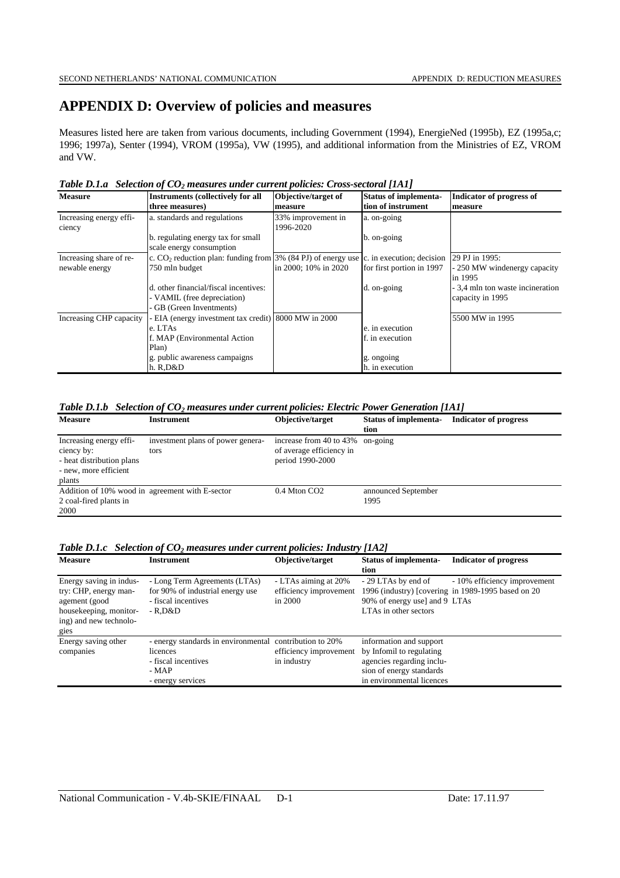# APPENDIX D: Overview of policies and measures

Measures listed here are taken from various documents, including Government (1994), EnergieNed (1995b), EZ (1995a,c; 1996; 1997a), Senter (1994), VROM (1995a), VW (1995), and additional information from the Ministries of EZ, VROM and VW.

***Table D.1.a Selection of $CO_2$ measures under current policies: Cross-sectoral [1A1]***

| Measure | Instruments (collectively for all three measures) | Objective/target of measure | Status of implementation of instrument | Indicator of progress of measure |
|---|---|---|---|---|
| Increasing energy efficiency | a. standards and regulations | 33% improvement in 1996-2020 | a. on-going | |
| | b. regulating energy tax for small scale energy consumption | | b. on-going | |
| Increasing share of renewable energy | c. $CO_2$ reduction plan: funding from 750 mln budget | 3% (84 PJ) of energy use in 2000; 10% in 2020 | c. in execution; decision for first portion in 1997 | 29 PJ in 1995: - 250 MW windenergy capacity in 1995 |
| | d. other financial/fiscal incentives: - VAMIL (free depreciation) - GB (Green Inventments) | | d. on-going | - 3,4 mln ton waste incineration capacity in 1995 |
| Increasing CHP capacity | - EIA (energy investment tax credit) | 8000 MW in 2000 | | 5500 MW in 1995 |
| | e. LTAs | | e. in execution | |
| | f. MAP (Environmental Action Plan) | | f. in execution | |
| | g. public awareness campaigns | | g. ongoing | |
| | h. R,D&D | | h. in execution | |

***Table D.1.b Selection of $CO_2$ measures under current policies: Electric Power Generation [1A1]***

| Measure | Instrument | Objective/target | Status of implementation | Indicator of progress |
|---|---|---|---|---|
| Increasing energy efficiency by: - heat distribution plans - new, more efficient plants | investment plans of power generators | increase from 40 to 43% of average efficiency in period 1990-2000 | on-going | |
| Addition of 10% wood in 2 coal-fired plants in 2000 | agreement with E-sector | 0.4 Mton CO2 | announced September 1995 | |

***Table D.1.c Selection of $CO_2$ measures under current policies: Industry [1A2]***

| Measure | Instrument | Objective/target | Status of implementation | Indicator of progress |
|---|---|---|---|---|
| Energy saving in industry: CHP, energy management (good housekeeping, monitoring) and new technologies | - Long Term Agreements (LTAs) for 90% of industrial energy use - fiscal incentives - R,D&D | - LTAs aiming at 20% efficiency improvement in 2000 | - 29 LTAs by end of 1996 (industry) [covering 90% of energy use] and 9 LTAs in other sectors | - 10% efficiency improvement in 1989-1995 based on 20 LTAs |
| Energy saving other companies | - energy standards in environmental licences - fiscal incentives - MAP - energy services | contribution to 20% efficiency improvement in industry | information and support by Infomil to regulating agencies regarding inclusion of energy standards in environmental licences | |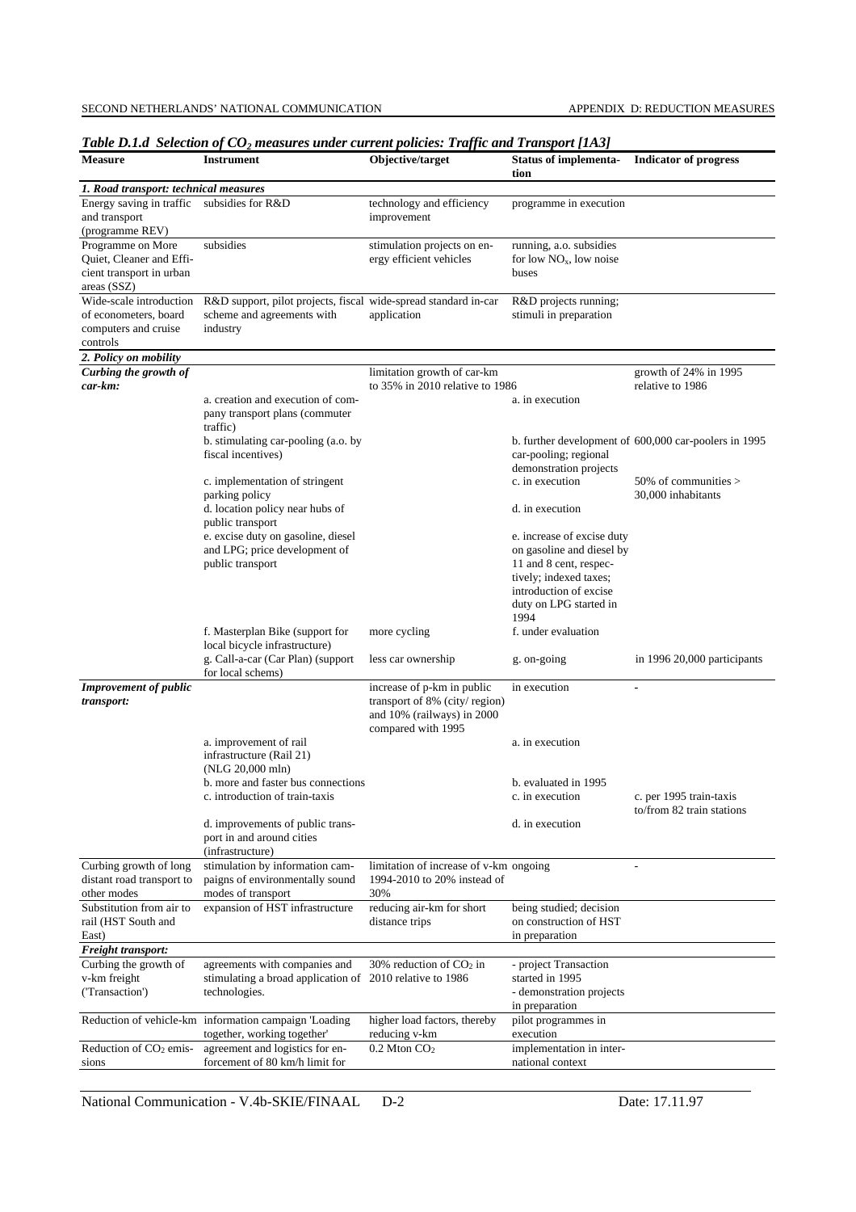*Table D.1.d Selection of $CO_2$ measures under current policies: Traffic and Transport [1A3]*

| Measure | Instrument | Objective/target | Status of implementation | Indicator of progress |
|---|---|---|---|---|
| ***1. Road transport: technical measures*** | | | | |
| Energy saving in traffic and transport (programme REV) | subsidies for R&D | technology and efficiency improvement | programme in execution | |
| Programme on More Quiet, Cleaner and Efficient transport in urban areas (SSZ) | subsidies | stimulation projects on energy efficient vehicles | running, a.o. subsidies for low $NO_x$, low noise buses | |
| Wide-scale introduction of econometers, board computers and cruise controls | R&D support, pilot projects, fiscal scheme and agreements with industry | wide-spread standard in-car application | R&D projects running; stimuli in preparation | |
| ***2. Policy on mobility*** | | | | |
| ***Curbing the growth of car-km:*** | | limitation growth of car-km to 35% in 2010 relative to 1986 | | growth of 24% in 1995 relative to 1986 |
| | a. creation and execution of company transport plans (commuter traffic) | | a. in execution | |
| | b. stimulating car-pooling (a.o. by fiscal incentives) | | b. further development of car-pooling; regional demonstration projects | 600,000 car-poolers in 1995 |
| | c. implementation of stringent parking policy | | c. in execution | 50% of communities > 30,000 inhabitants |
| | d. location policy near hubs of public transport | | d. in execution | |
| | e. excise duty on gasoline, diesel and LPG; price development of public transport | | e. increase of excise duty on gasoline and diesel by 11 and 8 cent, respectively; indexed taxes; introduction of excise duty on LPG started in 1994 | |
| | f. Masterplan Bike (support for local bicycle infrastructure) | more cycling | f. under evaluation | |
| | g. Call-a-car (Car Plan) (support for local schems) | less car ownership | g. on-going | in 1996 20,000 participants |
| ***Improvement of public transport:*** | | increase of p-km in public transport of 8% (city/ region) and 10% (railways) in 2000 compared with 1995 | in execution | - |
| | a. improvement of rail infrastructure (Rail 21) (NLG 20,000 mln) | | a. in execution | |
| | b. more and faster bus connections | | b. evaluated in 1995 | |
| | c. introduction of train-taxis | | c. in execution | c. per 1995 train-taxis to/from 82 train stations |
| | d. improvements of public transport in and around cities (infrastructure) | | d. in execution | |
| Curbing growth of long distant road transport to other modes | stimulation by information campaigns of environmentally sound modes of transport | limitation of increase of v-km 1994-2010 to 20% instead of 30% | ongoing | - |
| Substitution from air to rail (HST South and East) | expansion of HST infrastructure | reducing air-km for short distance trips | being studied; decision on construction of HST in preparation | |
| ***Freight transport:*** | | | | |
| Curbing the growth of v-km freight ('Transaction') | agreements with companies and stimulating a broad application of technologies. | 30% reduction of $CO_2$ in 2010 relative to 1986 | - project Transaction started in 1995<br>- demonstration projects in preparation | |
| Reduction of vehicle-km | information campaign 'Loading together, working together' | higher load factors, thereby reducing v-km | pilot programmes in execution | |
| Reduction of $CO_2$ emissions | agreement and logistics for enforcement of 80 km/h limit for | 0.2 Mton $CO_2$ | implementation in international context | |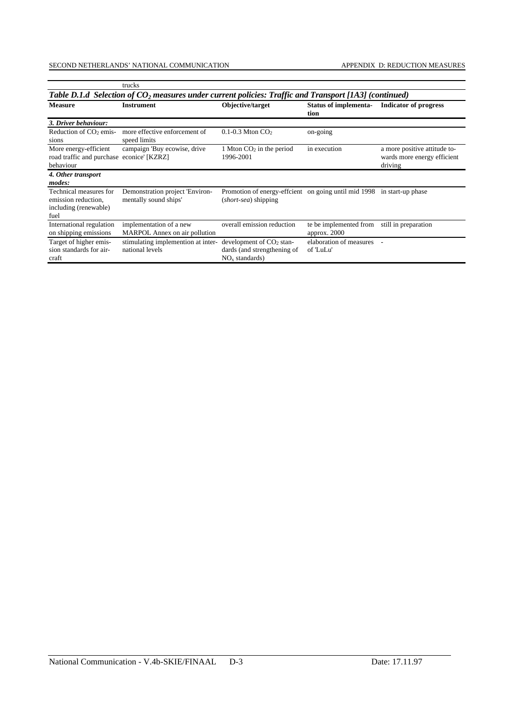| | trucks | | | |
|---|---|---|---|---|

***Table D.1.d Selection of $CO_2$ measures under current policies: Traffic and Transport [1A3] (continued)***

| Measure | Instrument | Objective/target | Status of implementation | Indicator of progress |
|---|---|---|---|---|
| ***3. Driver behaviour:*** | | | | |
| Reduction of $CO_2$ emissions | more effective enforcement of speed limits | 0.1-0.3 Mton $CO_2$ | on-going | |
| More energy-efficient road traffic and purchase behaviour | campaign 'Buy ecowise, drive econice' [KZRZ] | 1 Mton $CO_2$ in the period 1996-2001 | in execution | a more positive attitude towards more energy efficient driving |
| ***4. Other transport modes:*** | | | | |
| Technical measures for emission reduction, including (renewable) fuel | Demonstration project 'Environmentally sound ships' | Promotion of energy-effcient (*short-sea*) shipping | on going until mid 1998 | in start-up phase |
| International regulation on shipping emissions | implementation of a new MARPOL Annex on air pollution | overall emission reduction | te be implemented from approx. 2000 | still in preparation |
| Target of higher emission standards for aircraft | stimulating implemention at international levels | development of $CO_2$ standards (and strengthening of $NO_x$ standards) | elaboration of measures of 'LuLu' | - |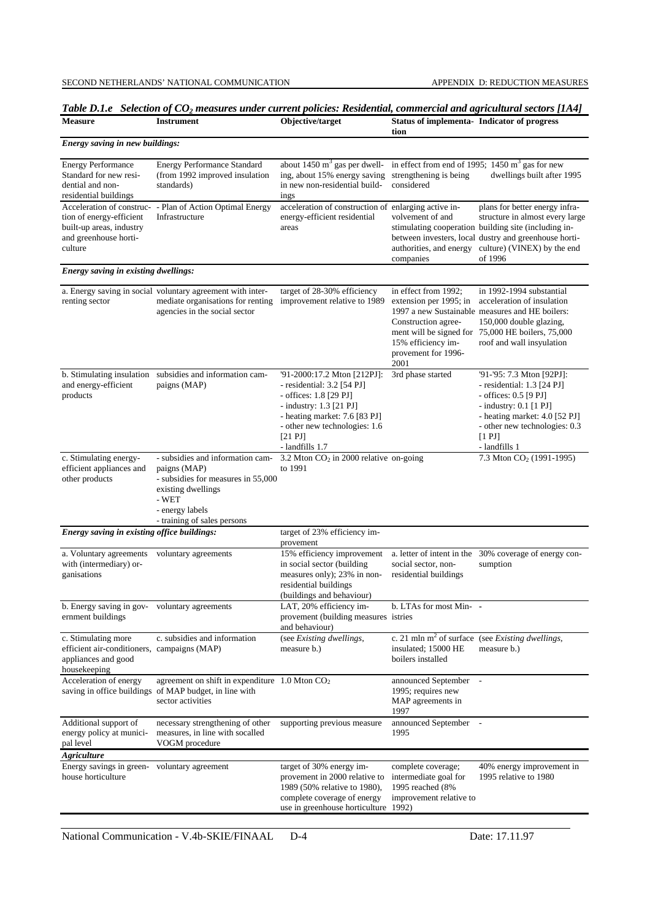*Table D.1.e Selection of $CO_2$ measures under current policies: Residential, commercial and agricultural sectors [1A4]*

| Measure | Instrument | Objective/target | Status of implementation | Indicator of progress |
|---|---|---|---|---|
| ***Energy saving in new buildings:*** | | | | |
| Energy Performance Standard for new residential and non-residential buildings | Energy Performance Standard (from 1992 improved insulation standards) | about 1450 $m^3$ gas per dwelling, about 15% energy saving in new non-residential buildings | in effect from end of 1995; strengthening is being considered | 1450 $m^3$ gas for new dwellings built after 1995 |
| Acceleration of construction of energy-efficient built-up areas, industry and greenhouse horticulture | - Plan of Action Optimal Energy Infrastructure | acceleration of construction of energy-efficient residential areas | enlarging active involvement of and stimulating cooperation between investers, local authorities, and energy companies | plans for better energy infrastructure in almost every large building site (including industry and greenhouse horticulture) (VINEX) by the end of 1996 |
| ***Energy saving in existing dwellings:*** | | | | |
| a. Energy saving in social renting sector | voluntary agreement with intermediate organisations for renting agencies in the social sector | target of 28-30% efficiency improvement relative to 1989 | in effect from 1992; extension per 1995; in 1997 a new Sustainable Construction agreement will be signed for 15% efficiency improvement for 1996-2001 | in 1992-1994 substantial acceleration of insulation measures and HE boilers: 150,000 double glazing, 75,000 HE boilers, 75,000 roof and wall insyulation |
| b. Stimulating insulation and energy-efficient products | subsidies and information campaigns (MAP) | '91-2000:17.2 Mton [212PJ]:<br>- residential: 3.2 [54 PJ]<br>- offices: 1.8 [29 PJ]<br>- industry: 1.3 [21 PJ]<br>- heating market: 7.6 [83 PJ]<br>- other new technologies: 1.6 [21 PJ]<br>- landfills 1.7 | 3rd phase started | '91-'95: 7.3 Mton [92PJ]:<br>- residential: 1.3 [24 PJ]<br>- offices: 0.5 [9 PJ]<br>- industry: 0.1 [1 PJ]<br>- heating market: 4.0 [52 PJ]<br>- other new technologies: 0.3 [1 PJ]<br>- landfills 1 |
| c. Stimulating energy-efficient appliances and other products | - subsidies and information campaigns (MAP)<br>- subsidies for measures in 55,000 existing dwellings<br>- WET<br>- energy labels<br>- training of sales persons | 3.2 Mton $CO_2$ in 2000 relative to 1991 | on-going | 7.3 Mton $CO_2$ (1991-1995) |
| ***Energy saving in existing office buildings:*** | | target of 23% efficiency improvement | | |
| a. Voluntary agreements with (intermediary) organisations | voluntary agreements | 15% efficiency improvement in social sector (building measures only); 23% in non-residential buildings (buildings and behaviour) | a. letter of intent in the social sector, non-residential buildings | 30% coverage of energy consumption |
| b. Energy saving in government buildings | voluntary agreements | LAT, 20% efficiency improvement (building measures and behaviour) | b. LTAs for most Ministries | - |
| c. Stimulating more efficient air-conditioners, appliances and good housekeeping | c. subsidies and information campaigns (MAP) | (see *Existing dwellings,* measure b.) | c. 21 mln $m^2$ of surface insulated; 15000 HE boilers installed | (see *Existing dwellings,* measure b.) |
| Acceleration of energy saving in office buildings | agreement on shift in expenditure of MAP budget, in line with sector activities | 1.0 Mton $CO_2$ | announced September 1995; requires new MAP agreements in 1997 | - |
| Additional support of energy policy at municipal level | necessary strengthening of other measures, in line with socalled VOGM procedure | supporting previous measure | announced September 1995 | - |
| ***Agriculture*** | | | | |
| Energy savings in greenhouse horticulture | voluntary agreement | target of 30% energy improvement in 2000 relative to 1989 (50% relative to 1980), complete coverage of energy use in greenhouse horticulture | complete coverage; intermediate goal for 1995 reached (8% improvement relative to 1992) | 40% energy improvement in 1995 relative to 1980 |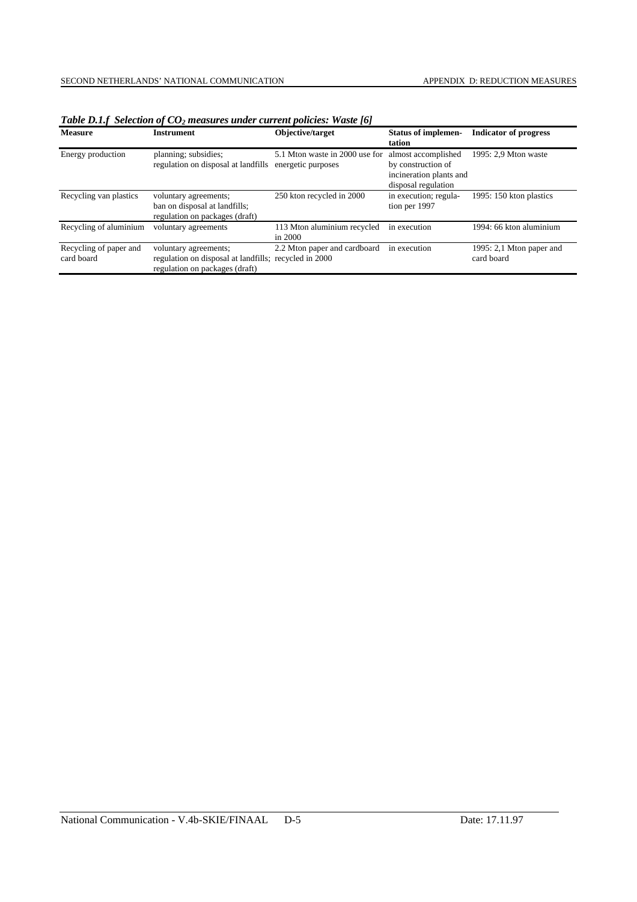***Table D.1.f Selection of $CO_2$ measures under current policies: Waste [6]***

| **Measure** | **Instrument** | **Objective/target** | **Status of implementation** | **Indicator of progress** |
|---|---|---|---|---|
| Energy production | planning; subsidies; regulation on disposal at landfills | 5.1 Mton waste in 2000 use for energetic purposes | almost accomplished by construction of incineration plants and disposal regulation | 1995: 2,9 Mton waste |
| Recycling van plastics | voluntary agreements; ban on disposal at landfills; regulation on packages (draft) | 250 kton recycled in 2000 | in execution; regulation per 1997 | 1995: 150 kton plastics |
| Recycling of aluminium | voluntary agreements | 113 Mton aluminium recycled in 2000 | in execution | 1994: 66 kton aluminium |
| Recycling of paper and card board | voluntary agreements; regulation on disposal at landfills; regulation on packages (draft) | 2.2 Mton paper and cardboard recycled in 2000 | in execution | 1995: 2,1 Mton paper and card board |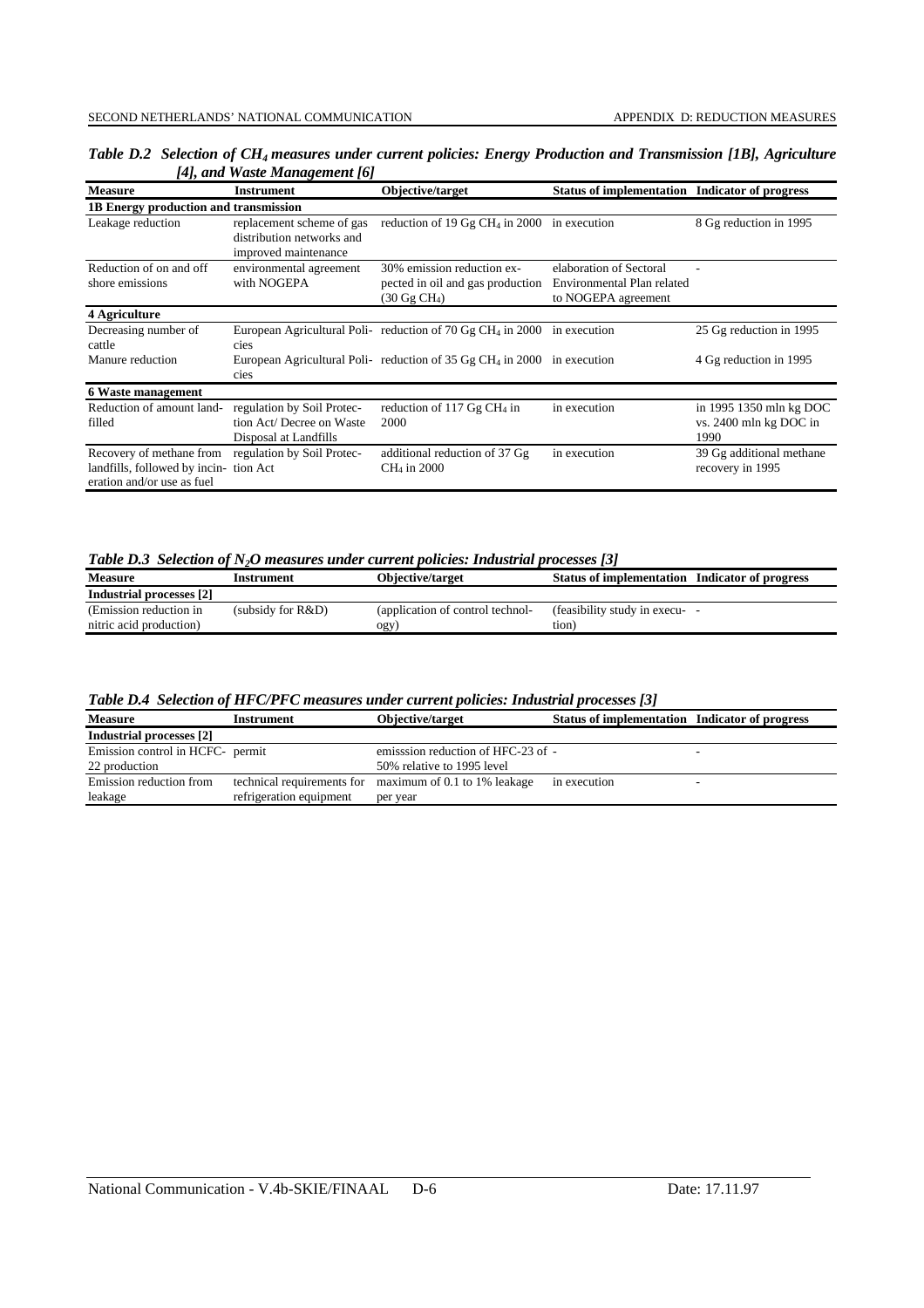*Table D.2 Selection of $CH_4$ measures under current policies: Energy Production and Transmission [1B], Agriculture [4], and Waste Management [6]*

| Measure | Instrument | Objective/target | Status of implementation | Indicator of progress |
|---|---|---|---|---|
| **1B Energy production and transmission** | | | | |
| Leakage reduction | replacement scheme of gas distribution networks and improved maintenance | reduction of 19 Gg $CH_4$ in 2000 | in execution | 8 Gg reduction in 1995 |
| Reduction of on and off shore emissions | environmental agreement with NOGEPA | 30% emission reduction expected in oil and gas production (30 Gg $CH_4$) | elaboration of Sectoral Environmental Plan related to NOGEPA agreement | - |
| **4 Agriculture** | | | | |
| Decreasing number of cattle | European Agricultural Policies | reduction of 70 Gg $CH_4$ in 2000 | in execution | 25 Gg reduction in 1995 |
| Manure reduction | European Agricultural Policies | reduction of 35 Gg $CH_4$ in 2000 | in execution | 4 Gg reduction in 1995 |
| **6 Waste management** | | | | |
| Reduction of amount landfilled | regulation by Soil Protection Act/ Decree on Waste Disposal at Landfills | reduction of 117 Gg $CH_4$ in 2000 | in execution | in 1995 1350 mln kg DOC vs. 2400 mln kg DOC in 1990 |
| Recovery of methane from landfills, followed by incineration and/or use as fuel | regulation by Soil Protection Act | additional reduction of 37 Gg $CH_4$ in 2000 | in execution | 39 Gg additional methane recovery in 1995 |

*Table D.3 Selection of $N_2O$ measures under current policies: Industrial processes [3]*

| Measure | Instrument | Objective/target | Status of implementation | Indicator of progress |
|---|---|---|---|---|
| **Industrial processes [2]** | | | | |
| (Emission reduction in nitric acid production) | (subsidy for R&D) | (application of control technology) | (feasibility study in execution) | - |

*Table D.4 Selection of HFC/PFC measures under current policies: Industrial processes [3]*

| Measure | Instrument | Objective/target | Status of implementation | Indicator of progress |
|---|---|---|---|---|
| **Industrial processes [2]** | | | | |
| Emission control in HCFC-22 production | permit | emisssion reduction of HFC-23 of 50% relative to 1995 level | - | - |
| Emission reduction from leakage | technical requirements for refrigeration equipment | maximum of 0.1 to 1% leakage per year | in execution | - |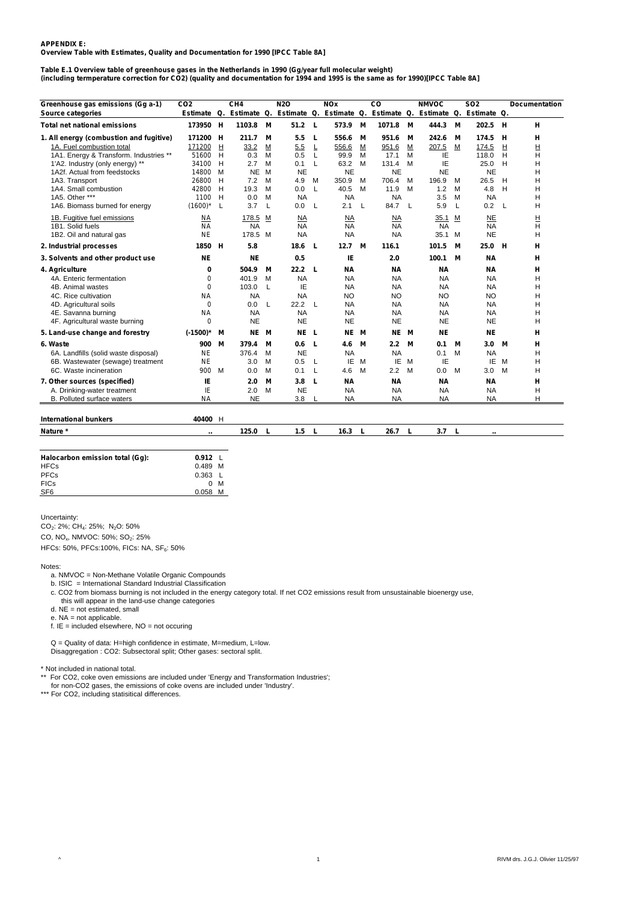**APPENDIX E:**
**Overview Table with Estimates, Quality and Documentation for 1990 [IPCC Table 8A]**

**Table E.1 Overview table of greenhouse gases in the Netherlands in 1990 (Gg/year full molecular weight)**
**(including termperature correction for CO2) (quality and documentation for 1994 and 1995 is the same as for 1990)[IPCC Table 8A]**

| Greenhouse gas emissions (Gg a-1) | CO2 | | CH4 | | N2O | | NOx | | CO | | NMVOC | | SO2 | | Documentation |
|---|---|---|---|---|---|---|---|---|---|---|---|---|---|---|---|
| **Source categories** | **Estimate** | **Q.** | **Estimate** | **Q.** | **Estimate** | **Q.** | **Estimate** | **Q.** | **Estimate** | **Q.** | **Estimate** | **Q.** | **Estimate** | **Q.** | |
| **Total net national emissions** | **173950** | **H** | **1103.8** | **M** | **51.2** | **L** | **573.9** | **M** | **1071.8** | **M** | **444.3** | **M** | **202.5** | **H** | **H** |
| **1. All energy (combustion and fugitive)** | **171200** | **H** | **211.7** | **M** | **5.5** | **L** | **556.6** | **M** | **951.6** | **M** | **242.6** | **M** | **174.5** | **H** | **H** |
| 1A. Fuel combustion total | 171200 | H | 33.2 | M | 5.5 | L | 556.6 | M | 951.6 | M | 207.5 | M | 174.5 | H | H |
| 1A1. Energy & Transform. Industries ** | 51600 | H | 0.3 | M | 0.5 | L | 99.9 | M | 17.1 | M | IE | | 118.0 | H | H |
| 1'A2. Industry (only energy) ** | 34100 | H | 2.7 | M | 0.1 | L | 63.2 | M | 131.4 | M | IE | | 25.0 | H | H |
| 1A2f. Actual from feedstocks | 14800 | M | NE | M | NE | | NE | | NE | | NE | | NE | | H |
| 1A3. Transport | 26800 | H | 7.2 | M | 4.9 | M | 350.9 | M | 706.4 | M | 196.9 | M | 26.5 | H | H |
| 1A4. Small combustion | 42800 | H | 19.3 | M | 0.0 | L | 40.5 | M | 11.9 | M | 1.2 | M | 4.8 | H | H |
| 1A5. Other *** | 1100 | H | 0.0 | M | NA | | NA | | NA | | 3.5 | M | NA | | H |
| 1A6. Biomass burned for energy | (1600)* | L | 3.7 | L | 0.0 | L | 2.1 | L | 84.7 | L | 5.9 | L | 0.2 | L | H |
| 1B. Fugitive fuel emissions | NA | | 178.5 | M | NA | | NA | | NA | | 35.1 | M | NE | | H |
| 1B1. Solid fuels | NA | | NA | | NA | | NA | | NA | | NA | | NA | | H |
| 1B2. Oil and natural gas | NE | | 178.5 | M | NA | | NA | | NA | | 35.1 | M | NE | | H |
| **2. Industrial processes** | **1850** | **H** | **5.8** | | **18.6** | **L** | **12.7** | **M** | **116.1** | | **101.5** | **M** | **25.0** | **H** | **H** |
| **3. Solvents and other product use** | **NE** | | **NE** | | **0.5** | | **IE** | | **2.0** | | **100.1** | **M** | **NA** | | **H** |
| **4. Agriculture** | **0** | | **504.9** | **M** | **22.2** | **L** | **NA** | | **NA** | | **NA** | | **NA** | | **H** |
| 4A. Enteric fermentation | 0 | | 401.9 | M | NA | | NA | | NA | | NA | | NA | | H |
| 4B. Animal wastes | 0 | | 103.0 | L | IE | | NA | | NA | | NA | | NA | | H |
| 4C. Rice cultivation | NA | | NA | | NA | | NO | | NO | | NO | | NO | | H |
| 4D. Agricultural soils | 0 | | 0.0 | L | 22.2 | L | NA | | NA | | NA | | NA | | H |
| 4E. Savanna burning | NA | | NA | | NA | | NA | | NA | | NA | | NA | | H |
| 4F. Agricultural waste burning | 0 | | NE | | NE | | NE | | NE | | NE | | NE | | H |
| **5. Land-use change and forestry** | **(-1500)*** | **M** | **NE** | **M** | **NE** | **L** | **NE** | **M** | **NE** | **M** | **NE** | | **NE** | | **H** |
| **6. Waste** | **900** | **M** | **379.4** | **M** | **0.6** | **L** | **4.6** | **M** | **2.2** | **M** | **0.1** | **M** | **3.0** | **M** | **H** |
| 6A. Landfills (solid waste disposal) | NE | | 376.4 | M | NE | | NA | | NA | | 0.1 | M | NA | | H |
| 6B. Wastewater (sewage) treatment | NE | | 3.0 | M | 0.5 | L | IE | M | IE | M | IE | | IE | M | H |
| 6C. Waste incineration | 900 | M | 0.0 | M | 0.1 | L | 4.6 | M | 2.2 | M | 0.0 | M | 3.0 | M | H |
| **7. Other sources (specified)** | **IE** | | **2.0** | **M** | **3.8** | **L** | **NA** | | **NA** | | **NA** | | **NA** | | **H** |
| A. Drinking-water treatment | IE | | 2.0 | M | NE | | NA | | NA | | NA | | NA | | H |
| B. Polluted surface waters | NA | | NE | | 3.8 | L | NA | | NA | | NA | | NA | | H |
| **International bunkers** | **40400** | H | | | | | | | | | | | | | |
| **Nature *** | **..** | | **125.0** | **L** | **1.5** | **L** | **16.3** | **L** | **26.7** | **L** | **3.7** | **L** | **..** | | |

| **Halocarbon emission total (Gg):** | **0.912** | L |
|---|---|---|
| HFCs | 0.489 | M |
| PFCs | 0.363 | L |
| FICs | 0 | M |
| SF6 | 0.058 | M |

Uncertainty:
$CO_2$: 2%; $CH_4$: 25%; $N_2O$: 50%
CO, $NO_x$, NMVOC: 50%; $SO_2$: 25%
HFCs: 50%, PFCs:100%, FICs: NA, $SF_6$: 50%

Notes:

a. NMVOC = Non-Methane Volatile Organic Compounds
b. ISIC = International Standard Industrial Classification
c. CO2 from biomass burning is not included in the energy category total. If net CO2 emissions result from unsustainable bioenergy use, this will appear in the land-use change categories
d. NE = not estimated, small
e. NA = not applicable.
f. IE = included elsewhere, NO = not occuring

Q = Quality of data: H=high confidence in estimate, M=medium, L=low.
Disaggregation : CO2: Subsectoral split; Other gases: sectoral split.

\* Not included in national total.
** For CO2, coke oven emissions are included under 'Energy and Transformation Industries'; for non-CO2 gases, the emissions of coke ovens are included under 'Industry'.
*** For CO2, including statisitical differences.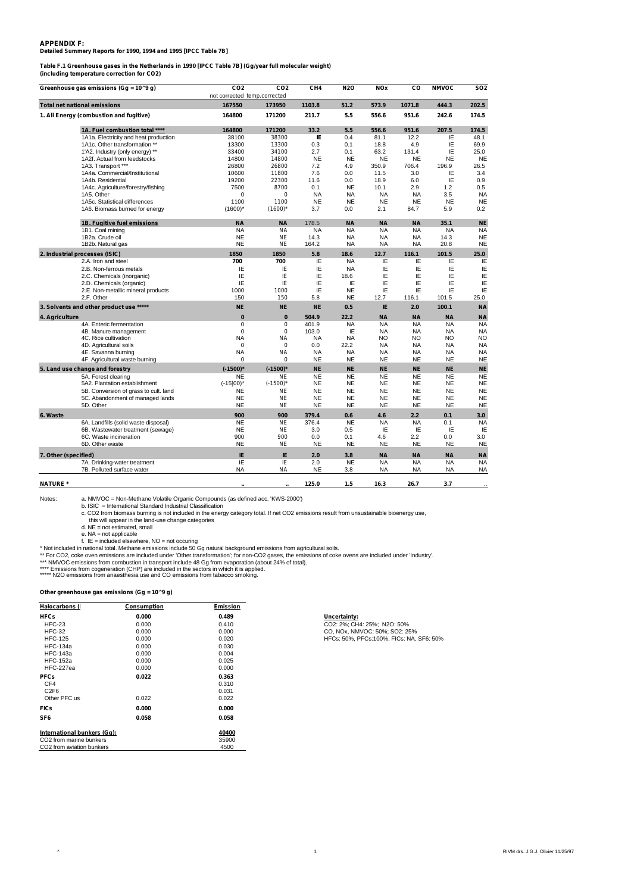**APPENDIX F:**
**Detailed Summery Reports for 1990, 1994 and 1995 [IPCC Table 7B]**

**Table F.1 Greenhouse gases in the Netherlands in 1990 [IPCC Table 7B] (Gg/year full molecular weight)**
**(including temperature correction for CO2)**

| Greenhouse gas emissions (Gg = 10^9 g) | CO2 not corrected | CO2 temp.corrected | CH4 | N2O | NOx | CO | NMVOC | SO2 |
|---|---|---|---|---|---|---|---|---|
| **Total net national emissions** | **167550** | **173950** | **1103.8** | **51.2** | **573.9** | **1071.8** | **444.3** | **202.5** |
| **1. All Energy (combustion and fugitive)** | **164800** | **171200** | **211.7** | **5.5** | **556.6** | **951.6** | **242.6** | **174.5** |
| **1A. Fuel combustion total \*\*\*\*** | **164800** | **171200** | **33.2** | **5.5** | **556.6** | **951.6** | **207.5** | **174.5** |
| 1A1a. Electricity and heat production | 38100 | 38300 | IE | 0.4 | 81.1 | 12.2 | IE | 48.1 |
| 1A1c. Other transformation ** | 13300 | 13300 | 0.3 | 0.1 | 18.8 | 4.9 | IE | 69.9 |
| 1'A2. Industry (only energy) ** | 33400 | 34100 | 2.7 | 0.1 | 63.2 | 131.4 | IE | 25.0 |
| 1A2f. Actual from feedstocks | 14800 | 14800 | NE | NE | NE | NE | NE | NE |
| 1A3. Transport *** | 26800 | 26800 | 7.2 | 4.9 | 350.9 | 706.4 | 196.9 | 26.5 |
| 1A4a. Commercial/Institutional | 10600 | 11800 | 7.6 | 0.0 | 11.5 | 3.0 | IE | 3.4 |
| 1A4b. Residential | 19200 | 22300 | 11.6 | 0.0 | 18.9 | 6.0 | IE | 0.9 |
| 1A4c. Agriculture/forestry/fishing | 7500 | 8700 | 0.1 | NE | 10.1 | 2.9 | 1.2 | 0.5 |
| 1A5. Other | 0 | 0 | NA | NA | NA | NA | 3.5 | NA |
| 1A5c. Statistical differences | 1100 | 1100 | NE | NE | NE | NE | NE | NE |
| 1A6. Biomass burned for energy | (1600)* | (1600)* | 3.7 | 0.0 | 2.1 | 84.7 | 5.9 | 0.2 |
| **1B. Fugitive fuel emissions** | **NA** | **NA** | **178.5** | **NA** | **NA** | **NA** | **35.1** | **NE** |
| 1B1. Coal mining | NA | NA | NA | NA | NA | NA | NA | NA |
| 1B2a. Crude oil | NE | NE | 14.3 | NA | NA | NA | 14.3 | NE |
| 1B2b. Natural gas | NE | NE | 164.2 | NA | NA | NA | 20.8 | NE |
| **2. Industrial processes (ISIC)** | **1850** | **1850** | **5.8** | **18.6** | **12.7** | **116.1** | **101.5** | **25.0** |
| 2.A. Iron and steel | **700** | **700** | IE | NA | IE | IE | IE | IE |
| 2.B. Non-ferrous metals | IE | IE | IE | NA | IE | IE | IE | IE |
| 2.C. Chemicals (inorganic) | IE | IE | IE | 18.6 | IE | IE | IE | IE |
| 2.D. Chemicals (organic) | IE | IE | IE | IE | IE | IE | IE | IE |
| 2.E. Non-metallic mineral products | 1000 | 1000 | IE | NE | IE | IE | IE | IE |
| 2.F. Other | 150 | 150 | 5.8 | NE | 12.7 | 116.1 | 101.5 | 25.0 |
| **3. Solvents and other product use \*\*\*\*\*** | **NE** | **NE** | **NE** | **0.5** | **IE** | **2.0** | **100.1** | **NA** |
| **4. Agriculture** | **0** | **0** | **504.9** | **22.2** | **NA** | **NA** | **NA** | **NA** |
| 4A. Enteric fermentation | 0 | 0 | 401.9 | NA | NA | NA | NA | NA |
| 4B. Manure management | 0 | 0 | 103.0 | IE | NA | NA | NA | NA |
| 4C. Rice cultivation | NA | NA | NA | NA | NO | NO | NO | NO |
| 4D. Agricultural soils | 0 | 0 | 0.0 | 22.2 | NA | NA | NA | NA |
| 4E. Savanna burning | NA | NA | NA | NA | NA | NA | NA | NA |
| 4F. Agricultural waste burning | 0 | 0 | NE | NE | NE | NE | NE | NE |
| **5. Land use change and forestry** | **(-1500)\*** | **(-1500)\*** | **NE** | **NE** | **NE** | **NE** | **NE** | **NE** |
| 5A. Forest clearing | NE | NE | NE | NE | NE | NE | NE | NE |
| 5A2. Plantation establishment | (-15]00)* | (-1500)* | NE | NE | NE | NE | NE | NE |
| 5B. Conversion of grass to cult. land | NE | NE | NE | NE | NE | NE | NE | NE |
| 5C. Abandonment of managed lands | NE | NE | NE | NE | NE | NE | NE | NE |
| 5D. Other | NE | NE | NE | NE | NE | NE | NE | NE |
| **6. Waste** | **900** | **900** | **379.4** | **0.6** | **4.6** | **2.2** | **0.1** | **3.0** |
| 6A. Landfills (solid waste disposal) | NE | NE | 376.4 | NE | NA | NA | 0.1 | NA |
| 6B. Wastewater treatment (sewage) | NE | NE | 3.0 | 0.5 | IE | IE | IE | IE |
| 6C. Waste incineration | 900 | 900 | 0.0 | 0.1 | 4.6 | 2.2 | 0.0 | 3.0 |
| 6D. Other waste | NE | NE | NE | NE | NE | NE | NE | NE |
| **7. Other (specified)** | **IE** | **IE** | **2.0** | **3.8** | **NA** | **NA** | **NA** | **NA** |
| 7A. Drinking-water treatment | IE | IE | 2.0 | NE | NA | NA | NA | NA |
| 7B. Polluted surface water | NA | NA | NE | 3.8 | NA | NA | NA | NA |
| **NATURE \*** | .. | .. | **125.0** | **1.5** | **16.3** | **26.7** | **3.7** | .. |

Notes:
a. NMVOC = Non-Methane Volatile Organic Compounds (as defined acc. 'KWS-2000')
b. ISIC = International Standard Industrial Classification
c. CO2 from biomass burning is not included in the energy category total. If net CO2 emissions result from unsustainable bioenergy use, this will appear in the land-use change categories
d. NE = not estimated, small
e. NA = not applicable
f. IE = included elsewhere, NO = not occuring

\* Not included in national total. Methane emissions include 50 Gg natural background emissions from agricultural soils.
\** For CO2, coke oven emissions are included under 'Other transformation'; for non-CO2 gases, the emissions of coke ovens are included under 'Industry'.
\*** NMVOC emissions from combustion in transport include 48 Gg from evaporation (about 24% of total).
\**** Emissions from cogeneration (CHP) are included in the sectors in which it is applied.
\***** N2O emissions from anaesthesia use and CO emissions from tobacco smoking.

**Other greenhouse gas emissions (Gg = 10^9 g)**

| Halocarbons ( | Consumption | Emission |
|---|---|---|
| **HFCs** | **0.000** | **0.489** |
| HFC-23 | 0.000 | 0.410 |
| HFC-32 | 0.000 | 0.000 |
| HFC-125 | 0.000 | 0.020 |
| HFC-134a | 0.000 | 0.030 |
| HFC-143a | 0.000 | 0.004 |
| HFC-152a | 0.000 | 0.025 |
| HFC-227ea | 0.000 | 0.000 |
| **PFCs** | **0.022** | **0.363** |
| CF4 | | 0.310 |
| C2F6 | | 0.031 |
| Other PFC us | 0.022 | 0.022 |
| **FICs** | **0.000** | **0.000** |
| **SF6** | **0.058** | **0.058** |
| **International bunkers (Gg):** | | **40400** |
| CO2 from marine bunkers | | 35900 |
| CO2 from aviation bunkers | | 4500 |

**Uncertainty:**
CO2: 2%; CH4: 25%; N2O: 50%
CO, NOx, NMVOC: 50%; SO2: 25%
HFCs: 50%, PFCs:100%, FICs: NA, SF6: 50%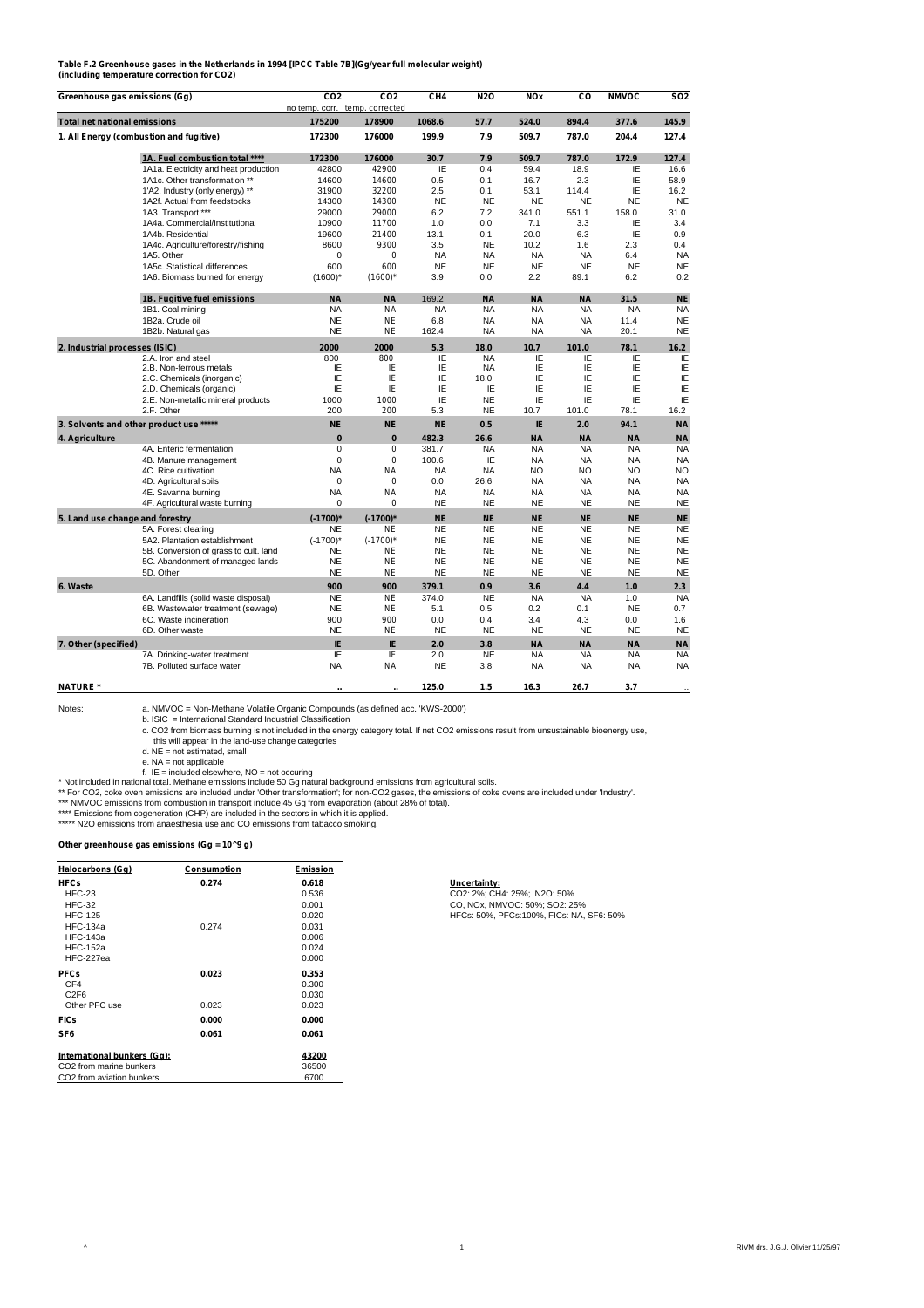**Table F.2 Greenhouse gases in the Netherlands in 1994 [IPCC Table 7B](Gg/year full molecular weight)**
**(including temperature correction for CO2)**

| Greenhouse gas emissions (Gg) | | CO2 no temp. corr. | CO2 temp. corrected | CH4 | N2O | NOx | CO | NMVOC | SO2 |
|---|---|---|---|---|---|---|---|---|---|
| **Total net national emissions** | | **175200** | **178900** | **1068.6** | **57.7** | **524.0** | **894.4** | **377.6** | **145.9** |
| **1. All Energy (combustion and fugitive)** | | **172300** | **176000** | **199.9** | **7.9** | **509.7** | **787.0** | **204.4** | **127.4** |
| | **1A. Fuel combustion total \*\*\*\*** | **172300** | **176000** | **30.7** | **7.9** | **509.7** | **787.0** | **172.9** | **127.4** |
| | 1A1a. Electricity and heat production | 42800 | 42900 | IE | 0.4 | 59.4 | 18.9 | IE | 16.6 |
| | 1A1c. Other transformation ** | 14600 | 14600 | 0.5 | 0.1 | 16.7 | 2.3 | IE | 58.9 |
| | 1'A2. Industry (only energy) ** | 31900 | 32200 | 2.5 | 0.1 | 53.1 | 114.4 | IE | 16.2 |
| | 1A2f. Actual from feedstocks | 14300 | 14300 | NE | NE | NE | NE | NE | NE |
| | 1A3. Transport *** | 29000 | 29000 | 6.2 | 7.2 | 341.0 | 551.1 | 158.0 | 31.0 |
| | 1A4a. Commercial/Institutional | 10900 | 11700 | 1.0 | 0.0 | 7.1 | 3.3 | IE | 3.4 |
| | 1A4b. Residential | 19600 | 21400 | 13.1 | 0.1 | 20.0 | 6.3 | IE | 0.9 |
| | 1A4c. Agriculture/forestry/fishing | 8600 | 9300 | 3.5 | NE | 10.2 | 1.6 | 2.3 | 0.4 |
| | 1A5. Other | 0 | 0 | NA | NA | NA | NA | 6.4 | NA |
| | 1A5c. Statistical differences | 600 | 600 | NE | NE | NE | NE | NE | NE |
| | 1A6. Biomass burned for energy | (1600)* | (1600)* | 3.9 | 0.0 | 2.2 | 89.1 | 6.2 | 0.2 |
| | **1B. Fugitive fuel emissions** | **NA** | **NA** | **169.2** | **NA** | **NA** | **NA** | **31.5** | **NE** |
| | 1B1. Coal mining | NA | NA | NA | NA | NA | NA | NA | NA |
| | 1B2a. Crude oil | NE | NE | 6.8 | NA | NA | NA | 11.4 | NE |
| | 1B2b. Natural gas | NE | NE | 162.4 | NA | NA | NA | 20.1 | NE |
| **2. Industrial processes (ISIC)** | | **2000** | **2000** | **5.3** | **18.0** | **10.7** | **101.0** | **78.1** | **16.2** |
| | 2.A. Iron and steel | 800 | 800 | IE | NA | IE | IE | IE | IE |
| | 2.B. Non-ferrous metals | IE | IE | IE | NA | IE | IE | IE | IE |
| | 2.C. Chemicals (inorganic) | IE | IE | IE | 18.0 | IE | IE | IE | IE |
| | 2.D. Chemicals (organic) | IE | IE | IE | IE | IE | IE | IE | IE |
| | 2.E. Non-metallic mineral products | 1000 | 1000 | IE | NE | IE | IE | IE | IE |
| | 2.F. Other | 200 | 200 | 5.3 | NE | 10.7 | 101.0 | 78.1 | 16.2 |
| **3. Solvents and other product use \*\*\*\*\*** | | **NE** | **NE** | **NE** | **0.5** | **IE** | **2.0** | **94.1** | **NA** |
| **4. Agriculture** | | **0** | **0** | **482.3** | **26.6** | **NA** | **NA** | **NA** | **NA** |
| | 4A. Enteric fermentation | 0 | 0 | 381.7 | NA | NA | NA | NA | NA |
| | 4B. Manure management | 0 | 0 | 100.6 | IE | NA | NA | NA | NA |
| | 4C. Rice cultivation | NA | NA | NA | NA | NO | NO | NO | NO |
| | 4D. Agricultural soils | 0 | 0 | 0.0 | 26.6 | NA | NA | NA | NA |
| | 4E. Savanna burning | NA | NA | NA | NA | NA | NA | NA | NA |
| | 4F. Agricultural waste burning | 0 | 0 | NE | NE | NE | NE | NE | NE |
| **5. Land use change and forestry** | | **(-1700)\*** | **(-1700)\*** | **NE** | **NE** | **NE** | **NE** | **NE** | **NE** |
| | 5A. Forest clearing | NE | NE | NE | NE | NE | NE | NE | NE |
| | 5A2. Plantation establishment | (-1700)* | (-1700)* | NE | NE | NE | NE | NE | NE |
| | 5B. Conversion of grass to cult. land | NE | NE | NE | NE | NE | NE | NE | NE |
| | 5C. Abandonment of managed lands | NE | NE | NE | NE | NE | NE | NE | NE |
| | 5D. Other | NE | NE | NE | NE | NE | NE | NE | NE |
| **6. Waste** | | **900** | **900** | **379.1** | **0.9** | **3.6** | **4.4** | **1.0** | **2.3** |
| | 6A. Landfills (solid waste disposal) | NE | NE | 374.0 | NE | NA | NA | 1.0 | NA |
| | 6B. Wastewater treatment (sewage) | NE | NE | 5.1 | 0.5 | 0.2 | 0.1 | NE | 0.7 |
| | 6C. Waste incineration | 900 | 900 | 0.0 | 0.4 | 3.4 | 4.3 | 0.0 | 1.6 |
| | 6D. Other waste | NE | NE | NE | NE | NE | NE | NE | NE |
| **7. Other (specified)** | | **IE** | **IE** | **2.0** | **3.8** | **NA** | **NA** | **NA** | **NA** |
| | 7A. Drinking-water treatment | IE | IE | 2.0 | NE | NA | NA | NA | NA |
| | 7B. Polluted surface water | NA | NA | NE | 3.8 | NA | NA | NA | NA |
| **NATURE \*** | | **..** | **..** | **125.0** | **1.5** | **16.3** | **26.7** | **3.7** | **..** |

Notes:
a. NMVOC = Non-Methane Volatile Organic Compounds (as defined acc. 'KWS-2000')
b. ISIC = International Standard Industrial Classification
c. CO2 from biomass burning is not included in the energy category total. If net CO2 emissions result from unsustainable bioenergy use, this will appear in the land-use change categories
d. NE = not estimated, small
e. NA = not applicable
f. IE = included elsewhere, NO = not occuring

\* Not included in national total. Methane emissions include 50 Gg natural background emissions from agricultural soils.
\*\* For CO2, coke oven emissions are included under 'Other transformation'; for non-CO2 gases, the emissions of coke ovens are included under 'Industry'.
\*\*\* NMVOC emissions from combustion in transport include 45 Gg from evaporation (about 28% of total).
\*\*\*\* Emissions from cogeneration (CHP) are included in the sectors in which it is applied.
\*\*\*\*\* N2O emissions from anaesthesia use and CO emissions from tobacco smoking.

**Other greenhouse gas emissions (Gg = 10^9 g)**

| Halocarbons (Gg) | Consumption | Emission |
|---|---|---|
| **HFCs** | **0.274** | **0.618** |
| HFC-23 | | 0.536 |
| HFC-32 | | 0.001 |
| HFC-125 | | 0.020 |
| HFC-134a | 0.274 | 0.031 |
| HFC-143a | | 0.006 |
| HFC-152a | | 0.024 |
| HFC-227ea | | 0.000 |
| **PFCs** | **0.023** | **0.353** |
| CF4 | | 0.300 |
| C2F6 | | 0.030 |
| Other PFC use | 0.023 | 0.023 |
| **FICs** | **0.000** | **0.000** |
| **SF6** | **0.061** | **0.061** |
| **International bunkers (Gg):** | | **43200** |
| CO2 from marine bunkers | | 36500 |
| CO2 from aviation bunkers | | 6700 |

**Uncertainty:**
CO2: 2%; CH4: 25%; N2O: 50%
CO, NOx, NMVOC: 50%; SO2: 25%
HFCs: 50%, PFCs:100%, FICs: NA, SF6: 50%

RIVM drs. J.G.J. Olivier 11/25/97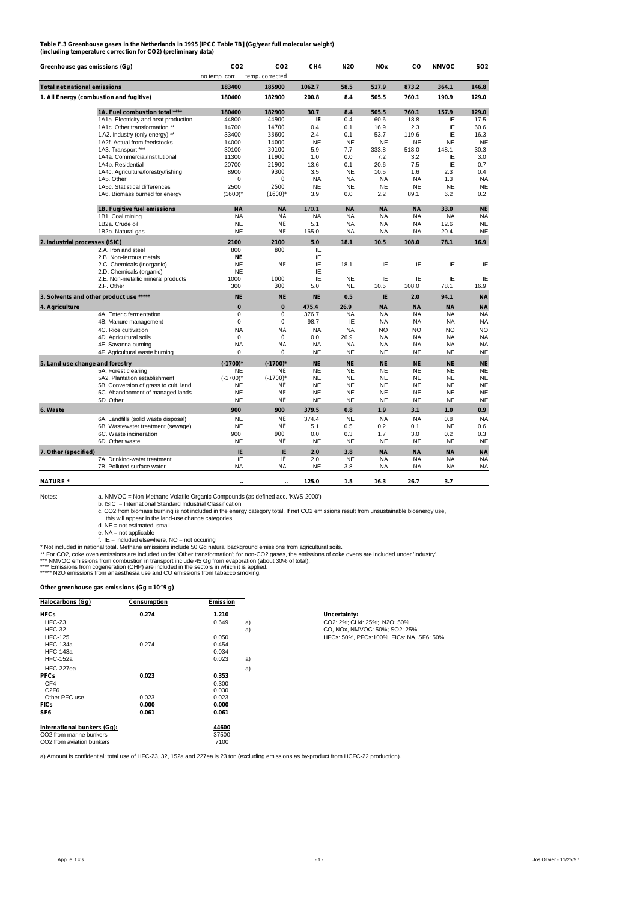**Table F.3 Greenhouse gases in the Netherlands in 1995 [IPCC Table 7B] (Gg/year full molecular weight)**
**(including temperature correction for CO2) (preliminary data)**

| Greenhouse gas emissions (Gg) | | CO2 | CO2 | CH4 | N2O | NOx | CO | NMVOC | SO2 |
|---|---|---|---|---|---|---|---|---|---|
| | | no temp. corr. | temp. corrected | | | | | | |
| **Total net national emissions** | | **183400** | **185900** | **1062.7** | **58.5** | **517.9** | **873.2** | **364.1** | **146.8** |
| **1. All Energy (combustion and fugitive)** | | **180400** | **182900** | **200.8** | **8.4** | **505.5** | **760.1** | **190.9** | **129.0** |
| | **1A. Fuel combustion total \*\*\*\*** | **180400** | **182900** | **30.7** | **8.4** | **505.5** | **760.1** | **157.9** | **129.0** |
| | 1A1a. Electricity and heat production | 44800 | 44900 | IE | 0.4 | 60.6 | 18.8 | IE | 17.5 |
| | 1A1c. Other transformation \*\* | 14700 | 14700 | 0.4 | 0.1 | 16.9 | 2.3 | IE | 60.6 |
| | 1'A2. Industry (only energy) \*\* | 33400 | 33600 | 2.4 | 0.1 | 53.7 | 119.6 | IE | 16.3 |
| | 1A2f. Actual from feedstocks | 14000 | 14000 | NE | NE | NE | NE | NE | NE |
| | 1A3. Transport \*\*\* | 30100 | 30100 | 5.9 | 7.7 | 333.8 | 518.0 | 148.1 | 30.3 |
| | 1A4a. Commercial/Institutional | 11300 | 11900 | 1.0 | 0.0 | 7.2 | 3.2 | IE | 3.0 |
| | 1A4b. Residential | 20700 | 21900 | 13.6 | 0.1 | 20.6 | 7.5 | IE | 0.7 |
| | 1A4c. Agriculture/forestry/fishing | 8900 | 9300 | 3.5 | NE | 10.5 | 1.6 | 2.3 | 0.4 |
| | 1A5. Other | 0 | 0 | NA | NA | NA | NA | 1.3 | NA |
| | 1A5c. Statistical differences | 2500 | 2500 | NE | NE | NE | NE | NE | NE |
| | 1A6. Biomass burned for energy | (1600)\* | (1600)\* | 3.9 | 0.0 | 2.2 | 89.1 | 6.2 | 0.2 |
| | **1B. Fugitive fuel emissions** | **NA** | **NA** | 170.1 | **NA** | **NA** | **NA** | **33.0** | **NE** |
| | 1B1. Coal mining | NA | NA | NA | NA | NA | NA | NA | NA |
| | 1B2a. Crude oil | NE | NE | 5.1 | NA | NA | NA | 12.6 | NE |
| | 1B2b. Natural gas | NE | NE | 165.0 | NA | NA | NA | 20.4 | NE |
| **2. Industrial processes (ISIC)** | | **2100** | **2100** | **5.0** | **18.1** | **10.5** | **108.0** | **78.1** | **16.9** |
| | 2.A. Iron and steel | 800 | 800 | IE | | | | | |
| | 2.B. Non-ferrous metals | **NE** | | IE | | | | | |
| | 2.C. Chemicals (inorganic) | NE | NE | IE | 18.1 | IE | IE | IE | IE |
| | 2.D. Chemicals (organic) | NE | | IE | | | | | |
| | 2.E. Non-metallic mineral products | 1000 | 1000 | IE | NE | IE | IE | IE | IE |
| | 2.F. Other | 300 | 300 | 5.0 | NE | 10.5 | 108.0 | 78.1 | 16.9 |
| **3. Solvents and other product use \*\*\*\*\*** | | **NE** | **NE** | **NE** | **0.5** | **IE** | **2.0** | **94.1** | **NA** |
| **4. Agriculture** | | **0** | **0** | **475.4** | **26.9** | **NA** | **NA** | **NA** | **NA** |
| | 4A. Enteric fermentation | 0 | 0 | 376.7 | NA | NA | NA | NA | NA |
| | 4B. Manure management | 0 | 0 | 98.7 | IE | NA | NA | NA | NA |
| | 4C. Rice cultivation | NA | NA | NA | NA | NO | NO | NO | NO |
| | 4D. Agricultural soils | 0 | 0 | 0.0 | 26.9 | NA | NA | NA | NA |
| | 4E. Savanna burning | NA | NA | NA | NA | NA | NA | NA | NA |
| | 4F. Agricultural waste burning | 0 | 0 | NE | NE | NE | NE | NE | NE |
| **5. Land use change and forestry** | | **(-1700)\*** | **(-1700)\*** | **NE** | **NE** | **NE** | **NE** | **NE** | **NE** |
| | 5A. Forest clearing | NE | NE | NE | NE | NE | NE | NE | NE |
| | 5A2. Plantation establishment | (-1700)\* | (-1700)\* | NE | NE | NE | NE | NE | NE |
| | 5B. Conversion of grass to cult. land | NE | NE | NE | NE | NE | NE | NE | NE |
| | 5C. Abandonment of managed lands | NE | NE | NE | NE | NE | NE | NE | NE |
| | 5D. Other | NE | NE | NE | NE | NE | NE | NE | NE |
| **6. Waste** | | **900** | **900** | **379.5** | **0.8** | **1.9** | **3.1** | **1.0** | **0.9** |
| | 6A. Landfills (solid waste disposal) | NE | NE | 374.4 | NE | NA | NA | 0.8 | NA |
| | 6B. Wastewater treatment (sewage) | NE | NE | 5.1 | 0.5 | 0.2 | 0.1 | NE | 0.6 |
| | 6C. Waste incineration | 900 | 900 | 0.0 | 0.3 | 1.7 | 3.0 | 0.2 | 0.3 |
| | 6D. Other waste | NE | NE | NE | NE | NE | NE | NE | NE |
| **7. Other (specified)** | | **IE** | **IE** | **2.0** | **3.8** | **NA** | **NA** | **NA** | **NA** |
| | 7A. Drinking-water treatment | IE | IE | 2.0 | NE | NA | NA | NA | NA |
| | 7B. Polluted surface water | NA | NA | NE | 3.8 | NA | NA | NA | NA |
| **NATURE \*** | | .. | .. | **125.0** | **1.5** | **16.3** | **26.7** | **3.7** | .. |

Notes:
a. NMVOC = Non-Methane Volatile Organic Compounds (as defined acc. 'KWS-2000')
b. ISIC = International Standard Industrial Classification
c. CO2 from biomass burning is not included in the energy category total. If net CO2 emissions result from unsustainable bioenergy use, this will appear in the land-use change categories
d. NE = not estimated, small
e. NA = not applicable
f. IE = included elsewhere, NO = not occuring

\* Not included in national total. Methane emissions include 50 Gg natural background emissions from agricultural soils.
\*\* For CO2, coke oven emissions are included under 'Other transformation'; for non-CO2 gases, the emissions of coke ovens are included under 'Industry'.
\*\*\* NMVOC emissions from combustion in transport include 45 Gg from evaporation (about 30% of total).
\*\*\*\* Emissions from cogeneration (CHP) are included in the sectors in which it is applied.
\*\*\*\*\* N2O emissions from anaesthesia use and CO emissions from tobacco smoking.

**Other greenhouse gas emissions (Gg = 10^9 g)**

| Halocarbons (Gg) | Consumption | Emission | |
|---|---|---|---|
| **HFCs** | **0.274** | **1.210** | |
| HFC-23 | | 0.649 | a) |
| HFC-32 | | | a) |
| HFC-125 | | 0.050 | |
| HFC-134a | 0.274 | 0.454 | |
| HFC-143a | | 0.034 | |
| HFC-152a | | 0.023 | a) |
| HFC-227ea | | | a) |
| **PFCs** | **0.023** | **0.353** | |
| CF4 | | 0.300 | |
| C2F6 | | 0.030 | |
| Other PFC use | 0.023 | 0.023 | |
| **FICs** | **0.000** | **0.000** | |
| **SF6** | **0.061** | **0.061** | |
| **International bunkers (Gg):** | | **44600** | |
| CO2 from marine bunkers | | 37500 | |
| CO2 from aviation bunkers | | 7100 | |

**Uncertainty:**
CO2: 2%; CH4: 25%; N2O: 50%
CO, NOx, NMVOC: 50%; SO2: 25%
HFCs: 50%, PFCs:100%, FICs: NA, SF6: 50%

a) Amount is confidential: total use of HFC-23, 32, 152a and 227ea is 23 ton (excluding emissions as by-product from HCFC-22 production).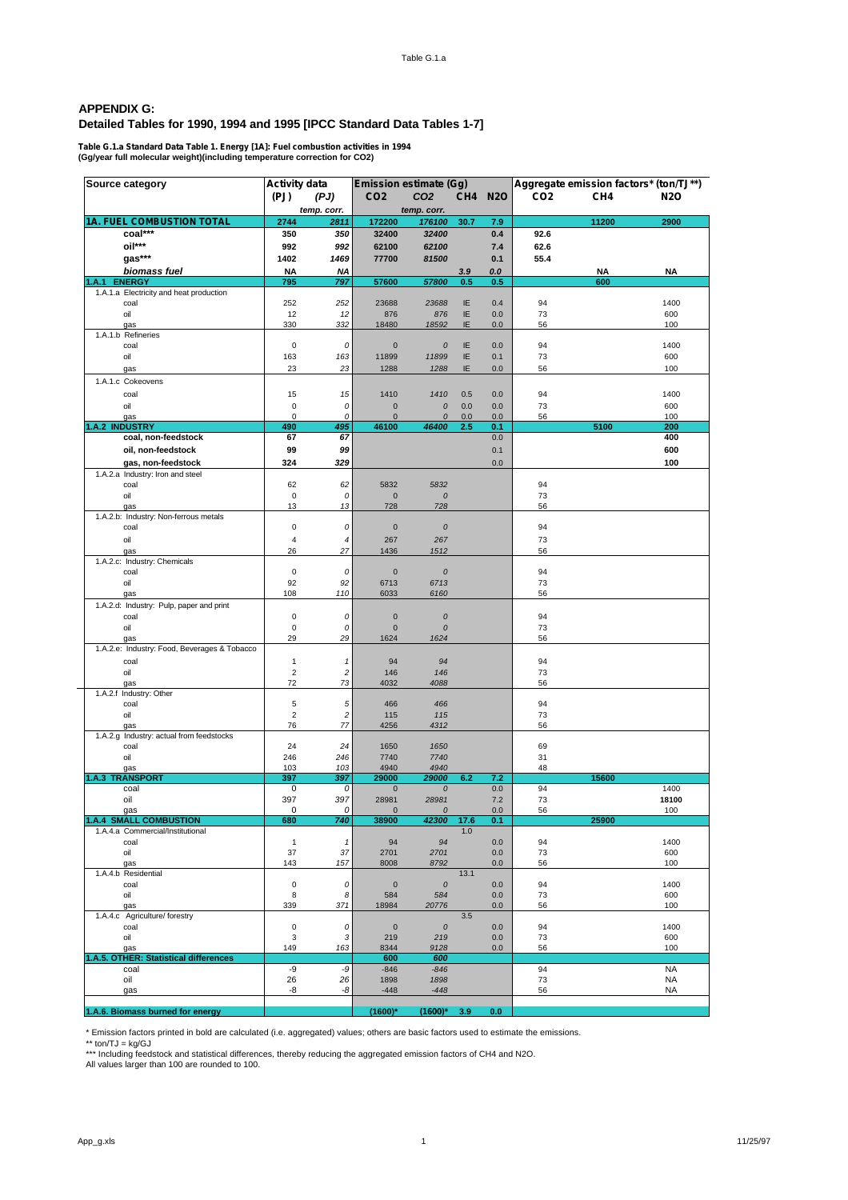## APPENDIX G:
## Detailed Tables for 1990, 1994 and 1995 [IPCC Standard Data Tables 1-7]

**Table G.1.a Standard Data Table 1. Energy [1A]: Fuel combustion activities in 1994**
**(Gg/year full molecular weight)(including temperature correction for CO2)**

| Source category | Activity data (PJ) | Activity data (PJ) temp. corr. | Emission estimate (Gg) $CO_2$ | Emission estimate (Gg) $CO_2$ temp. corr. | $CH_4$ | $N_2O$ | Aggregate emission factors* (ton/TJ**) $CO_2$ | $CH_4$ | $N_2O$ |
|---|---|---|---|---|---|---|---|---|---|
| **1A. FUEL COMBUSTION TOTAL** | **2744** | ***2811*** | **172200** | ***176100*** | **30.7** | **7.9** | | **11200** | **2900** |
| **coal*** ** | **350** | ***350*** | **32400** | ***32400*** | | **0.4** | **92.6** | | |
| **oil*** ** | **992** | ***992*** | **62100** | ***62100*** | | **7.4** | **62.6** | | |
| **gas*** ** | **1402** | ***1469*** | **77700** | ***81500*** | | **0.1** | **55.4** | | |
| ***biomass fuel*** | **NA** | ***NA*** | | | ***3.9*** | ***0.0*** | | **NA** | **NA** |
| **1.A.1 ENERGY** | **795** | ***797*** | **57600** | ***57800*** | **0.5** | **0.5** | | **600** | |
| 1.A.1.a Electricity and heat production | | | | | | | | | |
| coal | 252 | *252* | 23688 | *23688* | IE | 0.4 | 94 | | 1400 |
| oil | 12 | *12* | 876 | *876* | IE | 0.0 | 73 | | 600 |
| gas | 330 | *332* | 18480 | *18592* | IE | 0.0 | 56 | | 100 |
| 1.A.1.b Refineries | | | | | | | | | |
| coal | 0 | *0* | 0 | *0* | IE | 0.0 | 94 | | 1400 |
| oil | 163 | *163* | 11899 | *11899* | IE | 0.1 | 73 | | 600 |
| gas | 23 | *23* | 1288 | *1288* | IE | 0.0 | 56 | | 100 |
| 1.A.1.c Cokeovens | | | | | | | | | |
| coal | 15 | *15* | 1410 | *1410* | 0.5 | 0.0 | 94 | | 1400 |
| oil | 0 | *0* | 0 | *0* | 0.0 | 0.0 | 73 | | 600 |
| gas | 0 | *0* | 0 | *0* | 0.0 | 0.0 | 56 | | 100 |
| **1.A.2 INDUSTRY** | **490** | ***495*** | **46100** | ***46400*** | **2.5** | **0.1** | | **5100** | **200** |
| **coal, non-feedstock** | **67** | ***67*** | | | | 0.0 | | | **400** |
| **oil, non-feedstock** | **99** | ***99*** | | | | 0.1 | | | **600** |
| **gas, non-feedstock** | **324** | ***329*** | | | | 0.0 | | | **100** |
| 1.A.2.a Industry: Iron and steel | | | | | | | | | |
| coal | 62 | *62* | 5832 | *5832* | | | 94 | | |
| oil | 0 | *0* | 0 | *0* | | | 73 | | |
| gas | 13 | *13* | 728 | *728* | | | 56 | | |
| 1.A.2.b: Industry: Non-ferrous metals | | | | | | | | | |
| coal | 0 | *0* | 0 | *0* | | | 94 | | |
| oil | 4 | *4* | 267 | *267* | | | 73 | | |
| gas | 26 | *27* | 1436 | *1512* | | | 56 | | |
| 1.A.2.c: Industry: Chemicals | | | | | | | | | |
| coal | 0 | *0* | 0 | *0* | | | 94 | | |
| oil | 92 | *92* | 6713 | *6713* | | | 73 | | |
| gas | 108 | *110* | 6033 | *6160* | | | 56 | | |
| 1.A.2.d: Industry: Pulp, paper and print | | | | | | | | | |
| coal | 0 | *0* | 0 | *0* | | | 94 | | |
| oil | 0 | *0* | 0 | *0* | | | 73 | | |
| gas | 29 | *29* | 1624 | *1624* | | | 56 | | |
| 1.A.2.e: Industry: Food, Beverages & Tobacco | | | | | | | | | |
| coal | 1 | *1* | 94 | *94* | | | 94 | | |
| oil | 2 | *2* | 146 | *146* | | | 73 | | |
| gas | 72 | *73* | 4032 | *4088* | | | 56 | | |
| 1.A.2.f Industry: Other | | | | | | | | | |
| coal | 5 | *5* | 466 | *466* | | | 94 | | |
| oil | 2 | *2* | 115 | *115* | | | 73 | | |
| gas | 76 | *77* | 4256 | *4312* | | | 56 | | |
| 1.A.2.g Industry: actual from feedstocks | | | | | | | | | |
| coal | 24 | *24* | 1650 | *1650* | | | 69 | | |
| oil | 246 | *246* | 7740 | *7740* | | | 31 | | |
| gas | 103 | *103* | 4940 | *4940* | | | 48 | | |
| **1.A.3 TRANSPORT** | **397** | ***397*** | **29000** | ***29000*** | **6.2** | **7.2** | | **15600** | |
| coal | 0 | *0* | 0 | *0* | | 0.0 | 94 | | 1400 |
| oil | 397 | *397* | 28981 | *28981* | | 7.2 | 73 | | **18100** |
| gas | 0 | *0* | 0 | *0* | | 0.0 | 56 | | 100 |
| **1.A.4 SMALL COMBUSTION** | **680** | ***740*** | **38900** | ***42300*** | **17.6** | **0.1** | | **25900** | |
| 1.A.4.a Commercial/Institutional | | | | | 1.0 | | | | |
| coal | 1 | *1* | 94 | *94* | | 0.0 | 94 | | 1400 |
| oil | 37 | *37* | 2701 | *2701* | | 0.0 | 73 | | 600 |
| gas | 143 | *157* | 8008 | *8792* | | 0.0 | 56 | | 100 |
| 1.A.4.b Residential | | | | | 13.1 | | | | |
| coal | 0 | *0* | 0 | *0* | | 0.0 | 94 | | 1400 |
| oil | 8 | *8* | 584 | *584* | | 0.0 | 73 | | 600 |
| gas | 339 | *371* | 18984 | *20776* | | 0.0 | 56 | | 100 |
| 1.A.4.c Agriculture/ forestry | | | | | 3.5 | | | | |
| coal | 0 | *0* | 0 | *0* | | 0.0 | 94 | | 1400 |
| oil | 3 | *3* | 219 | *219* | | 0.0 | 73 | | 600 |
| gas | 149 | *163* | 8344 | *9128* | | 0.0 | 56 | | 100 |
| **1.A.5. OTHER: Statistical differences** | | | **600** | ***600*** | | | | | |
| coal | -9 | *-9* | -846 | *-846* | | | 94 | | NA |
| oil | 26 | *26* | 1898 | *1898* | | | 73 | | NA |
| gas | -8 | *-8* | -448 | *-448* | | | 56 | | NA |
| **1.A.6. Biomass burned for energy** | | | **(1600)*** | ***(1600)**** | **3.9** | **0.0** | | | |

\* Emission factors printed in bold are calculated (i.e. aggregated) values; others are basic factors used to estimate the emissions.
** ton/TJ = kg/GJ
*** Including feedstock and statistical differences, thereby reducing the aggregated emission factors of CH4 and N2O.
All values larger than 100 are rounded to 100.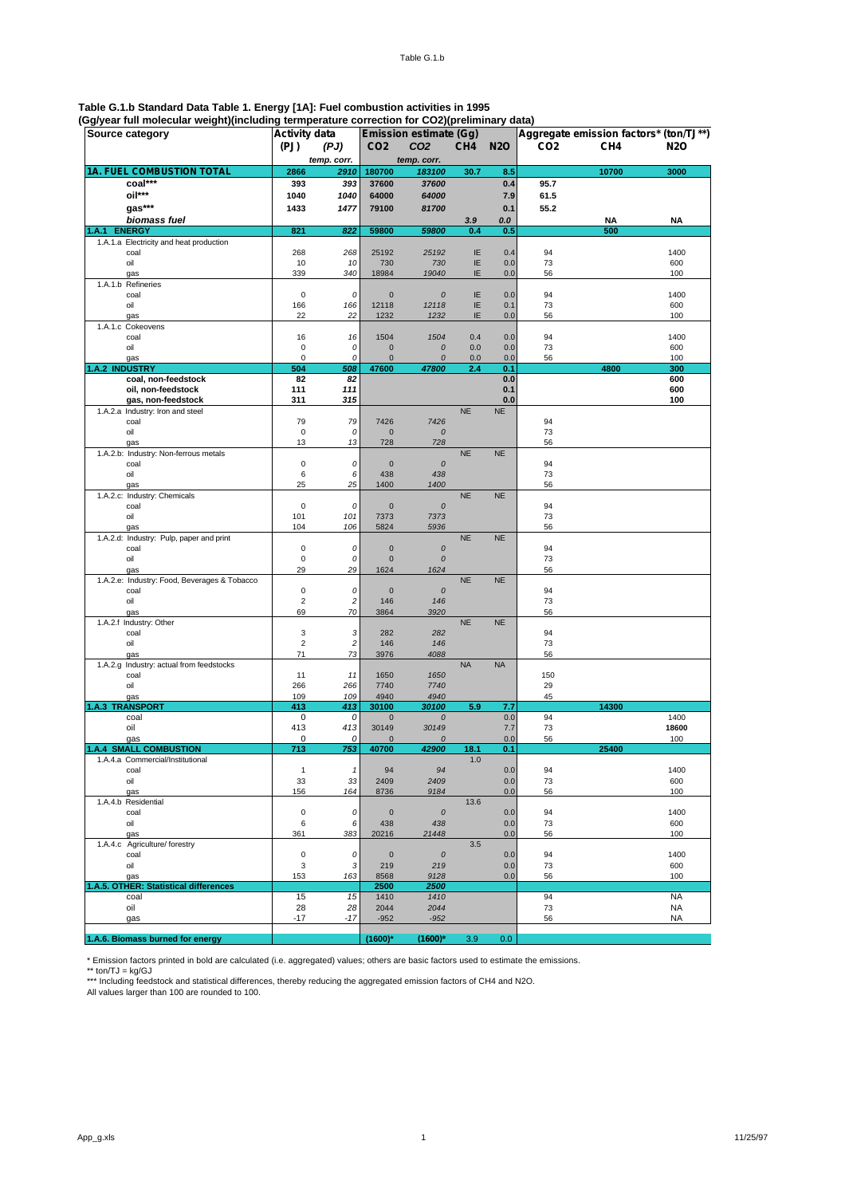**Table G.1.b Standard Data Table 1. Energy [1A]: Fuel combustion activities in 1995**
**(Gg/year full molecular weight)(including termperature correction for CO2)(preliminary data)**

| Source category | Activity data | | Emission estimate (Gg) | | | | Aggregate emission factors* (ton/TJ**) | | |
|---|---|---|---|---|---|---|---|---|---|
| | (PJ) | (PJ) | CO2 | CO2 | CH4 | N2O | CO2 | CH4 | N2O |
| | | temp. corr. | | temp. corr. | | | | | |
| **1A. FUEL COMBUSTION TOTAL** | **2866** | ***2910*** | **180700** | ***183100*** | **30.7** | **8.5** | | **10700** | **3000** |
| **coal***** | **393** | ***393*** | **37600** | ***37600*** | | **0.4** | **95.7** | | |
| **oil***** | **1040** | ***1040*** | **64000** | ***64000*** | | **7.9** | **61.5** | | |
| **gas***** | **1433** | ***1477*** | **79100** | ***81700*** | | **0.1** | **55.2** | | |
| ***biomass fuel*** | | | | | ***3.9*** | ***0.0*** | | **NA** | **NA** |
| **1.A.1 ENERGY** | **821** | ***822*** | **59800** | ***59800*** | **0.4** | **0.5** | | **500** | |
| 1.A.1.a Electricity and heat production | | | | | | | | | |
| coal | 268 | *268* | 25192 | *25192* | IE | 0.4 | 94 | | 1400 |
| oil | 10 | *10* | 730 | *730* | IE | 0.0 | 73 | | 600 |
| gas | 339 | *340* | 18984 | *19040* | IE | 0.0 | 56 | | 100 |
| 1.A.1.b Refineries | | | | | | | | | |
| coal | 0 | *0* | 0 | *0* | IE | 0.0 | 94 | | 1400 |
| oil | 166 | *166* | 12118 | *12118* | IE | 0.1 | 73 | | 600 |
| gas | 22 | *22* | 1232 | *1232* | IE | 0.0 | 56 | | 100 |
| 1.A.1.c Cokeovens | | | | | | | | | |
| coal | 16 | *16* | 1504 | *1504* | 0.4 | 0.0 | 94 | | 1400 |
| oil | 0 | *0* | 0 | *0* | 0.0 | 0.0 | 73 | | 600 |
| gas | 0 | *0* | 0 | *0* | 0.0 | 0.0 | 56 | | 100 |
| **1.A.2 INDUSTRY** | **504** | ***508*** | **47600** | ***47800*** | **2.4** | **0.1** | | **4800** | **300** |
| **coal, non-feedstock** | **82** | ***82*** | | | | **0.0** | | | **600** |
| **oil, non-feedstock** | **111** | ***111*** | | | | **0.1** | | | **600** |
| **gas, non-feedstock** | **311** | ***315*** | | | | **0.0** | | | **100** |
| 1.A.2.a Industry: Iron and steel | | | | | NE | NE | | | |
| coal | 79 | *79* | 7426 | *7426* | | | 94 | | |
| oil | 0 | *0* | 0 | *0* | | | 73 | | |
| gas | 13 | *13* | 728 | *728* | | | 56 | | |
| 1.A.2.b: Industry: Non-ferrous metals | | | | | NE | NE | | | |
| coal | 0 | *0* | 0 | *0* | | | 94 | | |
| oil | 6 | *6* | 438 | *438* | | | 73 | | |
| gas | 25 | *25* | 1400 | *1400* | | | 56 | | |
| 1.A.2.c: Industry: Chemicals | | | | | NE | NE | | | |
| coal | 0 | *0* | 0 | *0* | | | 94 | | |
| oil | 101 | *101* | 7373 | *7373* | | | 73 | | |
| gas | 104 | *106* | 5824 | *5936* | | | 56 | | |
| 1.A.2.d: Industry: Pulp, paper and print | | | | | NE | NE | | | |
| coal | 0 | *0* | 0 | *0* | | | 94 | | |
| oil | 0 | *0* | 0 | *0* | | | 73 | | |
| gas | 29 | *29* | 1624 | *1624* | | | 56 | | |
| 1.A.2.e: Industry: Food, Beverages & Tobacco | | | | | NE | NE | | | |
| coal | 0 | *0* | 0 | *0* | | | 94 | | |
| oil | 2 | *2* | 146 | *146* | | | 73 | | |
| gas | 69 | *70* | 3864 | *3920* | | | 56 | | |
| 1.A.2.f Industry: Other | | | | | NE | NE | | | |
| coal | 3 | *3* | 282 | *282* | | | 94 | | |
| oil | 2 | *2* | 146 | *146* | | | 73 | | |
| gas | 71 | *73* | 3976 | *4088* | | | 56 | | |
| 1.A.2.g Industry: actual from feedstocks | | | | | NA | NA | | | |
| coal | 11 | *11* | 1650 | *1650* | | | 150 | | |
| oil | 266 | *266* | 7740 | *7740* | | | 29 | | |
| gas | 109 | *109* | 4940 | *4940* | | | 45 | | |
| **1.A.3 TRANSPORT** | **413** | ***413*** | **30100** | ***30100*** | **5.9** | **7.7** | | **14300** | |
| coal | 0 | *0* | 0 | *0* | | 0.0 | 94 | | 1400 |
| oil | 413 | *413* | 30149 | *30149* | | 7.7 | 73 | | **18600** |
| gas | 0 | *0* | 0 | *0* | | 0.0 | 56 | | 100 |
| **1.A.4 SMALL COMBUSTION** | **713** | ***753*** | **40700** | ***42900*** | **18.1** | **0.1** | | **25400** | |
| 1.A.4.a Commercial/Institutional | | | | | 1.0 | | | | |
| coal | 1 | *1* | 94 | *94* | | 0.0 | 94 | | 1400 |
| oil | 33 | *33* | 2409 | *2409* | | 0.0 | 73 | | 600 |
| gas | 156 | *164* | 8736 | *9184* | | 0.0 | 56 | | 100 |
| 1.A.4.b Residential | | | | | 13.6 | | | | |
| coal | 0 | *0* | 0 | *0* | | 0.0 | 94 | | 1400 |
| oil | 6 | *6* | 438 | *438* | | 0.0 | 73 | | 600 |
| gas | 361 | *383* | 20216 | *21448* | | 0.0 | 56 | | 100 |
| 1.A.4.c Agriculture/ forestry | | | | | 3.5 | | | | |
| coal | 0 | *0* | 0 | *0* | | 0.0 | 94 | | 1400 |
| oil | 3 | *3* | 219 | *219* | | 0.0 | 73 | | 600 |
| gas | 153 | *163* | 8568 | *9128* | | 0.0 | 56 | | 100 |
| **1.A.5. OTHER: Statistical differences** | | | **2500** | ***2500*** | | | | | |
| coal | 15 | *15* | 1410 | *1410* | | | 94 | | NA |
| oil | 28 | *28* | 2044 | *2044* | | | 73 | | NA |
| gas | -17 | *-17* | -952 | *-952* | | | 56 | | NA |
| **1.A.6. Biomass burned for energy** | | | **(1600)*** | ***(1600)**** | 3.9 | 0.0 | | | |

\* Emission factors printed in bold are calculated (i.e. aggregated) values; others are basic factors used to estimate the emissions.
\** ton/TJ = kg/GJ
\*** Including feedstock and statistical differences, thereby reducing the aggregated emission factors of CH4 and N2O.
All values larger than 100 are rounded to 100.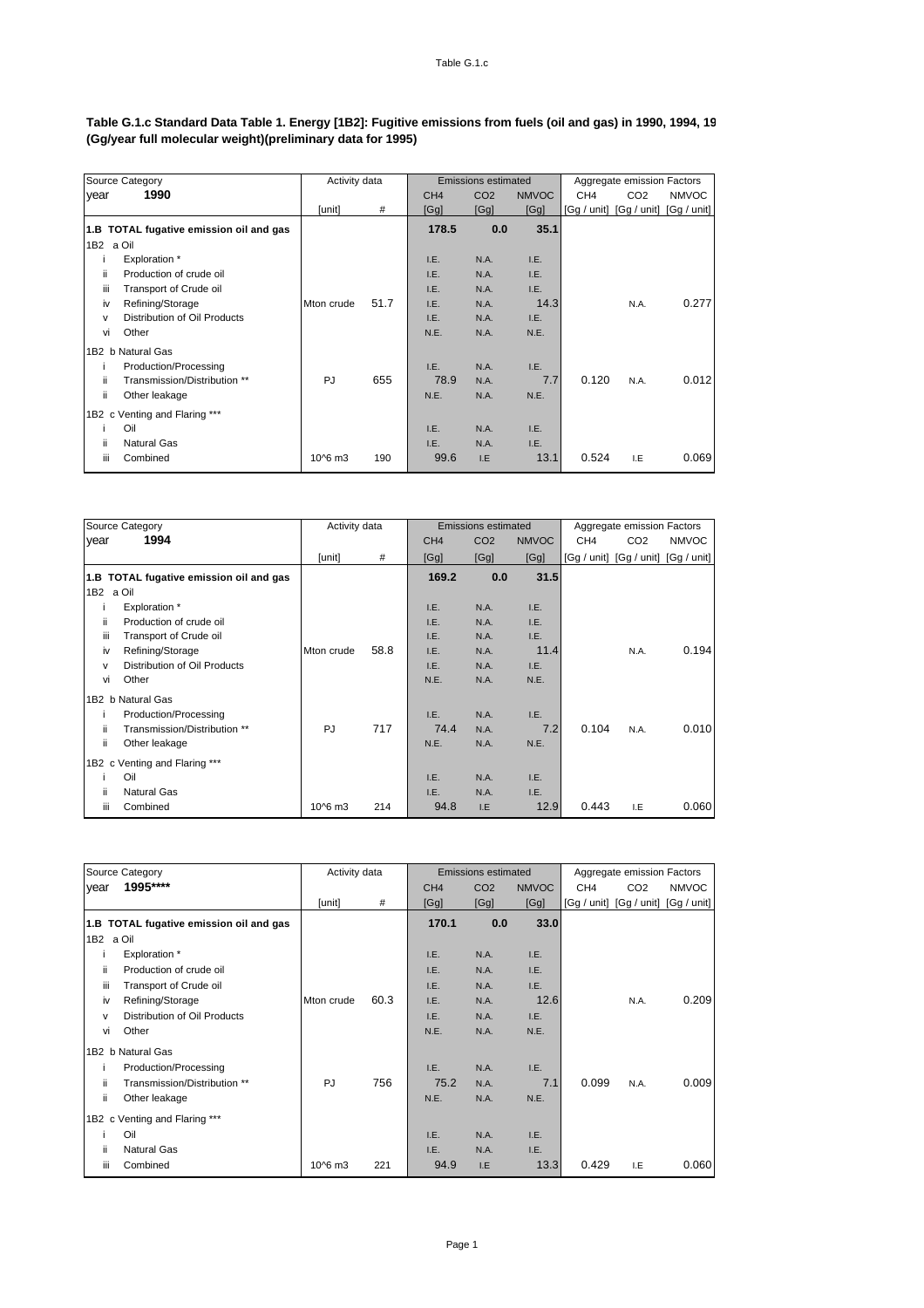**Table G.1.c Standard Data Table 1. Energy [1B2]: Fugitive emissions from fuels (oil and gas) in 1990, 1994, 19
(Gg/year full molecular weight)(preliminary data for 1995)**

| Source Category | | Activity data | | Emissions estimated | | | Aggregate emission Factors | | |
|---|---|---|---|---|---|---|---|---|---|
| year | 1990 | | | $CH_4$ | $CO_2$ | NMVOC | $CH_4$ | $CO_2$ | NMVOC |
| | | [unit] | # | [Gg] | [Gg] | [Gg] | [Gg / unit] | [Gg / unit] | [Gg / unit] |
| **1.B TOTAL fugative emission oil and gas** | | | | **178.5** | **0.0** | **35.1** | | | |
| 1B2 a Oil | | | | | | | | | |
| i | Exploration * | | | I.E. | N.A. | I.E. | | | |
| ii | Production of crude oil | | | I.E. | N.A. | I.E. | | | |
| iii | Transport of Crude oil | | | I.E. | N.A. | I.E. | | | |
| iv | Refining/Storage | Mton crude | 51.7 | I.E. | N.A. | 14.3 | | N.A. | 0.277 |
| v | Distribution of Oil Products | | | I.E. | N.A. | I.E. | | | |
| vi | Other | | | N.E. | N.A. | N.E. | | | |
| 1B2 b Natural Gas | | | | | | | | | |
| i | Production/Processing | | | I.E. | N.A. | I.E. | | | |
| ii | Transmission/Distribution ** | PJ | 655 | 78.9 | N.A. | 7.7 | 0.120 | N.A. | 0.012 |
| ii | Other leakage | | | N.E. | N.A. | N.E. | | | |
| 1B2 c Venting and Flaring *** | | | | | | | | | |
| i | Oil | | | I.E. | N.A. | I.E. | | | |
| ii | Natural Gas | | | I.E. | N.A. | I.E. | | | |
| iii | Combined | 10^6 m3 | 190 | 99.6 | I.E | 13.1 | 0.524 | I.E | 0.069 |

| Source Category | | Activity data | | Emissions estimated | | | Aggregate emission Factors | | |
|---|---|---|---|---|---|---|---|---|---|
| year | 1994 | | | $CH_4$ | $CO_2$ | NMVOC | $CH_4$ | $CO_2$ | NMVOC |
| | | [unit] | # | [Gg] | [Gg] | [Gg] | [Gg / unit] | [Gg / unit] | [Gg / unit] |
| **1.B TOTAL fugative emission oil and gas** | | | | **169.2** | **0.0** | **31.5** | | | |
| 1B2 a Oil | | | | | | | | | |
| i | Exploration * | | | I.E. | N.A. | I.E. | | | |
| ii | Production of crude oil | | | I.E. | N.A. | I.E. | | | |
| iii | Transport of Crude oil | | | I.E. | N.A. | I.E. | | | |
| iv | Refining/Storage | Mton crude | 58.8 | I.E. | N.A. | 11.4 | | N.A. | 0.194 |
| v | Distribution of Oil Products | | | I.E. | N.A. | I.E. | | | |
| vi | Other | | | N.E. | N.A. | N.E. | | | |
| 1B2 b Natural Gas | | | | | | | | | |
| i | Production/Processing | | | I.E. | N.A. | I.E. | | | |
| ii | Transmission/Distribution ** | PJ | 717 | 74.4 | N.A. | 7.2 | 0.104 | N.A. | 0.010 |
| ii | Other leakage | | | N.E. | N.A. | N.E. | | | |
| 1B2 c Venting and Flaring *** | | | | | | | | | |
| i | Oil | | | I.E. | N.A. | I.E. | | | |
| ii | Natural Gas | | | I.E. | N.A. | I.E. | | | |
| iii | Combined | 10^6 m3 | 214 | 94.8 | I.E | 12.9 | 0.443 | I.E | 0.060 |

| Source Category | | Activity data | | Emissions estimated | | | Aggregate emission Factors | | |
|---|---|---|---|---|---|---|---|---|---|
| year | 1995**** | | | $CH_4$ | $CO_2$ | NMVOC | $CH_4$ | $CO_2$ | NMVOC |
| | | [unit] | # | [Gg] | [Gg] | [Gg] | [Gg / unit] | [Gg / unit] | [Gg / unit] |
| **1.B TOTAL fugative emission oil and gas** | | | | **170.1** | **0.0** | **33.0** | | | |
| 1B2 a Oil | | | | | | | | | |
| i | Exploration * | | | I.E. | N.A. | I.E. | | | |
| ii | Production of crude oil | | | I.E. | N.A. | I.E. | | | |
| iii | Transport of Crude oil | | | I.E. | N.A. | I.E. | | | |
| iv | Refining/Storage | Mton crude | 60.3 | I.E. | N.A. | 12.6 | | N.A. | 0.209 |
| v | Distribution of Oil Products | | | I.E. | N.A. | I.E. | | | |
| vi | Other | | | N.E. | N.A. | N.E. | | | |
| 1B2 b Natural Gas | | | | | | | | | |
| i | Production/Processing | | | I.E. | N.A. | I.E. | | | |
| ii | Transmission/Distribution ** | PJ | 756 | 75.2 | N.A. | 7.1 | 0.099 | N.A. | 0.009 |
| ii | Other leakage | | | N.E. | N.A. | N.E. | | | |
| 1B2 c Venting and Flaring *** | | | | | | | | | |
| i | Oil | | | I.E. | N.A. | I.E. | | | |
| ii | Natural Gas | | | I.E. | N.A. | I.E. | | | |
| iii | Combined | 10^6 m3 | 221 | 94.9 | I.E | 13.3 | 0.429 | I.E | 0.060 |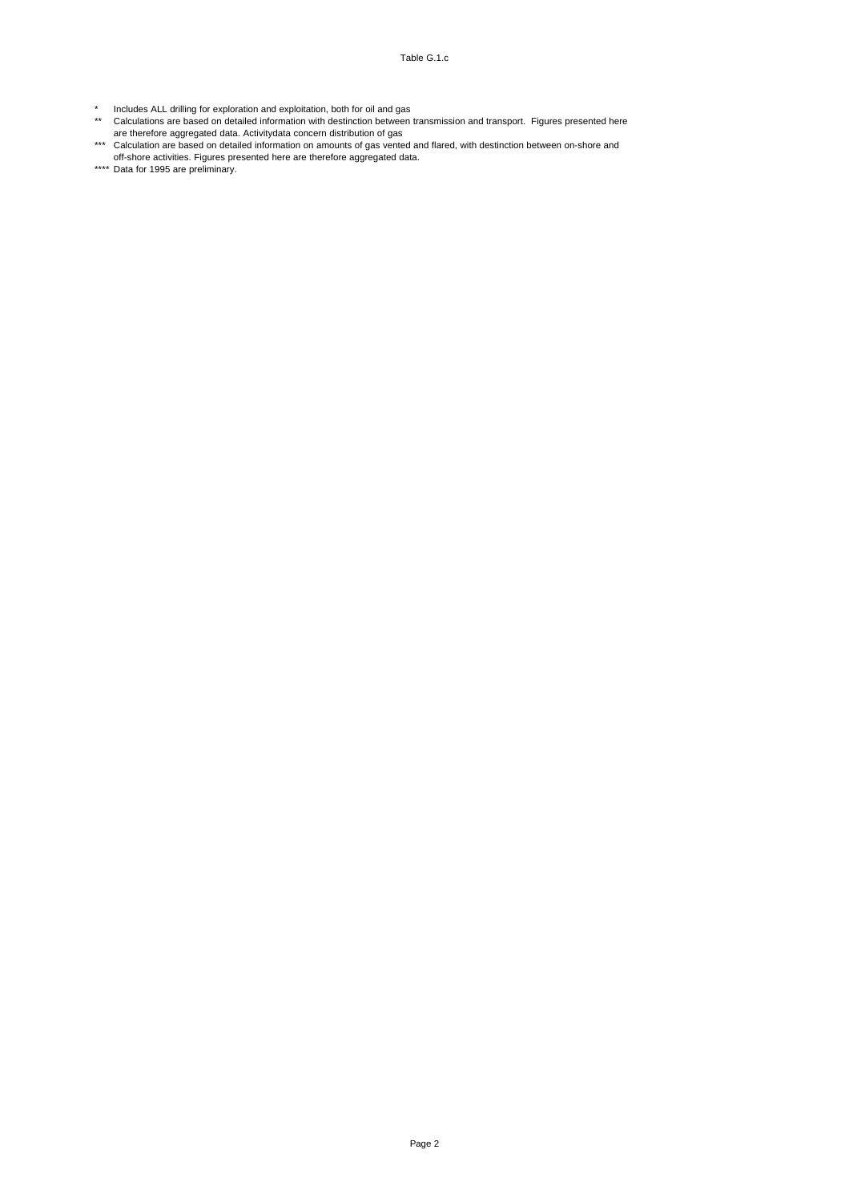Table G.1.c

\* Includes ALL drilling for exploration and exploitation, both for oil and gas

\*\* Calculations are based on detailed information with destinction between transmission and transport. Figures presented here are therefore aggregated data. Activitydata concern distribution of gas

\*\*\* Calculation are based on detailed information on amounts of gas vented and flared, with destinction between on-shore and off-shore activities. Figures presented here are therefore aggregated data.

\*\*\*\* Data for 1995 are preliminary.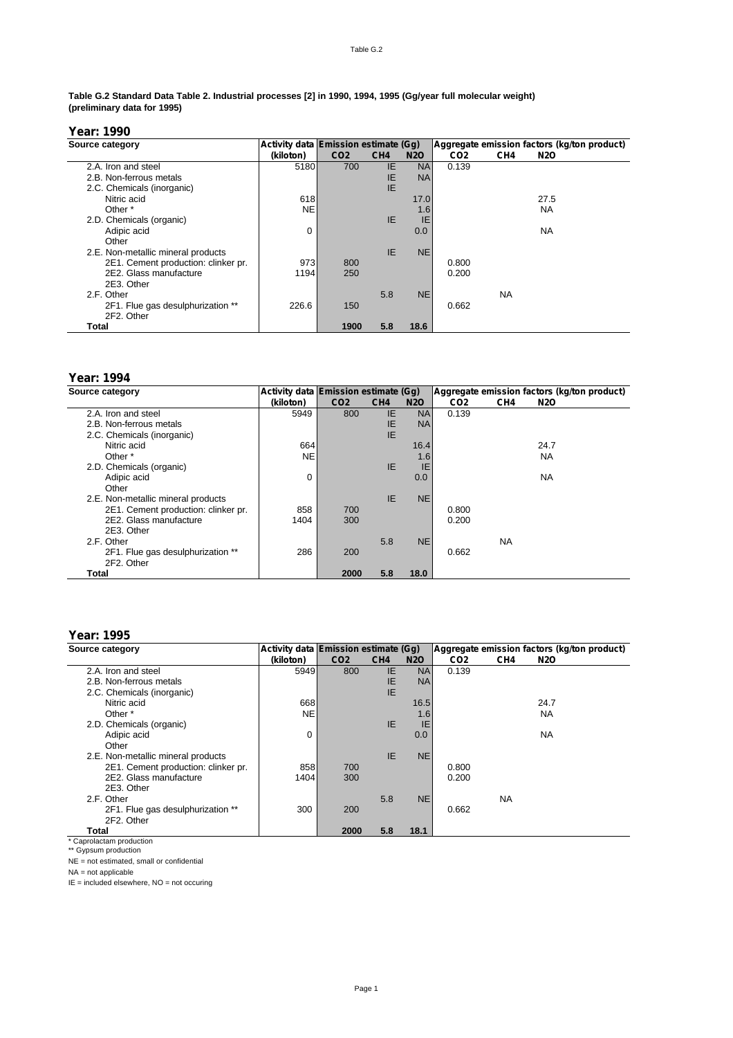**Table G.2 Standard Data Table 2. Industrial processes [2] in 1990, 1994, 1995 (Gg/year full molecular weight) (preliminary data for 1995)**

## Year: 1990

| Source category | Activity data | Emission estimate (Gg) | | | Aggregate emission factors (kg/ton product) | | |
|---|---|---|---|---|---|---|---|
| | (kiloton) | $CO_2$ | $CH_4$ | $N_2O$ | $CO_2$ | $CH_4$ | $N_2O$ |
| 2.A. Iron and steel | 5180 | 700 | IE | NA | 0.139 | | |
| 2.B. Non-ferrous metals | | | IE | NA | | | |
| 2.C. Chemicals (inorganic) | | | IE | | | | |
| Nitric acid | 618 | | | 17.0 | | | 27.5 |
| Other * | NE | | | 1.6 | | | NA |
| 2.D. Chemicals (organic) | | | IE | IE | | | |
| Adipic acid | 0 | | | 0.0 | | | NA |
| Other | | | | | | | |
| 2.E. Non-metallic mineral products | | | IE | NE | | | |
| 2E1. Cement production: clinker pr. | 973 | 800 | | | 0.800 | | |
| 2E2. Glass manufacture | 1194 | 250 | | | 0.200 | | |
| 2E3. Other | | | | | | | |
| 2.F. Other | | | 5.8 | NE | | NA | |
| 2F1. Flue gas desulphurization ** | 226.6 | 150 | | | 0.662 | | |
| 2F2. Other | | | | | | | |
| **Total** | | **1900** | **5.8** | **18.6** | | | |

## Year: 1994

| Source category | Activity data | Emission estimate (Gg) | | | Aggregate emission factors (kg/ton product) | | |
|---|---|---|---|---|---|---|---|
| | (kiloton) | $CO_2$ | $CH_4$ | $N_2O$ | $CO_2$ | $CH_4$ | $N_2O$ |
| 2.A. Iron and steel | 5949 | 800 | IE | NA | 0.139 | | |
| 2.B. Non-ferrous metals | | | IE | NA | | | |
| 2.C. Chemicals (inorganic) | | | IE | | | | |
| Nitric acid | 664 | | | 16.4 | | | 24.7 |
| Other * | NE | | | 1.6 | | | NA |
| 2.D. Chemicals (organic) | | | IE | IE | | | |
| Adipic acid | 0 | | | 0.0 | | | NA |
| Other | | | | | | | |
| 2.E. Non-metallic mineral products | | | IE | NE | | | |
| 2E1. Cement production: clinker pr. | 858 | 700 | | | 0.800 | | |
| 2E2. Glass manufacture | 1404 | 300 | | | 0.200 | | |
| 2E3. Other | | | | | | | |
| 2.F. Other | | | 5.8 | NE | | NA | |
| 2F1. Flue gas desulphurization ** | 286 | 200 | | | 0.662 | | |
| 2F2. Other | | | | | | | |
| **Total** | | **2000** | **5.8** | **18.0** | | | |

## Year: 1995

| Source category | Activity data | Emission estimate (Gg) | | | Aggregate emission factors (kg/ton product) | | |
|---|---|---|---|---|---|---|---|
| | (kiloton) | $CO_2$ | $CH_4$ | $N_2O$ | $CO_2$ | $CH_4$ | $N_2O$ |
| 2.A. Iron and steel | 5949 | 800 | IE | NA | 0.139 | | |
| 2.B. Non-ferrous metals | | | IE | NA | | | |
| 2.C. Chemicals (inorganic) | | | IE | | | | |
| Nitric acid | 668 | | | 16.5 | | | 24.7 |
| Other * | NE | | | 1.6 | | | NA |
| 2.D. Chemicals (organic) | | | IE | IE | | | |
| Adipic acid | 0 | | | 0.0 | | | NA |
| Other | | | | | | | |
| 2.E. Non-metallic mineral products | | | IE | NE | | | |
| 2E1. Cement production: clinker pr. | 858 | 700 | | | 0.800 | | |
| 2E2. Glass manufacture | 1404 | 300 | | | 0.200 | | |
| 2E3. Other | | | | | | | |
| 2.F. Other | | | 5.8 | NE | | NA | |
| 2F1. Flue gas desulphurization ** | 300 | 200 | | | 0.662 | | |
| 2F2. Other | | | | | | | |
| **Total** | | **2000** | **5.8** | **18.1** | | | |

\* Caprolactam production
** Gypsum production
NE = not estimated, small or confidential
NA = not applicable
IE = included elsewhere, NO = not occuring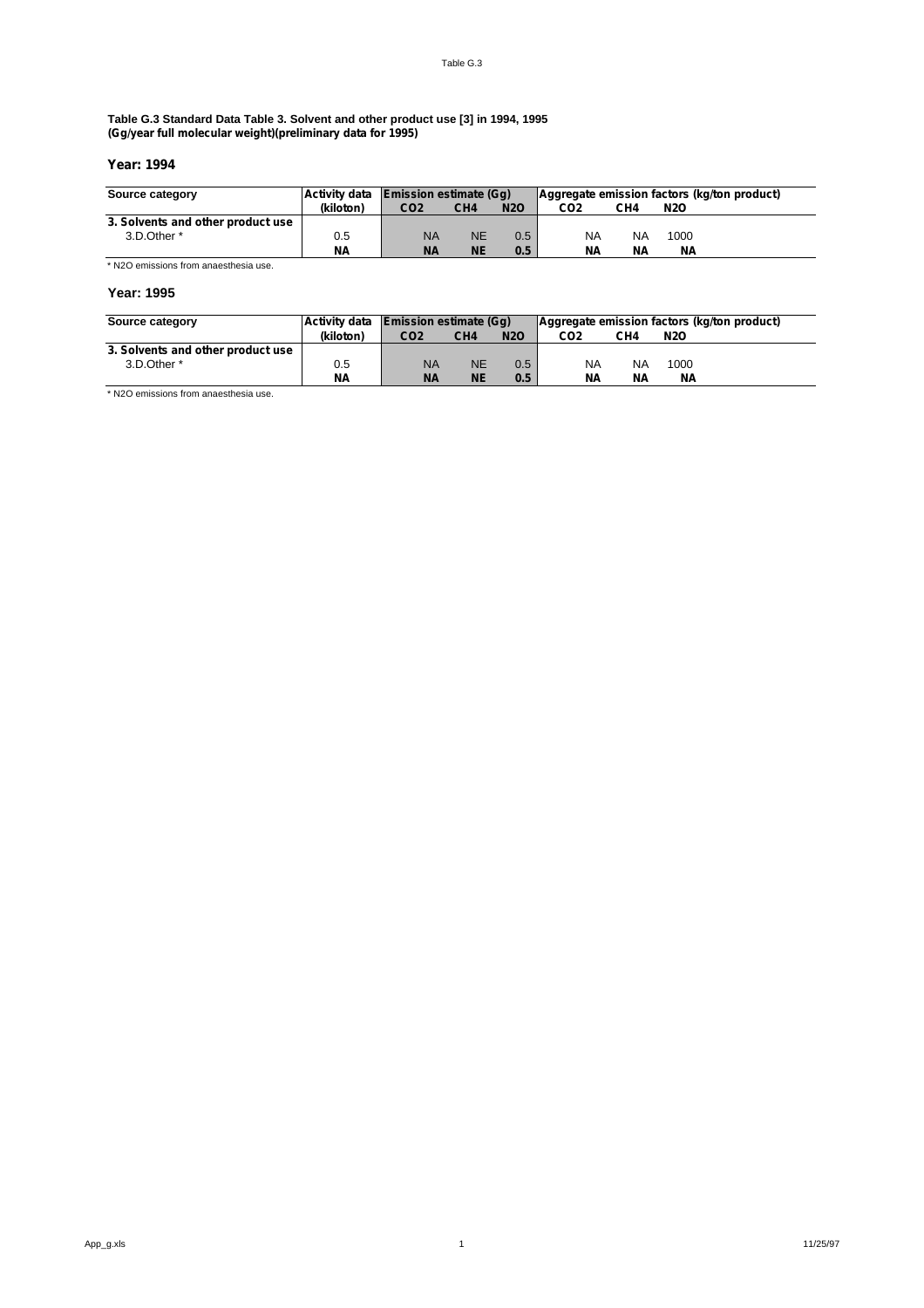**Table G.3 Standard Data Table 3. Solvent and other product use [3] in 1994, 1995**
**(Gg/year full molecular weight)(preliminary data for 1995)**

### Year: 1994

| Source category | Activity data | Emission estimate (Gg) | | | Aggregate emission factors (kg/ton product) | | |
|---|---|---|---|---|---|---|---|
| | (kiloton) | $CO_2$ | $CH_4$ | $N_2O$ | $CO_2$ | $CH_4$ | $N_2O$ |
| **3. Solvents and other product use** | | | | | | | |
| 3.D.Other * | 0.5 | NA | NE | 0.5 | NA | NA | 1000 |
| | **NA** | **NA** | **NE** | **0.5** | **NA** | **NA** | **NA** |

* N2O emissions from anaesthesia use.

### Year: 1995

| Source category | Activity data | Emission estimate (Gg) | | | Aggregate emission factors (kg/ton product) | | |
|---|---|---|---|---|---|---|---|
| | (kiloton) | $CO_2$ | $CH_4$ | $N_2O$ | $CO_2$ | $CH_4$ | $N_2O$ |
| **3. Solvents and other product use** | | | | | | | |
| 3.D.Other * | 0.5 | NA | NE | 0.5 | NA | NA | 1000 |
| | **NA** | **NA** | **NE** | **0.5** | **NA** | **NA** | **NA** |

* N2O emissions from anaesthesia use.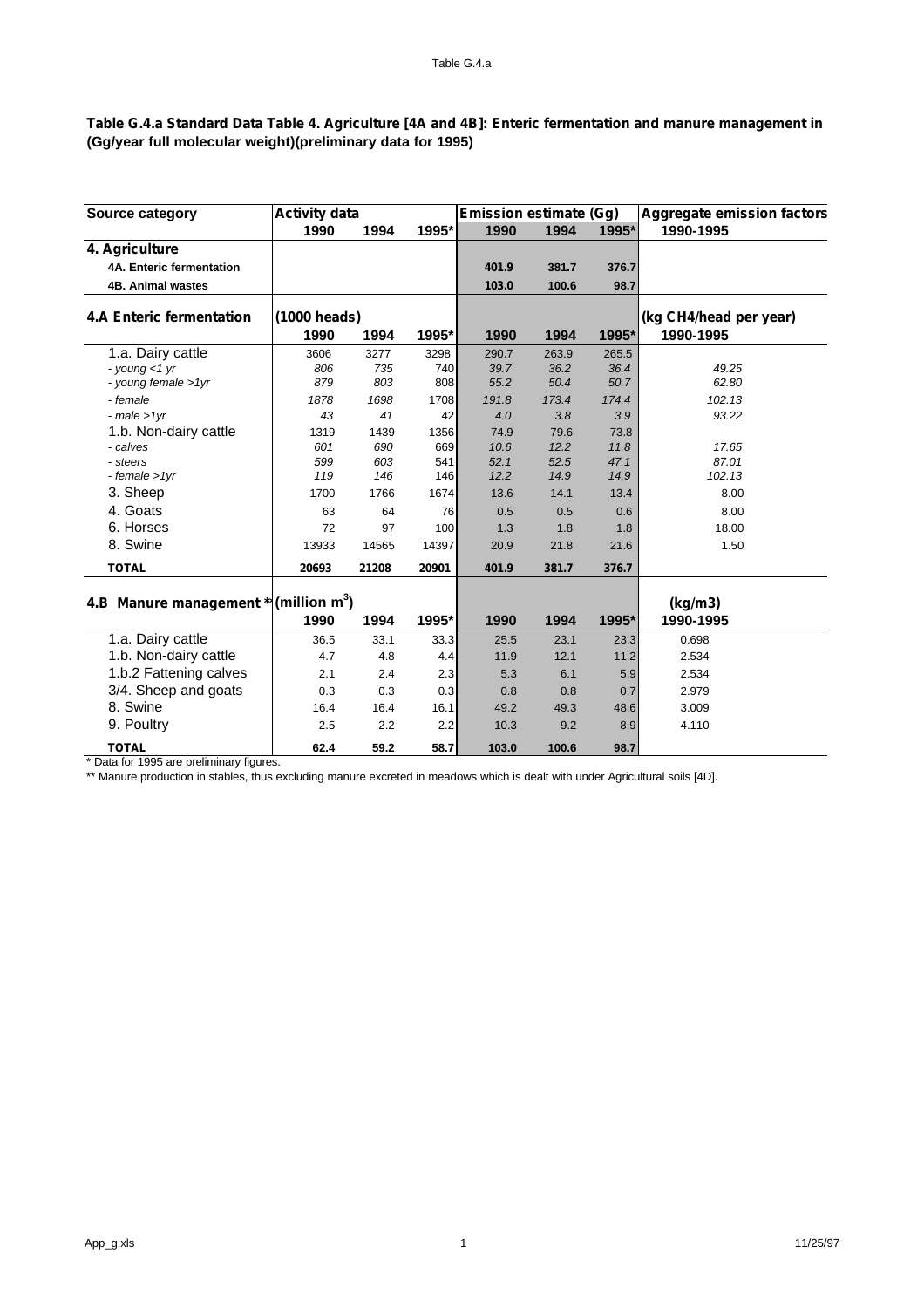**Table G.4.a Standard Data Table 4. Agriculture [4A and 4B]: Enteric fermentation and manure management in (Gg/year full molecular weight)(preliminary data for 1995)**

| Source category | Activity data | | | Emission estimate (Gg) | | | Aggregate emission factors |
|---|---|---|---|---|---|---|---|
| | 1990 | 1994 | 1995* | 1990 | 1994 | 1995* | 1990-1995 |
| **4. Agriculture** | | | | | | | |
| **4A. Enteric fermentation** | | | | **401.9** | **381.7** | **376.7** | |
| **4B. Animal wastes** | | | | **103.0** | **100.6** | **98.7** | |
| **4.A Enteric fermentation** | (1000 heads) | | | | | | (kg $CH_4$/head per year) |
| | 1990 | 1994 | 1995* | 1990 | 1994 | 1995* | 1990-1995 |
| 1.a. Dairy cattle | 3606 | 3277 | 3298 | 290.7 | 263.9 | 265.5 | |
| *- young <1 yr* | *806* | *735* | 740 | *39.7* | *36.2* | *36.4* | *49.25* |
| *- young female >1yr* | *879* | *803* | 808 | *55.2* | *50.4* | *50.7* | *62.80* |
| *- female* | *1878* | *1698* | 1708 | *191.8* | *173.4* | *174.4* | *102.13* |
| *- male >1yr* | *43* | *41* | 42 | *4.0* | *3.8* | *3.9* | *93.22* |
| 1.b. Non-dairy cattle | 1319 | 1439 | 1356 | 74.9 | 79.6 | 73.8 | |
| *- calves* | *601* | *690* | 669 | *10.6* | *12.2* | *11.8* | *17.65* |
| *- steers* | *599* | *603* | 541 | *52.1* | *52.5* | *47.1* | *87.01* |
| *- female >1yr* | *119* | *146* | 146 | *12.2* | *14.9* | *14.9* | *102.13* |
| 3. Sheep | 1700 | 1766 | 1674 | 13.6 | 14.1 | 13.4 | 8.00 |
| 4. Goats | 63 | 64 | 76 | 0.5 | 0.5 | 0.6 | 8.00 |
| 6. Horses | 72 | 97 | 100 | 1.3 | 1.8 | 1.8 | 18.00 |
| 8. Swine | 13933 | 14565 | 14397 | 20.9 | 21.8 | 21.6 | 1.50 |
| **TOTAL** | **20693** | **21208** | **20901** | **401.9** | **381.7** | **376.7** | |
| **4.B Manure management \*\*** | (million $m^3$) | | | | | | (kg/m3) |
| | 1990 | 1994 | 1995* | 1990 | 1994 | 1995* | 1990-1995 |
| 1.a. Dairy cattle | 36.5 | 33.1 | 33.3 | 25.5 | 23.1 | 23.3 | 0.698 |
| 1.b. Non-dairy cattle | 4.7 | 4.8 | 4.4 | 11.9 | 12.1 | 11.2 | 2.534 |
| 1.b.2 Fattening calves | 2.1 | 2.4 | 2.3 | 5.3 | 6.1 | 5.9 | 2.534 |
| 3/4. Sheep and goats | 0.3 | 0.3 | 0.3 | 0.8 | 0.8 | 0.7 | 2.979 |
| 8. Swine | 16.4 | 16.4 | 16.1 | 49.2 | 49.3 | 48.6 | 3.009 |
| 9. Poultry | 2.5 | 2.2 | 2.2 | 10.3 | 9.2 | 8.9 | 4.110 |
| **TOTAL** | **62.4** | **59.2** | **58.7** | **103.0** | **100.6** | **98.7** | |

\* Data for 1995 are preliminary figures.

\*\* Manure production in stables, thus excluding manure excreted in meadows which is dealt with under Agricultural soils [4D].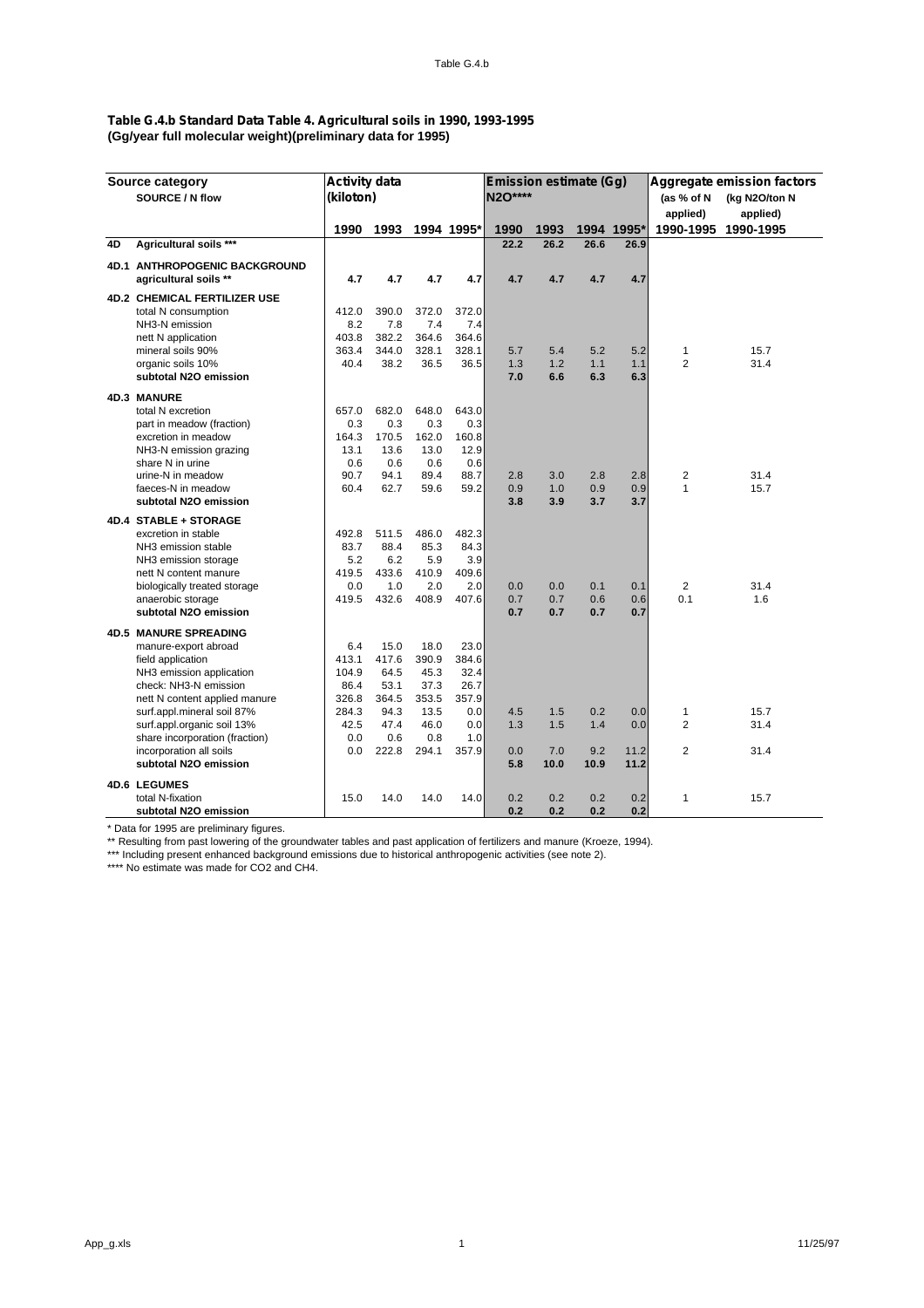**Table G.4.b Standard Data Table 4. Agricultural soils in 1990, 1993-1995**
**(Gg/year full molecular weight)(preliminary data for 1995)**

| | Source category SOURCE / N flow | Activity data (kiloton) | | | | Emission estimate (Gg) N2O**** | | | | Aggregate emission factors (as % of N applied) | (kg N2O/ton N applied) |
|---|---|---|---|---|---|---|---|---|---|---|---|
| | | 1990 | 1993 | 1994 | 1995* | 1990 | 1993 | 1994 | 1995* | 1990-1995 | 1990-1995 |
| **4D** | **Agricultural soils *** ** | | | | | **22.2** | **26.2** | **26.6** | **26.9** | | |
| **4D.1** | **ANTHROPOGENIC BACKGROUND agricultural soils ** ** | **4.7** | **4.7** | **4.7** | **4.7** | **4.7** | **4.7** | **4.7** | **4.7** | | |
| **4D.2** | **CHEMICAL FERTILIZER USE** | | | | | | | | | | |
| | total N consumption | 412.0 | 390.0 | 372.0 | 372.0 | | | | | | |
| | NH3-N emission | 8.2 | 7.8 | 7.4 | 7.4 | | | | | | |
| | nett N application | 403.8 | 382.2 | 364.6 | 364.6 | | | | | | |
| | mineral soils 90% | 363.4 | 344.0 | 328.1 | 328.1 | 5.7 | 5.4 | 5.2 | 5.2 | 1 | 15.7 |
| | organic soils 10% | 40.4 | 38.2 | 36.5 | 36.5 | 1.3 | 1.2 | 1.1 | 1.1 | 2 | 31.4 |
| | **subtotal N2O emission** | | | | | **7.0** | **6.6** | **6.3** | **6.3** | | |
| **4D.3** | **MANURE** | | | | | | | | | | |
| | total N excretion | 657.0 | 682.0 | 648.0 | 643.0 | | | | | | |
| | part in meadow (fraction) | 0.3 | 0.3 | 0.3 | 0.3 | | | | | | |
| | excretion in meadow | 164.3 | 170.5 | 162.0 | 160.8 | | | | | | |
| | NH3-N emission grazing | 13.1 | 13.6 | 13.0 | 12.9 | | | | | | |
| | share N in urine | 0.6 | 0.6 | 0.6 | 0.6 | | | | | | |
| | urine-N in meadow | 90.7 | 94.1 | 89.4 | 88.7 | 2.8 | 3.0 | 2.8 | 2.8 | 2 | 31.4 |
| | faeces-N in meadow | 60.4 | 62.7 | 59.6 | 59.2 | 0.9 | 1.0 | 0.9 | 0.9 | 1 | 15.7 |
| | **subtotal N2O emission** | | | | | **3.8** | **3.9** | **3.7** | **3.7** | | |
| **4D.4** | **STABLE + STORAGE** | | | | | | | | | | |
| | excretion in stable | 492.8 | 511.5 | 486.0 | 482.3 | | | | | | |
| | NH3 emission stable | 83.7 | 88.4 | 85.3 | 84.3 | | | | | | |
| | NH3 emission storage | 5.2 | 6.2 | 5.9 | 3.9 | | | | | | |
| | nett N content manure | 419.5 | 433.6 | 410.9 | 409.6 | | | | | | |
| | biologically treated storage | 0.0 | 1.0 | 2.0 | 2.0 | 0.0 | 0.0 | 0.1 | 0.1 | 2 | 31.4 |
| | anaerobic storage | 419.5 | 432.6 | 408.9 | 407.6 | 0.7 | 0.7 | 0.6 | 0.6 | 0.1 | 1.6 |
| | **subtotal N2O emission** | | | | | **0.7** | **0.7** | **0.7** | **0.7** | | |
| **4D.5** | **MANURE SPREADING** | | | | | | | | | | |
| | manure-export abroad | 6.4 | 15.0 | 18.0 | 23.0 | | | | | | |
| | field application | 413.1 | 417.6 | 390.9 | 384.6 | | | | | | |
| | NH3 emission application | 104.9 | 64.5 | 45.3 | 32.4 | | | | | | |
| | check: NH3-N emission | 86.4 | 53.1 | 37.3 | 26.7 | | | | | | |
| | nett N content applied manure | 326.8 | 364.5 | 353.5 | 357.9 | | | | | | |
| | surf.appl.mineral soil 87% | 284.3 | 94.3 | 13.5 | 0.0 | 4.5 | 1.5 | 0.2 | 0.0 | 1 | 15.7 |
| | surf.appl.organic soil 13% | 42.5 | 47.4 | 46.0 | 0.0 | 1.3 | 1.5 | 1.4 | 0.0 | 2 | 31.4 |
| | share incorporation (fraction) | 0.0 | 0.6 | 0.8 | 1.0 | | | | | | |
| | incorporation all soils | 0.0 | 222.8 | 294.1 | 357.9 | 0.0 | 7.0 | 9.2 | 11.2 | 2 | 31.4 |
| | **subtotal N2O emission** | | | | | **5.8** | **10.0** | **10.9** | **11.2** | | |
| **4D.6** | **LEGUMES** | | | | | | | | | | |
| | total N-fixation | 15.0 | 14.0 | 14.0 | 14.0 | 0.2 | 0.2 | 0.2 | 0.2 | 1 | 15.7 |
| | **subtotal N2O emission** | | | | | **0.2** | **0.2** | **0.2** | **0.2** | | |

* Data for 1995 are preliminary figures.

** Resulting from past lowering of the groundwater tables and past application of fertilizers and manure (Kroeze, 1994).

*** Including present enhanced background emissions due to historical anthropogenic activities (see note 2).

**** No estimate was made for CO2 and CH4.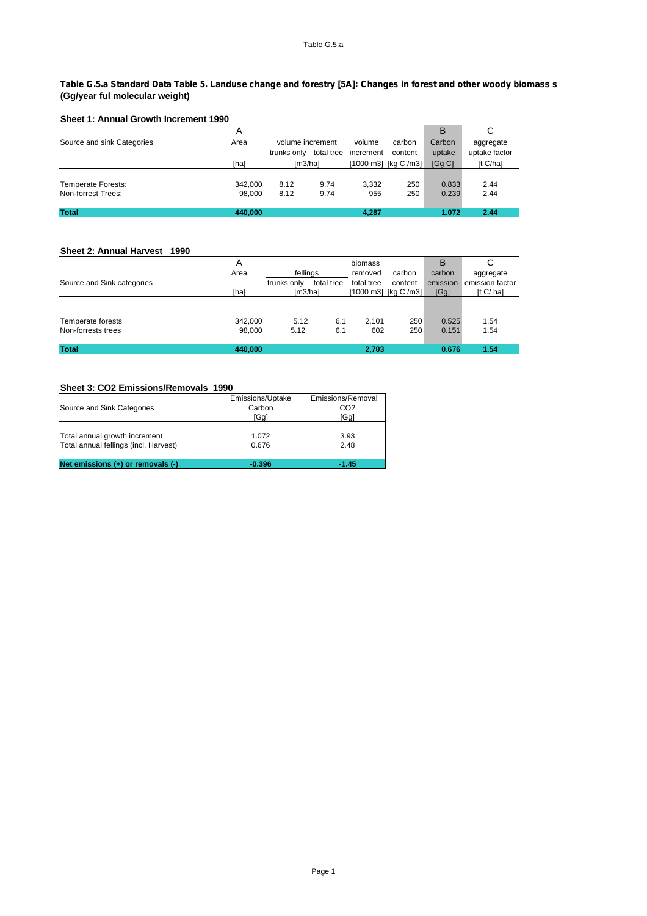Table G.5.a

**Table G.5.a Standard Data Table 5. Landuse change and forestry [5A]: Changes in forest and other woody biomass s (Gg/year ful molecular weight)**

### Sheet 1: Annual Growth Increment 1990

| | A | | | | | B | C |
|---|---|---|---|---|---|---|---|
| Source and sink Categories | Area | volume increment | | volume | carbon | Carbon | aggregate |
| | | trunks only | total tree | increment | content | uptake | uptake factor |
| | [ha] | [m3/ha] | | [1000 m3] | [kg C /m3] | [Gg C] | [t C/ha] |
| Temperate Forests: | 342,000 | 8.12 | 9.74 | 3,332 | 250 | 0.833 | 2.44 |
| Non-forrest Trees: | 98,000 | 8.12 | 9.74 | 955 | 250 | 0.239 | 2.44 |
| **Total** | **440,000** | | | **4,287** | | **1.072** | **2.44** |

### Sheet 2: Annual Harvest 1990

| | A | | | | | B | C |
|---|---|---|---|---|---|---|---|
| | Area | fellings | | biomass removed | carbon | carbon | aggregate |
| Source and Sink categories | | trunks only | total tree | total tree | content | emission | emission factor |
| | [ha] | [m3/ha] | | [1000 m3] | [kg C /m3] | [Gg] | [t C/ ha] |
| Temperate forests | 342,000 | 5.12 | 6.1 | 2,101 | 250 | 0.525 | 1.54 |
| Non-forrests trees | 98,000 | 5.12 | 6.1 | 602 | 250 | 0.151 | 1.54 |
| **Total** | **440,000** | | | **2,703** | | **0.676** | **1.54** |

### Sheet 3: CO2 Emissions/Removals 1990

| Source and Sink Categories | Emissions/Uptake Carbon [Gg] | Emissions/Removal $CO_2$ [Gg] |
|---|---|---|
| Total annual growth increment | 1.072 | 3.93 |
| Total annual fellings (incl. Harvest) | 0.676 | 2.48 |
| **Net emissions (+) or removals (-)** | **-0.396** | **-1.45** |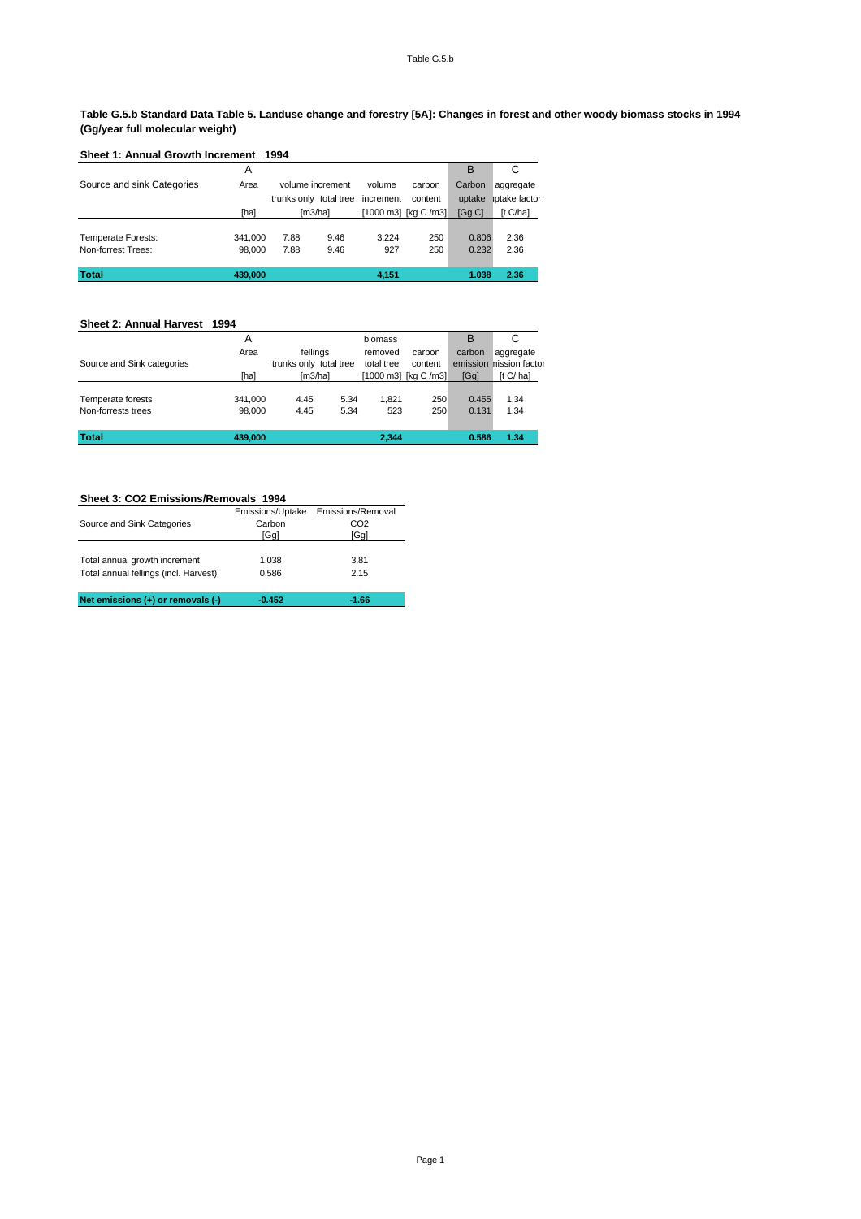**Table G.5.b Standard Data Table 5. Landuse change and forestry [5A]: Changes in forest and other woody biomass stocks in 1994 (Gg/year full molecular weight)**

**Sheet 1: Annual Growth Increment 1994**

| | A | | | | | B | C |
|---|---|---|---|---|---|---|---|
| Source and sink Categories | Area | volume increment | | volume | carbon | Carbon | aggregate |
| | | trunks only | total tree | increment | content | uptake | uptake factor |
| | [ha] | [m3/ha] | | [1000 m3] | [kg C /m3] | [Gg C] | [t C/ha] |
| Temperate Forests: | 341,000 | 7.88 | 9.46 | 3,224 | 250 | 0.806 | 2.36 |
| Non-forrest Trees: | 98,000 | 7.88 | 9.46 | 927 | 250 | 0.232 | 2.36 |
| **Total** | **439,000** | | | **4,151** | | **1.038** | **2.36** |

**Sheet 2: Annual Harvest 1994**

| | A | | | biomass | | B | C |
|---|---|---|---|---|---|---|---|
| | Area | fellings | | removed | carbon | carbon | aggregate |
| Source and Sink categories | | trunks only | total tree | total tree | content | emission | emission factor |
| | [ha] | [m3/ha] | | [1000 m3] | [kg C /m3] | [Gg] | [t C/ ha] |
| Temperate forests | 341,000 | 4.45 | 5.34 | 1,821 | 250 | 0.455 | 1.34 |
| Non-forrests trees | 98,000 | 4.45 | 5.34 | 523 | 250 | 0.131 | 1.34 |
| **Total** | **439,000** | | | **2,344** | | **0.586** | **1.34** |

**Sheet 3: CO2 Emissions/Removals 1994**

| Source and Sink Categories | Emissions/Uptake Carbon [Gg] | Emissions/Removal CO2 [Gg] |
|---|---|---|
| Total annual growth increment | 1.038 | 3.81 |
| Total annual fellings (incl. Harvest) | 0.586 | 2.15 |
| **Net emissions (+) or removals (-)** | **-0.452** | **-1.66** |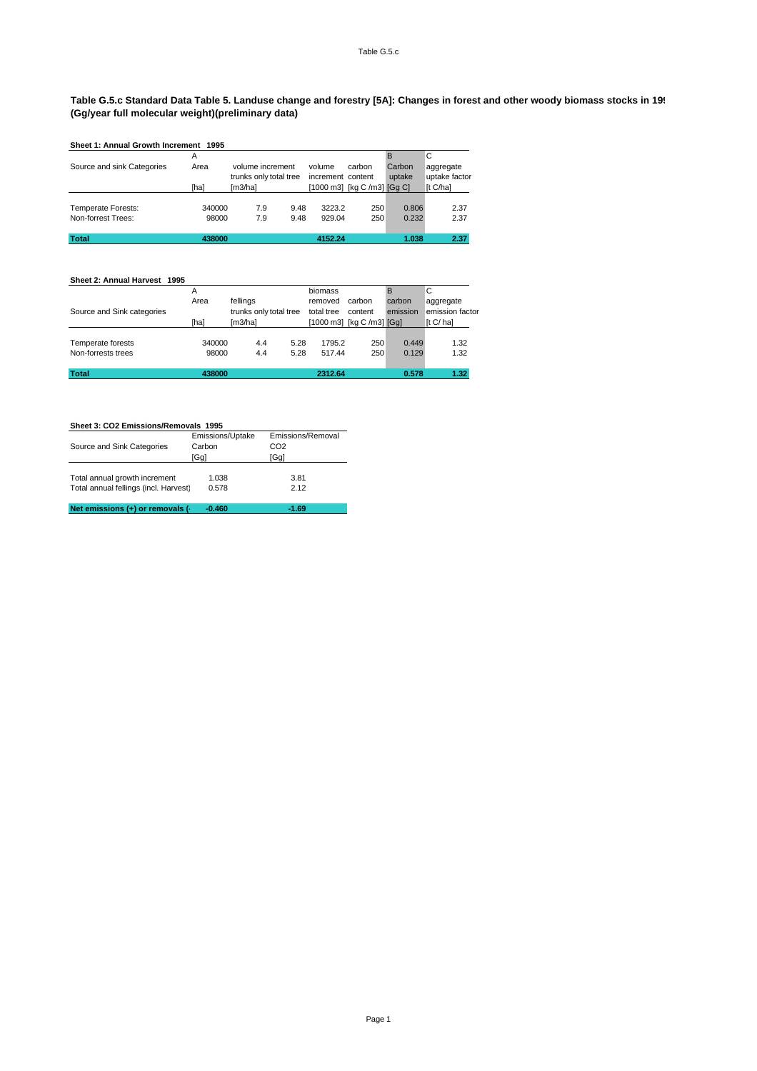**Table G.5.c Standard Data Table 5. Landuse change and forestry [5A]: Changes in forest and other woody biomass stocks in 19**
**(Gg/year full molecular weight)(preliminary data)**

**Sheet 1: Annual Growth Increment 1995**

| Source and sink Categories | A Area | volume increment trunks only | total tree | volume increment | carbon content | B Carbon uptake | C aggregate uptake factor |
|---|---|---|---|---|---|---|---|
| | [ha] | [m3/ha] | | [1000 m3] | [kg C /m3] | [Gg C] | [t C/ha] |
| Temperate Forests: | 340000 | 7.9 | 9.48 | 3223.2 | 250 | 0.806 | 2.37 |
| Non-forrest Trees: | 98000 | 7.9 | 9.48 | 929.04 | 250 | 0.232 | 2.37 |
| **Total** | **438000** | | | **4152.24** | | **1.038** | **2.37** |

**Sheet 2: Annual Harvest 1995**

| Source and Sink categories | A Area | fellings trunks only | total tree | biomass removed total tree | carbon content | B carbon emission | C aggregate emission factor |
|---|---|---|---|---|---|---|---|
| | [ha] | [m3/ha] | | [1000 m3] | [kg C /m3] | [Gg] | [t C/ ha] |
| Temperate forests | 340000 | 4.4 | 5.28 | 1795.2 | 250 | 0.449 | 1.32 |
| Non-forrests trees | 98000 | 4.4 | 5.28 | 517.44 | 250 | 0.129 | 1.32 |
| **Total** | **438000** | | | **2312.64** | | **0.578** | **1.32** |

**Sheet 3: CO2 Emissions/Removals 1995**

| Source and Sink Categories | Emissions/Uptake Carbon | Emissions/Removal CO2 |
|---|---|---|
| | [Gg] | [Gg] |
| Total annual growth increment | 1.038 | 3.81 |
| Total annual fellings (incl. Harvest) | 0.578 | 2.12 |
| **Net emissions (+) or removals (-** | **-0.460** | **-1.69** |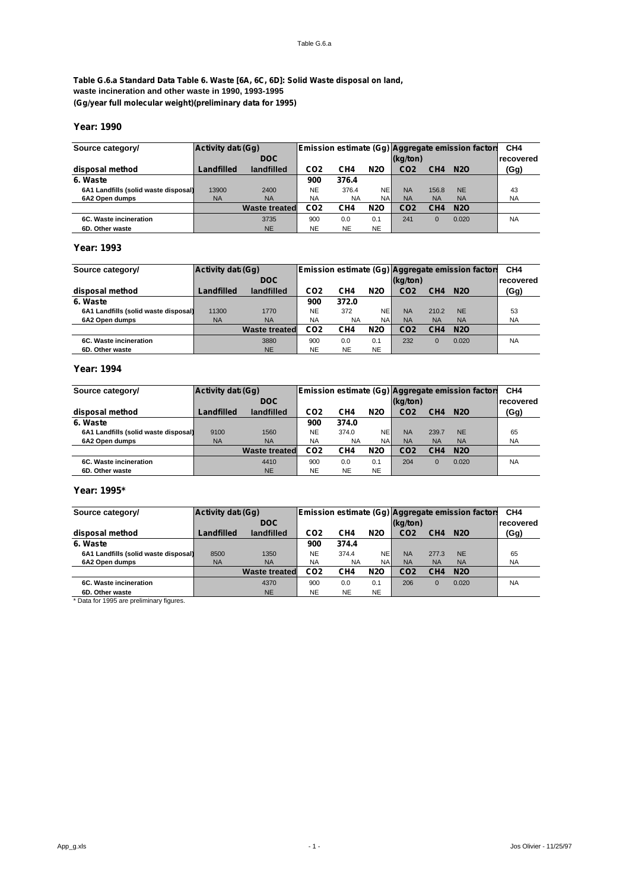**Table G.6.a Standard Data Table 6. Waste [6A, 6C, 6D]: Solid Waste disposal on land, waste incineration and other waste in 1990, 1993-1995 (Gg/year full molecular weight)(preliminary data for 1995)**

### Year: 1990

| Source category/ | Activity data (Gg) | | Emission estimate (Gg) | | | Aggregate emission factors | | | $CH_4$ |
|---|---|---|---|---|---|---|---|---|---|
| | | DOC | | | | (kg/ton) | | | recovered |
| disposal method | Landfilled | landfilled | $CO_2$ | $CH_4$ | $N_2O$ | $CO_2$ | $CH_4$ | $N_2O$ | (Gg) |
| **6. Waste** | | | **900** | **376.4** | | | | | |
| 6A1 Landfills (solid waste disposal) | 13900 | 2400 | NE | 376.4 | NE | NA | 156.8 | NE | 43 |
| 6A2 Open dumps | NA | NA | NA | NA | NA | NA | NA | NA | NA |
| | | Waste treated | $CO_2$ | $CH_4$ | $N_2O$ | $CO_2$ | $CH_4$ | $N_2O$ | |
| 6C. Waste incineration | | 3735 | 900 | 0.0 | 0.1 | 241 | 0 | 0.020 | NA |
| 6D. Other waste | | NE | NE | NE | NE | | | | |

### Year: 1993

| Source category/ | Activity data (Gg) | | Emission estimate (Gg) | | | Aggregate emission factors | | | $CH_4$ |
|---|---|---|---|---|---|---|---|---|---|
| | | DOC | | | | (kg/ton) | | | recovered |
| disposal method | Landfilled | landfilled | $CO_2$ | $CH_4$ | $N_2O$ | $CO_2$ | $CH_4$ | $N_2O$ | (Gg) |
| **6. Waste** | | | **900** | **372.0** | | | | | |
| 6A1 Landfills (solid waste disposal) | 11300 | 1770 | NE | 372 | NE | NA | 210.2 | NE | 53 |
| 6A2 Open dumps | NA | NA | NA | NA | NA | NA | NA | NA | NA |
| | | Waste treated | $CO_2$ | $CH_4$ | $N_2O$ | $CO_2$ | $CH_4$ | $N_2O$ | |
| 6C. Waste incineration | | 3880 | 900 | 0.0 | 0.1 | 232 | 0 | 0.020 | NA |
| 6D. Other waste | | NE | NE | NE | NE | | | | |

### Year: 1994

| Source category/ | Activity data (Gg) | | Emission estimate (Gg) | | | Aggregate emission factors | | | $CH_4$ |
|---|---|---|---|---|---|---|---|---|---|
| | | DOC | | | | (kg/ton) | | | recovered |
| disposal method | Landfilled | landfilled | $CO_2$ | $CH_4$ | $N_2O$ | $CO_2$ | $CH_4$ | $N_2O$ | (Gg) |
| **6. Waste** | | | **900** | **374.0** | | | | | |
| 6A1 Landfills (solid waste disposal) | 9100 | 1560 | NE | 374.0 | NE | NA | 239.7 | NE | 65 |
| 6A2 Open dumps | NA | NA | NA | NA | NA | NA | NA | NA | NA |
| | | Waste treated | $CO_2$ | $CH_4$ | $N_2O$ | $CO_2$ | $CH_4$ | $N_2O$ | |
| 6C. Waste incineration | | 4410 | 900 | 0.0 | 0.1 | 204 | 0 | 0.020 | NA |
| 6D. Other waste | | NE | NE | NE | NE | | | | |

### Year: 1995*

| Source category/ | Activity data (Gg) | | Emission estimate (Gg) | | | Aggregate emission factors | | | $CH_4$ |
|---|---|---|---|---|---|---|---|---|---|
| | | DOC | | | | (kg/ton) | | | recovered |
| disposal method | Landfilled | landfilled | $CO_2$ | $CH_4$ | $N_2O$ | $CO_2$ | $CH_4$ | $N_2O$ | (Gg) |
| **6. Waste** | | | **900** | **374.4** | | | | | |
| 6A1 Landfills (solid waste disposal) | 8500 | 1350 | NE | 374.4 | NE | NA | 277.3 | NE | 65 |
| 6A2 Open dumps | NA | NA | NA | NA | NA | NA | NA | NA | NA |
| | | Waste treated | $CO_2$ | $CH_4$ | $N_2O$ | $CO_2$ | $CH_4$ | $N_2O$ | |
| 6C. Waste incineration | | 4370 | 900 | 0.0 | 0.1 | 206 | 0 | 0.020 | NA |
| 6D. Other waste | | NE | NE | NE | NE | | | | |

\* Data for 1995 are preliminary figures.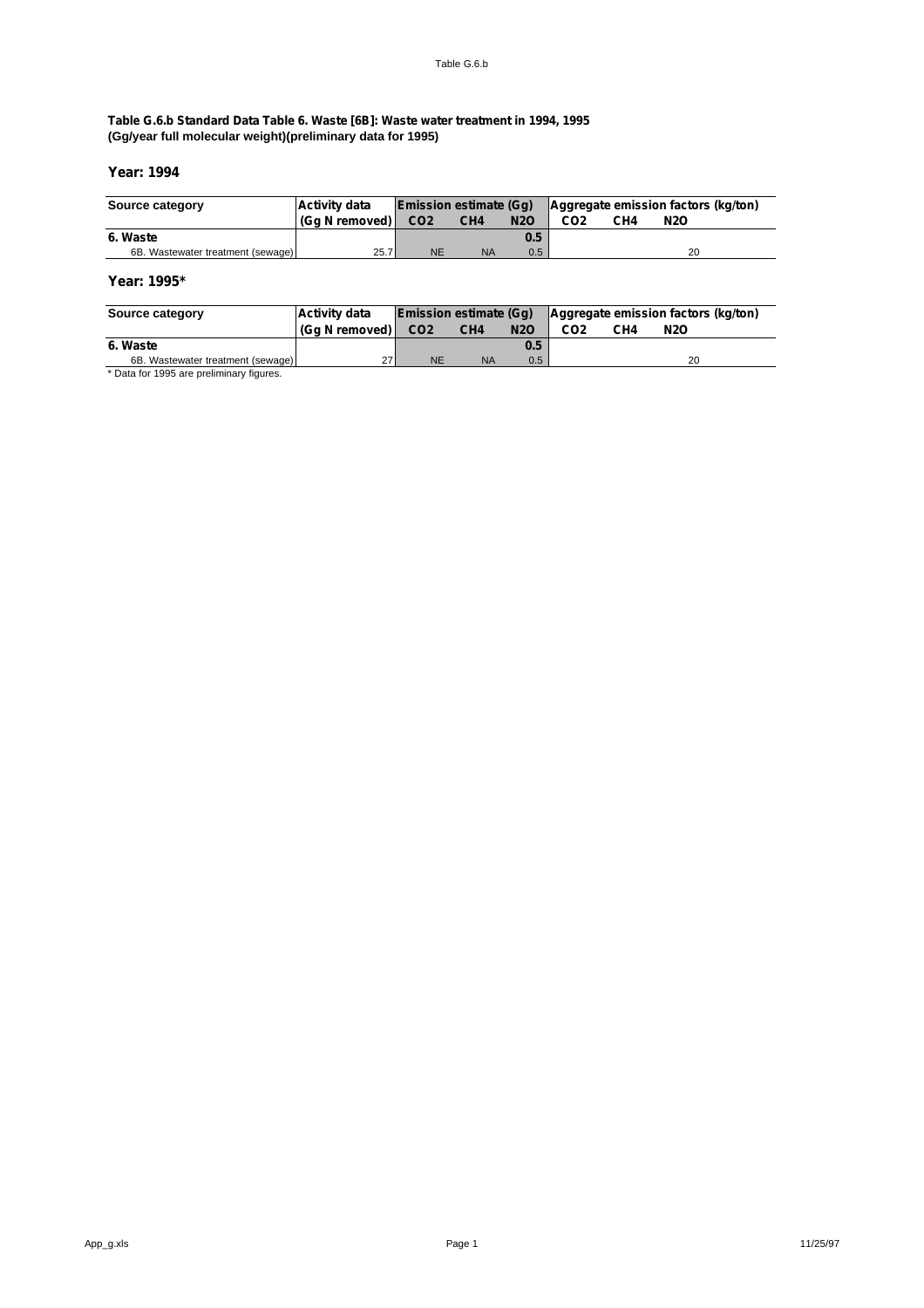**Table G.6.b Standard Data Table 6. Waste [6B]: Waste water treatment in 1994, 1995**
**(Gg/year full molecular weight)(preliminary data for 1995)**

**Year: 1994**

| Source category | Activity data | Emission estimate (Gg) | | | Aggregate emission factors (kg/ton) | | |
|---|---|---|---|---|---|---|---|
| | (Gg N removed) | $CO_2$ | $CH_4$ | $N_2O$ | $CO_2$ | $CH_4$ | $N_2O$ |
| **6. Waste** | | | | **0.5** | | | |
| 6B. Wastewater treatment (sewage) | 25.7 | NE | NA | 0.5 | | | 20 |

**Year: 1995***

| Source category | Activity data | Emission estimate (Gg) | | | Aggregate emission factors (kg/ton) | | |
|---|---|---|---|---|---|---|---|
| | (Gg N removed) | $CO_2$ | $CH_4$ | $N_2O$ | $CO_2$ | $CH_4$ | $N_2O$ |
| **6. Waste** | | | | **0.5** | | | |
| 6B. Wastewater treatment (sewage) | 27 | NE | NA | 0.5 | | | 20 |

* Data for 1995 are preliminary figures.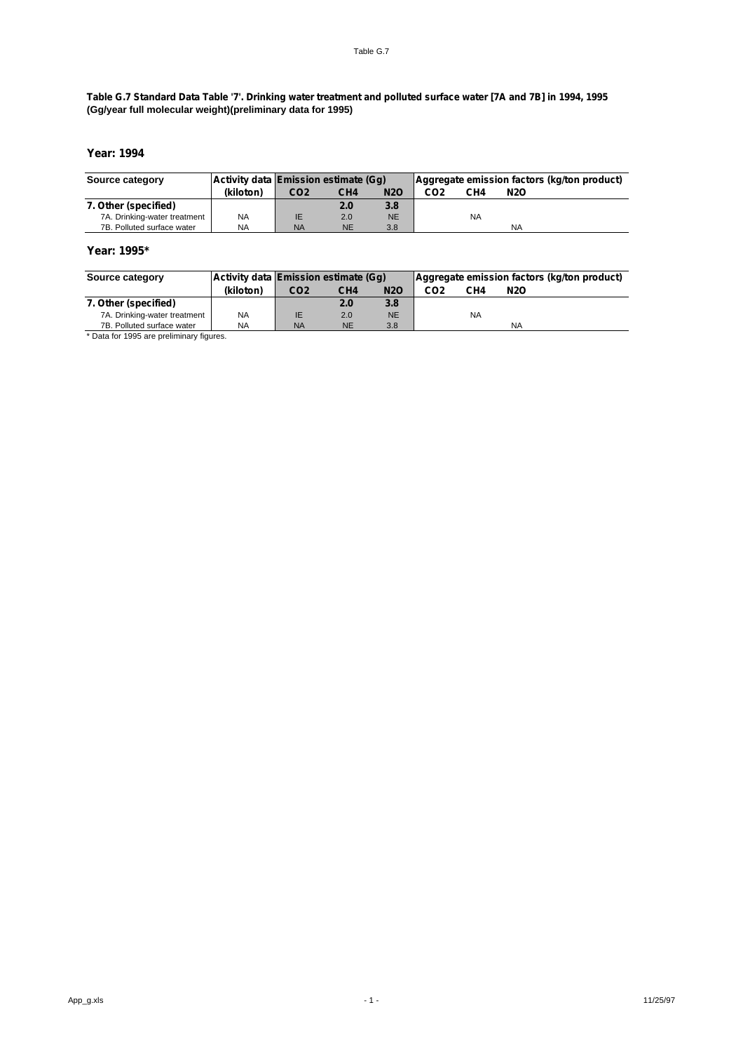**Table G.7 Standard Data Table '7'. Drinking water treatment and polluted surface water [7A and 7B] in 1994, 1995 (Gg/year full molecular weight)(preliminary data for 1995)**

### Year: 1994

| Source category | Activity data | Emission estimate (Gg) | | | Aggregate emission factors (kg/ton product) | | |
|---|---|---|---|---|---|---|---|
| | (kiloton) | $CO_2$ | $CH_4$ | $N_2O$ | $CO_2$ | $CH_4$ | $N_2O$ |
| **7. Other (specified)** | | | **2.0** | **3.8** | | | |
| 7A. Drinking-water treatment | NA | IE | 2.0 | NE | | NA | |
| 7B. Polluted surface water | NA | NA | NE | 3.8 | | | NA |

### Year: 1995*

| Source category | Activity data | Emission estimate (Gg) | | | Aggregate emission factors (kg/ton product) | | |
|---|---|---|---|---|---|---|---|
| | (kiloton) | $CO_2$ | $CH_4$ | $N_2O$ | $CO_2$ | $CH_4$ | $N_2O$ |
| **7. Other (specified)** | | | **2.0** | **3.8** | | | |
| 7A. Drinking-water treatment | NA | IE | 2.0 | NE | | NA | |
| 7B. Polluted surface water | NA | NA | NE | 3.8 | | | NA |

\* Data for 1995 are preliminary figures.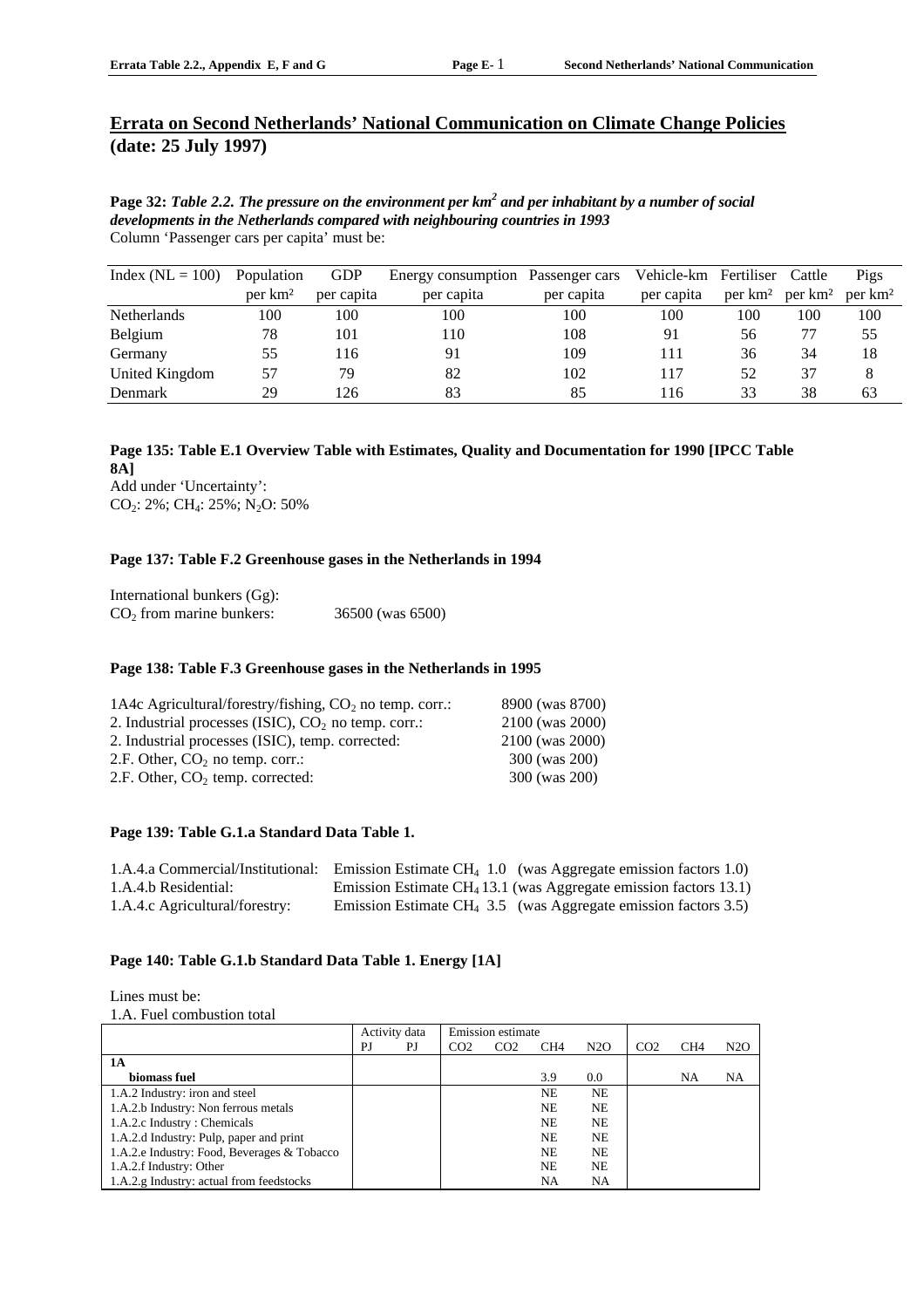# Errata on Second Netherlands' National Communication on Climate Change Policies (date: 25 July 1997)

**Page 32:** ***Table 2.2. The pressure on the environment per km$^2$ and per inhabitant by a number of social developments in the Netherlands compared with neighbouring countries in 1993***

Column 'Passenger cars per capita' must be:

| Index (NL = 100) | Population per km² | GDP per capita | Energy consumption per capita | Passenger cars per capita | Vehicle-km per capita | Fertiliser per km² | Cattle per km² | Pigs per km² |
|---|---|---|---|---|---|---|---|---|
| Netherlands | 100 | 100 | 100 | 100 | 100 | 100 | 100 | 100 |
| Belgium | 78 | 101 | 110 | 108 | 91 | 56 | 77 | 55 |
| Germany | 55 | 116 | 91 | 109 | 111 | 36 | 34 | 18 |
| United Kingdom | 57 | 79 | 82 | 102 | 117 | 52 | 37 | 8 |
| Denmark | 29 | 126 | 83 | 85 | 116 | 33 | 38 | 63 |

**Page 135: Table E.1 Overview Table with Estimates, Quality and Documentation for 1990 [IPCC Table 8A]**

Add under 'Uncertainty':
$CO_2$: 2%; $CH_4$: 25%; $N_2O$: 50%

**Page 137: Table F.2 Greenhouse gases in the Netherlands in 1994**

International bunkers (Gg):
$CO_2$ from marine bunkers: 36500 (was 6500)

**Page 138: Table F.3 Greenhouse gases in the Netherlands in 1995**

| | |
|---|---|
| 1A4c Agricultural/forestry/fishing, $CO_2$ no temp. corr.: | 8900 (was 8700) |
| 2. Industrial processes (ISIC), $CO_2$ no temp. corr.: | 2100 (was 2000) |
| 2. Industrial processes (ISIC), temp. corrected: | 2100 (was 2000) |
| 2.F. Other, $CO_2$ no temp. corr.: | 300 (was 200) |
| 2.F. Other, $CO_2$ temp. corrected: | 300 (was 200) |

**Page 139: Table G.1.a Standard Data Table 1.**

| | |
|---|---|
| 1.A.4.a Commercial/Institutional: | Emission Estimate $CH_4$ 1.0 (was Aggregate emission factors 1.0) |
| 1.A.4.b Residential: | Emission Estimate $CH_4$ 13.1 (was Aggregate emission factors 13.1) |
| 1.A.4.c Agricultural/forestry: | Emission Estimate $CH_4$ 3.5 (was Aggregate emission factors 3.5) |

**Page 140: Table G.1.b Standard Data Table 1. Energy [1A]**

Lines must be:

1.A. Fuel combustion total

| | Activity data | | Emission estimate | | | | | | |
|---|---|---|---|---|---|---|---|---|---|
| | PJ | PJ | CO2 | CO2 | CH4 | N2O | CO2 | CH4 | N2O |
| **1A** | | | | | | | | | |
| **biomass fuel** | | | | | 3.9 | 0.0 | | NA | NA |
| 1.A.2 Industry: iron and steel | | | | | NE | NE | | | |
| 1.A.2.b Industry: Non ferrous metals | | | | | NE | NE | | | |
| 1.A.2.c Industry : Chemicals | | | | | NE | NE | | | |
| 1.A.2.d Industry: Pulp, paper and print | | | | | NE | NE | | | |
| 1.A.2.e Industry: Food, Beverages & Tobacco | | | | | NE | NE | | | |
| 1.A.2.f Industry: Other | | | | | NE | NE | | | |
| 1.A.2.g Industry: actual from feedstocks | | | | | NA | NA | | | |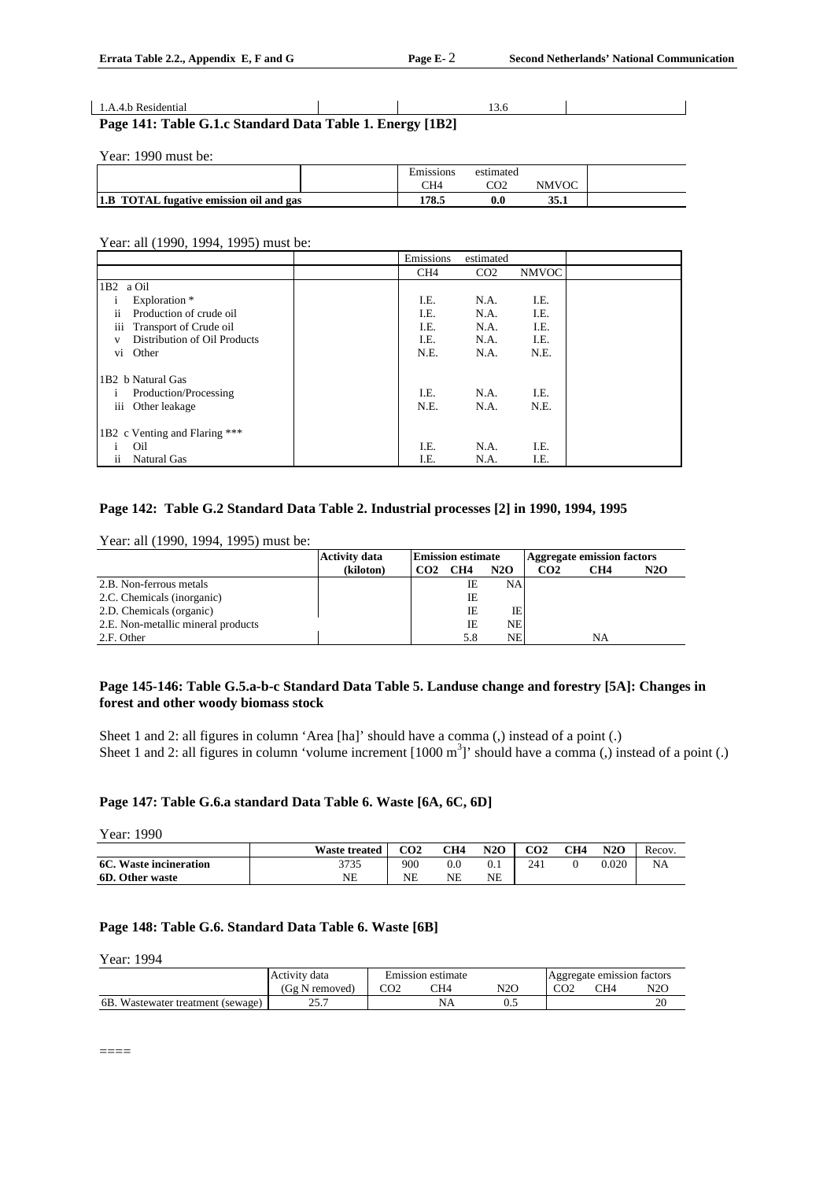| | | | |
|---|---|---|---|
| 1.A.4.b Residential | | 13.6 | |

**Page 141: Table G.1.c Standard Data Table 1. Energy [1B2]**

Year: 1990 must be:

| | | Emissions | estimated | | |
|---|---|---|---|---|---|
| | | CH4 | CO2 | NMVOC | |
| **1.B TOTAL fugative emission oil and gas** | | **178.5** | **0.0** | **35.1** | |

Year: all (1990, 1994, 1995) must be:

| | | Emissions | estimated | | |
|---|---|---|---|---|---|
| | | CH4 | CO2 | NMVOC | |
| 1B2 a Oil | | | | | |
| i Exploration * | | I.E. | N.A. | I.E. | |
| ii Production of crude oil | | I.E. | N.A. | I.E. | |
| iii Transport of Crude oil | | I.E. | N.A. | I.E. | |
| v Distribution of Oil Products | | I.E. | N.A. | I.E. | |
| vi Other | | N.E. | N.A. | N.E. | |
| 1B2 b Natural Gas | | | | | |
| i Production/Processing | | I.E. | N.A. | I.E. | |
| iii Other leakage | | N.E. | N.A. | N.E. | |
| 1B2 c Venting and Flaring *** | | | | | |
| i Oil | | I.E. | N.A. | I.E. | |
| ii Natural Gas | | I.E. | N.A. | I.E. | |

**Page 142: Table G.2 Standard Data Table 2. Industrial processes [2] in 1990, 1994, 1995**

Year: all (1990, 1994, 1995) must be:

| | Activity data | Emission estimate | | | Aggregate emission factors | | |
|---|---|---|---|---|---|---|---|
| | (kiloton) | CO2 | CH4 | N2O | CO2 | CH4 | N2O |
| 2.B. Non-ferrous metals | | | IE | NA | | | |
| 2.C. Chemicals (inorganic) | | | IE | | | | |
| 2.D. Chemicals (organic) | | | IE | IE | | | |
| 2.E. Non-metallic mineral products | | | IE | NE | | | |
| 2.F. Other | | | 5.8 | NE | | NA | |

**Page 145-146: Table G.5.a-b-c Standard Data Table 5. Landuse change and forestry [5A]: Changes in forest and other woody biomass stock**

Sheet 1 and 2: all figures in column 'Area [ha]' should have a comma (,) instead of a point (.)
Sheet 1 and 2: all figures in column 'volume increment [1000 $m^3$]' should have a comma (,) instead of a point (.)

**Page 147: Table G.6.a standard Data Table 6. Waste [6A, 6C, 6D]**

Year: 1990

| | Waste treated | CO2 | CH4 | N2O | CO2 | CH4 | N2O | Recov. |
|---|---|---|---|---|---|---|---|---|
| **6C. Waste incineration** | 3735 | 900 | 0.0 | 0.1 | 241 | 0 | 0.020 | NA |
| **6D. Other waste** | NE | NE | NE | NE | | | | |

**Page 148: Table G.6. Standard Data Table 6. Waste [6B]**

Year: 1994

| | Activity data | Emission estimate | | | Aggregate emission factors | | |
|---|---|---|---|---|---|---|---|
| | (Gg N removed) | CO2 | CH4 | N2O | CO2 | CH4 | N2O |
| 6B. Wastewater treatment (sewage) | 25.7 | | NA | 0.5 | | | 20 |

====